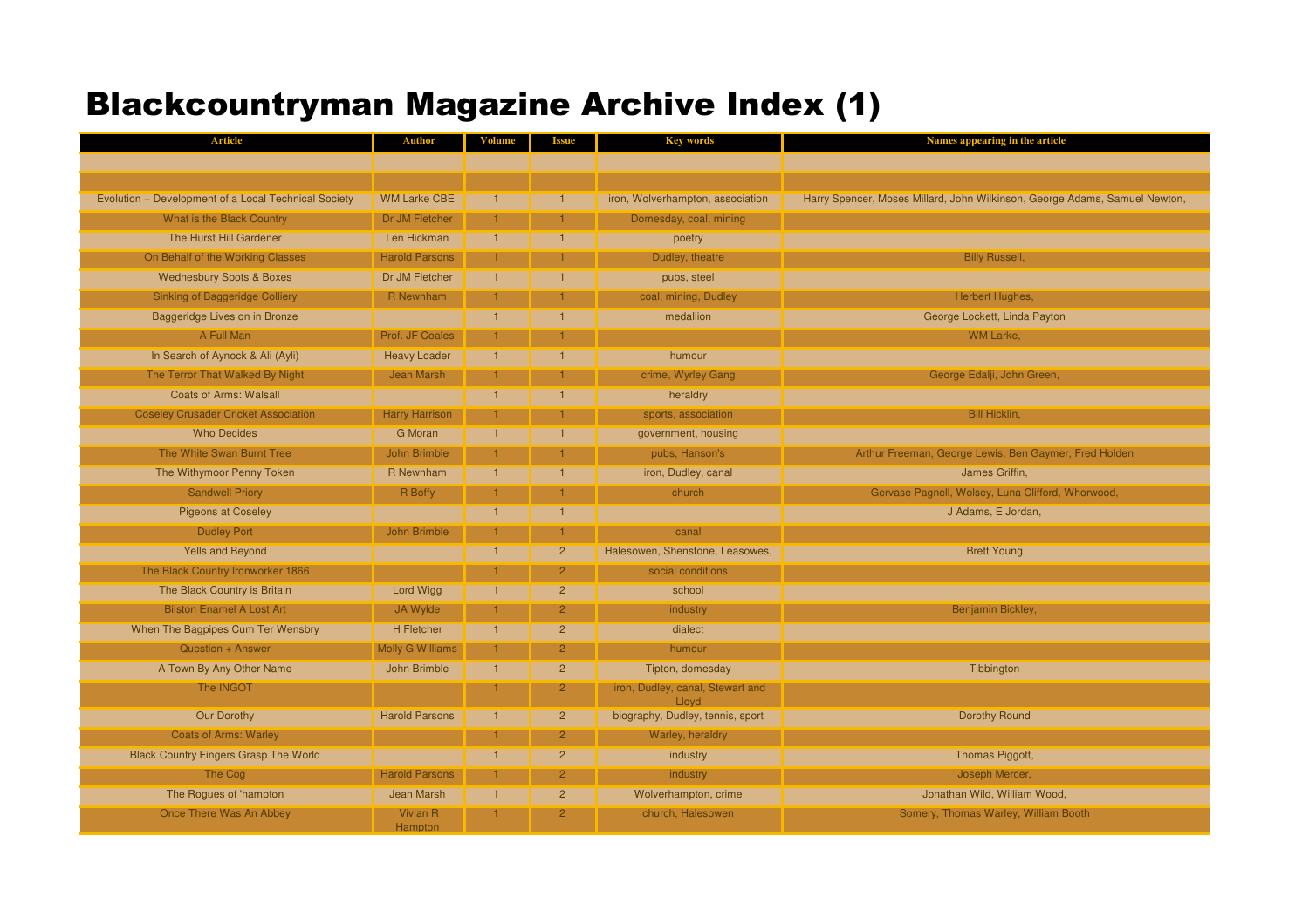# Blackcountryman Magazine Archive Index (1)

| Article | Author | Volume | Issue | Key words | Names appearing in the article |
|---|---|---|---|---|---|
| | | | | | |
| | | | | | |
| Evolution + Development of a Local Technical Society | WM Larke CBE | 1 | 1 | iron, Wolverhampton, association | Harry Spencer, Moses Millard, John Wilkinson, George Adams, Samuel Newton, |
| What is the Black Country | Dr JM Fletcher | 1 | 1 | Domesday, coal, mining | |
| The Hurst Hill Gardener | Len Hickman | 1 | 1 | poetry | |
| On Behalf of the Working Classes | Harold Parsons | 1 | 1 | Dudley, theatre | Billy Russell, |
| Wednesbury Spots & Boxes | Dr JM Fletcher | 1 | 1 | pubs, steel | |
| Sinking of Baggeridge Colliery | R Newnham | 1 | 1 | coal, mining, Dudley | Herbert Hughes, |
| Baggeridge Lives on in Bronze | | 1 | 1 | medallion | George Lockett, Linda Payton |
| A Full Man | Prof. JF Coales | 1 | 1 | | WM Larke, |
| In Search of Aynock & Ali (Ayli) | Heavy Loader | 1 | 1 | humour | |
| The Terror That Walked By Night | Jean Marsh | 1 | 1 | crime, Wyrley Gang | George Edalji, John Green, |
| Coats of Arms: Walsall | | 1 | 1 | heraldry | |
| Coseley Crusader Cricket Association | Harry Harrison | 1 | 1 | sports, association | Bill Hicklin, |
| Who Decides | G Moran | 1 | 1 | government, housing | |
| The White Swan Burnt Tree | John Brimble | 1 | 1 | pubs, Hanson's | Arthur Freeman, George Lewis, Ben Gaymer, Fred Holden |
| The Withymoor Penny Token | R Newnham | 1 | 1 | iron, Dudley, canal | James Griffin, |
| Sandwell Priory | R Boffy | 1 | 1 | church | Gervase Pagnell, Wolsey, Luna Clifford, Whorwood, |
| Pigeons at Coseley | | 1 | 1 | | J Adams, E Jordan, |
| Dudley Port | John Brimble | 1 | 1 | canal | |
| Yells and Beyond | | 1 | 2 | Halesowen, Shenstone, Leasowes, | Brett Young |
| The Black Country Ironworker 1866 | | 1 | 2 | social conditions | |
| The Black Country is Britain | Lord Wigg | 1 | 2 | school | |
| Bilston Enamel A Lost Art | JA Wylde | 1 | 2 | industry | Benjamin Bickley, |
| When The Bagpipes Cum Ter Wensbry | H Fletcher | 1 | 2 | dialect | |
| Question + Answer | Molly G Williams | 1 | 2 | humour | |
| A Town By Any Other Name | John Brimble | 1 | 2 | Tipton, domesday | Tibbington |
| The INGOT | | 1 | 2 | iron, Dudley, canal, Stewart and Lloyd | |
| Our Dorothy | Harold Parsons | 1 | 2 | biography, Dudley, tennis, sport | Dorothy Round |
| Coats of Arms: Warley | | 1 | 2 | Warley, heraldry | |
| Black Country Fingers Grasp The World | | 1 | 2 | industry | Thomas Piggott, |
| The Cog | Harold Parsons | 1 | 2 | industry | Joseph Mercer, |
| The Rogues of 'hampton | Jean Marsh | 1 | 2 | Wolverhampton, crime | Jonathan Wild, William Wood, |
| Once There Was An Abbey | Vivian R Hampton | 1 | 2 | church, Halesowen | Somery, Thomas Warley, William Booth |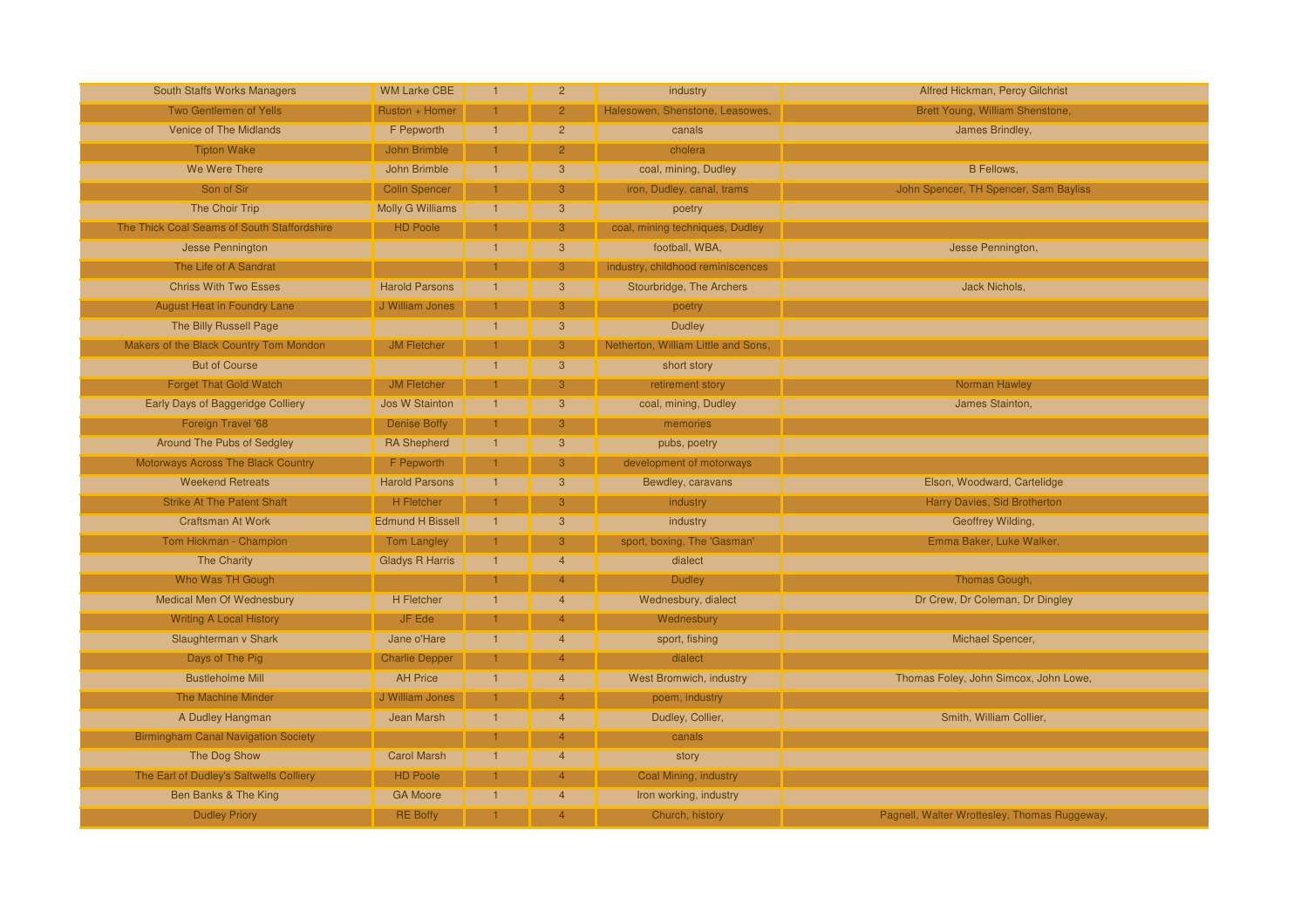| | | | | | |
|---|---|---|---|---|---|
| South Staffs Works Managers | WM Larke CBE | 1 | 2 | industry | Alfred Hickman, Percy Gilchrist |
| Two Gentlemen of Yells | Ruston + Homer | 1 | 2 | Halesowen, Shenstone, Leasowes, | Brett Young, William Shenstone, |
| Venice of The Midlands | F Pepworth | 1 | 2 | canals | James Brindley, |
| Tipton Wake | John Brimble | 1 | 2 | cholera | |
| We Were There | John Brimble | 1 | 3 | coal, mining, Dudley | B Fellows, |
| Son of Sir | Colin Spencer | 1 | 3 | iron, Dudley, canal, trams | John Spencer, TH Spencer, Sam Bayliss |
| The Choir Trip | Molly G Williams | 1 | 3 | poetry | |
| The Thick Coal Seams of South Staffordshire | HD Poole | 1 | 3 | coal, mining techniques, Dudley | |
| Jesse Pennington | | 1 | 3 | football, WBA, | Jesse Pennington, |
| The Life of A Sandrat | | 1 | 3 | industry, childhood reminiscences | |
| Chriss With Two Esses | Harold Parsons | 1 | 3 | Stourbridge, The Archers | Jack Nichols, |
| August Heat in Foundry Lane | J William Jones | 1 | 3 | poetry | |
| The Billy Russell Page | | 1 | 3 | Dudley | |
| Makers of the Black Country Tom Mondon | JM Fletcher | 1 | 3 | Netherton, William Little and Sons, | |
| But of Course | | 1 | 3 | short story | |
| Forget That Gold Watch | JM Fletcher | 1 | 3 | retirement story | Norman Hawley |
| Early Days of Baggeridge Colliery | Jos W Stainton | 1 | 3 | coal, mining, Dudley | James Stainton, |
| Foreign Travel '68 | Denise Boffy | 1 | 3 | memories | |
| Around The Pubs of Sedgley | RA Shepherd | 1 | 3 | pubs, poetry | |
| Motorways Across The Black Country | F Pepworth | 1 | 3 | development of motorways | |
| Weekend Retreats | Harold Parsons | 1 | 3 | Bewdley, caravans | Elson, Woodward, Cartelidge |
| Strike At The Patent Shaft | H Fletcher | 1 | 3 | industry | Harry Davies, Sid Brotherton |
| Craftsman At Work | Edmund H Bissell | 1 | 3 | industry | Geoffrey Wilding, |
| Tom Hickman - Champion | Tom Langley | 1 | 3 | sport, boxing, The 'Gasman' | Emma Baker, Luke Walker, |
| The Charity | Gladys R Harris | 1 | 4 | dialect | |
| Who Was TH Gough | | 1 | 4 | Dudley | Thomas Gough, |
| Medical Men Of Wednesbury | H Fletcher | 1 | 4 | Wednesbury, dialect | Dr Crew, Dr Coleman, Dr Dingley |
| Writing A Local History | JF Ede | 1 | 4 | Wednesbury | |
| Slaughterman v Shark | Jane o'Hare | 1 | 4 | sport, fishing | Michael Spencer, |
| Days of The Pig | Charlie Depper | 1 | 4 | dialect | |
| Bustleholme Mill | AH Price | 1 | 4 | West Bromwich, industry | Thomas Foley, John Simcox, John Lowe, |
| The Machine Minder | J William Jones | 1 | 4 | poem, industry | |
| A Dudley Hangman | Jean Marsh | 1 | 4 | Dudley, Collier, | Smith, William Collier, |
| Birmingham Canal Navigation Society | | 1 | 4 | canals | |
| The Dog Show | Carol Marsh | 1 | 4 | story | |
| The Earl of Dudley's Saltwells Colliery | HD Poole | 1 | 4 | Coal Mining, industry | |
| Ben Banks & The King | GA Moore | 1 | 4 | Iron working, industry | |
| Dudley Priory | RE Boffy | 1 | 4 | Church, history | Pagnell, Walter Wrottesley, Thomas Ruggeway, |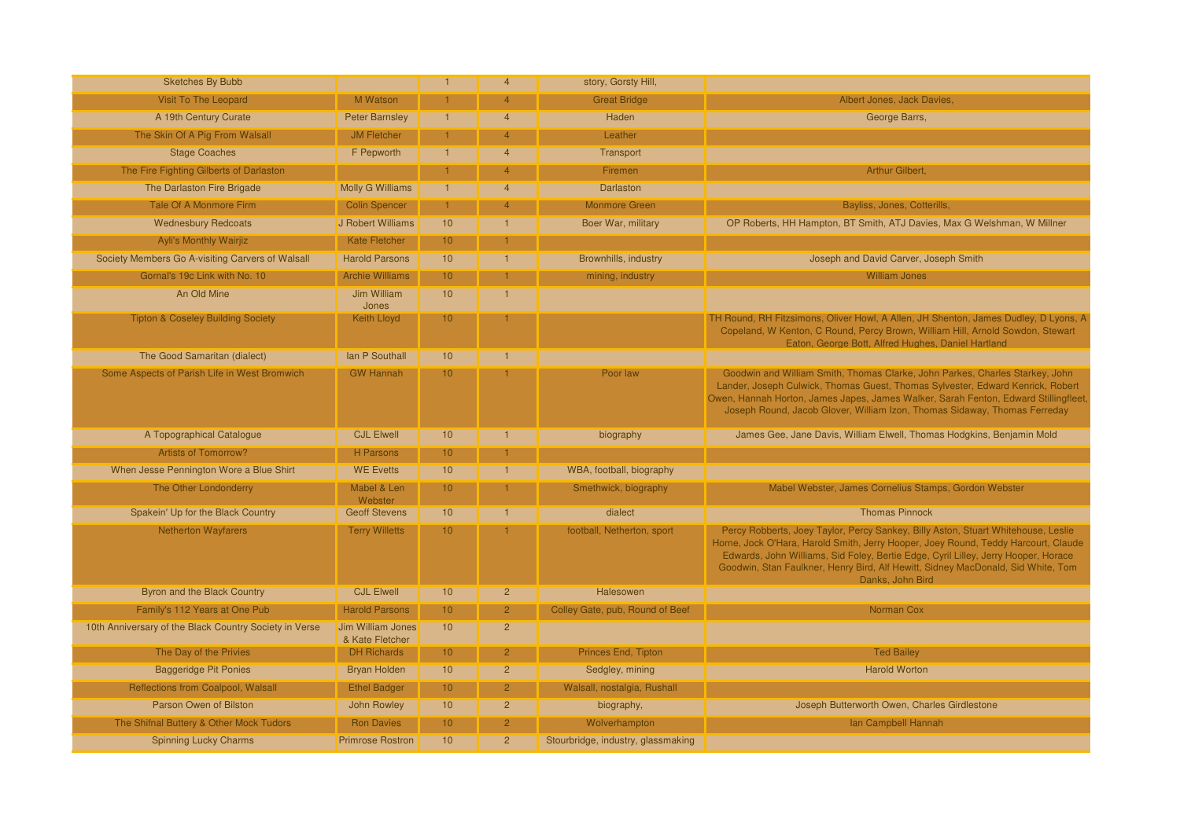| | | | | | |
|---|---|---|---|---|---|
| Sketches By Bubb | | 1 | 4 | story, Gorsty Hill, | |
| Visit To The Leopard | M Watson | 1 | 4 | Great Bridge | Albert Jones, Jack Davies, |
| A 19th Century Curate | Peter Barnsley | 1 | 4 | Haden | George Barrs, |
| The Skin Of A Pig From Walsall | JM Fletcher | 1 | 4 | Leather | |
| Stage Coaches | F Pepworth | 1 | 4 | Transport | |
| The Fire Fighting Gilberts of Darlaston | | 1 | 4 | Firemen | Arthur Gilbert, |
| The Darlaston Fire Brigade | Molly G Williams | 1 | 4 | Darlaston | |
| Tale Of A Monmore Firm | Colin Spencer | 1 | 4 | Monmore Green | Bayliss, Jones, Cotterills, |
| Wednesbury Redcoats | J Robert Williams | 10 | 1 | Boer War, military | OP Roberts, HH Hampton, BT Smith, ATJ Davies, Max G Welshman, W Millner |
| Ayli's Monthly Wairjiz | Kate Fletcher | 10 | 1 | | |
| Society Members Go A-visiting Carvers of Walsall | Harold Parsons | 10 | 1 | Brownhills, industry | Joseph and David Carver, Joseph Smith |
| Gornal's 19c Link with No. 10 | Archie Williams | 10 | 1 | mining, industry | William Jones |
| An Old Mine | Jim William Jones | 10 | 1 | | |
| Tipton & Coseley Building Society | Keith Lloyd | 10 | 1 | | TH Round, RH Fitzsimons, Oliver Howl, A Allen, JH Shenton, James Dudley, D Lyons, A Copeland, W Kenton, C Round, Percy Brown, William Hill, Arnold Sowdon, Stewart Eaton, George Bott, Alfred Hughes, Daniel Hartland |
| The Good Samaritan (dialect) | Ian P Southall | 10 | 1 | | |
| Some Aspects of Parish Life in West Bromwich | GW Hannah | 10 | 1 | Poor law | Goodwin and William Smith, Thomas Clarke, John Parkes, Charles Starkey, John Lander, Joseph Culwick, Thomas Guest, Thomas Sylvester, Edward Kenrick, Robert Owen, Hannah Horton, James Japes, James Walker, Sarah Fenton, Edward Stillingfleet, Joseph Round, Jacob Glover, William Izon, Thomas Sidaway, Thomas Ferreday |
| A Topographical Catalogue | CJL Elwell | 10 | 1 | biography | James Gee, Jane Davis, William Elwell, Thomas Hodgkins, Benjamin Mold |
| Artists of Tomorrow? | H Parsons | 10 | 1 | | |
| When Jesse Pennington Wore a Blue Shirt | WE Evetts | 10 | 1 | WBA, football, biography | |
| The Other Londonderry | Mabel & Len Webster | 10 | 1 | Smethwick, biography | Mabel Webster, James Cornelius Stamps, Gordon Webster |
| Spakein' Up for the Black Country | Geoff Stevens | 10 | 1 | dialect | Thomas Pinnock |
| Netherton Wayfarers | Terry Willetts | 10 | 1 | football, Netherton, sport | Percy Robberts, Joey Taylor, Percy Sankey, Billy Aston, Stuart Whitehouse, Leslie Horne, Jock O'Hara, Harold Smith, Jerry Hooper, Joey Round, Teddy Harcourt, Claude Edwards, John Williams, Sid Foley, Bertie Edge, Cyril Lilley, Jerry Hooper, Horace Goodwin, Stan Faulkner, Henry Bird, Alf Hewitt, Sidney MacDonald, Sid White, Tom Danks, John Bird |
| Byron and the Black Country | CJL Elwell | 10 | 2 | Halesowen | |
| Family's 112 Years at One Pub | Harold Parsons | 10 | 2 | Colley Gate, pub, Round of Beef | Norman Cox |
| 10th Anniversary of the Black Country Society in Verse | Jim William Jones & Kate Fletcher | 10 | 2 | | |
| The Day of the Privies | DH Richards | 10 | 2 | Princes End, Tipton | Ted Bailey |
| Baggeridge Pit Ponies | Bryan Holden | 10 | 2 | Sedgley, mining | Harold Worton |
| Reflections from Coalpool, Walsall | Ethel Badger | 10 | 2 | Walsall, nostalgia, Rushall | |
| Parson Owen of Bilston | John Rowley | 10 | 2 | biography, | Joseph Butterworth Owen, Charles Girdlestone |
| The Shifnal Buttery & Other Mock Tudors | Ron Davies | 10 | 2 | Wolverhampton | Ian Campbell Hannah |
| Spinning Lucky Charms | Primrose Rostron | 10 | 2 | Stourbridge, industry, glassmaking | |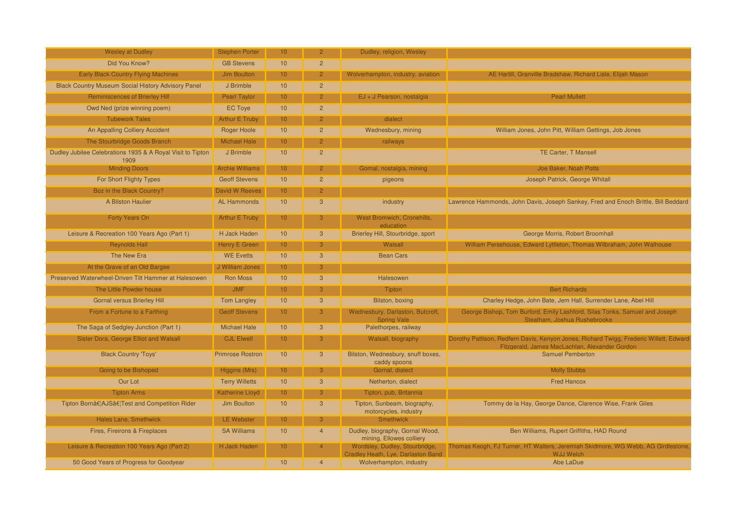| | | | | | |
|---|---|---|---|---|---|
| Wesley at Dudley | Stephen Porter | 10 | 2 | Dudley, religion, Wesley | |
| Did You Know? | GB Stevens | 10 | 2 | | |
| Early Black Country Flying Machines | Jim Boulton | 10 | 2 | Wolverhampton, industry, aviation | AE Hartill, Granville Bradshaw, Richard Lisle, Elijah Mason |
| Black Country Museum Social History Advisory Panel | J Brimble | 10 | 2 | | |
| Reminiscences of Brierley Hill | Pearl Taylor | 10 | 2 | EJ + J Pearson, nostalgia | Pearl Mullett |
| Owd Ned (prize winning poem) | EC Toye | 10 | 2 | | |
| Tubework Tales | Arthur E Truby | 10 | 2 | dialect | |
| An Appalling Colliery Accident | Roger Hoole | 10 | 2 | Wednesbury, mining | William Jones, John Pitt, William Gettings, Job Jones |
| The Stourbridge Goods Branch | Michael Hale | 10 | 2 | railways | |
| Dudley Jubilee Celebrations 1935 & A Royal Visit to Tipton 1909 | J Brimble | 10 | 2 | | TE Carter, T Mansell |
| Minding Doors | Archie Williams | 10 | 2 | Gornal, nostalgia, mining | Joe Baker, Noah Potts |
| For Short Flighty Types | Geoff Stevens | 10 | 2 | pigeons | Joseph Patrick, George Whitall |
| Boz in the Black Country? | David W Reeves | 10 | 2 | | |
| A Bilston Haulier | AL Hammonds | 10 | 3 | industry | Lawrence Hammonds, John Davis, Joseph Sankey, Fred and Enoch Brittle, Bill Beddard |
| Forty Years On | Arthur E Truby | 10 | 3 | West Bromwich, Cronehills, education | |
| Leisure & Recreation 100 Years Ago (Part 1) | H Jack Haden | 10 | 3 | Brierley Hill, Stourbridge, sport | George Morris, Robert Broomhall |
| Reynolds Hall | Henry E Green | 10 | 3 | Walsall | William Persehouse, Edward Lyttleton, Thomas Wilbraham, John Walhouse |
| The New Era | WE Evetts | 10 | 3 | Bean Cars | |
| At the Grave of an Old Bargee | J William Jones | 10 | 3 | | |
| Preserved Waterwheel-Driven Tilt Hammer at Halesowen | Ron Moss | 10 | 3 | Halesowen | |
| The Little Powder house | JMF | 10 | 3 | Tipton | Bert Richards |
| Gornal versus Brierley Hill | Tom Langley | 10 | 3 | Bilston, boxing | Charley Hedge, John Bate, Jem Hall, Surrender Lane, Abel Hill |
| From a Fortune to a Farthing | Geoff Stevens | 10 | 3 | Wednesbury, Darlaston, Butcroft, Spring Vale | George Bishop, Tom Burford, Emily Lashford, Silas Tonks, Samuel and Joseph Steatham, Joshua Rushebrooke |
| The Saga of Sedgley Junction (Part 1) | Michael Hale | 10 | 3 | Palethorpes, railway | |
| Sister Dora, George Elliot and Walsall | CJL Elwell | 10 | 3 | Walsall, biography | Dorothy Pattison, Redfern Davis, Kenyon Jones, Richard Twigg, Frederic Willett, Edward Fitzgerald, James MacLachlan, Alexander Gordon |
| Black Country 'Toys' | Primrose Rostron | 10 | 3 | Bilston, Wednesbury, snuff boxes, caddy spoons | Samuel Pemberton |
| Going to be Bishoped | Higgins (Mrs) | 10 | 3 | Gornal, dialect | Molly Stubbs |
| Our Lot | Terry Willetts | 10 | 3 | Netherton, dialect | Fred Hancox |
| Tipton Arms | Katherine Lloyd | 10 | 3 | Tipton, pub, Britannia | |
| Tipton Bornâ€¦AJSâ€¦Test and Competition Rider | Jim Boulton | 10 | 3 | Tipton, Sunbeam, biography, motorcycles, industry | Tommy de la Hay, George Dance, Clarence Wise, Frank Giles |
| Hales Lane, Smethwick | LE Webster | 10 | 3 | Smethwick | |
| Fires, Fireirons & Fireplaces | SA Williams | 10 | 4 | Dudley, biography, Gornal Wood, mining, Ellowes colliery | Ben Williams, Rupert Griffiths, HAD Round |
| Leisure & Recreation 100 Years Ago (Part 2) | H Jack Haden | 10 | 4 | Wordsley, Dudley, Stourbridge, Cradley Heath, Lye, Darlaston Band | Thomas Keogh, FJ Turner, HT Walters, Jeremiah Skidmore, WG Webb, AG Girdlestone, WJJ Welch |
| 50 Good Years of Progress for Goodyear | | 10 | 4 | Wolverhampton, industry | Abe LaDue |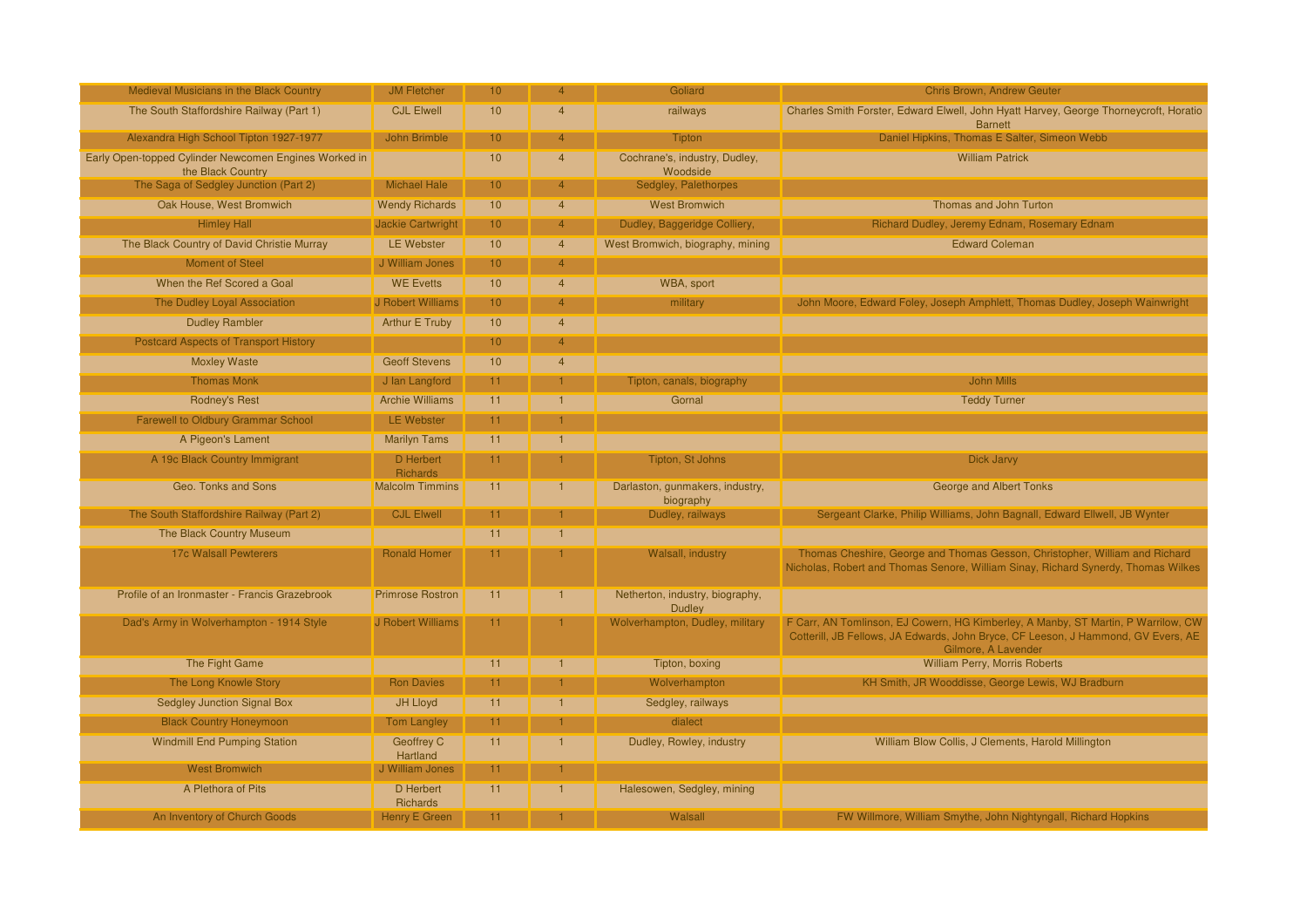| | | | | | |
|---|---|---|---|---|---|
| Medieval Musicians in the Black Country | JM Fletcher | 10 | 4 | Goliard | Chris Brown, Andrew Geuter |
| The South Staffordshire Railway (Part 1) | CJL Elwell | 10 | 4 | railways | Charles Smith Forster, Edward Elwell, John Hyatt Harvey, George Thorneycroft, Horatio Barnett |
| Alexandra High School Tipton 1927-1977 | John Brimble | 10 | 4 | Tipton | Daniel Hipkins, Thomas E Salter, Simeon Webb |
| Early Open-topped Cylinder Newcomen Engines Worked in the Black Country | | 10 | 4 | Cochrane's, industry, Dudley, Woodside | William Patrick |
| The Saga of Sedgley Junction (Part 2) | Michael Hale | 10 | 4 | Sedgley, Palethorpes | |
| Oak House, West Bromwich | Wendy Richards | 10 | 4 | West Bromwich | Thomas and John Turton |
| Himley Hall | Jackie Cartwright | 10 | 4 | Dudley, Baggeridge Colliery, | Richard Dudley, Jeremy Ednam, Rosemary Ednam |
| The Black Country of David Christie Murray | LE Webster | 10 | 4 | West Bromwich, biography, mining | Edward Coleman |
| Moment of Steel | J William Jones | 10 | 4 | | |
| When the Ref Scored a Goal | WE Evetts | 10 | 4 | WBA, sport | |
| The Dudley Loyal Association | J Robert Williams | 10 | 4 | military | John Moore, Edward Foley, Joseph Amphlett, Thomas Dudley, Joseph Wainwright |
| Dudley Rambler | Arthur E Truby | 10 | 4 | | |
| Postcard Aspects of Transport History | | 10 | 4 | | |
| Moxley Waste | Geoff Stevens | 10 | 4 | | |
| Thomas Monk | J Ian Langford | 11 | 1 | Tipton, canals, biography | John Mills |
| Rodney's Rest | Archie Williams | 11 | 1 | Gornal | Teddy Turner |
| Farewell to Oldbury Grammar School | LE Webster | 11 | 1 | | |
| A Pigeon's Lament | Marilyn Tams | 11 | 1 | | |
| A 19c Black Country Immigrant | D Herbert Richards | 11 | 1 | Tipton, St Johns | Dick Jarvy |
| Geo. Tonks and Sons | Malcolm Timmins | 11 | 1 | Darlaston, gunmakers, industry, biography | George and Albert Tonks |
| The South Staffordshire Railway (Part 2) | CJL Elwell | 11 | 1 | Dudley, railways | Sergeant Clarke, Philip Williams, John Bagnall, Edward Ellwell, JB Wynter |
| The Black Country Museum | | 11 | 1 | | |
| 17c Walsall Pewterers | Ronald Homer | 11 | 1 | Walsall, industry | Thomas Cheshire, George and Thomas Gesson, Christopher, William and Richard Nicholas, Robert and Thomas Senore, William Sinay, Richard Synerdy, Thomas Wilkes |
| Profile of an Ironmaster - Francis Grazebrook | Primrose Rostron | 11 | 1 | Netherton, industry, biography, Dudley | |
| Dad's Army in Wolverhampton - 1914 Style | J Robert Williams | 11 | 1 | Wolverhampton, Dudley, military | F Carr, AN Tomlinson, EJ Cowern, HG Kimberley, A Manby, ST Martin, P Warrilow, CW Cotterill, JB Fellows, JA Edwards, John Bryce, CF Leeson, J Hammond, GV Evers, AE Gilmore, A Lavender |
| The Fight Game | | 11 | 1 | Tipton, boxing | William Perry, Morris Roberts |
| The Long Knowle Story | Ron Davies | 11 | 1 | Wolverhampton | KH Smith, JR Wooddisse, George Lewis, WJ Bradburn |
| Sedgley Junction Signal Box | JH Lloyd | 11 | 1 | Sedgley, railways | |
| Black Country Honeymoon | Tom Langley | 11 | 1 | dialect | |
| Windmill End Pumping Station | Geoffrey C Hartland | 11 | 1 | Dudley, Rowley, industry | William Blow Collis, J Clements, Harold Millington |
| West Bromwich | J William Jones | 11 | 1 | | |
| A Plethora of Pits | D Herbert Richards | 11 | 1 | Halesowen, Sedgley, mining | |
| An Inventory of Church Goods | Henry E Green | 11 | 1 | Walsall | FW Willmore, William Smythe, John Nightyngall, Richard Hopkins |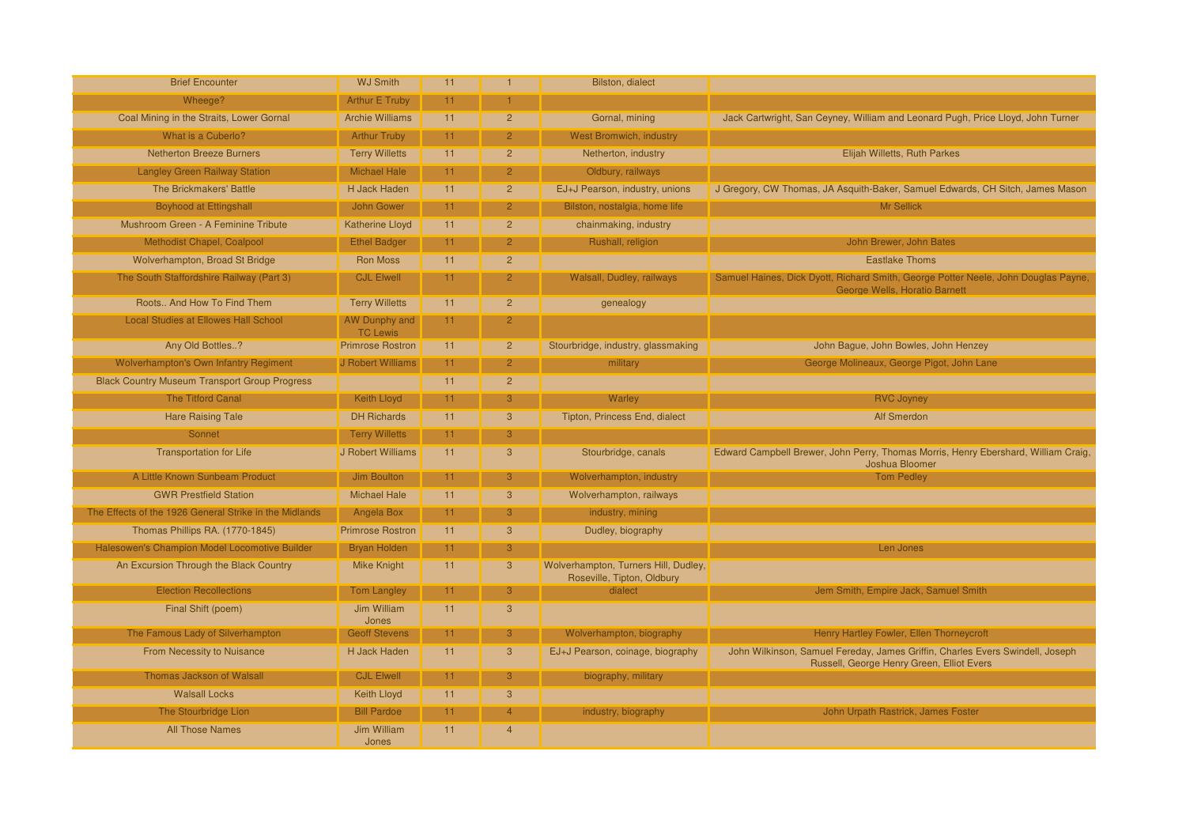| | | | | | |
|---|---|---|---|---|---|
| Brief Encounter | WJ Smith | 11 | 1 | Bilston, dialect | |
| Wheege? | Arthur E Truby | 11 | 1 | | |
| Coal Mining in the Straits, Lower Gornal | Archie Williams | 11 | 2 | Gornal, mining | Jack Cartwright, San Ceyney, William and Leonard Pugh, Price Lloyd, John Turner |
| What is a Cuberlo? | Arthur Truby | 11 | 2 | West Bromwich, industry | |
| Netherton Breeze Burners | Terry Willetts | 11 | 2 | Netherton, industry | Elijah Willetts, Ruth Parkes |
| Langley Green Railway Station | Michael Hale | 11 | 2 | Oldbury, railways | |
| The Brickmakers' Battle | H Jack Haden | 11 | 2 | EJ+J Pearson, industry, unions | J Gregory, CW Thomas, JA Asquith-Baker, Samuel Edwards, CH Sitch, James Mason |
| Boyhood at Ettingshall | John Gower | 11 | 2 | Bilston, nostalgia, home life | Mr Sellick |
| Mushroom Green - A Feminine Tribute | Katherine Lloyd | 11 | 2 | chainmaking, industry | |
| Methodist Chapel, Coalpool | Ethel Badger | 11 | 2 | Rushall, religion | John Brewer, John Bates |
| Wolverhampton, Broad St Bridge | Ron Moss | 11 | 2 | | Eastlake Thoms |
| The South Staffordshire Railway (Part 3) | CJL Elwell | 11 | 2 | Walsall, Dudley, railways | Samuel Haines, Dick Dyott, Richard Smith, George Potter Neele, John Douglas Payne, George Wells, Horatio Barnett |
| Roots.. And How To Find Them | Terry Willetts | 11 | 2 | genealogy | |
| Local Studies at Ellowes Hall School | AW Dunphy and TC Lewis | 11 | 2 | | |
| Any Old Bottles..? | Primrose Rostron | 11 | 2 | Stourbridge, industry, glassmaking | John Bague, John Bowles, John Henzey |
| Wolverhampton's Own Infantry Regiment | J Robert Williams | 11 | 2 | military | George Molineaux, George Pigot, John Lane |
| Black Country Museum Transport Group Progress | | 11 | 2 | | |
| The Titford Canal | Keith Lloyd | 11 | 3 | Warley | RVC Joyney |
| Hare Raising Tale | DH Richards | 11 | 3 | Tipton, Princess End, dialect | Alf Smerdon |
| Sonnet | Terry Willetts | 11 | 3 | | |
| Transportation for Life | J Robert Williams | 11 | 3 | Stourbridge, canals | Edward Campbell Brewer, John Perry, Thomas Morris, Henry Ebershard, William Craig, Joshua Bloomer |
| A Little Known Sunbeam Product | Jim Boulton | 11 | 3 | Wolverhampton, industry | Tom Pedley |
| GWR Prestfield Station | Michael Hale | 11 | 3 | Wolverhampton, railways | |
| The Effects of the 1926 General Strike in the Midlands | Angela Box | 11 | 3 | industry, mining | |
| Thomas Phillips RA. (1770-1845) | Primrose Rostron | 11 | 3 | Dudley, biography | |
| Halesowen's Champion Model Locomotive Builder | Bryan Holden | 11 | 3 | | Len Jones |
| An Excursion Through the Black Country | Mike Knight | 11 | 3 | Wolverhampton, Turners Hill, Dudley, Roseville, Tipton, Oldbury | |
| Election Recollections | Tom Langley | 11 | 3 | dialect | Jem Smith, Empire Jack, Samuel Smith |
| Final Shift (poem) | Jim William Jones | 11 | 3 | | |
| The Famous Lady of Silverhampton | Geoff Stevens | 11 | 3 | Wolverhampton, biography | Henry Hartley Fowler, Ellen Thorneycroft |
| From Necessity to Nuisance | H Jack Haden | 11 | 3 | EJ+J Pearson, coinage, biography | John Wilkinson, Samuel Fereday, James Griffin, Charles Evers Swindell, Joseph Russell, George Henry Green, Elliot Evers |
| Thomas Jackson of Walsall | CJL Elwell | 11 | 3 | biography, military | |
| Walsall Locks | Keith Lloyd | 11 | 3 | | |
| The Stourbridge Lion | Bill Pardoe | 11 | 4 | industry, biography | John Urpath Rastrick, James Foster |
| All Those Names | Jim William Jones | 11 | 4 | | |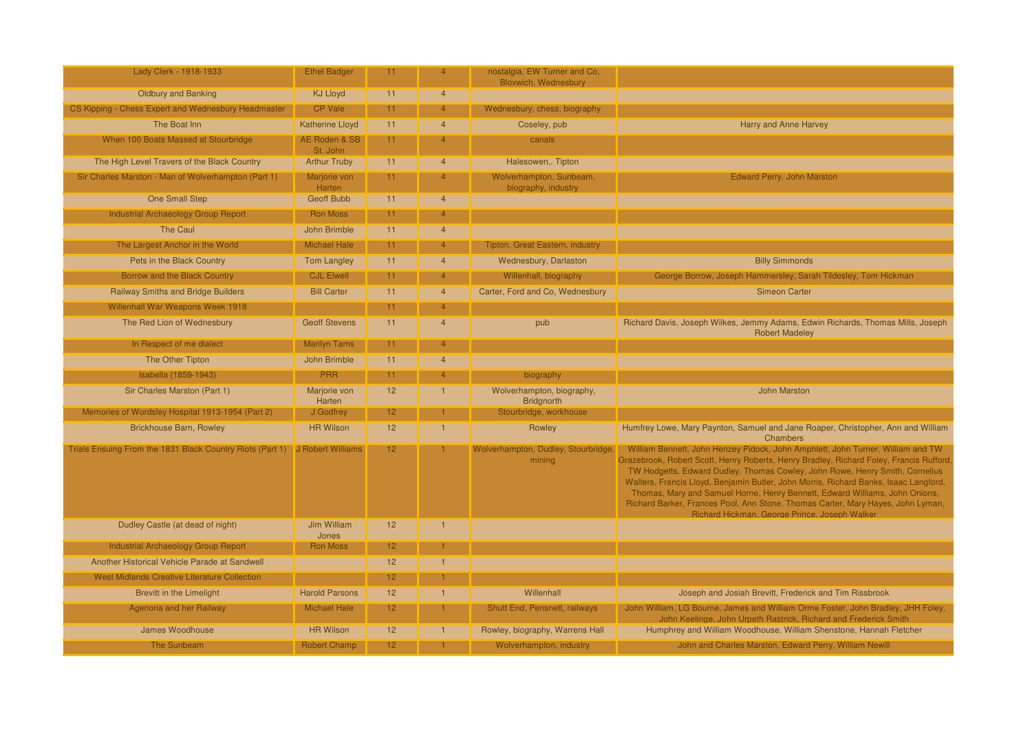| | | | | | |
|---|---|---|---|---|---|
| Lady Clerk - 1918-1933 | Ethel Badger | 11 | 4 | nostalgia, EW Turner and Co, Bloxwich, Wednesbury | |
| Oldbury and Banking | KJ Lloyd | 11 | 4 | | |
| CS Kipping - Chess Expert and Wednesbury Headmaster | CP Vale | 11 | 4 | Wednesbury, chess, biography | |
| The Boat Inn | Katherine Lloyd | 11 | 4 | Coseley, pub | Harry and Anne Harvey |
| When 100 Boats Massed at Stourbridge | AE Roden & SB St. John | 11 | 4 | canals | |
| The High Level Travers of the Black Country | Arthur Truby | 11 | 4 | Halesowen,. Tipton | |
| Sir Charles Marston - Man of Wolverhampton (Part 1) | Marjorie von Harten | 11 | 4 | Wolverhampton, Sunbeam, biography, industry | Edward Perry, John Marston |
| One Small Step | Geoff Bubb | 11 | 4 | | |
| Industrial Archaeology Group Report | Ron Moss | 11 | 4 | | |
| The Caul | John Brimble | 11 | 4 | | |
| The Largest Anchor in the World | Michael Hale | 11 | 4 | Tipton, Great Eastern, industry | |
| Pets in the Black Country | Tom Langley | 11 | 4 | Wednesbury, Darlaston | Billy Simmonds |
| Borrow and the Black Country | CJL Elwell | 11 | 4 | Willenhall, biography | George Borrow, Joseph Hammersley, Sarah Tildesley, Tom Hickman |
| Railway Smiths and Bridge Builders | Bill Carter | 11 | 4 | Carter, Ford and Co, Wednesbury | Simeon Carter |
| Willenhall War Weapons Week 1918 | | 11 | 4 | | |
| The Red Lion of Wednesbury | Geoff Stevens | 11 | 4 | pub | Richard Davis, Joseph Wilkes, Jemmy Adams, Edwin Richards, Thomas Mills, Joseph Robert Madeley |
| In Respect of me dialect | Marilyn Tams | 11 | 4 | | |
| The Other Tipton | John Brimble | 11 | 4 | | |
| Isabella (1859-1943) | PRR | 11 | 4 | biography | |
| Sir Charles Marston (Part 1) | Marjorie von Harten | 12 | 1 | Wolverhampton, biography, Bridgnorth | John Marston |
| Memories of Wordsley Hospital 1913-1954 (Part 2) | J Godfrey | 12 | 1 | Stourbridge, workhouse | |
| Brickhouse Barn, Rowley | HR Wilson | 12 | 1 | Rowley | Humfrey Lowe, Mary Paynton, Samuel and Jane Roaper, Christopher, Ann and William Chambers |
| Trials Ensuing From the 1831 Black Country Riots (Part 1) | J Robert Williams | 12 | 1 | Wolverhampton, Dudley, Stourbridge, mining | William Bennett, John Henzey Pidock, John Amphlett, John Turner, William and TW Grazebrook, Robert Scott, Henry Roberts, Henry Bradley, Richard Foley, Francis Rufford, TW Hodgetts, Edward Dudley, Thomas Cowley, John Rowe, Henry Smith, Cornelius Walters, Francis Lloyd, Benjamin Butler, John Morris, Richard Banks, Isaac Langford, Thomas, Mary and Samuel Horne, Henry Bennett, Edward Williams, John Onions, Richard Barker, Frances Pool, Ann Stone, Thomas Carter, Mary Hayes, John Lyman, Richard Hickman, George Prince, Joseph Walker |
| Dudley Castle (at dead of night) | Jim William Jones | 12 | 1 | | |
| Industrial Archaeology Group Report | Ron Moss | 12 | 1 | | |
| Another Historical Vehicle Parade at Sandwell | | 12 | 1 | | |
| West Midlands Creative Literature Collection | | 12 | 1 | | |
| Brevitt in the Limelight | Harold Parsons | 12 | 1 | Willenhall | Joseph and Josiah Brevitt, Frederick and Tim Rissbrook |
| Agenoria and her Railway | Michael Hale | 12 | 1 | Shutt End, Pensnett, railways | John William, LG Bourne, James and William Orme Foster, John Bradley, JHH Foley, John Keelinge, John Urpeth Rastrick, Richard and Frederick Smith |
| James Woodhouse | HR Wilson | 12 | 1 | Rowley, biography, Warrens Hall | Humphrey and William Woodhouse, William Shenstone, Hannah Fletcher |
| The Sunbeam | Robert Champ | 12 | 1 | Wolverhampton, industry | John and Charles Marston, Edward Perry, William Newill |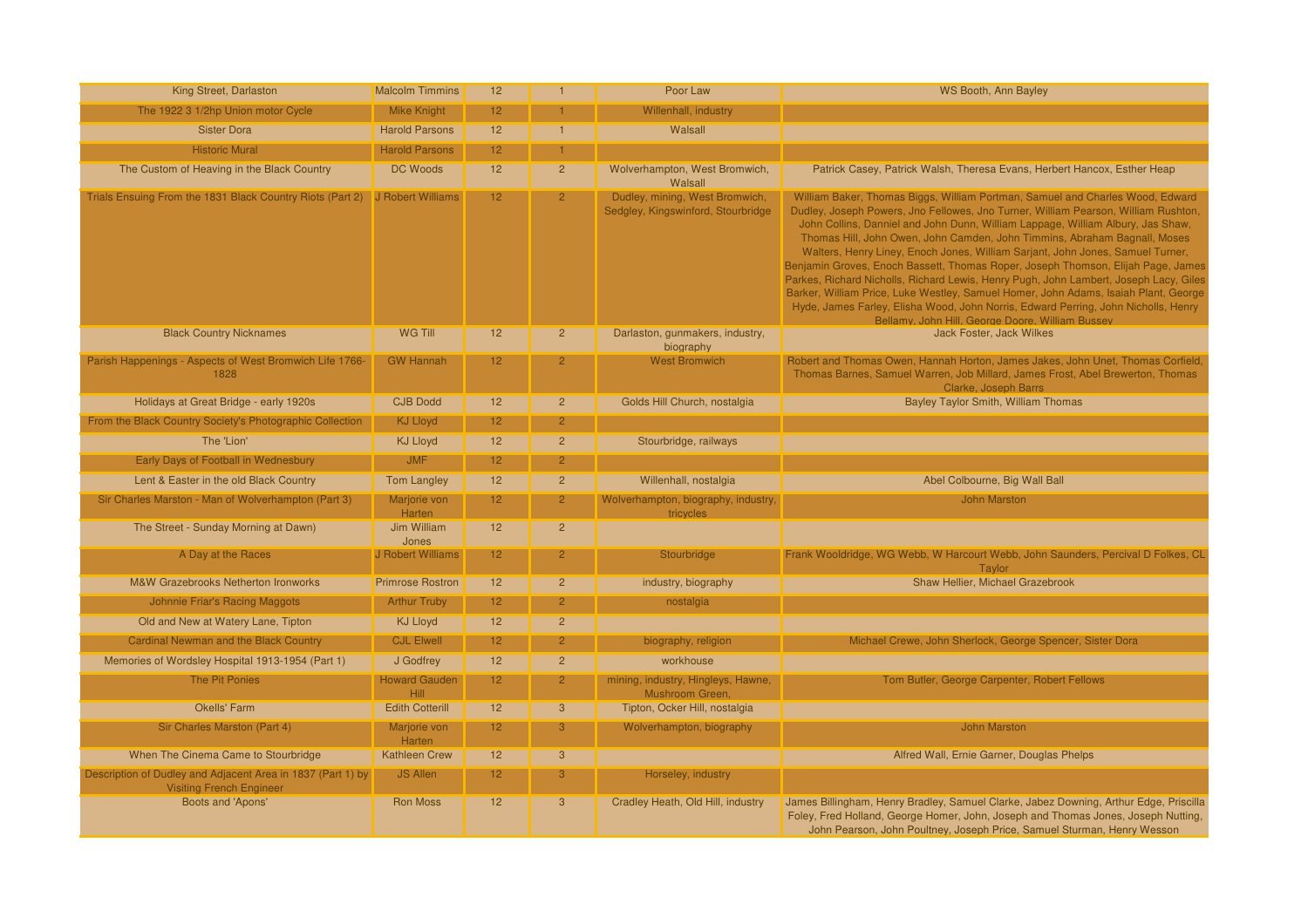| | | | | | |
|---|---|---|---|---|---|
| King Street, Darlaston | Malcolm Timmins | 12 | 1 | Poor Law | WS Booth, Ann Bayley |
| The 1922 3 1/2hp Union motor Cycle | Mike Knight | 12 | 1 | Willenhall, industry | |
| Sister Dora | Harold Parsons | 12 | 1 | Walsall | |
| Historic Mural | Harold Parsons | 12 | 1 | | |
| The Custom of Heaving in the Black Country | DC Woods | 12 | 2 | Wolverhampton, West Bromwich, Walsall | Patrick Casey, Patrick Walsh, Theresa Evans, Herbert Hancox, Esther Heap |
| Trials Ensuing From the 1831 Black Country Riots (Part 2) | J Robert Williams | 12 | 2 | Dudley, mining, West Bromwich, Sedgley, Kingswinford, Stourbridge | William Baker, Thomas Biggs, William Portman, Samuel and Charles Wood, Edward Dudley, Joseph Powers, Jno Fellowes, Jno Turner, William Pearson, William Rushton, John Collins, Danniel and John Dunn, William Lappage, William Albury, Jas Shaw, Thomas Hill, John Owen, John Camden, John Timmins, Abraham Bagnall, Moses Walters, Henry Liney, Enoch Jones, William Sarjant, John Jones, Samuel Turner, Benjamin Groves, Enoch Bassett, Thomas Roper, Joseph Thomson, Elijah Page, James Parkes, Richard Nicholls, Richard Lewis, Henry Pugh, John Lambert, Joseph Lacy, Giles Barker, William Price, Luke Westley, Samuel Homer, John Adams, Isaiah Plant, George Hyde, James Farley, Elisha Wood, John Norris, Edward Perring, John Nicholls, Henry Bellamy, John Hill, George Doore, William Bussey |
| Black Country Nicknames | WG Till | 12 | 2 | Darlaston, gunmakers, industry, biography | Jack Foster, Jack Wilkes |
| Parish Happenings - Aspects of West Bromwich Life 1766-1828 | GW Hannah | 12 | 2 | West Bromwich | Robert and Thomas Owen, Hannah Horton, James Jakes, John Unet, Thomas Corfield, Thomas Barnes, Samuel Warren, Job Millard, James Frost, Abel Brewerton, Thomas Clarke, Joseph Barrs |
| Holidays at Great Bridge - early 1920s | CJB Dodd | 12 | 2 | Golds Hill Church, nostalgia | Bayley Taylor Smith, William Thomas |
| From the Black Country Society's Photographic Collection | KJ Lloyd | 12 | 2 | | |
| The 'Lion' | KJ Lloyd | 12 | 2 | Stourbridge, railways | |
| Early Days of Football in Wednesbury | JMF | 12 | 2 | | |
| Lent & Easter in the old Black Country | Tom Langley | 12 | 2 | Willenhall, nostalgia | Abel Colbourne, Big Wall Ball |
| Sir Charles Marston - Man of Wolverhampton (Part 3) | Marjorie von Harten | 12 | 2 | Wolverhampton, biography, industry, tricycles | John Marston |
| The Street - Sunday Morning at Dawn) | Jim William Jones | 12 | 2 | | |
| A Day at the Races | J Robert Williams | 12 | 2 | Stourbridge | Frank Wooldridge, WG Webb, W Harcourt Webb, John Saunders, Percival D Folkes, CL Taylor |
| M&W Grazebrooks Netherton Ironworks | Primrose Rostron | 12 | 2 | industry, biography | Shaw Hellier, Michael Grazebrook |
| Johnnie Friar's Racing Maggots | Arthur Truby | 12 | 2 | nostalgia | |
| Old and New at Watery Lane, Tipton | KJ Lloyd | 12 | 2 | | |
| Cardinal Newman and the Black Country | CJL Elwell | 12 | 2 | biography, religion | Michael Crewe, John Sherlock, George Spencer, Sister Dora |
| Memories of Wordsley Hospital 1913-1954 (Part 1) | J Godfrey | 12 | 2 | workhouse | |
| The Pit Ponies | Howard Gauden Hill | 12 | 2 | mining, industry, Hingleys, Hawne, Mushroom Green, | Tom Butler, George Carpenter, Robert Fellows |
| Okells' Farm | Edith Cotterill | 12 | 3 | Tipton, Ocker Hill, nostalgia | |
| Sir Charles Marston (Part 4) | Marjorie von Harten | 12 | 3 | Wolverhampton, biography | John Marston |
| When The Cinema Came to Stourbridge | Kathleen Crew | 12 | 3 | | Alfred Wall, Ernie Garner, Douglas Phelps |
| Description of Dudley and Adjacent Area in 1837 (Part 1) by Visiting French Engineer | JS Allen | 12 | 3 | Horseley, industry | |
| Boots and 'Apons' | Ron Moss | 12 | 3 | Cradley Heath, Old Hill, industry | James Billingham, Henry Bradley, Samuel Clarke, Jabez Downing, Arthur Edge, Priscilla Foley, Fred Holland, George Homer, John, Joseph and Thomas Jones, Joseph Nutting, John Pearson, John Poultney, Joseph Price, Samuel Sturman, Henry Wesson |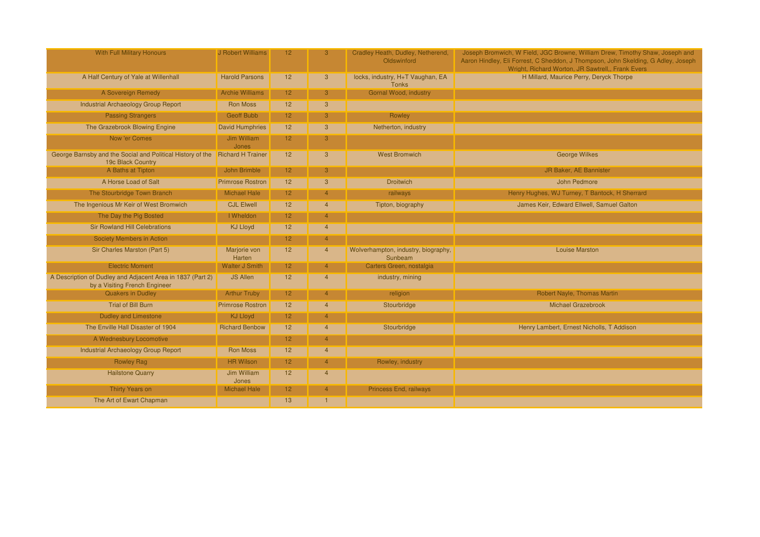| | | | | | |
|---|---|---|---|---|---|
| With Full Military Honours | J Robert Williams | 12 | 3 | Cradley Heath, Dudley, Netherend, Oldswinford | Joseph Bromwich, W Field, JGC Browne, William Drew, Timothy Shaw, Joseph and Aaron Hindley, Eli Forrest, C Sheddon, J Thompson, John Skelding, G Adley, Joseph Wright, Richard Worton, JR Sawtrell,, Frank Evers |
| A Half Century of Yale at Willenhall | Harold Parsons | 12 | 3 | locks, industry, H+T Vaughan, EA Tonks | H Millard, Maurice Perry, Deryck Thorpe |
| A Sovereign Remedy | Archie Williams | 12 | 3 | Gornal Wood, industry | |
| Industrial Archaeology Group Report | Ron Moss | 12 | 3 | | |
| Passing Strangers | Geoff Bubb | 12 | 3 | Rowley | |
| The Grazebrook Blowing Engine | David Humphries | 12 | 3 | Netherton, industry | |
| Now 'er Comes | Jim William Jones | 12 | 3 | | |
| George Barnsby and the Social and Political History of the 19c Black Country | Richard H Trainer | 12 | 3 | West Bromwich | George Wilkes |
| A Baths at Tipton | John Brimble | 12 | 3 | | JR Baker, AE Bannister |
| A Horse Load of Salt | Primrose Rostron | 12 | 3 | Droitwich | John Pedmore |
| The Stourbridge Town Branch | Michael Hale | 12 | 4 | railways | Henry Hughes, WJ Turney, T Bantock, H Sherrard |
| The Ingenious Mr Keir of West Bromwich | CJL Elwell | 12 | 4 | Tipton, biography | James Keir, Edward Ellwell, Samuel Galton |
| The Day the Pig Bosted | I Wheldon | 12 | 4 | | |
| Sir Rowland Hill Celebrations | KJ Lloyd | 12 | 4 | | |
| Society Members in Action | | 12 | 4 | | |
| Sir Charles Marston (Part 5) | Marjorie von Harten | 12 | 4 | Wolverhampton, industry, biography, Sunbeam | Louise Marston |
| Electric Moment | Walter J Smith | 12 | 4 | Carters Green, nostalgia | |
| A Description of Dudley and Adjacent Area in 1837 (Part 2) by a Visiting French Engineer | JS Allen | 12 | 4 | industry, mining | |
| Quakers in Dudley | Arthur Truby | 12 | 4 | religion | Robert Nayle, Thomas Martin |
| Trial of Bill Burn | Primrose Rostron | 12 | 4 | Stourbridge | Michael Grazebrook |
| Dudley and Limestone | KJ Lloyd | 12 | 4 | | |
| The Enville Hall Disaster of 1904 | Richard Benbow | 12 | 4 | Stourbridge | Henry Lambert, Ernest Nicholls, T Addison |
| A Wednesbury Locomotive | | 12 | 4 | | |
| Industrial Archaeology Group Report | Ron Moss | 12 | 4 | | |
| Rowley Rag | HR Wilson | 12 | 4 | Rowley, industry | |
| Hailstone Quarry | Jim William Jones | 12 | 4 | | |
| Thirty Years on | Michael Hale | 12 | 4 | Princess End, railways | |
| The Art of Ewart Chapman | | 13 | 1 | | |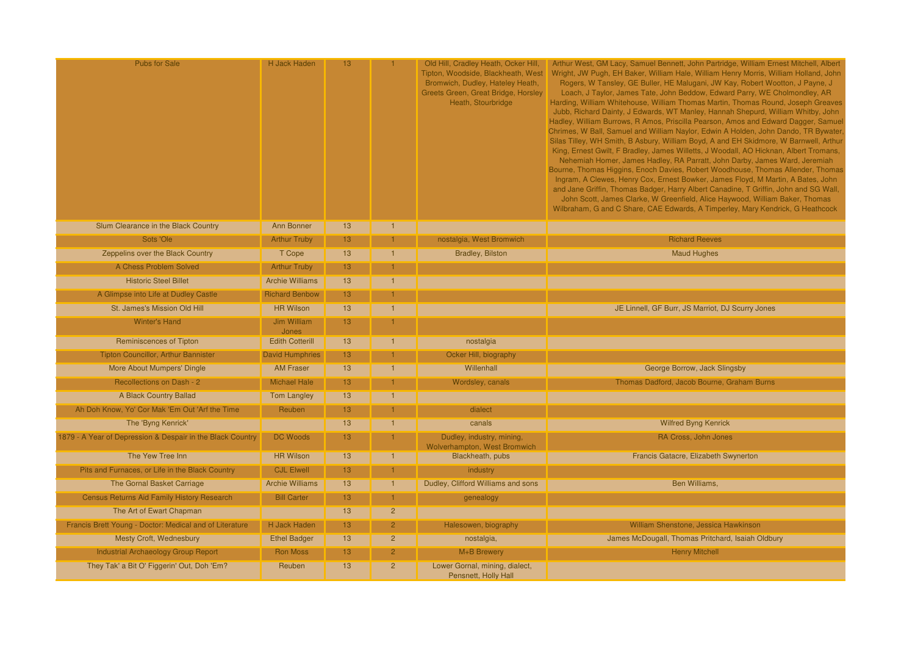| | | | | | |
|---|---|---|---|---|---|
| Pubs for Sale | H Jack Haden | 13 | 1 | Old Hill, Cradley Heath, Ocker Hill, Tipton, Woodside, Blackheath, West Bromwich, Dudley, Hateley Heath, Greets Green, Great Bridge, Horsley Heath, Stourbridge | Arthur West, GM Lacy, Samuel Bennett, John Partridge, William Ernest Mitchell, Albert Wright, JW Pugh, EH Baker, William Hale, William Henry Morris, William Holland, John Rogers, W Tansley, GE Buller, HE Malugani, JW Kay, Robert Wootton, J Payne, J Loach, J Taylor, James Tate, John Beddow, Edward Parry, WE Cholmondley, AR Harding, William Whitehouse, William Thomas Martin, Thomas Round, Joseph Greaves Jubb, Richard Dainty, J Edwards, WT Manley, Hannah Shepurd, William Whitby, John Hadley, William Burrows, R Amos, Priscilla Pearson, Amos and Edward Dagger, Samuel Chrimes, W Ball, Samuel and William Naylor, Edwin A Holden, John Dando, TR Bywater, Silas Tilley, WH Smith, B Asbury, William Boyd, A and EH Skidmore, W Barnwell, Arthur King, Ernest Gwilt, F Bradley, James Willetts, J Woodall, AO Hicknan, Albert Tromans, Nehemiah Homer, James Hadley, RA Parratt, John Darby, James Ward, Jeremiah Bourne, Thomas Higgins, Enoch Davies, Robert Woodhouse, Thomas Allender, Thomas Ingram, A Clewes, Henry Cox, Ernest Bowker, James Floyd, M Martin, A Bates, John and Jane Griffin, Thomas Badger, Harry Albert Canadine, T Griffin, John and SG Wall, John Scott, James Clarke, W Greenfield, Alice Haywood, William Baker, Thomas Wilbraham, G and C Share, CAE Edwards, A Timperley, Mary Kendrick, G Heathcock |
| Slum Clearance in the Black Country | Ann Bonner | 13 | 1 | | |
| Sots 'Ole | Arthur Truby | 13 | 1 | nostalgia, West Bromwich | Richard Reeves |
| Zeppelins over the Black Country | T Cope | 13 | 1 | Bradley, Bilston | Maud Hughes |
| A Chess Problem Solved | Arthur Truby | 13 | 1 | | |
| Historic Steel Billet | Archie Williams | 13 | 1 | | |
| A Glimpse into Life at Dudley Castle | Richard Benbow | 13 | 1 | | |
| St. James's Mission Old Hill | HR Wilson | 13 | 1 | | JE Linnell, GF Burr, JS Marriot, DJ Scurry Jones |
| Winter's Hand | Jim William Jones | 13 | 1 | | |
| Reminiscences of Tipton | Edith Cotterill | 13 | 1 | nostalgia | |
| Tipton Councillor, Arthur Bannister | David Humphries | 13 | 1 | Ocker Hill, biography | |
| More About Mumpers' Dingle | AM Fraser | 13 | 1 | Willenhall | George Borrow, Jack Slingsby |
| Recollections on Dash - 2 | Michael Hale | 13 | 1 | Wordsley, canals | Thomas Dadford, Jacob Bourne, Graham Burns |
| A Black Country Ballad | Tom Langley | 13 | 1 | | |
| Ah Doh Know, Yo' Cor Mak 'Em Out 'Arf the Time | Reuben | 13 | 1 | dialect | |
| The 'Byng Kenrick' | | 13 | 1 | canals | Wilfred Byng Kenrick |
| 1879 - A Year of Depression & Despair in the Black Country | DC Woods | 13 | 1 | Dudley, industry, mining, Wolverhampton, West Bromwich | RA Cross, John Jones |
| The Yew Tree Inn | HR Wilson | 13 | 1 | Blackheath, pubs | Francis Gatacre, Elizabeth Swynerton |
| Pits and Furnaces, or Life in the Black Country | CJL Elwell | 13 | 1 | industry | |
| The Gornal Basket Carriage | Archie Williams | 13 | 1 | Dudley, Clifford Williams and sons | Ben Williams, |
| Census Returns Aid Family History Research | Bill Carter | 13 | 1 | genealogy | |
| The Art of Ewart Chapman | | 13 | 2 | | |
| Francis Brett Young - Doctor: Medical and of Literature | H Jack Haden | 13 | 2 | Halesowen, biography | William Shenstone, Jessica Hawkinson |
| Mesty Croft, Wednesbury | Ethel Badger | 13 | 2 | nostalgia, | James McDougall, Thomas Pritchard, Isaiah Oldbury |
| Industrial Archaeology Group Report | Ron Moss | 13 | 2 | M+B Brewery | Henry Mitchell |
| They Tak' a Bit O' Figgerin' Out, Doh 'Em? | Reuben | 13 | 2 | Lower Gornal, mining, dialect, Pensnett, Holly Hall | |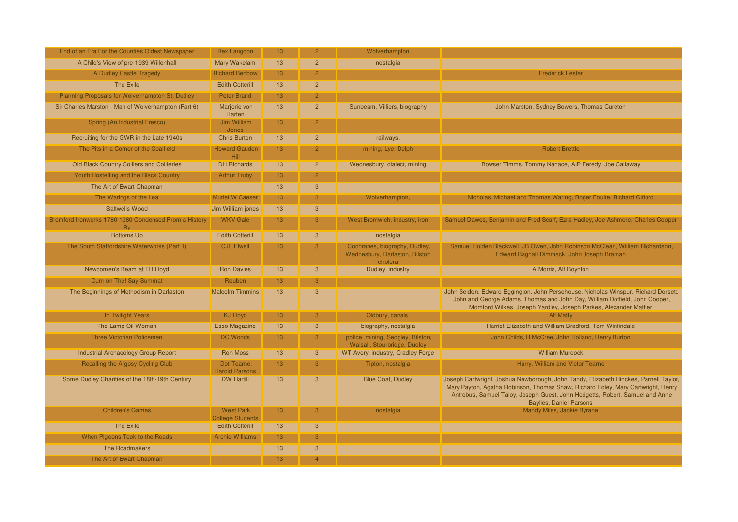| | | | | | |
|---|---|---|---|---|---|
| End of an Era For the Counties Oldest Newspaper | Rex Langdon | 13 | 2 | Wolverhampton | |
| A Child's View of pre-1939 Willenhall | Mary Wakelam | 13 | 2 | nostalgia | |
| A Dudley Castle Tragedy | Richard Benbow | 13 | 2 | | Frederick Lester |
| The Exile | Edith Cotterill | 13 | 2 | | |
| Planning Proposals for Wolverhampton St. Dudley | Peter Brand | 13 | 2 | | |
| Sir Charles Marston - Man of Wolverhampton (Part 6) | Marjorie von Harten | 13 | 2 | Sunbeam, Villiers, biography | John Marston, Sydney Bowers, Thomas Cureton |
| Spring (An Industrial Fresco) | Jim William Jones | 13 | 2 | | |
| Recruiting for the GWR in the Late 1940s | Chris Burton | 13 | 2 | railways, | |
| The Pits in a Corner of the Coalfield | Howard Gauden Hill | 13 | 2 | mining, Lye, Delph | Robert Brettle |
| Old Black Country Colliers and Collieries | DH Richards | 13 | 2 | Wednesbury, dialect, mining | Bowser Timms, Tommy Nanace, AIP Feredy, Joe Callaway |
| Youth Hostelling and the Black Country | Arthur Truby | 13 | 2 | | |
| The Art of Ewart Chapman | | 13 | 3 | | |
| The Warings of the Lea | Muriel W Caeser | 13 | 3 | Wolverhampton, | Nicholas, Michael and Thomas Waring, Roger Foulte, Richard Gifford |
| Saltwells Wood | Jim William jones | 13 | 3 | | |
| Bromford Ironworks 1780-1980 Condensed From a History By | WKV Gale | 13 | 3 | West Bromwich, industry, iron | Samuel Dawes, Benjamin and Fred Scarf, Ezra Hadley, Joe Ashmore, Charles Cooper |
| Bottoms Up | Edith Cotterill | 13 | 3 | nostalgia | |
| The South Staffordshire Waterworks (Part 1) | CJL Elwell | 13 | 3 | Cochranes, biography, Dudley, Wednesbury, Darlaston, Bilston, cholera | Samuel Holden Blackwell, JB Owen, John Robinson McClean, William Richardson, Edward Bagnall Dimmack, John Joseph Bramah |
| Newcomen's Beam at FH Lloyd | Ron Davies | 13 | 3 | Dudley, industry | A Morris, Alf Boynton |
| Cum on The! Say Summat | Reuben | 13 | 3 | | |
| The Beginnings of Methodism in Darlaston | Malcolm Timmins | 13 | 3 | | John Seldon, Edward Eggington, John Persehouse, Nicholas Winspur, Richard Dorsett, John and George Adams, Thomas and John Day, William Doffield, John Cooper, Momford Wilkes, Joseph Yardley, Joseph Parkes, Alexander Mather |
| In Twilight Years | KJ Lloyd | 13 | 3 | Oldbury, canals, | Alf Matty |
| The Lamp Oil Woman | Esso Magazine | 13 | 3 | biography, nostalgia | Harriet Elizabeth and William Bradford, Tom Winfindale |
| Three Victorian Policemen | DC Woods | 13 | 3 | police, mining, Sedgley, Bilston, Walsall, Stourbridge, Dudley | John Childs, H McCree, John Holland, Henry Burton |
| Industrial Archaeology Group Report | Ron Moss | 13 | 3 | WT Avery, industry, Cradley Forge | William Murdock |
| Recalling the Argosy Cycling Club | Dot Tearne, Harold Parsons | 13 | 3 | Tipton, nostalgia | Harry, William and Victor Tearne |
| Some Dudley Charities of the 18th-19th Century | DW Hartill | 13 | 3 | Blue Coat, Dudley | Joseph Cartwright, Joshua Newborough, John Tandy, Elizabeth Hinckes, Parnell Taylor, Mary Payton, Agatha Robinson, Thomas Shaw, Richard Foley, Mary Cartwright, Henry Antrobus, Samuel Taloy, Joseph Guest, John Hodgetts, Robert, Samuel and Anne Baylies, Daniel Parsons |
| Children's Games | West Park College Students | 13 | 3 | nostalgia | Mandy Miles, Jackie Byrane |
| The Exile | Edith Cotterill | 13 | 3 | | |
| When Pigeons Took to the Roads | Archie Williams | 13 | 3 | | |
| The Roadmakers | | 13 | 3 | | |
| The Art of Ewart Chapman | | 13 | 4 | | |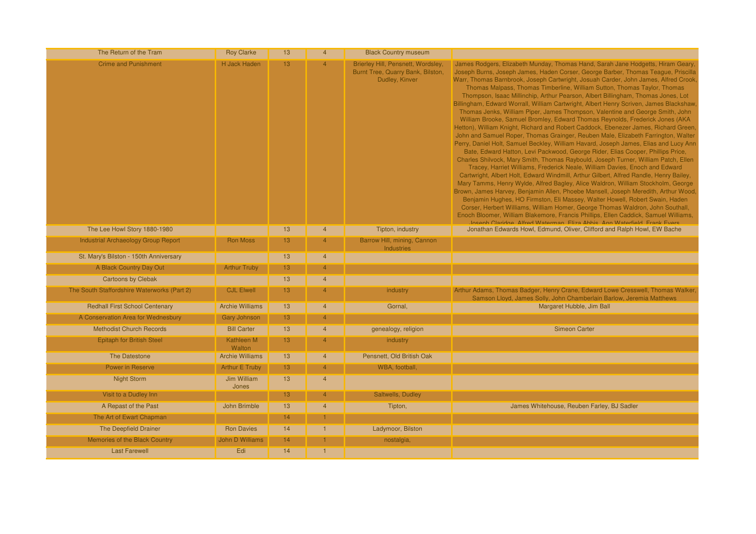| | | | | | |
|---|---|---|---|---|---|
| The Return of the Tram | Roy Clarke | 13 | 4 | Black Country museum | |
| Crime and Punishment | H Jack Haden | 13 | 4 | Brierley Hill, Pensnett, Wordsley, Burnt Tree, Quarry Bank, Bilston, Dudley, Kinver | James Rodgers, Elizabeth Munday, Thomas Hand, Sarah Jane Hodgetts, Hiram Geary, Joseph Burns, Joseph James, Haden Corser, George Barber, Thomas Teague, Priscilla Warr, Thomas Barnbrook, Joseph Cartwright, Josuah Carder, John James, Alfred Crook, Thomas Malpass, Thomas Timberline, William Sutton, Thomas Taylor, Thomas Thompson, Isaac Millinchip, Arthur Pearson, Albert Billingham, Thomas Jones, Lot Billingham, Edward Worrall, William Cartwright, Albert Henry Scriven, James Blackshaw, Thomas Jenks, William Piper, James Thompson, Valentine and George Smith, John William Brooke, Samuel Bromley, Edward Thomas Reynolds, Frederick Jones (AKA Hetton), William Knight, Richard and Robert Caddock, Ebenezer James, Richard Green, John and Samuel Roper, Thomas Grainger, Reuben Male, Elizabeth Farrington, Walter Perry, Daniel Holt, Samuel Beckley, William Havard, Joseph James, Elias and Lucy Ann Bate, Edward Hatton, Levi Packwood, George Rider, Elias Cooper, Phillips Price, Charles Shilvock, Mary Smith, Thomas Raybould, Joseph Turner, William Patch, Ellen Tracey, Harriet Williams, Frederick Neale, William Davies, Enoch and Edward Cartwright, Albert Holt, Edward Windmill, Arthur Gilbert, Alfred Randle, Henry Bailey, Mary Tamms, Henry Wylde, Alfred Bagley, Alice Waldron, William Stockholm, George Brown, James Harvey, Benjamin Allen, Phoebe Mansell, Joseph Meredith, Arthur Wood, Benjamin Hughes, HO Firmston, Eli Massey, Walter Howell, Robert Swain, Haden Corser, Herbert Williams, William Homer, George Thomas Waldron, John Southall, Enoch Bloomer, William Blakemore, Francis Phillips, Ellen Caddick, Samuel Williams, Joseph Claridge, Alfred Waterman, Eliza Abbis, Ann Waterfield, Frank Evers |
| The Lee Howl Story 1880-1980 | | 13 | 4 | Tipton, industry | Jonathan Edwards Howl, Edmund, Oliver, Clifford and Ralph Howl, EW Bache |
| Industrial Archaeology Group Report | Ron Moss | 13 | 4 | Barrow Hill, mining, Cannon Industries | |
| St. Mary's Bilston - 150th Anniversary | | 13 | 4 | | |
| A Black Country Day Out | Arthur Truby | 13 | 4 | | |
| Cartoons by Clebak | | 13 | 4 | | |
| The South Staffordshire Waterworks (Part 2) | CJL Elwell | 13 | 4 | industry | Arthur Adams, Thomas Badger, Henry Crane, Edward Lowe Cresswell, Thomas Walker, Samson Lloyd, James Solly, John Chamberlain Barlow, Jeremia Matthews |
| Redhall First School Centenary | Archie Williams | 13 | 4 | Gornal, | Margaret Hubble, Jim Ball |
| A Conservation Area for Wednesbury | Gary Johnson | 13 | 4 | | |
| Methodist Church Records | Bill Carter | 13 | 4 | genealogy, religion | Simeon Carter |
| Epitaph for British Steel | Kathleen M Walton | 13 | 4 | industry | |
| The Datestone | Archie Williams | 13 | 4 | Pensnett, Old British Oak | |
| Power in Reserve | Arthur E Truby | 13 | 4 | WBA, football, | |
| Night Storm | Jim William Jones | 13 | 4 | | |
| Visit to a Dudley Inn | | 13 | 4 | Saltwells, Dudley | |
| A Repast of the Past | John Brimble | 13 | 4 | Tipton, | James Whitehouse, Reuben Farley, BJ Sadler |
| The Art of Ewart Chapman | | 14 | 1 | | |
| The Deepfield Drainer | Ron Davies | 14 | 1 | Ladymoor, Bilston | |
| Memories of the Black Country | John D Williams | 14 | 1 | nostalgia, | |
| Last Farewell | Edi | 14 | 1 | | |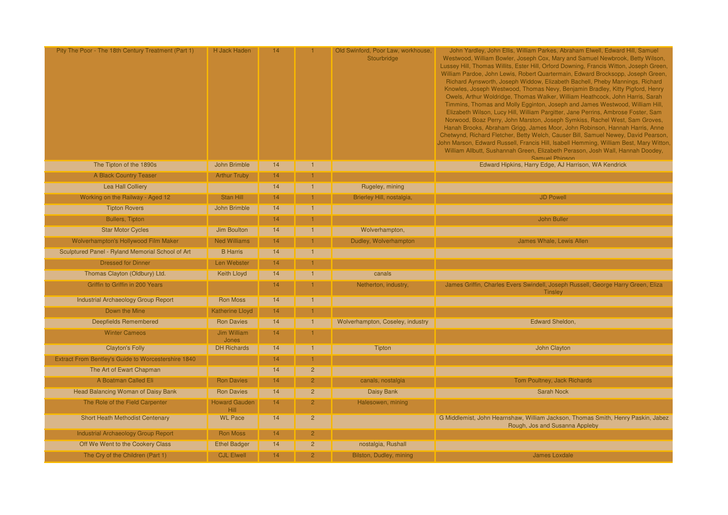| | | | | | |
|---|---|---|---|---|---|
| Pity The Poor - The 18th Century Treatment (Part 1) | H Jack Haden | 14 | 1 | Old Swinford, Poor Law, workhouse, Stourbridge | John Yardley, John Ellis, William Parkes, Abraham Elwell, Edward Hill, Samuel Westwood, William Bowler, Joseph Cox, Mary and Samuel Newbrook, Betty Wilson, Lussey Hill, Thomas Willits, Ester Hill, Orford Downing, Francis Witton, Joseph Green, William Pardoe, John Lewis, Robert Quartermain, Edward Brocksopp, Joseph Green, Richard Aynsworth, Joseph Widdow, Elizabeth Bachell, Pheby Mannings, Richard Knowles, Joseph Westwood, Thomas Nevy, Benjamin Bradley, Kitty Pigford, Henry Owels, Arthur Woldridge, Thomas Walker, William Heathcock, John Harris, Sarah Timmins, Thomas and Molly Egginton, Joseph and James Westwood, William Hill, Elizabeth Wilson, Lucy Hill, William Pargitter, Jane Perrins, Ambrose Foster, Sam Norwood, Boaz Perry, John Marston, Joseph Symkiss, Rachel West, Sam Groves, Hanah Brooks, Abraham Grigg, James Moor, John Robinson, Hannah Harris, Anne Chetwynd, Richard Fletcher, Betty Welch, Causer Bill, Samuel Newey, David Pearson, John Marson, Edward Russell, Francis Hill, Isabell Hemming, William Best, Mary Witton, William Allbutt, Sushannah Green, Elizabeth Perason, Josh Wall, Hannah Doodey, Samuel Phipson |
| The Tipton of the 1890s | John Brimble | 14 | 1 | | Edward Hipkins, Harry Edge, AJ Harrison, WA Kendrick |
| A Black Country Teaser | Arthur Truby | 14 | 1 | | |
| Lea Hall Colliery | | 14 | 1 | Rugeley, mining | |
| Working on the Railway - Aged 12 | Stan Hill | 14 | 1 | Brierley Hill, nostalgia, | JD Powell |
| Tipton Rovers | John Brimble | 14 | 1 | | |
| Bullers, Tipton | | 14 | 1 | | John Buller |
| Star Motor Cycles | Jim Boulton | 14 | 1 | Wolverhampton, | |
| Wolverhampton's Hollywood Film Maker | Ned Williams | 14 | 1 | Dudley, Wolverhampton | James Whale, Lewis Allen |
| Sculptured Panel - Ryland Memorial School of Art | B Harris | 14 | 1 | | |
| Dressed for Dinner | Len Webster | 14 | 1 | | |
| Thomas Clayton (Oldbury) Ltd. | Keith Lloyd | 14 | 1 | canals | |
| Griffin to Griffin in 200 Years | | 14 | 1 | Netherton, industry, | James Griffin, Charles Evers Swindell, Joseph Russell, George Harry Green, Eliza Tinsley |
| Industrial Archaeology Group Report | Ron Moss | 14 | 1 | | |
| Down the Mine | Katherine Lloyd | 14 | 1 | | |
| Deepfields Remembered | Ron Davies | 14 | 1 | Wolverhampton, Coseley, industry | Edward Sheldon, |
| Winter Cameos | Jim William Jones | 14 | 1 | | |
| Clayton's Folly | DH Richards | 14 | 1 | Tipton | John Clayton |
| Extract From Bentley's Guide to Worcestershire 1840 | | 14 | 1 | | |
| The Art of Ewart Chapman | | 14 | 2 | | |
| A Boatman Called Eli | Ron Davies | 14 | 2 | canals, nostalgia | Tom Poultney, Jack Richards |
| Head Balancing Woman of Daisy Bank | Ron Davies | 14 | 2 | Daisy Bank | Sarah Nock |
| The Role of the Field Carpenter | Howard Gauden Hill | 14 | 2 | Halesowen, mining | |
| Short Heath Methodist Centenary | WL Pace | 14 | 2 | | G Middlemist, John Hearnshaw, William Jackson, Thomas Smith, Henry Paskin, Jabez Rough, Jos and Susanna Appleby |
| Industrial Archaeology Group Report | Ron Moss | 14 | 2 | | |
| Off We Went to the Cookery Class | Ethel Badger | 14 | 2 | nostalgia, Rushall | |
| The Cry of the Children (Part 1) | CJL Elwell | 14 | 2 | Bilston, Dudley, mining | James Loxdale |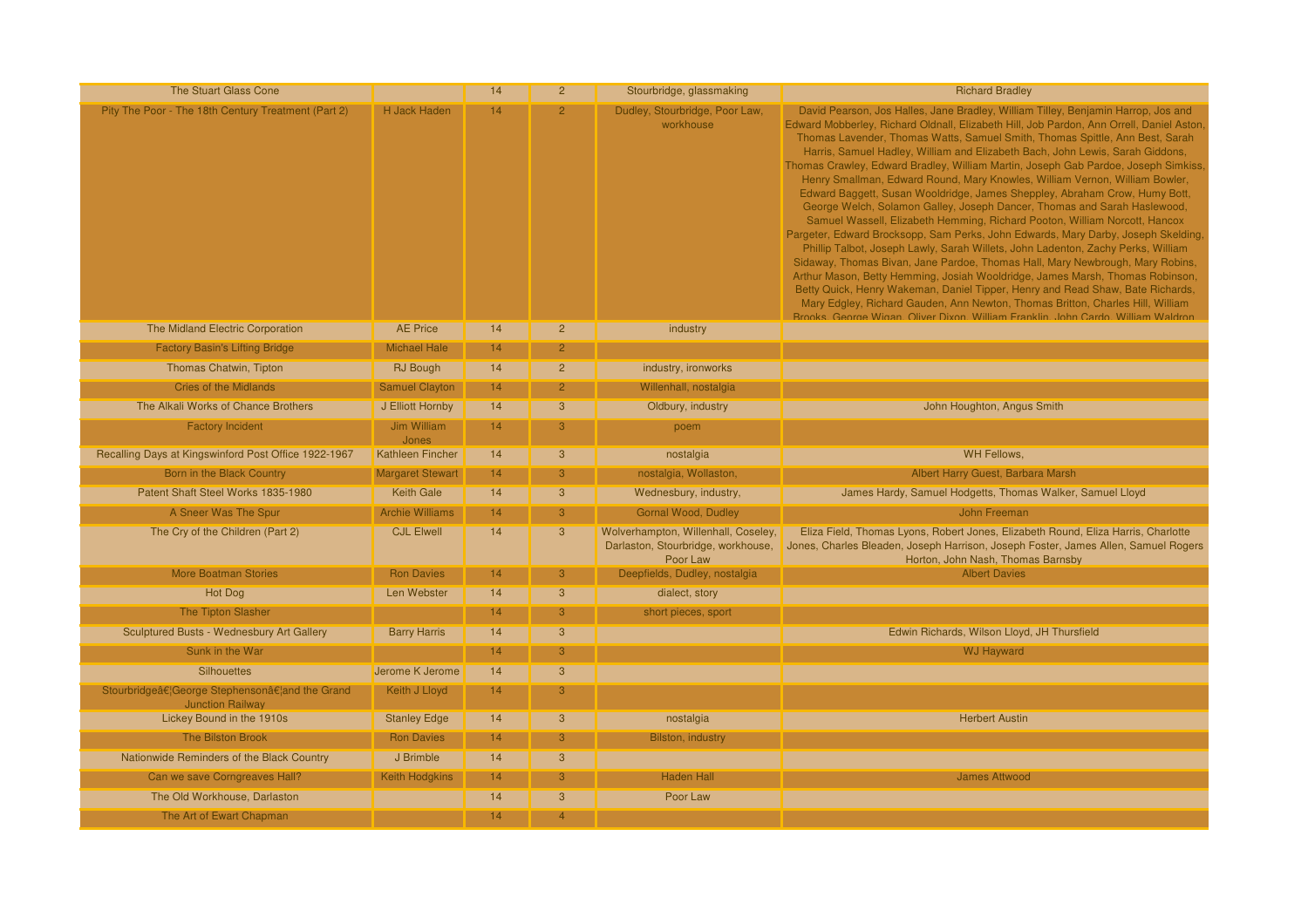| | | | | | |
|---|---|---|---|---|---|
| The Stuart Glass Cone | | 14 | 2 | Stourbridge, glassmaking | Richard Bradley |
| Pity The Poor - The 18th Century Treatment (Part 2) | H Jack Haden | 14 | 2 | Dudley, Stourbridge, Poor Law, workhouse | David Pearson, Jos Halles, Jane Bradley, William Tilley, Benjamin Harrop, Jos and Edward Mobberley, Richard Oldnall, Elizabeth Hill, Job Pardon, Ann Orrell, Daniel Aston, Thomas Lavender, Thomas Watts, Samuel Smith, Thomas Spittle, Ann Best, Sarah Harris, Samuel Hadley, William and Elizabeth Bach, John Lewis, Sarah Giddons, Thomas Crawley, Edward Bradley, William Martin, Joseph Gab Pardoe, Joseph Simkiss, Henry Smallman, Edward Round, Mary Knowles, William Vernon, William Bowler, Edward Baggett, Susan Wooldridge, James Sheppley, Abraham Crow, Humy Bott, George Welch, Solamon Galley, Joseph Dancer, Thomas and Sarah Haslewood, Samuel Wassell, Elizabeth Hemming, Richard Pooton, William Norcott, Hancox Pargeter, Edward Brocksopp, Sam Perks, John Edwards, Mary Darby, Joseph Skelding, Phillip Talbot, Joseph Lawly, Sarah Willets, John Ladenton, Zachy Perks, William Sidaway, Thomas Bivan, Jane Pardoe, Thomas Hall, Mary Newbrough, Mary Robins, Arthur Mason, Betty Hemming, Josiah Wooldridge, James Marsh, Thomas Robinson, Betty Quick, Henry Wakeman, Daniel Tipper, Henry and Read Shaw, Bate Richards, Mary Edgley, Richard Gauden, Ann Newton, Thomas Britton, Charles Hill, William Brooks, George Wigan, Oliver Dixon, William Franklin, John Cardo, William Waldron |
| The Midland Electric Corporation | AE Price | 14 | 2 | industry | |
| Factory Basin's Lifting Bridge | Michael Hale | 14 | 2 | | |
| Thomas Chatwin, Tipton | RJ Bough | 14 | 2 | industry, ironworks | |
| Cries of the Midlands | Samuel Clayton | 14 | 2 | Willenhall, nostalgia | |
| The Alkali Works of Chance Brothers | J Elliott Hornby | 14 | 3 | Oldbury, industry | John Houghton, Angus Smith |
| Factory Incident | Jim William Jones | 14 | 3 | poem | |
| Recalling Days at Kingswinford Post Office 1922-1967 | Kathleen Fincher | 14 | 3 | nostalgia | WH Fellows, |
| Born in the Black Country | Margaret Stewart | 14 | 3 | nostalgia, Wollaston, | Albert Harry Guest, Barbara Marsh |
| Patent Shaft Steel Works 1835-1980 | Keith Gale | 14 | 3 | Wednesbury, industry, | James Hardy, Samuel Hodgetts, Thomas Walker, Samuel Lloyd |
| A Sneer Was The Spur | Archie Williams | 14 | 3 | Gornal Wood, Dudley | John Freeman |
| The Cry of the Children (Part 2) | CJL Elwell | 14 | 3 | Wolverhampton, Willenhall, Coseley, Darlaston, Stourbridge, workhouse, Poor Law | Eliza Field, Thomas Lyons, Robert Jones, Elizabeth Round, Eliza Harris, Charlotte Jones, Charles Bleaden, Joseph Harrison, Joseph Foster, James Allen, Samuel Rogers Horton, John Nash, Thomas Barnsby |
| More Boatman Stories | Ron Davies | 14 | 3 | Deepfields, Dudley, nostalgia | Albert Davies |
| Hot Dog | Len Webster | 14 | 3 | dialect, story | |
| The Tipton Slasher | | 14 | 3 | short pieces, sport | |
| Sculptured Busts - Wednesbury Art Gallery | Barry Harris | 14 | 3 | | Edwin Richards, Wilson Lloyd, JH Thursfield |
| Sunk in the War | | 14 | 3 | | WJ Hayward |
| Silhouettes | Jerome K Jerome | 14 | 3 | | |
| Stourbridgeâ€¦George Stephensonâ€¦and the Grand Junction Railway | Keith J Lloyd | 14 | 3 | | |
| Lickey Bound in the 1910s | Stanley Edge | 14 | 3 | nostalgia | Herbert Austin |
| The Bilston Brook | Ron Davies | 14 | 3 | Bilston, industry | |
| Nationwide Reminders of the Black Country | J Brimble | 14 | 3 | | |
| Can we save Corngreaves Hall? | Keith Hodgkins | 14 | 3 | Haden Hall | James Attwood |
| The Old Workhouse, Darlaston | | 14 | 3 | Poor Law | |
| The Art of Ewart Chapman | | 14 | 4 | | |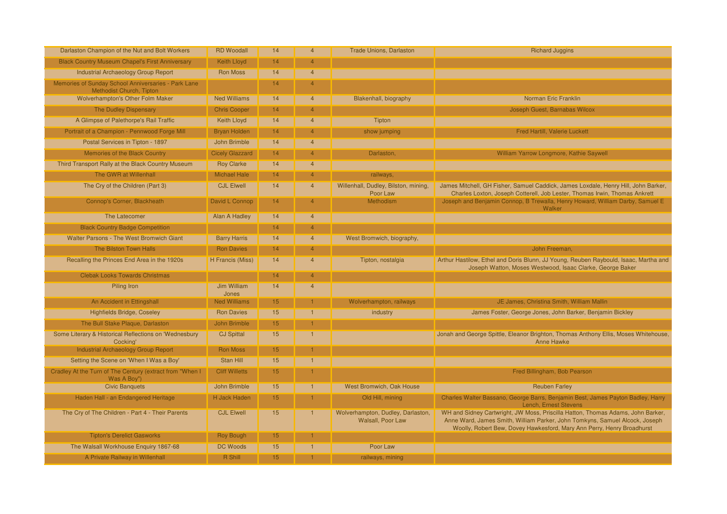| | | | | | |
|---|---|---|---|---|---|
| Darlaston Champion of the Nut and Bolt Workers | RD Woodall | 14 | 4 | Trade Unions, Darlaston | Richard Juggins |
| Black Country Museum Chapel's First Anniversary | Keith Lloyd | 14 | 4 | | |
| Industrial Archaeology Group Report | Ron Moss | 14 | 4 | | |
| Memories of Sunday School Anniversaries - Park Lane Methodist Church, Tipton | | 14 | 4 | | |
| Wolverhampton's Other Folm Maker | Ned Williams | 14 | 4 | Blakenhall, biography | Norman Eric Franklin |
| The Dudley Dispensary | Chris Cooper | 14 | 4 | | Joseph Guest, Barnabas Wilcox |
| A Glimpse of Palethorpe's Rail Traffic | Keith Lloyd | 14 | 4 | Tipton | |
| Portrait of a Champion - Pennwood Forge Mill | Bryan Holden | 14 | 4 | show jumping | Fred Hartill, Valerie Luckett |
| Postal Services in Tipton - 1897 | John Brimble | 14 | 4 | | |
| Memories of the Black Country | Cicely Glazzard | 14 | 4 | Darlaston, | William Yarrow Longmore, Kathie Saywell |
| Third Transport Rally at the Black Country Museum | Roy Clarke | 14 | 4 | | |
| The GWR at Willenhall | Michael Hale | 14 | 4 | railways, | |
| The Cry of the Children (Part 3) | CJL Elwell | 14 | 4 | Willenhall, Dudley, Bilston, mining, Poor Law | James Mitchell, GH Fisher, Samuel Caddick, James Loxdale, Henry Hill, John Barker, Charles Loxton, Joseph Cotterell, Job Lester, Thomas Irwin, Thomas Ankrett |
| Connop's Corner, Blackheath | David L Connop | 14 | 4 | Methodism | Joseph and Benjamin Connop, B Trewalla, Henry Howard, William Darby, Samuel E Walker |
| The Latecomer | Alan A Hadley | 14 | 4 | | |
| Black Country Badge Competition | | 14 | 4 | | |
| Walter Parsons - The West Bromwich Giant | Barry Harris | 14 | 4 | West Bromwich, biography, | |
| The Bilston Town Halls | Ron Davies | 14 | 4 | | John Freeman, |
| Recalling the Princes End Area in the 1920s | H Francis (Miss) | 14 | 4 | Tipton, nostalgia | Arthur Hastilow, Ethel and Doris Blunn, JJ Young, Reuben Raybould, Isaac, Martha and Joseph Watton, Moses Westwood, Isaac Clarke, George Baker |
| Clebak Looks Towards Christmas | | 14 | 4 | | |
| Piling Iron | Jim William Jones | 14 | 4 | | |
| An Accident in Ettingshall | Ned Williams | 15 | 1 | Wolverhampton, railways | JE James, Christina Smith, William Mallin |
| Highfields Bridge, Coseley | Ron Davies | 15 | 1 | industry | James Foster, George Jones, John Barker, Benjamin Bickley |
| The Bull Stake Plaque, Darlaston | John Brimble | 15 | 1 | | |
| Some Literary & Historical Reflections on 'Wednesbury Cocking' | CJ Spittal | 15 | 1 | | Jonah and George Spittle, Eleanor Brighton, Thomas Anthony Ellis, Moses Whitehouse, Anne Hawke |
| Industrial Archaeology Group Report | Ron Moss | 15 | 1 | | |
| Setting the Scene on 'When I Was a Boy' | Stan Hill | 15 | 1 | | |
| Cradley At the Turn of The Century (extract from "When I Was A Boy") | Cliff Willetts | 15 | 1 | | Fred Billingham, Bob Pearson |
| Civic Banquets | John Brimble | 15 | 1 | West Bromwich, Oak House | Reuben Farley |
| Haden Hall - an Endangered Heritage | H Jack Haden | 15 | 1 | Old Hill, mining | Charles Walter Bassano, George Barrs, Benjamin Best, James Payton Badley, Harry Lench, Ernest Stevens |
| The Cry of The Children - Part 4 - Their Parents | CJL Elwell | 15 | 1 | Wolverhampton, Dudley, Darlaston, Walsall, Poor Law | WH and Sidney Cartwright, JW Moss, Priscilla Hatton, Thomas Adams, John Barker, Anne Ward, James Smith, William Parker, John Tomkyns, Samuel Alcock, Joseph Woolly, Robert Bew, Dovey Hawkesford, Mary Ann Perry, Henry Broadhurst |
| Tipton's Derelict Gasworks | Roy Bough | 15 | 1 | | |
| The Walsall Workhouse Enquiry 1867-68 | DC Woods | 15 | 1 | Poor Law | |
| A Private Railway in Willenhall | R Shill | 15 | 1 | railways, mining | |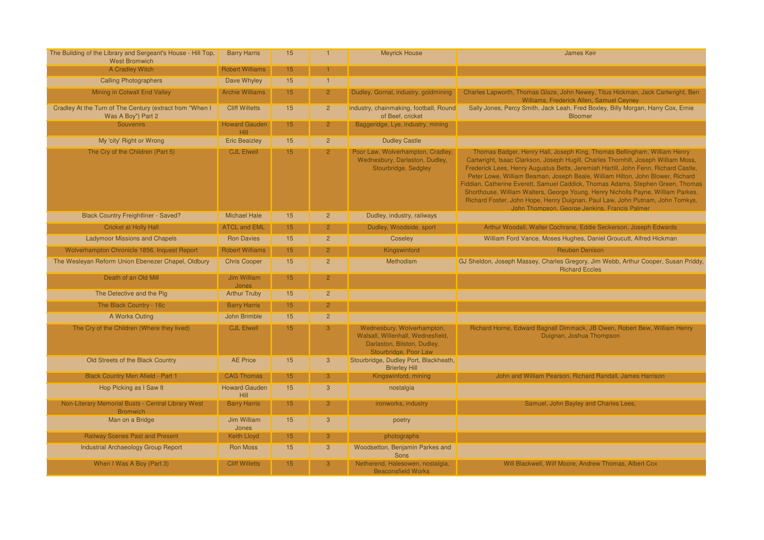| | | | | | |
|---|---|---|---|---|---|
| The Building of the Library and Sergeant's House - Hill Top, West Bromwich | Barry Harris | 15 | 1 | Meyrick House | James Keir |
| A Cradley Witch | Robert Williams | 15 | 1 | | |
| Calling Photographers | Dave Whyley | 15 | 1 | | |
| Mining in Cotwall End Valley | Archie Williams | 15 | 2 | Dudley, Gornal, industry, goldmining | Charles Lapworth, Thomas Glaze, John Newey, Titus Hickman, Jack Cartwright, Ben Williams, Frederick Allen, Samuel Ceyney |
| Cradley At the Turn of The Century (extract from "When I Was A Boy") Part 2 | Cliff Willetts | 15 | 2 | industry, chainmaking, football, Round of Beef, cricket | Sally Jones, Percy Smith, Jack Leah, Fred Boxley, Billy Morgan, Harry Cox, Ernie Bloomer |
| Souvenirs | Howard Gauden Hill | 15 | 2 | Baggeridge, Lye, industry, mining | |
| My 'city' Right or Wrong | Eric Beaizley | 15 | 2 | Dudley Castle | |
| The Cry of the Children (Part 5) | CJL Elwell | 15 | 2 | Poor Law, Wolverhampton, Cradley, Wednesbury, Darlaston, Dudley, Stourbridge, Sedgley | Thomas Badger, Henry Hall, Joseph King, Thomas Bellingham, William Henry Cartwright, Isaac Clarkson, Joseph Hugill, Charles Thornhill, Joseph William Moss, Frederick Lees, Henry Augustus Betts, Jeremiah Hartill, John Fenn, Richard Castle, Peter Lowe, William Beaman, Joseph Beale, William Hilton, John Blower, Richard Fiddian, Catherine Everett, Samuel Caddick, Thomas Adams, Stephen Green, Thomas Shorthouse, William Walters, George Young, Henry Nicholls Payne, William Parkes, Richard Foster, John Hope, Henry Duignan, Paul Law, John Putnam, John Tomkys, John Thompson, George Jenkins, Francis Palmer |
| Black Country Freightliner - Saved? | Michael Hale | 15 | 2 | Dudley, industry, railways | |
| Cricket at Holly Hall | ATCL and EML | 15 | 2 | Dudley, Woodside, sport | Arthur Woodall, Walter Cochrane, Eddie Seckerson, Joseph Edwards |
| Ladymoor Missions and Chapels | Ron Davies | 15 | 2 | Coseley | William Ford Vance, Moses Hughes, Daniel Groucutt, Alfred Hickman |
| Wolverhampton Chronicle 1856, Inquest Report | Robert Williams | 15 | 2 | Kingswinford | Reuben Denison |
| The Wesleyan Reform Union Ebenezer Chapel, Oldbury | Chris Cooper | 15 | 2 | Methodism | GJ Sheldon, Joseph Massey, Charles Gregory, Jim Webb, Arthur Cooper, Susan Priddy, Richard Eccles |
| Death of an Old Mill | Jim William Jones | 15 | 2 | | |
| The Detective and the Pig | Arthur Truby | 15 | 2 | | |
| The Black Country - 16c | Barry Harris | 15 | 2 | | |
| A Works Outing | John Brimble | 15 | 2 | | |
| The Cry of the Children (Where they lived) | CJL Elwell | 15 | 3 | Wednesbury, Wolverhampton, Walsall, Willenhall, Wednesfield, Darlaston, Bilston, Dudley, Stourbridge, Poor Law | Richard Horne, Edward Bagnall Dimmack, JB Owen, Robert Bew, William Henry Duignan, Joshua Thompson |
| Old Streets of the Black Country | AE Price | 15 | 3 | Stourbridge, Dudley Port, Blackheath, Brierley Hill | |
| Black Country Men Afield - Part 1 | CAG Thomas | 15 | 3 | Kingswinford, mining | John and William Pearson, Richard Randall, James Harrison |
| Hop Picking as I Saw It | Howard Gauden Hill | 15 | 3 | nostalgia | |
| Non-Literary Memorial Busts - Central Library West Bromwich | Barry Harris | 15 | 3 | ironworks, industry | Samuel, John Bayley and Charles Lees, |
| Man on a Bridge | Jim William Jones | 15 | 3 | poetry | |
| Railway Scenes Past and Present | Keith Lloyd | 15 | 3 | photographs | |
| Industrial Archaeology Group Report | Ron Moss | 15 | 3 | Woodsetton, Benjamin Parkes and Sons | |
| When I Was A Boy (Part 3) | Cliff Willetts | 15 | 3 | Netherend, Halesowen, nostalgia, Beaconsfield Works | Will Blackwell, Wilf Moore, Andrew Thomas, Albert Cox |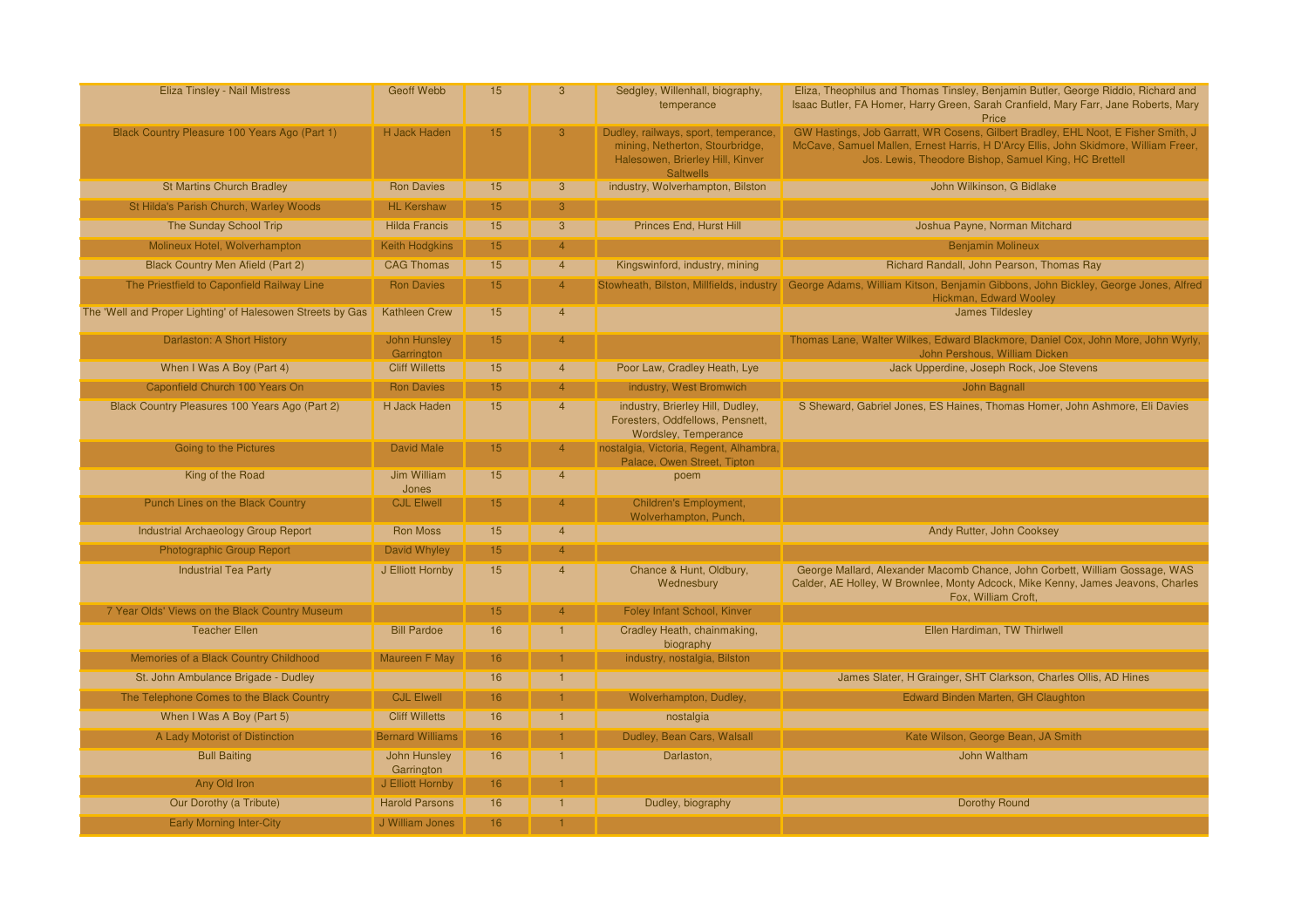| | | | | | |
|---|---|---|---|---|---|
| Eliza Tinsley - Nail Mistress | Geoff Webb | 15 | 3 | Sedgley, Willenhall, biography, temperance | Eliza, Theophilus and Thomas Tinsley, Benjamin Butler, George Riddio, Richard and Isaac Butler, FA Homer, Harry Green, Sarah Cranfield, Mary Farr, Jane Roberts, Mary Price |
| Black Country Pleasure 100 Years Ago (Part 1) | H Jack Haden | 15 | 3 | Dudley, railways, sport, temperance, mining, Netherton, Stourbridge, Halesowen, Brierley Hill, Kinver Saltwells | GW Hastings, Job Garratt, WR Cosens, Gilbert Bradley, EHL Noot, E Fisher Smith, J McCave, Samuel Mallen, Ernest Harris, H D'Arcy Ellis, John Skidmore, William Freer, Jos. Lewis, Theodore Bishop, Samuel King, HC Brettell |
| St Martins Church Bradley | Ron Davies | 15 | 3 | industry, Wolverhampton, Bilston | John Wilkinson, G Bidlake |
| St Hilda's Parish Church, Warley Woods | HL Kershaw | 15 | 3 | | |
| The Sunday School Trip | Hilda Francis | 15 | 3 | Princes End, Hurst Hill | Joshua Payne, Norman Mitchard |
| Molineux Hotel, Wolverhampton | Keith Hodgkins | 15 | 4 | | Benjamin Molineux |
| Black Country Men Afield (Part 2) | CAG Thomas | 15 | 4 | Kingswinford, industry, mining | Richard Randall, John Pearson, Thomas Ray |
| The Priestfield to Caponfield Railway Line | Ron Davies | 15 | 4 | Stowheath, Bilston, Millfields, industry | George Adams, William Kitson, Benjamin Gibbons, John Bickley, George Jones, Alfred Hickman, Edward Wooley |
| The 'Well and Proper Lighting' of Halesowen Streets by Gas | Kathleen Crew | 15 | 4 | | James Tildesley |
| Darlaston: A Short History | John Hunsley Garrington | 15 | 4 | | Thomas Lane, Walter Wilkes, Edward Blackmore, Daniel Cox, John More, John Wyrly, John Pershous, William Dicken |
| When I Was A Boy (Part 4) | Cliff Willetts | 15 | 4 | Poor Law, Cradley Heath, Lye | Jack Upperdine, Joseph Rock, Joe Stevens |
| Caponfield Church 100 Years On | Ron Davies | 15 | 4 | industry, West Bromwich | John Bagnall |
| Black Country Pleasures 100 Years Ago (Part 2) | H Jack Haden | 15 | 4 | industry, Brierley Hill, Dudley, Foresters, Oddfellows, Pensnett, Wordsley, Temperance | S Sheward, Gabriel Jones, ES Haines, Thomas Homer, John Ashmore, Eli Davies |
| Going to the Pictures | David Male | 15 | 4 | nostalgia, Victoria, Regent, Alhambra, Palace, Owen Street, Tipton | |
| King of the Road | Jim William Jones | 15 | 4 | poem | |
| Punch Lines on the Black Country | CJL Elwell | 15 | 4 | Children's Employment, Wolverhampton, Punch, | |
| Industrial Archaeology Group Report | Ron Moss | 15 | 4 | | Andy Rutter, John Cooksey |
| Photographic Group Report | David Whyley | 15 | 4 | | |
| Industrial Tea Party | J Elliott Hornby | 15 | 4 | Chance & Hunt, Oldbury, Wednesbury | George Mallard, Alexander Macomb Chance, John Corbett, William Gossage, WAS Calder, AE Holley, W Brownlee, Monty Adcock, Mike Kenny, James Jeavons, Charles Fox, William Croft, |
| 7 Year Olds' Views on the Black Country Museum | | 15 | 4 | Foley Infant School, Kinver | |
| Teacher Ellen | Bill Pardoe | 16 | 1 | Cradley Heath, chainmaking, biography | Ellen Hardiman, TW Thirlwell |
| Memories of a Black Country Childhood | Maureen F May | 16 | 1 | industry, nostalgia, Bilston | |
| St. John Ambulance Brigade - Dudley | | 16 | 1 | | James Slater, H Grainger, SHT Clarkson, Charles Ollis, AD Hines |
| The Telephone Comes to the Black Country | CJL Elwell | 16 | 1 | Wolverhampton, Dudley, | Edward Binden Marten, GH Claughton |
| When I Was A Boy (Part 5) | Cliff Willetts | 16 | 1 | nostalgia | |
| A Lady Motorist of Distinction | Bernard Williams | 16 | 1 | Dudley, Bean Cars, Walsall | Kate Wilson, George Bean, JA Smith |
| Bull Baiting | John Hunsley Garrington | 16 | 1 | Darlaston, | John Waltham |
| Any Old Iron | J Elliott Hornby | 16 | 1 | | |
| Our Dorothy (a Tribute) | Harold Parsons | 16 | 1 | Dudley, biography | Dorothy Round |
| Early Morning Inter-City | J William Jones | 16 | 1 | | |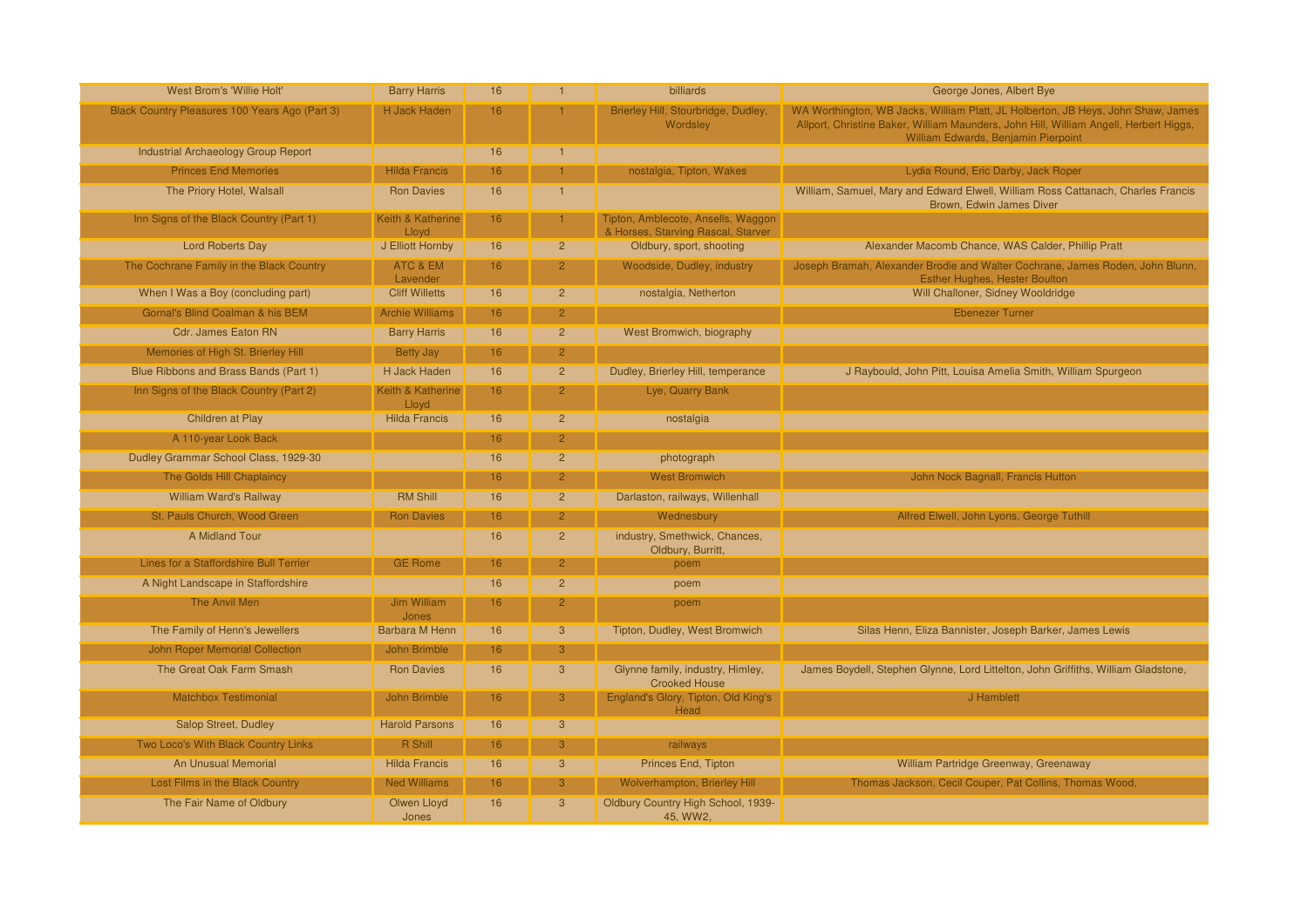| | | | | | |
|---|---|---|---|---|---|
| West Brom's 'Willie Holt' | Barry Harris | 16 | 1 | billiards | George Jones, Albert Bye |
| Black Country Pleasures 100 Years Ago (Part 3) | H Jack Haden | 16 | 1 | Brierley Hill, Stourbridge, Dudley, Wordsley | WA Worthington, WB Jacks, William Platt, JL Holberton, JB Heys, John Shaw, James Allport, Christine Baker, William Maunders, John Hill, William Angell, Herbert Higgs, William Edwards, Benjamin Pierpoint |
| Industrial Archaeology Group Report | | 16 | 1 | | |
| Princes End Memories | Hilda Francis | 16 | 1 | nostalgia, Tipton, Wakes | Lydia Round, Eric Darby, Jack Roper |
| The Priory Hotel, Walsall | Ron Davies | 16 | 1 | | William, Samuel, Mary and Edward Elwell, William Ross Cattanach, Charles Francis Brown, Edwin James Diver |
| Inn Signs of the Black Country (Part 1) | Keith & Katherine Lloyd | 16 | 1 | Tipton, Amblecote, Ansells, Waggon & Horses, Starving Rascal, Starver | |
| Lord Roberts Day | J Elliott Hornby | 16 | 2 | Oldbury, sport, shooting | Alexander Macomb Chance, WAS Calder, Phillip Pratt |
| The Cochrane Family in the Black Country | ATC & EM Lavender | 16 | 2 | Woodside, Dudley, industry | Joseph Bramah, Alexander Brodie and Walter Cochrane, James Roden, John Blunn, Esther Hughes, Hester Boulton |
| When I Was a Boy (concluding part) | Cliff Willetts | 16 | 2 | nostalgia, Netherton | Will Challoner, Sidney Wooldridge |
| Gornal's Blind Coalman & his BEM | Archie Williams | 16 | 2 | | Ebenezer Turner |
| Cdr. James Eaton RN | Barry Harris | 16 | 2 | West Bromwich, biography | |
| Memories of High St. Brierley Hill | Betty Jay | 16 | 2 | | |
| Blue Ribbons and Brass Bands (Part 1) | H Jack Haden | 16 | 2 | Dudley, Brierley Hill, temperance | J Raybould, John Pitt, Louisa Amelia Smith, William Spurgeon |
| Inn Signs of the Black Country (Part 2) | Keith & Katherine Lloyd | 16 | 2 | Lye, Quarry Bank | |
| Children at Play | Hilda Francis | 16 | 2 | nostalgia | |
| A 110-year Look Back | | 16 | 2 | | |
| Dudley Grammar School Class, 1929-30 | | 16 | 2 | photograph | |
| The Golds Hill Chaplaincy | | 16 | 2 | West Bromwich | John Nock Bagnall, Francis Hutton |
| William Ward's Railway | RM Shill | 16 | 2 | Darlaston, railways, Willenhall | |
| St. Pauls Church, Wood Green | Ron Davies | 16 | 2 | Wednesbury | Alfred Elwell, John Lyons, George Tuthill |
| A Midland Tour | | 16 | 2 | industry, Smethwick, Chances, Oldbury, Burritt, | |
| Lines for a Staffordshire Bull Terrier | GE Rome | 16 | 2 | poem | |
| A Night Landscape in Staffordshire | | 16 | 2 | poem | |
| The Anvil Men | Jim William Jones | 16 | 2 | poem | |
| The Family of Henn's Jewellers | Barbara M Henn | 16 | 3 | Tipton, Dudley, West Bromwich | Silas Henn, Eliza Bannister, Joseph Barker, James Lewis |
| John Roper Memorial Collection | John Brimble | 16 | 3 | | |
| The Great Oak Farm Smash | Ron Davies | 16 | 3 | Glynne family, industry, Himley, Crooked House | James Boydell, Stephen Glynne, Lord Littelton, John Griffiths, William Gladstone, |
| Matchbox Testimonial | John Brimble | 16 | 3 | England's Glory, Tipton, Old King's Head | J Hamblett |
| Salop Street, Dudley | Harold Parsons | 16 | 3 | | |
| Two Loco's With Black Country Links | R Shill | 16 | 3 | railways | |
| An Unusual Memorial | Hilda Francis | 16 | 3 | Princes End, Tipton | William Partridge Greenway, Greenaway |
| Lost Films in the Black Country | Ned Williams | 16 | 3 | Wolverhampton, Brierley Hill | Thomas Jackson, Cecil Couper, Pat Collins, Thomas Wood, |
| The Fair Name of Oldbury | Olwen Lloyd Jones | 16 | 3 | Oldbury Country High School, 1939-45, WW2, | |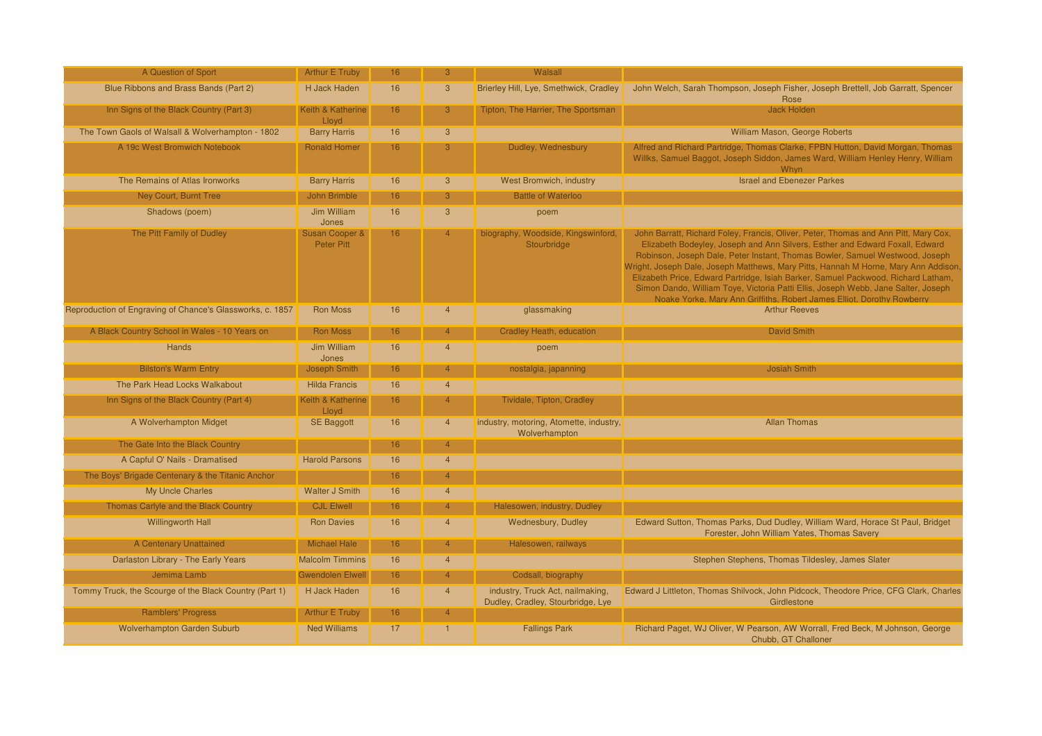| | | | | | |
|---|---|---|---|---|---|
| A Question of Sport | Arthur E Truby | 16 | 3 | Walsall | |
| Blue Ribbons and Brass Bands (Part 2) | H Jack Haden | 16 | 3 | Brierley Hill, Lye, Smethwick, Cradley | John Welch, Sarah Thompson, Joseph Fisher, Joseph Brettell, Job Garratt, Spencer Rose |
| Inn Signs of the Black Country (Part 3) | Keith & Katherine Lloyd | 16 | 3 | Tipton, The Harrier, The Sportsman | Jack Holden |
| The Town Gaols of Walsall & Wolverhampton - 1802 | Barry Harris | 16 | 3 | | William Mason, George Roberts |
| A 19c West Bromwich Notebook | Ronald Homer | 16 | 3 | Dudley, Wednesbury | Alfred and Richard Partridge, Thomas Clarke, FPBN Hutton, David Morgan, Thomas Willks, Samuel Baggot, Joseph Siddon, James Ward, William Henley Henry, William Whyn |
| The Remains of Atlas Ironworks | Barry Harris | 16 | 3 | West Bromwich, industry | Israel and Ebenezer Parkes |
| Ney Court, Burnt Tree | John Brimble | 16 | 3 | Battle of Waterloo | |
| Shadows (poem) | Jim William Jones | 16 | 3 | poem | |
| The Pitt Family of Dudley | Susan Cooper & Peter Pitt | 16 | 4 | biography, Woodside, Kingswinford, Stourbridge | John Barratt, Richard Foley, Francis, Oliver, Peter, Thomas and Ann Pitt, Mary Cox, Elizabeth Bodeyley, Joseph and Ann Silvers, Esther and Edward Foxall, Edward Robinson, Joseph Dale, Peter Instant, Thomas Bowler, Samuel Westwood, Joseph Wright, Joseph Dale, Joseph Matthews, Mary Pitts, Hannah M Horne, Mary Ann Addison, Elizabeth Price, Edward Partridge, Isiah Barker, Samuel Packwood, Richard Latham, Simon Dando, William Toye, Victoria Patti Ellis, Joseph Webb, Jane Salter, Joseph Noake Yorke, Mary Ann Griffiths, Robert James Elliot, Dorothy Rowberry |
| Reproduction of Engraving of Chance's Glassworks, c. 1857 | Ron Moss | 16 | 4 | glassmaking | Arthur Reeves |
| A Black Country School in Wales - 10 Years on | Ron Moss | 16 | 4 | Cradley Heath, education | David Smith |
| Hands | Jim William Jones | 16 | 4 | poem | |
| Bilston's Warm Entry | Joseph Smith | 16 | 4 | nostalgia, japanning | Josiah Smith |
| The Park Head Locks Walkabout | Hilda Francis | 16 | 4 | | |
| Inn Signs of the Black Country (Part 4) | Keith & Katherine Lloyd | 16 | 4 | Tividale, Tipton, Cradley | |
| A Wolverhampton Midget | SE Baggott | 16 | 4 | industry, motoring, Atomette, industry, Wolverhampton | Allan Thomas |
| The Gate Into the Black Country | | 16 | 4 | | |
| A Capful O' Nails - Dramatised | Harold Parsons | 16 | 4 | | |
| The Boys' Brigade Centenary & the Titanic Anchor | | 16 | 4 | | |
| My Uncle Charles | Walter J Smith | 16 | 4 | | |
| Thomas Carlyle and the Black Country | CJL Elwell | 16 | 4 | Halesowen, industry, Dudley | |
| Willingworth Hall | Ron Davies | 16 | 4 | Wednesbury, Dudley | Edward Sutton, Thomas Parks, Dud Dudley, William Ward, Horace St Paul, Bridget Forester, John William Yates, Thomas Savery |
| A Centenary Unattained | Michael Hale | 16 | 4 | Halesowen, railways | |
| Darlaston Library - The Early Years | Malcolm Timmins | 16 | 4 | | Stephen Stephens, Thomas Tildesley, James Slater |
| Jemima Lamb | Gwendolen Elwell | 16 | 4 | Codsall, biography | |
| Tommy Truck, the Scourge of the Black Country (Part 1) | H Jack Haden | 16 | 4 | industry, Truck Act, nailmaking, Dudley, Cradley, Stourbridge, Lye | Edward J Littleton, Thomas Shilvock, John Pidcock, Theodore Price, CFG Clark, Charles Girdlestone |
| Ramblers' Progress | Arthur E Truby | 16 | 4 | | |
| Wolverhampton Garden Suburb | Ned Williams | 17 | 1 | Fallings Park | Richard Paget, WJ Oliver, W Pearson, AW Worrall, Fred Beck, M Johnson, George Chubb, GT Challoner |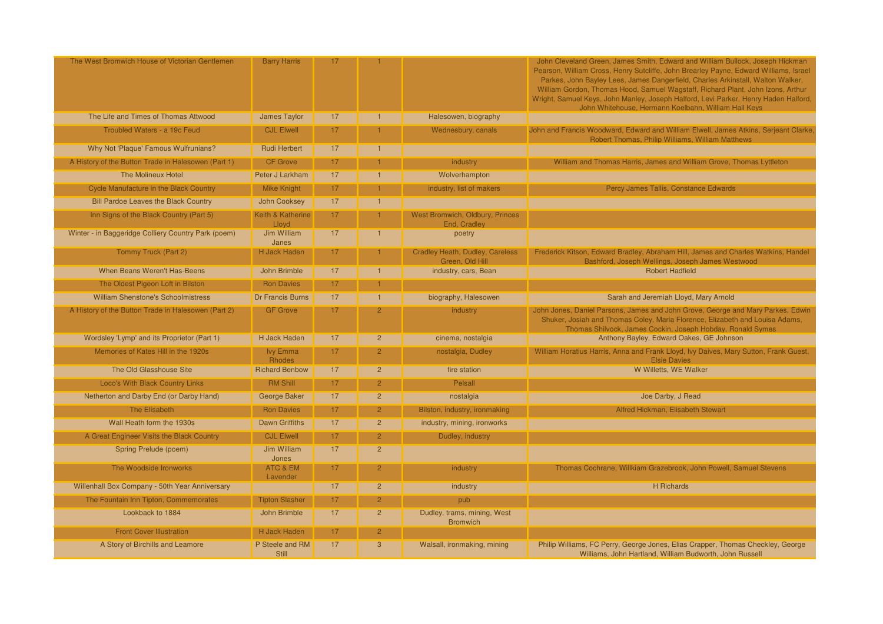| | | | | | |
|---|---|---|---|---|---|
| The West Bromwich House of Victorian Gentlemen | Barry Harris | 17 | 1 | | John Cleveland Green, James Smith, Edward and William Bullock, Joseph Hickman Pearson, William Cross, Henry Sutcliffe, John Brearley Payne, Edward Williams, Israel Parkes, John Bayley Lees, James Dangerfield, Charles Arkinstall, Walton Walker, William Gordon, Thomas Hood, Samuel Wagstaff, Richard Plant, John Izons, Arthur Wright, Samuel Keys, John Manley, Joseph Halford, Levi Parker, Henry Haden Halford, John Whitehouse, Hermann Koelbahn, William Hall Keys |
| The Life and Times of Thomas Attwood | James Taylor | 17 | 1 | Halesowen, biography | |
| Troubled Waters - a 19c Feud | CJL Elwell | 17 | 1 | Wednesbury, canals | John and Francis Woodward, Edward and William Elwell, James Atkins, Serjeant Clarke, Robert Thomas, Philip Williams, William Matthews |
| Why Not 'Plaque' Famous Wulfrunians? | Rudi Herbert | 17 | 1 | | |
| A History of the Button Trade in Halesowen (Part 1) | CF Grove | 17 | 1 | industry | William and Thomas Harris, James and William Grove, Thomas Lyttleton |
| The Molineux Hotel | Peter J Larkham | 17 | 1 | Wolverhampton | |
| Cycle Manufacture in the Black Country | Mike Knight | 17 | 1 | industry, list of makers | Percy James Tallis, Constance Edwards |
| Bill Pardoe Leaves the Black Country | John Cooksey | 17 | 1 | | |
| Inn Signs of the Black Country (Part 5) | Keith & Katherine Lloyd | 17 | 1 | West Bromwich, Oldbury, Princes End, Cradley | |
| Winter - in Baggeridge Colliery Country Park (poem) | Jim William Janes | 17 | 1 | poetry | |
| Tommy Truck (Part 2) | H Jack Haden | 17 | 1 | Cradley Heath, Dudley, Careless Green, Old Hill | Frederick Kitson, Edward Bradley, Abraham Hill, James and Charles Watkins, Handel Bashford, Joseph Wellings, Joseph James Westwood |
| When Beans Weren't Has-Beens | John Brimble | 17 | 1 | industry, cars, Bean | Robert Hadfield |
| The Oldest Pigeon Loft in Bilston | Ron Davies | 17 | 1 | | |
| William Shenstone's Schoolmistress | Dr Francis Burns | 17 | 1 | biography, Halesowen | Sarah and Jeremiah Lloyd, Mary Arnold |
| A History of the Button Trade in Halesowen (Part 2) | GF Grove | 17 | 2 | industry | John Jones, Daniel Parsons, James and John Grove, George and Mary Parkes, Edwin Shuker, Josiah and Thomas Coley, Maria Florence, Elizabeth and Louisa Adams, Thomas Shilvock, James Cockin, Joseph Hobday, Ronald Symes |
| Wordsley 'Lymp' and its Proprietor (Part 1) | H Jack Haden | 17 | 2 | cinema, nostalgia | Anthony Bayley, Edward Oakes, GE Johnson |
| Memories of Kates Hill in the 1920s | Ivy Emma Rhodes | 17 | 2 | nostalgia, Dudley | William Horatius Harris, Anna and Frank Lloyd, Ivy Daives, Mary Sutton, Frank Guest, Elsie Davies |
| The Old Glasshouse Site | Richard Benbow | 17 | 2 | fire station | W Willetts, WE Walker |
| Loco's With Black Country Links | RM Shill | 17 | 2 | Pelsall | |
| Netherton and Darby End (or Darby Hand) | George Baker | 17 | 2 | nostalgia | Joe Darby, J Read |
| The Elisabeth | Ron Davies | 17 | 2 | Bilston, industry, ironmaking | Alfred Hickman, Elisabeth Stewart |
| Wall Heath form the 1930s | Dawn Griffiths | 17 | 2 | industry, mining, ironworks | |
| A Great Engineer Visits the Black Country | CJL Elwell | 17 | 2 | Dudley, industry | |
| Spring Prelude (poem) | Jim William Jones | 17 | 2 | | |
| The Woodside Ironworks | ATC & EM Lavender | 17 | 2 | industry | Thomas Cochrane, Willkiam Grazebrook, John Powell, Samuel Stevens |
| Willenhall Box Company - 50th Year Anniversary | | 17 | 2 | industry | H Richards |
| The Fountain Inn Tipton, Commemorates | Tipton Slasher | 17 | 2 | pub | |
| Lookback to 1884 | John Brimble | 17 | 2 | Dudley, trams, mining, West Bromwich | |
| Front Cover Illustration | H Jack Haden | 17 | 2 | | |
| A Story of Birchills and Leamore | P Steele and RM Still | 17 | 3 | Walsall, ironmaking, mining | Philip Williams, FC Perry, George Jones, Elias Crapper, Thomas Checkley, George Williams, John Hartland, William Budworth, John Russell |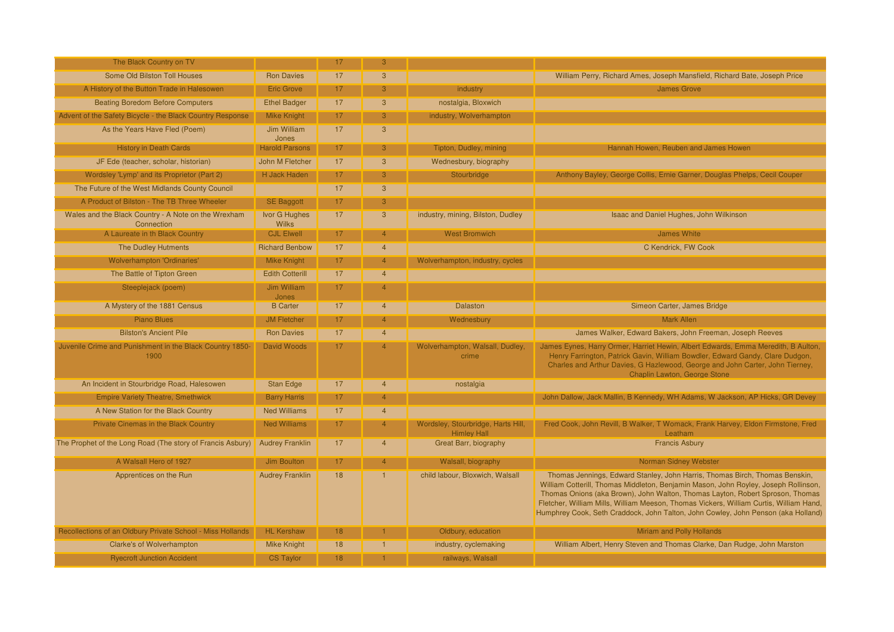| | | | | | |
|---|---|---|---|---|---|
| The Black Country on TV | | 17 | 3 | | |
| Some Old Bilston Toll Houses | Ron Davies | 17 | 3 | | William Perry, Richard Ames, Joseph Mansfield, Richard Bate, Joseph Price |
| A History of the Button Trade in Halesowen | Eric Grove | 17 | 3 | industry | James Grove |
| Beating Boredom Before Computers | Ethel Badger | 17 | 3 | nostalgia, Bloxwich | |
| Advent of the Safety Bicycle - the Black Country Response | Mike Knight | 17 | 3 | industry, Wolverhampton | |
| As the Years Have Fled (Poem) | Jim William Jones | 17 | 3 | | |
| History in Death Cards | Harold Parsons | 17 | 3 | Tipton, Dudley, mining | Hannah Howen, Reuben and James Howen |
| JF Ede (teacher, scholar, historian) | John M Fletcher | 17 | 3 | Wednesbury, biography | |
| Wordsley 'Lymp' and its Proprietor (Part 2) | H Jack Haden | 17 | 3 | Stourbridge | Anthony Bayley, George Collis, Ernie Garner, Douglas Phelps, Cecil Couper |
| The Future of the West Midlands County Council | | 17 | 3 | | |
| A Product of Bilston - The TB Three Wheeler | SE Baggott | 17 | 3 | | |
| Wales and the Black Country - A Note on the Wrexham Connection | Ivor G Hughes Wilks | 17 | 3 | industry, mining, Bilston, Dudley | Isaac and Daniel Hughes, John Wilkinson |
| A Laureate in th Black Country | CJL Elwell | 17 | 4 | West Bromwich | James White |
| The Dudley Hutments | Richard Benbow | 17 | 4 | | C Kendrick, FW Cook |
| Wolverhampton 'Ordinaries' | Mike Knight | 17 | 4 | Wolverhampton, industry, cycles | |
| The Battle of Tipton Green | Edith Cotterill | 17 | 4 | | |
| Steeplejack (poem) | Jim William Jones | 17 | 4 | | |
| A Mystery of the 1881 Census | B Carter | 17 | 4 | Dalaston | Simeon Carter, James Bridge |
| Piano Blues | JM Fletcher | 17 | 4 | Wednesbury | Mark Allen |
| Bilston's Ancient Pile | Ron Davies | 17 | 4 | | James Walker, Edward Bakers, John Freeman, Joseph Reeves |
| Juvenile Crime and Punishment in the Black Country 1850-1900 | David Woods | 17 | 4 | Wolverhampton, Walsall, Dudley, crime | James Eynes, Harry Ormer, Harriet Hewin, Albert Edwards, Emma Meredith, B Aulton, Henry Farrington, Patrick Gavin, William Bowdler, Edward Gandy, Clare Dudgon, Charles and Arthur Davies, G Hazlewood, George and John Carter, John Tierney, Chaplin Lawton, George Stone |
| An Incident in Stourbridge Road, Halesowen | Stan Edge | 17 | 4 | nostalgia | |
| Empire Variety Theatre, Smethwick | Barry Harris | 17 | 4 | | John Dallow, Jack Mallin, B Kennedy, WH Adams, W Jackson, AP Hicks, GR Devey |
| A New Station for the Black Country | Ned Williams | 17 | 4 | | |
| Private Cinemas in the Black Country | Ned Williams | 17 | 4 | Wordsley, Stourbridge, Harts Hill, Himley Hall | Fred Cook, John Revill, B Walker, T Womack, Frank Harvey, Eldon Firmstone, Fred Leatham |
| The Prophet of the Long Road (The story of Francis Asbury) | Audrey Franklin | 17 | 4 | Great Barr, biography | Francis Asbury |
| A Walsall Hero of 1927 | Jim Boulton | 17 | 4 | Walsall, biography | Norman Sidney Webster |
| Apprentices on the Run | Audrey Franklin | 18 | 1 | child labour, Bloxwich, Walsall | Thomas Jennings, Edward Stanley, John Harris, Thomas Birch, Thomas Benskin, William Cotterill, Thomas Middleton, Benjamin Mason, John Royley, Joseph Rollinson, Thomas Onions (aka Brown), John Walton, Thomas Layton, Robert Sproson, Thomas Fletcher, William Mills, William Meeson, Thomas Vickers, William Curtis, William Hand, Humphrey Cook, Seth Craddock, John Talton, John Cowley, John Penson (aka Holland) |
| Recollections of an Oldbury Private School - Miss Hollands | HL Kershaw | 18 | 1 | Oldbury, education | Miriam and Polly Hollands |
| Clarke's of Wolverhampton | Mike Knight | 18 | 1 | industry, cyclemaking | William Albert, Henry Steven and Thomas Clarke, Dan Rudge, John Marston |
| Ryecroft Junction Accident | CS Taylor | 18 | 1 | railways, Walsall | |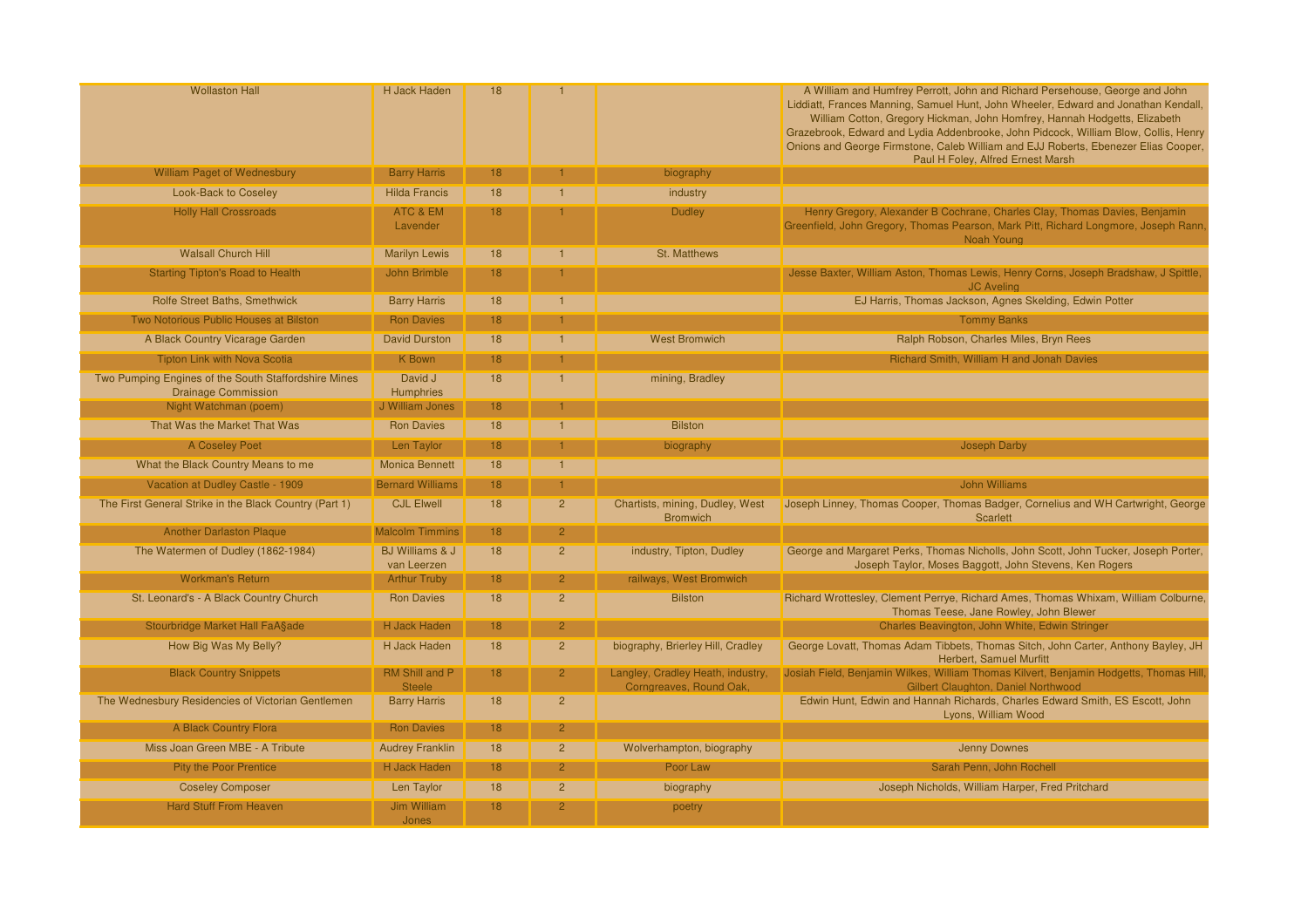| | | | | | |
|---|---|---|---|---|---|
| Wollaston Hall | H Jack Haden | 18 | 1 | | A William and Humfrey Perrott, John and Richard Persehouse, George and John Liddiatt, Frances Manning, Samuel Hunt, John Wheeler, Edward and Jonathan Kendall, William Cotton, Gregory Hickman, John Homfrey, Hannah Hodgetts, Elizabeth Grazebrook, Edward and Lydia Addenbrooke, John Pidcock, William Blow, Collis, Henry Onions and George Firmstone, Caleb William and EJJ Roberts, Ebenezer Elias Cooper, Paul H Foley, Alfred Ernest Marsh |
| William Paget of Wednesbury | Barry Harris | 18 | 1 | biography | |
| Look-Back to Coseley | Hilda Francis | 18 | 1 | industry | |
| Holly Hall Crossroads | ATC & EM Lavender | 18 | 1 | Dudley | Henry Gregory, Alexander B Cochrane, Charles Clay, Thomas Davies, Benjamin Greenfield, John Gregory, Thomas Pearson, Mark Pitt, Richard Longmore, Joseph Rann, Noah Young |
| Walsall Church Hill | Marilyn Lewis | 18 | 1 | St. Matthews | |
| Starting Tipton's Road to Health | John Brimble | 18 | 1 | | Jesse Baxter, William Aston, Thomas Lewis, Henry Corns, Joseph Bradshaw, J Spittle, JC Aveling |
| Rolfe Street Baths, Smethwick | Barry Harris | 18 | 1 | | EJ Harris, Thomas Jackson, Agnes Skelding, Edwin Potter |
| Two Notorious Public Houses at Bilston | Ron Davies | 18 | 1 | | Tommy Banks |
| A Black Country Vicarage Garden | David Durston | 18 | 1 | West Bromwich | Ralph Robson, Charles Miles, Bryn Rees |
| Tipton Link with Nova Scotia | K Bown | 18 | 1 | | Richard Smith, William H and Jonah Davies |
| Two Pumping Engines of the South Staffordshire Mines Drainage Commission | David J Humphries | 18 | 1 | mining, Bradley | |
| Night Watchman (poem) | J William Jones | 18 | 1 | | |
| That Was the Market That Was | Ron Davies | 18 | 1 | Bilston | |
| A Coseley Poet | Len Taylor | 18 | 1 | biography | Joseph Darby |
| What the Black Country Means to me | Monica Bennett | 18 | 1 | | |
| Vacation at Dudley Castle - 1909 | Bernard Williams | 18 | 1 | | John Williams |
| The First General Strike in the Black Country (Part 1) | CJL Elwell | 18 | 2 | Chartists, mining, Dudley, West Bromwich | Joseph Linney, Thomas Cooper, Thomas Badger, Cornelius and WH Cartwright, George Scarlett |
| Another Darlaston Plaque | Malcolm Timmins | 18 | 2 | | |
| The Watermen of Dudley (1862-1984) | BJ Williams & J van Leerzen | 18 | 2 | industry, Tipton, Dudley | George and Margaret Perks, Thomas Nicholls, John Scott, John Tucker, Joseph Porter, Joseph Taylor, Moses Baggott, John Stevens, Ken Rogers |
| Workman's Return | Arthur Truby | 18 | 2 | railways, West Bromwich | |
| St. Leonard's - A Black Country Church | Ron Davies | 18 | 2 | Bilston | Richard Wrottesley, Clement Perrye, Richard Ames, Thomas Whixam, William Colburne, Thomas Teese, Jane Rowley, John Blewer |
| Stourbridge Market Hall FaÃ§ade | H Jack Haden | 18 | 2 | | Charles Beavington, John White, Edwin Stringer |
| How Big Was My Belly? | H Jack Haden | 18 | 2 | biography, Brierley Hill, Cradley | George Lovatt, Thomas Adam Tibbets, Thomas Sitch, John Carter, Anthony Bayley, JH Herbert, Samuel Murfitt |
| Black Country Snippets | RM Shill and P Steele | 18 | 2 | Langley, Cradley Heath, industry, Corngreaves, Round Oak, | Josiah Field, Benjamin Wilkes, William Thomas Kilvert, Benjamin Hodgetts, Thomas Hill, Gilbert Claughton, Daniel Northwood |
| The Wednesbury Residencies of Victorian Gentlemen | Barry Harris | 18 | 2 | | Edwin Hunt, Edwin and Hannah Richards, Charles Edward Smith, ES Escott, John Lyons, William Wood |
| A Black Country Flora | Ron Davies | 18 | 2 | | |
| Miss Joan Green MBE - A Tribute | Audrey Franklin | 18 | 2 | Wolverhampton, biography | Jenny Downes |
| Pity the Poor Prentice | H Jack Haden | 18 | 2 | Poor Law | Sarah Penn, John Rochell |
| Coseley Composer | Len Taylor | 18 | 2 | biography | Joseph Nicholds, William Harper, Fred Pritchard |
| Hard Stuff From Heaven | Jim William Jones | 18 | 2 | poetry | |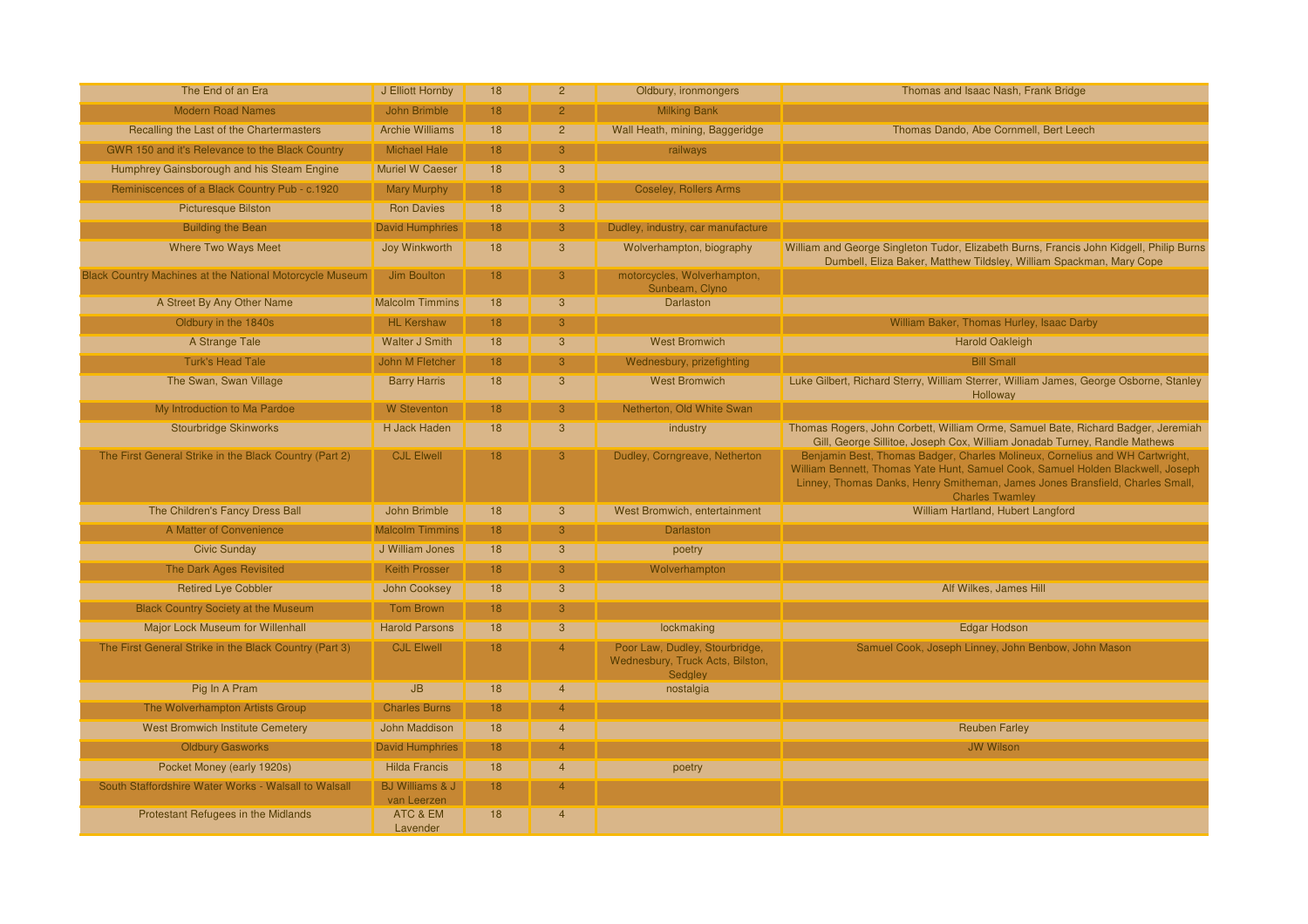| | | | | | |
|---|---|---|---|---|---|
| The End of an Era | J Elliott Hornby | 18 | 2 | Oldbury, ironmongers | Thomas and Isaac Nash, Frank Bridge |
| Modern Road Names | John Brimble | 18 | 2 | Milking Bank | |
| Recalling the Last of the Chartermasters | Archie Williams | 18 | 2 | Wall Heath, mining, Baggeridge | Thomas Dando, Abe Cornmell, Bert Leech |
| GWR 150 and it's Relevance to the Black Country | Michael Hale | 18 | 3 | railways | |
| Humphrey Gainsborough and his Steam Engine | Muriel W Caeser | 18 | 3 | | |
| Reminiscences of a Black Country Pub - c.1920 | Mary Murphy | 18 | 3 | Coseley, Rollers Arms | |
| Picturesque Bilston | Ron Davies | 18 | 3 | | |
| Building the Bean | David Humphries | 18 | 3 | Dudley, industry, car manufacture | |
| Where Two Ways Meet | Joy Winkworth | 18 | 3 | Wolverhampton, biography | William and George Singleton Tudor, Elizabeth Burns, Francis John Kidgell, Philip Burns Dumbell, Eliza Baker, Matthew Tildsley, William Spackman, Mary Cope |
| Black Country Machines at the National Motorcycle Museum | Jim Boulton | 18 | 3 | motorcycles, Wolverhampton, Sunbeam, Clyno | |
| A Street By Any Other Name | Malcolm Timmins | 18 | 3 | Darlaston | |
| Oldbury in the 1840s | HL Kershaw | 18 | 3 | | William Baker, Thomas Hurley, Isaac Darby |
| A Strange Tale | Walter J Smith | 18 | 3 | West Bromwich | Harold Oakleigh |
| Turk's Head Tale | John M Fletcher | 18 | 3 | Wednesbury, prizefighting | Bill Small |
| The Swan, Swan Village | Barry Harris | 18 | 3 | West Bromwich | Luke Gilbert, Richard Sterry, William Sterrer, William James, George Osborne, Stanley Holloway |
| My Introduction to Ma Pardoe | W Steventon | 18 | 3 | Netherton, Old White Swan | |
| Stourbridge Skinworks | H Jack Haden | 18 | 3 | industry | Thomas Rogers, John Corbett, William Orme, Samuel Bate, Richard Badger, Jeremiah Gill, George Sillitoe, Joseph Cox, William Jonadab Turney, Randle Mathews |
| The First General Strike in the Black Country (Part 2) | CJL Elwell | 18 | 3 | Dudley, Corngreave, Netherton | Benjamin Best, Thomas Badger, Charles Molineux, Cornelius and WH Cartwright, William Bennett, Thomas Yate Hunt, Samuel Cook, Samuel Holden Blackwell, Joseph Linney, Thomas Danks, Henry Smitheman, James Jones Bransfield, Charles Small, Charles Twamley |
| The Children's Fancy Dress Ball | John Brimble | 18 | 3 | West Bromwich, entertainment | William Hartland, Hubert Langford |
| A Matter of Convenience | Malcolm Timmins | 18 | 3 | Darlaston | |
| Civic Sunday | J William Jones | 18 | 3 | poetry | |
| The Dark Ages Revisited | Keith Prosser | 18 | 3 | Wolverhampton | |
| Retired Lye Cobbler | John Cooksey | 18 | 3 | | Alf Wilkes, James Hill |
| Black Country Society at the Museum | Tom Brown | 18 | 3 | | |
| Major Lock Museum for Willenhall | Harold Parsons | 18 | 3 | lockmaking | Edgar Hodson |
| The First General Strike in the Black Country (Part 3) | CJL Elwell | 18 | 4 | Poor Law, Dudley, Stourbridge, Wednesbury, Truck Acts, Bilston, Sedgley | Samuel Cook, Joseph Linney, John Benbow, John Mason |
| Pig In A Pram | JB | 18 | 4 | nostalgia | |
| The Wolverhampton Artists Group | Charles Burns | 18 | 4 | | |
| West Bromwich Institute Cemetery | John Maddison | 18 | 4 | | Reuben Farley |
| Oldbury Gasworks | David Humphries | 18 | 4 | | JW Wilson |
| Pocket Money (early 1920s) | Hilda Francis | 18 | 4 | poetry | |
| South Staffordshire Water Works - Walsall to Walsall | BJ Williams & J van Leerzen | 18 | 4 | | |
| Protestant Refugees in the Midlands | ATC & EM Lavender | 18 | 4 | | |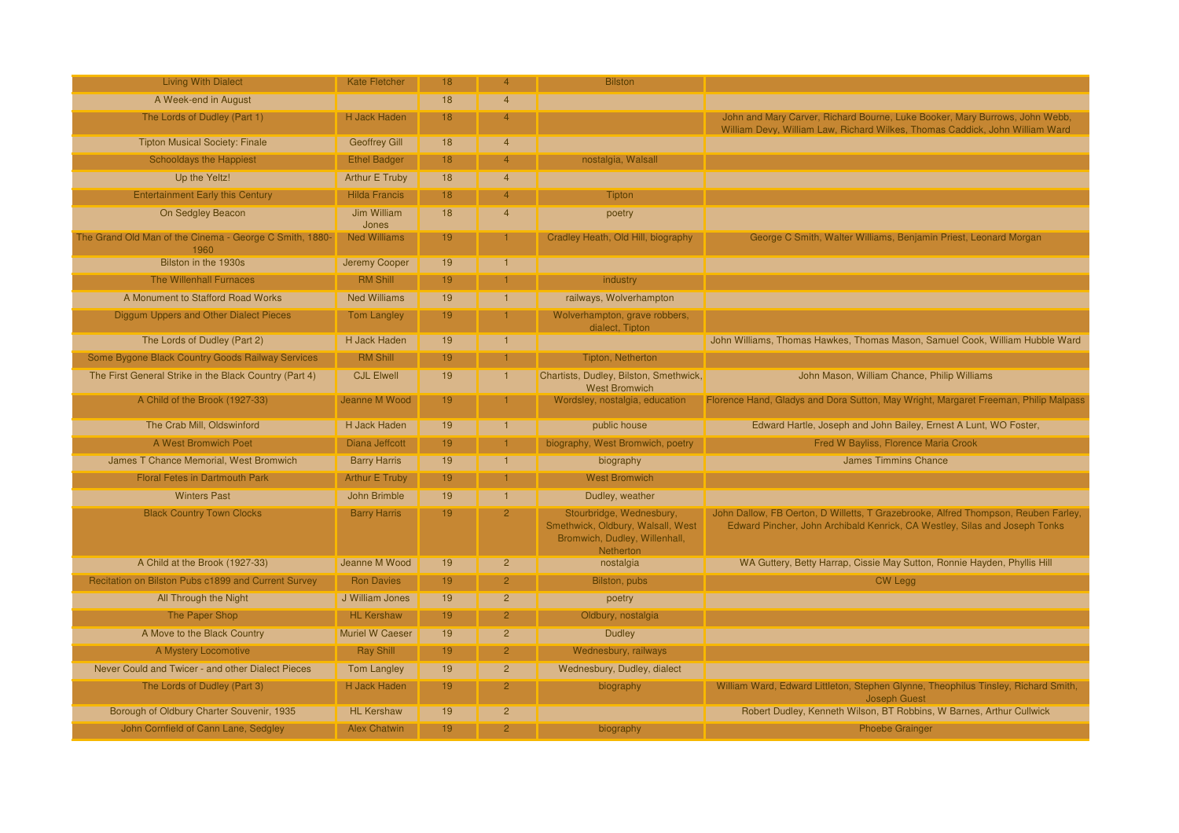| | | | | | |
|---|---|---|---|---|---|
| Living With Dialect | Kate Fletcher | 18 | 4 | Bilston | |
| A Week-end in August | | 18 | 4 | | |
| The Lords of Dudley (Part 1) | H Jack Haden | 18 | 4 | | John and Mary Carver, Richard Bourne, Luke Booker, Mary Burrows, John Webb, William Devy, William Law, Richard Wilkes, Thomas Caddick, John William Ward |
| Tipton Musical Society: Finale | Geoffrey Gill | 18 | 4 | | |
| Schooldays the Happiest | Ethel Badger | 18 | 4 | nostalgia, Walsall | |
| Up the Yeltz! | Arthur E Truby | 18 | 4 | | |
| Entertainment Early this Century | Hilda Francis | 18 | 4 | Tipton | |
| On Sedgley Beacon | Jim William Jones | 18 | 4 | poetry | |
| The Grand Old Man of the Cinema - George C Smith, 1880-1960 | Ned Williams | 19 | 1 | Cradley Heath, Old Hill, biography | George C Smith, Walter Williams, Benjamin Priest, Leonard Morgan |
| Bilston in the 1930s | Jeremy Cooper | 19 | 1 | | |
| The Willenhall Furnaces | RM Shill | 19 | 1 | industry | |
| A Monument to Stafford Road Works | Ned Williams | 19 | 1 | railways, Wolverhampton | |
| Diggum Uppers and Other Dialect Pieces | Tom Langley | 19 | 1 | Wolverhampton, grave robbers, dialect, Tipton | |
| The Lords of Dudley (Part 2) | H Jack Haden | 19 | 1 | | John Williams, Thomas Hawkes, Thomas Mason, Samuel Cook, William Hubble Ward |
| Some Bygone Black Country Goods Railway Services | RM Shill | 19 | 1 | Tipton, Netherton | |
| The First General Strike in the Black Country (Part 4) | CJL Elwell | 19 | 1 | Chartists, Dudley, Bilston, Smethwick, West Bromwich | John Mason, William Chance, Philip Williams |
| A Child of the Brook (1927-33) | Jeanne M Wood | 19 | 1 | Wordsley, nostalgia, education | Florence Hand, Gladys and Dora Sutton, May Wright, Margaret Freeman, Philip Malpass |
| The Crab Mill, Oldswinford | H Jack Haden | 19 | 1 | public house | Edward Hartle, Joseph and John Bailey, Ernest A Lunt, WO Foster, |
| A West Bromwich Poet | Diana Jeffcott | 19 | 1 | biography, West Bromwich, poetry | Fred W Bayliss, Florence Maria Crook |
| James T Chance Memorial, West Bromwich | Barry Harris | 19 | 1 | biography | James Timmins Chance |
| Floral Fetes in Dartmouth Park | Arthur E Truby | 19 | 1 | West Bromwich | |
| Winters Past | John Brimble | 19 | 1 | Dudley, weather | |
| Black Country Town Clocks | Barry Harris | 19 | 2 | Stourbridge, Wednesbury, Smethwick, Oldbury, Walsall, West Bromwich, Dudley, Willenhall, Netherton | John Dallow, FB Oerton, D Willetts, T Grazebrooke, Alfred Thompson, Reuben Farley, Edward Pincher, John Archibald Kenrick, CA Westley, Silas and Joseph Tonks |
| A Child at the Brook (1927-33) | Jeanne M Wood | 19 | 2 | nostalgia | WA Guttery, Betty Harrap, Cissie May Sutton, Ronnie Hayden, Phyllis Hill |
| Recitation on Bilston Pubs c1899 and Current Survey | Ron Davies | 19 | 2 | Bilston, pubs | CW Legg |
| All Through the Night | J William Jones | 19 | 2 | poetry | |
| The Paper Shop | HL Kershaw | 19 | 2 | Oldbury, nostalgia | |
| A Move to the Black Country | Muriel W Caeser | 19 | 2 | Dudley | |
| A Mystery Locomotive | Ray Shill | 19 | 2 | Wednesbury, railways | |
| Never Could and Twicer - and other Dialect Pieces | Tom Langley | 19 | 2 | Wednesbury, Dudley, dialect | |
| The Lords of Dudley (Part 3) | H Jack Haden | 19 | 2 | biography | William Ward, Edward Littleton, Stephen Glynne, Theophilus Tinsley, Richard Smith, Joseph Guest |
| Borough of Oldbury Charter Souvenir, 1935 | HL Kershaw | 19 | 2 | | Robert Dudley, Kenneth Wilson, BT Robbins, W Barnes, Arthur Cullwick |
| John Cornfield of Cann Lane, Sedgley | Alex Chatwin | 19 | 2 | biography | Phoebe Grainger |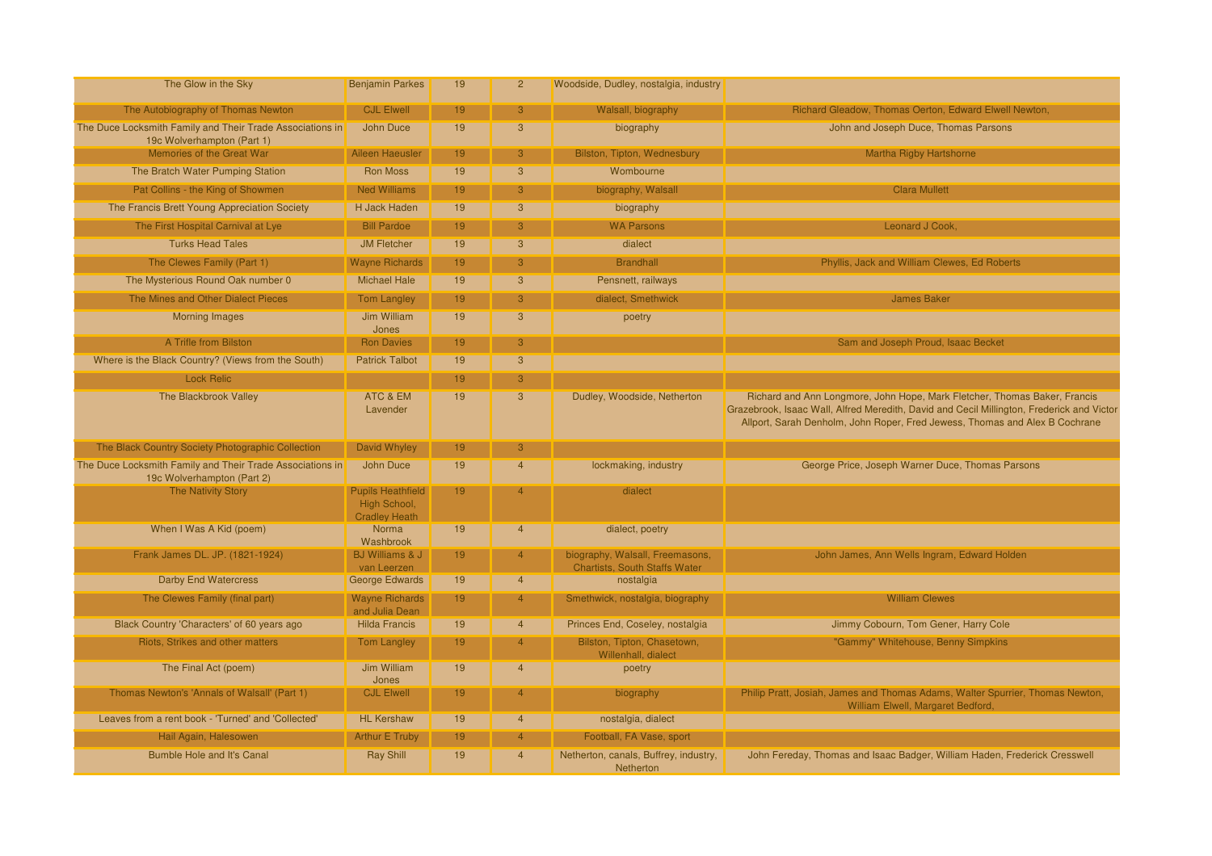| | | | | | |
|---|---|---|---|---|---|
| The Glow in the Sky | Benjamin Parkes | 19 | 2 | Woodside, Dudley, nostalgia, industry | |
| The Autobiography of Thomas Newton | CJL Elwell | 19 | 3 | Walsall, biography | Richard Gleadow, Thomas Oerton, Edward Elwell Newton, |
| The Duce Locksmith Family and Their Trade Associations in 19c Wolverhampton (Part 1) | John Duce | 19 | 3 | biography | John and Joseph Duce, Thomas Parsons |
| Memories of the Great War | Aileen Haeusler | 19 | 3 | Bilston, Tipton, Wednesbury | Martha Rigby Hartshorne |
| The Bratch Water Pumping Station | Ron Moss | 19 | 3 | Wombourne | |
| Pat Collins - the King of Showmen | Ned Williams | 19 | 3 | biography, Walsall | Clara Mullett |
| The Francis Brett Young Appreciation Society | H Jack Haden | 19 | 3 | biography | |
| The First Hospital Carnival at Lye | Bill Pardoe | 19 | 3 | WA Parsons | Leonard J Cook, |
| Turks Head Tales | JM Fletcher | 19 | 3 | dialect | |
| The Clewes Family (Part 1) | Wayne Richards | 19 | 3 | Brandhall | Phyllis, Jack and William Clewes, Ed Roberts |
| The Mysterious Round Oak number 0 | Michael Hale | 19 | 3 | Pensnett, railways | |
| The Mines and Other Dialect Pieces | Tom Langley | 19 | 3 | dialect, Smethwick | James Baker |
| Morning Images | Jim William Jones | 19 | 3 | poetry | |
| A Trifle from Bilston | Ron Davies | 19 | 3 | | Sam and Joseph Proud, Isaac Becket |
| Where is the Black Country? (Views from the South) | Patrick Talbot | 19 | 3 | | |
| Lock Relic | | 19 | 3 | | |
| The Blackbrook Valley | ATC & EM Lavender | 19 | 3 | Dudley, Woodside, Netherton | Richard and Ann Longmore, John Hope, Mark Fletcher, Thomas Baker, Francis Grazebrook, Isaac Wall, Alfred Meredith, David and Cecil Millington, Frederick and Victor Allport, Sarah Denholm, John Roper, Fred Jewess, Thomas and Alex B Cochrane |
| The Black Country Society Photographic Collection | David Whyley | 19 | 3 | | |
| The Duce Locksmith Family and Their Trade Associations in 19c Wolverhampton (Part 2) | John Duce | 19 | 4 | lockmaking, industry | George Price, Joseph Warner Duce, Thomas Parsons |
| The Nativity Story | Pupils Heathfield High School, Cradley Heath | 19 | 4 | dialect | |
| When I Was A Kid (poem) | Norma Washbrook | 19 | 4 | dialect, poetry | |
| Frank James DL. JP. (1821-1924) | BJ Williams & J van Leerzen | 19 | 4 | biography, Walsall, Freemasons, Chartists, South Staffs Water | John James, Ann Wells Ingram, Edward Holden |
| Darby End Watercress | George Edwards | 19 | 4 | nostalgia | |
| The Clewes Family (final part) | Wayne Richards and Julia Dean | 19 | 4 | Smethwick, nostalgia, biography | William Clewes |
| Black Country 'Characters' of 60 years ago | Hilda Francis | 19 | 4 | Princes End, Coseley, nostalgia | Jimmy Cobourn, Tom Gener, Harry Cole |
| Riots, Strikes and other matters | Tom Langley | 19 | 4 | Bilston, Tipton, Chasetown, Willenhall, dialect | "Gammy" Whitehouse, Benny Simpkins |
| The Final Act (poem) | Jim William Jones | 19 | 4 | poetry | |
| Thomas Newton's 'Annals of Walsall' (Part 1) | CJL Elwell | 19 | 4 | biography | Philip Pratt, Josiah, James and Thomas Adams, Walter Spurrier, Thomas Newton, William Elwell, Margaret Bedford, |
| Leaves from a rent book - 'Turned' and 'Collected' | HL Kershaw | 19 | 4 | nostalgia, dialect | |
| Hail Again, Halesowen | Arthur E Truby | 19 | 4 | Football, FA Vase, sport | |
| Bumble Hole and It's Canal | Ray Shill | 19 | 4 | Netherton, canals, Buffrey, industry, Netherton | John Fereday, Thomas and Isaac Badger, William Haden, Frederick Cresswell |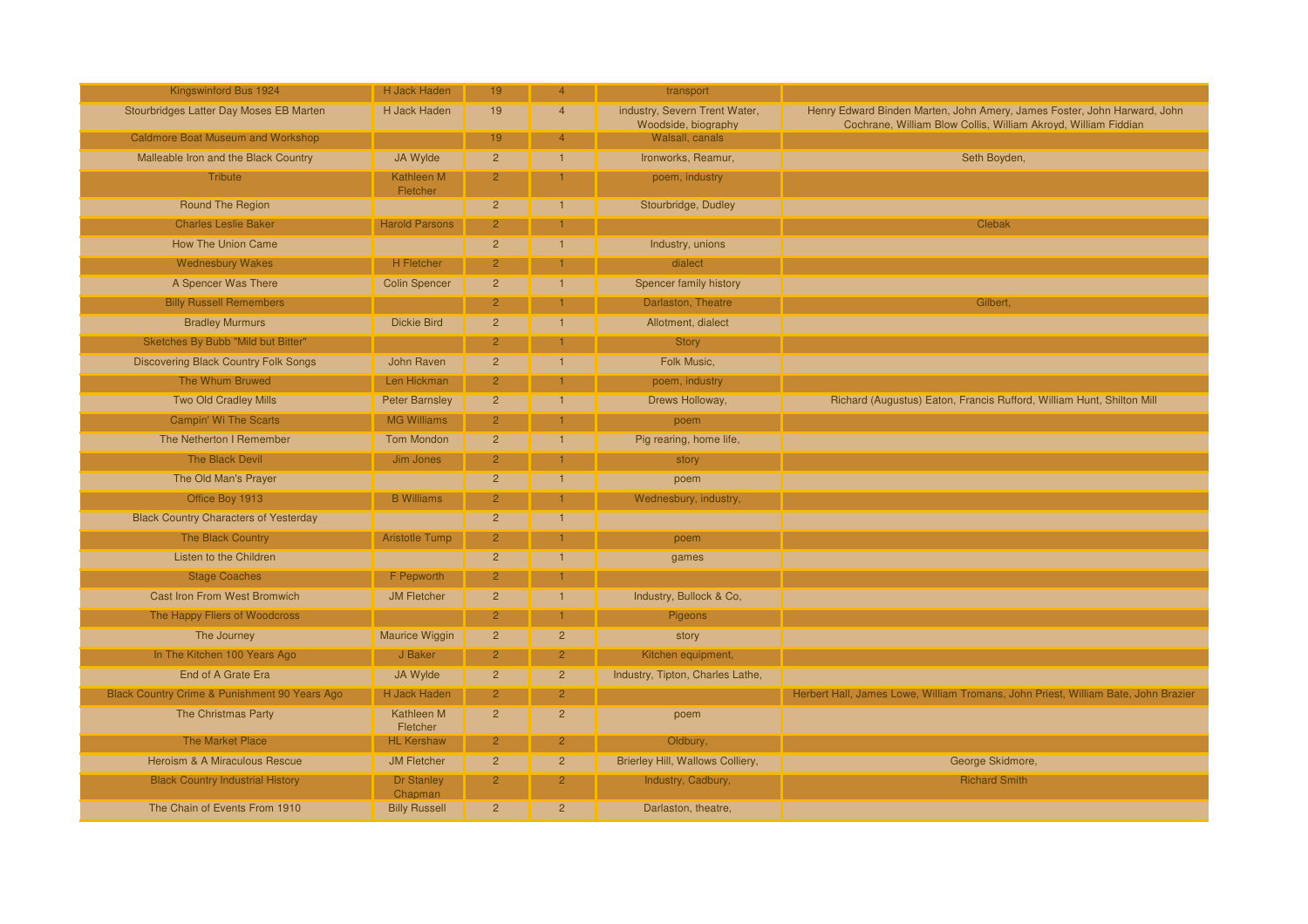| | | | | | |
|---|---|---|---|---|---|
| Kingswinford Bus 1924 | H Jack Haden | 19 | 4 | transport | |
| Stourbridges Latter Day Moses EB Marten | H Jack Haden | 19 | 4 | industry, Severn Trent Water, Woodside, biography | Henry Edward Binden Marten, John Amery, James Foster, John Harward, John Cochrane, William Blow Collis, William Akroyd, William Fiddian |
| Caldmore Boat Museum and Workshop | | 19 | 4 | Walsall, canals | |
| Malleable Iron and the Black Country | JA Wylde | 2 | 1 | Ironworks, Reamur, | Seth Boyden, |
| Tribute | Kathleen M Fletcher | 2 | 1 | poem, industry | |
| Round The Region | | 2 | 1 | Stourbridge, Dudley | |
| Charles Leslie Baker | Harold Parsons | 2 | 1 | | Clebak |
| How The Union Came | | 2 | 1 | Industry, unions | |
| Wednesbury Wakes | H Fletcher | 2 | 1 | dialect | |
| A Spencer Was There | Colin Spencer | 2 | 1 | Spencer family history | |
| Billy Russell Remembers | | 2 | 1 | Darlaston, Theatre | Gilbert, |
| Bradley Murmurs | Dickie Bird | 2 | 1 | Allotment, dialect | |
| Sketches By Bubb "Mild but Bitter" | | 2 | 1 | Story | |
| Discovering Black Country Folk Songs | John Raven | 2 | 1 | Folk Music, | |
| The Whum Bruwed | Len Hickman | 2 | 1 | poem, industry | |
| Two Old Cradley Mills | Peter Barnsley | 2 | 1 | Drews Holloway, | Richard (Augustus) Eaton, Francis Rufford, William Hunt, Shilton Mill |
| Campin' Wi The Scarts | MG Williams | 2 | 1 | poem | |
| The Netherton I Remember | Tom Mondon | 2 | 1 | Pig rearing, home life, | |
| The Black Devil | Jim Jones | 2 | 1 | story | |
| The Old Man's Prayer | | 2 | 1 | poem | |
| Office Boy 1913 | B Williams | 2 | 1 | Wednesbury, industry, | |
| Black Country Characters of Yesterday | | 2 | 1 | | |
| The Black Country | Aristotle Tump | 2 | 1 | poem | |
| Listen to the Children | | 2 | 1 | games | |
| Stage Coaches | F Pepworth | 2 | 1 | | |
| Cast Iron From West Bromwich | JM Fletcher | 2 | 1 | Industry, Bullock & Co, | |
| The Happy Fliers of Woodcross | | 2 | 1 | Pigeons | |
| The Journey | Maurice Wiggin | 2 | 2 | story | |
| In The Kitchen 100 Years Ago | J Baker | 2 | 2 | Kitchen equipment, | |
| End of A Grate Era | JA Wylde | 2 | 2 | Industry, Tipton, Charles Lathe, | |
| Black Country Crime & Punishment 90 Years Ago | H Jack Haden | 2 | 2 | | Herbert Hall, James Lowe, William Tromans, John Priest, William Bate, John Brazier |
| The Christmas Party | Kathleen M Fletcher | 2 | 2 | poem | |
| The Market Place | HL Kershaw | 2 | 2 | Oldbury, | |
| Heroism & A Miraculous Rescue | JM Fletcher | 2 | 2 | Brierley Hill, Wallows Colliery, | George Skidmore, |
| Black Country Industrial History | Dr Stanley Chapman | 2 | 2 | Industry, Cadbury, | Richard Smith |
| The Chain of Events From 1910 | Billy Russell | 2 | 2 | Darlaston, theatre, | |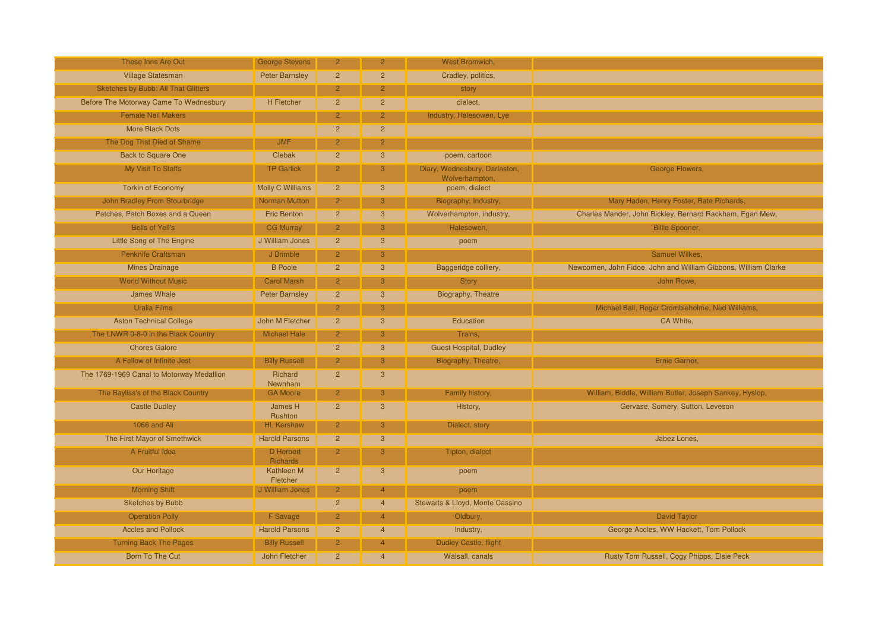| | | | | | |
|---|---|---|---|---|---|
| These Inns Are Out | George Stevens | 2 | 2 | West Bromwich, | |
| Village Statesman | Peter Barnsley | 2 | 2 | Cradley, politics, | |
| Sketches by Bubb: All That Glitters | | 2 | 2 | story | |
| Before The Motorway Came To Wednesbury | H Fletcher | 2 | 2 | dialect, | |
| Female Nail Makers | | 2 | 2 | Industry, Halesowen, Lye | |
| More Black Dots | | 2 | 2 | | |
| The Dog That Died of Shame | JMF | 2 | 2 | | |
| Back to Square One | Clebak | 2 | 3 | poem, cartoon | |
| My Visit To Staffs | TP Garlick | 2 | 3 | Diary, Wednesbury, Darlaston, Wolverhampton, | George Flowers, |
| Torkin of Economy | Molly C Williams | 2 | 3 | poem, dialect | |
| John Bradley From Stourbridge | Norman Mutton | 2 | 3 | Biography, Industry, | Mary Haden, Henry Foster, Bate Richards, |
| Patches, Patch Boxes and a Queen | Eric Benton | 2 | 3 | Wolverhampton, industry, | Charles Mander, John Bickley, Bernard Rackham, Egan Mew, |
| Bells of Yell's | CG Murray | 2 | 3 | Halesowen, | Billie Spooner, |
| Little Song of The Engine | J William Jones | 2 | 3 | poem | |
| Penknife Craftsman | J Brimble | 2 | 3 | | Samuel Wilkes, |
| Mines Drainage | B Poole | 2 | 3 | Baggeridge colliery, | Newcomen, John Fidoe, John and William Gibbons, William Clarke |
| World Without Music | Carol Marsh | 2 | 3 | Story | John Rowe, |
| James Whale | Peter Barnsley | 2 | 3 | Biography, Theatre | |
| Uralia Films | | 2 | 3 | | Michael Ball, Roger Crombleholme, Ned Williams, |
| Aston Technical College | John M Fletcher | 2 | 3 | Education | CA White, |
| The LNWR 0-8-0 in the Black Country | Michael Hale | 2 | 3 | Trains, | |
| Chores Galore | | 2 | 3 | Guest Hospital, Dudley | |
| A Fellow of Infinite Jest | Billy Russell | 2 | 3 | Biography, Theatre, | Ernie Garner, |
| The 1769-1969 Canal to Motorway Medallion | Richard Newnham | 2 | 3 | | |
| The Bayliss's of the Black Country | GA Moore | 2 | 3 | Family history, | William, Biddle, William Butler, Joseph Sankey, Hyslop, |
| Castle Dudley | James H Rushton | 2 | 3 | History, | Gervase, Somery, Sutton, Leveson |
| 1066 and Ali | HL Kershaw | 2 | 3 | Dialect, story | |
| The First Mayor of Smethwick | Harold Parsons | 2 | 3 | | Jabez Lones, |
| A Fruitful Idea | D Herbert Richards | 2 | 3 | Tipton, dialect | |
| Our Heritage | Kathleen M Fletcher | 2 | 3 | poem | |
| Morning Shift | J William Jones | 2 | 4 | poem | |
| Sketches by Bubb | | 2 | 4 | Stewarts & Lloyd, Monte Cassino | |
| Operation Polly | F Savage | 2 | 4 | Oldbury, | David Taylor |
| Accles and Pollock | Harold Parsons | 2 | 4 | Industry, | George Accles, WW Hackett, Tom Pollock |
| Turning Back The Pages | Billy Russell | 2 | 4 | Dudley Castle, flight | |
| Born To The Cut | John Fletcher | 2 | 4 | Walsall, canals | Rusty Tom Russell, Cogy Phipps, Elsie Peck |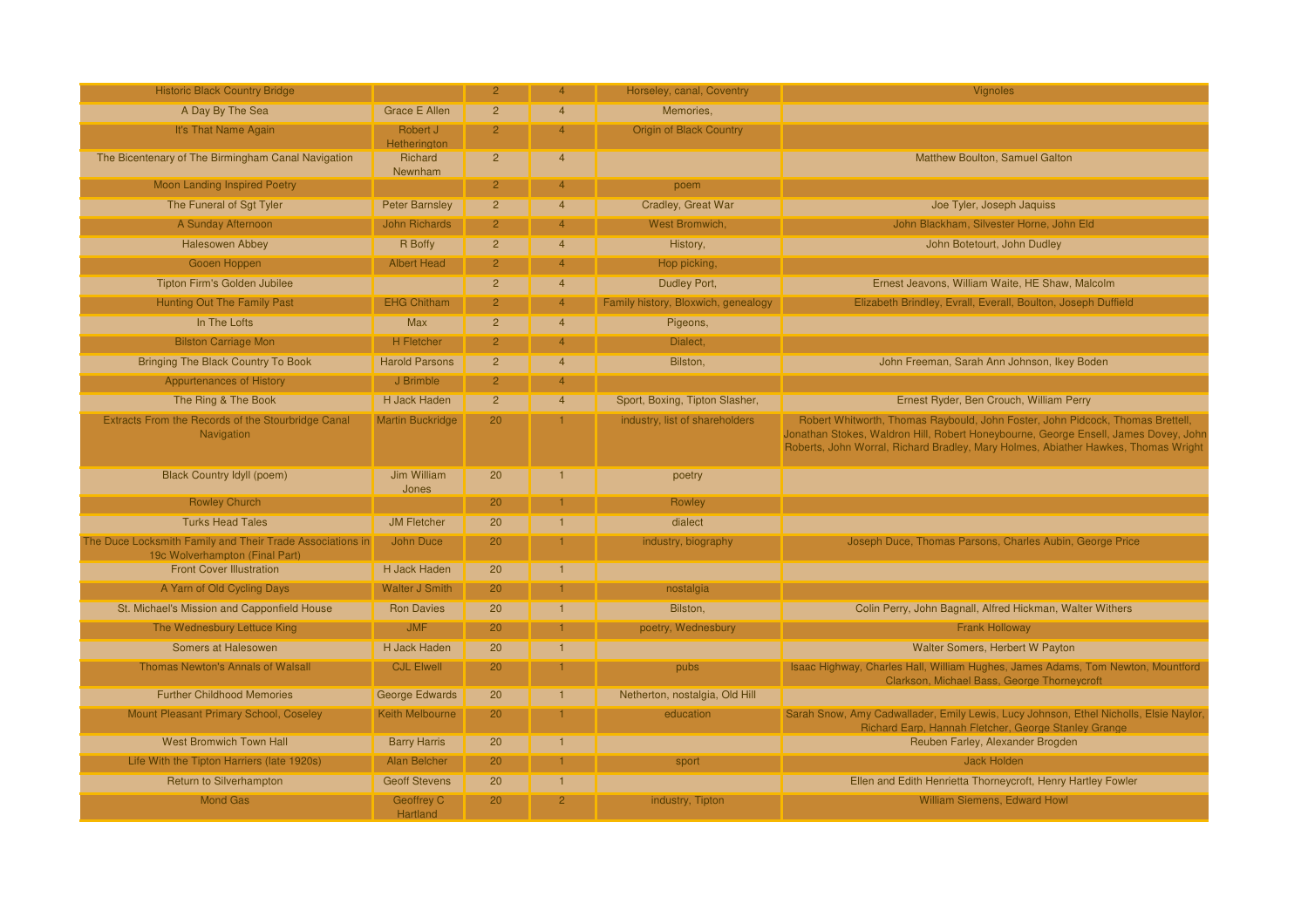| | | | | | |
|---|---|---|---|---|---|
| Historic Black Country Bridge | | 2 | 4 | Horseley, canal, Coventry | Vignoles |
| A Day By The Sea | Grace E Allen | 2 | 4 | Memories, | |
| It's That Name Again | Robert J Hetherington | 2 | 4 | Origin of Black Country | |
| The Bicentenary of The Birmingham Canal Navigation | Richard Newnham | 2 | 4 | | Matthew Boulton, Samuel Galton |
| Moon Landing Inspired Poetry | | 2 | 4 | poem | |
| The Funeral of Sgt Tyler | Peter Barnsley | 2 | 4 | Cradley, Great War | Joe Tyler, Joseph Jaquiss |
| A Sunday Afternoon | John Richards | 2 | 4 | West Bromwich, | John Blackham, Silvester Horne, John Eld |
| Halesowen Abbey | R Boffy | 2 | 4 | History, | John Botetourt, John Dudley |
| Gooen Hoppen | Albert Head | 2 | 4 | Hop picking, | |
| Tipton Firm's Golden Jubilee | | 2 | 4 | Dudley Port, | Ernest Jeavons, William Waite, HE Shaw, Malcolm |
| Hunting Out The Family Past | EHG Chitham | 2 | 4 | Family history, Bloxwich, genealogy | Elizabeth Brindley, Evrall, Everall, Boulton, Joseph Duffield |
| In The Lofts | Max | 2 | 4 | Pigeons, | |
| Bilston Carriage Mon | H Fletcher | 2 | 4 | Dialect, | |
| Bringing The Black Country To Book | Harold Parsons | 2 | 4 | Bilston, | John Freeman, Sarah Ann Johnson, Ikey Boden |
| Appurtenances of History | J Brimble | 2 | 4 | | |
| The Ring & The Book | H Jack Haden | 2 | 4 | Sport, Boxing, Tipton Slasher, | Ernest Ryder, Ben Crouch, William Perry |
| Extracts From the Records of the Stourbridge Canal Navigation | Martin Buckridge | 20 | 1 | industry, list of shareholders | Robert Whitworth, Thomas Raybould, John Foster, John Pidcock, Thomas Brettell, Jonathan Stokes, Waldron Hill, Robert Honeybourne, George Ensell, James Dovey, John Roberts, John Worral, Richard Bradley, Mary Holmes, Abiather Hawkes, Thomas Wright |
| Black Country Idyll (poem) | Jim William Jones | 20 | 1 | poetry | |
| Rowley Church | | 20 | 1 | Rowley | |
| Turks Head Tales | JM Fletcher | 20 | 1 | dialect | |
| The Duce Locksmith Family and Their Trade Associations in 19c Wolverhampton (Final Part) | John Duce | 20 | 1 | industry, biography | Joseph Duce, Thomas Parsons, Charles Aubin, George Price |
| Front Cover Illustration | H Jack Haden | 20 | 1 | | |
| A Yarn of Old Cycling Days | Walter J Smith | 20 | 1 | nostalgia | |
| St. Michael's Mission and Capponfield House | Ron Davies | 20 | 1 | Bilston, | Colin Perry, John Bagnall, Alfred Hickman, Walter Withers |
| The Wednesbury Lettuce King | JMF | 20 | 1 | poetry, Wednesbury | Frank Holloway |
| Somers at Halesowen | H Jack Haden | 20 | 1 | | Walter Somers, Herbert W Payton |
| Thomas Newton's Annals of Walsall | CJL Elwell | 20 | 1 | pubs | Isaac Highway, Charles Hall, William Hughes, James Adams, Tom Newton, Mountford Clarkson, Michael Bass, George Thorneycroft |
| Further Childhood Memories | George Edwards | 20 | 1 | Netherton, nostalgia, Old Hill | |
| Mount Pleasant Primary School, Coseley | Keith Melbourne | 20 | 1 | education | Sarah Snow, Amy Cadwallader, Emily Lewis, Lucy Johnson, Ethel Nicholls, Elsie Naylor, Richard Earp, Hannah Fletcher, George Stanley Grange |
| West Bromwich Town Hall | Barry Harris | 20 | 1 | | Reuben Farley, Alexander Brogden |
| Life With the Tipton Harriers (late 1920s) | Alan Belcher | 20 | 1 | sport | Jack Holden |
| Return to Silverhampton | Geoff Stevens | 20 | 1 | | Ellen and Edith Henrietta Thorneycroft, Henry Hartley Fowler |
| Mond Gas | Geoffrey C Hartland | 20 | 2 | industry, Tipton | William Siemens, Edward Howl |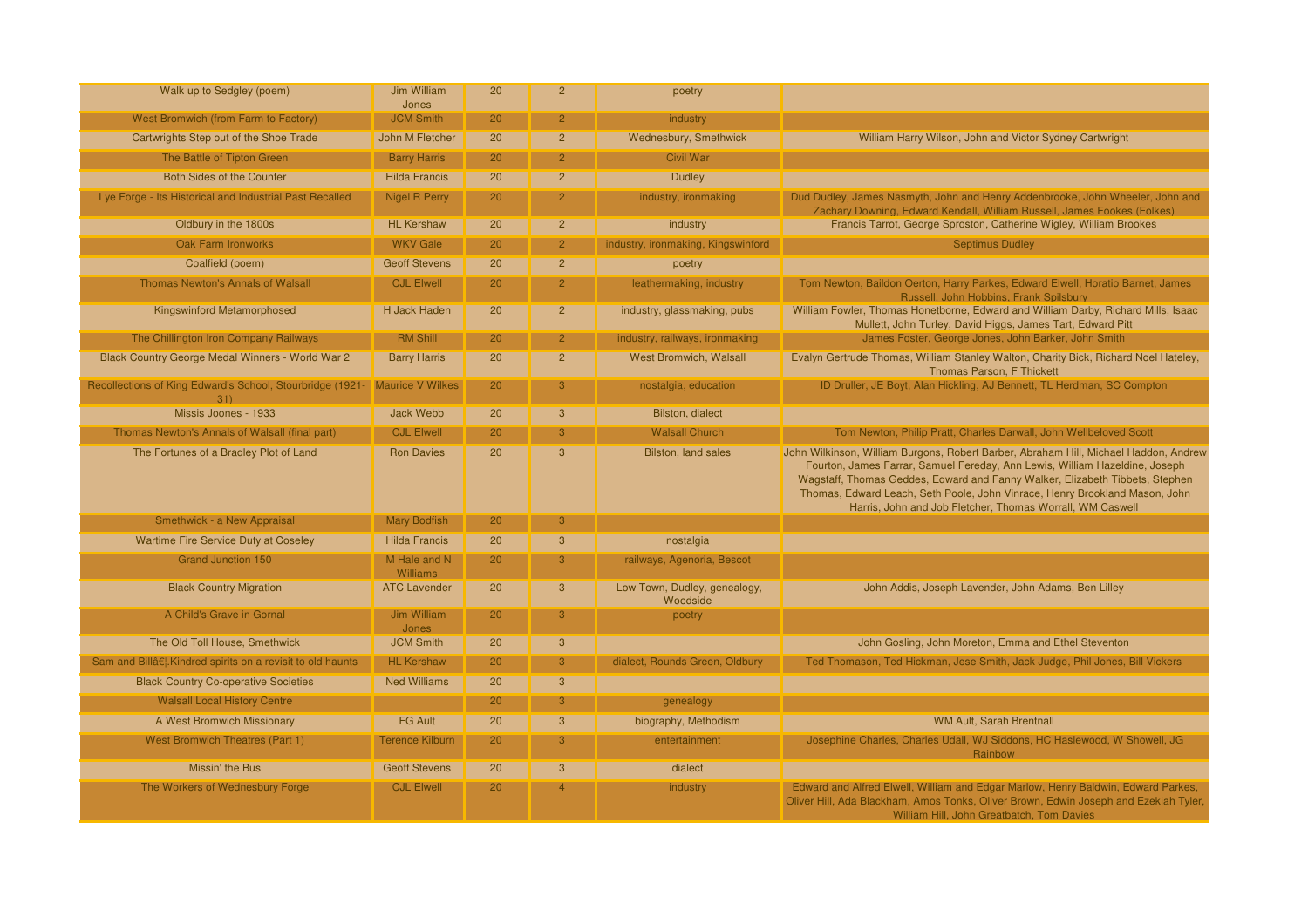| | | | | | |
|---|---|---|---|---|---|
| Walk up to Sedgley (poem) | Jim William Jones | 20 | 2 | poetry | |
| West Bromwich (from Farm to Factory) | JCM Smith | 20 | 2 | industry | |
| Cartwrights Step out of the Shoe Trade | John M Fletcher | 20 | 2 | Wednesbury, Smethwick | William Harry Wilson, John and Victor Sydney Cartwright |
| The Battle of Tipton Green | Barry Harris | 20 | 2 | Civil War | |
| Both Sides of the Counter | Hilda Francis | 20 | 2 | Dudley | |
| Lye Forge - Its Historical and Industrial Past Recalled | Nigel R Perry | 20 | 2 | industry, ironmaking | Dud Dudley, James Nasmyth, John and Henry Addenbrooke, John Wheeler, John and Zachary Downing, Edward Kendall, William Russell, James Fookes (Folkes) |
| Oldbury in the 1800s | HL Kershaw | 20 | 2 | industry | Francis Tarrot, George Sproston, Catherine Wigley, William Brookes |
| Oak Farm Ironworks | WKV Gale | 20 | 2 | industry, ironmaking, Kingswinford | Septimus Dudley |
| Coalfield (poem) | Geoff Stevens | 20 | 2 | poetry | |
| Thomas Newton's Annals of Walsall | CJL Elwell | 20 | 2 | leathermaking, industry | Tom Newton, Baildon Oerton, Harry Parkes, Edward Elwell, Horatio Barnet, James Russell, John Hobbins, Frank Spilsbury |
| Kingswinford Metamorphosed | H Jack Haden | 20 | 2 | industry, glassmaking, pubs | William Fowler, Thomas Honetborne, Edward and William Darby, Richard Mills, Isaac Mullett, John Turley, David Higgs, James Tart, Edward Pitt |
| The Chillington Iron Company Railways | RM Shill | 20 | 2 | industry, railways, ironmaking | James Foster, George Jones, John Barker, John Smith |
| Black Country George Medal Winners - World War 2 | Barry Harris | 20 | 2 | West Bromwich, Walsall | Evalyn Gertrude Thomas, William Stanley Walton, Charity Bick, Richard Noel Hateley, Thomas Parson, F Thickett |
| Recollections of King Edward's School, Stourbridge (1921-31) | Maurice V Wilkes | 20 | 3 | nostalgia, education | ID Druller, JE Boyt, Alan Hickling, AJ Bennett, TL Herdman, SC Compton |
| Missis Joones - 1933 | Jack Webb | 20 | 3 | Bilston, dialect | |
| Thomas Newton's Annals of Walsall (final part) | CJL Elwell | 20 | 3 | Walsall Church | Tom Newton, Philip Pratt, Charles Darwall, John Wellbeloved Scott |
| The Fortunes of a Bradley Plot of Land | Ron Davies | 20 | 3 | Bilston, land sales | John Wilkinson, William Burgons, Robert Barber, Abraham Hill, Michael Haddon, Andrew Fourton, James Farrar, Samuel Fereday, Ann Lewis, William Hazeldine, Joseph Wagstaff, Thomas Geddes, Edward and Fanny Walker, Elizabeth Tibbets, Stephen Thomas, Edward Leach, Seth Poole, John Vinrace, Henry Brookland Mason, John Harris, John and Job Fletcher, Thomas Worrall, WM Caswell |
| Smethwick - a New Appraisal | Mary Bodfish | 20 | 3 | | |
| Wartime Fire Service Duty at Coseley | Hilda Francis | 20 | 3 | nostalgia | |
| Grand Junction 150 | M Hale and N Williams | 20 | 3 | railways, Agenoria, Bescot | |
| Black Country Migration | ATC Lavender | 20 | 3 | Low Town, Dudley, genealogy, Woodside | John Addis, Joseph Lavender, John Adams, Ben Lilley |
| A Child's Grave in Gornal | Jim William Jones | 20 | 3 | poetry | |
| The Old Toll House, Smethwick | JCM Smith | 20 | 3 | | John Gosling, John Moreton, Emma and Ethel Steventon |
| Sam and Billâ€¦Kindred spirits on a revisit to old haunts | HL Kershaw | 20 | 3 | dialect, Rounds Green, Oldbury | Ted Thomason, Ted Hickman, Jese Smith, Jack Judge, Phil Jones, Bill Vickers |
| Black Country Co-operative Societies | Ned Williams | 20 | 3 | | |
| Walsall Local History Centre | | 20 | 3 | genealogy | |
| A West Bromwich Missionary | FG Ault | 20 | 3 | biography, Methodism | WM Ault, Sarah Brentnall |
| West Bromwich Theatres (Part 1) | Terence Kilburn | 20 | 3 | entertainment | Josephine Charles, Charles Udall, WJ Siddons, HC Haslewood, W Showell, JG Rainbow |
| Missin' the Bus | Geoff Stevens | 20 | 3 | dialect | |
| The Workers of Wednesbury Forge | CJL Elwell | 20 | 4 | industry | Edward and Alfred Elwell, William and Edgar Marlow, Henry Baldwin, Edward Parkes, Oliver Hill, Ada Blackham, Amos Tonks, Oliver Brown, Edwin Joseph and Ezekiah Tyler, William Hill, John Greatbatch, Tom Davies |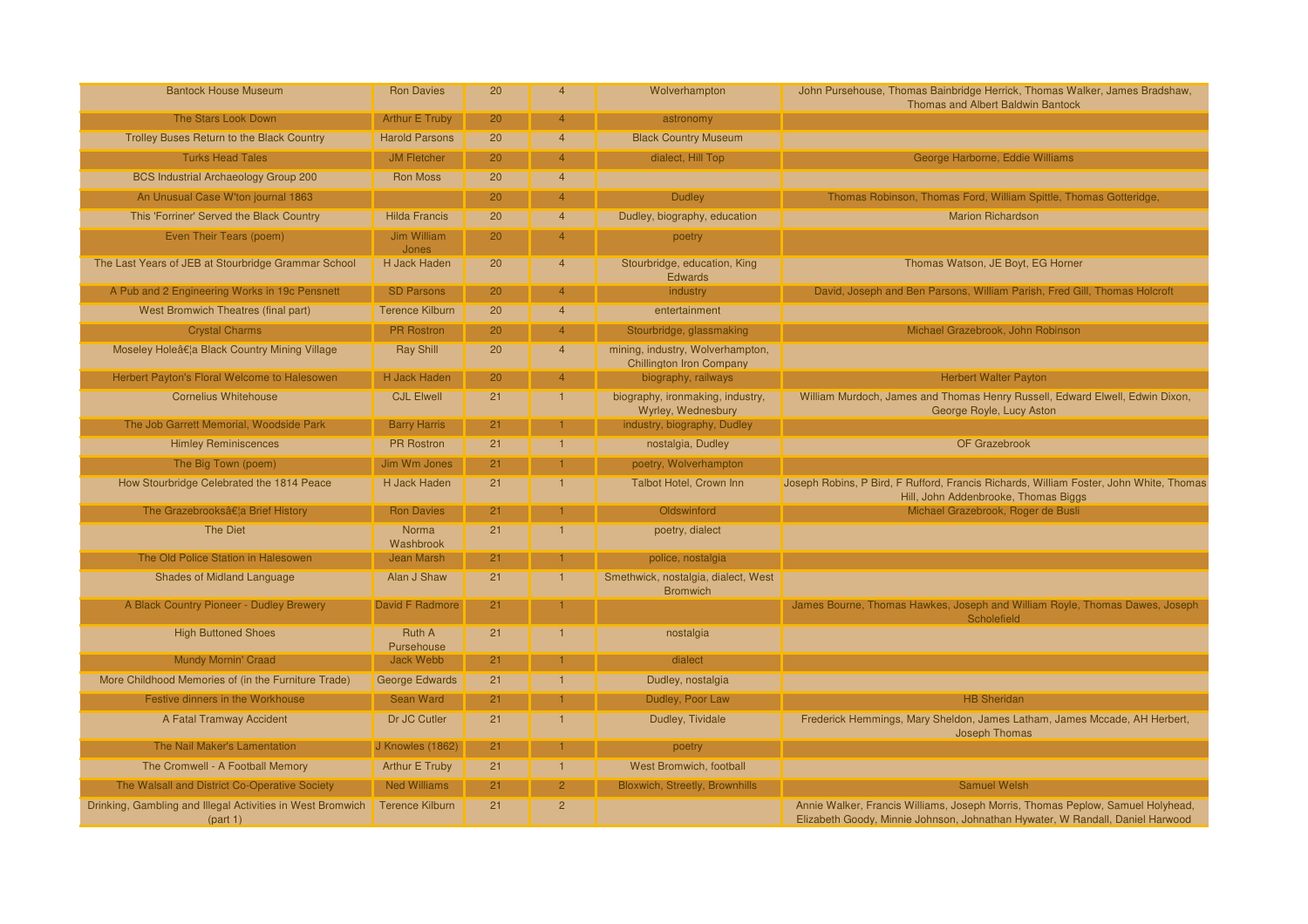| | | | | | |
|---|---|---|---|---|---|
| Bantock House Museum | Ron Davies | 20 | 4 | Wolverhampton | John Pursehouse, Thomas Bainbridge Herrick, Thomas Walker, James Bradshaw, Thomas and Albert Baldwin Bantock |
| The Stars Look Down | Arthur E Truby | 20 | 4 | astronomy | |
| Trolley Buses Return to the Black Country | Harold Parsons | 20 | 4 | Black Country Museum | |
| Turks Head Tales | JM Fletcher | 20 | 4 | dialect, Hill Top | George Harborne, Eddie Williams |
| BCS Industrial Archaeology Group 200 | Ron Moss | 20 | 4 | | |
| An Unusual Case W'ton journal 1863 | | 20 | 4 | Dudley | Thomas Robinson, Thomas Ford, William Spittle, Thomas Gotteridge, |
| This 'Forriner' Served the Black Country | Hilda Francis | 20 | 4 | Dudley, biography, education | Marion Richardson |
| Even Their Tears (poem) | Jim William Jones | 20 | 4 | poetry | |
| The Last Years of JEB at Stourbridge Grammar School | H Jack Haden | 20 | 4 | Stourbridge, education, King Edwards | Thomas Watson, JE Boyt, EG Horner |
| A Pub and 2 Engineering Works in 19c Pensnett | SD Parsons | 20 | 4 | industry | David, Joseph and Ben Parsons, William Parish, Fred Gill, Thomas Holcroft |
| West Bromwich Theatres (final part) | Terence Kilburn | 20 | 4 | entertainment | |
| Crystal Charms | PR Rostron | 20 | 4 | Stourbridge, glassmaking | Michael Grazebrook, John Robinson |
| Moseley Holeâ€¦a Black Country Mining Village | Ray Shill | 20 | 4 | mining, industry, Wolverhampton, Chillington Iron Company | |
| Herbert Payton's Floral Welcome to Halesowen | H Jack Haden | 20 | 4 | biography, railways | Herbert Walter Payton |
| Cornelius Whitehouse | CJL Elwell | 21 | 1 | biography, ironmaking, industry, Wyrley, Wednesbury | William Murdoch, James and Thomas Henry Russell, Edward Elwell, Edwin Dixon, George Royle, Lucy Aston |
| The Job Garrett Memorial, Woodside Park | Barry Harris | 21 | 1 | industry, biography, Dudley | |
| Himley Reminiscences | PR Rostron | 21 | 1 | nostalgia, Dudley | OF Grazebrook |
| The Big Town (poem) | Jim Wm Jones | 21 | 1 | poetry, Wolverhampton | |
| How Stourbridge Celebrated the 1814 Peace | H Jack Haden | 21 | 1 | Talbot Hotel, Crown Inn | Joseph Robins, P Bird, F Rufford, Francis Richards, William Foster, John White, Thomas Hill, John Addenbrooke, Thomas Biggs |
| The Grazebrooksâ€¦a Brief History | Ron Davies | 21 | 1 | Oldswinford | Michael Grazebrook, Roger de Busli |
| The Diet | Norma Washbrook | 21 | 1 | poetry, dialect | |
| The Old Police Station in Halesowen | Jean Marsh | 21 | 1 | police, nostalgia | |
| Shades of Midland Language | Alan J Shaw | 21 | 1 | Smethwick, nostalgia, dialect, West Bromwich | |
| A Black Country Pioneer - Dudley Brewery | David F Radmore | 21 | 1 | | James Bourne, Thomas Hawkes, Joseph and William Royle, Thomas Dawes, Joseph Scholefield |
| High Buttoned Shoes | Ruth A Pursehouse | 21 | 1 | nostalgia | |
| Mundy Mornin' Craad | Jack Webb | 21 | 1 | dialect | |
| More Childhood Memories of (in the Furniture Trade) | George Edwards | 21 | 1 | Dudley, nostalgia | |
| Festive dinners in the Workhouse | Sean Ward | 21 | 1 | Dudley, Poor Law | HB Sheridan |
| A Fatal Tramway Accident | Dr JC Cutler | 21 | 1 | Dudley, Tividale | Frederick Hemmings, Mary Sheldon, James Latham, James Mccade, AH Herbert, Joseph Thomas |
| The Nail Maker's Lamentation | J Knowles (1862) | 21 | 1 | poetry | |
| The Cromwell - A Football Memory | Arthur E Truby | 21 | 1 | West Bromwich, football | |
| The Walsall and District Co-Operative Society | Ned Williams | 21 | 2 | Bloxwich, Streetly, Brownhills | Samuel Welsh |
| Drinking, Gambling and Illegal Activities in West Bromwich (part 1) | Terence Kilburn | 21 | 2 | | Annie Walker, Francis Williams, Joseph Morris, Thomas Peplow, Samuel Holyhead, Elizabeth Goody, Minnie Johnson, Johnathan Hywater, W Randall, Daniel Harwood |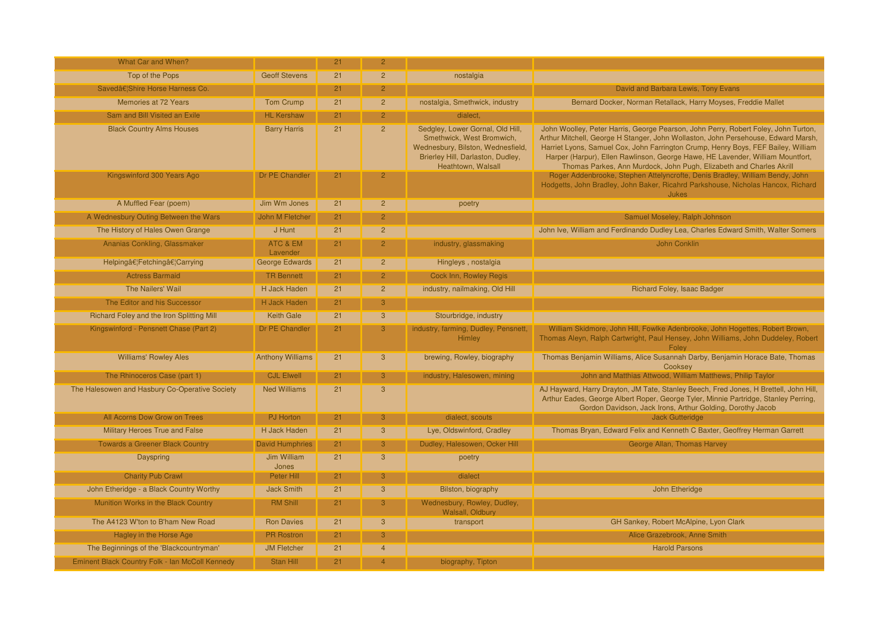| | | | | | |
|---|---|---|---|---|---|
| What Car and When? | | 21 | 2 | | |
| Top of the Pops | Geoff Stevens | 21 | 2 | nostalgia | |
| Savedâ€¦Shire Horse Harness Co. | | 21 | 2 | | David and Barbara Lewis, Tony Evans |
| Memories at 72 Years | Tom Crump | 21 | 2 | nostalgia, Smethwick, industry | Bernard Docker, Norman Retallack, Harry Moyses, Freddie Mallet |
| Sam and Bill Visited an Exile | HL Kershaw | 21 | 2 | dialect, | |
| Black Country Alms Houses | Barry Harris | 21 | 2 | Sedgley, Lower Gornal, Old Hill, Smethwick, West Bromwich, Wednesbury, Bilston, Wednesfield, Brierley Hill, Darlaston, Dudley, Heathtown, Walsall | John Woolley, Peter Harris, George Pearson, John Perry, Robert Foley, John Turton, Arthur Mitchell, George H Stanger, John Wollaston, John Persehouse, Edward Marsh, Harriet Lyons, Samuel Cox, John Farrington Crump, Henry Boys, FEF Bailey, William Harper (Harpur), Ellen Rawlinson, George Hawe, HE Lavender, William Mountfort, Thomas Parkes, Ann Murdock, John Pugh, Elizabeth and Charles Akrill |
| Kingswinford 300 Years Ago | Dr PE Chandler | 21 | 2 | | Roger Addenbrooke, Stephen Attelyncrofte, Denis Bradley, William Bendy, John Hodgetts, John Bradley, John Baker, Ricahrd Parkshouse, Nicholas Hancox, Richard Jukes |
| A Muffled Fear (poem) | Jim Wm Jones | 21 | 2 | poetry | |
| A Wednesbury Outing Between the Wars | John M Fletcher | 21 | 2 | | Samuel Moseley, Ralph Johnson |
| The History of Hales Owen Grange | J Hunt | 21 | 2 | | John Ive, William and Ferdinando Dudley Lea, Charles Edward Smith, Walter Somers |
| Ananias Conkling, Glassmaker | ATC & EM Lavender | 21 | 2 | industry, glassmaking | John Conklin |
| Helpingâ€¦Fetchingâ€¦Carrying | George Edwards | 21 | 2 | Hingleys , nostalgia | |
| Actress Barmaid | TR Bennett | 21 | 2 | Cock Inn, Rowley Regis | |
| The Nailers' Wail | H Jack Haden | 21 | 2 | industry, nailmaking, Old Hill | Richard Foley, Isaac Badger |
| The Editor and his Successor | H Jack Haden | 21 | 3 | | |
| Richard Foley and the Iron Splitting Mill | Keith Gale | 21 | 3 | Stourbridge, industry | |
| Kingswinford - Pensnett Chase (Part 2) | Dr PE Chandler | 21 | 3 | industry, farming, Dudley, Pensnett, Himley | William Skidmore, John Hill, Fowlke Adenbrooke, John Hogettes, Robert Brown, Thomas Aleyn, Ralph Cartwright, Paul Hensey, John Williams, John Duddeley, Robert Foley |
| Williams' Rowley Ales | Anthony Williams | 21 | 3 | brewing, Rowley, biography | Thomas Benjamin Williams, Alice Susannah Darby, Benjamin Horace Bate, Thomas Cooksey |
| The Rhinoceros Case (part 1) | CJL Elwell | 21 | 3 | industry, Halesowen, mining | John and Matthias Attwood, William Matthews, Philip Taylor |
| The Halesowen and Hasbury Co-Operative Society | Ned Williams | 21 | 3 | | AJ Hayward, Harry Drayton, JM Tate, Stanley Beech, Fred Jones, H Brettell, John Hill, Arthur Eades, George Albert Roper, George Tyler, Minnie Partridge, Stanley Perring, Gordon Davidson, Jack Irons, Arthur Golding, Dorothy Jacob |
| All Acorns Dow Grow on Trees | PJ Horton | 21 | 3 | dialect, scouts | Jack Gutteridge |
| Military Heroes True and False | H Jack Haden | 21 | 3 | Lye, Oldswinford, Cradley | Thomas Bryan, Edward Felix and Kenneth C Baxter, Geoffrey Herman Garrett |
| Towards a Greener Black Country | David Humphries | 21 | 3 | Dudley, Halesowen, Ocker Hill | George Allan, Thomas Harvey |
| Dayspring | Jim William Jones | 21 | 3 | poetry | |
| Charity Pub Crawl | Peter Hill | 21 | 3 | dialect | |
| John Etheridge - a Black Country Worthy | Jack Smith | 21 | 3 | Bilston, biography | John Etheridge |
| Munition Works in the Black Country | RM Shill | 21 | 3 | Wednesbury, Rowley, Dudley, Walsall, Oldbury | |
| The A4123 W'ton to B'ham New Road | Ron Davies | 21 | 3 | transport | GH Sankey, Robert McAlpine, Lyon Clark |
| Hagley in the Horse Age | PR Rostron | 21 | 3 | | Alice Grazebrook, Anne Smith |
| The Beginnings of the 'Blackcountryman' | JM Fletcher | 21 | 4 | | Harold Parsons |
| Eminent Black Country Folk - Ian McColl Kennedy | Stan Hill | 21 | 4 | biography, Tipton | |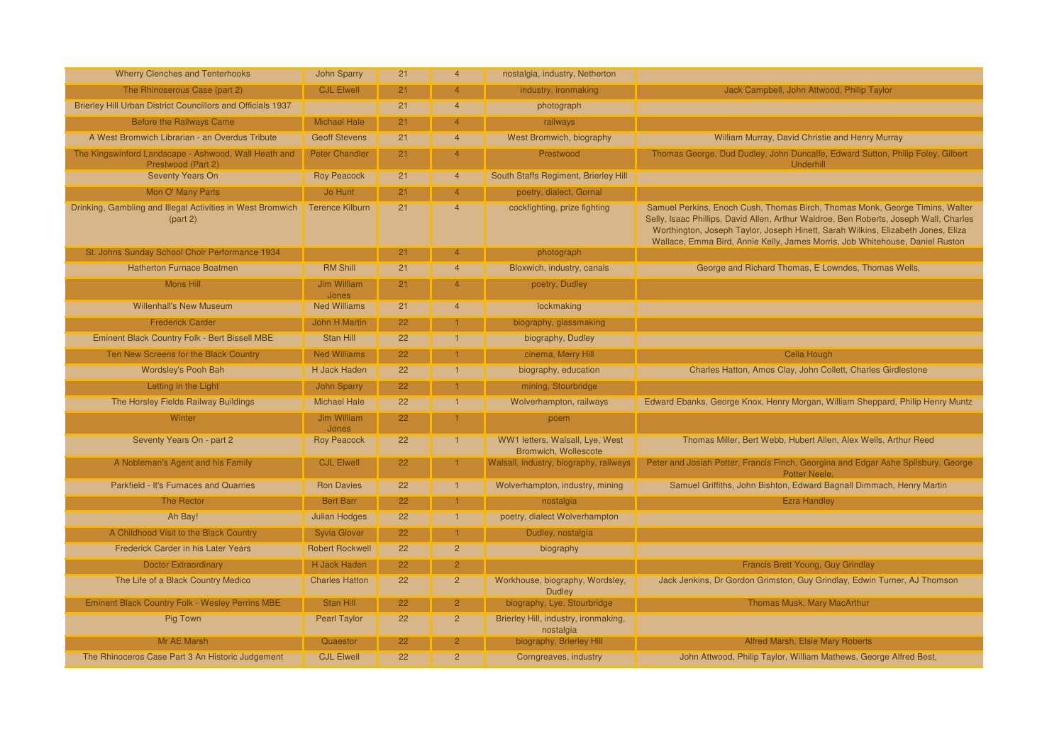| | | | | | |
|---|---|---|---|---|---|
| Wherry Clenches and Tenterhooks | John Sparry | 21 | 4 | nostalgia, industry, Netherton | |
| The Rhinoserous Case (part 2) | CJL Elwell | 21 | 4 | industry, ironmaking | Jack Campbell, John Attwood, Philip Taylor |
| Brierley Hill Urban District Councillors and Officials 1937 | | 21 | 4 | photograph | |
| Before the Railways Came | Michael Hale | 21 | 4 | railways | |
| A West Bromwich Librarian - an Overdus Tribute | Geoff Stevens | 21 | 4 | West Bromwich, biography | William Murray, David Christie and Henry Murray |
| The Kingswinford Landscape - Ashwood, Wall Heath and Prestwood (Part 2) | Peter Chandler | 21 | 4 | Prestwood | Thomas George, Dud Dudley, John Duncalfe, Edward Sutton, Philip Foley, Gilbert Underhill |
| Seventy Years On | Roy Peacock | 21 | 4 | South Staffs Regiment, Brierley Hill | |
| Mon O' Many Parts | Jo Hunt | 21 | 4 | poetry, dialect, Gornal | |
| Drinking, Gambling and Illegal Activities in West Bromwich (part 2) | Terence Kilburn | 21 | 4 | cockfighting, prize fighting | Samuel Perkins, Enoch Cush, Thomas Birch, Thomas Monk, George Timins, Walter Selly, Isaac Phillips, David Allen, Arthur Waldroe, Ben Roberts, Joseph Wall, Charles Worthington, Joseph Taylor, Joseph Hinett, Sarah Wilkins, Elizabeth Jones, Eliza Wallace, Emma Bird, Annie Kelly, James Morris, Job Whitehouse, Daniel Ruston |
| St. Johns Sunday School Choir Performance 1934 | | 21 | 4 | photograph | |
| Hatherton Furnace Boatmen | RM Shill | 21 | 4 | Bloxwich, industry, canals | George and Richard Thomas, E Lowndes, Thomas Wells, |
| Mons Hill | Jim William Jones | 21 | 4 | poetry, Dudley | |
| Willenhall's New Museum | Ned Williams | 21 | 4 | lockmaking | |
| Frederick Carder | John H Martin | 22 | 1 | biography, glassmaking | |
| Eminent Black Country Folk - Bert Bissell MBE | Stan Hill | 22 | 1 | biography, Dudley | |
| Ten New Screens for the Black Country | Ned Williams | 22 | 1 | cinema, Merry Hill | Celia Hough |
| Wordsley's Pooh Bah | H Jack Haden | 22 | 1 | biography, education | Charles Hatton, Amos Clay, John Collett, Charles Girdlestone |
| Letting in the Light | John Sparry | 22 | 1 | mining, Stourbridge | |
| The Horsley Fields Railway Buildings | Michael Hale | 22 | 1 | Wolverhampton, railways | Edward Ebanks, George Knox, Henry Morgan, William Sheppard, Philip Henry Muntz |
| Winter | Jim William Jones | 22 | 1 | poem | |
| Seventy Years On - part 2 | Roy Peacock | 22 | 1 | WW1 letters, Walsall, Lye, West Bromwich, Wollescote | Thomas Miller, Bert Webb, Hubert Allen, Alex Wells, Arthur Reed |
| A Nobleman's Agent and his Family | CJL Elwell | 22 | 1 | Walsall, industry, biography, railways | Peter and Josiah Potter, Francis Finch, Georgina and Edgar Ashe Spilsbury, George Potter Neele, |
| Parkfield - It's Furnaces and Quarries | Ron Davies | 22 | 1 | Wolverhampton, industry, mining | Samuel Griffiths, John Bishton, Edward Bagnall Dimmach, Henry Martin |
| The Rector | Bert Barr | 22 | 1 | nostalgia | Ezra Handley |
| Ah Bay! | Julian Hodges | 22 | 1 | poetry, dialect Wolverhampton | |
| A Childhood Visit to the Black Country | Syvia Glover | 22 | 1 | Dudley, nostalgia | |
| Frederick Carder in his Later Years | Robert Rockwell | 22 | 2 | biography | |
| Doctor Extraordinary | H Jack Haden | 22 | 2 | | Francis Brett Young, Guy Grindlay |
| The Life of a Black Country Medico | Charles Hatton | 22 | 2 | Workhouse, biography, Wordsley, Dudley | Jack Jenkins, Dr Gordon Grimston, Guy Grindlay, Edwin Turner, AJ Thomson |
| Eminent Black Country Folk - Wesley Perrins MBE | Stan Hill | 22 | 2 | biography, Lye, Stourbridge | Thomas Musk, Mary MacArthur |
| Pig Town | Pearl Taylor | 22 | 2 | Brierley Hill, industry, ironmaking, nostalgia | |
| Mr AE Marsh | Quaestor | 22 | 2 | biography, Brierley Hill | Alfred Marsh, Elsie Mary Roberts |
| The Rhinoceros Case Part 3 An Historic Judgement | CJL Elwell | 22 | 2 | Corngreaves, industry | John Attwood, Philip Taylor, William Mathews, George Alfred Best, |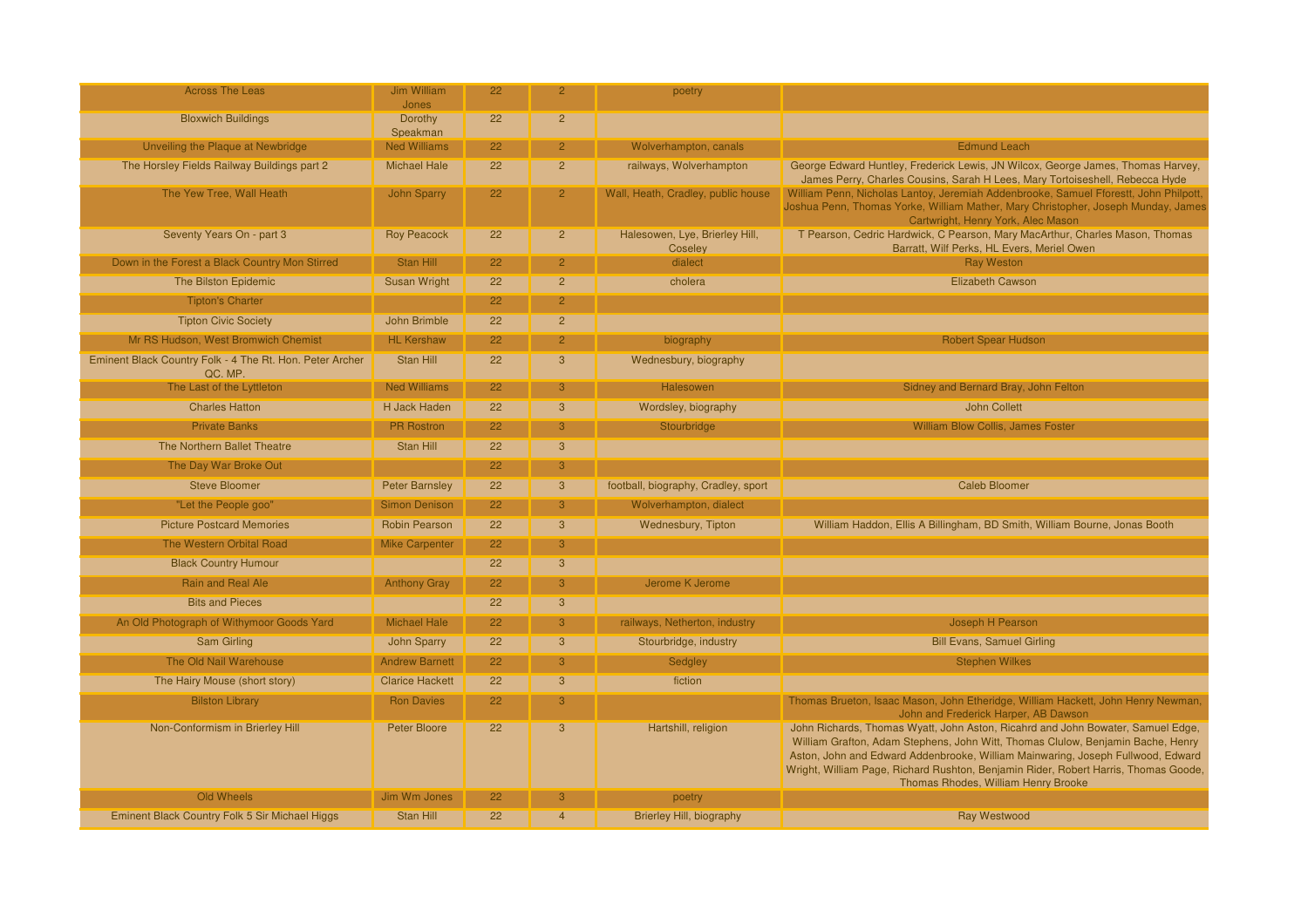| | | | | | |
|---|---|---|---|---|---|
| Across The Leas | Jim William Jones | 22 | 2 | poetry | |
| Bloxwich Buildings | Dorothy Speakman | 22 | 2 | | |
| Unveiling the Plaque at Newbridge | Ned Williams | 22 | 2 | Wolverhampton, canals | Edmund Leach |
| The Horsley Fields Railway Buildings part 2 | Michael Hale | 22 | 2 | railways, Wolverhampton | George Edward Huntley, Frederick Lewis, JN Wilcox, George James, Thomas Harvey, James Perry, Charles Cousins, Sarah H Lees, Mary Tortoiseshell, Rebecca Hyde |
| The Yew Tree, Wall Heath | John Sparry | 22 | 2 | Wall, Heath, Cradley, public house | William Penn, Nicholas Lantoy, Jeremiah Addenbrooke, Samuel Fforestt, John Philpott, Joshua Penn, Thomas Yorke, William Mather, Mary Christopher, Joseph Munday, James Cartwright, Henry York, Alec Mason |
| Seventy Years On - part 3 | Roy Peacock | 22 | 2 | Halesowen, Lye, Brierley Hill, Coseley | T Pearson, Cedric Hardwick, C Pearson, Mary MacArthur, Charles Mason, Thomas Barratt, Wilf Perks, HL Evers, Meriel Owen |
| Down in the Forest a Black Country Mon Stirred | Stan Hill | 22 | 2 | dialect | Ray Weston |
| The Bilston Epidemic | Susan Wright | 22 | 2 | cholera | Elizabeth Cawson |
| Tipton's Charter | | 22 | 2 | | |
| Tipton Civic Society | John Brimble | 22 | 2 | | |
| Mr RS Hudson, West Bromwich Chemist | HL Kershaw | 22 | 2 | biography | Robert Spear Hudson |
| Eminent Black Country Folk - 4 The Rt. Hon. Peter Archer QC. MP. | Stan Hill | 22 | 3 | Wednesbury, biography | |
| The Last of the Lyttleton | Ned Williams | 22 | 3 | Halesowen | Sidney and Bernard Bray, John Felton |
| Charles Hatton | H Jack Haden | 22 | 3 | Wordsley, biography | John Collett |
| Private Banks | PR Rostron | 22 | 3 | Stourbridge | William Blow Collis, James Foster |
| The Northern Ballet Theatre | Stan Hill | 22 | 3 | | |
| The Day War Broke Out | | 22 | 3 | | |
| Steve Bloomer | Peter Barnsley | 22 | 3 | football, biography, Cradley, sport | Caleb Bloomer |
| "Let the People goo" | Simon Denison | 22 | 3 | Wolverhampton, dialect | |
| Picture Postcard Memories | Robin Pearson | 22 | 3 | Wednesbury, Tipton | William Haddon, Ellis A Billingham, BD Smith, William Bourne, Jonas Booth |
| The Western Orbital Road | Mike Carpenter | 22 | 3 | | |
| Black Country Humour | | 22 | 3 | | |
| Rain and Real Ale | Anthony Gray | 22 | 3 | Jerome K Jerome | |
| Bits and Pieces | | 22 | 3 | | |
| An Old Photograph of Withymoor Goods Yard | Michael Hale | 22 | 3 | railways, Netherton, industry | Joseph H Pearson |
| Sam Girling | John Sparry | 22 | 3 | Stourbridge, industry | Bill Evans, Samuel Girling |
| The Old Nail Warehouse | Andrew Barnett | 22 | 3 | Sedgley | Stephen Wilkes |
| The Hairy Mouse (short story) | Clarice Hackett | 22 | 3 | fiction | |
| Bilston Library | Ron Davies | 22 | 3 | | Thomas Brueton, Isaac Mason, John Etheridge, William Hackett, John Henry Newman, John and Frederick Harper, AB Dawson |
| Non-Conformism in Brierley Hill | Peter Bloore | 22 | 3 | Hartshill, religion | John Richards, Thomas Wyatt, John Aston, Ricahrd and John Bowater, Samuel Edge, William Grafton, Adam Stephens, John Witt, Thomas Clulow, Benjamin Bache, Henry Aston, John and Edward Addenbrooke, William Mainwaring, Joseph Fullwood, Edward Wright, William Page, Richard Rushton, Benjamin Rider, Robert Harris, Thomas Goode, Thomas Rhodes, William Henry Brooke |
| Old Wheels | Jim Wm Jones | 22 | 3 | poetry | |
| Eminent Black Country Folk 5 Sir Michael Higgs | Stan Hill | 22 | 4 | Brierley Hill, biography | Ray Westwood |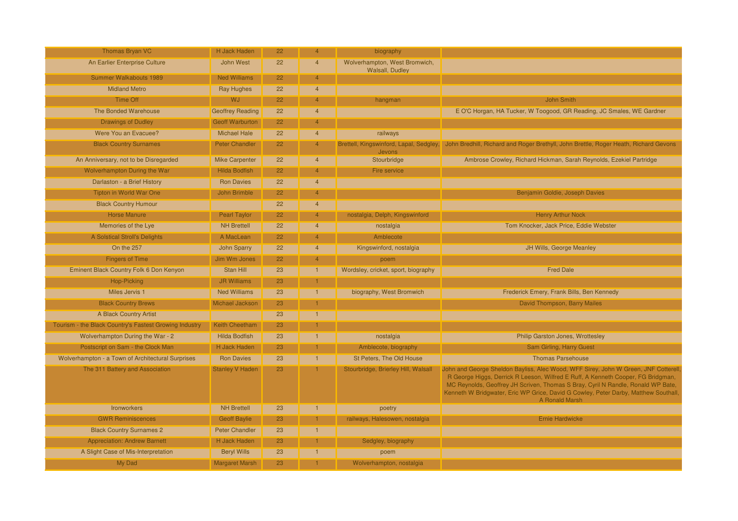| | | | | | |
|---|---|---|---|---|---|
| Thomas Bryan VC | H Jack Haden | 22 | 4 | biography | |
| An Earlier Enterprise Culture | John West | 22 | 4 | Wolverhampton, West Bromwich, Walsall, Dudley | |
| Summer Walkabouts 1989 | Ned Williams | 22 | 4 | | |
| Midland Metro | Ray Hughes | 22 | 4 | | |
| Time Off | WJ | 22 | 4 | hangman | John Smith |
| The Bonded Warehouse | Geoffrey Reading | 22 | 4 | | E O'C Horgan, HA Tucker, W Toogood, GR Reading, JC Smales, WE Gardner |
| Drawings of Dudley | Geoff Warburton | 22 | 4 | | |
| Were You an Evacuee? | Michael Hale | 22 | 4 | railways | |
| Black Country Surnames | Peter Chandler | 22 | 4 | Brettell, Kingswinford, Lapal, Sedgley, Jevons | John Bredhill, Richard and Roger Brethyll, John Brettle, Roger Heath, Richard Gevons |
| An Anniversary, not to be Disregarded | Mike Carpenter | 22 | 4 | Stourbridge | Ambrose Crowley, Richard Hickman, Sarah Reynolds, Ezekiel Partridge |
| Wolverhampton During the War | Hilda Bodfish | 22 | 4 | Fire service | |
| Darlaston - a Brief History | Ron Davies | 22 | 4 | | |
| Tipton in World War One | John Brimble | 22 | 4 | | Benjamin Goldie, Joseph Davies |
| Black Country Humour | | 22 | 4 | | |
| Horse Manure | Pearl Taylor | 22 | 4 | nostalgia, Delph, Kingswinford | Henry Arthur Nock |
| Memories of the Lye | NH Brettell | 22 | 4 | nostalgia | Tom Knocker, Jack Price, Eddie Webster |
| A Solstical Stroll's Delights | A MacLean | 22 | 4 | Amblecote | |
| On the 257 | John Sparry | 22 | 4 | Kingswinford, nostalgia | JH Wills, George Meanley |
| Fingers of Time | Jim Wm Jones | 22 | 4 | poem | |
| Eminent Black Country Folk 6 Don Kenyon | Stan Hill | 23 | 1 | Wordsley, cricket, sport, biography | Fred Dale |
| Hop-Picking | JR Williams | 23 | 1 | | |
| Miles Jervis 1 | Ned Williams | 23 | 1 | biography, West Bromwich | Frederick Emery, Frank Bills, Ben Kennedy |
| Black Country Brews | Michael Jackson | 23 | 1 | | David Thompson, Barry Mailes |
| A Black Country Artist | | 23 | 1 | | |
| Tourism - the Black Country's Fastest Growing Industry | Keith Cheetham | 23 | 1 | | |
| Wolverhampton During the War - 2 | Hilda Bodfish | 23 | 1 | nostalgia | Philip Garston Jones, Wrottesley |
| Postscript on Sam - the Clock Man | H Jack Haden | 23 | 1 | Amblecote, biography | Sam Girling, Harry Guest |
| Wolverhampton - a Town of Architectural Surprises | Ron Davies | 23 | 1 | St Peters, The Old House | Thomas Parsehouse |
| The 311 Battery and Association | Stanley V Haden | 23 | 1 | Stourbridge, Brierley Hill, Walsall | John and George Sheldon Bayliss, Alec Wood, WFF Sirey, John W Green, JNF Cotterell, R George Higgs, Derrick R Leeson, Wilfred E Ruff, A Kenneth Cooper, FG Bridgman, MC Reynolds, Geoffrey JH Scriven, Thomas S Bray, Cyril N Randle, Ronald WP Bate, Kenneth W Bridgwater, Eric WP Grice, David G Cowley, Peter Darby, Matthew Southall, A Ronald Marsh |
| Ironworkers | NH Brettell | 23 | 1 | poetry | |
| GWR Reminiscences | Geoff Baylie | 23 | 1 | railways, Halesowen, nostalgia | Ernie Hardwicke |
| Black Country Surnames 2 | Peter Chandler | 23 | 1 | | |
| Appreciation: Andrew Barnett | H Jack Haden | 23 | 1 | Sedgley, biography | |
| A Slight Case of Mis-Interpretation | Beryl Wills | 23 | 1 | poem | |
| My Dad | Margaret Marsh | 23 | 1 | Wolverhampton, nostalgia | |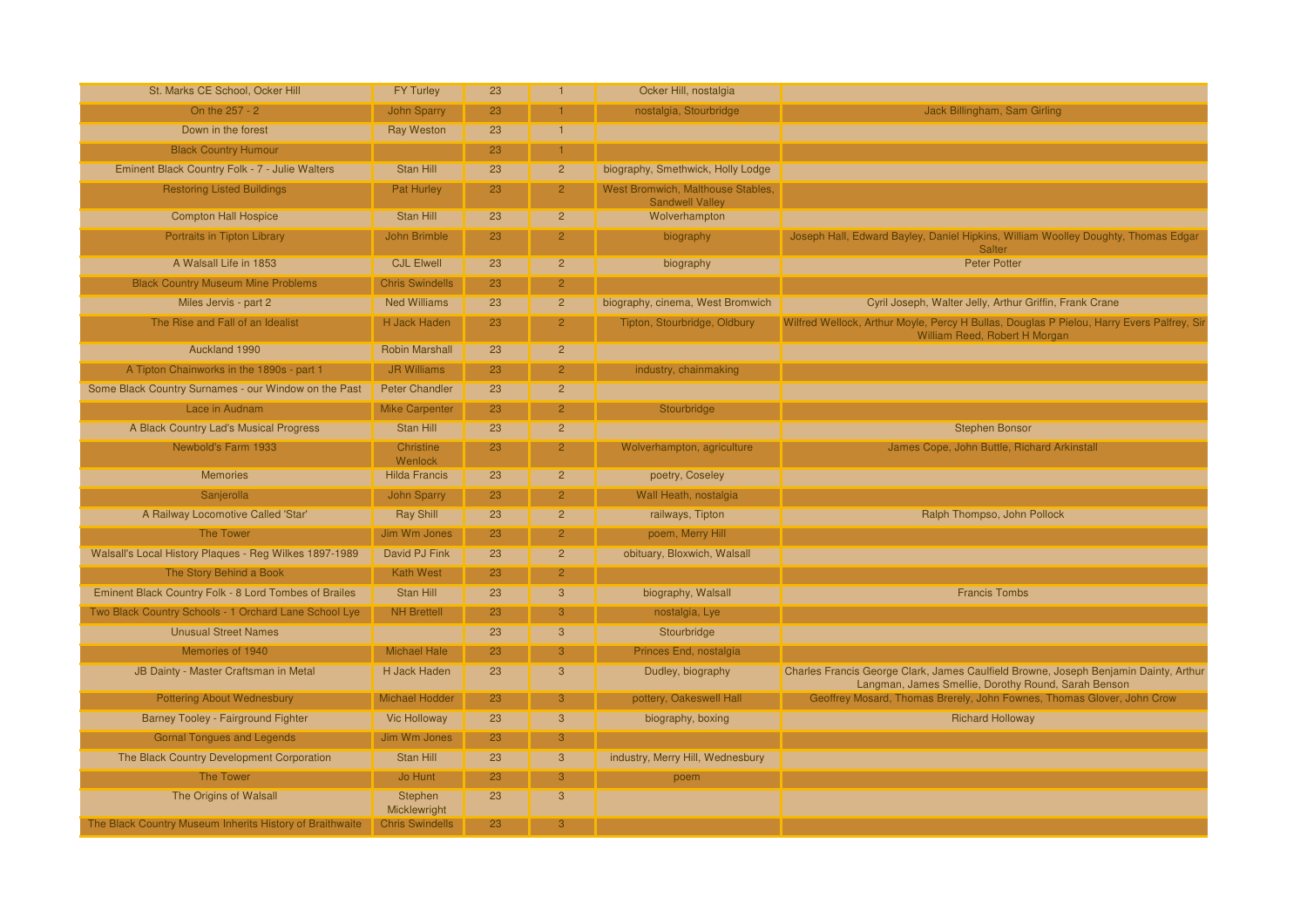| | | | | | |
|---|---|---|---|---|---|
| St. Marks CE School, Ocker Hill | FY Turley | 23 | 1 | Ocker Hill, nostalgia | |
| On the 257 - 2 | John Sparry | 23 | 1 | nostalgia, Stourbridge | Jack Billingham, Sam Girling |
| Down in the forest | Ray Weston | 23 | 1 | | |
| Black Country Humour | | 23 | 1 | | |
| Eminent Black Country Folk - 7 - Julie Walters | Stan Hill | 23 | 2 | biography, Smethwick, Holly Lodge | |
| Restoring Listed Buildings | Pat Hurley | 23 | 2 | West Bromwich, Malthouse Stables, Sandwell Valley | |
| Compton Hall Hospice | Stan Hill | 23 | 2 | Wolverhampton | |
| Portraits in Tipton Library | John Brimble | 23 | 2 | biography | Joseph Hall, Edward Bayley, Daniel Hipkins, William Woolley Doughty, Thomas Edgar Salter |
| A Walsall Life in 1853 | CJL Elwell | 23 | 2 | biography | Peter Potter |
| Black Country Museum Mine Problems | Chris Swindells | 23 | 2 | | |
| Miles Jervis - part 2 | Ned Williams | 23 | 2 | biography, cinema, West Bromwich | Cyril Joseph, Walter Jelly, Arthur Griffin, Frank Crane |
| The Rise and Fall of an Idealist | H Jack Haden | 23 | 2 | Tipton, Stourbridge, Oldbury | Wilfred Wellock, Arthur Moyle, Percy H Bullas, Douglas P Pielou, Harry Evers Palfrey, Sir William Reed, Robert H Morgan |
| Auckland 1990 | Robin Marshall | 23 | 2 | | |
| A Tipton Chainworks in the 1890s - part 1 | JR Williams | 23 | 2 | industry, chainmaking | |
| Some Black Country Surnames - our Window on the Past | Peter Chandler | 23 | 2 | | |
| Lace in Audnam | Mike Carpenter | 23 | 2 | Stourbridge | |
| A Black Country Lad's Musical Progress | Stan Hill | 23 | 2 | | Stephen Bonsor |
| Newbold's Farm 1933 | Christine Wenlock | 23 | 2 | Wolverhampton, agriculture | James Cope, John Buttle, Richard Arkinstall |
| Memories | Hilda Francis | 23 | 2 | poetry, Coseley | |
| Sanjerolla | John Sparry | 23 | 2 | Wall Heath, nostalgia | |
| A Railway Locomotive Called 'Star' | Ray Shill | 23 | 2 | railways, Tipton | Ralph Thompso, John Pollock |
| The Tower | Jim Wm Jones | 23 | 2 | poem, Merry Hill | |
| Walsall's Local History Plaques - Reg Wilkes 1897-1989 | David PJ Fink | 23 | 2 | obituary, Bloxwich, Walsall | |
| The Story Behind a Book | Kath West | 23 | 2 | | |
| Eminent Black Country Folk - 8 Lord Tombes of Brailes | Stan Hill | 23 | 3 | biography, Walsall | Francis Tombs |
| Two Black Country Schools - 1 Orchard Lane School Lye | NH Brettell | 23 | 3 | nostalgia, Lye | |
| Unusual Street Names | | 23 | 3 | Stourbridge | |
| Memories of 1940 | Michael Hale | 23 | 3 | Princes End, nostalgia | |
| JB Dainty - Master Craftsman in Metal | H Jack Haden | 23 | 3 | Dudley, biography | Charles Francis George Clark, James Caulfield Browne, Joseph Benjamin Dainty, Arthur Langman, James Smellie, Dorothy Round, Sarah Benson |
| Pottering About Wednesbury | Michael Hodder | 23 | 3 | pottery, Oakeswell Hall | Geoffrey Mosard, Thomas Brerely, John Fownes, Thomas Glover, John Crow |
| Barney Tooley - Fairground Fighter | Vic Holloway | 23 | 3 | biography, boxing | Richard Holloway |
| Gornal Tongues and Legends | Jim Wm Jones | 23 | 3 | | |
| The Black Country Development Corporation | Stan Hill | 23 | 3 | industry, Merry Hill, Wednesbury | |
| The Tower | Jo Hunt | 23 | 3 | poem | |
| The Origins of Walsall | Stephen Micklewright | 23 | 3 | | |
| The Black Country Museum Inherits History of Braithwaite | Chris Swindells | 23 | 3 | | |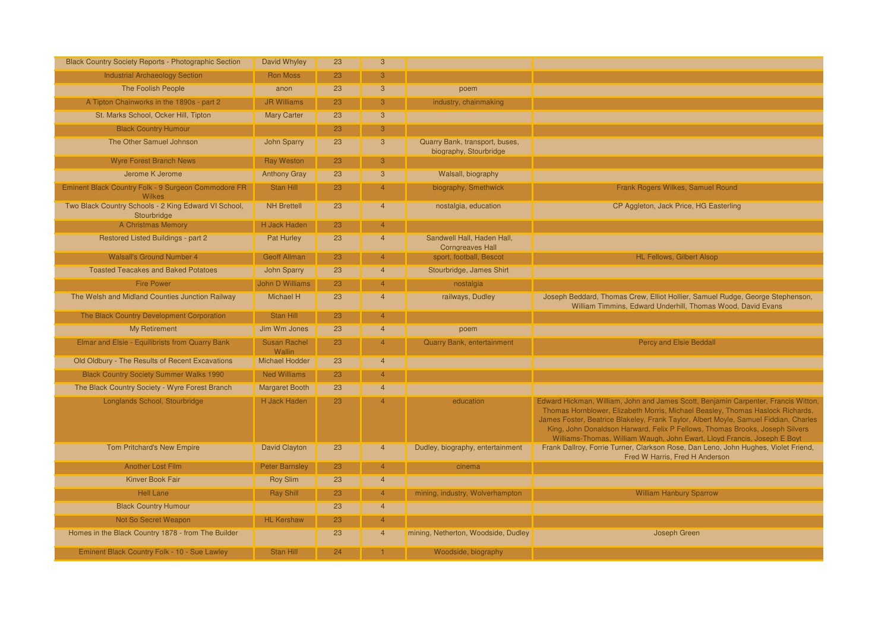| | | | | | |
|---|---|---|---|---|---|
| Black Country Society Reports - Photographic Section | David Whyley | 23 | 3 | | |
| Industrial Archaeology Section | Ron Moss | 23 | 3 | | |
| The Foolish People | anon | 23 | 3 | poem | |
| A Tipton Chainworks in the 1890s - part 2 | JR Williams | 23 | 3 | industry, chainmaking | |
| St. Marks School, Ocker Hill, Tipton | Mary Carter | 23 | 3 | | |
| Black Country Humour | | 23 | 3 | | |
| The Other Samuel Johnson | John Sparry | 23 | 3 | Quarry Bank, transport, buses, biography, Stourbridge | |
| Wyre Forest Branch News | Ray Weston | 23 | 3 | | |
| Jerome K Jerome | Anthony Gray | 23 | 3 | Walsall, biography | |
| Eminent Black Country Folk - 9 Surgeon Commodore FR Wilkes | Stan Hill | 23 | 4 | biography, Smethwick | Frank Rogers Wilkes, Samuel Round |
| Two Black Country Schools - 2 King Edward VI School, Stourbridge | NH Brettell | 23 | 4 | nostalgia, education | CP Aggleton, Jack Price, HG Easterling |
| A Christmas Memory | H Jack Haden | 23 | 4 | | |
| Restored Listed Buildings - part 2 | Pat Hurley | 23 | 4 | Sandwell Hall, Haden Hall, Corngreaves Hall | |
| Walsall's Ground Number 4 | Geoff Allman | 23 | 4 | sport, football, Bescot | HL Fellows, Gilbert Alsop |
| Toasted Teacakes and Baked Potatoes | John Sparry | 23 | 4 | Stourbridge, James Shirt | |
| Fire Power | John D Williams | 23 | 4 | nostalgia | |
| The Welsh and Midland Counties Junction Railway | Michael H | 23 | 4 | railways, Dudley | Joseph Beddard, Thomas Crew, Elliot Hollier, Samuel Rudge, George Stephenson, William Timmins, Edward Underhill, Thomas Wood, David Evans |
| The Black Country Development Corporation | Stan Hill | 23 | 4 | | |
| My Retirement | Jim Wm Jones | 23 | 4 | poem | |
| Elmar and Elsie - Equilibrists from Quarry Bank | Susan Rachel Wallin | 23 | 4 | Quarry Bank, entertainment | Percy and Elsie Beddall |
| Old Oldbury - The Results of Recent Excavations | Michael Hodder | 23 | 4 | | |
| Black Country Society Summer Walks 1990 | Ned Williams | 23 | 4 | | |
| The Black Country Society - Wyre Forest Branch | Margaret Booth | 23 | 4 | | |
| Longlands School, Stourbridge | H Jack Haden | 23 | 4 | education | Edward Hickman, William, John and James Scott, Benjamin Carpenter, Francis Witton, Thomas Hornblower, Elizabeth Morris, Michael Beasley, Thomas Haslock Richards, James Foster, Beatrice Blakeley, Frank Taylor, Albert Moyle, Samuel Fiddian, Charles King, John Donaldson Harward, Felix P Fellows, Thomas Brooks, Joseph Silvers Williams-Thomas, William Waugh, John Ewart, Lloyd Francis, Joseph E Boyt |
| Tom Pritchard's New Empire | David Clayton | 23 | 4 | Dudley, biography, entertainment | Frank Dallroy, Forrie Turner, Clarkson Rose, Dan Leno, John Hughes, Violet Friend, Fred W Harris, Fred H Anderson |
| Another Lost Film | Peter Barnsley | 23 | 4 | cinema | |
| Kinver Book Fair | Roy Slim | 23 | 4 | | |
| Hell Lane | Ray Shill | 23 | 4 | mining, industry, Wolverhampton | William Hanbury Sparrow |
| Black Country Humour | | 23 | 4 | | |
| Not So Secret Weapon | HL Kershaw | 23 | 4 | | |
| Homes in the Black Country 1878 - from The Builder | | 23 | 4 | mining, Netherton, Woodside, Dudley | Joseph Green |
| Eminent Black Country Folk - 10 - Sue Lawley | Stan Hill | 24 | 1 | Woodside, biography | |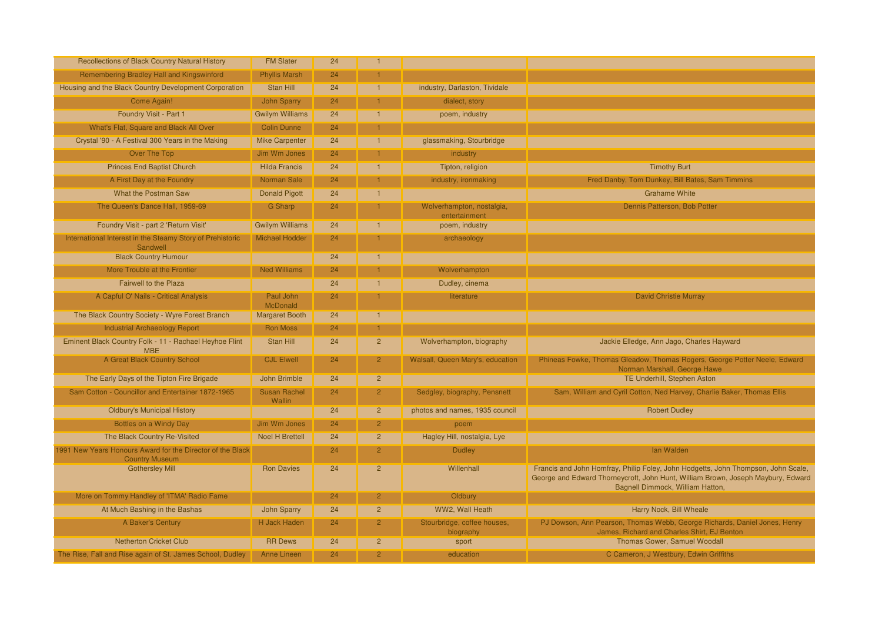| | | | | | |
|---|---|---|---|---|---|
| Recollections of Black Country Natural History | FM Slater | 24 | 1 | | |
| Remembering Bradley Hall and Kingswinford | Phyllis Marsh | 24 | 1 | | |
| Housing and the Black Country Development Corporation | Stan Hill | 24 | 1 | industry, Darlaston, Tividale | |
| Come Again! | John Sparry | 24 | 1 | dialect, story | |
| Foundry Visit - Part 1 | Gwilym Williams | 24 | 1 | poem, industry | |
| What's Flat, Square and Black All Over | Colin Dunne | 24 | 1 | | |
| Crystal '90 - A Festival 300 Years in the Making | Mike Carpenter | 24 | 1 | glassmaking, Stourbridge | |
| Over The Top | Jim Wm Jones | 24 | 1 | industry | |
| Princes End Baptist Church | Hilda Francis | 24 | 1 | Tipton, religion | Timothy Burt |
| A First Day at the Foundry | Norman Sale | 24 | 1 | industry, ironmaking | Fred Danby, Tom Dunkey, Bill Bates, Sam Timmins |
| What the Postman Saw | Donald Pigott | 24 | 1 | | Grahame White |
| The Queen's Dance Hall, 1959-69 | G Sharp | 24 | 1 | Wolverhampton, nostalgia, entertainment | Dennis Patterson, Bob Potter |
| Foundry Visit - part 2 'Return Visit' | Gwilym Williams | 24 | 1 | poem, industry | |
| International Interest in the Steamy Story of Prehistoric Sandwell | Michael Hodder | 24 | 1 | archaeology | |
| Black Country Humour | | 24 | 1 | | |
| More Trouble at the Frontier | Ned Williams | 24 | 1 | Wolverhampton | |
| Fairwell to the Plaza | | 24 | 1 | Dudley, cinema | |
| A Capful O' Nails - Critical Analysis | Paul John McDonald | 24 | 1 | literature | David Christie Murray |
| The Black Country Society - Wyre Forest Branch | Margaret Booth | 24 | 1 | | |
| Industrial Archaeology Report | Ron Moss | 24 | 1 | | |
| Eminent Black Country Folk - 11 - Rachael Heyhoe Flint MBE | Stan Hill | 24 | 2 | Wolverhampton, biography | Jackie Elledge, Ann Jago, Charles Hayward |
| A Great Black Country School | CJL Elwell | 24 | 2 | Walsall, Queen Mary's, education | Phineas Fowke, Thomas Gleadow, Thomas Rogers, George Potter Neele, Edward Norman Marshall, George Hawe |
| The Early Days of the Tipton Fire Brigade | John Brimble | 24 | 2 | | TE Underhill, Stephen Aston |
| Sam Cotton - Councillor and Entertainer 1872-1965 | Susan Rachel Wallin | 24 | 2 | Sedgley, biography, Pensnett | Sam, William and Cyril Cotton, Ned Harvey, Charlie Baker, Thomas Ellis |
| Oldbury's Municipal History | | 24 | 2 | photos and names, 1935 council | Robert Dudley |
| Bottles on a Windy Day | Jim Wm Jones | 24 | 2 | poem | |
| The Black Country Re-Visited | Noel H Brettell | 24 | 2 | Hagley Hill, nostalgia, Lye | |
| 1991 New Years Honours Award for the Director of the Black Country Museum | | 24 | 2 | Dudley | Ian Walden |
| Gothersley Mill | Ron Davies | 24 | 2 | Willenhall | Francis and John Homfray, Philip Foley, John Hodgetts, John Thompson, John Scale, George and Edward Thorneycroft, John Hunt, William Brown, Joseph Maybury, Edward Bagnell Dimmock, William Hatton, |
| More on Tommy Handley of 'ITMA' Radio Fame | | 24 | 2 | Oldbury | |
| At Much Bashing in the Bashas | John Sparry | 24 | 2 | WW2, Wall Heath | Harry Nock, Bill Wheale |
| A Baker's Century | H Jack Haden | 24 | 2 | Stourbridge, coffee houses, biography | PJ Dowson, Ann Pearson, Thomas Webb, George Richards, Daniel Jones, Henry James, Richard and Charles Shirt, EJ Benton |
| Netherton Cricket Club | RR Dews | 24 | 2 | sport | Thomas Gower, Samuel Woodall |
| The Rise, Fall and Rise again of St. James School, Dudley | Anne Lineen | 24 | 2 | education | C Cameron, J Westbury, Edwin Griffiths |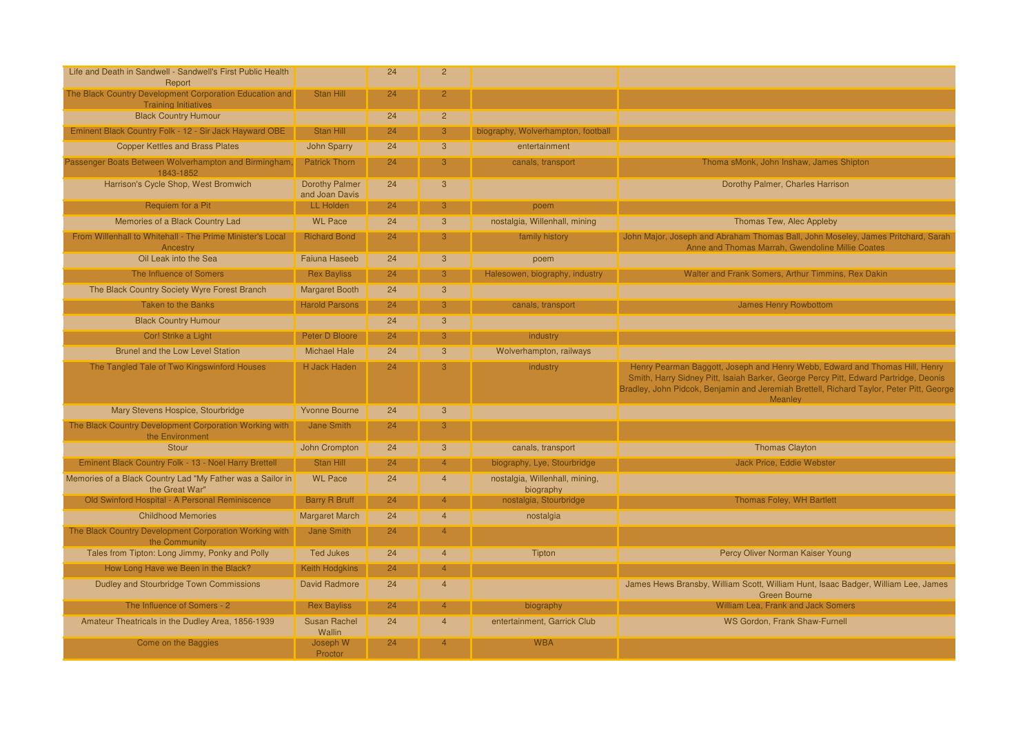| | | | | | |
|---|---|---|---|---|---|
| Life and Death in Sandwell - Sandwell's First Public Health Report | | 24 | 2 | | |
| The Black Country Development Corporation Education and Training Initiatives | Stan Hill | 24 | 2 | | |
| Black Country Humour | | 24 | 2 | | |
| Eminent Black Country Folk - 12 - Sir Jack Hayward OBE | Stan Hill | 24 | 3 | biography, Wolverhampton, football | |
| Copper Kettles and Brass Plates | John Sparry | 24 | 3 | entertainment | |
| Passenger Boats Between Wolverhampton and Birmingham, 1843-1852 | Patrick Thorn | 24 | 3 | canals, transport | Thoma sMonk, John Inshaw, James Shipton |
| Harrison's Cycle Shop, West Bromwich | Dorothy Palmer and Joan Davis | 24 | 3 | | Dorothy Palmer, Charles Harrison |
| Requiem for a Pit | LL Holden | 24 | 3 | poem | |
| Memories of a Black Country Lad | WL Pace | 24 | 3 | nostalgia, Willenhall, mining | Thomas Tew, Alec Appleby |
| From Willenhall to Whitehall - The Prime Minister's Local Ancestry | Richard Bond | 24 | 3 | family history | John Major, Joseph and Abraham Thomas Ball, John Moseley, James Pritchard, Sarah Anne and Thomas Marrah, Gwendoline Millie Coates |
| Oil Leak into the Sea | Faiuna Haseeb | 24 | 3 | poem | |
| The Influence of Somers | Rex Bayliss | 24 | 3 | Halesowen, biography, industry | Walter and Frank Somers, Arthur Timmins, Rex Dakin |
| The Black Country Society Wyre Forest Branch | Margaret Booth | 24 | 3 | | |
| Taken to the Banks | Harold Parsons | 24 | 3 | canals, transport | James Henry Rowbottom |
| Black Country Humour | | 24 | 3 | | |
| Cor! Strike a Light | Peter D Bloore | 24 | 3 | industry | |
| Brunel and the Low Level Station | Michael Hale | 24 | 3 | Wolverhampton, railways | |
| The Tangled Tale of Two Kingswinford Houses | H Jack Haden | 24 | 3 | industry | Henry Pearman Baggott, Joseph and Henry Webb, Edward and Thomas Hill, Henry Smith, Harry Sidney Pitt, Isaiah Barker, George Percy Pitt, Edward Partridge, Deonis Bradley, John Pidcok, Benjamin and Jeremiah Brettell, Richard Taylor, Peter Pitt, George Meanley |
| Mary Stevens Hospice, Stourbridge | Yvonne Bourne | 24 | 3 | | |
| The Black Country Development Corporation Working with the Environment | Jane Smith | 24 | 3 | | |
| Stour | John Crompton | 24 | 3 | canals, transport | Thomas Clayton |
| Eminent Black Country Folk - 13 - Noel Harry Brettell | Stan Hill | 24 | 4 | biography, Lye, Stourbridge | Jack Price, Eddie Webster |
| Memories of a Black Country Lad "My Father was a Sailor in the Great War" | WL Pace | 24 | 4 | nostalgia, Willenhall, mining, biography | |
| Old Swinford Hospital - A Personal Reminiscence | Barry R Bruff | 24 | 4 | nostalgia, Stourbridge | Thomas Foley, WH Bartlett |
| Childhood Memories | Margaret March | 24 | 4 | nostalgia | |
| The Black Country Development Corporation Working with the Community | Jane Smith | 24 | 4 | | |
| Tales from Tipton: Long Jimmy, Ponky and Polly | Ted Jukes | 24 | 4 | Tipton | Percy Oliver Norman Kaiser Young |
| How Long Have we Been in the Black? | Keith Hodgkins | 24 | 4 | | |
| Dudley and Stourbridge Town Commissions | David Radmore | 24 | 4 | | James Hews Bransby, William Scott, William Hunt, Isaac Badger, William Lee, James Green Bourne |
| The Influence of Somers - 2 | Rex Bayliss | 24 | 4 | biography | William Lea, Frank and Jack Somers |
| Amateur Theatricals in the Dudley Area, 1856-1939 | Susan Rachel Wallin | 24 | 4 | entertainment, Garrick Club | WS Gordon, Frank Shaw-Furnell |
| Come on the Baggies | Joseph W Proctor | 24 | 4 | WBA | |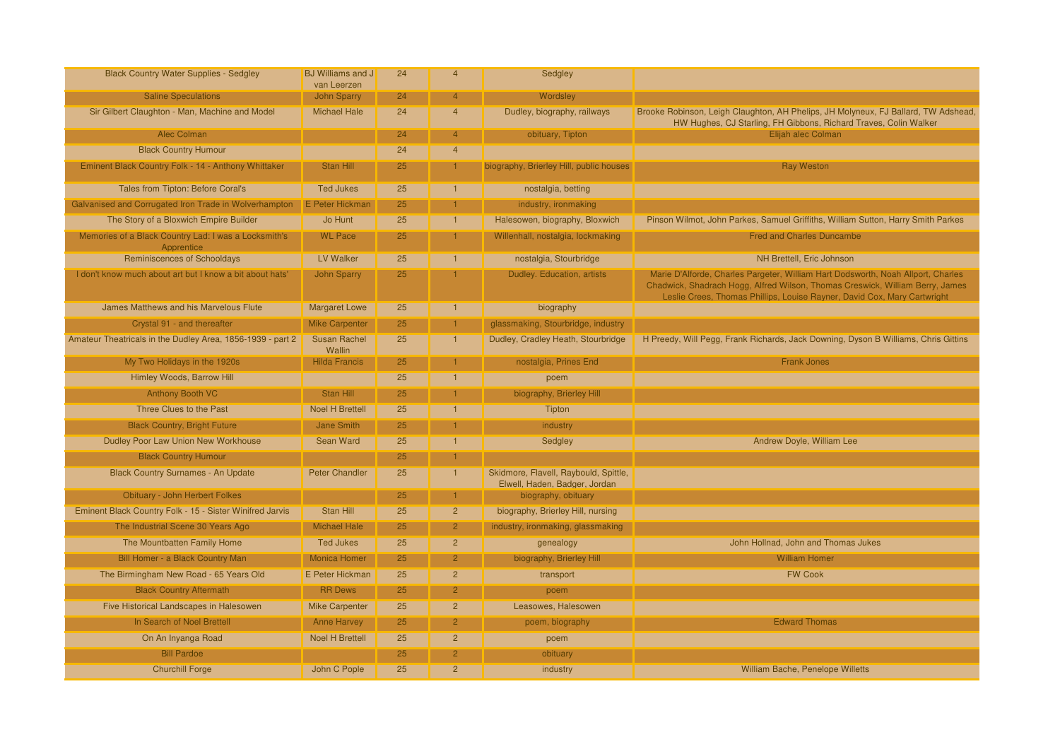| | | | | | |
|---|---|---|---|---|---|
| Black Country Water Supplies - Sedgley | BJ Williams and J van Leerzen | 24 | 4 | Sedgley | |
| Saline Speculations | John Sparry | 24 | 4 | Wordsley | |
| Sir Gilbert Claughton - Man, Machine and Model | Michael Hale | 24 | 4 | Dudley, biography, railways | Brooke Robinson, Leigh Claughton, AH Phelips, JH Molyneux, FJ Ballard, TW Adshead, HW Hughes, CJ Starling, FH Gibbons, Richard Traves, Colin Walker |
| Alec Colman | | 24 | 4 | obituary, Tipton | Elijah alec Colman |
| Black Country Humour | | 24 | 4 | | |
| Eminent Black Country Folk - 14 - Anthony Whittaker | Stan Hill | 25 | 1 | biography, Brierley Hill, public houses | Ray Weston |
| Tales from Tipton: Before Coral's | Ted Jukes | 25 | 1 | nostalgia, betting | |
| Galvanised and Corrugated Iron Trade in Wolverhampton | E Peter Hickman | 25 | 1 | industry, ironmaking | |
| The Story of a Bloxwich Empire Builder | Jo Hunt | 25 | 1 | Halesowen, biography, Bloxwich | Pinson Wilmot, John Parkes, Samuel Griffiths, William Sutton, Harry Smith Parkes |
| Memories of a Black Country Lad: I was a Locksmith's Apprentice | WL Pace | 25 | 1 | Willenhall, nostalgia, lockmaking | Fred and Charles Duncambe |
| Reminiscences of Schooldays | LV Walker | 25 | 1 | nostalgia, Stourbridge | NH Brettell, Eric Johnson |
| I don't know much about art but I know a bit about hats' | John Sparry | 25 | 1 | Dudley. Education, artists | Marie D'Alforde, Charles Pargeter, William Hart Dodsworth, Noah Allport, Charles Chadwick, Shadrach Hogg, Alfred Wilson, Thomas Creswick, William Berry, James Leslie Crees, Thomas Phillips, Louise Rayner, David Cox, Mary Cartwright |
| James Matthews and his Marvelous Flute | Margaret Lowe | 25 | 1 | biography | |
| Crystal 91 - and thereafter | Mike Carpenter | 25 | 1 | glassmaking, Stourbridge, industry | |
| Amateur Theatricals in the Dudley Area, 1856-1939 - part 2 | Susan Rachel Wallin | 25 | 1 | Dudley, Cradley Heath, Stourbridge | H Preedy, Will Pegg, Frank Richards, Jack Downing, Dyson B Williams, Chris Gittins |
| My Two Holidays in the 1920s | Hilda Francis | 25 | 1 | nostalgia, Prines End | Frank Jones |
| Himley Woods, Barrow Hill | | 25 | 1 | poem | |
| Anthony Booth VC | Stan Hill | 25 | 1 | biography, Brierley Hill | |
| Three Clues to the Past | Noel H Brettell | 25 | 1 | Tipton | |
| Black Country, Bright Future | Jane Smith | 25 | 1 | industry | |
| Dudley Poor Law Union New Workhouse | Sean Ward | 25 | 1 | Sedgley | Andrew Doyle, William Lee |
| Black Country Humour | | 25 | 1 | | |
| Black Country Surnames - An Update | Peter Chandler | 25 | 1 | Skidmore, Flavell, Raybould, Spittle, Elwell, Haden, Badger, Jordan | |
| Obituary - John Herbert Folkes | | 25 | 1 | biography, obituary | |
| Eminent Black Country Folk - 15 - Sister Winifred Jarvis | Stan Hill | 25 | 2 | biography, Brierley Hill, nursing | |
| The Industrial Scene 30 Years Ago | Michael Hale | 25 | 2 | industry, ironmaking, glassmaking | |
| The Mountbatten Family Home | Ted Jukes | 25 | 2 | genealogy | John Hollnad, John and Thomas Jukes |
| Bill Homer - a Black Country Man | Monica Homer | 25 | 2 | biography, Brierley Hill | William Homer |
| The Birmingham New Road - 65 Years Old | E Peter Hickman | 25 | 2 | transport | FW Cook |
| Black Country Aftermath | RR Dews | 25 | 2 | poem | |
| Five Historical Landscapes in Halesowen | Mike Carpenter | 25 | 2 | Leasowes, Halesowen | |
| In Search of Noel Brettell | Anne Harvey | 25 | 2 | poem, biography | Edward Thomas |
| On An Inyanga Road | Noel H Brettell | 25 | 2 | poem | |
| Bill Pardoe | | 25 | 2 | obituary | |
| Churchill Forge | John C Pople | 25 | 2 | industry | William Bache, Penelope Willetts |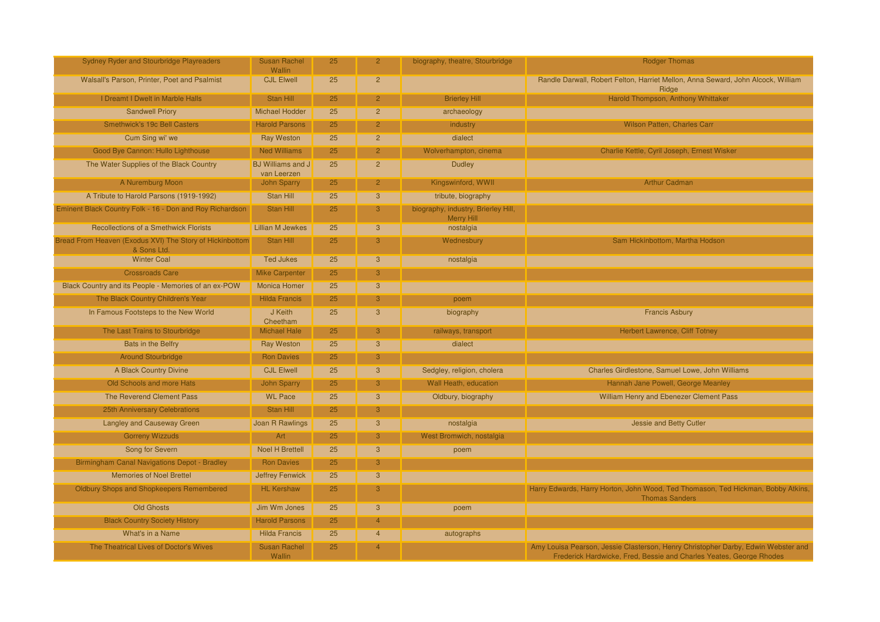| | | | | | |
|---|---|---|---|---|---|
| Sydney Ryder and Stourbridge Playreaders | Susan Rachel Wallin | 25 | 2 | biography, theatre, Stourbridge | Rodger Thomas |
| Walsall's Parson, Printer, Poet and Psalmist | CJL Elwell | 25 | 2 | | Randle Darwall, Robert Felton, Harriet Mellon, Anna Seward, John Alcock, William Ridge |
| I Dreamt I Dwelt in Marble Halls | Stan Hill | 25 | 2 | Brierley Hill | Harold Thompson, Anthony Whittaker |
| Sandwell Priory | Michael Hodder | 25 | 2 | archaeology | |
| Smethwick's 19c Bell Casters | Harold Parsons | 25 | 2 | industry | Wilson Patten, Charles Carr |
| Cum Sing wi' we | Ray Weston | 25 | 2 | dialect | |
| Good Bye Cannon: Hullo Lighthouse | Ned Williams | 25 | 2 | Wolverhampton, cinema | Charlie Kettle, Cyril Joseph, Ernest Wisker |
| The Water Supplies of the Black Country | BJ Williams and J van Leerzen | 25 | 2 | Dudley | |
| A Nuremburg Moon | John Sparry | 25 | 2 | Kingswinford, WWII | Arthur Cadman |
| A Tribute to Harold Parsons (1919-1992) | Stan Hill | 25 | 3 | tribute, biography | |
| Eminent Black Country Folk - 16 - Don and Roy Richardson | Stan Hill | 25 | 3 | biography, industry, Brierley Hill, Merry Hill | |
| Recollections of a Smethwick Florists | Lillian M Jewkes | 25 | 3 | nostalgia | |
| Bread From Heaven (Exodus XVI) The Story of Hickinbottom & Sons Ltd. | Stan Hill | 25 | 3 | Wednesbury | Sam Hickinbottom, Martha Hodson |
| Winter Coal | Ted Jukes | 25 | 3 | nostalgia | |
| Crossroads Care | Mike Carpenter | 25 | 3 | | |
| Black Country and its People - Memories of an ex-POW | Monica Homer | 25 | 3 | | |
| The Black Country Children's Year | Hilda Francis | 25 | 3 | poem | |
| In Famous Footsteps to the New World | J Keith Cheetham | 25 | 3 | biography | Francis Asbury |
| The Last Trains to Stourbridge | Michael Hale | 25 | 3 | railways, transport | Herbert Lawrence, Cliff Totney |
| Bats in the Belfry | Ray Weston | 25 | 3 | dialect | |
| Around Stourbridge | Ron Davies | 25 | 3 | | |
| A Black Country Divine | CJL Elwell | 25 | 3 | Sedgley, religion, cholera | Charles Girdlestone, Samuel Lowe, John Williams |
| Old Schools and more Hats | John Sparry | 25 | 3 | Wall Heath, education | Hannah Jane Powell, George Meanley |
| The Reverend Clement Pass | WL Pace | 25 | 3 | Oldbury, biography | William Henry and Ebenezer Clement Pass |
| 25th Anniversary Celebrations | Stan Hill | 25 | 3 | | |
| Langley and Causeway Green | Joan R Rawlings | 25 | 3 | nostalgia | Jessie and Betty Cutler |
| Gorreny Wizzuds | Art | 25 | 3 | West Bromwich, nostalgia | |
| Song for Severn | Noel H Brettell | 25 | 3 | poem | |
| Birmingham Canal Navigations Depot - Bradley | Ron Davies | 25 | 3 | | |
| Memories of Noel Brettel | Jeffrey Fenwick | 25 | 3 | | |
| Oldbury Shops and Shopkeepers Remembered | HL Kershaw | 25 | 3 | | Harry Edwards, Harry Horton, John Wood, Ted Thomason, Ted Hickman, Bobby Atkins, Thomas Sanders |
| Old Ghosts | Jim Wm Jones | 25 | 3 | poem | |
| Black Country Society History | Harold Parsons | 25 | 4 | | |
| What's in a Name | Hilda Francis | 25 | 4 | autographs | |
| The Theatrical Lives of Doctor's Wives | Susan Rachel Wallin | 25 | 4 | | Amy Louisa Pearson, Jessie Clasterson, Henry Christopher Darby, Edwin Webster and Frederick Hardwicke, Fred, Bessie and Charles Yeates, George Rhodes |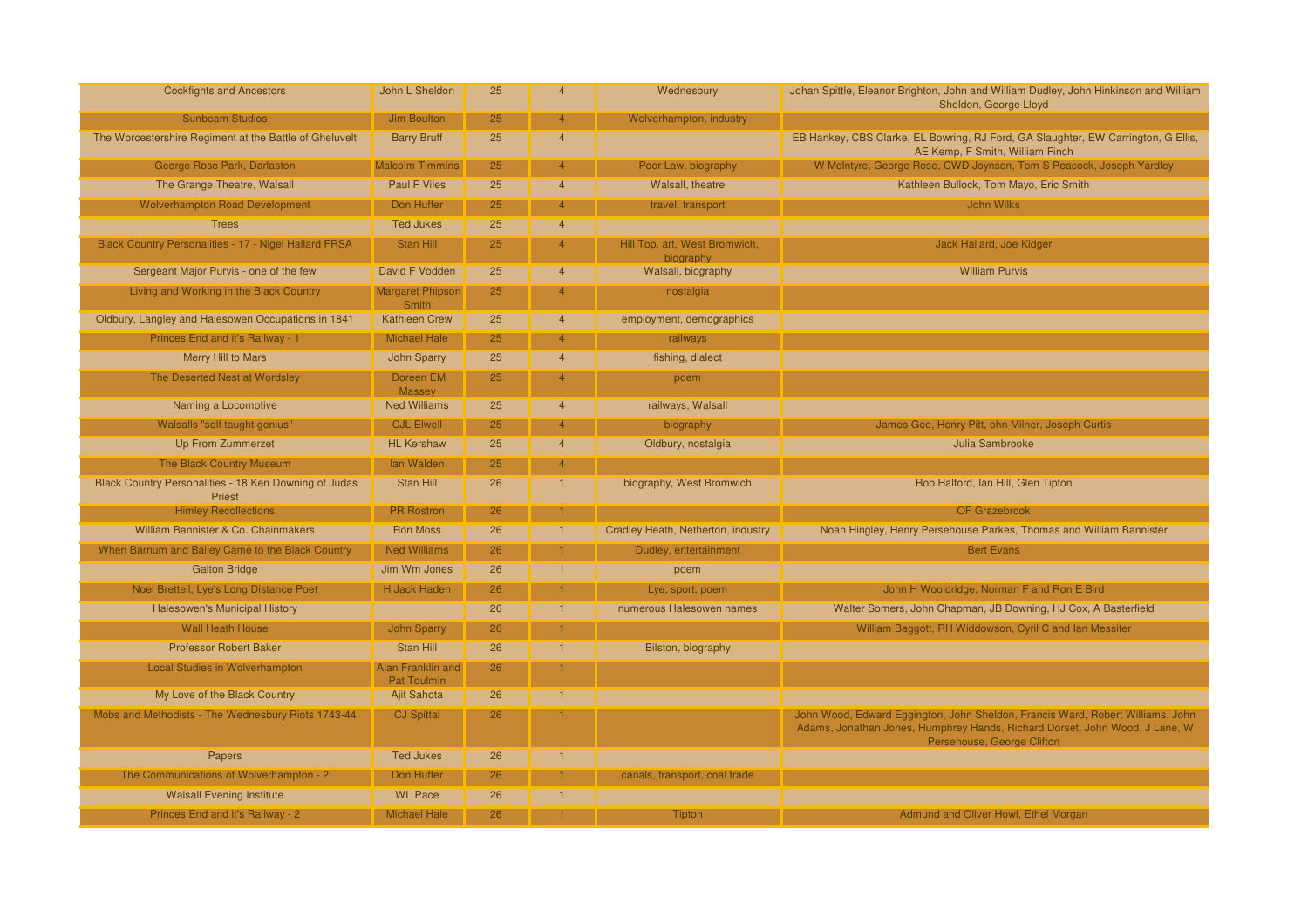| | | | | | |
|---|---|---|---|---|---|
| Cockfights and Ancestors | John L Sheldon | 25 | 4 | Wednesbury | Johan Spittle, Eleanor Brighton, John and William Dudley, John Hinkinson and William Sheldon, George Lloyd |
| Sunbeam Studios | Jim Boulton | 25 | 4 | Wolverhampton, industry | |
| The Worcestershire Regiment at the Battle of Gheluvelt | Barry Bruff | 25 | 4 | | EB Hankey, CBS Clarke, EL Bowring, RJ Ford, GA Slaughter, EW Carrington, G Ellis, AE Kemp, F Smith, William Finch |
| George Rose Park, Darlaston | Malcolm Timmins | 25 | 4 | Poor Law, biography | W McIntyre, George Rose, CWD Joynson, Tom S Peacock, Joseph Yardley |
| The Grange Theatre, Walsall | Paul F Viles | 25 | 4 | Walsall, theatre | Kathleen Bullock, Tom Mayo, Eric Smith |
| Wolverhampton Road Development | Don Huffer | 25 | 4 | travel, transport | John Wilks |
| Trees | Ted Jukes | 25 | 4 | | |
| Black Country Personalities - 17 - Nigel Hallard FRSA | Stan Hill | 25 | 4 | Hill Top, art, West Bromwich, biography | Jack Hallard, Joe Kidger |
| Sergeant Major Purvis - one of the few | David F Vodden | 25 | 4 | Walsall, biography | William Purvis |
| Living and Working in the Black Country | Margaret Phipson Smith | 25 | 4 | nostalgia | |
| Oldbury, Langley and Halesowen Occupations in 1841 | Kathleen Crew | 25 | 4 | employment, demographics | |
| Princes End and it's Railway - 1 | Michael Hale | 25 | 4 | railways | |
| Merry Hill to Mars | John Sparry | 25 | 4 | fishing, dialect | |
| The Deserted Nest at Wordsley | Doreen EM Massey | 25 | 4 | poem | |
| Naming a Locomotive | Ned Williams | 25 | 4 | railways, Walsall | |
| Walsalls "self taught genius" | CJL Elwell | 25 | 4 | biography | James Gee, Henry Pitt, ohn Milner, Joseph Curtis |
| Up From Zummerzet | HL Kershaw | 25 | 4 | Oldbury, nostalgia | Julia Sambrooke |
| The Black Country Museum | Ian Walden | 25 | 4 | | |
| Black Country Personalities - 18 Ken Downing of Judas Priest | Stan Hill | 26 | 1 | biography, West Bromwich | Rob Halford, Ian Hill, Glen Tipton |
| Himley Recollections | PR Rostron | 26 | 1 | | OF Grazebrook |
| William Bannister & Co. Chainmakers | Ron Moss | 26 | 1 | Cradley Heath, Netherton, industry | Noah Hingley, Henry Persehouse Parkes, Thomas and William Bannister |
| When Barnum and Bailey Came to the Black Country | Ned Williams | 26 | 1 | Dudley, entertainment | Bert Evans |
| Galton Bridge | Jim Wm Jones | 26 | 1 | poem | |
| Noel Brettell, Lye's Long Distance Poet | H Jack Haden | 26 | 1 | Lye, sport, poem | John H Wooldridge, Norman F and Ron E Bird |
| Halesowen's Municipal History | | 26 | 1 | numerous Halesowen names | Walter Somers, John Chapman, JB Downing, HJ Cox, A Basterfield |
| Wall Heath House | John Sparry | 26 | 1 | | William Baggott, RH Widdowson, Cyril C and Ian Messiter |
| Professor Robert Baker | Stan Hill | 26 | 1 | Bilston, biography | |
| Local Studies in Wolverhampton | Alan Franklin and Pat Toulmin | 26 | 1 | | |
| My Love of the Black Country | Ajit Sahota | 26 | 1 | | |
| Mobs and Methodists - The Wednesbury Riots 1743-44 | CJ Spittal | 26 | 1 | | John Wood, Edward Eggington, John Sheldon, Francis Ward, Robert Williams, John Adams, Jonathan Jones, Humphrey Hands, Richard Dorset, John Wood, J Lane, W Persehouse, George Clifton |
| Papers | Ted Jukes | 26 | 1 | | |
| The Communications of Wolverhampton - 2 | Don Huffer | 26 | 1 | canals, transport, coal trade | |
| Walsall Evening Institute | WL Pace | 26 | 1 | | |
| Princes End and it's Railway - 2 | Michael Hale | 26 | 1 | Tipton | Admund and Oliver Howl, Ethel Morgan |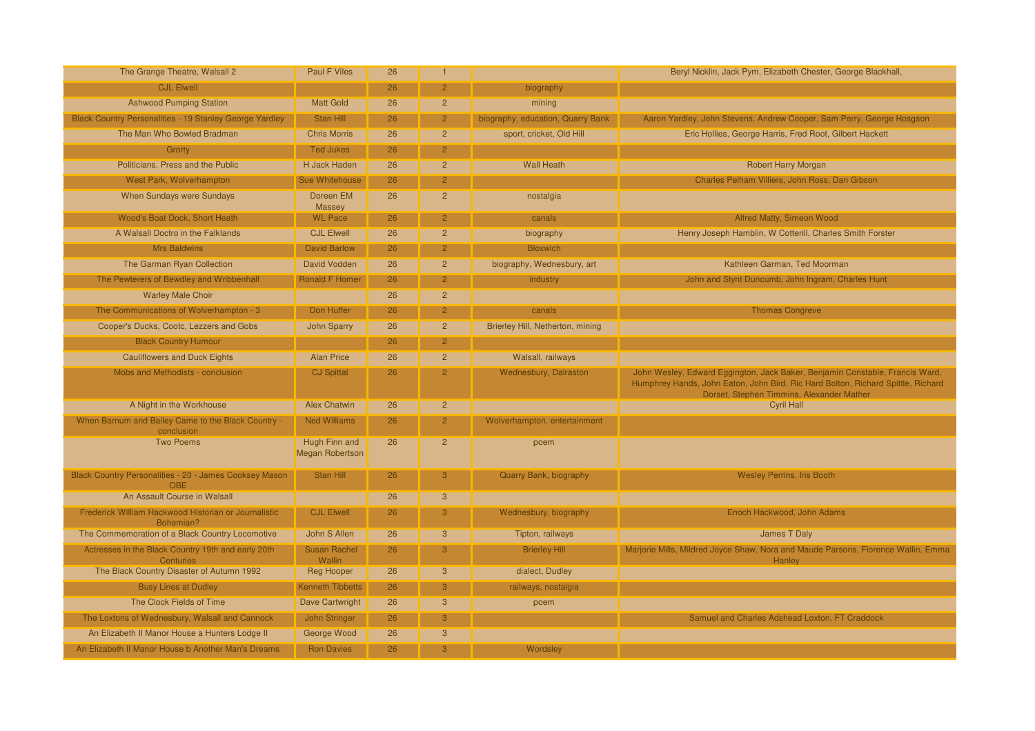| | | | | | |
|---|---|---|---|---|---|
| The Grange Theatre, Walsall 2 | Paul F Viles | 26 | 1 | | Beryl Nicklin, Jack Pym, Elizabeth Chester, George Blackhall, |
| CJL Elwell | | 26 | 2 | biography | |
| Ashwood Pumping Station | Matt Gold | 26 | 2 | mining | |
| Black Country Personalities - 19 Stanley George Yardley | Stan Hill | 26 | 2 | biography, education, Quarry Bank | Aaron Yardley, John Stevens, Andrew Cooper, Sam Perry, George Hosgson |
| The Man Who Bowled Bradman | Chris Morris | 26 | 2 | sport, cricket, Old Hill | Eric Hollies, George Harris, Fred Root, Gilbert Hackett |
| Grorty | Ted Jukes | 26 | 2 | | |
| Politicians, Press and the Public | H Jack Haden | 26 | 2 | Wall Heath | Robert Harry Morgan |
| West Park, Wolverhampton | Sue Whitehouse | 26 | 2 | | Charles Pelham Villiers, John Ross, Dan Gibson |
| When Sundays were Sundays | Doreen EM Massey | 26 | 2 | nostalgia | |
| Wood's Boat Dock, Short Heath | WL Pace | 26 | 2 | canals | Alfred Matty, Simeon Wood |
| A Walsall Doctro in the Falklands | CJL Elwell | 26 | 2 | biography | Henry Joseph Hamblin, W Cotterill, Charles Smith Forster |
| Mrs Baldwins | David Barlow | 26 | 2 | Bloxwich | |
| The Garman Ryan Collection | David Vodden | 26 | 2 | biography, Wednesbury, art | Kathleen Garman, Ted Moorman |
| The Pewterers of Bewdley and Wribbenhall | Ronald F Homer | 26 | 2 | industry | John and Stynt Duncumb, John Ingram, Charles Hunt |
| Warley Male Choir | | 26 | 2 | | |
| The Communications of Wolverhampton - 3 | Don Huffer | 26 | 2 | canals | Thomas Congreve |
| Cooper's Ducks, Cootc, Lezzers and Gobs | John Sparry | 26 | 2 | Brierley Hill, Netherton, mining | |
| Black Country Humour | | 26 | 2 | | |
| Cauliflowers and Duck Eights | Alan Price | 26 | 2 | Walsall, railways | |
| Mobs and Methodists - conclusion | CJ Spittal | 26 | 2 | Wednesbury, Dalraston | John Wesley, Edward Eggington, Jack Baker, Benjamin Constable, Francis Ward, Humphrey Hands, John Eaton, John Bird, Ric Hard Bolton, Richard Spittle, Richard Dorset, Stephen Timmins, Alexander Mather |
| A Night in the Workhouse | Alex Chatwin | 26 | 2 | | Cyril Hall |
| When Barnum and Bailey Came to the Black Country - conclusion | Ned Williams | 26 | 2 | Wolverhampton, entertainment | |
| Two Poems | Hugh Finn and Megan Robertson | 26 | 2 | poem | |
| Black Country Personalities - 20 - James Cooksey Mason OBE | Stan Hill | 26 | 3 | Quarry Bank, biography | Wesley Perrins, Iris Booth |
| An Assault Course in Walsall | | 26 | 3 | | |
| Frederick William Hackwood Historian or Journalistic Bohemian? | CJL Elwell | 26 | 3 | Wednesbury, biography | Enoch Hackwood, John Adams |
| The Commemoration of a Black Country Locomotive | John S Allen | 26 | 3 | Tipton, railways | James T Daly |
| Actresses in the Black Country 19th and early 20th Centuries | Susan Rachel Wallin | 26 | 3 | Brierley Hill | Marjorie Mills, Mildred Joyce Shaw, Nora and Maude Parsons, Florence Wallin, Emma Hanley |
| The Black Country Disaster of Autumn 1992 | Reg Hooper | 26 | 3 | dialect, Dudley | |
| Busy Lines at Dudley | Kenneth Tibbetts | 26 | 3 | railways, nostalgia | |
| The Clock Fields of Time | Dave Cartwright | 26 | 3 | poem | |
| The Loxtons of Wednesbury, Walsall and Cannock | John Stringer | 26 | 3 | | Samuel and Charles Adshead Loxton, FT Craddock |
| An Elizabeth II Manor House a Hunters Lodge II | George Wood | 26 | 3 | | |
| An Elizabeth II Manor House b Another Man's Dreams | Ron Davies | 26 | 3 | Wordsley | |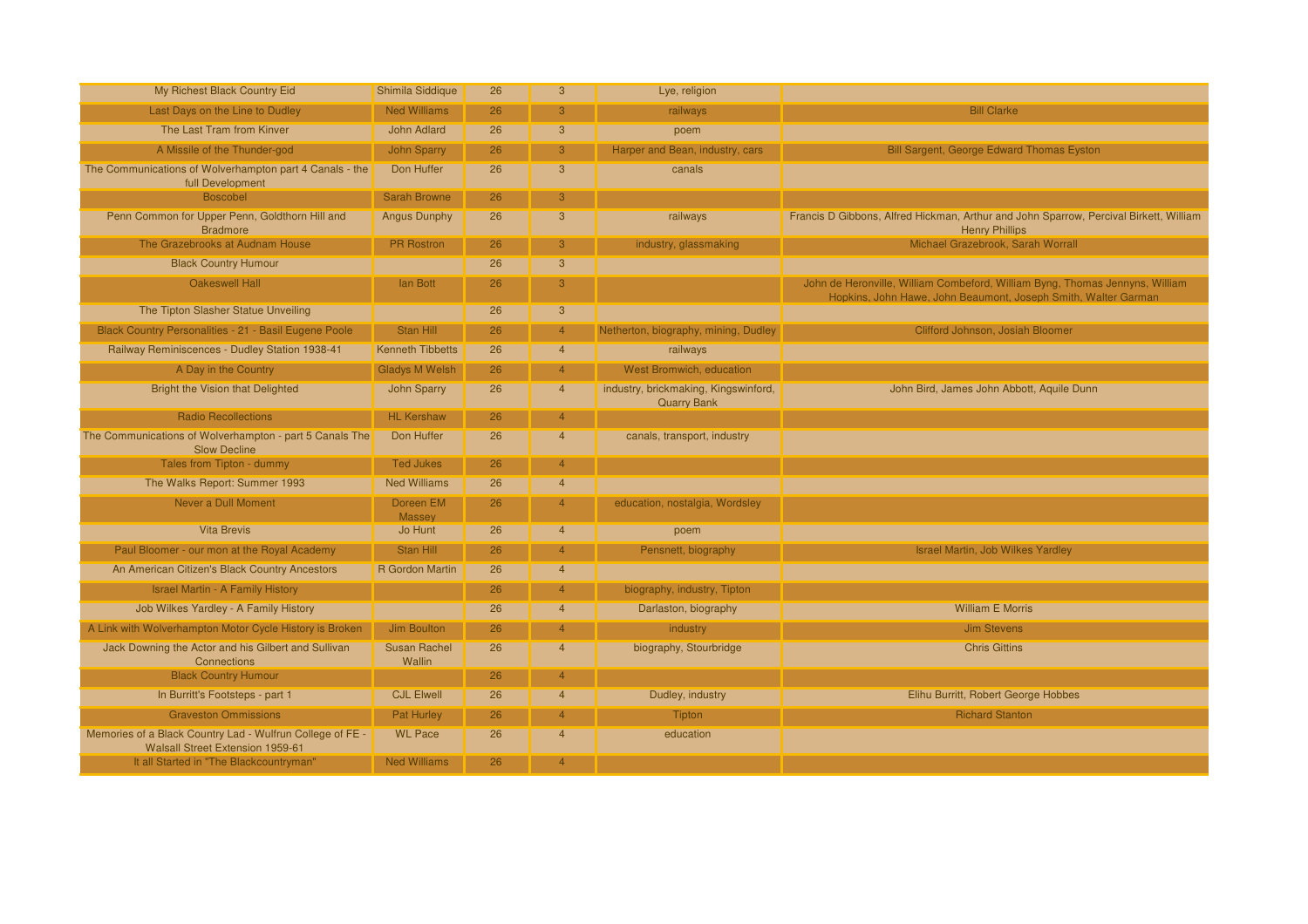| | | | | | |
|---|---|---|---|---|---|
| My Richest Black Country Eid | Shimila Siddique | 26 | 3 | Lye, religion | |
| Last Days on the Line to Dudley | Ned Williams | 26 | 3 | railways | Bill Clarke |
| The Last Tram from Kinver | John Adlard | 26 | 3 | poem | |
| A Missile of the Thunder-god | John Sparry | 26 | 3 | Harper and Bean, industry, cars | Bill Sargent, George Edward Thomas Eyston |
| The Communications of Wolverhampton part 4 Canals - the full Development | Don Huffer | 26 | 3 | canals | |
| Boscobel | Sarah Browne | 26 | 3 | | |
| Penn Common for Upper Penn, Goldthorn Hill and Bradmore | Angus Dunphy | 26 | 3 | railways | Francis D Gibbons, Alfred Hickman, Arthur and John Sparrow, Percival Birkett, William Henry Phillips |
| The Grazebrooks at Audnam House | PR Rostron | 26 | 3 | industry, glassmaking | Michael Grazebrook, Sarah Worrall |
| Black Country Humour | | 26 | 3 | | |
| Oakeswell Hall | Ian Bott | 26 | 3 | | John de Heronville, William Combeford, William Byng, Thomas Jennyns, William Hopkins, John Hawe, John Beaumont, Joseph Smith, Walter Garman |
| The Tipton Slasher Statue Unveiling | | 26 | 3 | | |
| Black Country Personalities - 21 - Basil Eugene Poole | Stan Hill | 26 | 4 | Netherton, biography, mining, Dudley | Clifford Johnson, Josiah Bloomer |
| Railway Reminiscences - Dudley Station 1938-41 | Kenneth Tibbetts | 26 | 4 | railways | |
| A Day in the Country | Gladys M Welsh | 26 | 4 | West Bromwich, education | |
| Bright the Vision that Delighted | John Sparry | 26 | 4 | industry, brickmaking, Kingswinford, Quarry Bank | John Bird, James John Abbott, Aquile Dunn |
| Radio Recollections | HL Kershaw | 26 | 4 | | |
| The Communications of Wolverhampton - part 5 Canals The Slow Decline | Don Huffer | 26 | 4 | canals, transport, industry | |
| Tales from Tipton - dummy | Ted Jukes | 26 | 4 | | |
| The Walks Report: Summer 1993 | Ned Williams | 26 | 4 | | |
| Never a Dull Moment | Doreen EM Massey | 26 | 4 | education, nostalgia, Wordsley | |
| Vita Brevis | Jo Hunt | 26 | 4 | poem | |
| Paul Bloomer - our mon at the Royal Academy | Stan Hill | 26 | 4 | Pensnett, biography | Israel Martin, Job Wilkes Yardley |
| An American Citizen's Black Country Ancestors | R Gordon Martin | 26 | 4 | | |
| Israel Martin - A Family History | | 26 | 4 | biography, industry, Tipton | |
| Job Wilkes Yardley - A Family History | | 26 | 4 | Darlaston, biography | William E Morris |
| A Link with Wolverhampton Motor Cycle History is Broken | Jim Boulton | 26 | 4 | industry | Jim Stevens |
| Jack Downing the Actor and his Gilbert and Sullivan Connections | Susan Rachel Wallin | 26 | 4 | biography, Stourbridge | Chris Gittins |
| Black Country Humour | | 26 | 4 | | |
| In Burritt's Footsteps - part 1 | CJL Elwell | 26 | 4 | Dudley, industry | Elihu Burritt, Robert George Hobbes |
| Graveston Ommissions | Pat Hurley | 26 | 4 | Tipton | Richard Stanton |
| Memories of a Black Country Lad - Wulfrun College of FE - Walsall Street Extension 1959-61 | WL Pace | 26 | 4 | education | |
| It all Started in "The Blackcountryman" | Ned Williams | 26 | 4 | | |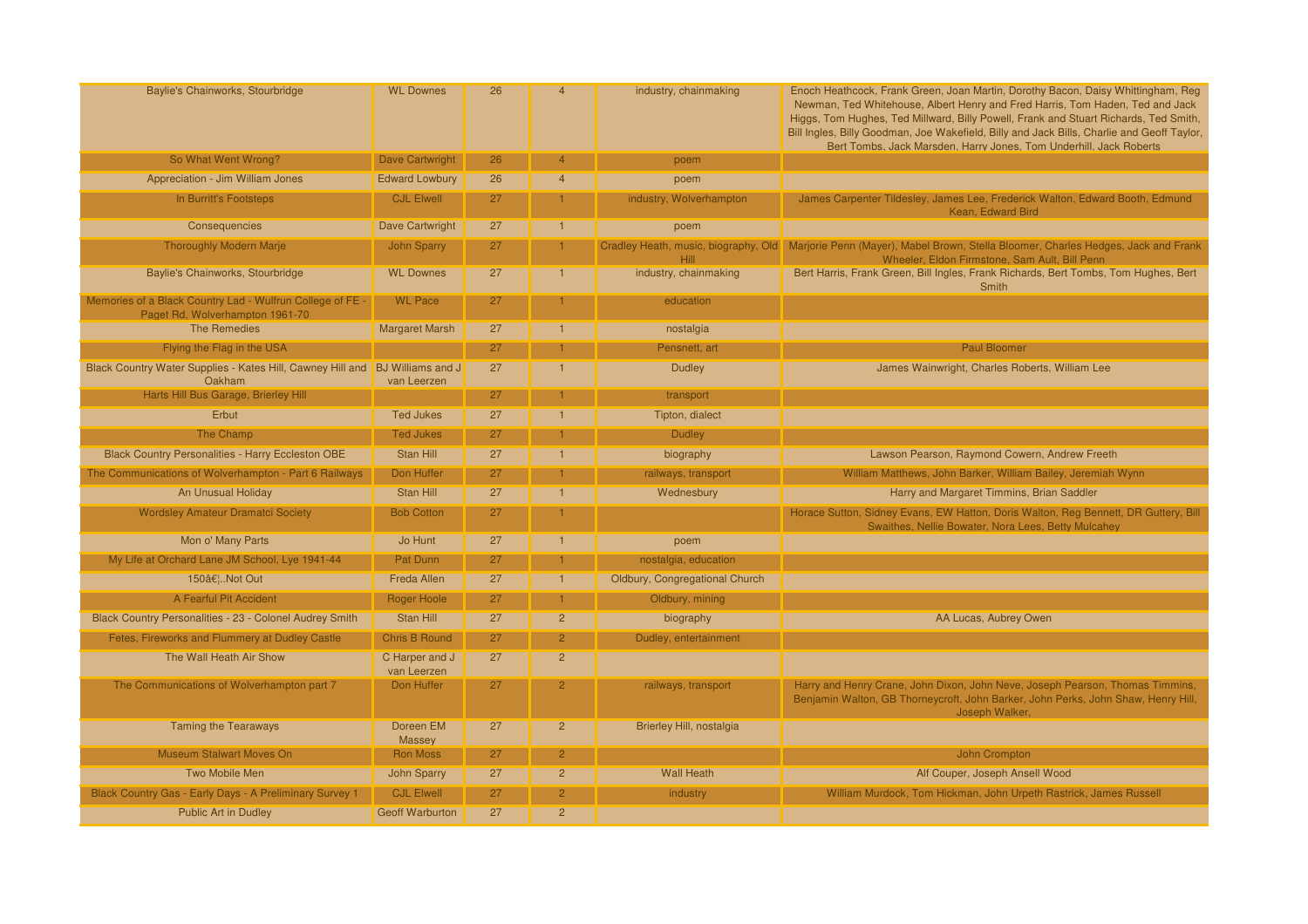| | | | | | |
|---|---|---|---|---|---|
| Baylie's Chainworks, Stourbridge | WL Downes | 26 | 4 | industry, chainmaking | Enoch Heathcock, Frank Green, Joan Martin, Dorothy Bacon, Daisy Whittingham, Reg Newman, Ted Whitehouse, Albert Henry and Fred Harris, Tom Haden, Ted and Jack Higgs, Tom Hughes, Ted Millward, Billy Powell, Frank and Stuart Richards, Ted Smith, Bill Ingles, Billy Goodman, Joe Wakefield, Billy and Jack Bills, Charlie and Geoff Taylor, Bert Tombs, Jack Marsden, Harry Jones, Tom Underhill, Jack Roberts |
| So What Went Wrong? | Dave Cartwright | 26 | 4 | poem | |
| Appreciation - Jim William Jones | Edward Lowbury | 26 | 4 | poem | |
| In Burritt's Footsteps | CJL Elwell | 27 | 1 | industry, Wolverhampton | James Carpenter Tildesley, James Lee, Frederick Walton, Edward Booth, Edmund Kean, Edward Bird |
| Consequencies | Dave Cartwright | 27 | 1 | poem | |
| Thoroughly Modern Marje | John Sparry | 27 | 1 | Cradley Heath, music, biography, Old Hill | Marjorie Penn (Mayer), Mabel Brown, Stella Bloomer, Charles Hedges, Jack and Frank Wheeler, Eldon Firmstone, Sam Ault, Bill Penn |
| Baylie's Chainworks, Stourbridge | WL Downes | 27 | 1 | industry, chainmaking | Bert Harris, Frank Green, Bill Ingles, Frank Richards, Bert Tombs, Tom Hughes, Bert Smith |
| Memories of a Black Country Lad - Wulfrun College of FE - Paget Rd, Wolverhampton 1961-70 | WL Pace | 27 | 1 | education | |
| The Remedies | Margaret Marsh | 27 | 1 | nostalgia | |
| Flying the Flag in the USA | | 27 | 1 | Pensnett, art | Paul Bloomer |
| Black Country Water Supplies - Kates Hill, Cawney Hill and Oakham | BJ Williams and J van Leerzen | 27 | 1 | Dudley | James Wainwright, Charles Roberts, William Lee |
| Harts Hill Bus Garage, Brierley Hill | | 27 | 1 | transport | |
| Erbut | Ted Jukes | 27 | 1 | Tipton, dialect | |
| The Champ | Ted Jukes | 27 | 1 | Dudley | |
| Black Country Personalities - Harry Eccleston OBE | Stan Hill | 27 | 1 | biography | Lawson Pearson, Raymond Cowern, Andrew Freeth |
| The Communications of Wolverhampton - Part 6 Railways | Don Huffer | 27 | 1 | railways, transport | William Matthews, John Barker, William Bailey, Jeremiah Wynn |
| An Unusual Holiday | Stan Hill | 27 | 1 | Wednesbury | Harry and Margaret Timmins, Brian Saddler |
| Wordsley Amateur Dramatci Society | Bob Cotton | 27 | 1 | | Horace Sutton, Sidney Evans, EW Hatton, Doris Walton, Reg Bennett, DR Guttery, Bill Swaithes, Nellie Bowater, Nora Lees, Betty Mulcahey |
| Mon o' Many Parts | Jo Hunt | 27 | 1 | poem | |
| My Life at Orchard Lane JM School, Lye 1941-44 | Pat Dunn | 27 | 1 | nostalgia, education | |
| 150â€¦.Not Out | Freda Allen | 27 | 1 | Oldbury, Congregational Church | |
| A Fearful Pit Accident | Roger Hoole | 27 | 1 | Oldbury, mining | |
| Black Country Personalities - 23 - Colonel Audrey Smith | Stan Hill | 27 | 2 | biography | AA Lucas, Aubrey Owen |
| Fetes, Fireworks and Flummery at Dudley Castle | Chris B Round | 27 | 2 | Dudley, entertainment | |
| The Wall Heath Air Show | C Harper and J van Leerzen | 27 | 2 | | |
| The Communications of Wolverhampton part 7 | Don Huffer | 27 | 2 | railways, transport | Harry and Henry Crane, John Dixon, John Neve, Joseph Pearson, Thomas Timmins, Benjamin Walton, GB Thorneycroft, John Barker, John Perks, John Shaw, Henry Hill, Joseph Walker, |
| Taming the Tearaways | Doreen EM Massey | 27 | 2 | Brierley Hill, nostalgia | |
| Museum Stalwart Moves On | Ron Moss | 27 | 2 | | John Crompton |
| Two Mobile Men | John Sparry | 27 | 2 | Wall Heath | Alf Couper, Joseph Ansell Wood |
| Black Country Gas - Early Days - A Preliminary Survey 1 | CJL Elwell | 27 | 2 | industry | William Murdock, Tom Hickman, John Urpeth Rastrick, James Russell |
| Public Art in Dudley | Geoff Warburton | 27 | 2 | | |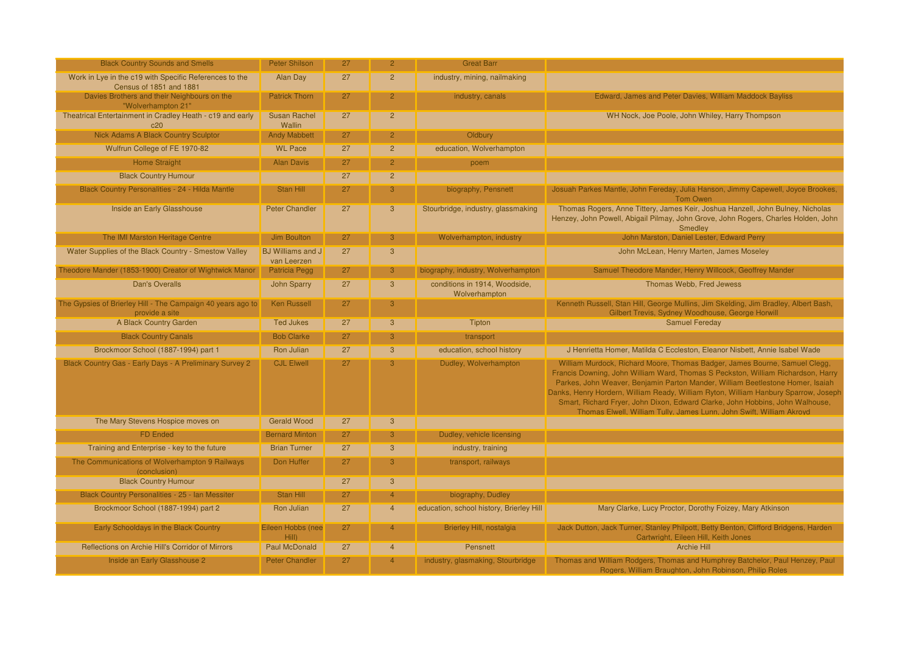| | | | | | |
|---|---|---|---|---|---|
| Black Country Sounds and Smells | Peter Shilson | 27 | 2 | Great Barr | |
| Work in Lye in the c19 with Specific References to the Census of 1851 and 1881 | Alan Day | 27 | 2 | industry, mining, nailmaking | |
| Davies Brothers and their Neighbours on the "Wolverhampton 21" | Patrick Thorn | 27 | 2 | industry, canals | Edward, James and Peter Davies, William Maddock Bayliss |
| Theatrical Entertainment in Cradley Heath - c19 and early c20 | Susan Rachel Wallin | 27 | 2 | | WH Nock, Joe Poole, John Whiley, Harry Thompson |
| Nick Adams A Black Country Sculptor | Andy Mabbett | 27 | 2 | Oldbury | |
| Wulfrun College of FE 1970-82 | WL Pace | 27 | 2 | education, Wolverhampton | |
| Home Straight | Alan Davis | 27 | 2 | poem | |
| Black Country Humour | | 27 | 2 | | |
| Black Country Personalities - 24 - Hilda Mantle | Stan Hill | 27 | 3 | biography, Pensnett | Josuah Parkes Mantle, John Fereday, Julia Hanson, Jimmy Capewell, Joyce Brookes, Tom Owen |
| Inside an Early Glasshouse | Peter Chandler | 27 | 3 | Stourbridge, industry, glassmaking | Thomas Rogers, Anne Tittery, James Keir, Joshua Hanzell, John Bulney, Nicholas Henzey, John Powell, Abigail Pilmay, John Grove, John Rogers, Charles Holden, John Smedley |
| The IMI Marston Heritage Centre | Jim Boulton | 27 | 3 | Wolverhampton, industry | John Marston, Daniel Lester, Edward Perry |
| Water Supplies of the Black Country - Smestow Valley | BJ Williams and J van Leerzen | 27 | 3 | | John McLean, Henry Marten, James Moseley |
| Theodore Mander (1853-1900) Creator of Wightwick Manor | Patricia Pegg | 27 | 3 | biography, industry, Wolverhampton | Samuel Theodore Mander, Henry Willcock, Geoffrey Mander |
| Dan's Overalls | John Sparry | 27 | 3 | conditions in 1914, Woodside, Wolverhampton | Thomas Webb, Fred Jewess |
| The Gypsies of Brierley Hill - The Campaign 40 years ago to provide a site | Ken Russell | 27 | 3 | | Kenneth Russell, Stan Hill, George Mullins, Jim Skelding, Jim Bradley, Albert Bash, Gilbert Trevis, Sydney Woodhouse, George Horwill |
| A Black Country Garden | Ted Jukes | 27 | 3 | Tipton | Samuel Fereday |
| Black Country Canals | Bob Clarke | 27 | 3 | transport | |
| Brockmoor School (1887-1994) part 1 | Ron Julian | 27 | 3 | education, school history | J Henrietta Homer, Matilda C Eccleston, Eleanor Nisbett, Annie Isabel Wade |
| Black Country Gas - Early Days - A Preliminary Survey 2 | CJL Elwell | 27 | 3 | Dudley, Wolverhampton | William Murdock, Richard Moore, Thomas Badger, James Bourne, Samuel Clegg, Francis Downing, John William Ward, Thomas S Peckston, William Richardson, Harry Parkes, John Weaver, Benjamin Parton Mander, William Beetlestone Homer, Isaiah Danks, Henry Hordern, William Ready, William Ryton, William Hanbury Sparrow, Joseph Smart, Richard Fryer, John Dixon, Edward Clarke, John Hobbins, John Walhouse, Thomas Elwell, William Tully, James Lunn, John Swift, William Akroyd |
| The Mary Stevens Hospice moves on | Gerald Wood | 27 | 3 | | |
| FD Ended | Bernard Minton | 27 | 3 | Dudley, vehicle licensing | |
| Training and Enterprise - key to the future | Brian Turner | 27 | 3 | industry, training | |
| The Communications of Wolverhampton 9 Railways (conclusion) | Don Huffer | 27 | 3 | transport, railways | |
| Black Country Humour | | 27 | 3 | | |
| Black Country Personalities - 25 - Ian Messiter | Stan Hill | 27 | 4 | biography, Dudley | |
| Brockmoor School (1887-1994) part 2 | Ron Julian | 27 | 4 | education, school history, Brierley Hill | Mary Clarke, Lucy Proctor, Dorothy Foizey, Mary Atkinson |
| Early Schooldays in the Black Country | Eileen Hobbs (nee Hill) | 27 | 4 | Brierley Hill, nostalgia | Jack Dutton, Jack Turner, Stanley Philpott, Betty Benton, Clifford Bridgens, Harden Cartwright, Eileen Hill, Keith Jones |
| Reflections on Archie Hill's Corridor of Mirrors | Paul McDonald | 27 | 4 | Pensnett | Archie Hill |
| Inside an Early Glasshouse 2 | Peter Chandler | 27 | 4 | industry, glasmaking, Stourbridge | Thomas and William Rodgers, Thomas and Humphrey Batchelor, Paul Henzey, Paul Rogers, William Braughton, John Robinson, Philip Roles |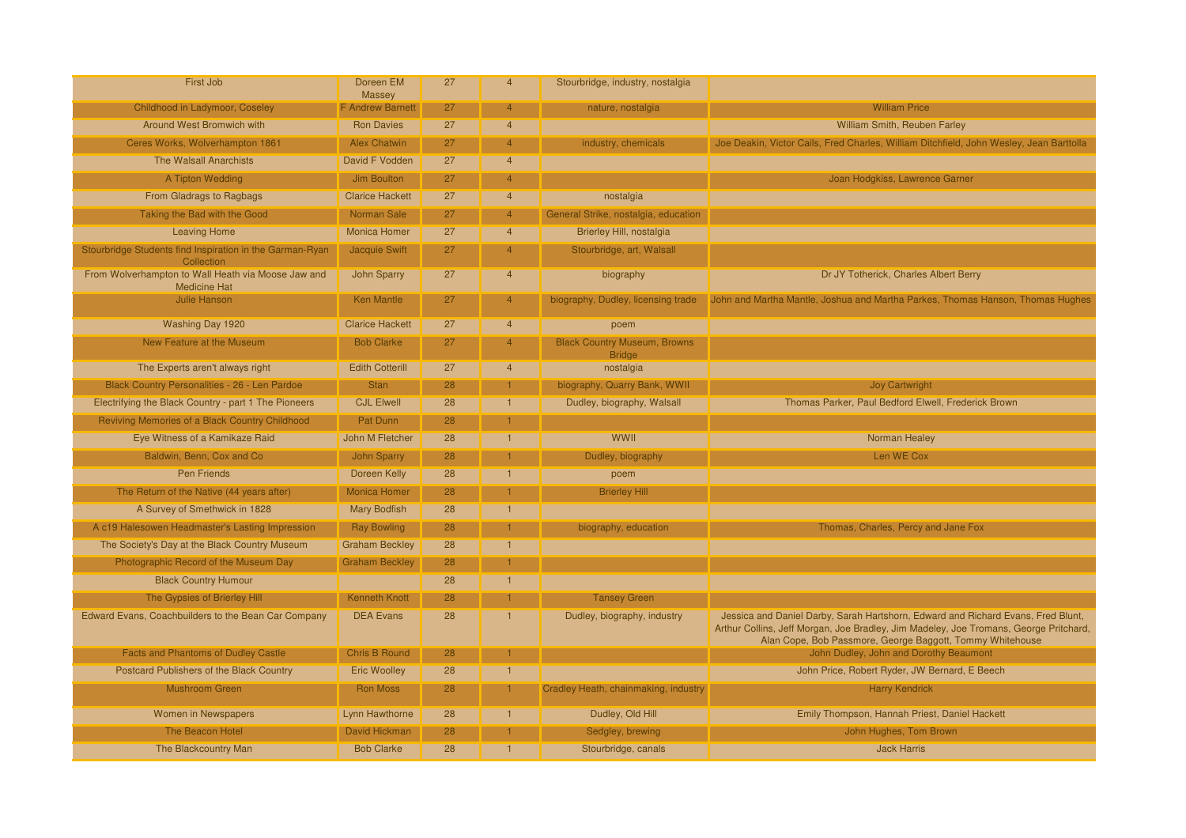| | | | | | |
|---|---|---|---|---|---|
| First Job | Doreen EM Massey | 27 | 4 | Stourbridge, industry, nostalgia | |
| Childhood in Ladymoor, Coseley | F Andrew Barnett | 27 | 4 | nature, nostalgia | William Price |
| Around West Bromwich with | Ron Davies | 27 | 4 | | William Smith, Reuben Farley |
| Ceres Works, Wolverhampton 1861 | Alex Chatwin | 27 | 4 | industry, chemicals | Joe Deakin, Victor Cails, Fred Charles, William Ditchfield, John Wesley, Jean Barttolla |
| The Walsall Anarchists | David F Vodden | 27 | 4 | | |
| A Tipton Wedding | Jim Boulton | 27 | 4 | | Joan Hodgkiss, Lawrence Garner |
| From Gladrags to Ragbags | Clarice Hackett | 27 | 4 | nostalgia | |
| Taking the Bad with the Good | Norman Sale | 27 | 4 | General Strike, nostalgia, education | |
| Leaving Home | Monica Homer | 27 | 4 | Brierley Hill, nostalgia | |
| Stourbridge Students find Inspiration in the Garman-Ryan Collection | Jacquie Swift | 27 | 4 | Stourbridge, art, Walsall | |
| From Wolverhampton to Wall Heath via Moose Jaw and Medicine Hat | John Sparry | 27 | 4 | biography | Dr JY Totherick, Charles Albert Berry |
| Julie Hanson | Ken Mantle | 27 | 4 | biography, Dudley, licensing trade | John and Martha Mantle, Joshua and Martha Parkes, Thomas Hanson, Thomas Hughes |
| Washing Day 1920 | Clarice Hackett | 27 | 4 | poem | |
| New Feature at the Museum | Bob Clarke | 27 | 4 | Black Country Museum, Browns Bridge | |
| The Experts aren't always right | Edith Cotterill | 27 | 4 | nostalgia | |
| Black Country Personalities - 26 - Len Pardoe | Stan | 28 | 1 | biography, Quarry Bank, WWII | Joy Cartwright |
| Electrifying the Black Country - part 1 The Pioneers | CJL Elwell | 28 | 1 | Dudley, biography, Walsall | Thomas Parker, Paul Bedford Elwell, Frederick Brown |
| Reviving Memories of a Black Country Childhood | Pat Dunn | 28 | 1 | | |
| Eye Witness of a Kamikaze Raid | John M Fletcher | 28 | 1 | WWII | Norman Healey |
| Baldwin, Benn, Cox and Co | John Sparry | 28 | 1 | Dudley, biography | Len WE Cox |
| Pen Friends | Doreen Kelly | 28 | 1 | poem | |
| The Return of the Native (44 years after) | Monica Homer | 28 | 1 | Brierley Hill | |
| A Survey of Smethwick in 1828 | Mary Bodfish | 28 | 1 | | |
| A c19 Halesowen Headmaster's Lasting Impression | Ray Bowling | 28 | 1 | biography, education | Thomas, Charles, Percy and Jane Fox |
| The Society's Day at the Black Country Museum | Graham Beckley | 28 | 1 | | |
| Photographic Record of the Museum Day | Graham Beckley | 28 | 1 | | |
| Black Country Humour | | 28 | 1 | | |
| The Gypsies of Brierley Hill | Kenneth Knott | 28 | 1 | Tansey Green | |
| Edward Evans, Coachbuilders to the Bean Car Company | DEA Evans | 28 | 1 | Dudley, biography, industry | Jessica and Daniel Darby, Sarah Hartshorn, Edward and Richard Evans, Fred Blunt, Arthur Collins, Jeff Morgan, Joe Bradley, Jim Madeley, Joe Tromans, George Pritchard, Alan Cope, Bob Passmore, George Baggott, Tommy Whitehouse |
| Facts and Phantoms of Dudley Castle | Chris B Round | 28 | 1 | | John Dudley, John and Dorothy Beaumont |
| Postcard Publishers of the Black Country | Eric Woolley | 28 | 1 | | John Price, Robert Ryder, JW Bernard, E Beech |
| Mushroom Green | Ron Moss | 28 | 1 | Cradley Heath, chainmaking, industry | Harry Kendrick |
| Women in Newspapers | Lynn Hawthorne | 28 | 1 | Dudley, Old Hill | Emily Thompson, Hannah Priest, Daniel Hackett |
| The Beacon Hotel | David Hickman | 28 | 1 | Sedgley, brewing | John Hughes, Tom Brown |
| The Blackcountry Man | Bob Clarke | 28 | 1 | Stourbridge, canals | Jack Harris |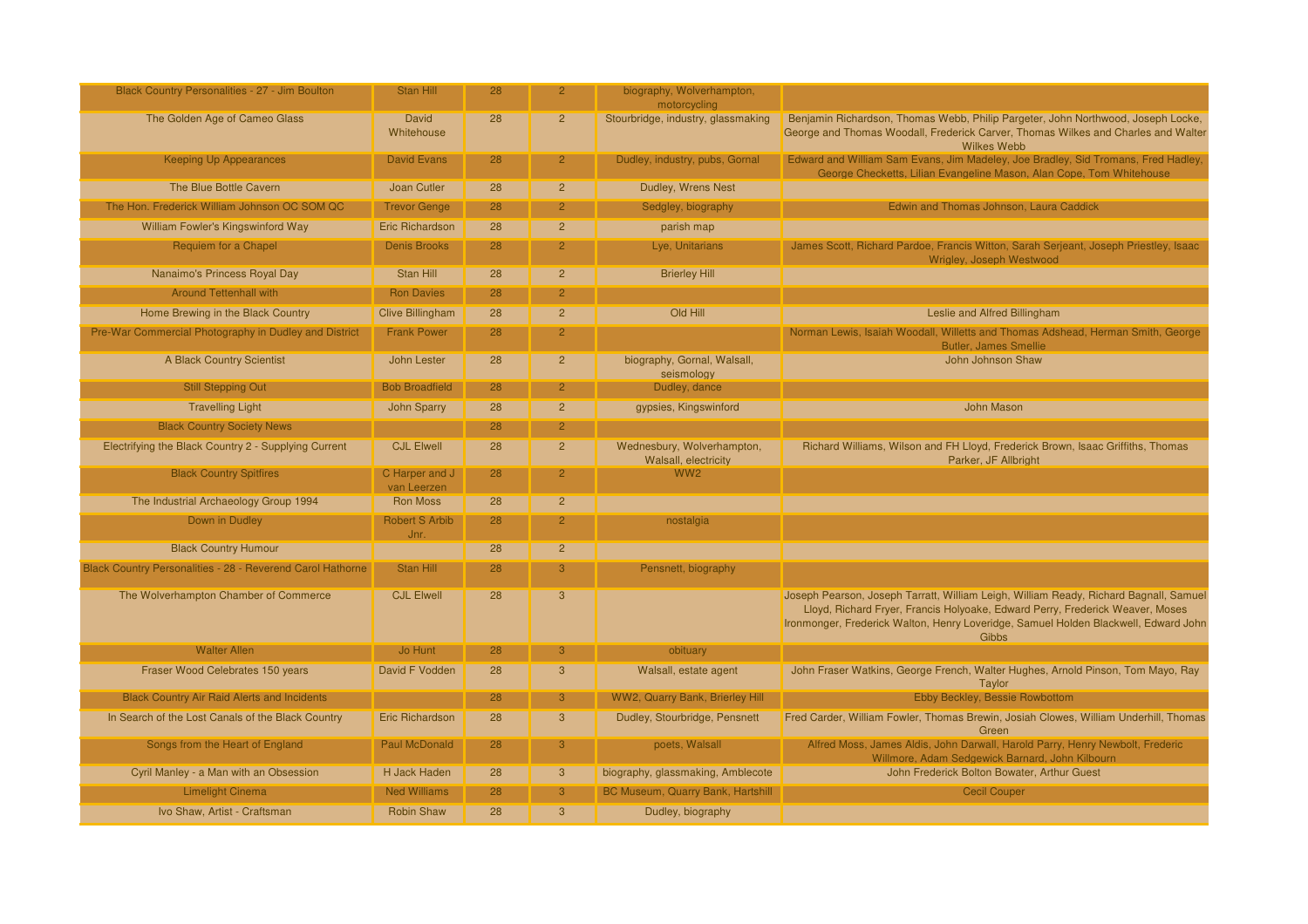| | | | | | |
|---|---|---|---|---|---|
| Black Country Personalities - 27 - Jim Boulton | Stan Hill | 28 | 2 | biography, Wolverhampton, motorcycling | |
| The Golden Age of Cameo Glass | David Whitehouse | 28 | 2 | Stourbridge, industry, glassmaking | Benjamin Richardson, Thomas Webb, Philip Pargeter, John Northwood, Joseph Locke, George and Thomas Woodall, Frederick Carver, Thomas Wilkes and Charles and Walter Wilkes Webb |
| Keeping Up Appearances | David Evans | 28 | 2 | Dudley, industry, pubs, Gornal | Edward and William Sam Evans, Jim Madeley, Joe Bradley, Sid Tromans, Fred Hadley, George Checketts, Lilian Evangeline Mason, Alan Cope, Tom Whitehouse |
| The Blue Bottle Cavern | Joan Cutler | 28 | 2 | Dudley, Wrens Nest | |
| The Hon. Frederick William Johnson OC SOM QC | Trevor Genge | 28 | 2 | Sedgley, biography | Edwin and Thomas Johnson, Laura Caddick |
| William Fowler's Kingswinford Way | Eric Richardson | 28 | 2 | parish map | |
| Requiem for a Chapel | Denis Brooks | 28 | 2 | Lye, Unitarians | James Scott, Richard Pardoe, Francis Witton, Sarah Serjeant, Joseph Priestley, Isaac Wrigley, Joseph Westwood |
| Nanaimo's Princess Royal Day | Stan Hill | 28 | 2 | Brierley Hill | |
| Around Tettenhall with | Ron Davies | 28 | 2 | | |
| Home Brewing in the Black Country | Clive Billingham | 28 | 2 | Old Hill | Leslie and Alfred Billingham |
| Pre-War Commercial Photography in Dudley and District | Frank Power | 28 | 2 | | Norman Lewis, Isaiah Woodall, Willetts and Thomas Adshead, Herman Smith, George Butler, James Smellie |
| A Black Country Scientist | John Lester | 28 | 2 | biography, Gornal, Walsall, seismology | John Johnson Shaw |
| Still Stepping Out | Bob Broadfield | 28 | 2 | Dudley, dance | |
| Travelling Light | John Sparry | 28 | 2 | gypsies, Kingswinford | John Mason |
| Black Country Society News | | 28 | 2 | | |
| Electrifying the Black Country 2 - Supplying Current | CJL Elwell | 28 | 2 | Wednesbury, Wolverhampton, Walsall, electricity | Richard Williams, Wilson and FH Lloyd, Frederick Brown, Isaac Griffiths, Thomas Parker, JF Allbright |
| Black Country Spitfires | C Harper and J van Leerzen | 28 | 2 | WW2 | |
| The Industrial Archaeology Group 1994 | Ron Moss | 28 | 2 | | |
| Down in Dudley | Robert S Arbib Jnr. | 28 | 2 | nostalgia | |
| Black Country Humour | | 28 | 2 | | |
| Black Country Personalities - 28 - Reverend Carol Hathorne | Stan Hill | 28 | 3 | Pensnett, biography | |
| The Wolverhampton Chamber of Commerce | CJL Elwell | 28 | 3 | | Joseph Pearson, Joseph Tarratt, William Leigh, William Ready, Richard Bagnall, Samuel Lloyd, Richard Fryer, Francis Holyoake, Edward Perry, Frederick Weaver, Moses Ironmonger, Frederick Walton, Henry Loveridge, Samuel Holden Blackwell, Edward John Gibbs |
| Walter Allen | Jo Hunt | 28 | 3 | obituary | |
| Fraser Wood Celebrates 150 years | David F Vodden | 28 | 3 | Walsall, estate agent | John Fraser Watkins, George French, Walter Hughes, Arnold Pinson, Tom Mayo, Ray Taylor |
| Black Country Air Raid Alerts and Incidents | | 28 | 3 | WW2, Quarry Bank, Brierley Hill | Ebby Beckley, Bessie Rowbottom |
| In Search of the Lost Canals of the Black Country | Eric Richardson | 28 | 3 | Dudley, Stourbridge, Pensnett | Fred Carder, William Fowler, Thomas Brewin, Josiah Clowes, William Underhill, Thomas Green |
| Songs from the Heart of England | Paul McDonald | 28 | 3 | poets, Walsall | Alfred Moss, James Aldis, John Darwall, Harold Parry, Henry Newbolt, Frederic Willmore, Adam Sedgewick Barnard, John Kilbourn |
| Cyril Manley - a Man with an Obsession | H Jack Haden | 28 | 3 | biography, glassmaking, Amblecote | John Frederick Bolton Bowater, Arthur Guest |
| Limelight Cinema | Ned Williams | 28 | 3 | BC Museum, Quarry Bank, Hartshill | Cecil Couper |
| Ivo Shaw, Artist - Craftsman | Robin Shaw | 28 | 3 | Dudley, biography | |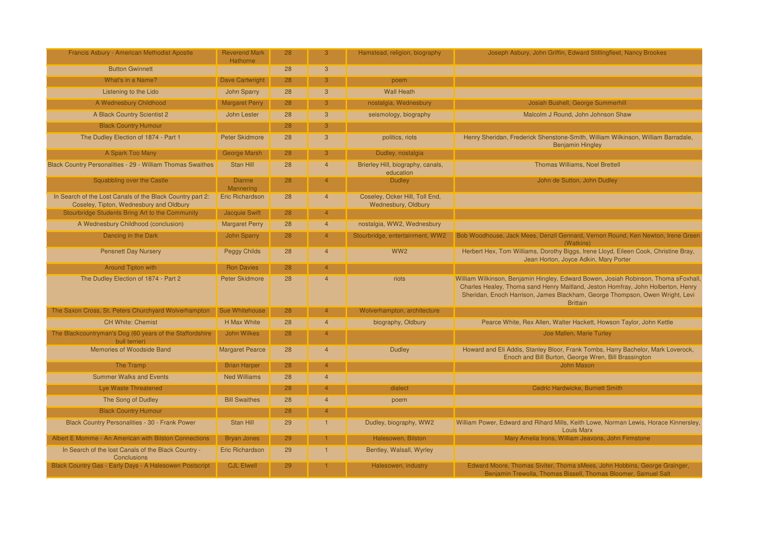| | | | | | |
|---|---|---|---|---|---|
| Francis Asbury - American Methodist Apostle | Reverend Mark Hathorne | 28 | 3 | Hamstead, religion, biography | Joseph Asbury, John Griffin, Edward Stillingfleet, Nancy Brookes |
| Button Gwinnett | | 28 | 3 | | |
| What's in a Name? | Dave Cartwright | 28 | 3 | poem | |
| Listening to the Lido | John Sparry | 28 | 3 | Wall Heath | |
| A Wednesbury Childhood | Margaret Perry | 28 | 3 | nostalgia, Wednesbury | Josiah Bushell, George Summerhill |
| A Black Country Scientist 2 | John Lester | 28 | 3 | seismology, biography | Malcolm J Round, John Johnson Shaw |
| Black Country Humour | | 28 | 3 | | |
| The Dudley Election of 1874 - Part 1 | Peter Skidmore | 28 | 3 | politics, riots | Henry Sheridan, Frederick Shenstone-Smith, William Wilkinson, William Barradale, Benjamin Hingley |
| A Spark Too Many | George Marsh | 28 | 3 | Dudley, nostalgia | |
| Black Country Personalities - 29 - William Thomas Swaithes | Stan Hill | 28 | 4 | Brierley Hill, biography, canals, education | Thomas Williams, Noel Brettell |
| Squabbling over the Castle | Dianne Mannering | 28 | 4 | Dudley | John de Sutton, John Dudley |
| In Search of the Lost Canals of the Black Country part 2: Coseley, Tipton, Wednesbury and Oldbury | Eric Richardson | 28 | 4 | Coseley, Ocker Hill, Toll End, Wednesbury, Oldbury | |
| Stourbridge Students Bring Art to the Community | Jacquie Swift | 28 | 4 | | |
| A Wednesbury Childhood (conclusion) | Margaret Perry | 28 | 4 | nostalgia, WW2, Wednesbury | |
| Dancing in the Dark | John Sparry | 28 | 4 | Stourbridge, entertainment, WW2 | Bob Woodhouse, Jack Mees, Denzil Gennard, Vernon Round, Ken Newton, Irene Green (Watkins) |
| Pensnett Day Nursery | Peggy Childs | 28 | 4 | WW2 | Herbert Hex, Tom Williams, Dorothy Biggs, Irene Lloyd, Eileen Cook, Christine Bray, Jean Horton, Joyce Adkin, Mary Porter |
| Around Tipton with | Ron Davies | 28 | 4 | | |
| The Dudley Election of 1874 - Part 2 | Peter Skidmore | 28 | 4 | riots | William Wilkinson, Benjamin Hingley, Edward Bowen, Josiah Robinson, Thoma sFoxhall, Charles Healey, Thoma sand Henry Maitland, Jeston Homfray, John Holberton, Henry Sheridan, Enoch Harrison, James Blackham, George Thompson, Owen Wright, Levi Brittain |
| The Saxon Cross, St. Peters Churchyard Wolverhampton | Sue Whitehouse | 28 | 4 | Wolverhampton, architecture | |
| CH White: Chemist | H Max White | 28 | 4 | biography, Oldbury | Pearce White, Rex Allen, Walter Hackett, Howson Taylor, John Kettle |
| The Blackcountryman's Dog (60 years of the Staffordshire bull terrier) | John Wilkes | 28 | 4 | | Joe Mallen, Marie Turley |
| Memories of Woodside Band | Margaret Pearce | 28 | 4 | Dudley | Howard and Eli Addis, Stanley Bloor, Frank Tombs, Harry Bachelor, Mark Loverock, Enoch and Bill Burton, George Wren, Bill Brassington |
| The Tramp | Brian Harper | 28 | 4 | | John Mason |
| Summer Walks and Events | Ned Williams | 28 | 4 | | |
| Lye Waste Threatened | | 28 | 4 | dialect | Cedric Hardwicke, Burnett Smith |
| The Song of Dudley | Bill Swaithes | 28 | 4 | poem | |
| Black Country Humour | | 28 | 4 | | |
| Black Country Personalities - 30 - Frank Power | Stan Hill | 29 | 1 | Dudley, biography, WW2 | William Power, Edward and Rihard Mills, Keith Lowe, Norman Lewis, Horace Kinnersley, Louis Marx |
| Albert E Momme - An American with Bilston Connections | Bryan Jones | 29 | 1 | Halesowen, Bilston | Mary Amelia Irons, William Jeavons, John Firmstone |
| In Search of the lost Canals of the Black Country - Conclusions | Eric Richardson | 29 | 1 | Bentley, Walsall, Wyrley | |
| Black Country Gas - Early Days - A Halesowen Postscript | CJL Elwell | 29 | 1 | Halesowen, industry | Edward Moore, Thomas Siviter, Thoma sMees, John Hobbins, George Grainger, Benjamin Trewolla, Thomas Bissell, Thomas Bloomer, Samuel Salt |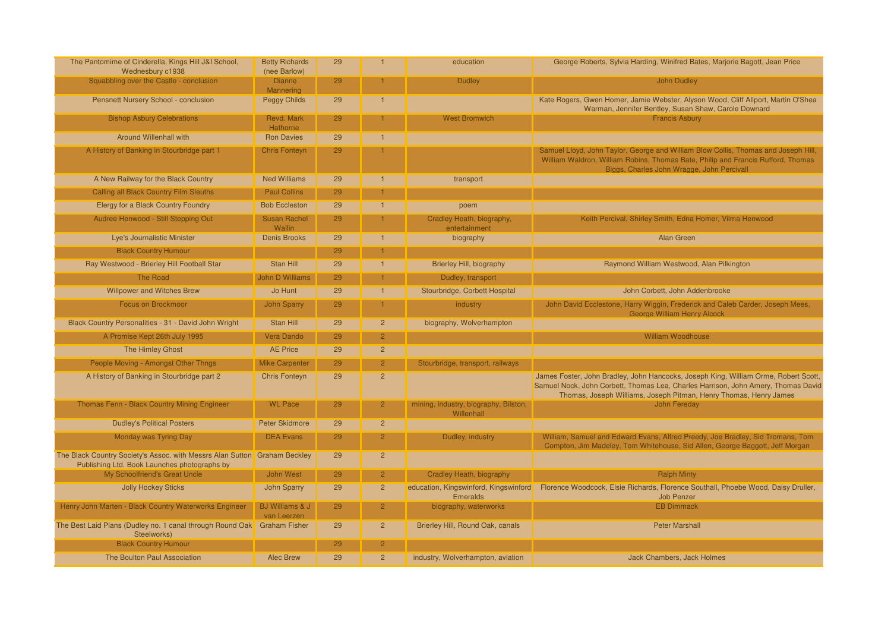| | | | | | |
|---|---|---|---|---|---|
| The Pantomime of Cinderella, Kings Hill J&I School, Wednesbury c1938 | Betty Richards (nee Barlow) | 29 | 1 | education | George Roberts, Sylvia Harding, Winifred Bates, Marjorie Bagott, Jean Price |
| Squabbling over the Castle - conclusion | Dianne Mannering | 29 | 1 | Dudley | John Dudley |
| Pensnett Nursery School - conclusion | Peggy Childs | 29 | 1 | | Kate Rogers, Gwen Homer, Jamie Webster, Alyson Wood, Cliff Allport, Martin O'Shea Warman, Jennifer Bentley, Susan Shaw, Carole Downard |
| Bishop Asbury Celebrations | Revd. Mark Hathorne | 29 | 1 | West Bromwich | Francis Asbury |
| Around Willenhall with | Ron Davies | 29 | 1 | | |
| A History of Banking in Stourbridge part 1 | Chris Fonteyn | 29 | 1 | | Samuel Lloyd, John Taylor, George and William Blow Collis, Thomas and Joseph Hill, William Waldron, William Robins, Thomas Bate, Philip and Francis Rufford, Thomas Biggs, Charles John Wragge, John Percivall |
| A New Railway for the Black Country | Ned Williams | 29 | 1 | transport | |
| Calling all Black Country Film Sleuths | Paul Collins | 29 | 1 | | |
| Elergy for a Black Country Foundry | Bob Eccleston | 29 | 1 | poem | |
| Audree Henwood - Still Stepping Out | Susan Rachel Wallin | 29 | 1 | Cradley Heath, biography, entertainment | Keith Percival, Shirley Smith, Edna Homer, Vilma Henwood |
| Lye's Journalistic Minister | Denis Brooks | 29 | 1 | biography | Alan Green |
| Black Country Humour | | 29 | 1 | | |
| Ray Westwood - Brierley Hill Football Star | Stan Hill | 29 | 1 | Brierley Hill, biography | Raymond William Westwood, Alan Pilkington |
| The Road | John D Williams | 29 | 1 | Dudley, transport | |
| Willpower and Witches Brew | Jo Hunt | 29 | 1 | Stourbridge, Corbett Hospital | John Corbett, John Addenbrooke |
| Focus on Brockmoor | John Sparry | 29 | 1 | industry | John David Ecclestone, Harry Wiggin, Frederick and Caleb Carder, Joseph Mees, George William Henry Alcock |
| Black Country Personalities - 31 - David John Wright | Stan Hill | 29 | 2 | biography, Wolverhampton | |
| A Promise Kept 26th July 1995 | Vera Dando | 29 | 2 | | William Woodhouse |
| The Himley Ghost | AE Price | 29 | 2 | | |
| People Moving - Amongst Other Thngs | Mike Carpenter | 29 | 2 | Stourbridge, transport, railways | |
| A History of Banking in Stourbridge part 2 | Chris Fonteyn | 29 | 2 | | James Foster, John Bradley, John Hancocks, Joseph King, William Orme, Robert Scott, Samuel Nock, John Corbett, Thomas Lea, Charles Harrison, John Amery, Thomas David Thomas, Joseph Williams, Joseph Pitman, Henry Thomas, Henry James |
| Thomas Fenn - Black Country Mining Engineer | WL Pace | 29 | 2 | mining, industry, biography, Bilston, Willenhall | John Fereday |
| Dudley's Political Posters | Peter Skidmore | 29 | 2 | | |
| Monday was Tyring Day | DEA Evans | 29 | 2 | Dudley, industry | William, Samuel and Edward Evans, Alfred Preedy, Joe Bradley, Sid Tromans, Tom Compton, Jim Madeley, Tom Whitehouse, Sid Allen, George Baggott, Jeff Morgan |
| The Black Country Society's Assoc. with Messrs Alan Sutton Publishing Ltd. Book Launches photographs by | Graham Beckley | 29 | 2 | | |
| My Schoolfriend's Great Uncle | John West | 29 | 2 | Cradley Heath, biography | Ralph Minty |
| Jolly Hockey Sticks | John Sparry | 29 | 2 | education, Kingswinford, Kingswinford Emeralds | Florence Woodcock, Elsie Richards, Florence Southall, Phoebe Wood, Daisy Druller, Job Penzer |
| Henry John Marten - Black Country Waterworks Engineer | BJ Williams & J van Leerzen | 29 | 2 | biography, waterworks | EB Dimmack |
| The Best Laid Plans (Dudley no. 1 canal through Round Oak Steelworks) | Graham Fisher | 29 | 2 | Brierley Hill, Round Oak, canals | Peter Marshall |
| Black Country Humour | | 29 | 2 | | |
| The Boulton Paul Association | Alec Brew | 29 | 2 | industry, Wolverhampton, aviation | Jack Chambers, Jack Holmes |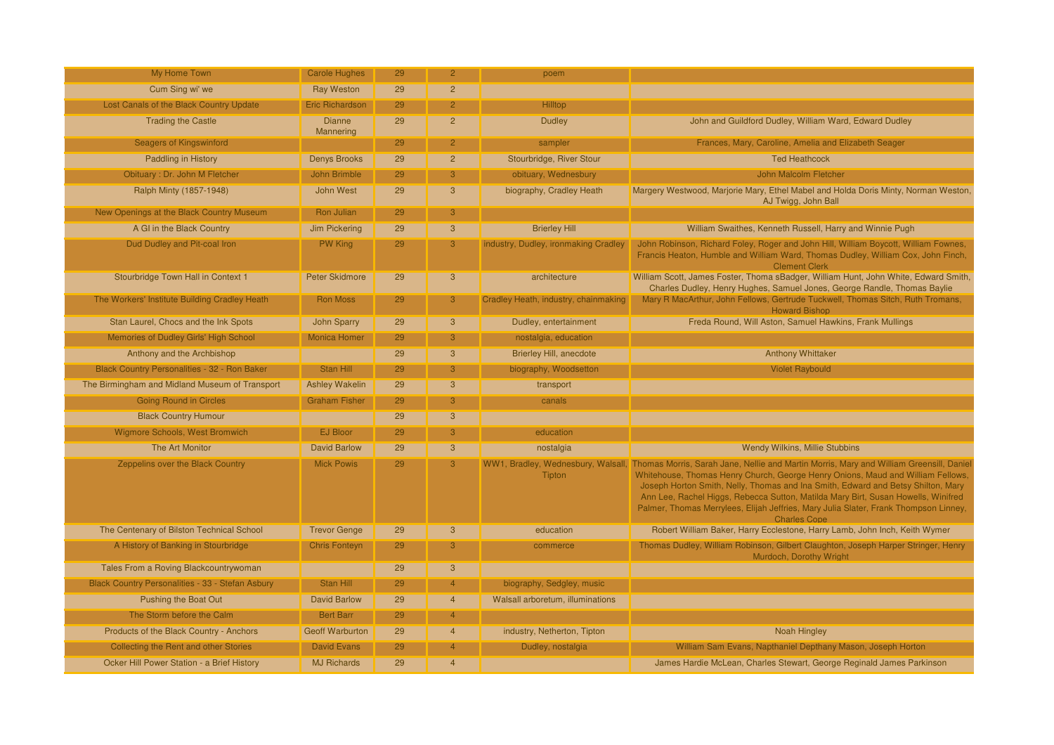| | | | | | |
|---|---|---|---|---|---|
| My Home Town | Carole Hughes | 29 | 2 | poem | |
| Cum Sing wi' we | Ray Weston | 29 | 2 | | |
| Lost Canals of the Black Country Update | Eric Richardson | 29 | 2 | Hilltop | |
| Trading the Castle | Dianne Mannering | 29 | 2 | Dudley | John and Guildford Dudley, William Ward, Edward Dudley |
| Seagers of Kingswinford | | 29 | 2 | sampler | Frances, Mary, Caroline, Amelia and Elizabeth Seager |
| Paddling in History | Denys Brooks | 29 | 2 | Stourbridge, River Stour | Ted Heathcock |
| Obituary : Dr. John M Fletcher | John Brimble | 29 | 3 | obituary, Wednesbury | John Malcolm Fletcher |
| Ralph Minty (1857-1948) | John West | 29 | 3 | biography, Cradley Heath | Margery Westwood, Marjorie Mary, Ethel Mabel and Holda Doris Minty, Norman Weston, AJ Twigg, John Ball |
| New Openings at the Black Country Museum | Ron Julian | 29 | 3 | | |
| A GI in the Black Country | Jim Pickering | 29 | 3 | Brierley Hill | William Swaithes, Kenneth Russell, Harry and Winnie Pugh |
| Dud Dudley and Pit-coal Iron | PW King | 29 | 3 | industry, Dudley, ironmaking Cradley | John Robinson, Richard Foley, Roger and John Hill, William Boycott, William Fownes, Francis Heaton, Humble and William Ward, Thomas Dudley, William Cox, John Finch, Clement Clerk |
| Stourbridge Town Hall in Context 1 | Peter Skidmore | 29 | 3 | architecture | William Scott, James Foster, Thoma sBadger, William Hunt, John White, Edward Smith, Charles Dudley, Henry Hughes, Samuel Jones, George Randle, Thomas Baylie |
| The Workers' Institute Building Cradley Heath | Ron Moss | 29 | 3 | Cradley Heath, industry, chainmaking | Mary R MacArthur, John Fellows, Gertrude Tuckwell, Thomas Sitch, Ruth Tromans, Howard Bishop |
| Stan Laurel, Chocs and the Ink Spots | John Sparry | 29 | 3 | Dudley, entertainment | Freda Round, Will Aston, Samuel Hawkins, Frank Mullings |
| Memories of Dudley Girls' High School | Monica Homer | 29 | 3 | nostalgia, education | |
| Anthony and the Archbishop | | 29 | 3 | Brierley Hill, anecdote | Anthony Whittaker |
| Black Country Personalities - 32 - Ron Baker | Stan Hill | 29 | 3 | biography, Woodsetton | Violet Raybould |
| The Birmingham and Midland Museum of Transport | Ashley Wakelin | 29 | 3 | transport | |
| Going Round in Circles | Graham Fisher | 29 | 3 | canals | |
| Black Country Humour | | 29 | 3 | | |
| Wigmore Schools, West Bromwich | EJ Bloor | 29 | 3 | education | |
| The Art Monitor | David Barlow | 29 | 3 | nostalgia | Wendy Wilkins, Millie Stubbins |
| Zeppelins over the Black Country | Mick Powis | 29 | 3 | WW1, Bradley, Wednesbury, Walsall, Tipton | Thomas Morris, Sarah Jane, Nellie and Martin Morris, Mary and William Greensill, Daniel Whitehouse, Thomas Henry Church, George Henry Onions, Maud and William Fellows, Joseph Horton Smith, Nelly, Thomas and Ina Smith, Edward and Betsy Shilton, Mary Ann Lee, Rachel Higgs, Rebecca Sutton, Matilda Mary Birt, Susan Howells, Winifred Palmer, Thomas Merrylees, Elijah Jeffries, Mary Julia Slater, Frank Thompson Linney, Charles Cope |
| The Centenary of Bilston Technical School | Trevor Genge | 29 | 3 | education | Robert William Baker, Harry Ecclestone, Harry Lamb, John Inch, Keith Wymer |
| A History of Banking in Stourbridge | Chris Fonteyn | 29 | 3 | commerce | Thomas Dudley, William Robinson, Gilbert Claughton, Joseph Harper Stringer, Henry Murdoch, Dorothy Wright |
| Tales From a Roving Blackcountrywoman | | 29 | 3 | | |
| Black Country Personalities - 33 - Stefan Asbury | Stan Hill | 29 | 4 | biography, Sedgley, music | |
| Pushing the Boat Out | David Barlow | 29 | 4 | Walsall arboretum, illuminations | |
| The Storm before the Calm | Bert Barr | 29 | 4 | | |
| Products of the Black Country - Anchors | Geoff Warburton | 29 | 4 | industry, Netherton, Tipton | Noah Hingley |
| Collecting the Rent and other Stories | David Evans | 29 | 4 | Dudley, nostalgia | William Sam Evans, Napthaniel Depthany Mason, Joseph Horton |
| Ocker Hill Power Station - a Brief History | MJ Richards | 29 | 4 | | James Hardie McLean, Charles Stewart, George Reginald James Parkinson |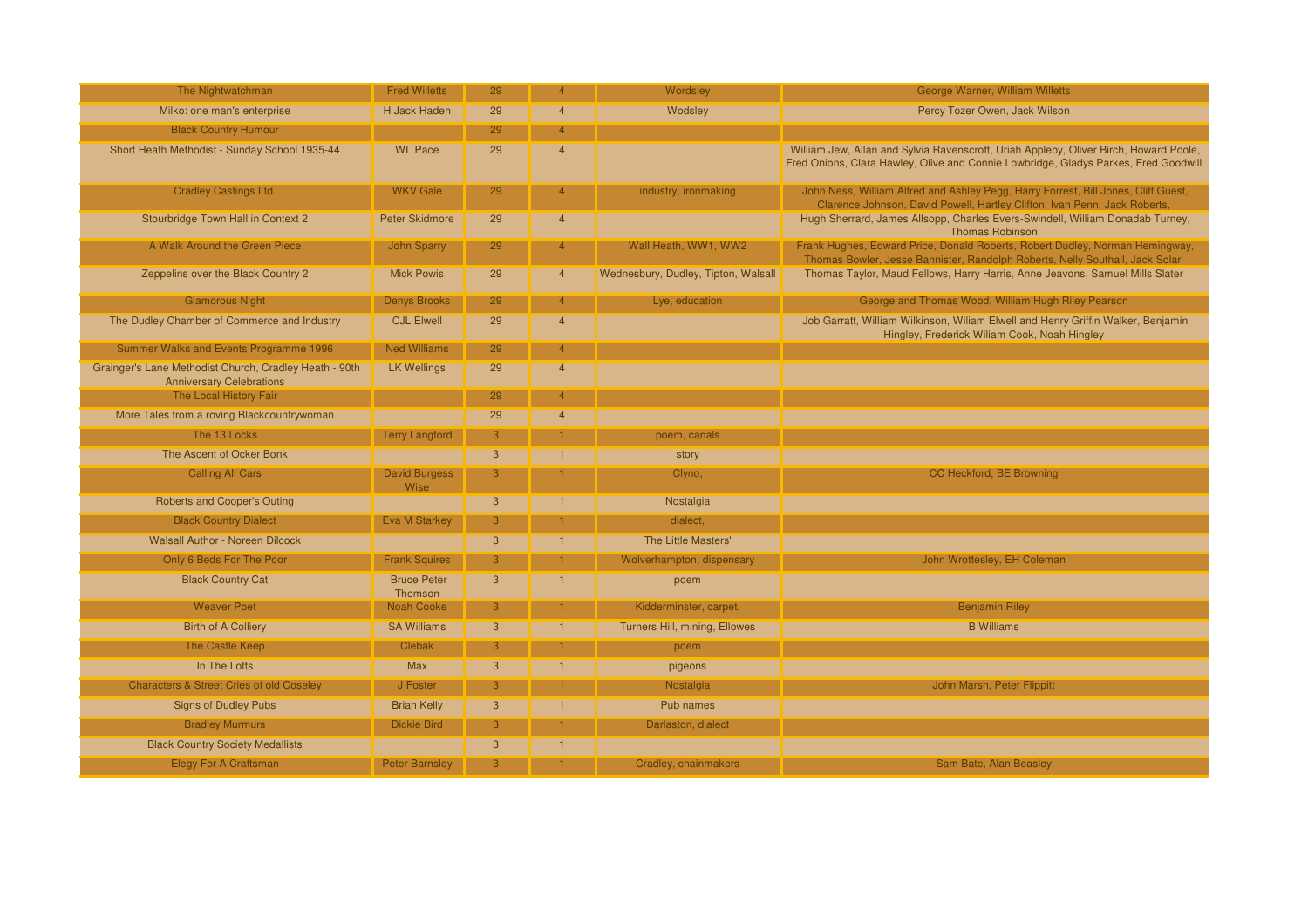| | | | | | |
|---|---|---|---|---|---|
| The Nightwatchman | Fred Willetts | 29 | 4 | Wordsley | George Warner, William Willetts |
| Milko: one man's enterprise | H Jack Haden | 29 | 4 | Wodsley | Percy Tozer Owen, Jack Wilson |
| Black Country Humour | | 29 | 4 | | |
| Short Heath Methodist - Sunday School 1935-44 | WL Pace | 29 | 4 | | William Jew, Allan and Sylvia Ravenscroft, Uriah Appleby, Oliver Birch, Howard Poole, Fred Onions, Clara Hawley, Olive and Connie Lowbridge, Gladys Parkes, Fred Goodwill |
| Cradley Castings Ltd. | WKV Gale | 29 | 4 | industry, ironmaking | John Ness, William Alfred and Ashley Pegg, Harry Forrest, Bill Jones, Cliff Guest, Clarence Johnson, David Powell, Hartley Clifton, Ivan Penn, Jack Roberts, |
| Stourbridge Town Hall in Context 2 | Peter Skidmore | 29 | 4 | | Hugh Sherrard, James Allsopp, Charles Evers-Swindell, William Donadab Turney, Thomas Robinson |
| A Walk Around the Green Piece | John Sparry | 29 | 4 | Wall Heath, WW1, WW2 | Frank Hughes, Edward Price, Donald Roberts, Robert Dudley, Norman Hemingway, Thomas Bowler, Jesse Bannister, Randolph Roberts, Nelly Southall, Jack Solari |
| Zeppelins over the Black Country 2 | Mick Powis | 29 | 4 | Wednesbury, Dudley, Tipton, Walsall | Thomas Taylor, Maud Fellows, Harry Harris, Anne Jeavons, Samuel Mills Slater |
| Glamorous Night | Denys Brooks | 29 | 4 | Lye, education | George and Thomas Wood, William Hugh Riley Pearson |
| The Dudley Chamber of Commerce and Industry | CJL Elwell | 29 | 4 | | Job Garratt, William Wilkinson, Wiliam Elwell and Henry Griffin Walker, Benjamin Hingley, Frederick Wiliam Cook, Noah Hingley |
| Summer Walks and Events Programme 1996 | Ned Williams | 29 | 4 | | |
| Grainger's Lane Methodist Church, Cradley Heath - 90th Anniversary Celebrations | LK Wellings | 29 | 4 | | |
| The Local History Fair | | 29 | 4 | | |
| More Tales from a roving Blackcountrywoman | | 29 | 4 | | |
| The 13 Locks | Terry Langford | 3 | 1 | poem, canals | |
| The Ascent of Ocker Bonk | | 3 | 1 | story | |
| Calling All Cars | David Burgess Wise | 3 | 1 | Clyno, | CC Heckford, BE Browning |
| Roberts and Cooper's Outing | | 3 | 1 | Nostalgia | |
| Black Country Dialect | Eva M Starkey | 3 | 1 | dialect, | |
| Walsall Author - Noreen Dilcock | | 3 | 1 | The Little Masters' | |
| Only 6 Beds For The Poor | Frank Squires | 3 | 1 | Wolverhampton, dispensary | John Wrottesley, EH Coleman |
| Black Country Cat | Bruce Peter Thomson | 3 | 1 | poem | |
| Weaver Poet | Noah Cooke | 3 | 1 | Kidderminster, carpet, | Benjamin Riley |
| Birth of A Colliery | SA Williams | 3 | 1 | Turners Hill, mining, Ellowes | B Williams |
| The Castle Keep | Clebak | 3 | 1 | poem | |
| In The Lofts | Max | 3 | 1 | pigeons | |
| Characters & Street Cries of old Coseley | J Foster | 3 | 1 | Nostalgia | John Marsh, Peter Flippitt |
| Signs of Dudley Pubs | Brian Kelly | 3 | 1 | Pub names | |
| Bradley Murmurs | Dickie Bird | 3 | 1 | Darlaston, dialect | |
| Black Country Society Medallists | | 3 | 1 | | |
| Elegy For A Craftsman | Peter Barnsley | 3 | 1 | Cradley, chainmakers | Sam Bate, Alan Beasley |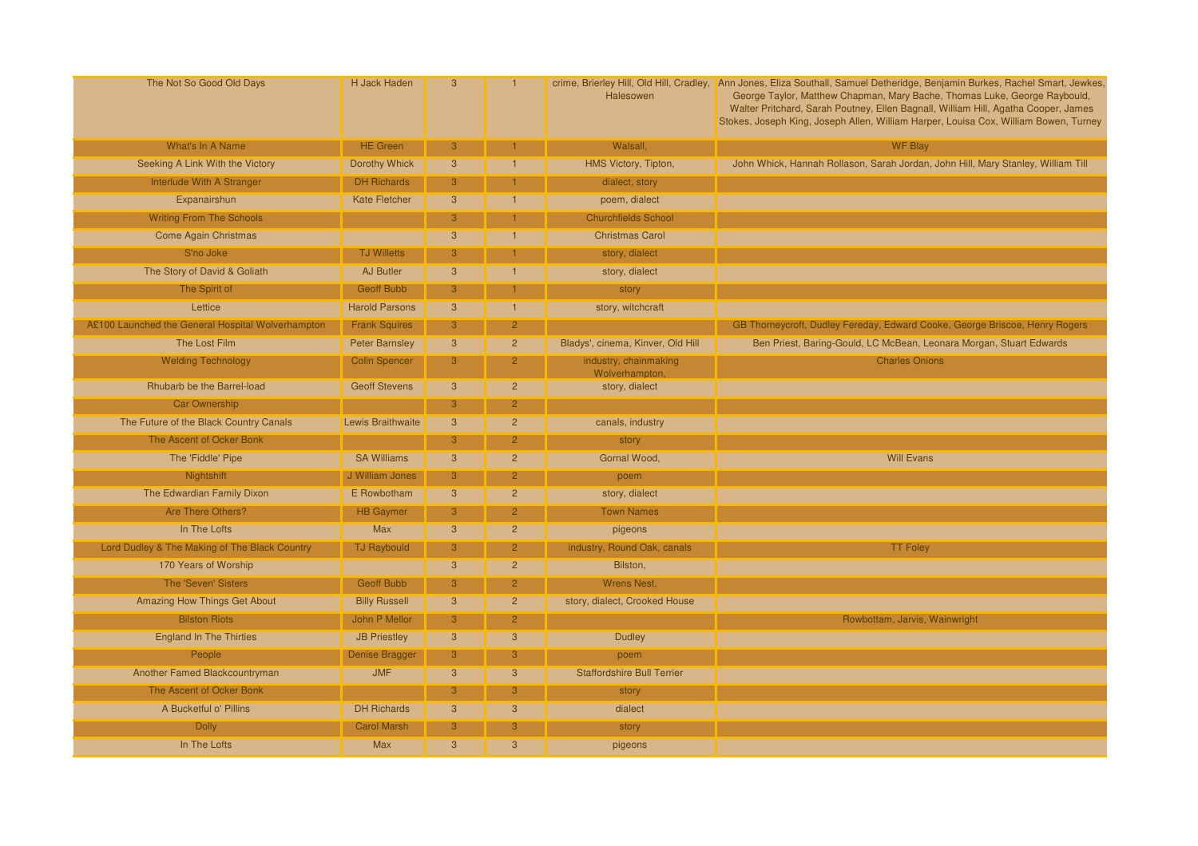| | | | | | |
|---|---|---|---|---|---|
| The Not So Good Old Days | H Jack Haden | 3 | 1 | crime, Brierley Hill, Old Hill, Cradley, Halesowen | Ann Jones, Eliza Southall, Samuel Detheridge, Benjamin Burkes, Rachel Smart, Jewkes, George Taylor, Matthew Chapman, Mary Bache, Thomas Luke, George Raybould, Walter Pritchard, Sarah Poutney, Ellen Bagnall, William Hill, Agatha Cooper, James Stokes, Joseph King, Joseph Allen, William Harper, Louisa Cox, William Bowen, Turney |
| What's In A Name | HE Green | 3 | 1 | Walsall, | WF Blay |
| Seeking A Link With the Victory | Dorothy Whick | 3 | 1 | HMS Victory, Tipton, | John Whick, Hannah Rollason, Sarah Jordan, John Hill, Mary Stanley, William Till |
| Interlude With A Stranger | DH Richards | 3 | 1 | dialect, story | |
| Expanairshun | Kate Fletcher | 3 | 1 | poem, dialect | |
| Writing From The Schools | | 3 | 1 | Churchfields School | |
| Come Again Christmas | | 3 | 1 | Christmas Carol | |
| S'no Joke | TJ Willetts | 3 | 1 | story, dialect | |
| The Story of David & Goliath | AJ Butler | 3 | 1 | story, dialect | |
| The Spirit of | Geoff Bubb | 3 | 1 | story | |
| Lettice | Harold Parsons | 3 | 1 | story, witchcraft | |
| A£100 Launched the General Hospital Wolverhampton | Frank Squires | 3 | 2 | | GB Thorneycroft, Dudley Fereday, Edward Cooke, George Briscoe, Henry Rogers |
| The Lost Film | Peter Barnsley | 3 | 2 | Bladys', cinema, Kinver, Old Hill | Ben Priest, Baring-Gould, LC McBean, Leonara Morgan, Stuart Edwards |
| Welding Technology | Colin Spencer | 3 | 2 | industry, chainmaking Wolverhampton, | Charles Onions |
| Rhubarb be the Barrel-load | Geoff Stevens | 3 | 2 | story, dialect | |
| Car Ownership | | 3 | 2 | | |
| The Future of the Black Country Canals | Lewis Braithwaite | 3 | 2 | canals, industry | |
| The Ascent of Ocker Bonk | | 3 | 2 | story | |
| The 'Fiddle' Pipe | SA Williams | 3 | 2 | Gornal Wood, | Will Evans |
| Nightshift | J William Jones | 3 | 2 | poem | |
| The Edwardian Family Dixon | E Rowbotham | 3 | 2 | story, dialect | |
| Are There Others? | HB Gaymer | 3 | 2 | Town Names | |
| In The Lofts | Max | 3 | 2 | pigeons | |
| Lord Dudley & The Making of The Black Country | TJ Raybould | 3 | 2 | industry, Round Oak, canals | TT Foley |
| 170 Years of Worship | | 3 | 2 | Bilston, | |
| The 'Seven' Sisters | Geoff Bubb | 3 | 2 | Wrens Nest, | |
| Amazing How Things Get About | Billy Russell | 3 | 2 | story, dialect, Crooked House | |
| Bilston Riots | John P Mellor | 3 | 2 | | Rowbottam, Jarvis, Wainwright |
| England In The Thirties | JB Priestley | 3 | 3 | Dudley | |
| People | Denise Bragger | 3 | 3 | poem | |
| Another Famed Blackcountryman | JMF | 3 | 3 | Staffordshire Bull Terrier | |
| The Ascent of Ocker Bonk | | 3 | 3 | story | |
| A Bucketful o' Pillins | DH Richards | 3 | 3 | dialect | |
| Dolly | Carol Marsh | 3 | 3 | story | |
| In The Lofts | Max | 3 | 3 | pigeons | |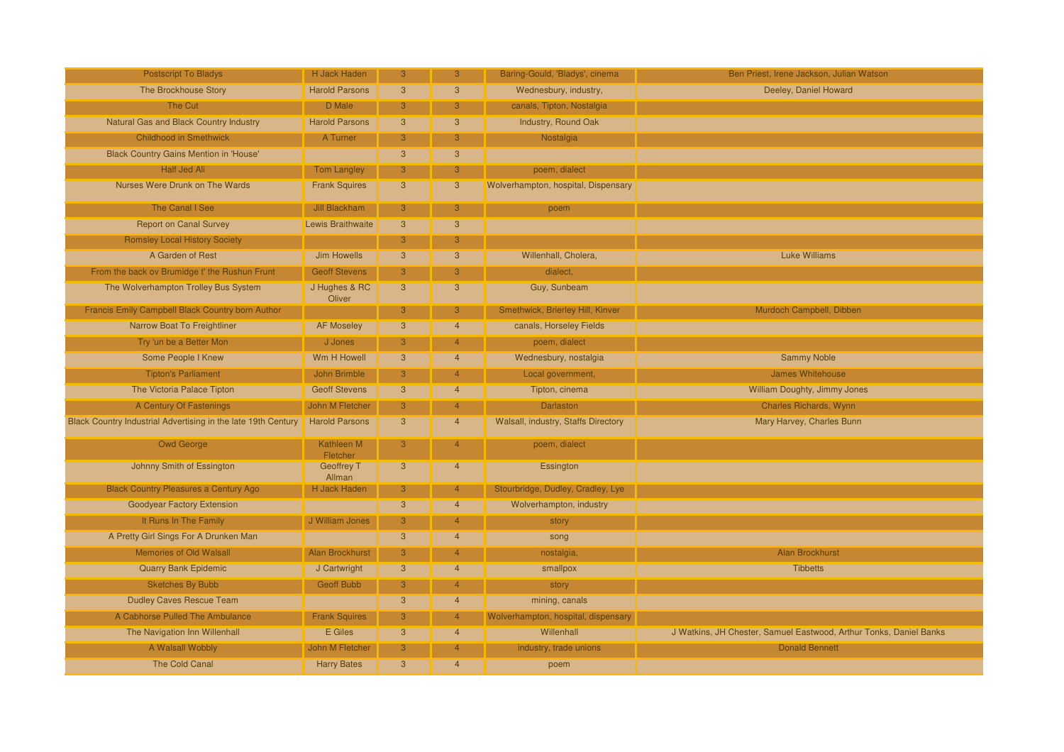| | | | | | |
|---|---|---|---|---|---|
| Postscript To Bladys | H Jack Haden | 3 | 3 | Baring-Gould, 'Bladys', cinema | Ben Priest, Irene Jackson, Julian Watson |
| The Brockhouse Story | Harold Parsons | 3 | 3 | Wednesbury, industry, | Deeley, Daniel Howard |
| The Cut | D Male | 3 | 3 | canals, Tipton, Nostalgia | |
| Natural Gas and Black Country Industry | Harold Parsons | 3 | 3 | Industry, Round Oak | |
| Childhood in Smethwick | A Turner | 3 | 3 | Nostalgia | |
| Black Country Gains Mention in 'House' | | 3 | 3 | | |
| Half Jed Ali | Tom Langley | 3 | 3 | poem, dialect | |
| Nurses Were Drunk on The Wards | Frank Squires | 3 | 3 | Wolverhampton, hospital, Dispensary | |
| The Canal I See | Jill Blackham | 3 | 3 | poem | |
| Report on Canal Survey | Lewis Braithwaite | 3 | 3 | | |
| Romsley Local History Society | | 3 | 3 | | |
| A Garden of Rest | Jim Howells | 3 | 3 | Willenhall, Cholera, | Luke Williams |
| From the back ov Brumidge t' the Rushun Frunt | Geoff Stevens | 3 | 3 | dialect, | |
| The Wolverhampton Trolley Bus System | J Hughes & RC Oliver | 3 | 3 | Guy, Sunbeam | |
| Francis Emily Campbell Black Country born Author | | 3 | 3 | Smethwick, Brierley Hill, Kinver | Murdoch Campbell, Dibben |
| Narrow Boat To Freightliner | AF Moseley | 3 | 4 | canals, Horseley Fields | |
| Try 'un be a Better Mon | J Jones | 3 | 4 | poem, dialect | |
| Some People I Knew | Wm H Howell | 3 | 4 | Wednesbury, nostalgia | Sammy Noble |
| Tipton's Parliament | John Brimble | 3 | 4 | Local government, | James Whitehouse |
| The Victoria Palace Tipton | Geoff Stevens | 3 | 4 | Tipton, cinema | William Doughty, Jimmy Jones |
| A Century Of Fastenings | John M Fletcher | 3 | 4 | Darlaston | Charles Richards, Wynn |
| Black Country Industrial Advertising in the late 19th Century | Harold Parsons | 3 | 4 | Walsall, industry, Staffs Directory | Mary Harvey, Charles Bunn |
| Owd George | Kathleen M Fletcher | 3 | 4 | poem, dialect | |
| Johnny Smith of Essington | Geoffrey T Allman | 3 | 4 | Essington | |
| Black Country Pleasures a Century Ago | H Jack Haden | 3 | 4 | Stourbridge, Dudley, Cradley, Lye | |
| Goodyear Factory Extension | | 3 | 4 | Wolverhampton, industry | |
| It Runs In The Family | J William Jones | 3 | 4 | story | |
| A Pretty Girl Sings For A Drunken Man | | 3 | 4 | song | |
| Memories of Old Walsall | Alan Brockhurst | 3 | 4 | nostalgia, | Alan Brockhurst |
| Quarry Bank Epidemic | J Cartwright | 3 | 4 | smallpox | Tibbetts |
| Sketches By Bubb | Geoff Bubb | 3 | 4 | story | |
| Dudley Caves Rescue Team | | 3 | 4 | mining, canals | |
| A Cabhorse Pulled The Ambulance | Frank Squires | 3 | 4 | Wolverhampton, hospital, dispensary | |
| The Navigation Inn Willenhall | E Giles | 3 | 4 | Willenhall | J Watkins, JH Chester, Samuel Eastwood, Arthur Tonks, Daniel Banks |
| A Walsall Wobbly | John M Fletcher | 3 | 4 | industry, trade unions | Donald Bennett |
| The Cold Canal | Harry Bates | 3 | 4 | poem | |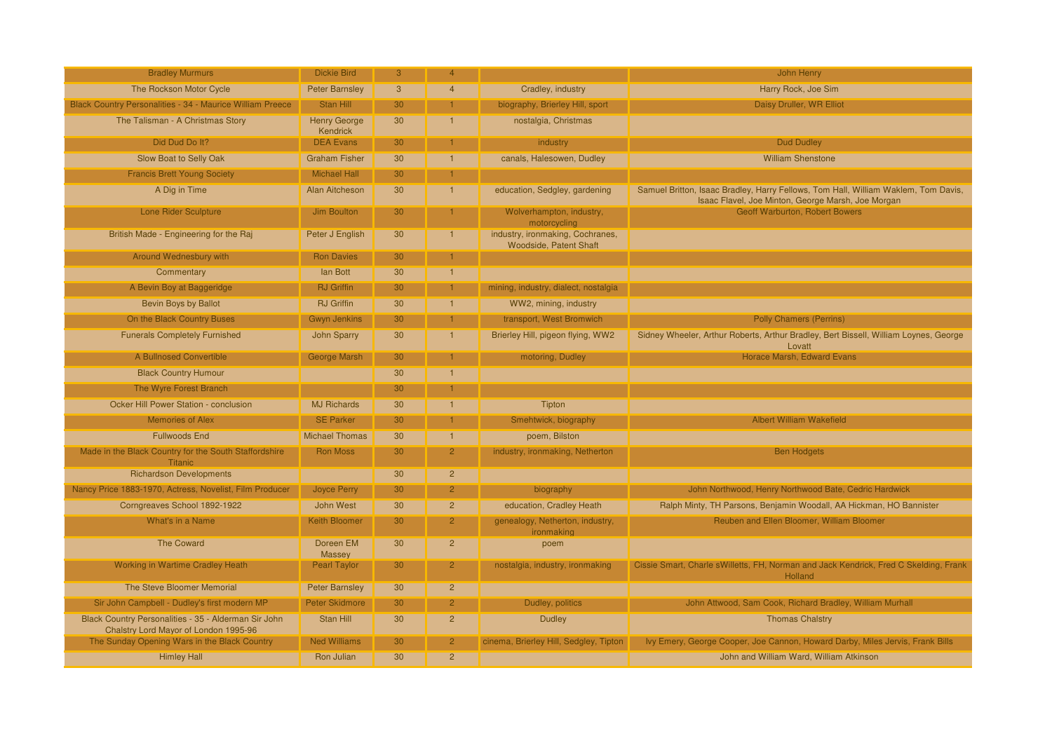| | | | | | |
|---|---|---|---|---|---|
| Bradley Murmurs | Dickie Bird | 3 | 4 | | John Henry |
| The Rockson Motor Cycle | Peter Barnsley | 3 | 4 | Cradley, industry | Harry Rock, Joe Sim |
| Black Country Personalities - 34 - Maurice William Preece | Stan Hill | 30 | 1 | biography, Brierley Hill, sport | Daisy Druller, WR Elliot |
| The Talisman - A Christmas Story | Henry George Kendrick | 30 | 1 | nostalgia, Christmas | |
| Did Dud Do It? | DEA Evans | 30 | 1 | industry | Dud Dudley |
| Slow Boat to Selly Oak | Graham Fisher | 30 | 1 | canals, Halesowen, Dudley | William Shenstone |
| Francis Brett Young Society | Michael Hall | 30 | 1 | | |
| A Dig in Time | Alan Aitcheson | 30 | 1 | education, Sedgley, gardening | Samuel Britton, Isaac Bradley, Harry Fellows, Tom Hall, William Waklem, Tom Davis, Isaac Flavel, Joe Minton, George Marsh, Joe Morgan |
| Lone Rider Sculpture | Jim Boulton | 30 | 1 | Wolverhampton, industry, motorcycling | Geoff Warburton, Robert Bowers |
| British Made - Engineering for the Raj | Peter J English | 30 | 1 | industry, ironmaking, Cochranes, Woodside, Patent Shaft | |
| Around Wednesbury with | Ron Davies | 30 | 1 | | |
| Commentary | Ian Bott | 30 | 1 | | |
| A Bevin Boy at Baggeridge | RJ Griffin | 30 | 1 | mining, industry, dialect, nostalgia | |
| Bevin Boys by Ballot | RJ Griffin | 30 | 1 | WW2, mining, industry | |
| On the Black Country Buses | Gwyn Jenkins | 30 | 1 | transport, West Bromwich | Polly Chamers (Perrins) |
| Funerals Completely Furnished | John Sparry | 30 | 1 | Brierley Hill, pigeon flying, WW2 | Sidney Wheeler, Arthur Roberts, Arthur Bradley, Bert Bissell, William Loynes, George Lovatt |
| A Bullnosed Convertible | George Marsh | 30 | 1 | motoring, Dudley | Horace Marsh, Edward Evans |
| Black Country Humour | | 30 | 1 | | |
| The Wyre Forest Branch | | 30 | 1 | | |
| Ocker Hill Power Station - conclusion | MJ Richards | 30 | 1 | Tipton | |
| Memories of Alex | SE Parker | 30 | 1 | Smehtwick, biography | Albert William Wakefield |
| Fullwoods End | Michael Thomas | 30 | 1 | poem, Bilston | |
| Made in the Black Country for the South Staffordshire Titanic | Ron Moss | 30 | 2 | industry, ironmaking, Netherton | Ben Hodgets |
| Richardson Developments | | 30 | 2 | | |
| Nancy Price 1883-1970, Actress, Novelist, Film Producer | Joyce Perry | 30 | 2 | biography | John Northwood, Henry Northwood Bate, Cedric Hardwick |
| Corngreaves School 1892-1922 | John West | 30 | 2 | education, Cradley Heath | Ralph Minty, TH Parsons, Benjamin Woodall, AA Hickman, HO Bannister |
| What's in a Name | Keith Bloomer | 30 | 2 | genealogy, Netherton, industry, ironmaking | Reuben and Ellen Bloomer, William Bloomer |
| The Coward | Doreen EM Massey | 30 | 2 | poem | |
| Working in Wartime Cradley Heath | Pearl Taylor | 30 | 2 | nostalgia, industry, ironmaking | Cissie Smart, Charle sWilletts, FH, Norman and Jack Kendrick, Fred C Skelding, Frank Holland |
| The Steve Bloomer Memorial | Peter Barnsley | 30 | 2 | | |
| Sir John Campbell - Dudley's first modern MP | Peter Skidmore | 30 | 2 | Dudley, politics | John Attwood, Sam Cook, Richard Bradley, William Murhall |
| Black Country Personalities - 35 - Alderman Sir John Chalstry Lord Mayor of London 1995-96 | Stan Hill | 30 | 2 | Dudley | Thomas Chalstry |
| The Sunday Opening Wars in the Black Country | Ned Williams | 30 | 2 | cinema, Brierley Hill, Sedgley, Tipton | Ivy Emery, George Cooper, Joe Cannon, Howard Darby, Miles Jervis, Frank Bills |
| Himley Hall | Ron Julian | 30 | 2 | | John and William Ward, William Atkinson |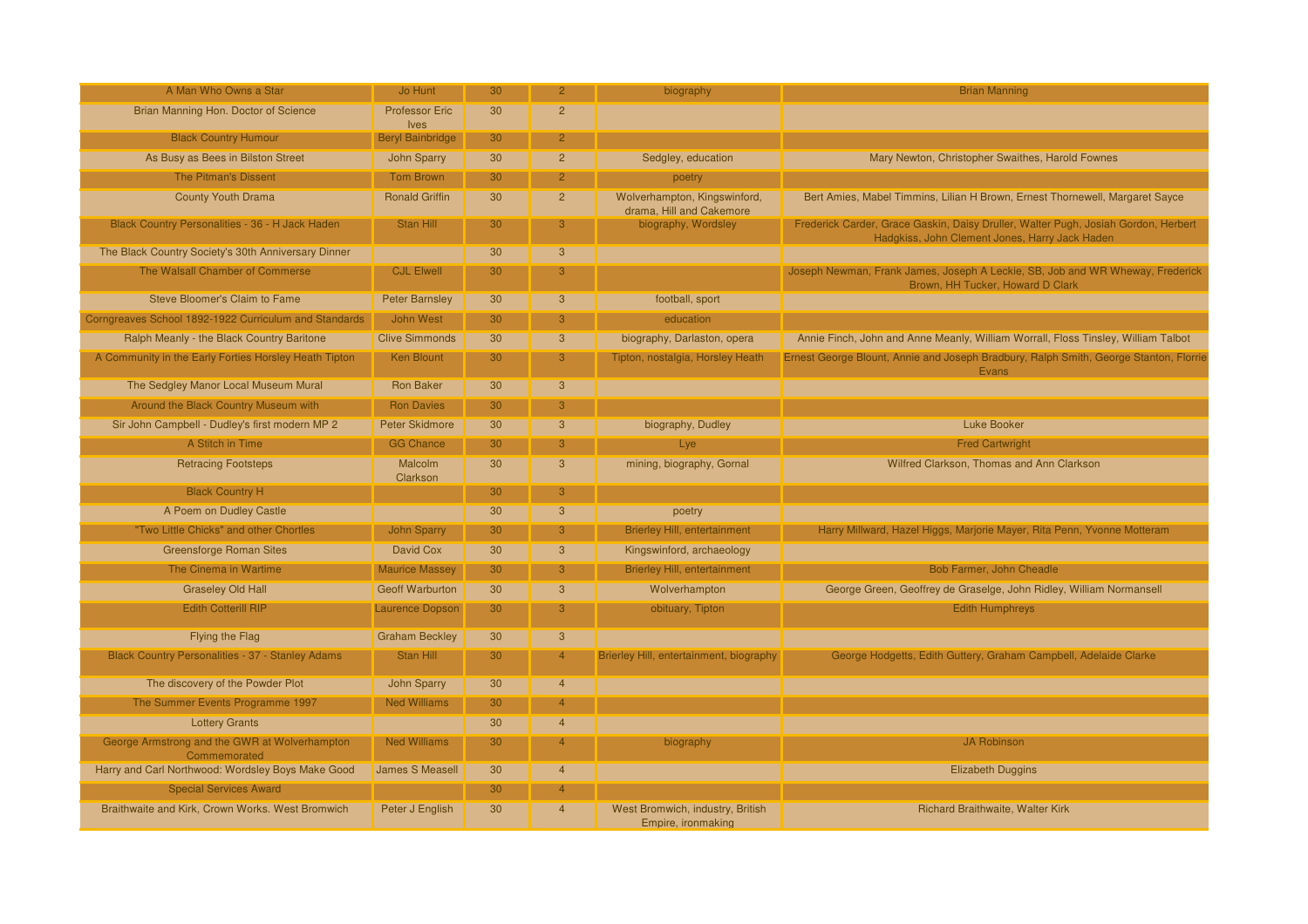| | | | | | |
|---|---|---|---|---|---|
| A Man Who Owns a Star | Jo Hunt | 30 | 2 | biography | Brian Manning |
| Brian Manning Hon. Doctor of Science | Professor Eric Ives | 30 | 2 | | |
| Black Country Humour | Beryl Bainbridge | 30 | 2 | | |
| As Busy as Bees in Bilston Street | John Sparry | 30 | 2 | Sedgley, education | Mary Newton, Christopher Swaithes, Harold Fownes |
| The Pitman's Dissent | Tom Brown | 30 | 2 | poetry | |
| County Youth Drama | Ronald Griffin | 30 | 2 | Wolverhampton, Kingswinford, drama, Hill and Cakemore | Bert Amies, Mabel Timmins, Lilian H Brown, Ernest Thornewell, Margaret Sayce |
| Black Country Personalities - 36 - H Jack Haden | Stan Hill | 30 | 3 | biography, Wordsley | Frederick Carder, Grace Gaskin, Daisy Druller, Walter Pugh, Josiah Gordon, Herbert Hadgkiss, John Clement Jones, Harry Jack Haden |
| The Black Country Society's 30th Anniversary Dinner | | 30 | 3 | | |
| The Walsall Chamber of Commerse | CJL Elwell | 30 | 3 | | Joseph Newman, Frank James, Joseph A Leckie, SB, Job and WR Wheway, Frederick Brown, HH Tucker, Howard D Clark |
| Steve Bloomer's Claim to Fame | Peter Barnsley | 30 | 3 | football, sport | |
| Corngreaves School 1892-1922 Curriculum and Standards | John West | 30 | 3 | education | |
| Ralph Meanly - the Black Country Baritone | Clive Simmonds | 30 | 3 | biography, Darlaston, opera | Annie Finch, John and Anne Meanly, William Worrall, Floss Tinsley, William Talbot |
| A Community in the Early Forties Horsley Heath Tipton | Ken Blount | 30 | 3 | Tipton, nostalgia, Horsley Heath | Ernest George Blount, Annie and Joseph Bradbury, Ralph Smith, George Stanton, Florrie Evans |
| The Sedgley Manor Local Museum Mural | Ron Baker | 30 | 3 | | |
| Around the Black Country Museum with | Ron Davies | 30 | 3 | | |
| Sir John Campbell - Dudley's first modern MP 2 | Peter Skidmore | 30 | 3 | biography, Dudley | Luke Booker |
| A Stitch in Time | GG Chance | 30 | 3 | Lye | Fred Cartwright |
| Retracing Footsteps | Malcolm Clarkson | 30 | 3 | mining, biography, Gornal | Wilfred Clarkson, Thomas and Ann Clarkson |
| Black Country H | | 30 | 3 | | |
| A Poem on Dudley Castle | | 30 | 3 | poetry | |
| "Two Little Chicks" and other Chortles | John Sparry | 30 | 3 | Brierley Hill, entertainment | Harry Millward, Hazel Higgs, Marjorie Mayer, Rita Penn, Yvonne Motteram |
| Greensforge Roman Sites | David Cox | 30 | 3 | Kingswinford, archaeology | |
| The Cinema in Wartime | Maurice Massey | 30 | 3 | Brierley Hill, entertainment | Bob Farmer, John Cheadle |
| Graseley Old Hall | Geoff Warburton | 30 | 3 | Wolverhampton | George Green, Geoffrey de Graselge, John Ridley, William Normansell |
| Edith Cotterill RIP | Laurence Dopson | 30 | 3 | obituary, Tipton | Edith Humphreys |
| Flying the Flag | Graham Beckley | 30 | 3 | | |
| Black Country Personalities - 37 - Stanley Adams | Stan Hill | 30 | 4 | Brierley Hill, entertainment, biography | George Hodgetts, Edith Guttery, Graham Campbell, Adelaide Clarke |
| The discovery of the Powder Plot | John Sparry | 30 | 4 | | |
| The Summer Events Programme 1997 | Ned Williams | 30 | 4 | | |
| Lottery Grants | | 30 | 4 | | |
| George Armstrong and the GWR at Wolverhampton Commemorated | Ned Williams | 30 | 4 | biography | JA Robinson |
| Harry and Carl Northwood: Wordsley Boys Make Good | James S Measell | 30 | 4 | | Elizabeth Duggins |
| Special Services Award | | 30 | 4 | | |
| Braithwaite and Kirk, Crown Works. West Bromwich | Peter J English | 30 | 4 | West Bromwich, industry, British Empire, ironmaking | Richard Braithwaite, Walter Kirk |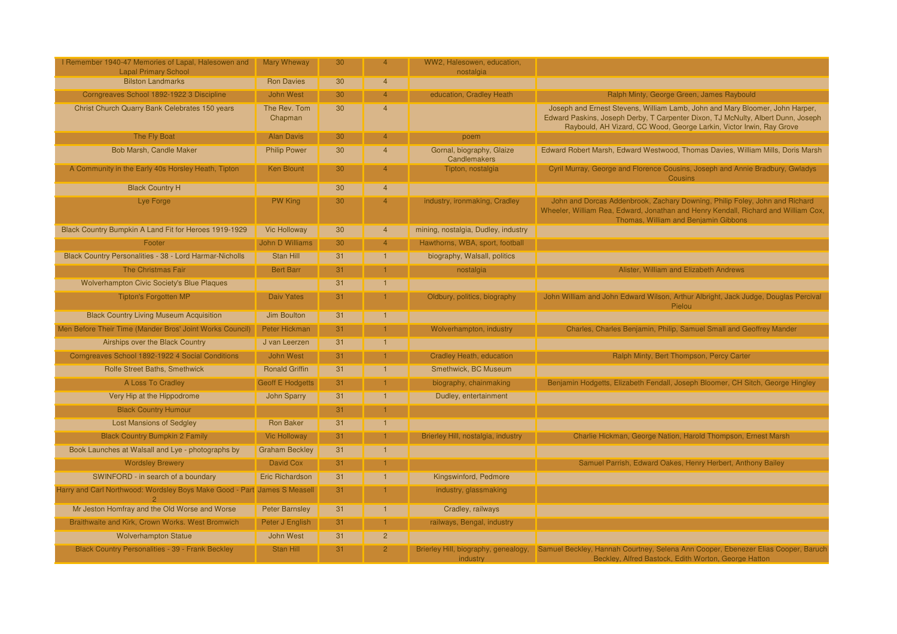| | | | | | |
|---|---|---|---|---|---|
| I Remember 1940-47 Memories of Lapal, Halesowen and Lapal Primary School | Mary Wheway | 30 | 4 | WW2, Halesowen, education, nostalgia | |
| Bilston Landmarks | Ron Davies | 30 | 4 | | |
| Corngreaves School 1892-1922 3 Discipline | John West | 30 | 4 | education, Cradley Heath | Ralph Minty, George Green, James Raybould |
| Christ Church Quarry Bank Celebrates 150 years | The Rev. Tom Chapman | 30 | 4 | | Joseph and Ernest Stevens, William Lamb, John and Mary Bloomer, John Harper, Edward Paskins, Joseph Derby, T Carpenter Dixon, TJ McNulty, Albert Dunn, Joseph Raybould, AH Vizard, CC Wood, George Larkin, Victor Irwin, Ray Grove |
| The Fly Boat | Alan Davis | 30 | 4 | poem | |
| Bob Marsh, Candle Maker | Philip Power | 30 | 4 | Gornal, biography, Glaize Candlemakers | Edward Robert Marsh, Edward Westwood, Thomas Davies, William Mills, Doris Marsh |
| A Community in the Early 40s Horsley Heath, Tipton | Ken Blount | 30 | 4 | Tipton, nostalgia | Cyril Murray, George and Florence Cousins, Joseph and Annie Bradbury, Gwladys Cousins |
| Black Country H | | 30 | 4 | | |
| Lye Forge | PW King | 30 | 4 | industry, ironmaking, Cradley | John and Dorcas Addenbrook, Zachary Downing, Philip Foley, John and Richard Wheeler, William Rea, Edward, Jonathan and Henry Kendall, Richard and William Cox, Thomas, William and Benjamin Gibbons |
| Black Country Bumpkin A Land Fit for Heroes 1919-1929 | Vic Holloway | 30 | 4 | mining, nostalgia, Dudley, industry | |
| Footer | John D Williams | 30 | 4 | Hawthorns, WBA, sport, football | |
| Black Country Personalities - 38 - Lord Harmar-Nicholls | Stan Hill | 31 | 1 | biography, Walsall, politics | |
| The Christmas Fair | Bert Barr | 31 | 1 | nostalgia | Alister, William and Elizabeth Andrews |
| Wolverhampton Civic Society's Blue Plaques | | 31 | 1 | | |
| Tipton's Forgotten MP | Daiv Yates | 31 | 1 | Oldbury, politics, biography | John William and John Edward Wilson, Arthur Albright, Jack Judge, Douglas Percival Pielou |
| Black Country Living Museum Acquisition | Jim Boulton | 31 | 1 | | |
| Men Before Their Time (Mander Bros' Joint Works Council) | Peter Hickman | 31 | 1 | Wolverhampton, industry | Charles, Charles Benjamin, Philip, Samuel Small and Geoffrey Mander |
| Airships over the Black Country | J van Leerzen | 31 | 1 | | |
| Corngreaves School 1892-1922 4 Social Conditions | John West | 31 | 1 | Cradley Heath, education | Ralph Minty, Bert Thompson, Percy Carter |
| Rolfe Street Baths, Smethwick | Ronald Griffin | 31 | 1 | Smethwick, BC Museum | |
| A Loss To Cradley | Geoff E Hodgetts | 31 | 1 | biography, chainmaking | Benjamin Hodgetts, Elizabeth Fendall, Joseph Bloomer, CH Sitch, George Hingley |
| Very Hip at the Hippodrome | John Sparry | 31 | 1 | Dudley, entertainment | |
| Black Country Humour | | 31 | 1 | | |
| Lost Mansions of Sedgley | Ron Baker | 31 | 1 | | |
| Black Country Bumpkin 2 Family | Vic Holloway | 31 | 1 | Brierley Hill, nostalgia, industry | Charlie Hickman, George Nation, Harold Thompson, Ernest Marsh |
| Book Launches at Walsall and Lye - photographs by | Graham Beckley | 31 | 1 | | |
| Wordsley Brewery | David Cox | 31 | 1 | | Samuel Parrish, Edward Oakes, Henry Herbert, Anthony Bailey |
| SWINFORD - in search of a boundary | Eric Richardson | 31 | 1 | Kingswinford, Pedmore | |
| Harry and Carl Northwood: Wordsley Boys Make Good - Part 2 | James S Measell | 31 | 1 | industry, glassmaking | |
| Mr Jeston Homfray and the Old Worse and Worse | Peter Barnsley | 31 | 1 | Cradley, railways | |
| Braithwaite and Kirk, Crown Works. West Bromwich | Peter J English | 31 | 1 | railways, Bengal, industry | |
| Wolverhampton Statue | John West | 31 | 2 | | |
| Black Country Personalities - 39 - Frank Beckley | Stan Hill | 31 | 2 | Brierley Hill, biography, genealogy, industry | Samuel Beckley, Hannah Courtney, Selena Ann Cooper, Ebenezer Elias Cooper, Baruch Beckley, Alfred Bastock, Edith Worton, George Hatton |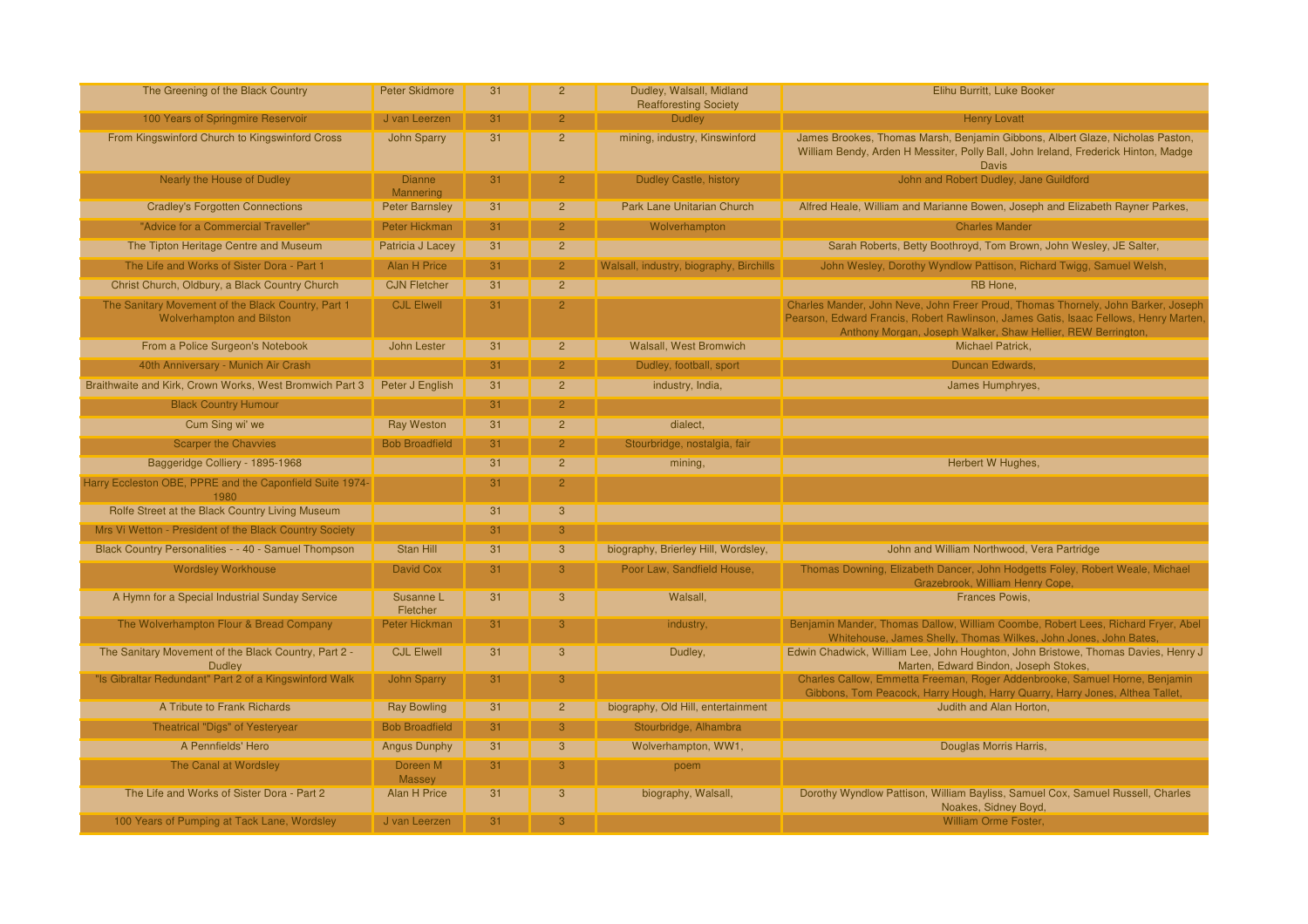| | | | | | |
|---|---|---|---|---|---|
| The Greening of the Black Country | Peter Skidmore | 31 | 2 | Dudley, Walsall, Midland Reafforesting Society | Elihu Burritt, Luke Booker |
| 100 Years of Springmire Reservoir | J van Leerzen | 31 | 2 | Dudley | Henry Lovatt |
| From Kingswinford Church to Kingswinford Cross | John Sparry | 31 | 2 | mining, industry, Kinswinford | James Brookes, Thomas Marsh, Benjamin Gibbons, Albert Glaze, Nicholas Paston, William Bendy, Arden H Messiter, Polly Ball, John Ireland, Frederick Hinton, Madge Davis |
| Nearly the House of Dudley | Dianne Mannering | 31 | 2 | Dudley Castle, history | John and Robert Dudley, Jane Guildford |
| Cradley's Forgotten Connections | Peter Barnsley | 31 | 2 | Park Lane Unitarian Church | Alfred Heale, William and Marianne Bowen, Joseph and Elizabeth Rayner Parkes, |
| "Advice for a Commercial Traveller" | Peter Hickman | 31 | 2 | Wolverhampton | Charles Mander |
| The Tipton Heritage Centre and Museum | Patricia J Lacey | 31 | 2 | | Sarah Roberts, Betty Boothroyd, Tom Brown, John Wesley, JE Salter, |
| The Life and Works of Sister Dora - Part 1 | Alan H Price | 31 | 2 | Walsall, industry, biography, Birchills | John Wesley, Dorothy Wyndlow Pattison, Richard Twigg, Samuel Welsh, |
| Christ Church, Oldbury, a Black Country Church | CJN Fletcher | 31 | 2 | | RB Hone, |
| The Sanitary Movement of the Black Country, Part 1 Wolverhampton and Bilston | CJL Elwell | 31 | 2 | | Charles Mander, John Neve, John Freer Proud, Thomas Thornely, John Barker, Joseph Pearson, Edward Francis, Robert Rawlinson, James Gatis, Isaac Fellows, Henry Marten, Anthony Morgan, Joseph Walker, Shaw Hellier, REW Berrington, |
| From a Police Surgeon's Notebook | John Lester | 31 | 2 | Walsall, West Bromwich | Michael Patrick, |
| 40th Anniversary - Munich Air Crash | | 31 | 2 | Dudley, football, sport | Duncan Edwards, |
| Braithwaite and Kirk, Crown Works, West Bromwich Part 3 | Peter J English | 31 | 2 | industry, India, | James Humphryes, |
| Black Country Humour | | 31 | 2 | | |
| Cum Sing wi' we | Ray Weston | 31 | 2 | dialect, | |
| Scarper the Chavvies | Bob Broadfield | 31 | 2 | Stourbridge, nostalgia, fair | |
| Baggeridge Colliery - 1895-1968 | | 31 | 2 | mining, | Herbert W Hughes, |
| Harry Eccleston OBE, PPRE and the Caponfield Suite 1974-1980 | | 31 | 2 | | |
| Rolfe Street at the Black Country Living Museum | | 31 | 3 | | |
| Mrs Vi Wetton - President of the Black Country Society | | 31 | 3 | | |
| Black Country Personalities - - 40 - Samuel Thompson | Stan Hill | 31 | 3 | biography, Brierley Hill, Wordsley, | John and William Northwood, Vera Partridge |
| Wordsley Workhouse | David Cox | 31 | 3 | Poor Law, Sandfield House, | Thomas Downing, Elizabeth Dancer, John Hodgetts Foley, Robert Weale, Michael Grazebrook, William Henry Cope, |
| A Hymn for a Special Industrial Sunday Service | Susanne L Fletcher | 31 | 3 | Walsall, | Frances Powis, |
| The Wolverhampton Flour & Bread Company | Peter Hickman | 31 | 3 | industry, | Benjamin Mander, Thomas Dallow, William Coombe, Robert Lees, Richard Fryer, Abel Whitehouse, James Shelly, Thomas Wilkes, John Jones, John Bates, |
| The Sanitary Movement of the Black Country, Part 2 - Dudley | CJL Elwell | 31 | 3 | Dudley, | Edwin Chadwick, William Lee, John Houghton, John Bristowe, Thomas Davies, Henry J Marten, Edward Bindon, Joseph Stokes, |
| "Is Gibraltar Redundant" Part 2 of a Kingswinford Walk | John Sparry | 31 | 3 | | Charles Callow, Emmetta Freeman, Roger Addenbrooke, Samuel Horne, Benjamin Gibbons, Tom Peacock, Harry Hough, Harry Quarry, Harry Jones, Althea Tallet, |
| A Tribute to Frank Richards | Ray Bowling | 31 | 2 | biography, Old Hill, entertainment | Judith and Alan Horton, |
| Theatrical "Digs" of Yesteryear | Bob Broadfield | 31 | 3 | Stourbridge, Alhambra | |
| A Pennfields' Hero | Angus Dunphy | 31 | 3 | Wolverhampton, WW1, | Douglas Morris Harris, |
| The Canal at Wordsley | Doreen M Massey | 31 | 3 | poem | |
| The Life and Works of Sister Dora - Part 2 | Alan H Price | 31 | 3 | biography, Walsall, | Dorothy Wyndlow Pattison, William Bayliss, Samuel Cox, Samuel Russell, Charles Noakes, Sidney Boyd, |
| 100 Years of Pumping at Tack Lane, Wordsley | J van Leerzen | 31 | 3 | | William Orme Foster, |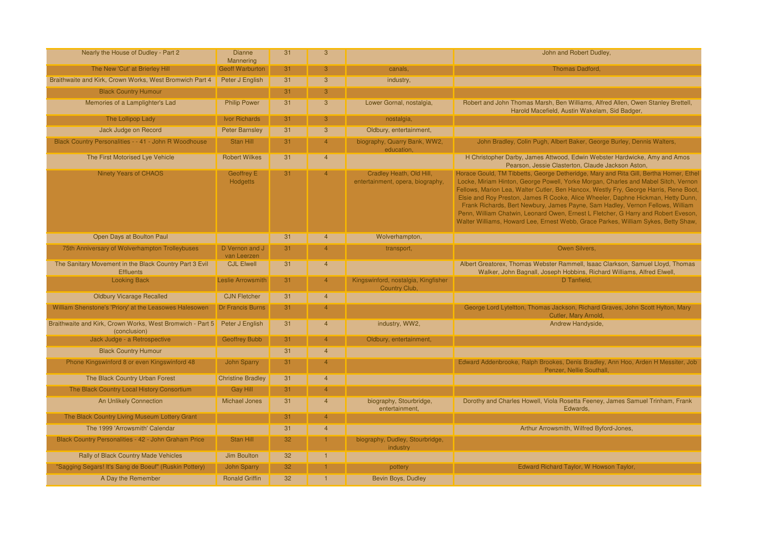| | | | | | |
|---|---|---|---|---|---|
| Nearly the House of Dudley - Part 2 | Dianne Mannering | 31 | 3 | | John and Robert Dudley, |
| The New 'Cut' at Brierley Hill | Geoff Warburton | 31 | 3 | canals, | Thomas Dadford, |
| Braithwaite and Kirk, Crown Works, West Bromwich Part 4 | Peter J English | 31 | 3 | industry, | |
| Black Country Humour | | 31 | 3 | | |
| Memories of a Lamplighter's Lad | Philip Power | 31 | 3 | Lower Gornal, nostalgia, | Robert and John Thomas Marsh, Ben Williams, Alfred Allen, Owen Stanley Brettell, Harold Macefield, Austin Wakelam, Sid Badger, |
| The Lollipop Lady | Ivor Richards | 31 | 3 | nostalgia, | |
| Jack Judge on Record | Peter Barnsley | 31 | 3 | Oldbury, entertainment, | |
| Black Country Personalities - - 41 - John R Woodhouse | Stan Hill | 31 | 4 | biography, Quarry Bank, WW2, education, | John Bradley, Colin Pugh, Albert Baker, George Burley, Dennis Walters, |
| The First Motorised Lye Vehicle | Robert Wilkes | 31 | 4 | | H Christopher Darby, James Attwood, Edwin Webster Hardwicke, Amy and Amos Pearson, Jessie Clasterton, Claude Jackson Aston, |
| Ninety Years of CHAOS | Geoffrey E Hodgetts | 31 | 4 | Cradley Heath, Old Hill, entertainment, opera, biography, | Horace Gould, TM Tibbetts, George Detheridge, Mary and Rita Gill, Bertha Homer, Ethel Locke, Miriam Hinton, George Powell, Yorke Morgan, Charles and Mabel Sitch, Vernon Fellows, Marion Lea, Walter Cutler, Ben Hancox, Westly Fry, George Harris, Rene Boot, Elsie and Roy Preston, James R Cooke, Alice Wheeler, Daphne Hickman, Hetty Dunn, Frank Richards, Bert Newbury, James Payne, Sam Hadley, Vernon Fellows, William Penn, William Chatwin, Leonard Owen, Ernest L Fletcher, G Harry and Robert Eveson, Walter Williams, Howard Lee, Ernest Webb, Grace Parkes, William Sykes, Betty Shaw, |
| Open Days at Boulton Paul | | 31 | 4 | Wolverhampton, | |
| 75th Anniversary of Wolverhampton Trolleybuses | D Vernon and J van Leerzen | 31 | 4 | transport, | Owen Silvers, |
| The Sanitary Movement in the Black Country Part 3 Evil Effluents | CJL Elwell | 31 | 4 | | Albert Greatorex, Thomas Webster Rammell, Isaac Clarkson, Samuel Lloyd, Thomas Walker, John Bagnall, Joseph Hobbins, Richard Williams, Alfred Elwell, |
| Looking Back | Leslie Arrowsmith | 31 | 4 | Kingswinford, nostalgia, Kingfisher Country Club, | D Tanfield, |
| Oldbury Vicarage Recalled | CJN Fletcher | 31 | 4 | | |
| William Shenstone's 'Priory' at the Leasowes Halesowen | Dr Francis Burns | 31 | 4 | | George Lord Lyteltton, Thomas Jackson, Richard Graves, John Scott Hylton, Mary Cutler, Mary Arnold, |
| Braithwaite and Kirk, Crown Works, West Bromwich - Part 5 (conclusion) | Peter J English | 31 | 4 | industry, WW2, | Andrew Handyside, |
| Jack Judge - a Retrospective | Geoffrey Bubb | 31 | 4 | Oldbury, entertainment, | |
| Black Country Humour | | 31 | 4 | | |
| Phone Kingswinford 8 or even Kingswinford 48 | John Sparry | 31 | 4 | | Edward Addenbrooke, Ralph Brookes, Denis Bradley, Ann Hoo, Arden H Messiter, Job Penzer, Nellie Southall, |
| The Black Country Urban Forest | Christine Bradley | 31 | 4 | | |
| The Black Country Local History Consortium | Gay Hill | 31 | 4 | | |
| An Unlikely Connection | Michael Jones | 31 | 4 | biography, Stourbridge, entertainment, | Dorothy and Charles Howell, Viola Rosetta Feeney, James Samuel Trinham, Frank Edwards, |
| The Black Country Living Museum Lottery Grant | | 31 | 4 | | |
| The 1999 'Arrowsmith' Calendar | | 31 | 4 | | Arthur Arrowsmith, Wilfred Byford-Jones, |
| Black Country Personalities - 42 - John Graham Price | Stan Hill | 32 | 1 | biography, Dudley, Stourbridge, industry | |
| Rally of Black Country Made Vehicles | Jim Boulton | 32 | 1 | | |
| "Sagging Segars! It's Sang de Boeuf" (Ruskin Pottery) | John Sparry | 32 | 1 | pottery | Edward Richard Taylor, W Howson Taylor, |
| A Day the Remember | Ronald Griffin | 32 | 1 | Bevin Boys, Dudley | |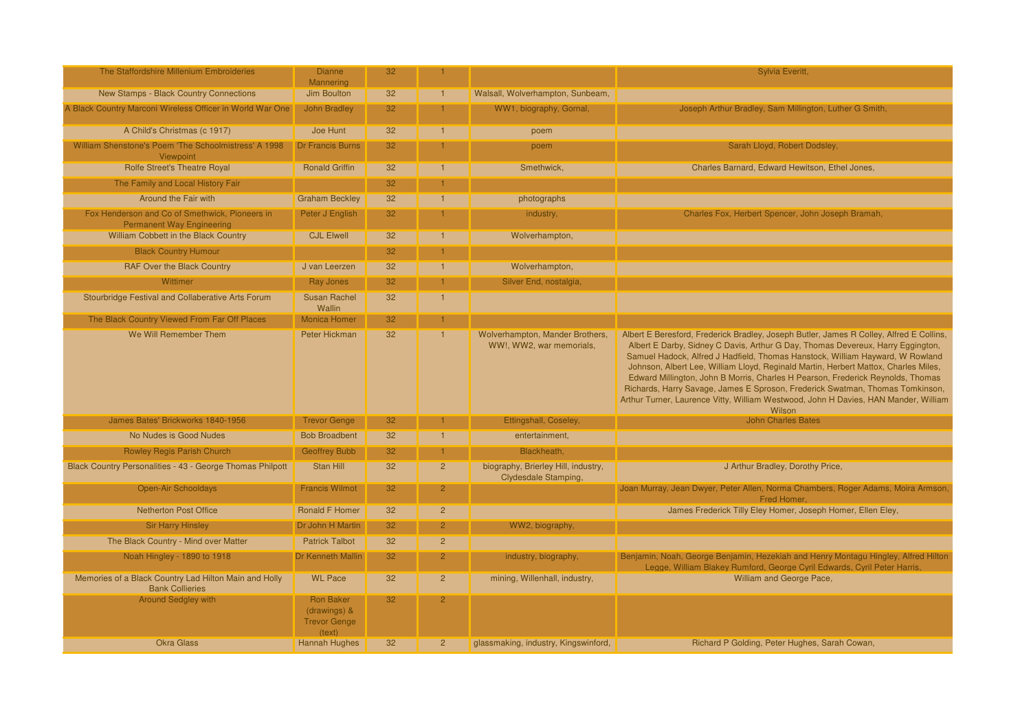| | | | | | |
|---|---|---|---|---|---|
| The Staffordshire Millenium Embroideries | Dianne Mannering | 32 | 1 | | Sylvia Everitt, |
| New Stamps - Black Country Connections | Jim Boulton | 32 | 1 | Walsall, Wolverhampton, Sunbeam, | |
| A Black Country Marconi Wireless Officer in World War One | John Bradley | 32 | 1 | WW1, biography, Gornal, | Joseph Arthur Bradley, Sam Millington, Luther G Smith, |
| A Child's Christmas (c 1917) | Joe Hunt | 32 | 1 | poem | |
| William Shenstone's Poem 'The Schoolmistress' A 1998 Viewpoint | Dr Francis Burns | 32 | 1 | poem | Sarah Lloyd, Robert Dodsley, |
| Rolfe Street's Theatre Royal | Ronald Griffin | 32 | 1 | Smethwick, | Charles Barnard, Edward Hewitson, Ethel Jones, |
| The Family and Local History Fair | | 32 | 1 | | |
| Around the Fair with | Graham Beckley | 32 | 1 | photographs | |
| Fox Henderson and Co of Smethwick, Pioneers in Permanent Way Engineering | Peter J English | 32 | 1 | industry, | Charles Fox, Herbert Spencer, John Joseph Bramah, |
| William Cobbett in the Black Country | CJL Elwell | 32 | 1 | Wolverhampton, | |
| Black Country Humour | | 32 | 1 | | |
| RAF Over the Black Country | J van Leerzen | 32 | 1 | Wolverhampton, | |
| Wittimer | Ray Jones | 32 | 1 | Silver End, nostalgia, | |
| Stourbridge Festival and Collaberative Arts Forum | Susan Rachel Wallin | 32 | 1 | | |
| The Black Country Viewed From Far Off Places | Monica Homer | 32 | 1 | | |
| We Will Remember Them | Peter Hickman | 32 | 1 | Wolverhampton, Mander Brothers, WW!, WW2, war memorials, | Albert E Beresford, Frederick Bradley, Joseph Butler, James R Colley, Alfred E Collins, Albert E Darby, Sidney C Davis, Arthur G Day, Thomas Devereux, Harry Eggington, Samuel Hadock, Alfred J Hadfield, Thomas Hanstock, William Hayward, W Rowland Johnson, Albert Lee, William Lloyd, Reginald Martin, Herbert Mattox, Charles Miles, Edward Millington, John B Morris, Charles H Pearson, Frederick Reynolds, Thomas Richards, Harry Savage, James E Sproson, Frederick Swatman, Thomas Tomkinson, Arthur Turner, Laurence Vitty, William Westwood, John H Davies, HAN Mander, William Wilson |
| James Bates' Brickworks 1840-1956 | Trevor Genge | 32 | 1 | Ettingshall, Coseley, | John Charles Bates |
| No Nudes is Good Nudes | Bob Broadbent | 32 | 1 | entertainment, | |
| Rowley Regis Parish Church | Geoffrey Bubb | 32 | 1 | Blackheath, | |
| Black Country Personalities - 43 - George Thomas Philpott | Stan Hill | 32 | 2 | biography, Brierley Hill, industry, Clydesdale Stamping, | J Arthur Bradley, Dorothy Price, |
| Open-Air Schooldays | Francis Wilmot | 32 | 2 | | Joan Murray, Jean Dwyer, Peter Allen, Norma Chambers, Roger Adams, Moira Armson, Fred Homer, |
| Netherton Post Office | Ronald F Homer | 32 | 2 | | James Frederick Tilly Eley Homer, Joseph Homer, Ellen Eley, |
| Sir Harry Hinsley | Dr John H Martin | 32 | 2 | WW2, biography, | |
| The Black Country - Mind over Matter | Patrick Talbot | 32 | 2 | | |
| Noah Hingley - 1890 to 1918 | Dr Kenneth Mallin | 32 | 2 | industry, biography, | Benjamin, Noah, George Benjamin, Hezekiah and Henry Montagu Hingley, Alfred Hilton Legge, William Blakey Rumford, George Cyril Edwards, Cyril Peter Harris, |
| Memories of a Black Country Lad Hilton Main and Holly Bank Collieries | WL Pace | 32 | 2 | mining, Willenhall, industry, | William and George Pace, |
| Around Sedgley with | Ron Baker (drawings) & Trevor Genge (text) | 32 | 2 | | |
| Okra Glass | Hannah Hughes | 32 | 2 | glassmaking, industry, Kingswinford, | Richard P Golding, Peter Hughes, Sarah Cowan, |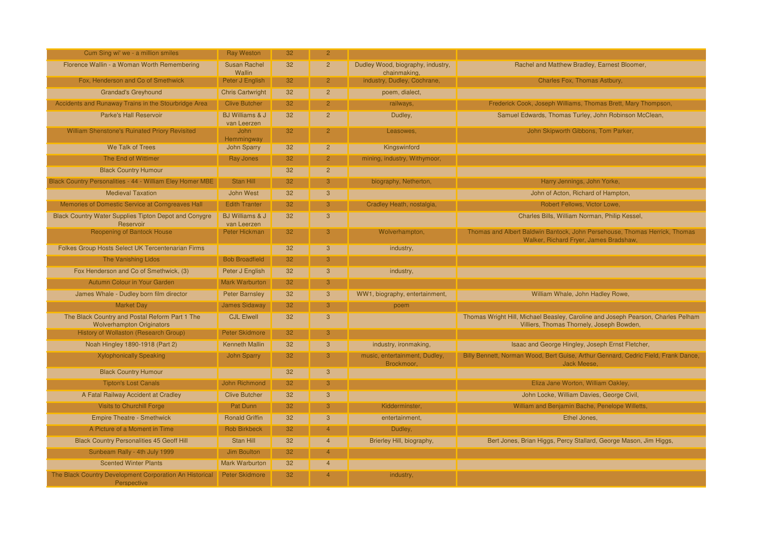| | | | | | |
|---|---|---|---|---|---|
| Cum Sing wi' we - a million smiles | Ray Weston | 32 | 2 | | |
| Florence Wallin - a Woman Worth Remembering | Susan Rachel Wallin | 32 | 2 | Dudley Wood, biography, industry, chainmaking, | Rachel and Matthew Bradley, Earnest Bloomer, |
| Fox, Henderson and Co of Smethwick | Peter J English | 32 | 2 | industry, Dudley, Cochrane, | Charles Fox, Thomas Astbury, |
| Grandad's Greyhound | Chris Cartwright | 32 | 2 | poem, dialect, | |
| Accidents and Runaway Trains in the Stourbridge Area | Clive Butcher | 32 | 2 | railways, | Frederick Cook, Joseph Williams, Thomas Brett, Mary Thompson, |
| Parke's Hall Reservoir | BJ Williams & J van Leerzen | 32 | 2 | Dudley, | Samuel Edwards, Thomas Turley, John Robinson McClean, |
| William Shenstone's Ruinated Priory Revisited | John Hemmingway | 32 | 2 | Leasowes, | John Skipworth Gibbons, Tom Parker, |
| We Talk of Trees | John Sparry | 32 | 2 | Kingswinford | |
| The End of Wittimer | Ray Jones | 32 | 2 | mining, industry, Withymoor, | |
| Black Country Humour | | 32 | 2 | | |
| Black Country Personalities - 44 - William Eley Homer MBE | Stan Hill | 32 | 3 | biography, Netherton, | Harry Jennings, John Yorke, |
| Medieval Taxation | John West | 32 | 3 | | John of Acton, Richard of Hampton, |
| Memories of Domestic Service at Corngreaves Hall | Edith Tranter | 32 | 3 | Cradley Heath, nostalgia, | Robert Fellows, Victor Lowe, |
| Black Country Water Supplies Tipton Depot and Conygre Reservoir | BJ Williams & J van Leerzen | 32 | 3 | | Charles Bills, William Norman, Philip Kessel, |
| Reopening of Bantock House | Peter Hickman | 32 | 3 | Wolverhampton, | Thomas and Albert Baldwin Bantock, John Persehouse, Thomas Herrick, Thomas Walker, Richard Fryer, James Bradshaw, |
| Folkes Group Hosts Select UK Tercentenarian Firms | | 32 | 3 | industry, | |
| The Vanishing Lidos | Bob Broadfield | 32 | 3 | | |
| Fox Henderson and Co of Smethwick, (3) | Peter J English | 32 | 3 | industry, | |
| Autumn Colour in Your Garden | Mark Warburton | 32 | 3 | | |
| James Whale - Dudley born film director | Peter Barnsley | 32 | 3 | WW1, biography, entertainment, | William Whale, John Hadley Rowe, |
| Market Day | James Sidaway | 32 | 3 | poem | |
| The Black Country and Postal Reform Part 1 The Wolverhampton Originators | CJL Elwell | 32 | 3 | | Thomas Wright Hill, Michael Beasley, Caroline and Joseph Pearson, Charles Pelham Villiers, Thomas Thornely, Joseph Bowden, |
| History of Wollaston (Research Group) | Peter Skidmore | 32 | 3 | | |
| Noah Hingley 1890-1918 (Part 2) | Kenneth Mallin | 32 | 3 | industry, ironmaking, | Isaac and George Hingley, Joseph Ernst Fletcher, |
| Xylophonically Speaking | John Sparry | 32 | 3 | music, entertainment, Dudley, Brockmoor, | Billy Bennett, Norman Wood, Bert Guise, Arthur Gennard, Cedric Field, Frank Dance, Jack Meese, |
| Black Country Humour | | 32 | 3 | | |
| Tipton's Lost Canals | John Richmond | 32 | 3 | | Eliza Jane Worton, William Oakley, |
| A Fatal Railway Accident at Cradley | Clive Butcher | 32 | 3 | | John Locke, William Davies, George Civil, |
| Visits to Churchill Forge | Pat Dunn | 32 | 3 | Kidderminster, | William and Benjamin Bache, Penelope Willetts, |
| Empire Theatre - Smethwick | Ronald Griffin | 32 | 3 | entertainment, | Ethel Jones, |
| A Picture of a Moment in Time | Rob Birkbeck | 32 | 4 | Dudley, | |
| Black Country Personalities 45 Geoff Hill | Stan Hill | 32 | 4 | Brierley Hill, biography, | Bert Jones, Brian Higgs, Percy Stallard, George Mason, Jim Higgs, |
| Sunbeam Rally - 4th July 1999 | Jim Boulton | 32 | 4 | | |
| Scented Winter Plants | Mark Warburton | 32 | 4 | | |
| The Black Country Development Corporation An Historical Perspective | Peter Skidmore | 32 | 4 | industry, | |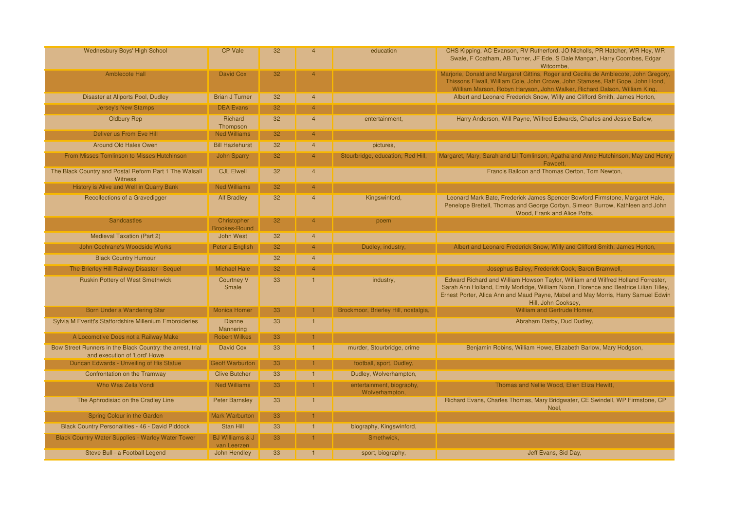| | | | | | |
|---|---|---|---|---|---|
| Wednesbury Boys' High School | CP Vale | 32 | 4 | education | CHS Kipping, AC Evanson, RV Rutherford, JO Nicholls, PR Hatcher, WR Hey, WR Swale, F Coatham, AB Turner, JF Ede, S Dale Mangan, Harry Coombes, Edgar Witcombe, |
| Amblecote Hall | David Cox | 32 | 4 | | Marjorie, Donald and Margaret Gittins, Roger and Cecilia de Amblecote, John Gregory, Thissons Elwall, William Cole, John Crowe, John Stamses, Raff Gope, John Hond, William Marson, Robyn Haryson, John Walker, Richard Dalson, William King, |
| Disaster at Allports Pool, Dudley | Brian J Turner | 32 | 4 | | Albert and Leonard Frederick Snow, Willy and Clifford Smith, James Horton, |
| Jersey's New Stamps | DEA Evans | 32 | 4 | | |
| Oldbury Rep | Richard Thompson | 32 | 4 | entertainment, | Harry Anderson, Will Payne, Wilfred Edwards, Charles and Jessie Barlow, |
| Deliver us From Eve Hill | Ned Williams | 32 | 4 | | |
| Around Old Hales Owen | Bill Hazlehurst | 32 | 4 | pictures, | |
| From Misses Tomlinson to Misses Hutchinson | John Sparry | 32 | 4 | Stourbridge, education, Red Hill, | Margaret, Mary, Sarah and Lil Tomlinson, Agatha and Anne Hutchinson, May and Henry Fawcett, |
| The Black Country and Postal Reform Part 1 The Walsall Witness | CJL Elwell | 32 | 4 | | Francis Baildon and Thomas Oerton, Tom Newton, |
| History is Alive and Well in Quarry Bank | Ned Williams | 32 | 4 | | |
| Recollections of a Gravedigger | Alf Bradley | 32 | 4 | Kingswinford, | Leonard Mark Bate, Frederick James Spencer Bowford Firmstone, Margaret Hale, Penelope Brettell, Thomas and George Corbyn, Simeon Burrow, Kathleen and John Wood, Frank and Alice Potts, |
| Sandcastles | Christopher Brookes-Round | 32 | 4 | poem | |
| Medieval Taxation (Part 2) | John West | 32 | 4 | | |
| John Cochrane's Woodside Works | Peter J English | 32 | 4 | Dudley, industry, | Albert and Leonard Frederick Snow, Willy and Clifford Smith, James Horton, |
| Black Country Humour | | 32 | 4 | | |
| The Brierley Hill Railway Disaster - Sequel | Michael Hale | 32 | 4 | | Josephus Bailey, Frederick Cook, Baron Bramwell, |
| Ruskin Pottery of West Smethwick | Courtney V Smale | 33 | 1 | industry, | Edward Richard and William Howson Taylor, William and Wilfred Holland Forrester, Sarah Ann Holland, Emily Morlidge, William Nixon, Florence and Beatrice Lilian Tilley, Ernest Porter, Alica Ann and Maud Payne, Mabel and May Morris, Harry Samuel Edwin Hill, John Cooksey, |
| Born Under a Wandering Star | Monica Homer | 33 | 1 | Brockmoor, Brierley Hill, nostalgia, | William and Gertrude Homer, |
| Sylvia M Everitt's Staffordshire Millenium Embroideries | Dianne Mannering | 33 | 1 | | Abraham Darby, Dud Dudley, |
| A Locomotive Does not a Railway Make | Robert Wilkes | 33 | 1 | | |
| Bow Street Runners in the Black Country: the arrest, trial and execution of 'Lord' Howe | David Cox | 33 | 1 | murder, Stourbridge, crime | Benjamin Robins, William Howe, Elizabeth Barlow, Mary Hodgson, |
| Duncan Edwards - Unveiling of His Statue | Geoff Warburton | 33 | 1 | football, sport, Dudley, | |
| Confrontation on the Tramway | Clive Butcher | 33 | 1 | Dudley, Wolverhampton, | |
| Who Was Zella Vondi | Ned Williams | 33 | 1 | entertainment, biography, Wolverhampton, | Thomas and Nellie Wood, Ellen Eliza Hewitt, |
| The Aphrodisiac on the Cradley Line | Peter Barnsley | 33 | 1 | | Richard Evans, Charles Thomas, Mary Bridgwater, CE Swindell, WP Firmstone, CP Noel, |
| Spring Colour in the Garden | Mark Warburton | 33 | 1 | | |
| Black Country Personalities - 46 - David Piddock | Stan Hill | 33 | 1 | biography, Kingswinford, | |
| Black Country Water Supplies - Warley Water Tower | BJ Williams & J van Leerzen | 33 | 1 | Smethwick, | |
| Steve Bull - a Football Legend | John Hendley | 33 | 1 | sport, biography, | Jeff Evans, Sid Day, |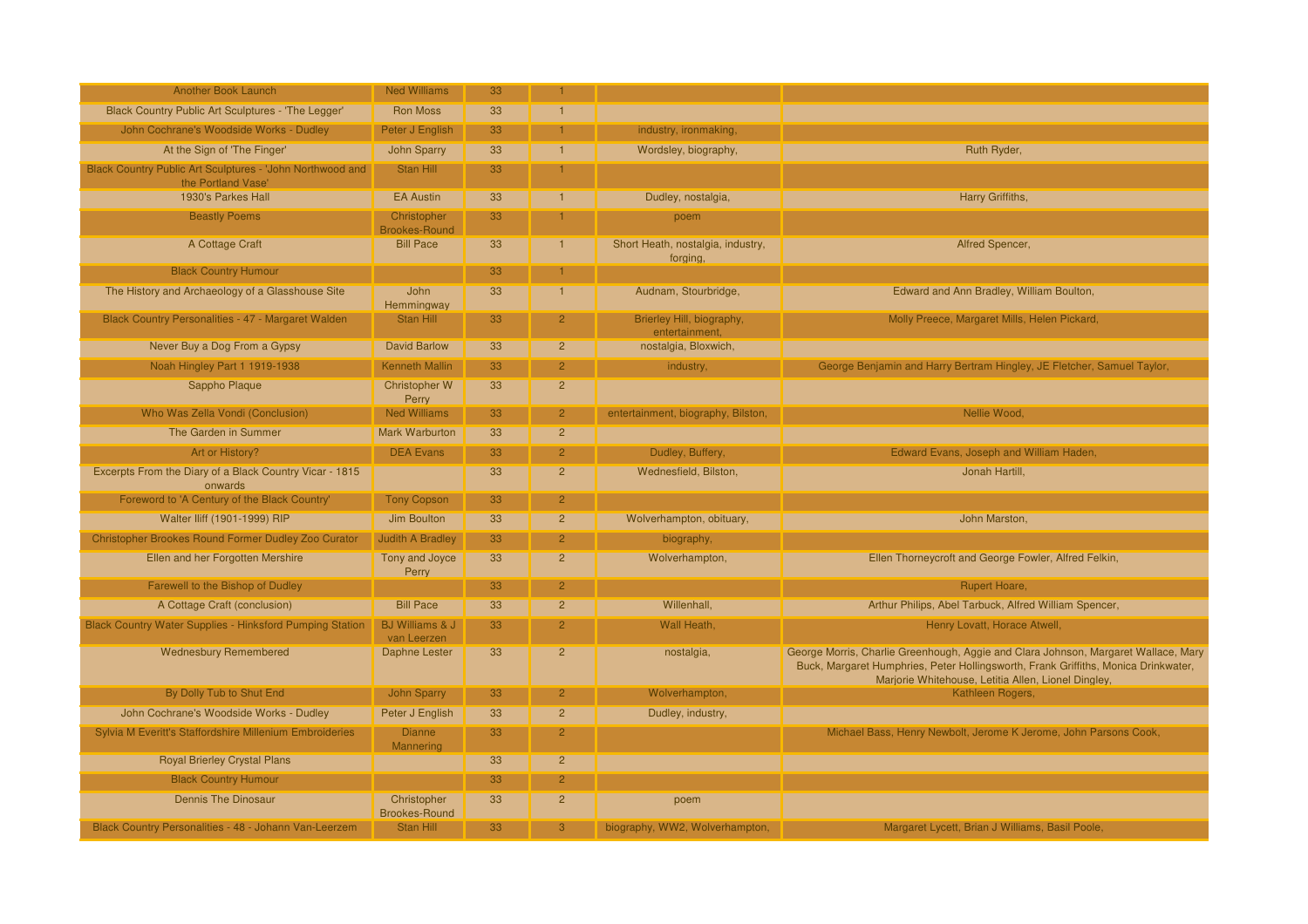| | | | | | |
|---|---|---|---|---|---|
| Another Book Launch | Ned Williams | 33 | 1 | | |
| Black Country Public Art Sculptures - 'The Legger' | Ron Moss | 33 | 1 | | |
| John Cochrane's Woodside Works - Dudley | Peter J English | 33 | 1 | industry, ironmaking, | |
| At the Sign of 'The Finger' | John Sparry | 33 | 1 | Wordsley, biography, | Ruth Ryder, |
| Black Country Public Art Sculptures - 'John Northwood and the Portland Vase' | Stan Hill | 33 | 1 | | |
| 1930's Parkes Hall | EA Austin | 33 | 1 | Dudley, nostalgia, | Harry Griffiths, |
| Beastly Poems | Christopher Brookes-Round | 33 | 1 | poem | |
| A Cottage Craft | Bill Pace | 33 | 1 | Short Heath, nostalgia, industry, forging, | Alfred Spencer, |
| Black Country Humour | | 33 | 1 | | |
| The History and Archaeology of a Glasshouse Site | John Hemmingway | 33 | 1 | Audnam, Stourbridge, | Edward and Ann Bradley, William Boulton, |
| Black Country Personalities - 47 - Margaret Walden | Stan Hill | 33 | 2 | Brierley Hill, biography, entertainment, | Molly Preece, Margaret Mills, Helen Pickard, |
| Never Buy a Dog From a Gypsy | David Barlow | 33 | 2 | nostalgia, Bloxwich, | |
| Noah Hingley Part 1 1919-1938 | Kenneth Mallin | 33 | 2 | industry, | George Benjamin and Harry Bertram Hingley, JE Fletcher, Samuel Taylor, |
| Sappho Plaque | Christopher W Perry | 33 | 2 | | |
| Who Was Zella Vondi (Conclusion) | Ned Williams | 33 | 2 | entertainment, biography, Bilston, | Nellie Wood, |
| The Garden in Summer | Mark Warburton | 33 | 2 | | |
| Art or History? | DEA Evans | 33 | 2 | Dudley, Buffery, | Edward Evans, Joseph and William Haden, |
| Excerpts From the Diary of a Black Country Vicar - 1815 onwards | | 33 | 2 | Wednesfield, Bilston, | Jonah Hartill, |
| Foreword to 'A Century of the Black Country' | Tony Copson | 33 | 2 | | |
| Walter Iliff (1901-1999) RIP | Jim Boulton | 33 | 2 | Wolverhampton, obituary, | John Marston, |
| Christopher Brookes Round Former Dudley Zoo Curator | Judith A Bradley | 33 | 2 | biography, | |
| Ellen and her Forgotten Mershire | Tony and Joyce Perry | 33 | 2 | Wolverhampton, | Ellen Thorneycroft and George Fowler, Alfred Felkin, |
| Farewell to the Bishop of Dudley | | 33 | 2 | | Rupert Hoare, |
| A Cottage Craft (conclusion) | Bill Pace | 33 | 2 | Willenhall, | Arthur Philips, Abel Tarbuck, Alfred William Spencer, |
| Black Country Water Supplies - Hinksford Pumping Station | BJ Williams & J van Leerzen | 33 | 2 | Wall Heath, | Henry Lovatt, Horace Atwell, |
| Wednesbury Remembered | Daphne Lester | 33 | 2 | nostalgia, | George Morris, Charlie Greenhough, Aggie and Clara Johnson, Margaret Wallace, Mary Buck, Margaret Humphries, Peter Hollingsworth, Frank Griffiths, Monica Drinkwater, Marjorie Whitehouse, Letitia Allen, Lionel Dingley, |
| By Dolly Tub to Shut End | John Sparry | 33 | 2 | Wolverhampton, | Kathleen Rogers, |
| John Cochrane's Woodside Works - Dudley | Peter J English | 33 | 2 | Dudley, industry, | |
| Sylvia M Everitt's Staffordshire Millenium Embroideries | Dianne Mannering | 33 | 2 | | Michael Bass, Henry Newbolt, Jerome K Jerome, John Parsons Cook, |
| Royal Brierley Crystal Plans | | 33 | 2 | | |
| Black Country Humour | | 33 | 2 | | |
| Dennis The Dinosaur | Christopher Brookes-Round | 33 | 2 | poem | |
| Black Country Personalities - 48 - Johann Van-Leerzem | Stan Hill | 33 | 3 | biography, WW2, Wolverhampton, | Margaret Lycett, Brian J Williams, Basil Poole, |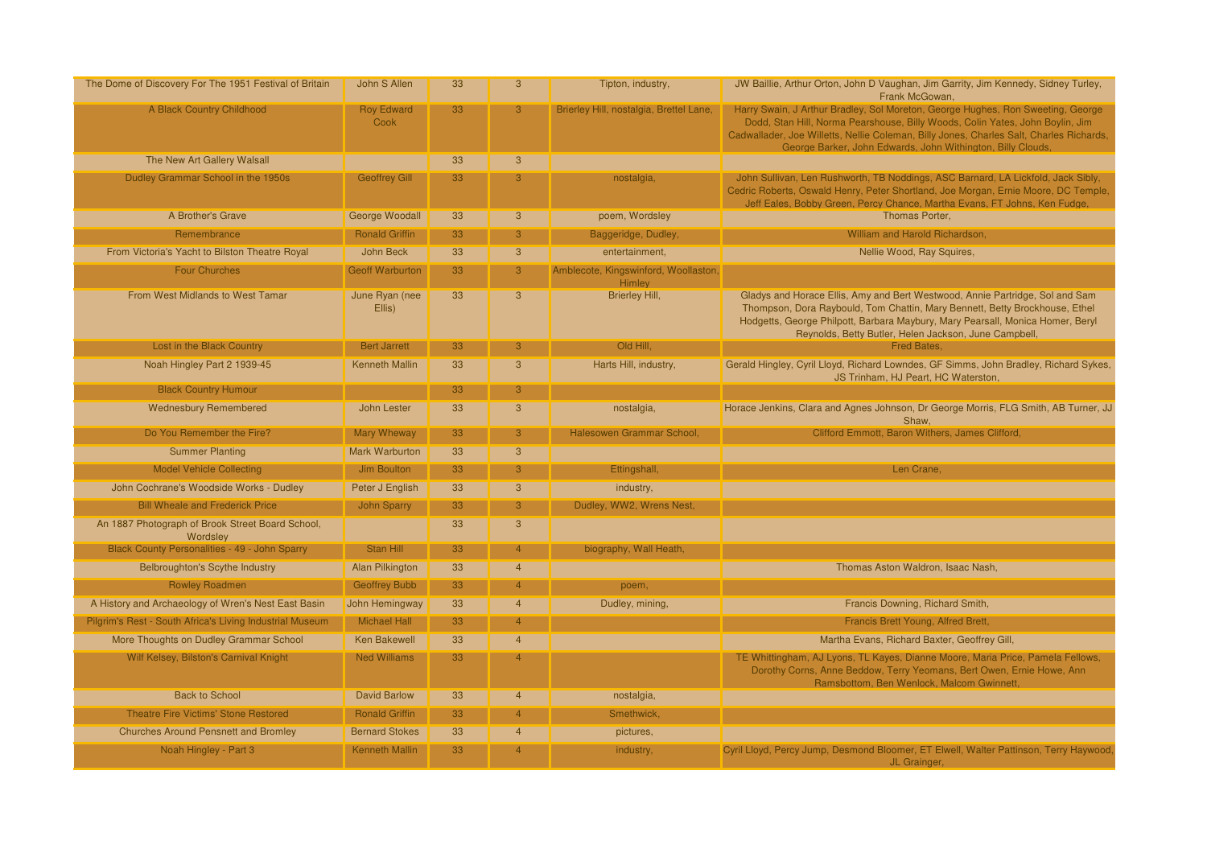| | | | | | |
|---|---|---|---|---|---|
| The Dome of Discovery For The 1951 Festival of Britain | John S Allen | 33 | 3 | Tipton, industry, | JW Baillie, Arthur Orton, John D Vaughan, Jim Garrity, Jim Kennedy, Sidney Turley, Frank McGowan, |
| A Black Country Childhood | Roy Edward Cook | 33 | 3 | Brierley Hill, nostalgia, Brettel Lane, | Harry Swain, J Arthur Bradley, Sol Moreton, George Hughes, Ron Sweeting, George Dodd, Stan Hill, Norma Pearshouse, Billy Woods, Colin Yates, John Boylin, Jim Cadwallader, Joe Willetts, Nellie Coleman, Billy Jones, Charles Salt, Charles Richards, George Barker, John Edwards, John Withington, Billy Clouds, |
| The New Art Gallery Walsall | | 33 | 3 | | |
| Dudley Grammar School in the 1950s | Geoffrey Gill | 33 | 3 | nostalgia, | John Sullivan, Len Rushworth, TB Noddings, ASC Barnard, LA Lickfold, Jack Sibly, Cedric Roberts, Oswald Henry, Peter Shortland, Joe Morgan, Ernie Moore, DC Temple, Jeff Eales, Bobby Green, Percy Chance, Martha Evans, FT Johns, Ken Fudge, |
| A Brother's Grave | George Woodall | 33 | 3 | poem, Wordsley | Thomas Porter, |
| Remembrance | Ronald Griffin | 33 | 3 | Baggeridge, Dudley, | William and Harold Richardson, |
| From Victoria's Yacht to Bilston Theatre Royal | John Beck | 33 | 3 | entertainment, | Nellie Wood, Ray Squires, |
| Four Churches | Geoff Warburton | 33 | 3 | Amblecote, Kingswinford, Woollaston, Himley | |
| From West Midlands to West Tamar | June Ryan (nee Ellis) | 33 | 3 | Brierley Hill, | Gladys and Horace Ellis, Amy and Bert Westwood, Annie Partridge, Sol and Sam Thompson, Dora Raybould, Tom Chattin, Mary Bennett, Betty Brockhouse, Ethel Hodgetts, George Philpott, Barbara Maybury, Mary Pearsall, Monica Homer, Beryl Reynolds, Betty Butler, Helen Jackson, June Campbell, |
| Lost in the Black Country | Bert Jarrett | 33 | 3 | Old Hill, | Fred Bates, |
| Noah Hingley Part 2 1939-45 | Kenneth Mallin | 33 | 3 | Harts Hill, industry, | Gerald Hingley, Cyril Lloyd, Richard Lowndes, GF Simms, John Bradley, Richard Sykes, JS Trinham, HJ Peart, HC Waterston, |
| Black Country Humour | | 33 | 3 | | |
| Wednesbury Remembered | John Lester | 33 | 3 | nostalgia, | Horace Jenkins, Clara and Agnes Johnson, Dr George Morris, FLG Smith, AB Turner, JJ Shaw, |
| Do You Remember the Fire? | Mary Wheway | 33 | 3 | Halesowen Grammar School, | Clifford Emmott, Baron Withers, James Clifford, |
| Summer Planting | Mark Warburton | 33 | 3 | | |
| Model Vehicle Collecting | Jim Boulton | 33 | 3 | Ettingshall, | Len Crane, |
| John Cochrane's Woodside Works - Dudley | Peter J English | 33 | 3 | industry, | |
| Bill Wheale and Frederick Price | John Sparry | 33 | 3 | Dudley, WW2, Wrens Nest, | |
| An 1887 Photograph of Brook Street Board School, Wordsley | | 33 | 3 | | |
| Black County Personalities - 49 - John Sparry | Stan Hill | 33 | 4 | biography, Wall Heath, | |
| Belbroughton's Scythe Industry | Alan Pilkington | 33 | 4 | | Thomas Aston Waldron, Isaac Nash, |
| Rowley Roadmen | Geoffrey Bubb | 33 | 4 | poem, | |
| A History and Archaeology of Wren's Nest East Basin | John Hemingway | 33 | 4 | Dudley, mining, | Francis Downing, Richard Smith, |
| Pilgrim's Rest - South Africa's Living Industrial Museum | Michael Hall | 33 | 4 | | Francis Brett Young, Alfred Brett, |
| More Thoughts on Dudley Grammar School | Ken Bakewell | 33 | 4 | | Martha Evans, Richard Baxter, Geoffrey Gill, |
| Wilf Kelsey, Bilston's Carnival Knight | Ned Williams | 33 | 4 | | TE Whittingham, AJ Lyons, TL Kayes, Dianne Moore, Maria Price, Pamela Fellows, Dorothy Corns, Anne Beddow, Terry Yeomans, Bert Owen, Ernie Howe, Ann Ramsbottom, Ben Wenlock, Malcom Gwinnett, |
| Back to School | David Barlow | 33 | 4 | nostalgia, | |
| Theatre Fire Victims' Stone Restored | Ronald Griffin | 33 | 4 | Smethwick, | |
| Churches Around Pensnett and Bromley | Bernard Stokes | 33 | 4 | pictures, | |
| Noah Hingley - Part 3 | Kenneth Mallin | 33 | 4 | industry, | Cyril Lloyd, Percy Jump, Desmond Bloomer, ET Elwell, Walter Pattinson, Terry Haywood, JL Grainger, |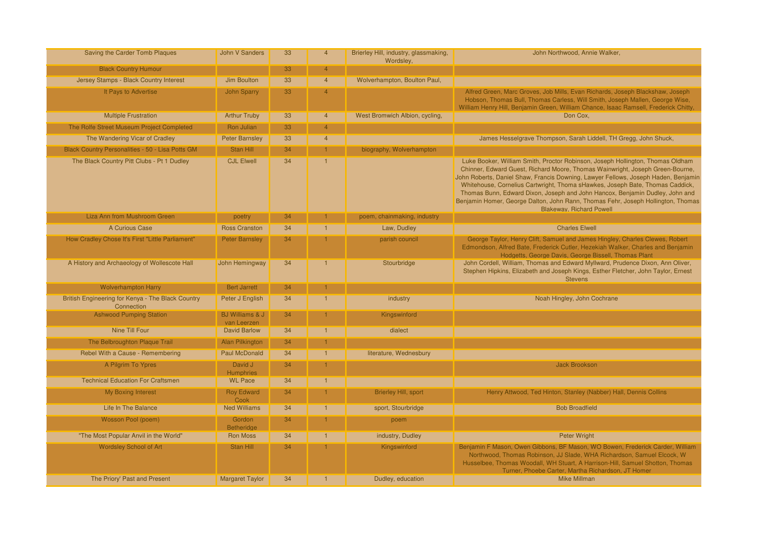| | | | | | |
|---|---|---|---|---|---|
| Saving the Carder Tomb Plaques | John V Sanders | 33 | 4 | Brierley Hill, industry, glassmaking, Wordsley, | John Northwood, Annie Walker, |
| Black Country Humour | | 33 | 4 | | |
| Jersey Stamps - Black Country Interest | Jim Boulton | 33 | 4 | Wolverhampton, Boulton Paul, | |
| It Pays to Advertise | John Sparry | 33 | 4 | | Alfred Green, Marc Groves, Job Mills, Evan Richards, Joseph Blackshaw, Joseph Hobson, Thomas Bull, Thomas Carless, Will Smith, Joseph Mallen, George Wise, William Henry Hill, Benjamin Green, William Chance, Isaac Ramsell, Frederick Chitty, |
| Multiple Frustration | Arthur Truby | 33 | 4 | West Bromwich Albion, cycling, | Don Cox, |
| The Rolfe Street Museum Project Completed | Ron Julian | 33 | 4 | | |
| The Wandering Vicar of Cradley | Peter Barnsley | 33 | 4 | | James Hesselgrave Thompson, Sarah Liddell, TH Gregg, John Shuck, |
| Black Country Personalities - 50 - Lisa Potts GM | Stan Hill | 34 | 1 | biography, Wolverhampton | |
| The Black Country Pitt Clubs - Pt 1 Dudley | CJL Elwell | 34 | 1 | | Luke Booker, William Smith, Proctor Robinson, Joseph Hollington, Thomas Oldham Chinner, Edward Guest, Richard Moore, Thomas Wainwright, Joseph Green-Bourne, John Roberts, Daniel Shaw, Francis Downing, Lawyer Fellows, Joseph Haden, Benjamin Whitehouse, Cornelius Cartwright, Thoma sHawkes, Joseph Bate, Thomas Caddick, Thomas Bunn, Edward Dixon, Joseph and John Hancox, Benjamin Dudley, John and Benjamin Homer, George Dalton, John Rann, Thomas Fehr, Joseph Hollington, Thomas Blakeway, Richard Powell |
| Liza Ann from Mushroom Green | poetry | 34 | 1 | poem, chainmaking, industry | |
| A Curious Case | Ross Cranston | 34 | 1 | Law, Dudley | Charles Elwell |
| How Cradley Chose It's First "Little Parliament" | Peter Barnsley | 34 | 1 | parish council | George Taylor, Henry Clift, Samuel and James Hingley, Charles Clewes, Robert Edmondson, Alfred Bate, Frederick Cutler, Hezekiah Walker, Charles and Benjamin Hodgetts, George Davis, George Bissell, Thomas Plant |
| A History and Archaeology of Wollescote Hall | John Hemingway | 34 | 1 | Stourbridge | John Cordell, William, Thomas and Edward Myllward, Prudence Dixon, Ann Oliver, Stephen Hipkins, Elizabeth and Joseph Kings, Esther Fletcher, John Taylor, Ernest Stevens |
| Wolverhampton Harry | Bert Jarrett | 34 | 1 | | |
| British Engineering for Kenya - The Black Country Connection | Peter J English | 34 | 1 | industry | Noah Hingley, John Cochrane |
| Ashwood Pumping Station | BJ Williams & J van Leerzen | 34 | 1 | Kingswinford | |
| Nine Till Four | David Barlow | 34 | 1 | dialect | |
| The Belbroughton Plaque Trail | Alan Pilkington | 34 | 1 | | |
| Rebel With a Cause - Remembering | Paul McDonald | 34 | 1 | literature, Wednesbury | |
| A Pilgrim To Ypres | David J Humphries | 34 | 1 | | Jack Brookson |
| Technical Education For Craftsmen | WL Pace | 34 | 1 | | |
| My Boxing Interest | Roy Edward Cook | 34 | 1 | Brierley Hill, sport | Henry Attwood, Ted Hinton, Stanley (Nabber) Hall, Dennis Collins |
| Life In The Balance | Ned Williams | 34 | 1 | sport, Stourbridge | Bob Broadfield |
| Wosson Pool (poem) | Gordon Betheridge | 34 | 1 | poem | |
| "The Most Popular Anvil in the World" | Ron Moss | 34 | 1 | industry, Dudley | Peter Wright |
| Wordsley School of Art | Stan Hill | 34 | 1 | Kingswinford | Benjamin F Mason, Owen Gibbons, BF Mason, WO Bowen, Frederick Carder, William Northwood, Thomas Robinson, JJ Slade, WHA Richardson, Samuel Elcock, W Husselbee, Thomas Woodall, WH Stuart, A Harrison-Hill, Samuel Shotton, Thomas Turner, Phoebe Carter, Martha Richardson, JT Homer |
| The Priory' Past and Present | Margaret Taylor | 34 | 1 | Dudley, education | Mike Millman |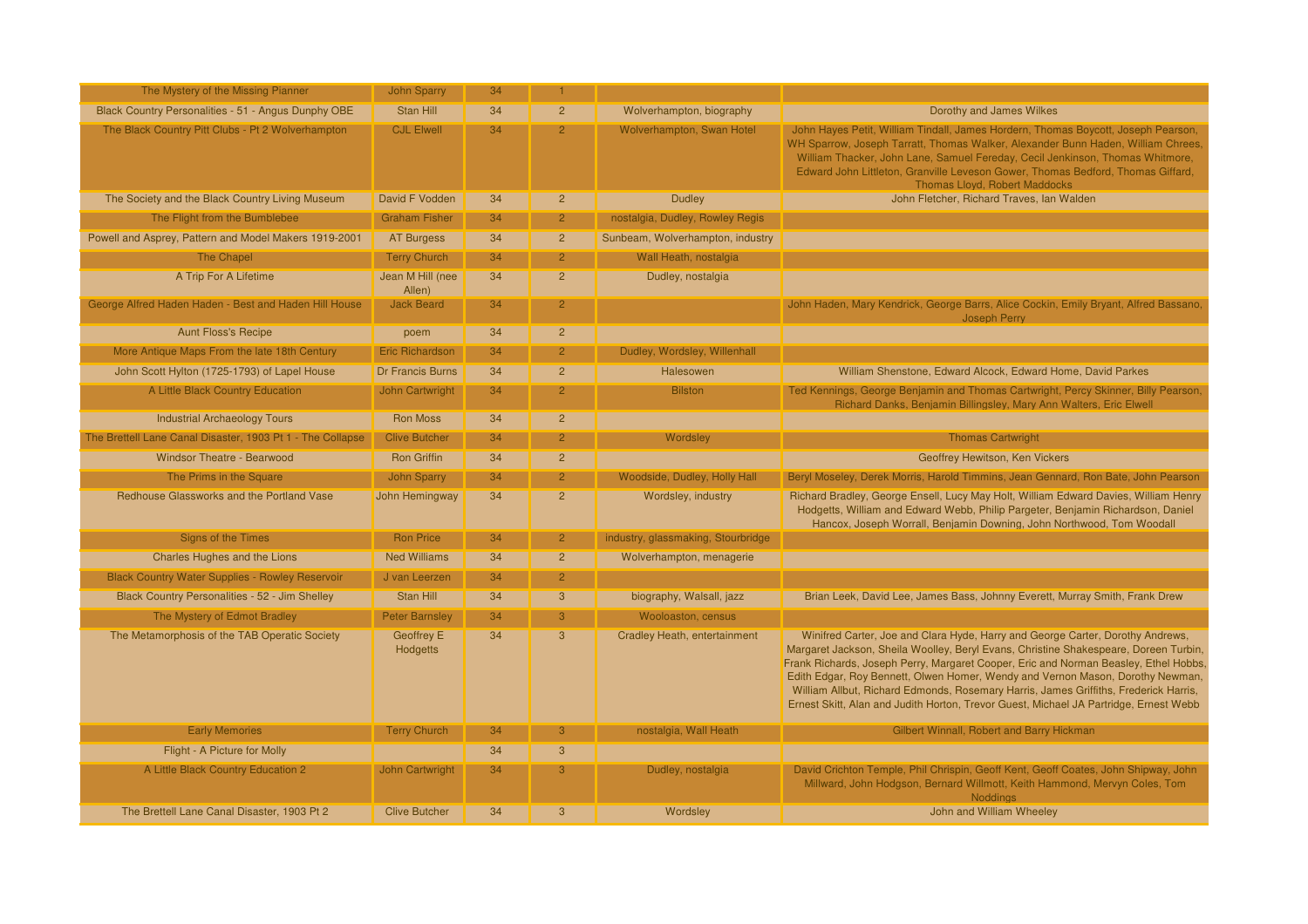| | | | | | |
|---|---|---|---|---|---|
| The Mystery of the Missing Planner | John Sparry | 34 | 1 | | |
| Black Country Personalities - 51 - Angus Dunphy OBE | Stan Hill | 34 | 2 | Wolverhampton, biography | Dorothy and James Wilkes |
| The Black Country Pitt Clubs - Pt 2 Wolverhampton | CJL Elwell | 34 | 2 | Wolverhampton, Swan Hotel | John Hayes Petit, William Tindall, James Hordern, Thomas Boycott, Joseph Pearson, WH Sparrow, Joseph Tarratt, Thomas Walker, Alexander Bunn Haden, William Chrees, William Thacker, John Lane, Samuel Fereday, Cecil Jenkinson, Thomas Whitmore, Edward John Littleton, Granville Leveson Gower, Thomas Bedford, Thomas Gifford, Thomas Lloyd, Robert Maddocks |
| The Society and the Black Country Living Museum | David F Vodden | 34 | 2 | Dudley | John Fletcher, Richard Traves, Ian Walden |
| The Flight from the Bumblebee | Graham Fisher | 34 | 2 | nostalgia, Dudley, Rowley Regis | |
| Powell and Asprey, Pattern and Model Makers 1919-2001 | AT Burgess | 34 | 2 | Sunbeam, Wolverhampton, industry | |
| The Chapel | Terry Church | 34 | 2 | Wall Heath, nostalgia | |
| A Trip For A Lifetime | Jean M Hill (nee Allen) | 34 | 2 | Dudley, nostalgia | |
| George Alfred Haden Haden - Best and Haden Hill House | Jack Beard | 34 | 2 | | John Haden, Mary Kendrick, George Barrs, Alice Cockin, Emily Bryant, Alfred Bassano, Joseph Perry |
| Aunt Floss's Recipe | poem | 34 | 2 | | |
| More Antique Maps From the late 18th Century | Eric Richardson | 34 | 2 | Dudley, Wordsley, Willenhall | |
| John Scott Hylton (1725-1793) of Lapel House | Dr Francis Burns | 34 | 2 | Halesowen | William Shenstone, Edward Alcock, Edward Home, David Parkes |
| A Little Black Country Education | John Cartwright | 34 | 2 | Bilston | Ted Kennings, George Benjamin and Thomas Cartwright, Percy Skinner, Billy Pearson, Richard Danks, Benjamin Billingsley, Mary Ann Walters, Eric Elwell |
| Industrial Archaeology Tours | Ron Moss | 34 | 2 | | |
| The Brettell Lane Canal Disaster, 1903 Pt 1 - The Collapse | Clive Butcher | 34 | 2 | Wordsley | Thomas Cartwright |
| Windsor Theatre - Bearwood | Ron Griffin | 34 | 2 | | Geoffrey Hewitson, Ken Vickers |
| The Prims in the Square | John Sparry | 34 | 2 | Woodside, Dudley, Holly Hall | Beryl Moseley, Derek Morris, Harold Timmins, Jean Gennard, Ron Bate, John Pearson |
| Redhouse Glassworks and the Portland Vase | John Hemingway | 34 | 2 | Wordsley, industry | Richard Bradley, George Ensell, Lucy May Holt, William Edward Davies, William Henry Hodgetts, William and Edward Webb, Philip Pargeter, Benjamin Richardson, Daniel Hancox, Joseph Worrall, Benjamin Downing, John Northwood, Tom Woodall |
| Signs of the Times | Ron Price | 34 | 2 | industry, glassmaking, Stourbridge | |
| Charles Hughes and the Lions | Ned Williams | 34 | 2 | Wolverhampton, menagerie | |
| Black Country Water Supplies - Rowley Reservoir | J van Leerzen | 34 | 2 | | |
| Black Country Personalities - 52 - Jim Shelley | Stan Hill | 34 | 3 | biography, Walsall, jazz | Brian Leek, David Lee, James Bass, Johnny Everett, Murray Smith, Frank Drew |
| The Mystery of Edmot Bradley | Peter Barnsley | 34 | 3 | Wooloaston, census | |
| The Metamorphosis of the TAB Operatic Society | Geoffrey E Hodgetts | 34 | 3 | Cradley Heath, entertainment | Winifred Carter, Joe and Clara Hyde, Harry and George Carter, Dorothy Andrews, Margaret Jackson, Sheila Woolley, Beryl Evans, Christine Shakespeare, Doreen Turbin, Frank Richards, Joseph Perry, Margaret Cooper, Eric and Norman Beasley, Ethel Hobbs, Edith Edgar, Roy Bennett, Olwen Homer, Wendy and Vernon Mason, Dorothy Newman, William Allbut, Richard Edmonds, Rosemary Harris, James Griffiths, Frederick Harris, Ernest Skitt, Alan and Judith Horton, Trevor Guest, Michael JA Partridge, Ernest Webb |
| Early Memories | Terry Church | 34 | 3 | nostalgia, Wall Heath | Gilbert Winnall, Robert and Barry Hickman |
| Flight - A Picture for Molly | | 34 | 3 | | |
| A Little Black Country Education 2 | John Cartwright | 34 | 3 | Dudley, nostalgia | David Crichton Temple, Phil Chrispin, Geoff Kent, Geoff Coates, John Shipway, John Millward, John Hodgson, Bernard Willmott, Keith Hammond, Mervyn Coles, Tom Noddings |
| The Brettell Lane Canal Disaster, 1903 Pt 2 | Clive Butcher | 34 | 3 | Wordsley | John and William Wheeley |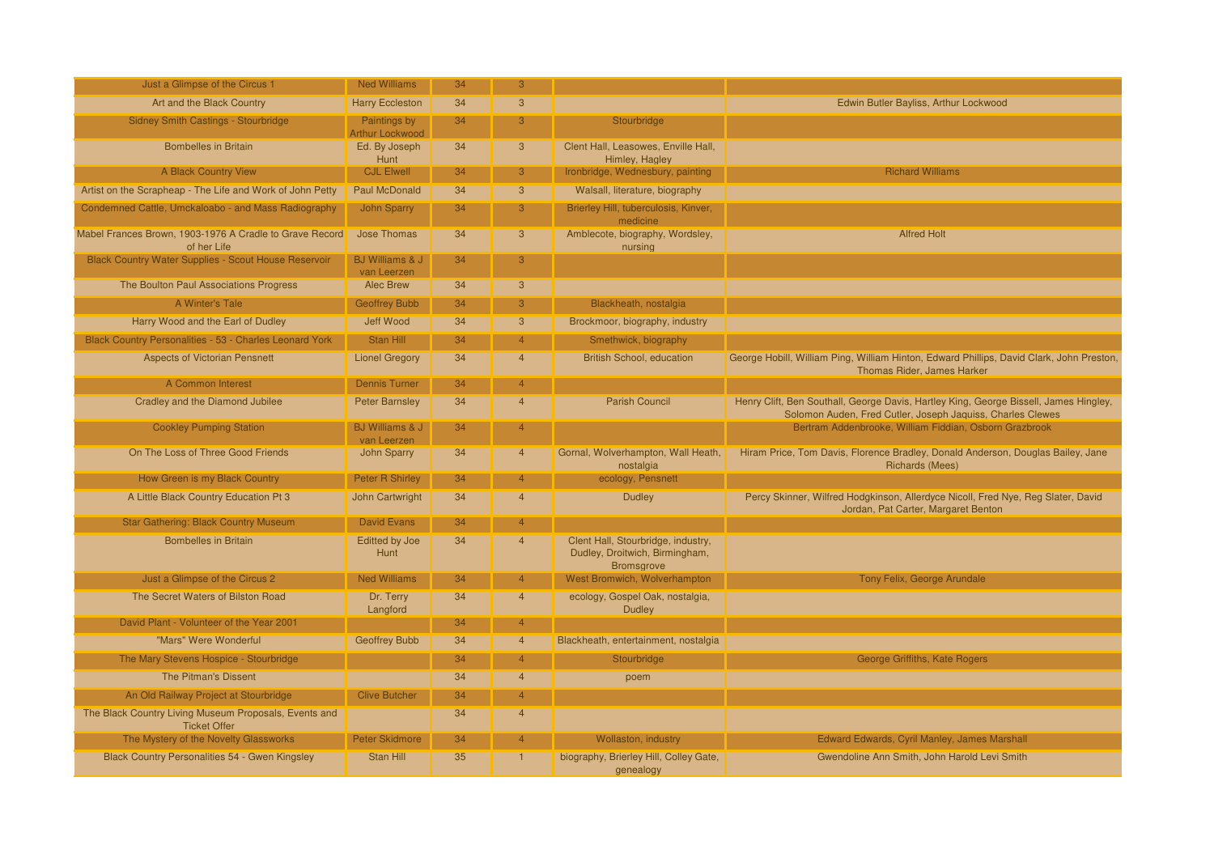| | | | | | |
|---|---|---|---|---|---|
| Just a Glimpse of the Circus 1 | Ned Williams | 34 | 3 | | |
| Art and the Black Country | Harry Eccleston | 34 | 3 | | Edwin Butler Bayliss, Arthur Lockwood |
| Sidney Smith Castings - Stourbridge | Paintings by Arthur Lockwood | 34 | 3 | Stourbridge | |
| Bombelles in Britain | Ed. By Joseph Hunt | 34 | 3 | Clent Hall, Leasowes, Enville Hall, Himley, Hagley | |
| A Black Country View | CJL Elwell | 34 | 3 | Ironbridge, Wednesbury, painting | Richard Williams |
| Artist on the Scrapheap - The Life and Work of John Petty | Paul McDonald | 34 | 3 | Walsall, literature, biography | |
| Condemned Cattle, Umckaloabo - and Mass Radiography | John Sparry | 34 | 3 | Brierley Hill, tuberculosis, Kinver, medicine | |
| Mabel Frances Brown, 1903-1976 A Cradle to Grave Record of her Life | Jose Thomas | 34 | 3 | Amblecote, biography, Wordsley, nursing | Alfred Holt |
| Black Country Water Supplies - Scout House Reservoir | BJ Williams & J van Leerzen | 34 | 3 | | |
| The Boulton Paul Associations Progress | Alec Brew | 34 | 3 | | |
| A Winter's Tale | Geoffrey Bubb | 34 | 3 | Blackheath, nostalgia | |
| Harry Wood and the Earl of Dudley | Jeff Wood | 34 | 3 | Brockmoor, biography, industry | |
| Black Country Personalities - 53 - Charles Leonard York | Stan Hill | 34 | 4 | Smethwick, biography | |
| Aspects of Victorian Pensnett | Lionel Gregory | 34 | 4 | British School, education | George Hobill, William Ping, William Hinton, Edward Phillips, David Clark, John Preston, Thomas Rider, James Harker |
| A Common Interest | Dennis Turner | 34 | 4 | | |
| Cradley and the Diamond Jubilee | Peter Barnsley | 34 | 4 | Parish Council | Henry Clift, Ben Southall, George Davis, Hartley King, George Bissell, James Hingley, Solomon Auden, Fred Cutler, Joseph Jaquiss, Charles Clewes |
| Cookley Pumping Station | BJ Williams & J van Leerzen | 34 | 4 | | Bertram Addenbrooke, William Fiddian, Osborn Grazbrook |
| On The Loss of Three Good Friends | John Sparry | 34 | 4 | Gornal, Wolverhampton, Wall Heath, nostalgia | Hiram Price, Tom Davis, Florence Bradley, Donald Anderson, Douglas Bailey, Jane Richards (Mees) |
| How Green is my Black Country | Peter R Shirley | 34 | 4 | ecology, Pensnett | |
| A Little Black Country Education Pt 3 | John Cartwright | 34 | 4 | Dudley | Percy Skinner, Wilfred Hodgkinson, Allerdyce Nicoll, Fred Nye, Reg Slater, David Jordan, Pat Carter, Margaret Benton |
| Star Gathering: Black Country Museum | David Evans | 34 | 4 | | |
| Bombelles in Britain | Editted by Joe Hunt | 34 | 4 | Clent Hall, Stourbridge, industry, Dudley, Droitwich, Birmingham, Bromsgrove | |
| Just a Glimpse of the Circus 2 | Ned Williams | 34 | 4 | West Bromwich, Wolverhampton | Tony Felix, George Arundale |
| The Secret Waters of Bilston Road | Dr. Terry Langford | 34 | 4 | ecology, Gospel Oak, nostalgia, Dudley | |
| David Plant - Volunteer of the Year 2001 | | 34 | 4 | | |
| "Mars" Were Wonderful | Geoffrey Bubb | 34 | 4 | Blackheath, entertainment, nostalgia | |
| The Mary Stevens Hospice - Stourbridge | | 34 | 4 | Stourbridge | George Griffiths, Kate Rogers |
| The Pitman's Dissent | | 34 | 4 | poem | |
| An Old Railway Project at Stourbridge | Clive Butcher | 34 | 4 | | |
| The Black Country Living Museum Proposals, Events and Ticket Offer | | 34 | 4 | | |
| The Mystery of the Novelty Glassworks | Peter Skidmore | 34 | 4 | Wollaston, industry | Edward Edwards, Cyril Manley, James Marshall |
| Black Country Personalities 54 - Gwen Kingsley | Stan Hill | 35 | 1 | biography, Brierley Hill, Colley Gate, genealogy | Gwendoline Ann Smith, John Harold Levi Smith |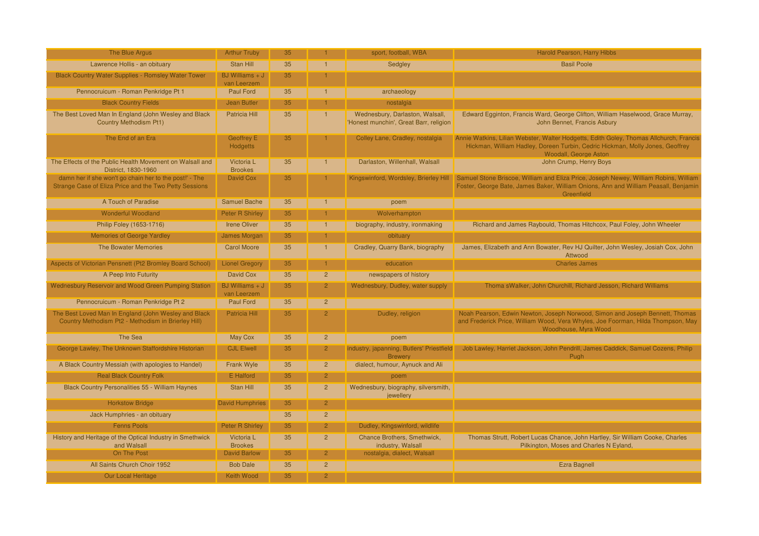| | | | | | |
|---|---|---|---|---|---|
| The Blue Argus | Arthur Truby | 35 | 1 | sport, football, WBA | Harold Pearson, Harry Hibbs |
| Lawrence Hollis - an obituary | Stan Hill | 35 | 1 | Sedgley | Basil Poole |
| Black Country Water Supplies - Romsley Water Tower | BJ Williams + J van Leerzem | 35 | 1 | | |
| Pennocruicum - Roman Penkridge Pt 1 | Paul Ford | 35 | 1 | archaeology | |
| Black Country Fields | Jean Butler | 35 | 1 | nostalgia | |
| The Best Loved Man In England (John Wesley and Black Country Methodism Pt1) | Patricia Hill | 35 | 1 | Wednesbury, Darlaston, Walsall, 'Honest munchin', Great Barr, religion | Edward Egginton, Francis Ward, George Clifton, William Haselwood, Grace Murray, John Bennet, Francis Asbury |
| The End of an Era | Geoffrey E Hodgetts | 35 | 1 | Colley Lane, Cradley, nostalgia | Annie Watkins, Lilian Webster, Walter Hodgetts, Edith Goley, Thomas Allchurch, Francis Hickman, William Hadley, Doreen Turbin, Cedric Hickman, Molly Jones, Geoffrey Woodall, George Aston |
| The Effects of the Public Health Movement on Walsall and District, 1830-1960 | Victoria L Brookes | 35 | 1 | Darlaston, Willenhall, Walsall | John Crump, Henry Boys |
| damn her if she won't go chain her to the post!' - The Strange Case of Eliza Price and the Two Petty Sessions | David Cox | 35 | 1 | Kingswinford, Wordsley, Brierley Hill | Samuel Stone Briscoe, William and Eliza Price, Joseph Newey, William Robins, William Foster, George Bate, James Baker, William Onions, Ann and William Peasall, Benjamin Greenfield |
| A Touch of Paradise | Samuel Bache | 35 | 1 | poem | |
| Wonderful Woodland | Peter R Shirley | 35 | 1 | Wolverhampton | |
| Philip Foley (1653-1716) | Irene Oliver | 35 | 1 | biography, industry, ironmaking | Richard and James Raybould, Thomas Hitchcox, Paul Foley, John Wheeler |
| Memories of George Yardley | James Morgan | 35 | 1 | obituary | |
| The Bowater Memories | Carol Moore | 35 | 1 | Cradley, Quarry Bank, biography | James, Elizabeth and Ann Bowater, Rev HJ Quilter, John Wesley, Josiah Cox, John Attwood |
| Aspects of Victorian Pensnett (Pt2 Bromley Board School) | Lionel Gregory | 35 | 1 | education | Charles James |
| A Peep Into Futurity | David Cox | 35 | 2 | newspapers of history | |
| Wednesbury Reservoir and Wood Green Pumping Station | BJ Williams + J van Leerzem | 35 | 2 | Wednesbury, Dudley, water supply | Thoma sWalker, John Churchill, Richard Jesson, Richard Williams |
| Pennocruicum - Roman Penkridge Pt 2 | Paul Ford | 35 | 2 | | |
| The Best Loved Man In England (John Wesley and Black Country Methodism Pt2 - Methodism in Brierley Hill) | Patricia Hill | 35 | 2 | Dudley, religion | Noah Pearson, Edwin Newton, Joseph Norwood, Simon and Joseph Bennett, Thomas and Frederick Price, William Wood, Vera Whyles, Joe Foorman, Hilda Thompson, May Woodhouse, Myra Wood |
| The Sea | May Cox | 35 | 2 | poem | |
| George Lawley, The Unknown Staffordshire Historian | CJL Elwell | 35 | 2 | industry, japanning, Butlers' Priestfield Brewery | Job Lawley, Harriet Jackson, John Pendrill, James Caddick, Samuel Cozens, Philip Pugh |
| A Black Country Messiah (with apologies to Handel) | Frank Wyle | 35 | 2 | dialect, humour, Aynuck and Ali | |
| Real Black Country Folk | E Halford | 35 | 2 | poem | |
| Black Country Personalities 55 - William Haynes | Stan Hill | 35 | 2 | Wednesbury, biography, silversmith, jewellery | |
| Horkstow Bridge | David Humphries | 35 | 2 | | |
| Jack Humphries - an obituary | | 35 | 2 | | |
| Fenns Pools | Peter R Shirley | 35 | 2 | Dudley, Kingswinford, wildlife | |
| History and Heritage of the Optical Industry in Smethwick and Walsall | Victoria L Brookes | 35 | 2 | Chance Brothers, Smethwick, industry, Walsall | Thomas Strutt, Robert Lucas Chance, John Hartley, Sir William Cooke, Charles Pilkington, Moses and Charles N Eyland, |
| On The Post | David Barlow | 35 | 2 | nostalgia, dialect, Walsall | |
| All Saints Church Choir 1952 | Bob Dale | 35 | 2 | | Ezra Bagnell |
| Our Local Heritage | Keith Wood | 35 | 2 | | |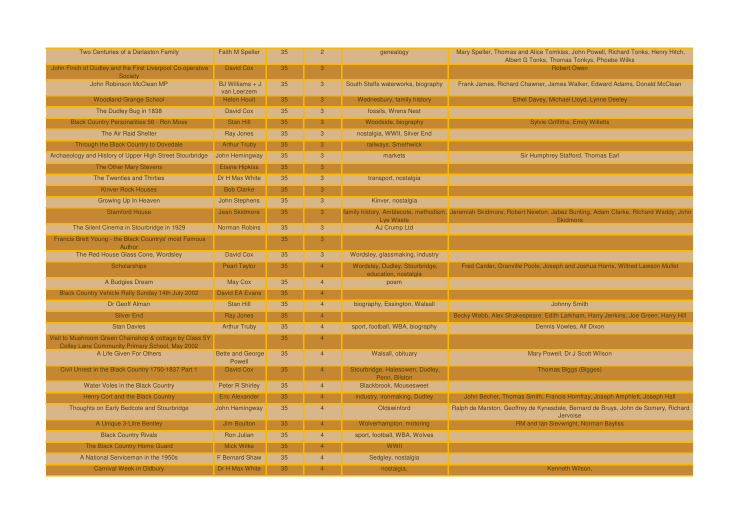| | | | | | |
|---|---|---|---|---|---|
| Two Centuries of a Darlaston Family | Faith M Speller | 35 | 2 | genealogy | Mary Speller, Thomas and Alice Tomkiss, John Powell, Richard Tonks, Henry Hitch, Albert G Tonks, Thomas Tonkys, Phoebe Wilks |
| John Finch of Dudley and the First Liverpool Co-operative Society | David Cox | 35 | 3 | | Robert Owen |
| John Robinson McClean MP | BJ Williams + J van Leerzem | 35 | 3 | South Staffs waterworks, biography | Frank James, Richard Chawner, James Walker, Edward Adams, Donald McClean |
| Woodland Grange School | Helen Hoult | 35 | 3 | Wednesbury, family history | Ethel Davey, Michael Lloyd, Lynne Deeley |
| The Dudley Bug in 1838 | David Cox | 35 | 3 | fossils, Wrens Nest | |
| Black Country Personalities 56 - Ron Moss | Stan Hill | 35 | 3 | Woodside, biography | Sylvie Griffiths, Emily Willetts |
| The Air Raid Shelter | Ray Jones | 35 | 3 | nostalgia, WWII, Silver End | |
| Through the Black Country to Dovedale | Arthur Truby | 35 | 3 | railways, Smethwick | |
| Archaeology and History of Upper High Street Stourbridge | John Hemingway | 35 | 3 | markets | Sir Humphrey Stafford, Thomas Earl |
| The Other Mary Stevens | Elaine Hipkiss | 35 | 3 | | |
| The Twenties and Thirties | Dr H Max White | 35 | 3 | transport, nostalgia | |
| Kinver Rock Houses | Bob Clarke | 35 | 3 | | |
| Growing Up In Heaven | John Stephens | 35 | 3 | Kinver, nostalgia | |
| Stamford House | Jean Skidmore | 35 | 3 | family history, Amblecote, methodism, Lye Waste | Jeremiah Skidmore, Robert Newton, Jabez Bunting, Adam Clarke, Richard Waddy, John Skidmore |
| The Silent Cinema in Stourbridge in 1929 | Norman Robins | 35 | 3 | AJ Crump Ltd | |
| Francis Brett Young - the Black Countrys' most Famous Author | | 35 | 3 | | |
| The Red House Glass Cone, Wordsley | David Cox | 35 | 3 | Wordsley, glassmaking, industry | |
| Scholarships | Pearl Taylor | 35 | 4 | Wordsley, Dudley, Stourbridge, education, nostalgia | Fred Carder, Granville Poole, Joseph and Joshua Harris, Wilfred Lawson Mullet |
| A Budgies Dream | May Cox | 35 | 4 | poem | |
| Black Country Vehicle Rally Sunday 14th July 2002 | David EA Evans | 35 | 4 | | |
| Dr Geoff Alman | Stan Hill | 35 | 4 | biography, Essington, Walsall | Johnny Smith |
| Silver End | Ray Jones | 35 | 4 | | Becky Webb, Alex Shakespeare, Edith Larkham, Harry Jenkins, Joe Green, Harry Hill |
| Stan Davies | Arthur Truby | 35 | 4 | sport, football, WBA, biography | Dennis Vowles, Alf Dixon |
| Visit to Mushroom Green Chainshop & cottage by Class 5Y Colley Lane Community Primary School, May 2002 | | 35 | 4 | | |
| A Life Given For Others | Bette and George Powell | 35 | 4 | Walsall, obituary | Mary Powell, Dr J Scott Wilson |
| Civil Unrest in the Black Country 1750-1837 Part 1 | David Cox | 35 | 4 | Stourbridge, Halesowen, Dudley, Penn, Bilston | Thomas Biggs (Bigges) |
| Water Voles in the Black Country | Peter R Shirley | 35 | 4 | Blackbrook, Mousesweet | |
| Henry Cort and the Black Country | Eric Alexander | 35 | 4 | industry, ironmaking, Dudley | John Becher, Thomas Smith, Francis Homfray, Joseph Amphlett, Joseph Hall |
| Thoughts on Early Bedcote and Stourbridge | John Hemingway | 35 | 4 | Oldswinford | Ralph de Marston, Geoffrey de Kynesdale, Bernard de Bruys, John de Somery, Richard Jervoise |
| A Unique 3-Litre Bentley | Jim Boulton | 35 | 4 | Wolverhampton, motoring | RM and Ian Sievwright, Norman Bayliss |
| Black Country Rivals | Ron Julian | 35 | 4 | sport, football, WBA, Wolves | |
| The Black Country Home Guard | Mick Wilks | 35 | 4 | WWII | |
| A National Serviceman in the 1950s | F Bernard Shaw | 35 | 4 | Sedgley, nostalgia | |
| Carnival Week in Oldbury | Dr H Max White | 35 | 4 | nostalgia, | Kenneth Wilson, |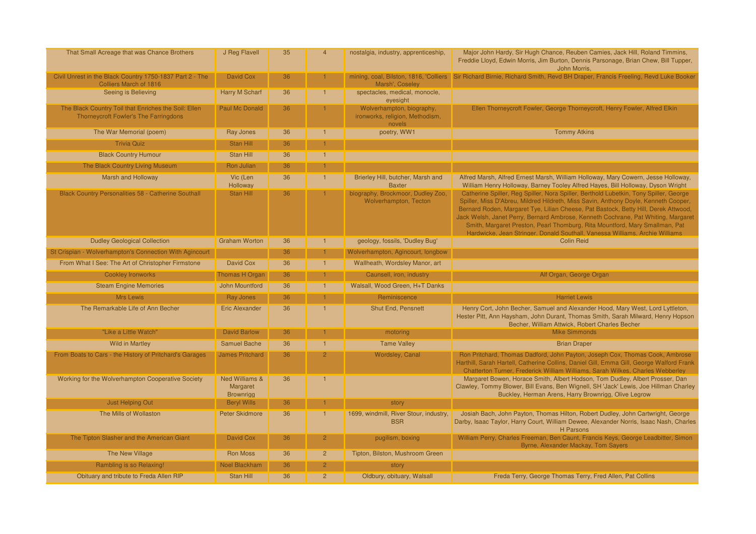| | | | | | |
|---|---|---|---|---|---|
| That Small Acreage that was Chance Brothers | J Reg Flavell | 35 | 4 | nostalgia, industry, apprenticeship, | Major John Hardy, Sir Hugh Chance, Reuben Camies, Jack Hill, Roland Timmins, Freddie Lloyd, Edwin Morris, Jim Burton, Dennis Parsonage, Brian Chew, Bill Tupper, John Morris, |
| Civil Unrest in the Black Country 1750-1837 Part 2 - The Colliers March of 1816 | David Cox | 36 | 1 | mining, coal, Bilston, 1816, 'Colliers Marsh', Coseley | Sir Richard Birnie, Richard Smith, Revd BH Draper, Francis Freeling, Revd Luke Booker |
| Seeing is Believing | Harry M Scharf | 36 | 1 | spectacles, medical, monocle, eyesight | |
| The Black Country Toil that Enriches the Soil: Ellen Thorneycroft Fowler's The Farringdons | Paul Mc Donald | 36 | 1 | Wolverhampton, biography, ironworks, religion, Methodism, novels | Ellen Thorneycroft Fowler, George Thorneycroft, Henry Fowler, Alfred Elkin |
| The War Memorial (poem) | Ray Jones | 36 | 1 | poetry, WW1 | Tommy Atkins |
| Trivia Quiz | Stan Hill | 36 | 1 | | |
| Black Country Humour | Stan Hill | 36 | 1 | | |
| The Black Country Living Museum | Ron Julian | 36 | 1 | | |
| Marsh and Holloway | Vic (Len Holloway | 36 | 1 | Brierley Hill, butcher, Marsh and Baxter | Alfred Marsh, Alfred Ernest Marsh, William Holloway, Mary Cowern, Jesse Holloway, William Henry Holloway, Barney Tooley Alfred Hayes, Bill Holloway, Dyson Wright |
| Black Country Personalities 58 - Catherine Southall | Stan Hill | 36 | 1 | biography, Brockmoor, Dudley Zoo, Wolverhampton, Tecton | Catherine Spiller, Reg Spiller, Nora Spiller, Berthold Lubetkin, Tony Spiller, George Spiller, Miss D'Abreu, Mildred Hildreth, Miss Savin, Anthony Doyle, Kenneth Cooper, Bernard Roden, Margaret Tye, Lilian Cheese, Pat Bastock, Betty Hill, Derek Attwood, Jack Welsh, Janet Perry, Bernard Ambrose, Kenneth Cochrane, Pat Whiting, Margaret Smith, Margaret Preston, Pearl Thomburg, Rita Mountford, Mary Smallman, Pat Hardwicke, Jean Stringer, Donald Southall, Vanessa Williams, Archie Williams |
| Dudley Geological Collection | Graham Worton | 36 | 1 | geology, fossils, 'Dudley Bug' | Colin Reid |
| St Crispian - Wolverhampton's Connection With Agincourt | | 36 | 1 | Wolverhampton, Agincourt, longbow | |
| From What I See: The Art of Christopher Firmstone | David Cox | 36 | 1 | Wallheath, Wordsley Manor, art | |
| Cookley Ironworks | Thomas H Organ | 36 | 1 | Caunsell, iron, industry | Alf Organ, George Organ |
| Steam Engine Memories | John Mountford | 36 | 1 | Walsall, Wood Green, H+T Danks | |
| Mrs Lewis | Ray Jones | 36 | 1 | Reminiscence | Harriet Lewis |
| The Remarkable Life of Ann Becher | Eric Alexander | 36 | 1 | Shut End, Pensnett | Henry Cort, John Becher, Samuel and Alexander Hood, Mary West, Lord Lyttleton, Hester Pitt, Ann Haysham, John Durant, Thomas Smith, Sarah Milward, Henry Hopson Becher, William Attwick, Robert Charles Becher |
| "Like a Little Watch" | David Barlow | 36 | 1 | motoring | Mike Simmonds |
| Wild in Martley | Samuel Bache | 36 | 1 | Tame Valley | Brian Draper |
| From Boats to Cars - the History of Pritchard's Garages | James Pritchard | 36 | 2 | Wordsley, Canal | Ron Pritchard, Thomas Dadford, John Payton, Joseph Cox, Thomas Cook, Ambrose Harthill, Sarah Hartell, Catherine Collins, Daniel Gill, Emma Gill, George Walford Frank Chatterton Turner, Frederick William Williams, Sarah Wilkes, Charles Webberley |
| Working for the Wolverhampton Cooperative Society | Ned Williams & Margaret Brownrigg | 36 | 1 | | Margaret Bowen, Horace Smith, Albert Hodson, Tom Dudley, Albert Prosser, Dan Clawley, Tommy Blower, Bill Evans, Ben Wignell, SH 'Jack' Lewis, Joe Hillman Charley Buckley, Herman Arens, Harry Brownrigg, Olive Legrow |
| Just Helping Out | Beryl Wills | 36 | 1 | story | |
| The Mills of Wollaston | Peter Skidmore | 36 | 1 | 1699, windmill, River Stour, industry, BSR | Josiah Bach, John Payton, Thomas Hilton, Robert Dudley, John Cartwright, George Darby, Isaac Taylor, Harry Court, William Dewee, Alexander Norris, Isaac Nash, Charles H Parsons |
| The Tipton Slasher and the American Giant | David Cox | 36 | 2 | pugilism, boxing | William Perry, Charles Freeman, Ben Caunt, Francis Keys, George Leadbitter, Simon Byrne, Alexander Mackay, Tom Sayers |
| The New Village | Ron Moss | 36 | 2 | Tipton, Bilston, Mushroom Green | |
| Rambling is so Relaxing! | Noel Blackham | 36 | 2 | story | |
| Obituary and tribute to Freda Allen RIP | Stan Hill | 36 | 2 | Oldbury, obituary, Walsall | Freda Terry, George Thomas Terry, Fred Allen, Pat Collins |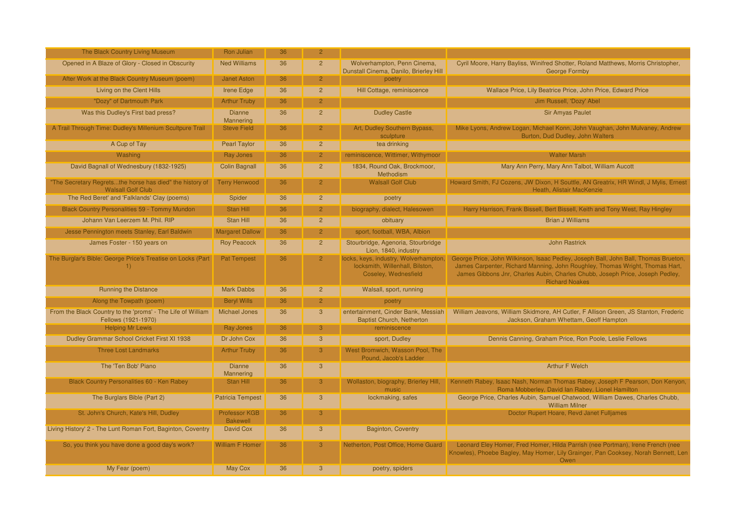| | | | | | |
|---|---|---|---|---|---|
| The Black Country Living Museum | Ron Julian | 36 | 2 | | |
| Opened in A Blaze of Glory - Closed in Obscurity | Ned Williams | 36 | 2 | Wolverhampton, Penn Cinema, Dunstall Cinema, Danilo, Brierley Hill | Cyril Moore, Harry Bayliss, Winifred Shotter, Roland Matthews, Morris Christopher, George Formby |
| After Work at the Black Country Museum (poem) | Janet Aston | 36 | 2 | poetry | |
| Living on the Clent Hills | Irene Edge | 36 | 2 | Hill Cottage, reminiscence | Wallace Price, Lily Beatrice Price, John Price, Edward Price |
| "Dozy" of Dartmouth Park | Arthur Truby | 36 | 2 | | Jim Russell, 'Dozy' Abel |
| Was this Dudley's First bad press? | Dianne Mannering | 36 | 2 | Dudley Castle | Sir Amyas Paulet |
| A Trail Through Time: Dudley's Millenium Scultpure Trail | Steve Field | 36 | 2 | Art, Dudley Southern Bypass, sculpture | Mike Lyons, Andrew Logan, Michael Konn, John Vaughan, John Mulvaney, Andrew Burton, Dud Dudley, John Walters |
| A Cup of Tay | Pearl Taylor | 36 | 2 | tea drinking | |
| Washing | Ray Jones | 36 | 2 | reminiscence, Wittimer, Withymoor | Walter Marsh |
| David Bagnall of Wednesbury (1832-1925) | Colin Bagnall | 36 | 2 | 1834, Round Oak, Brockmoor, Methodism | Mary Ann Perry, Mary Ann Talbot, William Aucott |
| "The Secretary Regrets...the horse has died" the history of Walsall Golf Club | Terry Henwood | 36 | 2 | Walsall Golf Club | Howard Smith, FJ Cozens, JW Dixon, H Soutlle, AN Greatrix, HR Windl, J Mylis, Ernest Heath, Alistair MacKenzie |
| The Red Beret' and 'Falklands' Clay (poems) | Spider | 36 | 2 | poetry | |
| Black Country Personalities 59 - Tommy Mundon | Stan Hill | 36 | 2 | biography, dialect, Halesowen | Harry Harrison, Frank Bissell, Bert Bissell, Keith and Tony West, Ray Hingley |
| Johann Van Leerzem M. Phil. RIP | Stan Hill | 36 | 2 | obituary | Brian J Williams |
| Jesse Pennington meets Stanley, Earl Baldwin | Margaret Dallow | 36 | 2 | sport, football, WBA, Albion | |
| James Foster - 150 years on | Roy Peacock | 36 | 2 | Stourbridge, Agenoria, Stourbridge Lion, 1840, industry | John Rastrick |
| The Burglar's Bible: George Price's Treatise on Locks (Part 1) | Pat Tempest | 36 | 2 | locks, keys, industry, Wolverhampton, locksmith, Willenhall, Bilston, Coseley, Wednesfield | George Price, John Wilkinson, Isaac Pedley, Joseph Ball, John Ball, Thomas Brueton, James Carpenter, Richard Manning, John Roughley, Thomas Wright, Thomas Hart, James Gibbons Jnr, Charles Aubin, Charles Chubb, Joseph Price, Joseph Pedley, Richard Noakes |
| Running the Distance | Mark Dabbs | 36 | 2 | Walsall, sport, running | |
| Along the Towpath (poem) | Beryl Wills | 36 | 2 | poetry | |
| From the Black Country to the 'proms' - The Life of William Fellows (1921-1970) | Michael Jones | 36 | 3 | entertainment, Cinder Bank, Messiah Baptist Church, Netherton | William Jeavons, William Skidmore, AH Cutler, F Allison Green, JS Stanton, Frederic Jackson, Graham Whettam, Geoff Hampton |
| Helping Mr Lewis | Ray Jones | 36 | 3 | reminiscence | |
| Dudley Grammar School Cricket First XI 1938 | Dr John Cox | 36 | 3 | sport, Dudley | Dennis Canning, Graham Price, Ron Poole, Leslie Fellows |
| Three Lost Landmarks | Arthur Truby | 36 | 3 | West Bromwich, Wasson Pool, The Pound, Jacob's Ladder | |
| The 'Ten Bob' Piano | Dianne Mannering | 36 | 3 | | Arthur F Welch |
| Black Country Personalities 60 - Ken Rabey | Stan Hill | 36 | 3 | Wollaston, biography, Brierley Hill, music | Kenneth Rabey, Isaac Nash, Norman Thomas Rabey, Joseph F Pearson, Don Kenyon, Roma Mobberley, David Ian Rabey, Lionel Hamilton |
| The Burglars Bible (Part 2) | Patricia Tempest | 36 | 3 | lockmaking, safes | George Price, Charles Aubin, Samuel Chatwood, William Dawes, Charles Chubb, William Milner |
| St. John's Church, Kate's Hill, Dudley | Professor KGB Bakewell | 36 | 3 | | Doctor Rupert Hoare, Revd Janet Fulljames |
| Living History' 2 - The Lunt Roman Fort, Baginton, Coventry | David Cox | 36 | 3 | Baginton, Coventry | |
| So, you think you have done a good day's work? | William F Homer | 36 | 3 | Netherton, Post Office, Home Guard | Leonard Eley Homer, Fred Homer, Hilda Parrish (nee Portman), Irene French (nee Knowles), Phoebe Bagley, May Homer, Lily Grainger, Pan Cooksey, Norah Bennett, Len Owen |
| My Fear (poem) | May Cox | 36 | 3 | poetry, spiders | |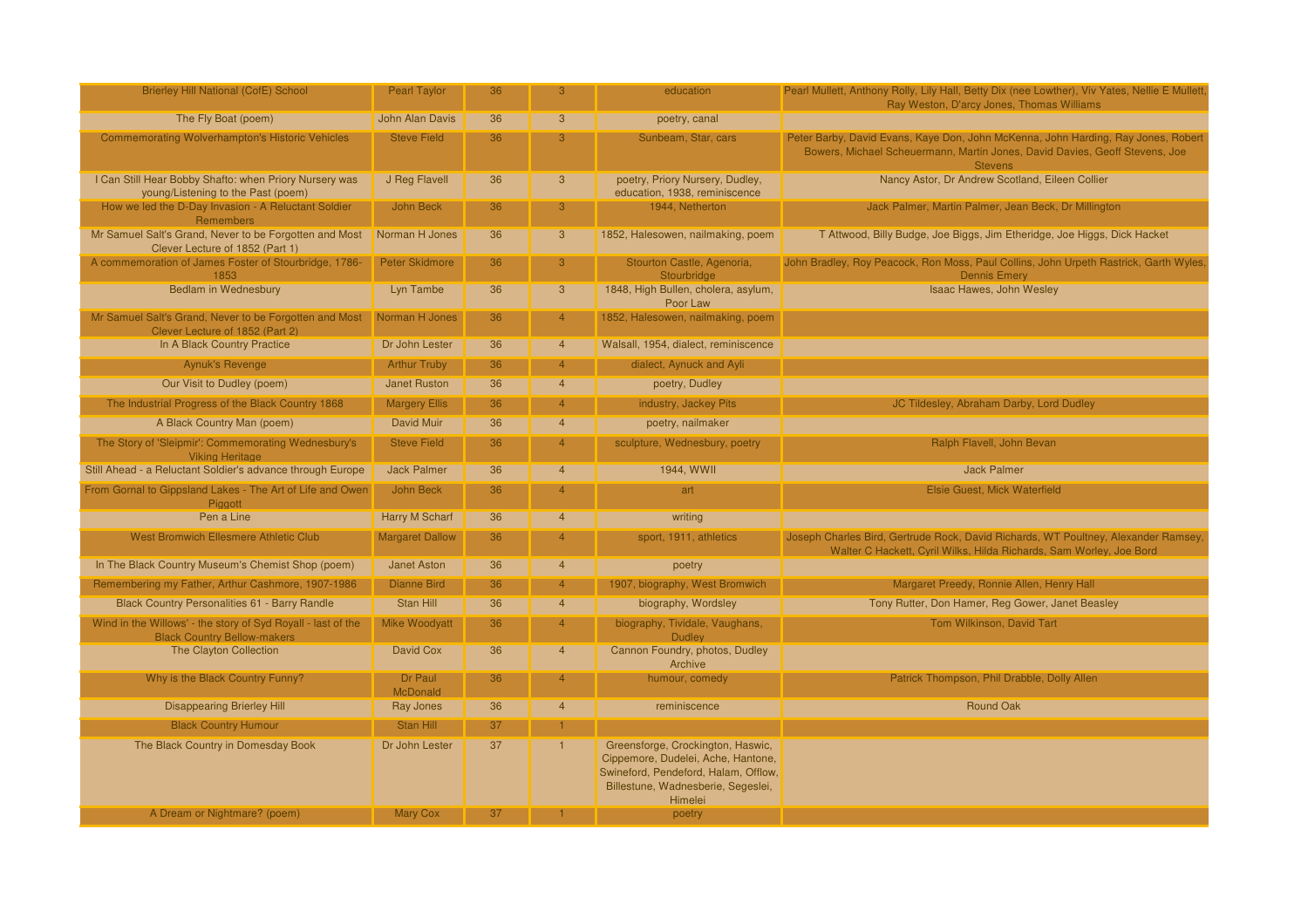| | | | | | |
|---|---|---|---|---|---|
| Brierley Hill National (CofE) School | Pearl Taylor | 36 | 3 | education | Pearl Mullett, Anthony Rolly, Lily Hall, Betty Dix (nee Lowther), Viv Yates, Nellie E Mullett, Ray Weston, D'arcy Jones, Thomas Williams |
| The Fly Boat (poem) | John Alan Davis | 36 | 3 | poetry, canal | |
| Commemorating Wolverhampton's Historic Vehicles | Steve Field | 36 | 3 | Sunbeam, Star, cars | Peter Barby, David Evans, Kaye Don, John McKenna, John Harding, Ray Jones, Robert Bowers, Michael Scheuermann, Martin Jones, David Davies, Geoff Stevens, Joe Stevens |
| I Can Still Hear Bobby Shafto: when Priory Nursery was young/Listening to the Past (poem) | J Reg Flavell | 36 | 3 | poetry, Priory Nursery, Dudley, education, 1938, reminiscence | Nancy Astor, Dr Andrew Scotland, Eileen Collier |
| How we led the D-Day Invasion - A Reluctant Soldier Remembers | John Beck | 36 | 3 | 1944, Netherton | Jack Palmer, Martin Palmer, Jean Beck, Dr Millington |
| Mr Samuel Salt's Grand, Never to be Forgotten and Most Clever Lecture of 1852 (Part 1) | Norman H Jones | 36 | 3 | 1852, Halesowen, nailmaking, poem | T Attwood, Billy Budge, Joe Biggs, Jim Etheridge, Joe Higgs, Dick Hacket |
| A commemoration of James Foster of Stourbridge, 1786-1853 | Peter Skidmore | 36 | 3 | Stourton Castle, Agenoria, Stourbridge | John Bradley, Roy Peacock, Ron Moss, Paul Collins, John Urpeth Rastrick, Garth Wyles, Dennis Emery |
| Bedlam in Wednesbury | Lyn Tambe | 36 | 3 | 1848, High Bullen, cholera, asylum, Poor Law | Isaac Hawes, John Wesley |
| Mr Samuel Salt's Grand, Never to be Forgotten and Most Clever Lecture of 1852 (Part 2) | Norman H Jones | 36 | 4 | 1852, Halesowen, nailmaking, poem | |
| In A Black Country Practice | Dr John Lester | 36 | 4 | Walsall, 1954, dialect, reminiscence | |
| Aynuk's Revenge | Arthur Truby | 36 | 4 | dialect, Aynuck and Ayli | |
| Our Visit to Dudley (poem) | Janet Ruston | 36 | 4 | poetry, Dudley | |
| The Industrial Progress of the Black Country 1868 | Margery Ellis | 36 | 4 | industry, Jackey Pits | JC Tildesley, Abraham Darby, Lord Dudley |
| A Black Country Man (poem) | David Muir | 36 | 4 | poetry, nailmaker | |
| The Story of 'Sleipmir': Commemorating Wednesbury's Viking Heritage | Steve Field | 36 | 4 | sculpture, Wednesbury, poetry | Ralph Flavell, John Bevan |
| Still Ahead - a Reluctant Soldier's advance through Europe | Jack Palmer | 36 | 4 | 1944, WWII | Jack Palmer |
| From Gornal to Gippsland Lakes - The Art of Life and Owen Piggott | John Beck | 36 | 4 | art | Elsie Guest, Mick Waterfield |
| Pen a Line | Harry M Scharf | 36 | 4 | writing | |
| West Bromwich Ellesmere Athletic Club | Margaret Dallow | 36 | 4 | sport, 1911, athletics | Joseph Charles Bird, Gertrude Rock, David Richards, WT Poultney, Alexander Ramsey, Walter C Hackett, Cyril Wilks, Hilda Richards, Sam Worley, Joe Bord |
| In The Black Country Museum's Chemist Shop (poem) | Janet Aston | 36 | 4 | poetry | |
| Remembering my Father, Arthur Cashmore, 1907-1986 | Dianne Bird | 36 | 4 | 1907, biography, West Bromwich | Margaret Preedy, Ronnie Allen, Henry Hall |
| Black Country Personalities 61 - Barry Randle | Stan Hill | 36 | 4 | biography, Wordsley | Tony Rutter, Don Hamer, Reg Gower, Janet Beasley |
| Wind in the Willows' - the story of Syd Royall - last of the Black Country Bellow-makers | Mike Woodyatt | 36 | 4 | biography, Tividale, Vaughans, Dudley | Tom Wilkinson, David Tart |
| The Clayton Collection | David Cox | 36 | 4 | Cannon Foundry, photos, Dudley Archive | |
| Why is the Black Country Funny? | Dr Paul McDonald | 36 | 4 | humour, comedy | Patrick Thompson, Phil Drabble, Dolly Allen |
| Disappearing Brierley Hill | Ray Jones | 36 | 4 | reminiscence | Round Oak |
| Black Country Humour | Stan Hill | 37 | 1 | | |
| The Black Country in Domesday Book | Dr John Lester | 37 | 1 | Greensforge, Crockington, Haswic, Cippemore, Dudelei, Ache, Hantone, Swineford, Pendeford, Halam, Offlow, Billestune, Wadnesberie, Segeslei, Himelei | |
| A Dream or Nightmare? (poem) | Mary Cox | 37 | 1 | poetry | |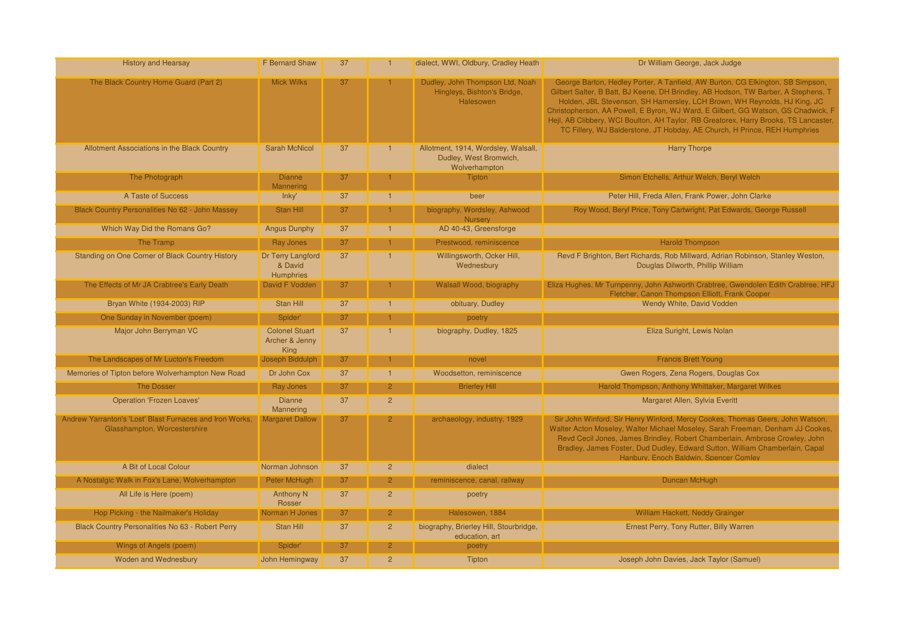| | | | | | |
|---|---|---|---|---|---|
| History and Hearsay | F Bernard Shaw | 37 | 1 | dialect, WWI, Oldbury, Cradley Heath | Dr William George, Jack Judge |
| The Black Country Home Guard (Part 2) | Mick Wilks | 37 | 1 | Dudley, John Thompson Ltd, Noah Hingleys, Bishton's Bridge, Halesowen | George Barton, Hedley Porter, A Tanfield, AW Burton, CG Elkington, SB Simpson, Gilbert Salter, B Batt, BJ Keene, DH Brindley, AB Hodson, TW Barber, A Stephens, T Holden, JBL Stevenson, SH Hamersley, LCH Brown, WH Reynolds, HJ King, JC Christopherson, AA Powell, E Byron, WJ Ward, E Gilbert, GG Watson, GS Chadwick, F Hejl, AB Clibbery, WCI Boulton, AH Taylor, RB Greatorex, Harry Brooks, TS Lancaster, TC Fillery, WJ Balderstone, JT Hobday, AE Church, H Prince, REH Humphries |
| Allotment Associations in the Black Country | Sarah McNicol | 37 | 1 | Allotment, 1914, Wordsley, Walsall, Dudley, West Bromwich, Wolverhampton | Harry Thorpe |
| The Photograph | Dianne Mannering | 37 | 1 | Tipton | Simon Etchells, Arthur Welch, Beryl Welch |
| A Taste of Success | Inky' | 37 | 1 | beer | Peter Hill, Freda Allen, Frank Power, John Clarke |
| Black Country Personalities No 62 - John Massey | Stan Hill | 37 | 1 | biography, Wordsley, Ashwood Nursery | Roy Wood, Beryl Price, Tony Cartwright, Pat Edwards, George Russell |
| Which Way Did the Romans Go? | Angus Dunphy | 37 | 1 | AD 40-43, Greensforge | |
| The Tramp | Ray Jones | 37 | 1 | Prestwood, reminiscence | Harold Thompson |
| Standing on One Corner of Black Country History | Dr Terry Langford & David Humphries | 37 | 1 | Willingsworth, Ocker Hill, Wednesbury | Revd F Brighton, Bert Richards, Rob Millward, Adrian Robinson, Stanley Weston, Douglas Dilworth, Phillip William |
| The Effects of Mr JA Crabtree's Early Death | David F Vodden | 37 | 1 | Walsall Wood, biography | Eliza Hughes, Mr Turnpenny, John Ashworth Crabtree, Gwendolen Edith Crabtree, HFJ Fletcher, Canon Thompson Elliott, Frank Cooper |
| Bryan White (1934-2003) RIP | Stan Hill | 37 | 1 | obituary, Dudley | Wendy White, David Vodden |
| One Sunday in November (poem) | Spider' | 37 | 1 | poetry | |
| Major John Berryman VC | Colonel Stuart Archer & Jenny King | 37 | 1 | biography, Dudley, 1825 | Eliza Suright, Lewis Nolan |
| The Landscapes of Mr Lucton's Freedom | Joseph Biddulph | 37 | 1 | novel | Francis Brett Young |
| Memories of Tipton before Wolverhampton New Road | Dr John Cox | 37 | 1 | Woodsetton, reminiscence | Gwen Rogers, Zena Rogers, Douglas Cox |
| The Dosser | Ray Jones | 37 | 2 | Brierley Hill | Harold Thompson, Anthony Whittaker, Margaret Wilkes |
| Operation 'Frozen Loaves' | Dianne Mannering | 37 | 2 | | Margaret Allen, Sylvia Everitt |
| Andrew Yarranton's 'Lost' Blast Furnaces and Iron Works, Glasshampton, Worcestershire | Margaret Dallow | 37 | 2 | archaeology, industry, 1929 | Sir John Winford, Sir Henry Winford, Mercy Cookes, Thomas Geers, John Watson, Walter Acton Moseley, Walter Michael Moseley, Sarah Freeman, Denham JJ Cookes, Revd Cecil Jones, James Brindley, Robert Chamberlain, Ambrose Crowley, John Bradley, James Foster, Dud Dudley, Edward Sutton, William Chamberlain, Capal Hanbury, Enoch Baldwin, Spencer Comley |
| A Bit of Local Colour | Norman Johnson | 37 | 2 | dialect | |
| A Nostalgic Walk in Fox's Lane, Wolverhampton | Peter McHugh | 37 | 2 | reminiscence, canal, railway | Duncan McHugh |
| All Life is Here (poem) | Anthony N Rosser | 37 | 2 | poetry | |
| Hop Picking - the Nailmaker's Holiday | Norman H Jones | 37 | 2 | Halesowen, 1884 | William Hackett, Neddy Grainger |
| Black Country Personalities No 63 - Robert Perry | Stan Hill | 37 | 2 | biography, Brierley Hill, Stourbridge, education, art | Ernest Perry, Tony Rutter, Billy Warren |
| Wings of Angels (poem) | Spider' | 37 | 2 | poetry | |
| Woden and Wednesbury | John Hemingway | 37 | 2 | Tipton | Joseph John Davies, Jack Taylor (Samuel) |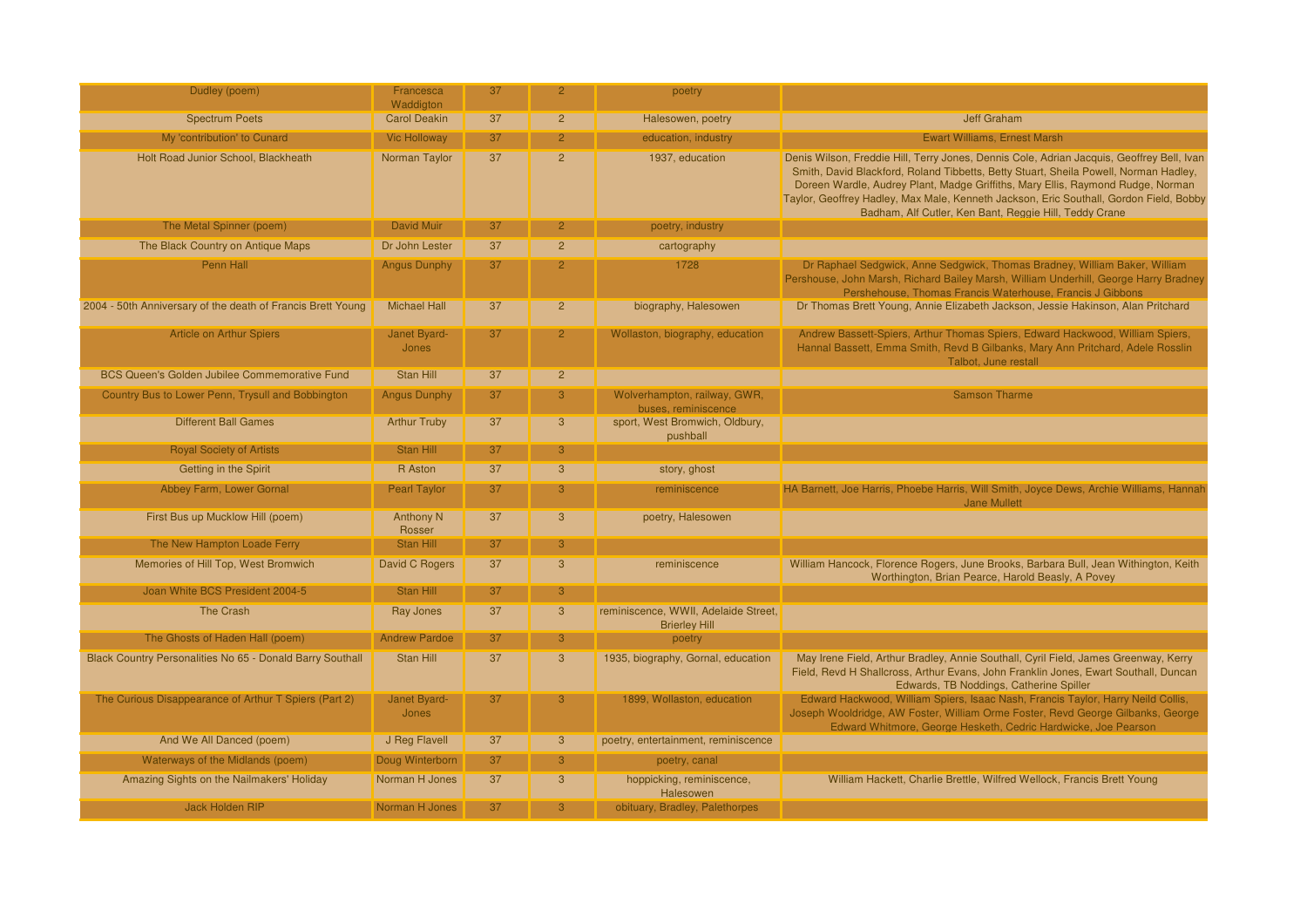| | | | | | |
|---|---|---|---|---|---|
| Dudley (poem) | Francesca Waddigton | 37 | 2 | poetry | |
| Spectrum Poets | Carol Deakin | 37 | 2 | Halesowen, poetry | Jeff Graham |
| My 'contribution' to Cunard | Vic Holloway | 37 | 2 | education, industry | Ewart Williams, Ernest Marsh |
| Holt Road Junior School, Blackheath | Norman Taylor | 37 | 2 | 1937, education | Denis Wilson, Freddie Hill, Terry Jones, Dennis Cole, Adrian Jacquis, Geoffrey Bell, Ivan Smith, David Blackford, Roland Tibbetts, Betty Stuart, Sheila Powell, Norman Hadley, Doreen Wardle, Audrey Plant, Madge Griffiths, Mary Ellis, Raymond Rudge, Norman Taylor, Geoffrey Hadley, Max Male, Kenneth Jackson, Eric Southall, Gordon Field, Bobby Badham, Alf Cutler, Ken Bant, Reggie Hill, Teddy Crane |
| The Metal Spinner (poem) | David Muir | 37 | 2 | poetry, industry | |
| The Black Country on Antique Maps | Dr John Lester | 37 | 2 | cartography | |
| Penn Hall | Angus Dunphy | 37 | 2 | 1728 | Dr Raphael Sedgwick, Anne Sedgwick, Thomas Bradney, William Baker, William Pershouse, John Marsh, Richard Bailey Marsh, William Underhill, George Harry Bradney Pershehouse, Thomas Francis Waterhouse, Francis J Gibbons |
| 2004 - 50th Anniversary of the death of Francis Brett Young | Michael Hall | 37 | 2 | biography, Halesowen | Dr Thomas Brett Young, Annie Elizabeth Jackson, Jessie Hakinson, Alan Pritchard |
| Article on Arthur Spiers | Janet Byard-Jones | 37 | 2 | Wollaston, biography, education | Andrew Bassett-Spiers, Arthur Thomas Spiers, Edward Hackwood, William Spiers, Hannal Bassett, Emma Smith, Revd B Gilbanks, Mary Ann Pritchard, Adele Rosslin Talbot, June restall |
| BCS Queen's Golden Jubilee Commemorative Fund | Stan Hill | 37 | 2 | | |
| Country Bus to Lower Penn, Trysull and Bobbington | Angus Dunphy | 37 | 3 | Wolverhampton, railway, GWR, buses, reminiscence | Samson Tharme |
| Different Ball Games | Arthur Truby | 37 | 3 | sport, West Bromwich, Oldbury, pushball | |
| Royal Society of Artists | Stan Hill | 37 | 3 | | |
| Getting in the Spirit | R Aston | 37 | 3 | story, ghost | |
| Abbey Farm, Lower Gornal | Pearl Taylor | 37 | 3 | reminiscence | HA Barnett, Joe Harris, Phoebe Harris, Will Smith, Joyce Dews, Archie Williams, Hannah Jane Mullett |
| First Bus up Mucklow Hill (poem) | Anthony N Rosser | 37 | 3 | poetry, Halesowen | |
| The New Hampton Loade Ferry | Stan Hill | 37 | 3 | | |
| Memories of Hill Top, West Bromwich | David C Rogers | 37 | 3 | reminiscence | William Hancock, Florence Rogers, June Brooks, Barbara Bull, Jean Withington, Keith Worthington, Brian Pearce, Harold Beasly, A Povey |
| Joan White BCS President 2004-5 | Stan Hill | 37 | 3 | | |
| The Crash | Ray Jones | 37 | 3 | reminiscence, WWII, Adelaide Street, Brierley Hill | |
| The Ghosts of Haden Hall (poem) | Andrew Pardoe | 37 | 3 | poetry | |
| Black Country Personalities No 65 - Donald Barry Southall | Stan Hill | 37 | 3 | 1935, biography, Gornal, education | May Irene Field, Arthur Bradley, Annie Southall, Cyril Field, James Greenway, Kerry Field, Revd H Shallcross, Arthur Evans, John Franklin Jones, Ewart Southall, Duncan Edwards, TB Noddings, Catherine Spiller |
| The Curious Disappearance of Arthur T Spiers (Part 2) | Janet Byard-Jones | 37 | 3 | 1899, Wollaston, education | Edward Hackwood, William Spiers, Isaac Nash, Francis Taylor, Harry Neild Collis, Joseph Wooldridge, AW Foster, William Orme Foster, Revd George Gilbanks, George Edward Whitmore, George Hesketh, Cedric Hardwicke, Joe Pearson |
| And We All Danced (poem) | J Reg Flavell | 37 | 3 | poetry, entertainment, reminiscence | |
| Waterways of the Midlands (poem) | Doug Winterborn | 37 | 3 | poetry, canal | |
| Amazing Sights on the Nailmakers' Holiday | Norman H Jones | 37 | 3 | hoppicking, reminiscence, Halesowen | William Hackett, Charlie Brettle, Wilfred Wellock, Francis Brett Young |
| Jack Holden RIP | Norman H Jones | 37 | 3 | obituary, Bradley, Palethorpes | |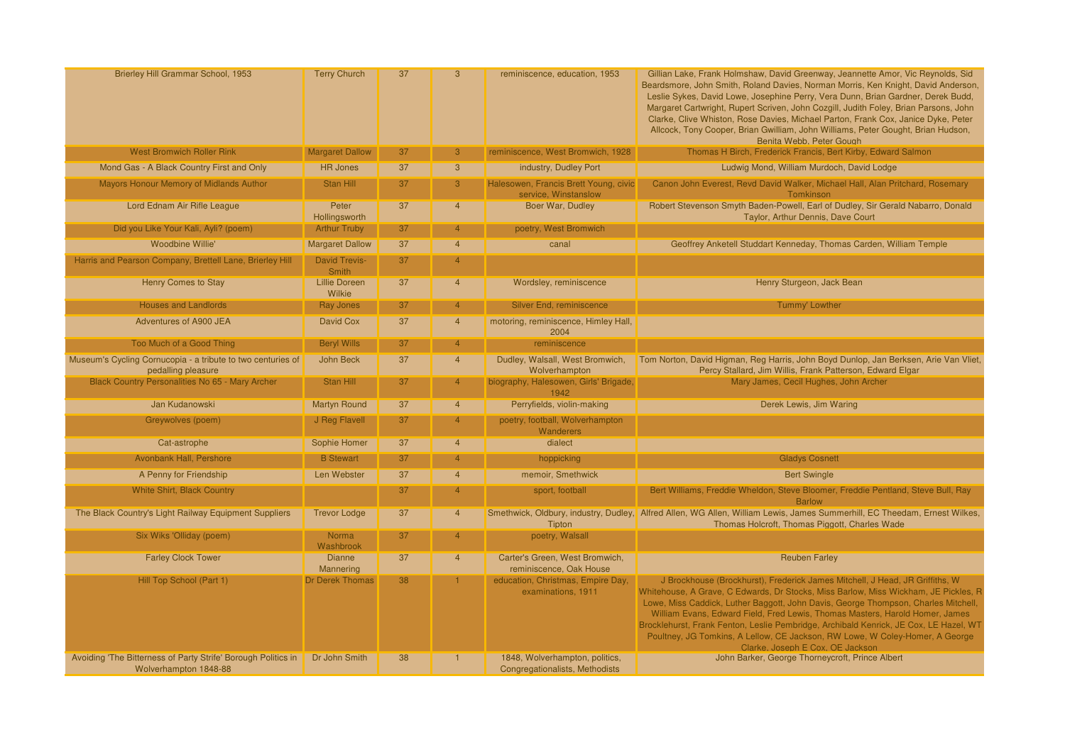| | | | | | |
|---|---|---|---|---|---|
| Brierley Hill Grammar School, 1953 | Terry Church | 37 | 3 | reminiscence, education, 1953 | Gillian Lake, Frank Holmshaw, David Greenway, Jeannette Amor, Vic Reynolds, Sid Beardsmore, John Smith, Roland Davies, Norman Morris, Ken Knight, David Anderson, Leslie Sykes, David Lowe, Josephine Perry, Vera Dunn, Brian Gardner, Derek Budd, Margaret Cartwright, Rupert Scriven, John Cozgill, Judith Foley, Brian Parsons, John Clarke, Clive Whiston, Rose Davies, Michael Parton, Frank Cox, Janice Dyke, Peter Allcock, Tony Cooper, Brian Gwilliam, John Williams, Peter Gought, Brian Hudson, Benita Webb, Peter Gough |
| West Bromwich Roller Rink | Margaret Dallow | 37 | 3 | reminiscence, West Bromwich, 1928 | Thomas H Birch, Frederick Francis, Bert Kirby, Edward Salmon |
| Mond Gas - A Black Country First and Only | HR Jones | 37 | 3 | industry, Dudley Port | Ludwig Mond, William Murdoch, David Lodge |
| Mayors Honour Memory of Midlands Author | Stan Hill | 37 | 3 | Halesowen, Francis Brett Young, civic service, Winstanslow | Canon John Everest, Revd David Walker, Michael Hall, Alan Pritchard, Rosemary Tomkinson |
| Lord Ednam Air Rifle League | Peter Hollingsworth | 37 | 4 | Boer War, Dudley | Robert Stevenson Smyth Baden-Powell, Earl of Dudley, Sir Gerald Nabarro, Donald Taylor, Arthur Dennis, Dave Court |
| Did you Like Your Kali, Ayli? (poem) | Arthur Truby | 37 | 4 | poetry, West Bromwich | |
| Woodbine Willie' | Margaret Dallow | 37 | 4 | canal | Geoffrey Anketell Studdart Kenneday, Thomas Carden, William Temple |
| Harris and Pearson Company, Brettell Lane, Brierley Hill | David Trevis-Smith | 37 | 4 | | |
| Henry Comes to Stay | Lillie Doreen Wilkie | 37 | 4 | Wordsley, reminiscence | Henry Sturgeon, Jack Bean |
| Houses and Landlords | Ray Jones | 37 | 4 | Silver End, reminiscence | Tummy' Lowther |
| Adventures of A900 JEA | David Cox | 37 | 4 | motoring, reminiscence, Himley Hall, 2004 | |
| Too Much of a Good Thing | Beryl Wills | 37 | 4 | reminiscence | |
| Museum's Cycling Cornucopia - a tribute to two centuries of pedalling pleasure | John Beck | 37 | 4 | Dudley, Walsall, West Bromwich, Wolverhampton | Tom Norton, David Higman, Reg Harris, John Boyd Dunlop, Jan Berksen, Arie Van Vliet, Percy Stallard, Jim Willis, Frank Patterson, Edward Elgar |
| Black Country Personalities No 65 - Mary Archer | Stan Hill | 37 | 4 | biography, Halesowen, Girls' Brigade, 1942 | Mary James, Cecil Hughes, John Archer |
| Jan Kudanowski | Martyn Round | 37 | 4 | Perryfields, violin-making | Derek Lewis, Jim Waring |
| Greywolves (poem) | J Reg Flavell | 37 | 4 | poetry, football, Wolverhampton Wanderers | |
| Cat-astrophe | Sophie Homer | 37 | 4 | dialect | |
| Avonbank Hall, Pershore | B Stewart | 37 | 4 | hoppicking | Gladys Cosnett |
| A Penny for Friendship | Len Webster | 37 | 4 | memoir, Smethwick | Bert Swingle |
| White Shirt, Black Country | | 37 | 4 | sport, football | Bert Williams, Freddie Wheldon, Steve Bloomer, Freddie Pentland, Steve Bull, Ray Barlow |
| The Black Country's Light Railway Equipment Suppliers | Trevor Lodge | 37 | 4 | Smethwick, Oldbury, industry, Dudley, Tipton | Alfred Allen, WG Allen, William Lewis, James Summerhill, EC Theedam, Ernest Wilkes, Thomas Holcroft, Thomas Piggott, Charles Wade |
| Six Wiks 'Olliday (poem) | Norma Washbrook | 37 | 4 | poetry, Walsall | |
| Farley Clock Tower | Dianne Mannering | 37 | 4 | Carter's Green, West Bromwich, reminiscence, Oak House | Reuben Farley |
| Hill Top School (Part 1) | Dr Derek Thomas | 38 | 1 | education, Christmas, Empire Day, examinations, 1911 | J Brockhouse (Brockhurst), Frederick James Mitchell, J Head, JR Griffiths, W Whitehouse, A Grave, C Edwards, Dr Stocks, Miss Barlow, Miss Wickham, JE Pickles, R Lowe, Miss Caddick, Luther Baggott, John Davis, George Thompson, Charles Mitchell, William Evans, Edward Field, Fred Lewis, Thomas Masters, Harold Homer, James Brocklehurst, Frank Fenton, Leslie Pembridge, Archibald Kenrick, JE Cox, LE Hazel, WT Poultney, JG Tomkins, A Lellow, CE Jackson, RW Lowe, W Coley-Homer, A George Clarke, Joseph E Cox, OE Jackson |
| Avoiding 'The Bitterness of Party Strife' Borough Politics in Wolverhampton 1848-88 | Dr John Smith | 38 | 1 | 1848, Wolverhampton, politics, Congregationalists, Methodists | John Barker, George Thorneycroft, Prince Albert |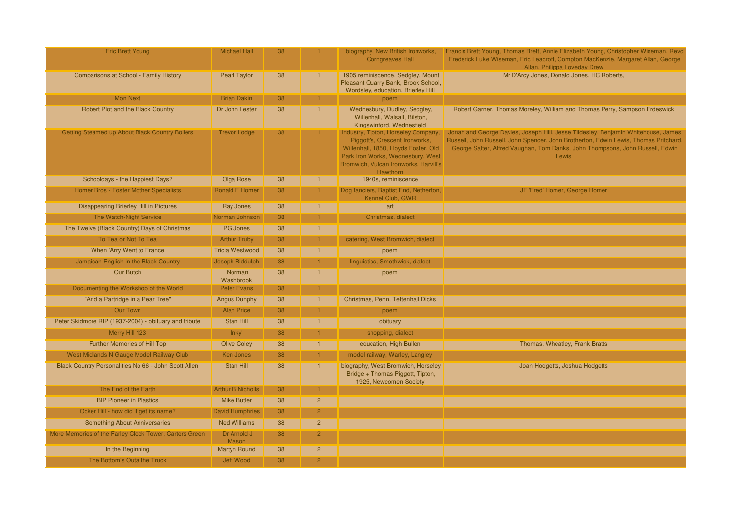| | | | | | |
|---|---|---|---|---|---|
| Eric Brett Young | Michael Hall | 38 | 1 | biography, New British Ironworks, Corngreaves Hall | Francis Brett Young, Thomas Brett, Annie Elizabeth Young, Christopher Wiseman, Revd Frederick Luke Wiseman, Eric Leacroft, Compton MacKenzie, Margaret Allan, George Allan, Philippa Loveday Drew |
| Comparisons at School - Family History | Pearl Taylor | 38 | 1 | 1905 reminiscence, Sedgley, Mount Pleasant Quarry Bank, Brook School, Wordsley, education, Brierley Hill | Mr D'Arcy Jones, Donald Jones, HC Roberts, |
| Mon Next | Brian Dakin | 38 | 1 | poem | |
| Robert Plot and the Black Country | Dr John Lester | 38 | 1 | Wednesbury, Dudley, Sedgley, Willenhall, Walsall, Bilston, Kingswinford, Wednesfield | Robert Garner, Thomas Moreley, William and Thomas Perry, Sampson Erdeswick |
| Getting Steamed up About Black Country Boilers | Trevor Lodge | 38 | 1 | industry, Tipton, Horseley Company, Piggott's, Crescent Ironworks, Willenhall, 1850, Lloyds Foster, Old Park Iron Works, Wednesbury, West Bromwich, Vulcan Ironworks, Harvill's Hawthorn | Jonah and George Davies, Joseph Hill, Jesse Tildesley, Benjamin Whitehouse, James Russell, John Russell, John Spencer, John Brotherton, Edwin Lewis, Thomas Pritchard, George Salter, Alfred Vaughan, Tom Danks, John Thompsons, John Russell, Edwin Lewis |
| Schooldays - the Happiest Days? | Olga Rose | 38 | 1 | 1940s, reminiscence | |
| Homer Bros - Foster Mother Specialists | Ronald F Homer | 38 | 1 | Dog fanciers, Baptist End, Netherton, Kennel Club, GWR | JF 'Fred' Homer, George Homer |
| Disappearing Brierley Hill in Pictures | Ray Jones | 38 | 1 | art | |
| The Watch-Night Service | Norman Johnson | 38 | 1 | Christmas, dialect | |
| The Twelve (Black Country) Days of Christmas | PG Jones | 38 | 1 | | |
| To Tea or Not To Tea | Arthur Truby | 38 | 1 | catering, West Bromwich, dialect | |
| When 'Arry Went to France | Tricia Westwood | 38 | 1 | poem | |
| Jamaican English in the Black Country | Joseph Biddulph | 38 | 1 | linguistics, Smethwick, dialect | |
| Our Butch | Norman Washbrook | 38 | 1 | poem | |
| Documenting the Workshop of the World | Peter Evans | 38 | 1 | | |
| "And a Partridge in a Pear Tree" | Angus Dunphy | 38 | 1 | Christmas, Penn, Tettenhall Dicks | |
| Our Town | Alan Price | 38 | 1 | poem | |
| Peter Skidmore RIP (1937-2004) - obituary and tribute | Stan Hill | 38 | 1 | obituary | |
| Merry Hill 123 | Inky' | 38 | 1 | shopping, dialect | |
| Further Memories of Hill Top | Olive Coley | 38 | 1 | education, High Bullen | Thomas, Wheatley, Frank Bratts |
| West Midlands N Gauge Model Railway Club | Ken Jones | 38 | 1 | model railway, Warley, Langley | |
| Black Country Personalities No 66 - John Scott Allen | Stan Hill | 38 | 1 | biography, West Bromwich, Horseley Bridge + Thomas Piggott, Tipton, 1925, Newcomen Society | Joan Hodgetts, Joshua Hodgetts |
| The End of the Earth | Arthur B Nicholls | 38 | 1 | | |
| BIP Pioneer in Plastics | Mike Butler | 38 | 2 | | |
| Ocker Hill - how did it get its name? | David Humphries | 38 | 2 | | |
| Something About Anniversaries | Ned Williams | 38 | 2 | | |
| More Memories of the Farley Clock Tower, Carters Green | Dr Arnold J Mason | 38 | 2 | | |
| In the Beginning | Martyn Round | 38 | 2 | | |
| The Bottom's Outa the Truck | Jeff Wood | 38 | 2 | | |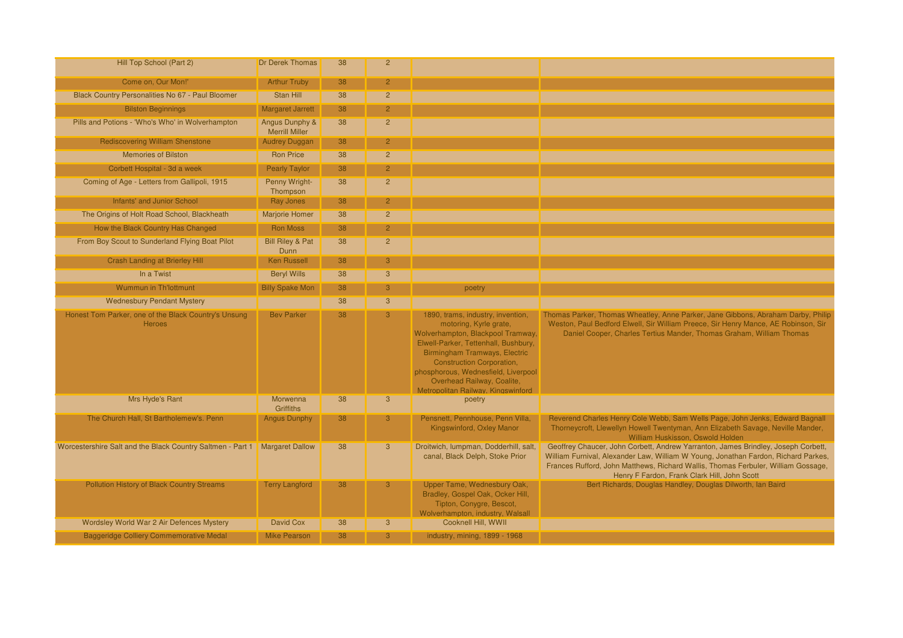| | | | | | |
|---|---|---|---|---|---|
| Hill Top School (Part 2) | Dr Derek Thomas | 38 | 2 | | |
| Come on, Our Mon!' | Arthur Truby | 38 | 2 | | |
| Black Country Personalities No 67 - Paul Bloomer | Stan Hill | 38 | 2 | | |
| Bilston Beginnings | Margaret Jarrett | 38 | 2 | | |
| Pills and Potions - 'Who's Who' in Wolverhampton | Angus Dunphy & Merrill Miller | 38 | 2 | | |
| Rediscovering William Shenstone | Audrey Duggan | 38 | 2 | | |
| Memories of Bilston | Ron Price | 38 | 2 | | |
| Corbett Hospital - 3d a week | Pearly Taylor | 38 | 2 | | |
| Coming of Age - Letters from Gallipoli, 1915 | Penny Wright-Thompson | 38 | 2 | | |
| Infants' and Junior School | Ray Jones | 38 | 2 | | |
| The Origins of Holt Road School, Blackheath | Marjorie Homer | 38 | 2 | | |
| How the Black Country Has Changed | Ron Moss | 38 | 2 | | |
| From Boy Scout to Sunderland Flying Boat Pilot | Bill Riley & Pat Dunn | 38 | 2 | | |
| Crash Landing at Brierley Hill | Ken Russell | 38 | 3 | | |
| In a Twist | Beryl Wills | 38 | 3 | | |
| Wummun in Th'lottmunt | Billy Spake Mon | 38 | 3 | poetry | |
| Wednesbury Pendant Mystery | | 38 | 3 | | |
| Honest Tom Parker, one of the Black Country's Unsung Heroes | Bev Parker | 38 | 3 | 1890, trams, industry, invention, motoring, Kyrle grate, Wolverhampton, Blackpool Tramway, Elwell-Parker, Tettenhall, Bushbury, Birmingham Tramways, Electric Construction Corporation, phosphorous, Wednesfield, Liverpool Overhead Railway, Coalite, Metropolitan Railway, Kingswinford | Thomas Parker, Thomas Wheatley, Anne Parker, Jane Gibbons, Abraham Darby, Philip Weston, Paul Bedford Elwell, Sir William Preece, Sir Henry Mance, AE Robinson, Sir Daniel Cooper, Charles Tertius Mander, Thomas Graham, William Thomas |
| Mrs Hyde's Rant | Morwenna Griffiths | 38 | 3 | poetry | |
| The Church Hall, St Bartholemew's. Penn | Angus Dunphy | 38 | 3 | Pensnett, Pennhouse, Penn Villa, Kingswinford, Oxley Manor | Reverend Charles Henry Cole Webb, Sam Wells Page, John Jenks, Edward Bagnall Thorneycroft, Llewellyn Howell Twentyman, Ann Elizabeth Savage, Neville Mander, William Huskisson, Oswold Holden |
| Worcestershire Salt and the Black Country Saltmen - Part 1 | Margaret Dallow | 38 | 3 | Droitwich, lumpman, Dodderhill, salt, canal, Black Delph, Stoke Prior | Geoffrey Chaucer, John Corbett, Andrew Yarranton, James Brindley, Joseph Corbett, William Furnival, Alexander Law, William W Young, Jonathan Fardon, Richard Parkes, Frances Rufford, John Matthews, Richard Wallis, Thomas Ferbuler, William Gossage, Henry F Fardon, Frank Clark Hill, John Scott |
| Pollution History of Black Country Streams | Terry Langford | 38 | 3 | Upper Tame, Wednesbury Oak, Bradley, Gospel Oak, Ocker Hill, Tipton, Conygre, Bescot, Wolverhampton, industry, Walsall | Bert Richards, Douglas Handley, Douglas Dilworth, Ian Baird |
| Wordsley World War 2 Air Defences Mystery | David Cox | 38 | 3 | Cooknell Hill, WWII | |
| Baggeridge Colliery Commemorative Medal | Mike Pearson | 38 | 3 | industry, mining, 1899 - 1968 | |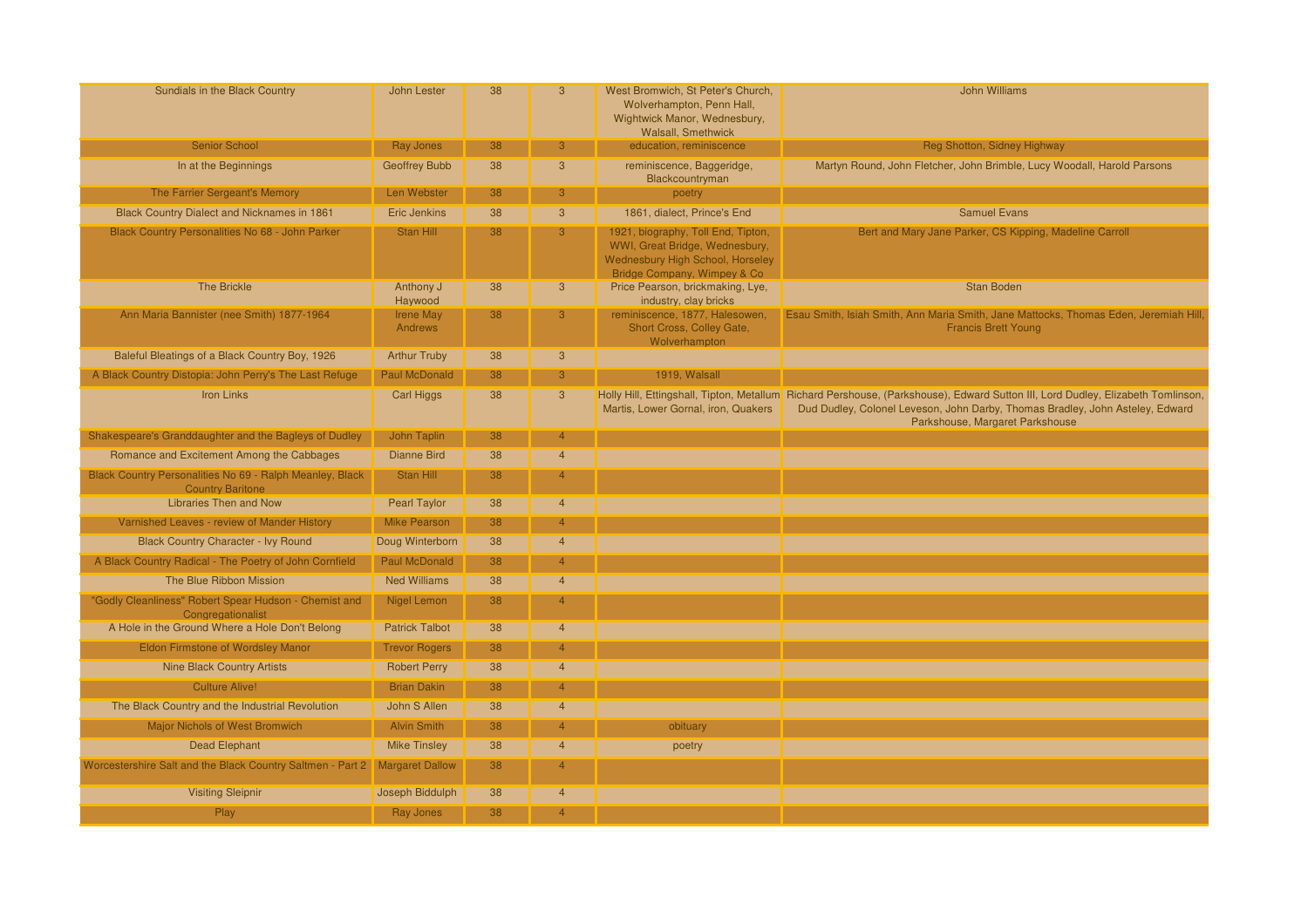| | | | | | |
|---|---|---|---|---|---|
| Sundials in the Black Country | John Lester | 38 | 3 | West Bromwich, St Peter's Church, Wolverhampton, Penn Hall, Wightwick Manor, Wednesbury, Walsall, Smethwick | John Williams |
| Senior School | Ray Jones | 38 | 3 | education, reminiscence | Reg Shotton, Sidney Highway |
| In at the Beginnings | Geoffrey Bubb | 38 | 3 | reminiscence, Baggeridge, Blackcountryman | Martyn Round, John Fletcher, John Brimble, Lucy Woodall, Harold Parsons |
| The Farrier Sergeant's Memory | Len Webster | 38 | 3 | poetry | |
| Black Country Dialect and Nicknames in 1861 | Eric Jenkins | 38 | 3 | 1861, dialect, Prince's End | Samuel Evans |
| Black Country Personalities No 68 - John Parker | Stan Hill | 38 | 3 | 1921, biography, Toll End, Tipton, WWI, Great Bridge, Wednesbury, Wednesbury High School, Horseley Bridge Company, Wimpey & Co | Bert and Mary Jane Parker, CS Kipping, Madeline Carroll |
| The Brickle | Anthony J Haywood | 38 | 3 | Price Pearson, brickmaking, Lye, industry, clay bricks | Stan Boden |
| Ann Maria Bannister (nee Smith) 1877-1964 | Irene May Andrews | 38 | 3 | reminiscence, 1877, Halesowen, Short Cross, Colley Gate, Wolverhampton | Esau Smith, Isiah Smith, Ann Maria Smith, Jane Mattocks, Thomas Eden, Jeremiah Hill, Francis Brett Young |
| Baleful Bleatings of a Black Country Boy, 1926 | Arthur Truby | 38 | 3 | | |
| A Black Country Distopia: John Perry's The Last Refuge | Paul McDonald | 38 | 3 | 1919, Walsall | |
| Iron Links | Carl Higgs | 38 | 3 | Holly Hill, Ettingshall, Tipton, Metallum Martis, Lower Gornal, iron, Quakers | Richard Pershouse, (Parkshouse), Edward Sutton III, Lord Dudley, Elizabeth Tomlinson, Dud Dudley, Colonel Leveson, John Darby, Thomas Bradley, John Asteley, Edward Parkshouse, Margaret Parkshouse |
| Shakespeare's Granddaughter and the Bagleys of Dudley | John Taplin | 38 | 4 | | |
| Romance and Excitement Among the Cabbages | Dianne Bird | 38 | 4 | | |
| Black Country Personalities No 69 - Ralph Meanley, Black Country Baritone | Stan Hill | 38 | 4 | | |
| Libraries Then and Now | Pearl Taylor | 38 | 4 | | |
| Varnished Leaves - review of Mander History | Mike Pearson | 38 | 4 | | |
| Black Country Character - Ivy Round | Doug Winterborn | 38 | 4 | | |
| A Black Country Radical - The Poetry of John Cornfield | Paul McDonald | 38 | 4 | | |
| The Blue Ribbon Mission | Ned Williams | 38 | 4 | | |
| "Godly Cleanliness" Robert Spear Hudson - Chemist and Congregationalist | Nigel Lemon | 38 | 4 | | |
| A Hole in the Ground Where a Hole Don't Belong | Patrick Talbot | 38 | 4 | | |
| Eldon Firmstone of Wordsley Manor | Trevor Rogers | 38 | 4 | | |
| Nine Black Country Artists | Robert Perry | 38 | 4 | | |
| Culture Alive! | Brian Dakin | 38 | 4 | | |
| The Black Country and the Industrial Revolution | John S Allen | 38 | 4 | | |
| Major Nichols of West Bromwich | Alvin Smith | 38 | 4 | obituary | |
| Dead Elephant | Mike Tinsley | 38 | 4 | poetry | |
| Worcestershire Salt and the Black Country Saltmen - Part 2 | Margaret Dallow | 38 | 4 | | |
| Visiting Sleipnir | Joseph Biddulph | 38 | 4 | | |
| Play | Ray Jones | 38 | 4 | | |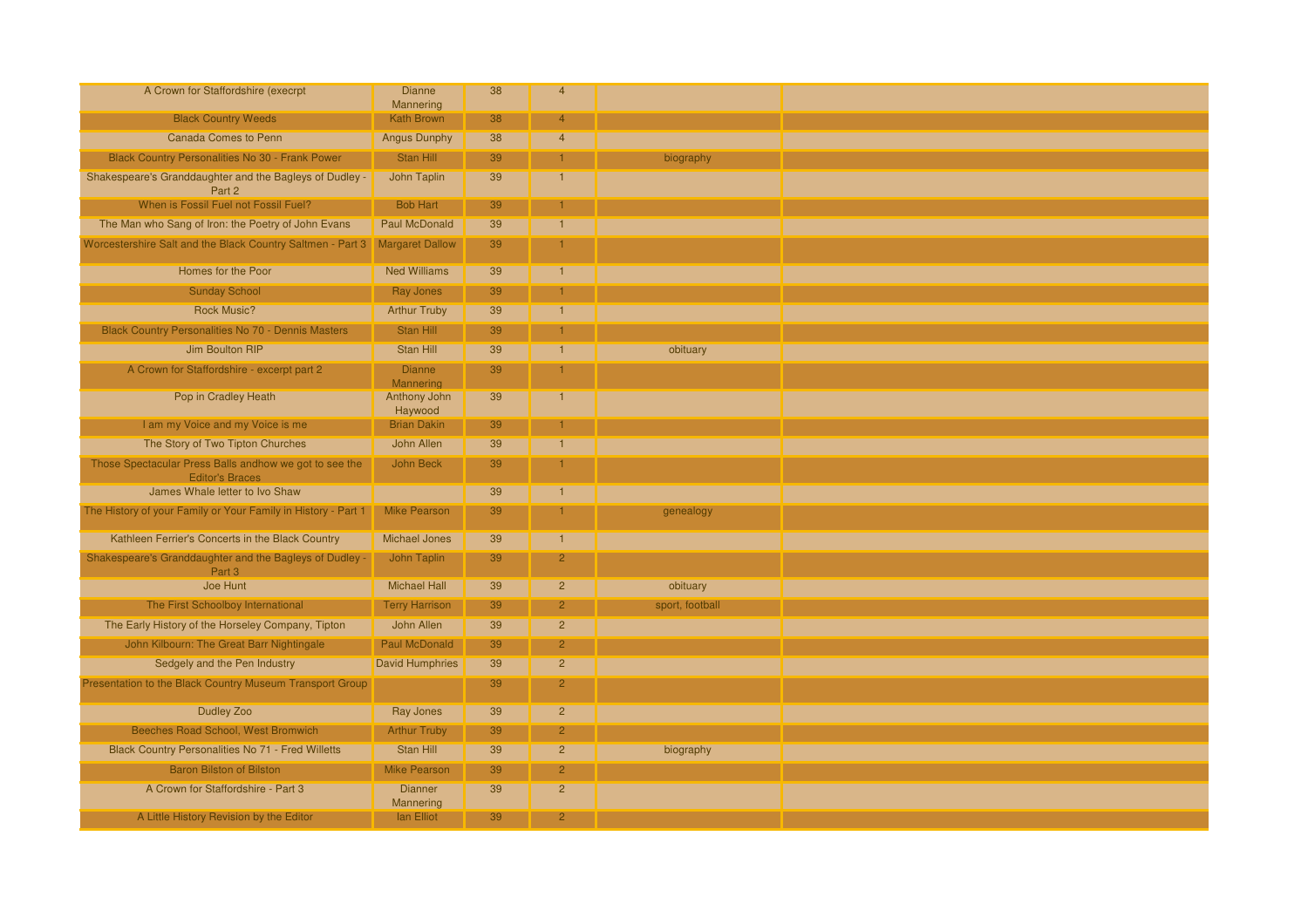| | | | | | |
|---|---|---|---|---|---|
| A Crown for Staffordshire (execrpt | Dianne Mannering | 38 | 4 | | |
| Black Country Weeds | Kath Brown | 38 | 4 | | |
| Canada Comes to Penn | Angus Dunphy | 38 | 4 | | |
| Black Country Personalities No 30 - Frank Power | Stan Hill | 39 | 1 | biography | |
| Shakespeare's Granddaughter and the Bagleys of Dudley - Part 2 | John Taplin | 39 | 1 | | |
| When is Fossil Fuel not Fossil Fuel? | Bob Hart | 39 | 1 | | |
| The Man who Sang of Iron: the Poetry of John Evans | Paul McDonald | 39 | 1 | | |
| Worcestershire Salt and the Black Country Saltmen - Part 3 | Margaret Dallow | 39 | 1 | | |
| Homes for the Poor | Ned Williams | 39 | 1 | | |
| Sunday School | Ray Jones | 39 | 1 | | |
| Rock Music? | Arthur Truby | 39 | 1 | | |
| Black Country Personalities No 70 - Dennis Masters | Stan Hill | 39 | 1 | | |
| Jim Boulton RIP | Stan Hill | 39 | 1 | obituary | |
| A Crown for Staffordshire - excerpt part 2 | Dianne Mannering | 39 | 1 | | |
| Pop in Cradley Heath | Anthony John Haywood | 39 | 1 | | |
| I am my Voice and my Voice is me | Brian Dakin | 39 | 1 | | |
| The Story of Two Tipton Churches | John Allen | 39 | 1 | | |
| Those Spectacular Press Balls andhow we got to see the Editor's Braces | John Beck | 39 | 1 | | |
| James Whale letter to Ivo Shaw | | 39 | 1 | | |
| The History of your Family or Your Family in History - Part 1 | Mike Pearson | 39 | 1 | genealogy | |
| Kathleen Ferrier's Concerts in the Black Country | Michael Jones | 39 | 1 | | |
| Shakespeare's Granddaughter and the Bagleys of Dudley - Part 3 | John Taplin | 39 | 2 | | |
| Joe Hunt | Michael Hall | 39 | 2 | obituary | |
| The First Schoolboy International | Terry Harrison | 39 | 2 | sport, football | |
| The Early History of the Horseley Company, Tipton | John Allen | 39 | 2 | | |
| John Kilbourn: The Great Barr Nightingale | Paul McDonald | 39 | 2 | | |
| Sedgely and the Pen Industry | David Humphries | 39 | 2 | | |
| Presentation to the Black Country Museum Transport Group | | 39 | 2 | | |
| Dudley Zoo | Ray Jones | 39 | 2 | | |
| Beeches Road School, West Bromwich | Arthur Truby | 39 | 2 | | |
| Black Country Personalities No 71 - Fred Willetts | Stan Hill | 39 | 2 | biography | |
| Baron Bilston of Bilston | Mike Pearson | 39 | 2 | | |
| A Crown for Staffordshire - Part 3 | Dianner Mannering | 39 | 2 | | |
| A Little History Revision by the Editor | Ian Elliot | 39 | 2 | | |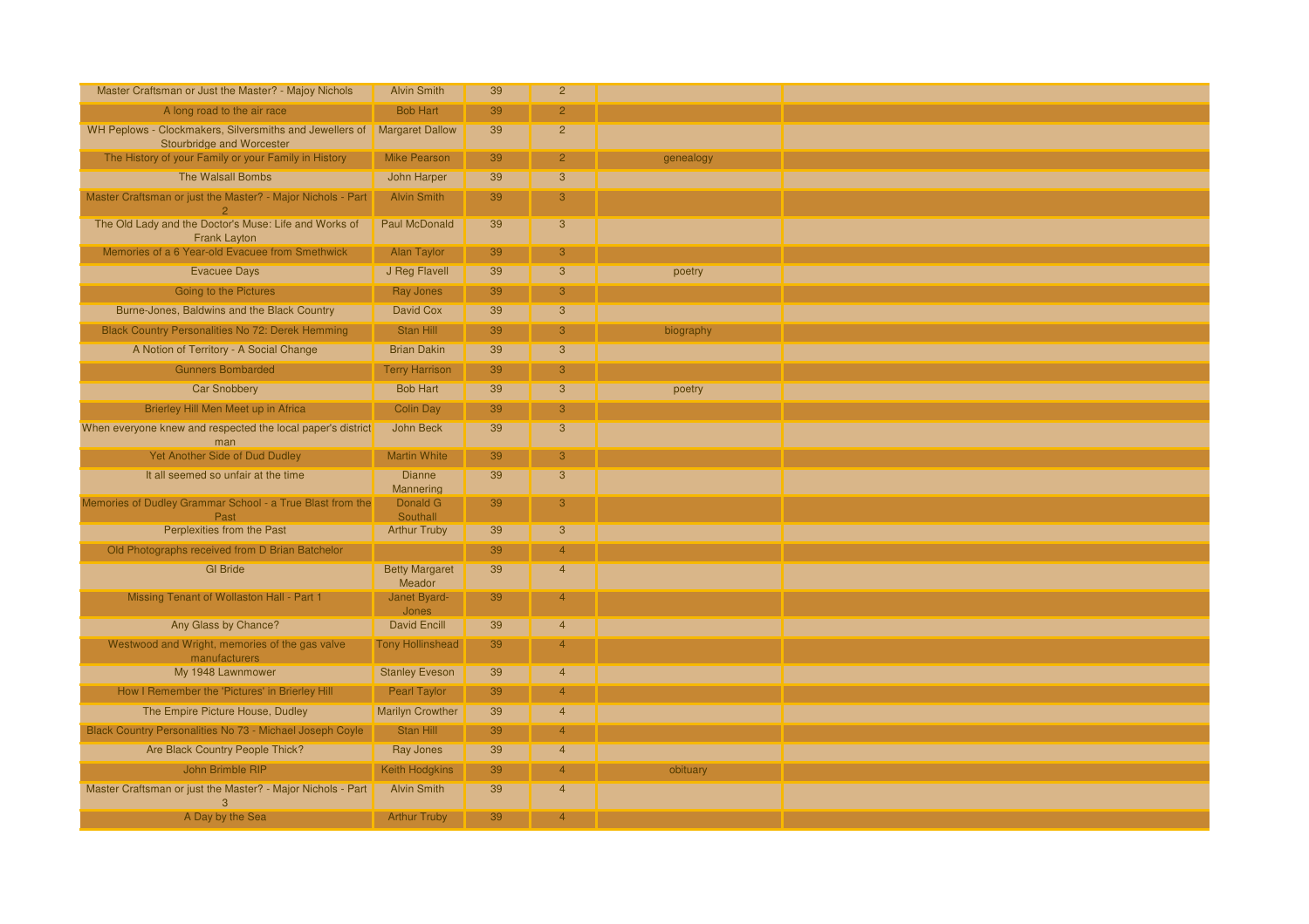| | | | | | |
|---|---|---|---|---|---|
| Master Craftsman or Just the Master? - Majoy Nichols | Alvin Smith | 39 | 2 | | |
| A long road to the air race | Bob Hart | 39 | 2 | | |
| WH Peplows - Clockmakers, Silversmiths and Jewellers of Stourbridge and Worcester | Margaret Dallow | 39 | 2 | | |
| The History of your Family or your Family in History | Mike Pearson | 39 | 2 | genealogy | |
| The Walsall Bombs | John Harper | 39 | 3 | | |
| Master Craftsman or just the Master? - Major Nichols - Part 2 | Alvin Smith | 39 | 3 | | |
| The Old Lady and the Doctor's Muse: Life and Works of Frank Layton | Paul McDonald | 39 | 3 | | |
| Memories of a 6 Year-old Evacuee from Smethwick | Alan Taylor | 39 | 3 | | |
| Evacuee Days | J Reg Flavell | 39 | 3 | poetry | |
| Going to the Pictures | Ray Jones | 39 | 3 | | |
| Burne-Jones, Baldwins and the Black Country | David Cox | 39 | 3 | | |
| Black Country Personalities No 72: Derek Hemming | Stan Hill | 39 | 3 | biography | |
| A Notion of Territory - A Social Change | Brian Dakin | 39 | 3 | | |
| Gunners Bombarded | Terry Harrison | 39 | 3 | | |
| Car Snobbery | Bob Hart | 39 | 3 | poetry | |
| Brierley Hill Men Meet up in Africa | Colin Day | 39 | 3 | | |
| When everyone knew and respected the local paper's district man | John Beck | 39 | 3 | | |
| Yet Another Side of Dud Dudley | Martin White | 39 | 3 | | |
| It all seemed so unfair at the time | Dianne Mannering | 39 | 3 | | |
| Memories of Dudley Grammar School - a True Blast from the Past | Donald G Southall | 39 | 3 | | |
| Perplexities from the Past | Arthur Truby | 39 | 3 | | |
| Old Photographs received from D Brian Batchelor | | 39 | 4 | | |
| GI Bride | Betty Margaret Meador | 39 | 4 | | |
| Missing Tenant of Wollaston Hall - Part 1 | Janet Byard-Jones | 39 | 4 | | |
| Any Glass by Chance? | David Encill | 39 | 4 | | |
| Westwood and Wright, memories of the gas valve manufacturers | Tony Hollinshead | 39 | 4 | | |
| My 1948 Lawnmower | Stanley Eveson | 39 | 4 | | |
| How I Remember the 'Pictures' in Brierley Hill | Pearl Taylor | 39 | 4 | | |
| The Empire Picture House, Dudley | Marilyn Crowther | 39 | 4 | | |
| Black Country Personalities No 73 - Michael Joseph Coyle | Stan Hill | 39 | 4 | | |
| Are Black Country People Thick? | Ray Jones | 39 | 4 | | |
| John Brimble RIP | Keith Hodgkins | 39 | 4 | obituary | |
| Master Craftsman or just the Master? - Major Nichols - Part 3 | Alvin Smith | 39 | 4 | | |
| A Day by the Sea | Arthur Truby | 39 | 4 | | |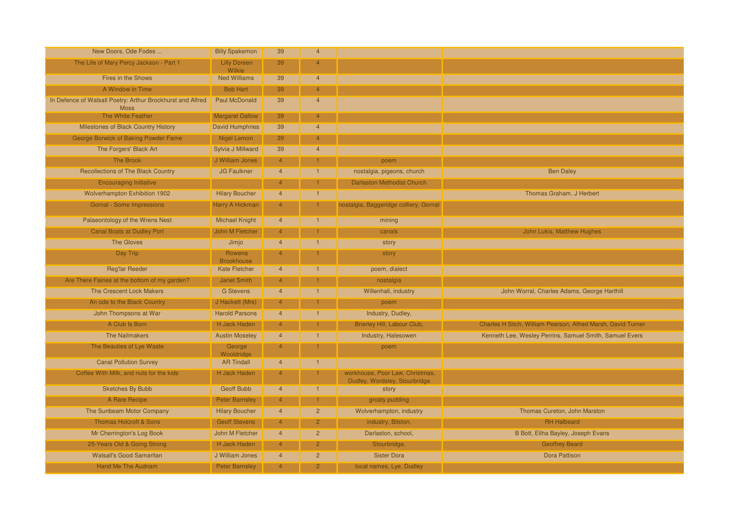| | | | | | |
|---|---|---|---|---|---|
| New Doors, Ode Fodes ... | Billy Spakemon | 39 | 4 | | |
| The Life of Mary Percy Jackson - Part 1 | Lilly Doreen Wilkie | 39 | 4 | | |
| Fires in the Shows | Ned Williams | 39 | 4 | | |
| A Window in Time | Bob Hart | 39 | 4 | | |
| In Defence of Walsall Poetry: Arthur Brockhurst and Alfred Moss | Paul McDonald | 39 | 4 | | |
| The White Feather | Margaret Dallow | 39 | 4 | | |
| Milestones of Black Country History | David Humphries | 39 | 4 | | |
| George Borwick of Baking Powder Fame | Nigel Lemon | 39 | 4 | | |
| The Forgers' Black Art | Sylvia J Millward | 39 | 4 | | |
| The Brook | J William Jones | 4 | 1 | poem | |
| Recollections of The Black Country | JG Faulkner | 4 | 1 | nostalgia, pigeons, church | Ben Daley |
| Encouraging Initiative | | 4 | 1 | Darlaston Methodist Church | |
| Wolverhampton Exhibition 1902 | Hilary Boucher | 4 | 1 | | Thomas Graham, J Herbert |
| Gornal - Some Impressions | Harry A Hickman | 4 | 1 | nostalgia, Baggeridge colliery, Gornal | |
| Palaeontology of the Wrens Nest | Michael Knight | 4 | 1 | mining | |
| Canal Boats at Dudley Port | John M Fletcher | 4 | 1 | canals | John Lukis, Matthew Hughes |
| The Gloves | Jimjo | 4 | 1 | story | |
| Day Trip | Rowena Brookhouse | 4 | 1 | story | |
| Reg'lar Reeder | Kate Fletcher | 4 | 1 | poem, dialect | |
| Are There Fairies at the bottom of my garden? | Janet Smith | 4 | 1 | nostalgia | |
| The Crescent Lock Makers | G Stevens | 4 | 1 | Willenhall, industry | John Worral, Charles Adams, George Harthill |
| An ode to the Black Country | J Hackett (Mrs) | 4 | 1 | poem | |
| John Thompsons at War | Harold Parsons | 4 | 1 | Industry, Dudley, | |
| A Club Is Born | H Jack Haden | 4 | 1 | Brierley Hill, Labour Club, | Charles H Sitch, William Pearson, Alfred Marsh, David Turner |
| The Nailmakers | Austin Moseley | 4 | 1 | Industry, Halesowen | Kenneth Lee, Wesley Perrins, Samuel Smith, Samuel Evers |
| The Beauties of Lye Waste | George Wooldridge | 4 | 1 | poem | |
| Canal Pollution Survey | AR Tindall | 4 | 1 | | |
| Coffee With Milk, and nuts for the kids | H Jack Haden | 4 | 1 | workhouse, Poor Law, Christmas, Dudley, Wordsley, Stourbridge | |
| Sketches By Bubb | Geoff Bubb | 4 | 1 | story | |
| A Rare Recipe | Peter Barnsley | 4 | 1 | groaty pudding | |
| The Sunbeam Motor Company | Hilary Boucher | 4 | 2 | Wolverhampton, industry | Thomas Cureton, John Marston |
| Thomas Holcroft & Sons | Geoff Stevens | 4 | 2 | industry, Bilston, | RH Halbeard |
| Mr Cherrington's Log Book | John M Fletcher | 4 | 2 | Darlaston, school, | B Bott, Eliha Bayley, Joseph Evans |
| 25-Years Old & Going Strong | H Jack Haden | 4 | 2 | Stourbridge, | Geoffrey Beard |
| Walsall's Good Samaritan | J William Jones | 4 | 2 | Sister Dora | Dora Pattison |
| Hand Me The Audnam | Peter Barnsley | 4 | 2 | local names, Lye, Dudley | |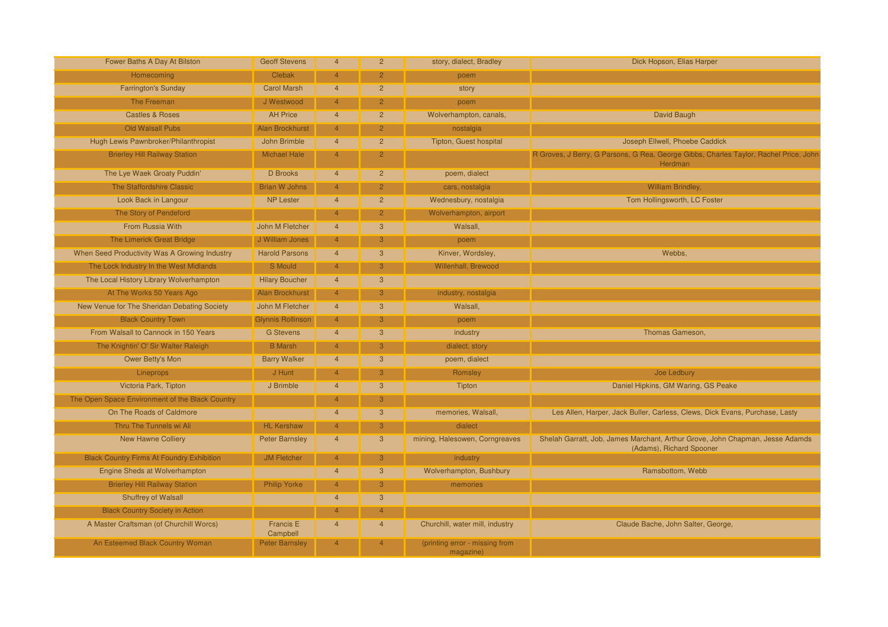| | | | | | |
|---|---|---|---|---|---|
| Fower Baths A Day At Bilston | Geoff Stevens | 4 | 2 | story, dialect, Bradley | Dick Hopson, Elias Harper |
| Homecoming | Clebak | 4 | 2 | poem | |
| Farrington's Sunday | Carol Marsh | 4 | 2 | story | |
| The Freeman | J Westwood | 4 | 2 | poem | |
| Castles & Roses | AH Price | 4 | 2 | Wolverhampton, canals, | David Baugh |
| Old Walsall Pubs | Alan Brockhurst | 4 | 2 | nostalgia | |
| Hugh Lewis Pawnbroker/Philanthropist | John Brimble | 4 | 2 | Tipton, Guest hospital | Joseph Ellwell, Phoebe Caddick |
| Brierley Hill Railway Station | Michael Hale | 4 | 2 | | R Groves, J Berry, G Parsons, G Rea, George Gibbs, Charles Taylor, Rachel Price, John Herdman |
| The Lye Waek Groaty Puddin' | D Brooks | 4 | 2 | poem, dialect | |
| The Staffordshire Classic | Brian W Johns | 4 | 2 | cars, nostalgia | William Brindley, |
| Look Back in Langour | NP Lester | 4 | 2 | Wednesbury, nostalgia | Tom Hollingsworth, LC Foster |
| The Story of Pendeford | | 4 | 2 | Wolverhampton, airport | |
| From Russia With | John M Fletcher | 4 | 3 | Walsall, | |
| The Limerick Great Bridge | J William Jones | 4 | 3 | poem | |
| When Seed Productivity Was A Growing Industry | Harold Parsons | 4 | 3 | Kinver, Wordsley, | Webbs, |
| The Lock Industry In the West Midlands | S Mould | 4 | 3 | Willenhall, Brewood | |
| The Local History Library Wolverhampton | Hilary Boucher | 4 | 3 | | |
| At The Works 50 Years Ago | Alan Brockhurst | 4 | 3 | industry, nostalgia | |
| New Venue for The Sheridan Debating Society | John M Fletcher | 4 | 3 | Walsall, | |
| Black Country Town | Glynnis Rollinson | 4 | 3 | poem | |
| From Walsall to Cannock in 150 Years | G Stevens | 4 | 3 | industry | Thomas Gameson, |
| The Knightin' O' Sir Walter Raleigh | B Marsh | 4 | 3 | dialect, story | |
| Ower Betty's Mon | Barry Walker | 4 | 3 | poem, dialect | |
| Lineprops | J Hunt | 4 | 3 | Romsley | Joe Ledbury |
| Victoria Park, Tipton | J Brimble | 4 | 3 | Tipton | Daniel Hipkins, GM Waring, GS Peake |
| The Open Space Environment of the Black Country | | 4 | 3 | | |
| On The Roads of Caldmore | | 4 | 3 | memories, Walsall, | Les Allen, Harper, Jack Buller, Carless, Clews, Dick Evans, Purchase, Lasty |
| Thru The Tunnels wi Ali | HL Kershaw | 4 | 3 | dialect | |
| New Hawne Colliery | Peter Barnsley | 4 | 3 | mining, Halesowen, Corngreaves | Shelah Garratt, Job, James Marchant, Arthur Grove, John Chapman, Jesse Adamds (Adams), Richard Spooner |
| Black Country Firms At Foundry Exhibition | JM Fletcher | 4 | 3 | industry | |
| Engine Sheds at Wolverhampton | | 4 | 3 | Wolverhampton, Bushbury | Ramsbottom, Webb |
| Brierley Hill Railway Station | Philip Yorke | 4 | 3 | memories | |
| Shuffrey of Walsall | | 4 | 3 | | |
| Black Country Society in Action | | 4 | 4 | | |
| A Master Craftsman (of Churchill Worcs) | Francis E Campbell | 4 | 4 | Churchill, water mill, industry | Claude Bache, John Salter, George, |
| An Esteemed Black Country Woman | Peter Barnsley | 4 | 4 | (printing error - missing from magazine) | |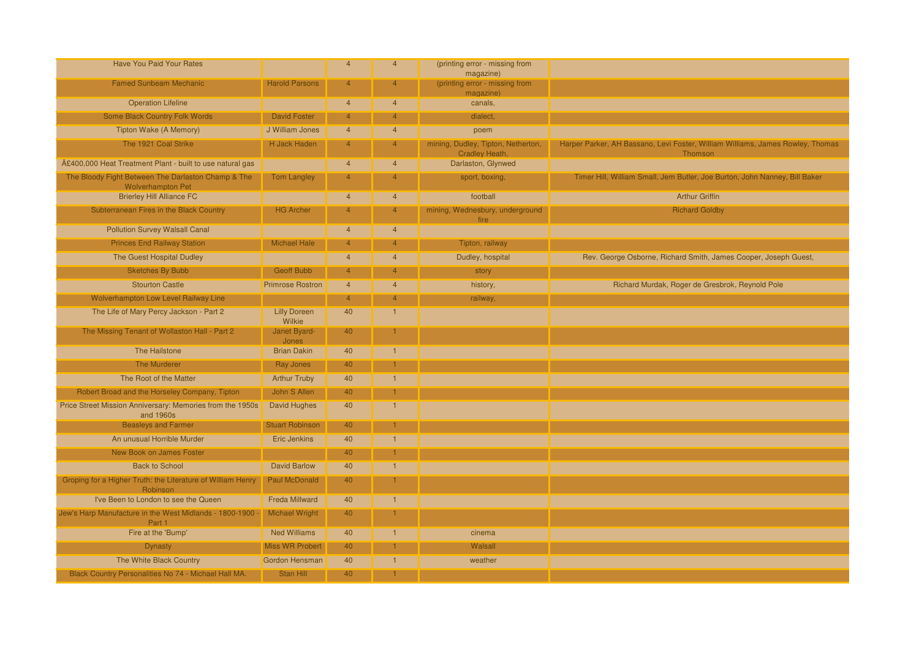| | | | | | |
|---|---|---|---|---|---|
| Have You Paid Your Rates | | 4 | 4 | (printing error - missing from magazine) | |
| Famed Sunbeam Mechanic | Harold Parsons | 4 | 4 | (printing error - missing from magazine) | |
| Operation Lifeline | | 4 | 4 | canals, | |
| Some Black Country Folk Words | David Foster | 4 | 4 | dialect, | |
| Tipton Wake (A Memory) | J William Jones | 4 | 4 | poem | |
| The 1921 Coal Strike | H Jack Haden | 4 | 4 | mining, Dudley, Tipton, Netherton, Cradley Heath, | Harper Parker, AH Bassano, Levi Foster, William Williams, James Rowley, Thomas Thomson |
| Â£400,000 Heat Treatment Plant - built to use natural gas | | 4 | 4 | Darlaston, Glynwed | |
| The Bloody Fight Between The Darlaston Champ & The Wolverhampton Pet | Tom Langley | 4 | 4 | sport, boxing, | Timer Hill, William Small, Jem Butler, Joe Burton, John Nanney, Bill Baker |
| Brierley Hill Alliance FC | | 4 | 4 | football | Arthur Griffin |
| Subterranean Fires in the Black Country | HG Archer | 4 | 4 | mining, Wednesbury, underground fire | Richard Goldby |
| Pollution Survey Walsall Canal | | 4 | 4 | | |
| Princes End Railway Station | Michael Hale | 4 | 4 | Tipton, railway | |
| The Guest Hospital Dudley | | 4 | 4 | Dudley, hospital | Rev. George Osborne, Richard Smith, James Cooper, Joseph Guest, |
| Sketches By Bubb | Geoff Bubb | 4 | 4 | story | |
| Stourton Castle | Primrose Rostron | 4 | 4 | history, | Richard Murdak, Roger de Gresbrok, Reynold Pole |
| Wolverhampton Low Level Railway Line | | 4 | 4 | railway, | |
| The Life of Mary Percy Jackson - Part 2 | Lilly Doreen Wilkie | 40 | 1 | | |
| The Missing Tenant of Wollaston Hall - Part 2 | Janet Byard-Jones | 40 | 1 | | |
| The Hailstone | Brian Dakin | 40 | 1 | | |
| The Murderer | Ray Jones | 40 | 1 | | |
| The Root of the Matter | Arthur Truby | 40 | 1 | | |
| Robert Broad and the Horseley Company, Tipton | John S Allen | 40 | 1 | | |
| Price Street Mission Anniversary: Memories from the 1950s and 1960s | David Hughes | 40 | 1 | | |
| Beasleys and Farmer | Stuart Robinson | 40 | 1 | | |
| An unusual Horrible Murder | Eric Jenkins | 40 | 1 | | |
| New Book on James Foster | | 40 | 1 | | |
| Back to School | David Barlow | 40 | 1 | | |
| Groping for a Higher Truth: the Literature of William Henry Robinson | Paul McDonald | 40 | 1 | | |
| I've Been to London to see the Queen | Freda Millward | 40 | 1 | | |
| Jew's Harp Manufacture in the West Midlands - 1800-1900 - Part 1 | Michael Wright | 40 | 1 | | |
| Fire at the 'Bump' | Ned Williams | 40 | 1 | cinema | |
| Dynasty | Miss WR Probert | 40 | 1 | Walsall | |
| The White Black Country | Gordon Hensman | 40 | 1 | weather | |
| Black Country Personalities No 74 - Michael Hall MA. | Stan Hill | 40 | 1 | | |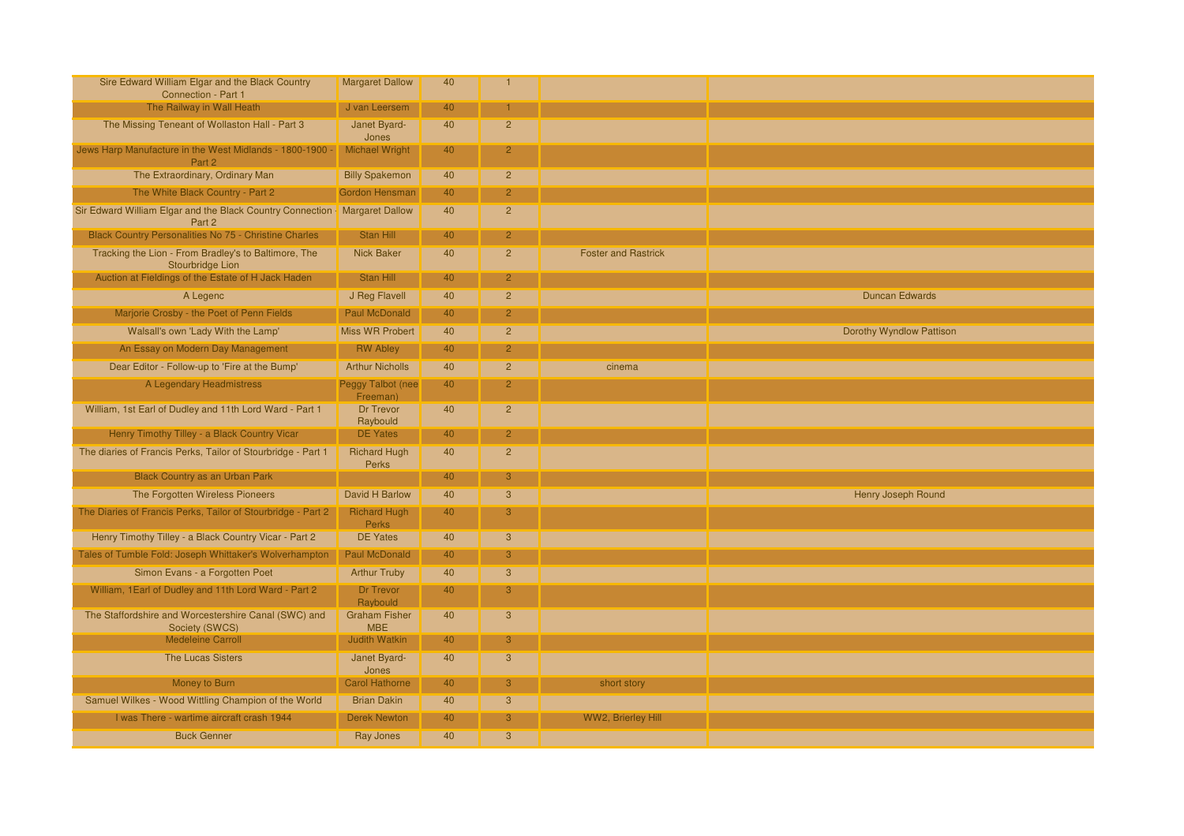| | | | | | |
|---|---|---|---|---|---|
| Sire Edward William Elgar and the Black Country Connection - Part 1 | Margaret Dallow | 40 | 1 | | |
| The Railway in Wall Heath | J van Leersem | 40 | 1 | | |
| The Missing Teneant of Wollaston Hall - Part 3 | Janet Byard-Jones | 40 | 2 | | |
| Jews Harp Manufacture in the West Midlands - 1800-1900 - Part 2 | Michael Wright | 40 | 2 | | |
| The Extraordinary, Ordinary Man | Billy Spakemon | 40 | 2 | | |
| The White Black Country - Part 2 | Gordon Hensman | 40 | 2 | | |
| Sir Edward William Elgar and the Black Country Connection - Part 2 | Margaret Dallow | 40 | 2 | | |
| Black Country Personalities No 75 - Christine Charles | Stan Hill | 40 | 2 | | |
| Tracking the Lion - From Bradley's to Baltimore, The Stourbridge Lion | Nick Baker | 40 | 2 | Foster and Rastrick | |
| Auction at Fieldings of the Estate of H Jack Haden | Stan Hill | 40 | 2 | | |
| A Legenc | J Reg Flavell | 40 | 2 | | Duncan Edwards |
| Marjorie Crosby - the Poet of Penn Fields | Paul McDonald | 40 | 2 | | |
| Walsall's own 'Lady With the Lamp' | Miss WR Probert | 40 | 2 | | Dorothy Wyndlow Pattison |
| An Essay on Modern Day Management | RW Abley | 40 | 2 | | |
| Dear Editor - Follow-up to 'Fire at the Bump' | Arthur Nicholls | 40 | 2 | cinema | |
| A Legendary Headmistress | Peggy Talbot (nee Freeman) | 40 | 2 | | |
| William, 1st Earl of Dudley and 11th Lord Ward - Part 1 | Dr Trevor Raybould | 40 | 2 | | |
| Henry Timothy Tilley - a Black Country Vicar | DE Yates | 40 | 2 | | |
| The diaries of Francis Perks, Tailor of Stourbridge - Part 1 | Richard Hugh Perks | 40 | 2 | | |
| Black Country as an Urban Park | | 40 | 3 | | |
| The Forgotten Wireless Pioneers | David H Barlow | 40 | 3 | | Henry Joseph Round |
| The Diaries of Francis Perks, Tailor of Stourbridge - Part 2 | Richard Hugh Perks | 40 | 3 | | |
| Henry Timothy Tilley - a Black Country Vicar - Part 2 | DE Yates | 40 | 3 | | |
| Tales of Tumble Fold: Joseph Whittaker's Wolverhampton | Paul McDonald | 40 | 3 | | |
| Simon Evans - a Forgotten Poet | Arthur Truby | 40 | 3 | | |
| William, 1Earl of Dudley and 11th Lord Ward - Part 2 | Dr Trevor Raybould | 40 | 3 | | |
| The Staffordshire and Worcestershire Canal (SWC) and Society (SWCS) | Graham Fisher MBE | 40 | 3 | | |
| Medeleine Carroll | Judith Watkin | 40 | 3 | | |
| The Lucas Sisters | Janet Byard-Jones | 40 | 3 | | |
| Money to Burn | Carol Hathorne | 40 | 3 | short story | |
| Samuel Wilkes - Wood Wittling Champion of the World | Brian Dakin | 40 | 3 | | |
| I was There - wartime aircraft crash 1944 | Derek Newton | 40 | 3 | WW2, Brierley Hill | |
| Buck Genner | Ray Jones | 40 | 3 | | |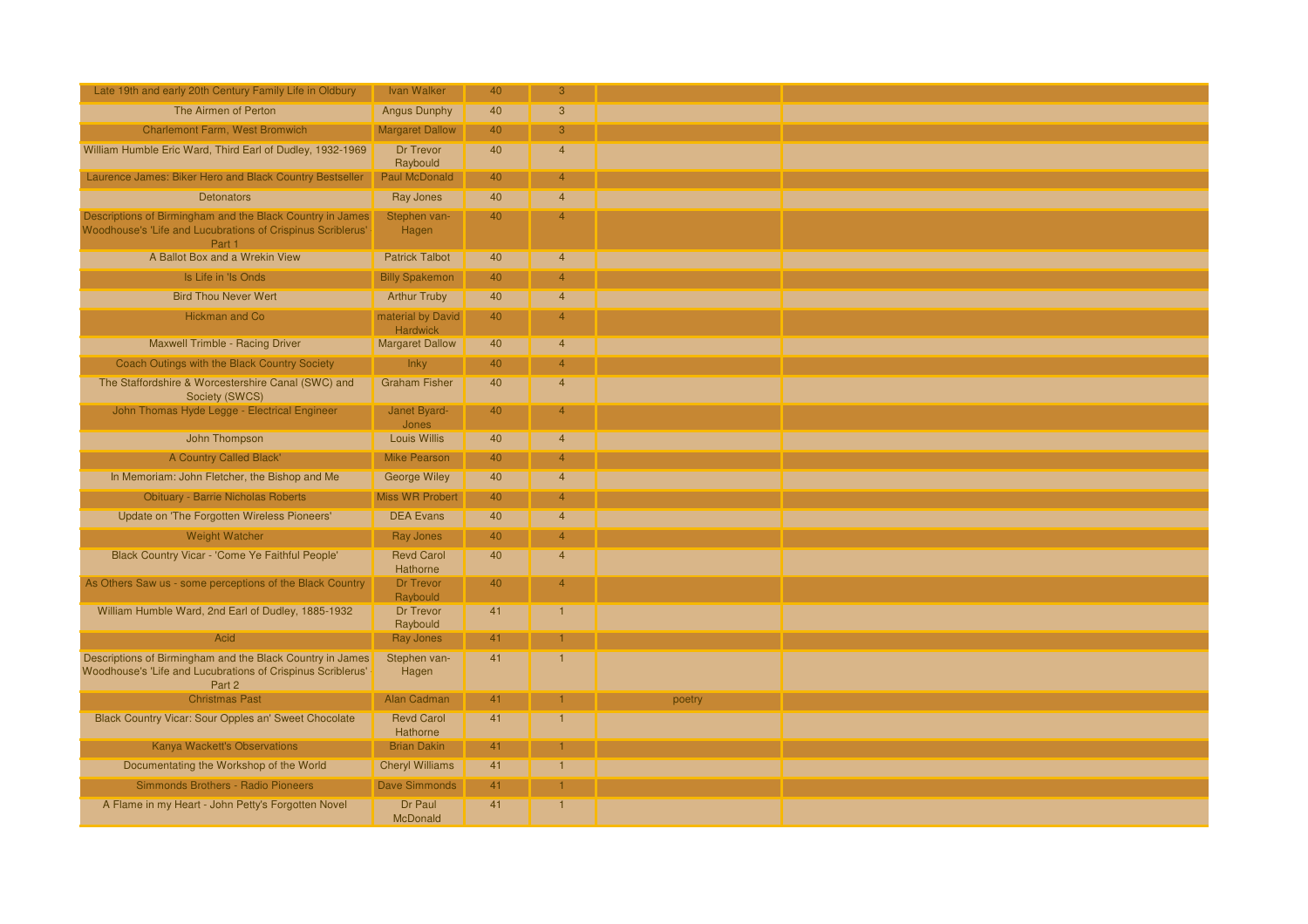| | | | | | |
|---|---|---|---|---|---|
| Late 19th and early 20th Century Family Life in Oldbury | Ivan Walker | 40 | 3 | | |
| The Airmen of Perton | Angus Dunphy | 40 | 3 | | |
| Charlemont Farm, West Bromwich | Margaret Dallow | 40 | 3 | | |
| William Humble Eric Ward, Third Earl of Dudley, 1932-1969 | Dr Trevor Raybould | 40 | 4 | | |
| Laurence James: Biker Hero and Black Country Bestseller | Paul McDonald | 40 | 4 | | |
| Detonators | Ray Jones | 40 | 4 | | |
| Descriptions of Birmingham and the Black Country in James Woodhouse's 'Life and Lucubrations of Crispinus Scriblerus' - Part 1 | Stephen van-Hagen | 40 | 4 | | |
| A Ballot Box and a Wrekin View | Patrick Talbot | 40 | 4 | | |
| Is Life in 'Is Onds | Billy Spakemon | 40 | 4 | | |
| Bird Thou Never Wert | Arthur Truby | 40 | 4 | | |
| Hickman and Co | material by David Hardwick | 40 | 4 | | |
| Maxwell Trimble - Racing Driver | Margaret Dallow | 40 | 4 | | |
| Coach Outings with the Black Country Society | Inky | 40 | 4 | | |
| The Staffordshire & Worcestershire Canal (SWC) and Society (SWCS) | Graham Fisher | 40 | 4 | | |
| John Thomas Hyde Legge - Electrical Engineer | Janet Byard-Jones | 40 | 4 | | |
| John Thompson | Louis Willis | 40 | 4 | | |
| A Country Called Black' | Mike Pearson | 40 | 4 | | |
| In Memoriam: John Fletcher, the Bishop and Me | George Wiley | 40 | 4 | | |
| Obituary - Barrie Nicholas Roberts | Miss WR Probert | 40 | 4 | | |
| Update on 'The Forgotten Wireless Pioneers' | DEA Evans | 40 | 4 | | |
| Weight Watcher | Ray Jones | 40 | 4 | | |
| Black Country Vicar - 'Come Ye Faithful People' | Revd Carol Hathorne | 40 | 4 | | |
| As Others Saw us - some perceptions of the Black Country | Dr Trevor Raybould | 40 | 4 | | |
| William Humble Ward, 2nd Earl of Dudley, 1885-1932 | Dr Trevor Raybould | 41 | 1 | | |
| Acid | Ray Jones | 41 | 1 | | |
| Descriptions of Birmingham and the Black Country in James Woodhouse's 'Life and Lucubrations of Crispinus Scriblerus' - Part 2 | Stephen van-Hagen | 41 | 1 | | |
| Christmas Past | Alan Cadman | 41 | 1 | poetry | |
| Black Country Vicar: Sour Opples an' Sweet Chocolate | Revd Carol Hathorne | 41 | 1 | | |
| Kanya Wackett's Observations | Brian Dakin | 41 | 1 | | |
| Documentating the Workshop of the World | Cheryl Williams | 41 | 1 | | |
| Simmonds Brothers - Radio Pioneers | Dave Simmonds | 41 | 1 | | |
| A Flame in my Heart - John Petty's Forgotten Novel | Dr Paul McDonald | 41 | 1 | | |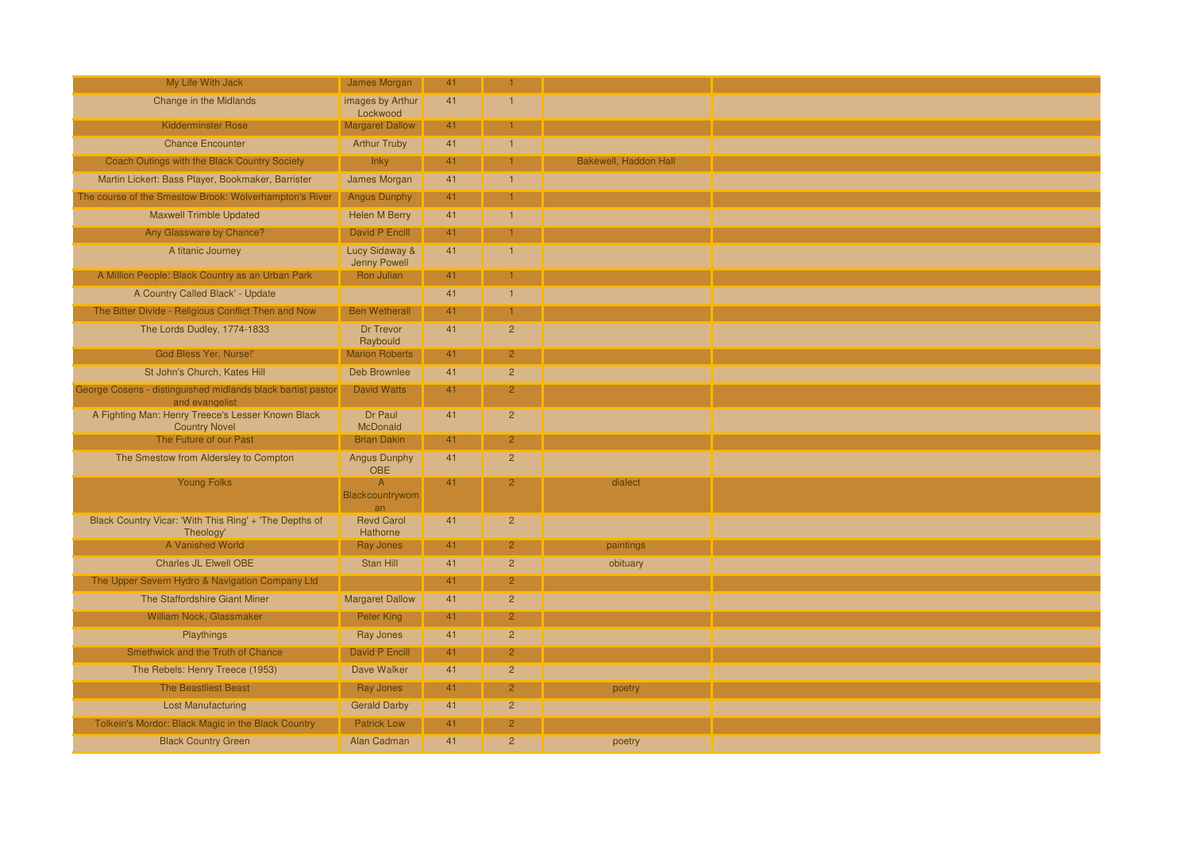| | | | | | |
|---|---|---|---|---|---|
| My Life With Jack | James Morgan | 41 | 1 | | |
| Change in the Midlands | images by Arthur Lockwood | 41 | 1 | | |
| Kidderminster Rose | Margaret Dallow | 41 | 1 | | |
| Chance Encounter | Arthur Truby | 41 | 1 | | |
| Coach Outings with the Black Country Society | Inky | 41 | 1 | Bakewell, Haddon Hall | |
| Martin Lickert: Bass Player, Bookmaker, Barrister | James Morgan | 41 | 1 | | |
| The course of the Smestow Brook: Wolverhampton's River | Angus Dunphy | 41 | 1 | | |
| Maxwell Trimble Updated | Helen M Berry | 41 | 1 | | |
| Any Glassware by Chance? | David P Encill | 41 | 1 | | |
| A titanic Journey | Lucy Sidaway & Jenny Powell | 41 | 1 | | |
| A Million People: Black Country as an Urban Park | Ron Julian | 41 | 1 | | |
| A Country Called Black' - Update | | 41 | 1 | | |
| The Bitter Divide - Religious Conflict Then and Now | Ben Wetherall | 41 | 1 | | |
| The Lords Dudley, 1774-1833 | Dr Trevor Raybould | 41 | 2 | | |
| God Bless Yer, Nurse!' | Marion Roberts | 41 | 2 | | |
| St John's Church, Kates Hill | Deb Brownlee | 41 | 2 | | |
| George Cosens - distinguished midlands black bartist pastor and evangelist | David Watts | 41 | 2 | | |
| A Fighting Man: Henry Treece's Lesser Known Black Country Novel | Dr Paul McDonald | 41 | 2 | | |
| The Future of our Past | Brian Dakin | 41 | 2 | | |
| The Smestow from Aldersley to Compton | Angus Dunphy OBE | 41 | 2 | | |
| Young Folks | A Blackcountrywoman | 41 | 2 | dialect | |
| Black Country Vicar: 'With This Ring' + 'The Depths of Theology' | Revd Carol Hathorne | 41 | 2 | | |
| A Vanished World | Ray Jones | 41 | 2 | paintings | |
| Charles JL Elwell OBE | Stan Hill | 41 | 2 | obituary | |
| The Upper Severn Hydro & Navigation Company Ltd | | 41 | 2 | | |
| The Staffordshire Giant Miner | Margaret Dallow | 41 | 2 | | |
| William Nock, Glassmaker | Peter King | 41 | 2 | | |
| Playthings | Ray Jones | 41 | 2 | | |
| Smethwick and the Truth of Chance | David P Encill | 41 | 2 | | |
| The Rebels: Henry Treece (1953) | Dave Walker | 41 | 2 | | |
| The Beastliest Beast | Ray Jones | 41 | 2 | poetry | |
| Lost Manufacturing | Gerald Darby | 41 | 2 | | |
| Tolkein's Mordor: Black Magic in the Black Country | Patrick Low | 41 | 2 | | |
| Black Country Green | Alan Cadman | 41 | 2 | poetry | |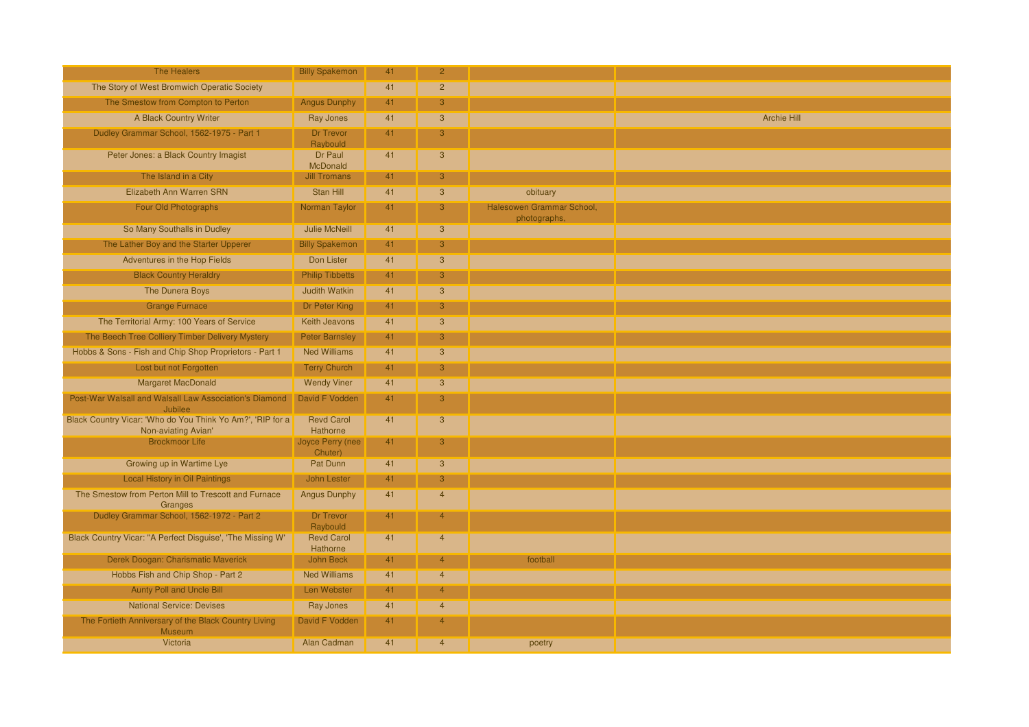| | | | | | |
|---|---|---|---|---|---|
| The Healers | Billy Spakemon | 41 | 2 | | |
| The Story of West Bromwich Operatic Society | | 41 | 2 | | |
| The Smestow from Compton to Perton | Angus Dunphy | 41 | 3 | | |
| A Black Country Writer | Ray Jones | 41 | 3 | | Archie Hill |
| Dudley Grammar School, 1562-1975 - Part 1 | Dr Trevor Raybould | 41 | 3 | | |
| Peter Jones: a Black Country Imagist | Dr Paul McDonald | 41 | 3 | | |
| The Island in a City | Jill Tromans | 41 | 3 | | |
| Elizabeth Ann Warren SRN | Stan Hill | 41 | 3 | obituary | |
| Four Old Photographs | Norman Taylor | 41 | 3 | Halesowen Grammar School, photographs, | |
| So Many Southalls in Dudley | Julie McNeill | 41 | 3 | | |
| The Lather Boy and the Starter Upperer | Billy Spakemon | 41 | 3 | | |
| Adventures in the Hop Fields | Don Lister | 41 | 3 | | |
| Black Country Heraldry | Philip Tibbetts | 41 | 3 | | |
| The Dunera Boys | Judith Watkin | 41 | 3 | | |
| Grange Furnace | Dr Peter King | 41 | 3 | | |
| The Territorial Army: 100 Years of Service | Keith Jeavons | 41 | 3 | | |
| The Beech Tree Colliery Timber Delivery Mystery | Peter Barnsley | 41 | 3 | | |
| Hobbs & Sons - Fish and Chip Shop Proprietors - Part 1 | Ned Williams | 41 | 3 | | |
| Lost but not Forgotten | Terry Church | 41 | 3 | | |
| Margaret MacDonald | Wendy Viner | 41 | 3 | | |
| Post-War Walsall and Walsall Law Association's Diamond Jubilee | David F Vodden | 41 | 3 | | |
| Black Country Vicar: 'Who do You Think Yo Am?', 'RIP for a Non-aviating Avian' | Revd Carol Hathorne | 41 | 3 | | |
| Brockmoor Life | Joyce Perry (nee Chuter) | 41 | 3 | | |
| Growing up in Wartime Lye | Pat Dunn | 41 | 3 | | |
| Local History in Oil Paintings | John Lester | 41 | 3 | | |
| The Smestow from Perton Mill to Trescott and Furnace Granges | Angus Dunphy | 41 | 4 | | |
| Dudley Grammar School, 1562-1972 - Part 2 | Dr Trevor Raybould | 41 | 4 | | |
| Black Country Vicar: "A Perfect Disguise', 'The Missing W' | Revd Carol Hathorne | 41 | 4 | | |
| Derek Doogan: Charismatic Maverick | John Beck | 41 | 4 | football | |
| Hobbs Fish and Chip Shop - Part 2 | Ned Williams | 41 | 4 | | |
| Aunty Poll and Uncle Bill | Len Webster | 41 | 4 | | |
| National Service: Devises | Ray Jones | 41 | 4 | | |
| The Fortieth Anniversary of the Black Country Living Museum | David F Vodden | 41 | 4 | | |
| Victoria | Alan Cadman | 41 | 4 | poetry | |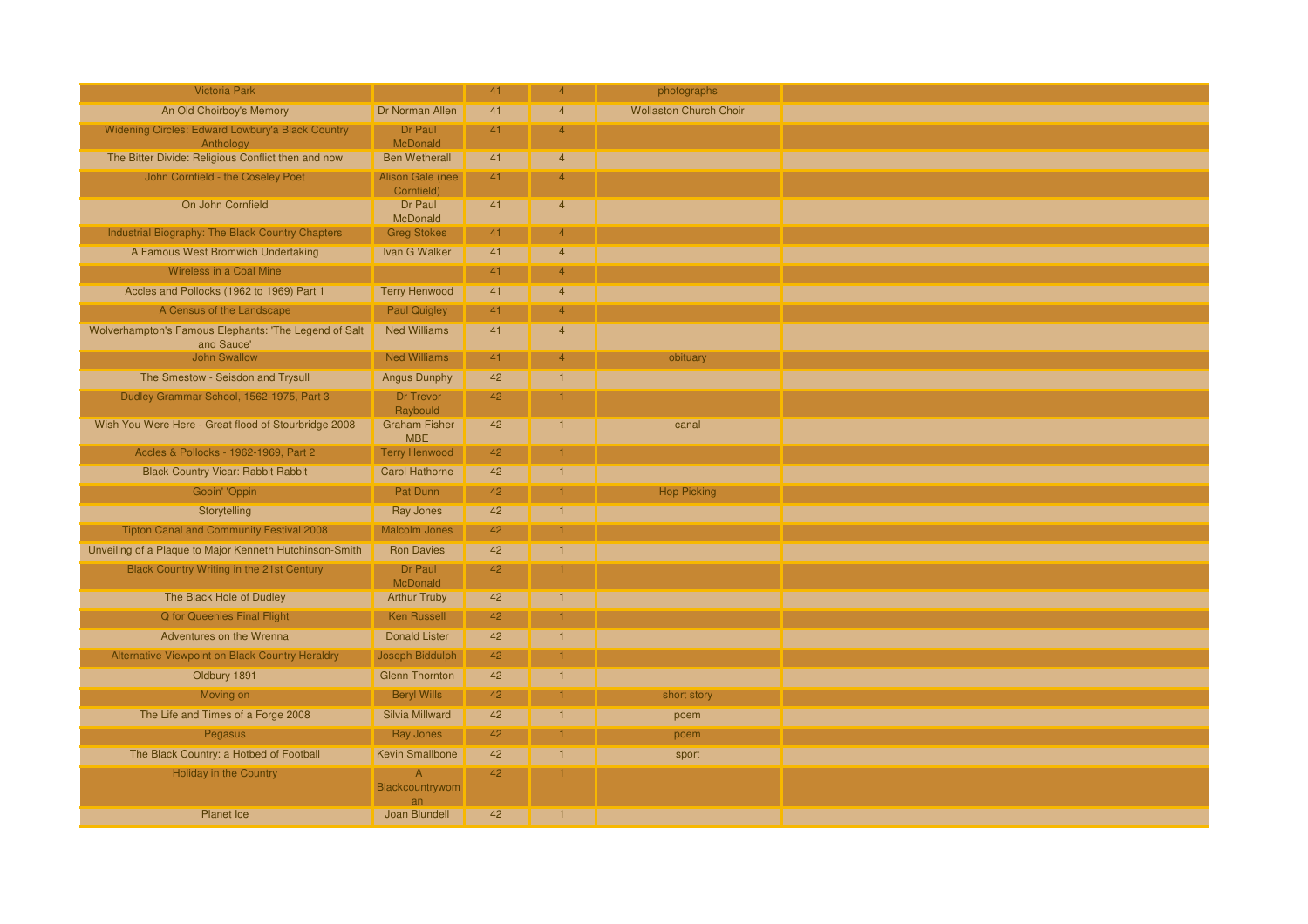| | | | | | |
|---|---|---|---|---|---|
| Victoria Park | | 41 | 4 | photographs | |
| An Old Choirboy's Memory | Dr Norman Allen | 41 | 4 | Wollaston Church Choir | |
| Widening Circles: Edward Lowbury'a Black Country Anthology | Dr Paul McDonald | 41 | 4 | | |
| The Bitter Divide: Religious Conflict then and now | Ben Wetherall | 41 | 4 | | |
| John Cornfield - the Coseley Poet | Alison Gale (nee Cornfield) | 41 | 4 | | |
| On John Cornfield | Dr Paul McDonald | 41 | 4 | | |
| Industrial Biography: The Black Country Chapters | Greg Stokes | 41 | 4 | | |
| A Famous West Bromwich Undertaking | Ivan G Walker | 41 | 4 | | |
| Wireless in a Coal Mine | | 41 | 4 | | |
| Accles and Pollocks (1962 to 1969) Part 1 | Terry Henwood | 41 | 4 | | |
| A Census of the Landscape | Paul Quigley | 41 | 4 | | |
| Wolverhampton's Famous Elephants: 'The Legend of Salt and Sauce' | Ned Williams | 41 | 4 | | |
| John Swallow | Ned Williams | 41 | 4 | obituary | |
| The Smestow - Seisdon and Trysull | Angus Dunphy | 42 | 1 | | |
| Dudley Grammar School, 1562-1975, Part 3 | Dr Trevor Raybould | 42 | 1 | | |
| Wish You Were Here - Great flood of Stourbridge 2008 | Graham Fisher MBE | 42 | 1 | canal | |
| Accles & Pollocks - 1962-1969, Part 2 | Terry Henwood | 42 | 1 | | |
| Black Country Vicar: Rabbit Rabbit | Carol Hathorne | 42 | 1 | | |
| Gooin' 'Oppin | Pat Dunn | 42 | 1 | Hop Picking | |
| Storytelling | Ray Jones | 42 | 1 | | |
| Tipton Canal and Community Festival 2008 | Malcolm Jones | 42 | 1 | | |
| Unveiling of a Plaque to Major Kenneth Hutchinson-Smith | Ron Davies | 42 | 1 | | |
| Black Country Writing in the 21st Century | Dr Paul McDonald | 42 | 1 | | |
| The Black Hole of Dudley | Arthur Truby | 42 | 1 | | |
| Q for Queenies Final Flight | Ken Russell | 42 | 1 | | |
| Adventures on the Wrenna | Donald Lister | 42 | 1 | | |
| Alternative Viewpoint on Black Country Heraldry | Joseph Biddulph | 42 | 1 | | |
| Oldbury 1891 | Glenn Thornton | 42 | 1 | | |
| Moving on | Beryl Wills | 42 | 1 | short story | |
| The Life and Times of a Forge 2008 | Silvia Millward | 42 | 1 | poem | |
| Pegasus | Ray Jones | 42 | 1 | poem | |
| The Black Country: a Hotbed of Football | Kevin Smallbone | 42 | 1 | sport | |
| Holiday in the Country | A Blackcountrywoman | 42 | 1 | | |
| Planet Ice | Joan Blundell | 42 | 1 | | |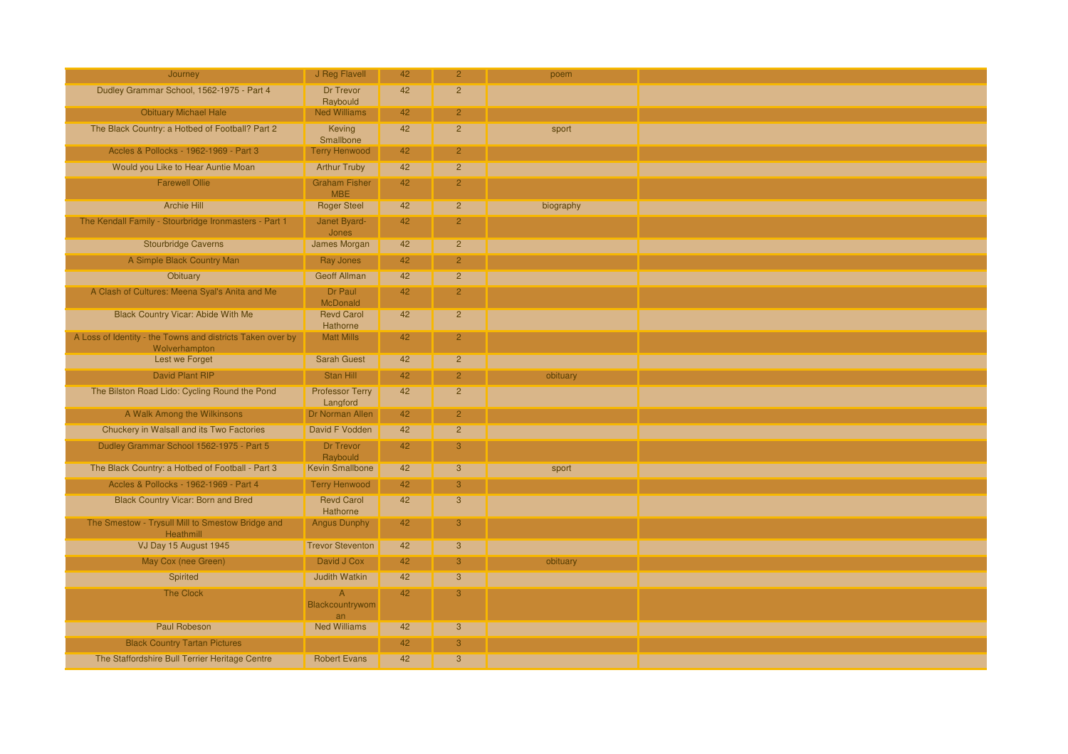| | | | | | |
|---|---|---|---|---|---|
| Journey | J Reg Flavell | 42 | 2 | poem | |
| Dudley Grammar School, 1562-1975 - Part 4 | Dr Trevor Raybould | 42 | 2 | | |
| Obituary Michael Hale | Ned Williams | 42 | 2 | | |
| The Black Country: a Hotbed of Football? Part 2 | Keving Smallbone | 42 | 2 | sport | |
| Accles & Pollocks - 1962-1969 - Part 3 | Terry Henwood | 42 | 2 | | |
| Would you Like to Hear Auntie Moan | Arthur Truby | 42 | 2 | | |
| Farewell Ollie | Graham Fisher MBE | 42 | 2 | | |
| Archie Hill | Roger Steel | 42 | 2 | biography | |
| The Kendall Family - Stourbridge Ironmasters - Part 1 | Janet Byard-Jones | 42 | 2 | | |
| Stourbridge Caverns | James Morgan | 42 | 2 | | |
| A Simple Black Country Man | Ray Jones | 42 | 2 | | |
| Obituary | Geoff Allman | 42 | 2 | | |
| A Clash of Cultures: Meena Syal's Anita and Me | Dr Paul McDonald | 42 | 2 | | |
| Black Country Vicar: Abide With Me | Revd Carol Hathorne | 42 | 2 | | |
| A Loss of Identity - the Towns and districts Taken over by Wolverhampton | Matt Mills | 42 | 2 | | |
| Lest we Forget | Sarah Guest | 42 | 2 | | |
| David Plant RIP | Stan Hill | 42 | 2 | obituary | |
| The Bilston Road Lido: Cycling Round the Pond | Professor Terry Langford | 42 | 2 | | |
| A Walk Among the Wilkinsons | Dr Norman Allen | 42 | 2 | | |
| Chuckery in Walsall and its Two Factories | David F Vodden | 42 | 2 | | |
| Dudley Grammar School 1562-1975 - Part 5 | Dr Trevor Raybould | 42 | 3 | | |
| The Black Country: a Hotbed of Football - Part 3 | Kevin Smallbone | 42 | 3 | sport | |
| Accles & Pollocks - 1962-1969 - Part 4 | Terry Henwood | 42 | 3 | | |
| Black Country Vicar: Born and Bred | Revd Carol Hathorne | 42 | 3 | | |
| The Smestow - Trysull Mill to Smestow Bridge and Heathmill | Angus Dunphy | 42 | 3 | | |
| VJ Day 15 August 1945 | Trevor Steventon | 42 | 3 | | |
| May Cox (nee Green) | David J Cox | 42 | 3 | obituary | |
| Spirited | Judith Watkin | 42 | 3 | | |
| The Clock | A Blackcountrywoman | 42 | 3 | | |
| Paul Robeson | Ned Williams | 42 | 3 | | |
| Black Country Tartan Pictures | | 42 | 3 | | |
| The Staffordshire Bull Terrier Heritage Centre | Robert Evans | 42 | 3 | | |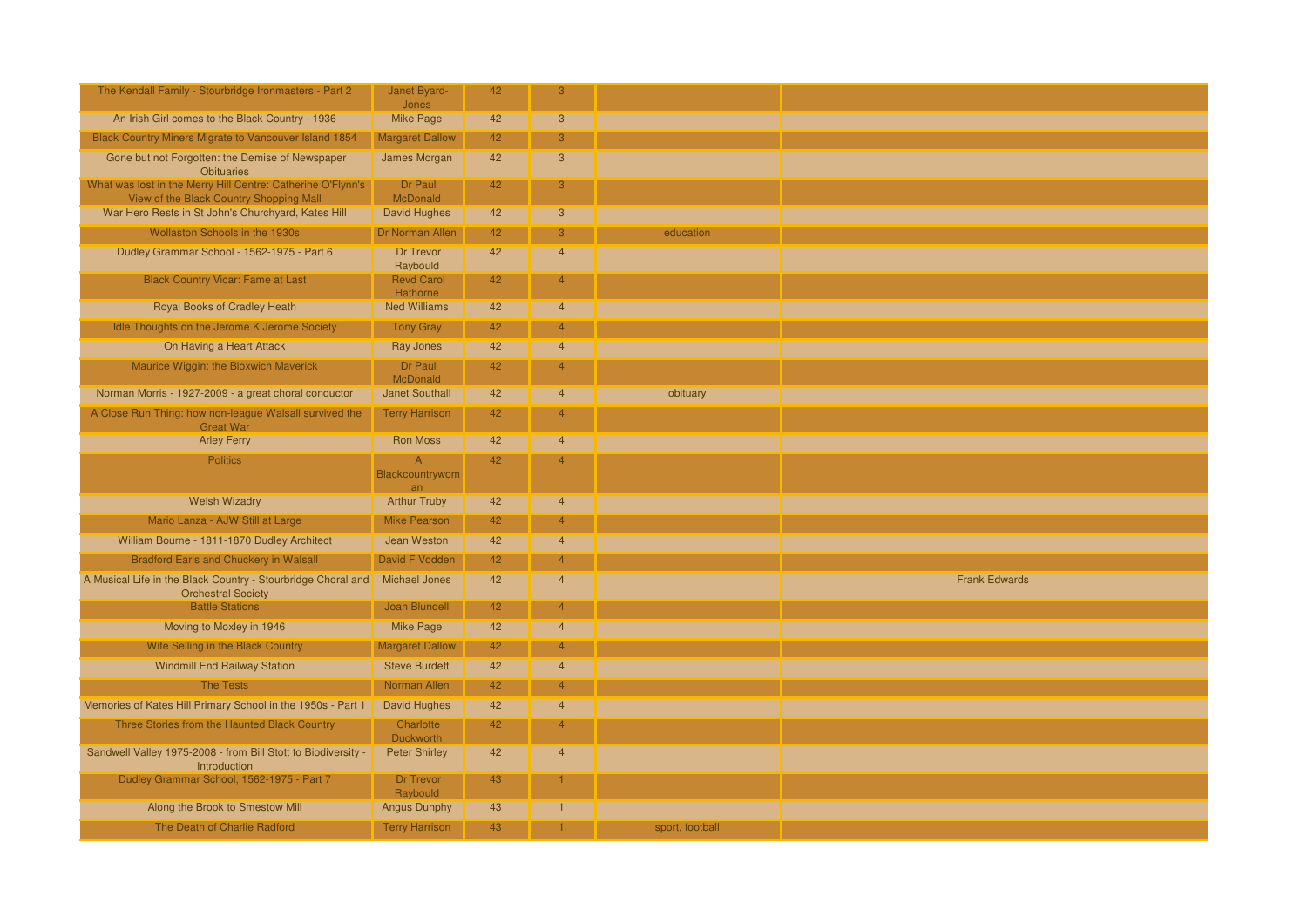| | | | | | |
|---|---|---|---|---|---|
| The Kendall Family - Stourbridge Ironmasters - Part 2 | Janet Byard-Jones | 42 | 3 | | |
| An Irish Girl comes to the Black Country - 1936 | Mike Page | 42 | 3 | | |
| Black Country Miners Migrate to Vancouver Island 1854 | Margaret Dallow | 42 | 3 | | |
| Gone but not Forgotten: the Demise of Newspaper Obituaries | James Morgan | 42 | 3 | | |
| What was lost in the Merry Hill Centre: Catherine O'Flynn's View of the Black Country Shopping Mall | Dr Paul McDonald | 42 | 3 | | |
| War Hero Rests in St John's Churchyard, Kates Hill | David Hughes | 42 | 3 | | |
| Wollaston Schools in the 1930s | Dr Norman Allen | 42 | 3 | education | |
| Dudley Grammar School - 1562-1975 - Part 6 | Dr Trevor Raybould | 42 | 4 | | |
| Black Country Vicar: Fame at Last | Revd Carol Hathorne | 42 | 4 | | |
| Royal Books of Cradley Heath | Ned Williams | 42 | 4 | | |
| Idle Thoughts on the Jerome K Jerome Society | Tony Gray | 42 | 4 | | |
| On Having a Heart Attack | Ray Jones | 42 | 4 | | |
| Maurice Wiggin: the Bloxwich Maverick | Dr Paul McDonald | 42 | 4 | | |
| Norman Morris - 1927-2009 - a great choral conductor | Janet Southall | 42 | 4 | obituary | |
| A Close Run Thing: how non-league Walsall survived the Great War | Terry Harrison | 42 | 4 | | |
| Arley Ferry | Ron Moss | 42 | 4 | | |
| Politics | A Blackcountrywoman | 42 | 4 | | |
| Welsh Wizadry | Arthur Truby | 42 | 4 | | |
| Mario Lanza - AJW Still at Large | Mike Pearson | 42 | 4 | | |
| William Bourne - 1811-1870 Dudley Architect | Jean Weston | 42 | 4 | | |
| Bradford Earls and Chuckery in Walsall | David F Vodden | 42 | 4 | | |
| A Musical Life in the Black Country - Stourbridge Choral and Orchestral Society | Michael Jones | 42 | 4 | | Frank Edwards |
| Battle Stations | Joan Blundell | 42 | 4 | | |
| Moving to Moxley in 1946 | Mike Page | 42 | 4 | | |
| Wife Selling in the Black Country | Margaret Dallow | 42 | 4 | | |
| Windmill End Railway Station | Steve Burdett | 42 | 4 | | |
| The Tests | Norman Allen | 42 | 4 | | |
| Memories of Kates Hill Primary School in the 1950s - Part 1 | David Hughes | 42 | 4 | | |
| Three Stories from the Haunted Black Country | Charlotte Duckworth | 42 | 4 | | |
| Sandwell Valley 1975-2008 - from Bill Stott to Biodiversity - Introduction | Peter Shirley | 42 | 4 | | |
| Dudley Grammar School, 1562-1975 - Part 7 | Dr Trevor Raybould | 43 | 1 | | |
| Along the Brook to Smestow Mill | Angus Dunphy | 43 | 1 | | |
| The Death of Charlie Radford | Terry Harrison | 43 | 1 | sport, football | |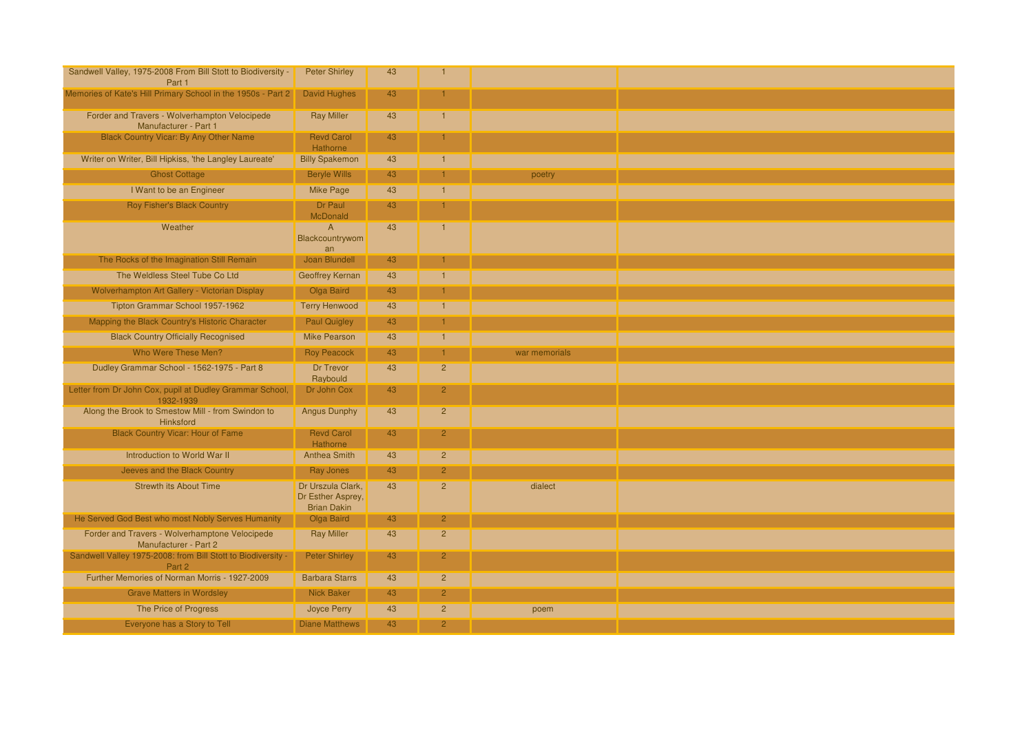| | | | | | |
|---|---|---|---|---|---|
| Sandwell Valley, 1975-2008 From Bill Stott to Biodiversity - Part 1 | Peter Shirley | 43 | 1 | | |
| Memories of Kate's Hill Primary School in the 1950s - Part 2 | David Hughes | 43 | 1 | | |
| Forder and Travers - Wolverhampton Velocipede Manufacturer - Part 1 | Ray Miller | 43 | 1 | | |
| Black Country Vicar: By Any Other Name | Revd Carol Hathorne | 43 | 1 | | |
| Writer on Writer, Bill Hipkiss, 'the Langley Laureate' | Billy Spakemon | 43 | 1 | | |
| Ghost Cottage | Beryle Wills | 43 | 1 | poetry | |
| I Want to be an Engineer | Mike Page | 43 | 1 | | |
| Roy Fisher's Black Country | Dr Paul McDonald | 43 | 1 | | |
| Weather | A Blackcountrywoman | 43 | 1 | | |
| The Rocks of the Imagination Still Remain | Joan Blundell | 43 | 1 | | |
| The Weldless Steel Tube Co Ltd | Geoffrey Kernan | 43 | 1 | | |
| Wolverhampton Art Gallery - Victorian Display | Olga Baird | 43 | 1 | | |
| Tipton Grammar School 1957-1962 | Terry Henwood | 43 | 1 | | |
| Mapping the Black Country's Historic Character | Paul Quigley | 43 | 1 | | |
| Black Country Officially Recognised | Mike Pearson | 43 | 1 | | |
| Who Were These Men? | Roy Peacock | 43 | 1 | war memorials | |
| Dudley Grammar School - 1562-1975 - Part 8 | Dr Trevor Raybould | 43 | 2 | | |
| Letter from Dr John Cox, pupil at Dudley Grammar School, 1932-1939 | Dr John Cox | 43 | 2 | | |
| Along the Brook to Smestow Mill - from Swindon to Hinksford | Angus Dunphy | 43 | 2 | | |
| Black Country Vicar: Hour of Fame | Revd Carol Hathorne | 43 | 2 | | |
| Introduction to World War II | Anthea Smith | 43 | 2 | | |
| Jeeves and the Black Country | Ray Jones | 43 | 2 | | |
| Strewth its About Time | Dr Urszula Clark, Dr Esther Asprey, Brian Dakin | 43 | 2 | dialect | |
| He Served God Best who most Nobly Serves Humanity | Olga Baird | 43 | 2 | | |
| Forder and Travers - Wolverhamptone Velocipede Manufacturer - Part 2 | Ray Miller | 43 | 2 | | |
| Sandwell Valley 1975-2008: from Bill Stott to Biodiversity - Part 2 | Peter Shirley | 43 | 2 | | |
| Further Memories of Norman Morris - 1927-2009 | Barbara Starrs | 43 | 2 | | |
| Grave Matters in Wordsley | Nick Baker | 43 | 2 | | |
| The Price of Progress | Joyce Perry | 43 | 2 | poem | |
| Everyone has a Story to Tell | Diane Matthews | 43 | 2 | | |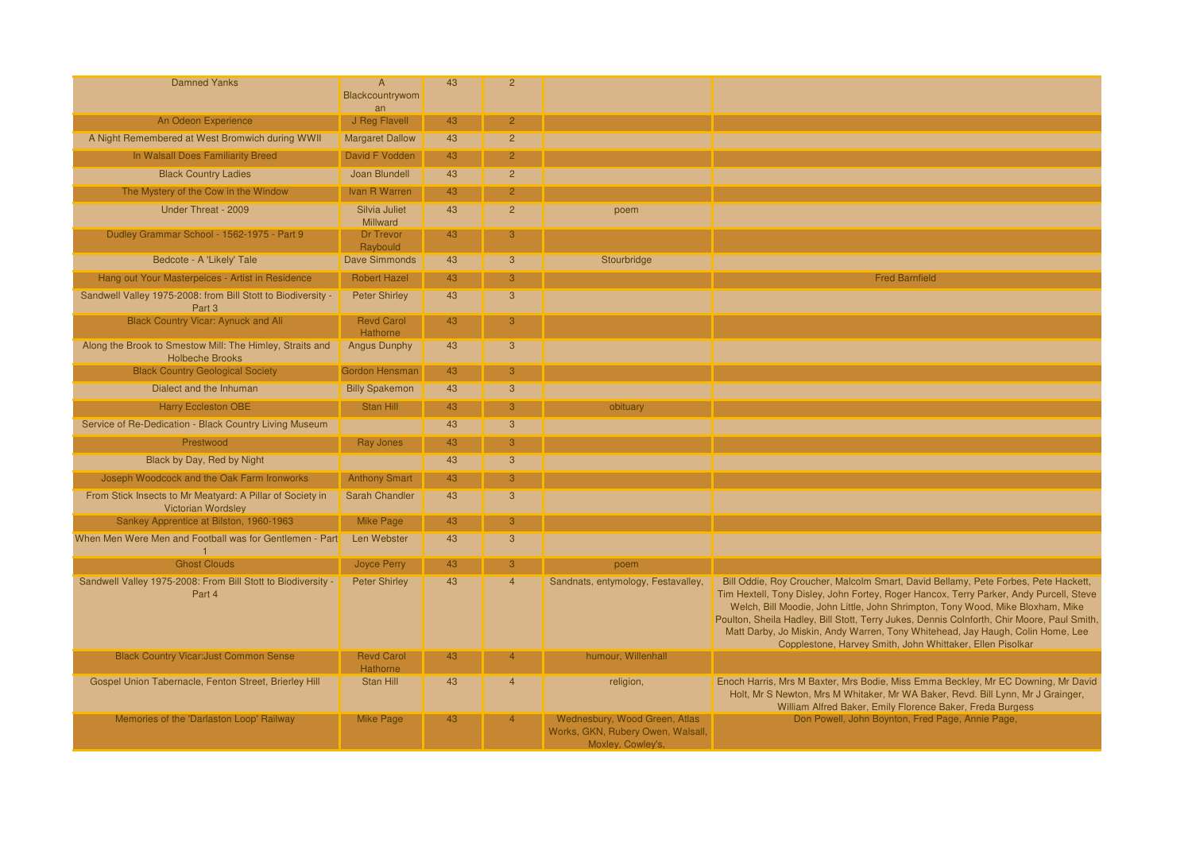| | | | | | |
|---|---|---|---|---|---|
| Damned Yanks | A Blackcountrywoman | 43 | 2 | | |
| An Odeon Experience | J Reg Flavell | 43 | 2 | | |
| A Night Remembered at West Bromwich during WWII | Margaret Dallow | 43 | 2 | | |
| In Walsall Does Familiarity Breed | David F Vodden | 43 | 2 | | |
| Black Country Ladies | Joan Blundell | 43 | 2 | | |
| The Mystery of the Cow in the Window | Ivan R Warren | 43 | 2 | | |
| Under Threat - 2009 | Silvia Juliet Millward | 43 | 2 | poem | |
| Dudley Grammar School - 1562-1975 - Part 9 | Dr Trevor Raybould | 43 | 3 | | |
| Bedcote - A 'Likely' Tale | Dave Simmonds | 43 | 3 | Stourbridge | |
| Hang out Your Masterpeices - Artist in Residence | Robert Hazel | 43 | 3 | | Fred Barnfield |
| Sandwell Valley 1975-2008: from Bill Stott to Biodiversity - Part 3 | Peter Shirley | 43 | 3 | | |
| Black Country Vicar: Aynuck and Ali | Revd Carol Hathorne | 43 | 3 | | |
| Along the Brook to Smestow Mill: The Himley, Straits and Holbeche Brooks | Angus Dunphy | 43 | 3 | | |
| Black Country Geological Society | Gordon Hensman | 43 | 3 | | |
| Dialect and the Inhuman | Billy Spakemon | 43 | 3 | | |
| Harry Eccleston OBE | Stan Hill | 43 | 3 | obituary | |
| Service of Re-Dedication - Black Country Living Museum | | 43 | 3 | | |
| Prestwood | Ray Jones | 43 | 3 | | |
| Black by Day, Red by Night | | 43 | 3 | | |
| Joseph Woodcock and the Oak Farm Ironworks | Anthony Smart | 43 | 3 | | |
| From Stick Insects to Mr Meatyard: A Pillar of Society in Victorian Wordsley | Sarah Chandler | 43 | 3 | | |
| Sankey Apprentice at Bilston, 1960-1963 | Mike Page | 43 | 3 | | |
| When Men Were Men and Football was for Gentlemen - Part 1 | Len Webster | 43 | 3 | | |
| Ghost Clouds | Joyce Perry | 43 | 3 | poem | |
| Sandwell Valley 1975-2008: From Bill Stott to Biodiversity - Part 4 | Peter Shirley | 43 | 4 | Sandnats, entymology, Festavalley, | Bill Oddie, Roy Croucher, Malcolm Smart, David Bellamy, Pete Forbes, Pete Hackett, Tim Hextell, Tony Disley, John Fortey, Roger Hancox, Terry Parker, Andy Purcell, Steve Welch, Bill Moodie, John Little, John Shrimpton, Tony Wood, Mike Bloxham, Mike Poulton, Sheila Hadley, Bill Stott, Terry Jukes, Dennis Colnforth, Chir Moore, Paul Smith, Matt Darby, Jo Miskin, Andy Warren, Tony Whitehead, Jay Haugh, Colin Home, Lee Copplestone, Harvey Smith, John Whittaker, Ellen Pisolkar |
| Black Country Vicar:Just Common Sense | Revd Carol Hathorne | 43 | 4 | humour, Willenhall | |
| Gospel Union Tabernacle, Fenton Street, Brierley Hill | Stan Hill | 43 | 4 | religion, | Enoch Harris, Mrs M Baxter, Mrs Bodie, Miss Emma Beckley, Mr EC Downing, Mr David Holt, Mr S Newton, Mrs M Whitaker, Mr WA Baker, Revd. Bill Lynn, Mr J Grainger, William Alfred Baker, Emily Florence Baker, Freda Burgess |
| Memories of the 'Darlaston Loop' Railway | Mike Page | 43 | 4 | Wednesbury, Wood Green, Atlas Works, GKN, Rubery Owen, Walsall, Moxley, Cowley's, | Don Powell, John Boynton, Fred Page, Annie Page, |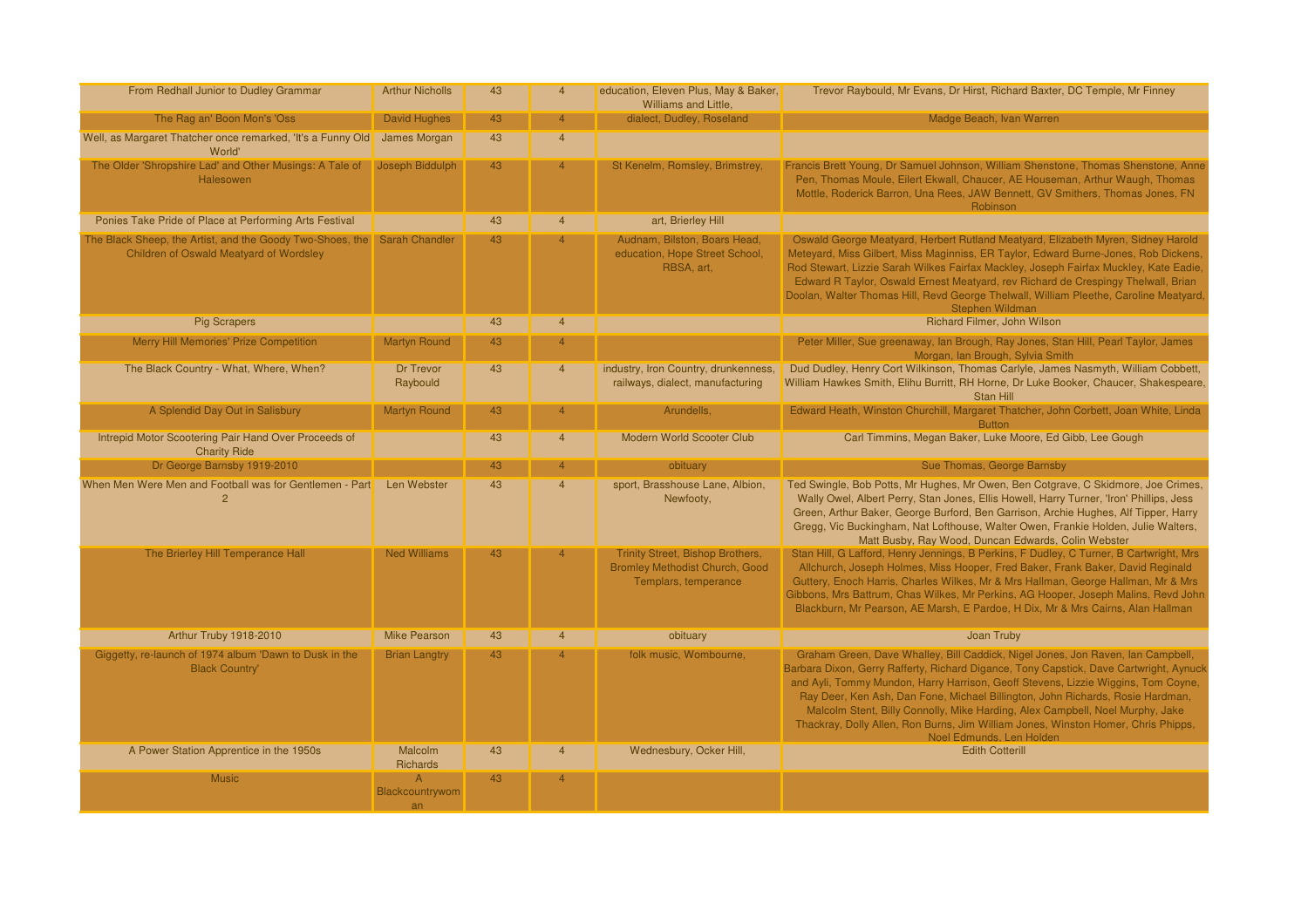| | | | | | |
|---|---|---|---|---|---|
| From Redhall Junior to Dudley Grammar | Arthur Nicholls | 43 | 4 | education, Eleven Plus, May & Baker, Williams and Little, | Trevor Raybould, Mr Evans, Dr Hirst, Richard Baxter, DC Temple, Mr Finney |
| The Rag an' Boon Mon's 'Oss | David Hughes | 43 | 4 | dialect, Dudley, Roseland | Madge Beach, Ivan Warren |
| Well, as Margaret Thatcher once remarked, 'It's a Funny Old World' | James Morgan | 43 | 4 | | |
| The Older 'Shropshire Lad' and Other Musings: A Tale of Halesowen | Joseph Biddulph | 43 | 4 | St Kenelm, Romsley, Brimstrey, | Francis Brett Young, Dr Samuel Johnson, William Shenstone, Thomas Shenstone, Anne Pen, Thomas Moule, Eilert Ekwall, Chaucer, AE Houseman, Arthur Waugh, Thomas Mottle, Roderick Barron, Una Rees, JAW Bennett, GV Smithers, Thomas Jones, FN Robinson |
| Ponies Take Pride of Place at Performing Arts Festival | | 43 | 4 | art, Brierley Hill | |
| The Black Sheep, the Artist, and the Goody Two-Shoes, the Children of Oswald Meatyard of Wordsley | Sarah Chandler | 43 | 4 | Audnam, Bilston, Boars Head, education, Hope Street School, RBSA, art, | Oswald George Meatyard, Herbert Rutland Meatyard, Elizabeth Myren, Sidney Harold Meteyard, Miss Gilbert, Miss Maginniss, ER Taylor, Edward Burne-Jones, Rob Dickens, Rod Stewart, Lizzie Sarah Wilkes Fairfax Mackley, Joseph Fairfax Muckley, Kate Eadie, Edward R Taylor, Oswald Ernest Meatyard, rev Richard de Crespingy Thelwall, Brian Doolan, Walter Thomas Hill, Revd George Thelwall, William Pleethe, Caroline Meatyard, Stephen Wildman |
| Pig Scrapers | | 43 | 4 | | Richard Filmer, John Wilson |
| Merry Hill Memories' Prize Competition | Martyn Round | 43 | 4 | | Peter Miller, Sue greenaway, Ian Brough, Ray Jones, Stan Hill, Pearl Taylor, James Morgan, Ian Brough, Sylvia Smith |
| The Black Country - What, Where, When? | Dr Trevor Raybould | 43 | 4 | industry, Iron Country, drunkenness, railways, dialect, manufacturing | Dud Dudley, Henry Cort Wilkinson, Thomas Carlyle, James Nasmyth, William Cobbett, William Hawkes Smith, Elihu Burritt, RH Horne, Dr Luke Booker, Chaucer, Shakespeare, Stan Hill |
| A Splendid Day Out in Salisbury | Martyn Round | 43 | 4 | Arundells, | Edward Heath, Winston Churchill, Margaret Thatcher, John Corbett, Joan White, Linda Button |
| Intrepid Motor Scootering Pair Hand Over Proceeds of Charity Ride | | 43 | 4 | Modern World Scooter Club | Carl Timmins, Megan Baker, Luke Moore, Ed Gibb, Lee Gough |
| Dr George Barnsby 1919-2010 | | 43 | 4 | obituary | Sue Thomas, George Barnsby |
| When Men Were Men and Football was for Gentlemen - Part 2 | Len Webster | 43 | 4 | sport, Brasshouse Lane, Albion, Newfooty, | Ted Swingle, Bob Potts, Mr Hughes, Mr Owen, Ben Cotgrave, C Skidmore, Joe Crimes, Wally Owel, Albert Perry, Stan Jones, Ellis Howell, Harry Turner, 'Iron' Phillips, Jess Green, Arthur Baker, George Burford, Ben Garrison, Archie Hughes, Alf Tipper, Harry Gregg, Vic Buckingham, Nat Lofthouse, Walter Owen, Frankie Holden, Julie Walters, Matt Busby, Ray Wood, Duncan Edwards, Colin Webster |
| The Brierley Hill Temperance Hall | Ned Williams | 43 | 4 | Trinity Street, Bishop Brothers, Bromley Methodist Church, Good Templars, temperance | Stan Hill, G Lafford, Henry Jennings, B Perkins, F Dudley, C Turner, B Cartwright, Mrs Allchurch, Joseph Holmes, Miss Hooper, Fred Baker, Frank Baker, David Reginald Guttery, Enoch Harris, Charles Wilkes, Mr & Mrs Hallman, George Hallman, Mr & Mrs Gibbons, Mrs Battrum, Chas Wilkes, Mr Perkins, AG Hooper, Joseph Malins, Revd John Blackburn, Mr Pearson, AE Marsh, E Pardoe, H Dix, Mr & Mrs Cairns, Alan Hallman |
| Arthur Truby 1918-2010 | Mike Pearson | 43 | 4 | obituary | Joan Truby |
| Giggetty, re-launch of 1974 album 'Dawn to Dusk in the Black Country' | Brian Langtry | 43 | 4 | folk music, Wombourne, | Graham Green, Dave Whalley, Bill Caddick, Nigel Jones, Jon Raven, Ian Campbell, Barbara Dixon, Gerry Rafferty, Richard Digance, Tony Capstick, Dave Cartwright, Aynuck and Ayli, Tommy Mundon, Harry Harrison, Geoff Stevens, Lizzie Wiggins, Tom Coyne, Ray Deer, Ken Ash, Dan Fone, Michael Billington, John Richards, Rosie Hardman, Malcolm Stent, Billy Connolly, Mike Harding, Alex Campbell, Noel Murphy, Jake Thackray, Dolly Allen, Ron Burns, Jim William Jones, Winston Homer, Chris Phipps, Noel Edmunds, Len Holden |
| A Power Station Apprentice in the 1950s | Malcolm Richards | 43 | 4 | Wednesbury, Ocker Hill, | Edith Cotterill |
| Music | A Blackcountrywoman | 43 | 4 | | |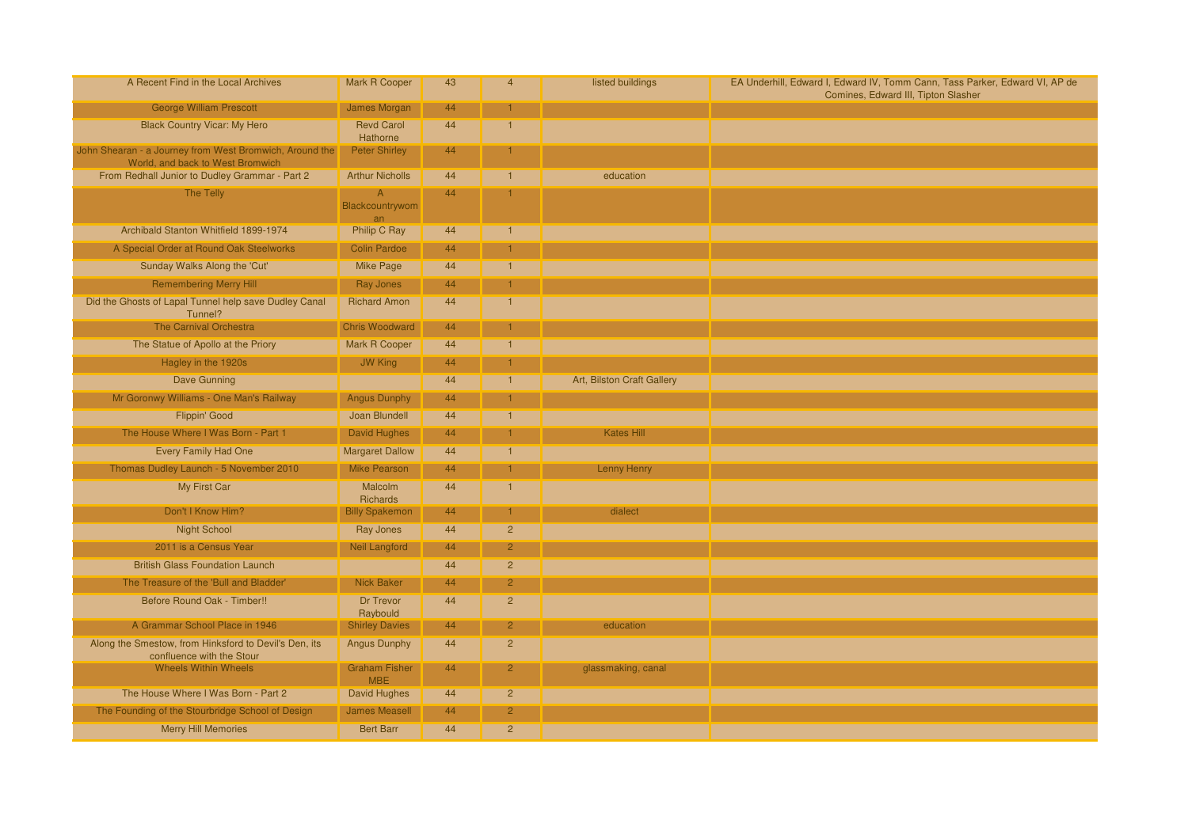| | | | | | |
|---|---|---|---|---|---|
| A Recent Find in the Local Archives | Mark R Cooper | 43 | 4 | listed buildings | EA Underhill, Edward I, Edward IV, Tomm Cann, Tass Parker, Edward VI, AP de Comines, Edward III, Tipton Slasher |
| George William Prescott | James Morgan | 44 | 1 | | |
| Black Country Vicar: My Hero | Revd Carol Hathorne | 44 | 1 | | |
| John Shearan - a Journey from West Bromwich, Around the World, and back to West Bromwich | Peter Shirley | 44 | 1 | | |
| From Redhall Junior to Dudley Grammar - Part 2 | Arthur Nicholls | 44 | 1 | education | |
| The Telly | A Blackcountrywoman | 44 | 1 | | |
| Archibald Stanton Whitfield 1899-1974 | Philip C Ray | 44 | 1 | | |
| A Special Order at Round Oak Steelworks | Colin Pardoe | 44 | 1 | | |
| Sunday Walks Along the 'Cut' | Mike Page | 44 | 1 | | |
| Remembering Merry Hill | Ray Jones | 44 | 1 | | |
| Did the Ghosts of Lapal Tunnel help save Dudley Canal Tunnel? | Richard Amon | 44 | 1 | | |
| The Carnival Orchestra | Chris Woodward | 44 | 1 | | |
| The Statue of Apollo at the Priory | Mark R Cooper | 44 | 1 | | |
| Hagley in the 1920s | JW King | 44 | 1 | | |
| Dave Gunning | | 44 | 1 | Art, Bilston Craft Gallery | |
| Mr Goronwy Williams - One Man's Railway | Angus Dunphy | 44 | 1 | | |
| Flippin' Good | Joan Blundell | 44 | 1 | | |
| The House Where I Was Born - Part 1 | David Hughes | 44 | 1 | Kates Hill | |
| Every Family Had One | Margaret Dallow | 44 | 1 | | |
| Thomas Dudley Launch - 5 November 2010 | Mike Pearson | 44 | 1 | Lenny Henry | |
| My First Car | Malcolm Richards | 44 | 1 | | |
| Don't I Know Him? | Billy Spakemon | 44 | 1 | dialect | |
| Night School | Ray Jones | 44 | 2 | | |
| 2011 is a Census Year | Neil Langford | 44 | 2 | | |
| British Glass Foundation Launch | | 44 | 2 | | |
| The Treasure of the 'Bull and Bladder' | Nick Baker | 44 | 2 | | |
| Before Round Oak - Timber!! | Dr Trevor Raybould | 44 | 2 | | |
| A Grammar School Place in 1946 | Shirley Davies | 44 | 2 | education | |
| Along the Smestow, from Hinksford to Devil's Den, its confluence with the Stour | Angus Dunphy | 44 | 2 | | |
| Wheels Within Wheels | Graham Fisher MBE | 44 | 2 | glassmaking, canal | |
| The House Where I Was Born - Part 2 | David Hughes | 44 | 2 | | |
| The Founding of the Stourbridge School of Design | James Measell | 44 | 2 | | |
| Merry Hill Memories | Bert Barr | 44 | 2 | | |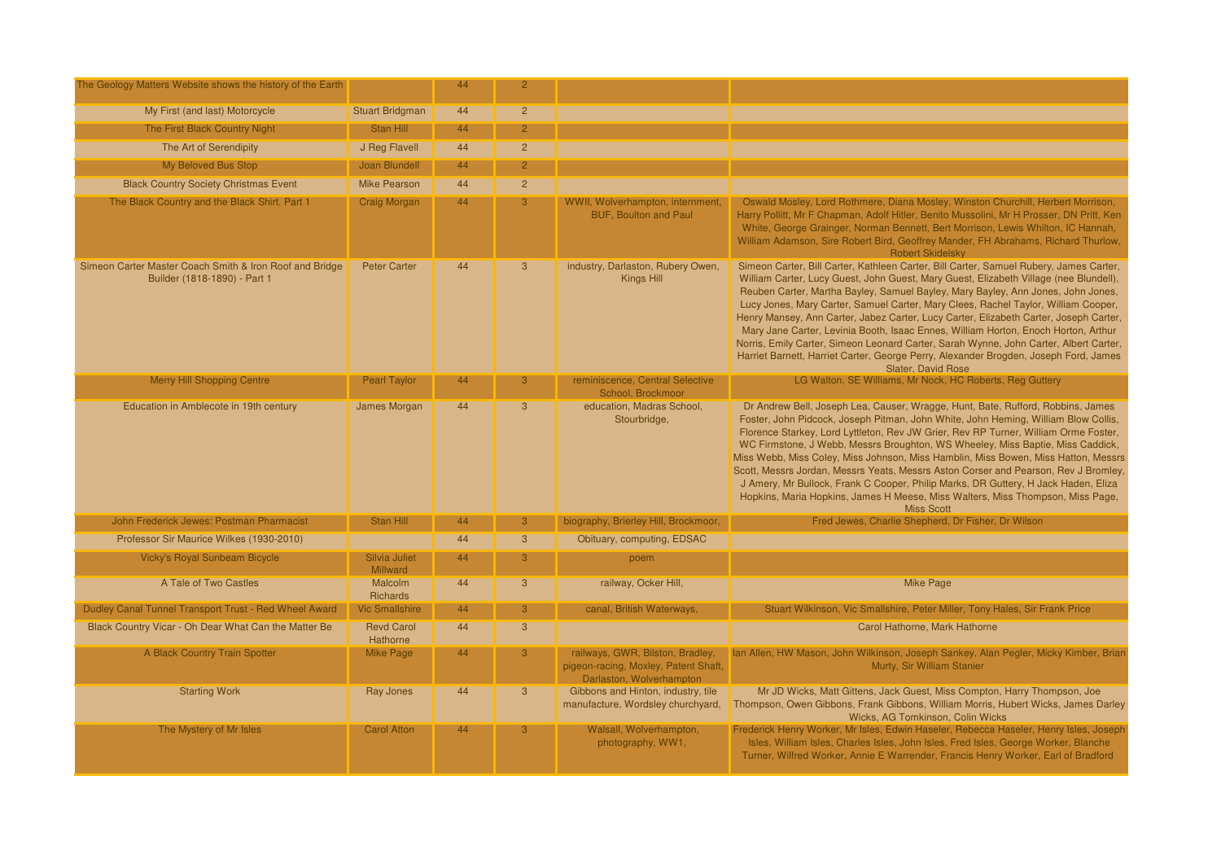| | | | | | |
|---|---|---|---|---|---|
| The Geology Matters Website shows the history of the Earth | | 44 | 2 | | |
| My First (and last) Motorcycle | Stuart Bridgman | 44 | 2 | | |
| The First Black Country Night | Stan Hill | 44 | 2 | | |
| The Art of Serendipity | J Reg Flavell | 44 | 2 | | |
| My Beloved Bus Stop | Joan Blundell | 44 | 2 | | |
| Black Country Society Christmas Event | Mike Pearson | 44 | 2 | | |
| The Black Country and the Black Shirt. Part 1 | Craig Morgan | 44 | 3 | WWII, Wolverhampton, internment, BUF, Boulton and Paul | Oswald Mosley, Lord Rothmere, Diana Mosley, Winston Churchill, Herbert Morrison, Harry Pollitt, Mr F Chapman, Adolf Hitler, Benito Mussolini, Mr H Prosser, DN Pritt, Ken White, George Grainger, Norman Bennett, Bert Morrison, Lewis Whilton, IC Hannah, William Adamson, Sire Robert Bird, Geoffrey Mander, FH Abrahams, Richard Thurlow, Robert Skidelsky |
| Simeon Carter Master Coach Smith & Iron Roof and Bridge Builder (1818-1890) - Part 1 | Peter Carter | 44 | 3 | industry, Darlaston, Rubery Owen, Kings Hill | Simeon Carter, Bill Carter, Kathleen Carter, Bill Carter, Samuel Rubery, James Carter, William Carter, Lucy Guest, John Guest, Mary Guest, Elizabeth Village (nee Blundell), Reuben Carter, Martha Bayley, Samuel Bayley, Mary Bayley, Ann Jones, John Jones, Lucy Jones, Mary Carter, Samuel Carter, Mary Clees, Rachel Taylor, William Cooper, Henry Mansey, Ann Carter, Jabez Carter, Lucy Carter, Elizabeth Carter, Joseph Carter, Mary Jane Carter, Levinia Booth, Isaac Ennes, William Horton, Enoch Horton, Arthur Norris, Emily Carter, Simeon Leonard Carter, Sarah Wynne, John Carter, Albert Carter, Harriet Barnett, Harriet Carter, George Perry, Alexander Brogden, Joseph Ford, James Slater, David Rose |
| Merry Hill Shopping Centre | Pearl Taylor | 44 | 3 | reminiscence, Central Selective School, Brockmoor | LG Walton, SE Williams, Mr Nock, HC Roberts, Reg Guttery |
| Education in Amblecote in 19th century | James Morgan | 44 | 3 | education, Madras School, Stourbridge, | Dr Andrew Bell, Joseph Lea, Causer, Wragge, Hunt, Bate, Rufford, Robbins, James Foster, John Pidcock, Joseph Pitman, John White, John Heming, William Blow Collis, Florence Starkey, Lord Lyttleton, Rev JW Grier, Rev RP Turner, William Orme Foster, WC Firmstone, J Webb, Messrs Broughton, WS Wheeley, Miss Baptie, Miss Caddick, Miss Webb, Miss Coley, Miss Johnson, Miss Hamblin, Miss Bowen, Miss Hatton, Messrs Scott, Messrs Jordan, Messrs Yeats, Messrs Aston Corser and Pearson, Rev J Bromley, J Amery, Mr Bullock, Frank C Cooper, Philip Marks, DR Guttery, H Jack Haden, Eliza Hopkins, Maria Hopkins, James H Meese, Miss Walters, Miss Thompson, Miss Page, Miss Scott |
| John Frederick Jewes: Postman Pharmacist | Stan Hill | 44 | 3 | biography, Brierley Hill, Brockmoor, | Fred Jewes, Charlie Shepherd, Dr Fisher, Dr Wilson |
| Professor Sir Maurice Wilkes (1930-2010) | | 44 | 3 | Obituary, computing, EDSAC | |
| Vicky's Royal Sunbeam Bicycle | Silvia Juliet Millward | 44 | 3 | poem | |
| A Tale of Two Castles | Malcolm Richards | 44 | 3 | railway, Ocker Hill, | Mike Page |
| Dudley Canal Tunnel Transport Trust - Red Wheel Award | Vic Smallshire | 44 | 3 | canal, British Waterways, | Stuart Wilkinson, Vic Smallshire, Peter Miller, Tony Hales, Sir Frank Price |
| Black Country Vicar - Oh Dear What Can the Matter Be | Revd Carol Hathorne | 44 | 3 | | Carol Hathorne, Mark Hathorne |
| A Black Country Train Spotter | Mike Page | 44 | 3 | railways, GWR, Bilston, Bradley, pigeon-racing, Moxley, Patent Shaft, Darlaston, Wolverhampton | Ian Allen, HW Mason, John Wilkinson, Joseph Sankey, Alan Pegler, Micky Kimber, Brian Murty, Sir William Stanier |
| Starting Work | Ray Jones | 44 | 3 | Gibbons and Hinton, industry, tile manufacture, Wordsley churchyard, | Mr JD Wicks, Matt Gittens, Jack Guest, Miss Compton, Harry Thompson, Joe Thompson, Owen Gibbons, Frank Gibbons, William Morris, Hubert Wicks, James Darley Wicks, AG Tomkinson, Colin Wicks |
| The Mystery of Mr Isles | Carol Atton | 44 | 3 | Walsall, Wolverhampton, photography, WW1, | Frederick Henry Worker, Mr Isles, Edwin Haseler, Rebecca Haseler, Henry Isles, Joseph Isles, William Isles, Charles Isles, John Isles, Fred Isles, George Worker, Blanche Turner, Wilfred Worker, Annie E Warrender, Francis Henry Worker, Earl of Bradford |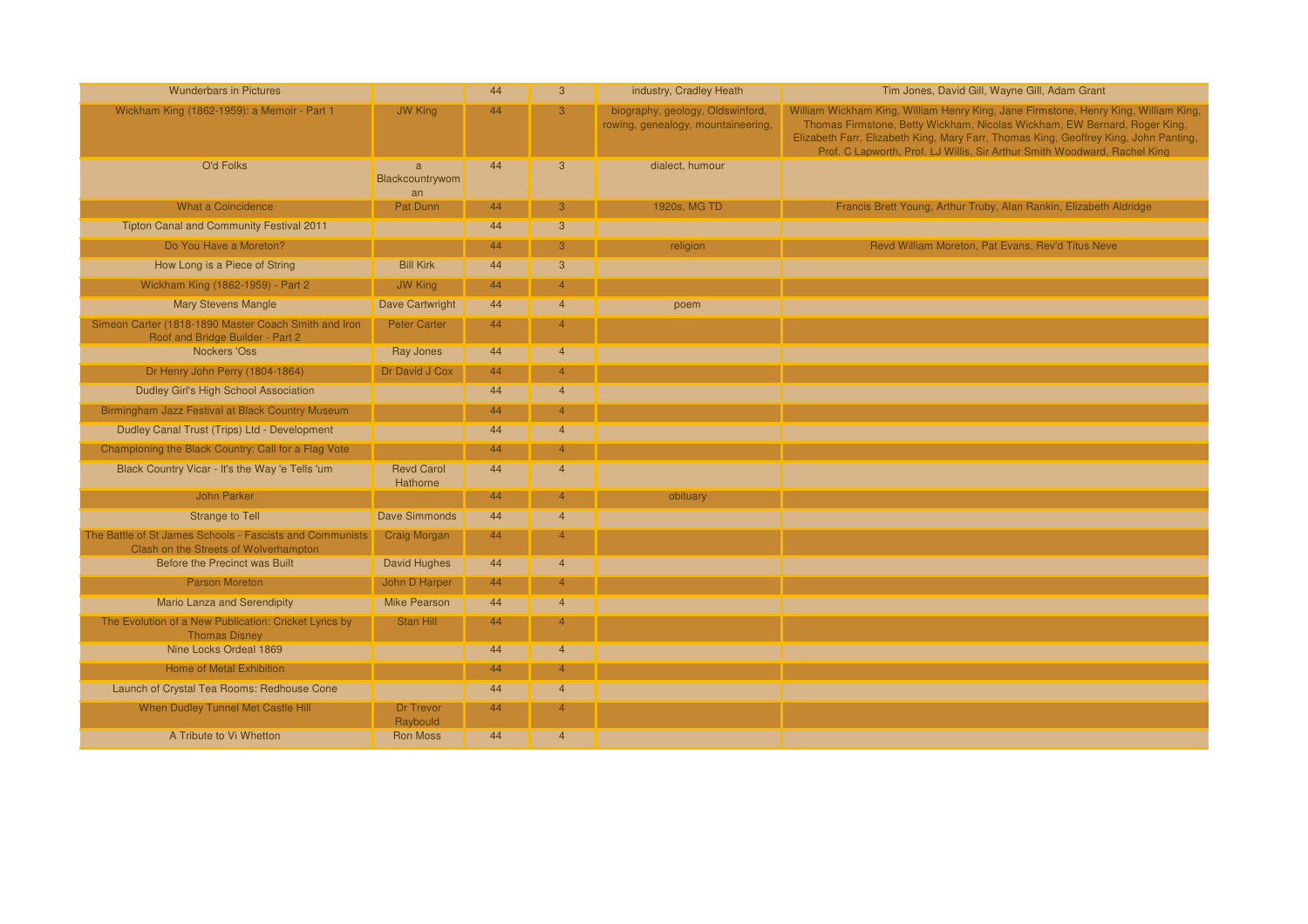| | | | | | |
|---|---|---|---|---|---|
| Wunderbars in Pictures | | 44 | 3 | industry, Cradley Heath | Tim Jones, David Gill, Wayne Gill, Adam Grant |
| Wickham King (1862-1959): a Memoir - Part 1 | JW King | 44 | 3 | biography, geology, Oldswinford, rowing, genealogy, mountaineering, | William Wickham King, William Henry King, Jane Firmstone, Henry King, William King, Thomas Firmstone, Betty Wickham, Nicolas Wickham, EW Bernard, Roger King, Elizabeth Farr, Elizabeth King, Mary Farr, Thomas King, Geoffrey King, John Panting, Prof. C Lapworth, Prof. LJ Willis, Sir Arthur Smith Woodward, Rachel King |
| O'd Folks | a Blackcountrywoman | 44 | 3 | dialect, humour | |
| What a Coincidence | Pat Dunn | 44 | 3 | 1920s, MG TD | Francis Brett Young, Arthur Truby, Alan Rankin, Elizabeth Aldridge |
| Tipton Canal and Community Festival 2011 | | 44 | 3 | | |
| Do You Have a Moreton? | | 44 | 3 | religion | Revd William Moreton, Pat Evans, Rev'd Titus Neve |
| How Long is a Piece of String | Bill Kirk | 44 | 3 | | |
| Wickham King (1862-1959) - Part 2 | JW King | 44 | 4 | | |
| Mary Stevens Mangle | Dave Cartwright | 44 | 4 | poem | |
| Simeon Carter (1818-1890 Master Coach Smith and Iron Roof and Bridge Builder - Part 2 | Peter Carter | 44 | 4 | | |
| Nockers 'Oss | Ray Jones | 44 | 4 | | |
| Dr Henry John Perry (1804-1864) | Dr David J Cox | 44 | 4 | | |
| Dudley Girl's High School Association | | 44 | 4 | | |
| Birmingham Jazz Festival at Black Country Museum | | 44 | 4 | | |
| Dudley Canal Trust (Trips) Ltd - Development | | 44 | 4 | | |
| Championing the Black Country: Call for a Flag Vote | | 44 | 4 | | |
| Black Country Vicar - It's the Way 'e Tells 'um | Revd Carol Hathorne | 44 | 4 | | |
| John Parker | | 44 | 4 | obituary | |
| Strange to Tell | Dave Simmonds | 44 | 4 | | |
| The Battle of St James Schools - Fascists and Communists Clash on the Streets of Wolverhampton | Craig Morgan | 44 | 4 | | |
| Before the Precinct was Built | David Hughes | 44 | 4 | | |
| Parson Moreton | John D Harper | 44 | 4 | | |
| Mario Lanza and Serendipity | Mike Pearson | 44 | 4 | | |
| The Evolution of a New Publication: Cricket Lyrics by Thomas Disney | Stan Hill | 44 | 4 | | |
| Nine Locks Ordeal 1869 | | 44 | 4 | | |
| Home of Metal Exhibition | | 44 | 4 | | |
| Launch of Crystal Tea Rooms: Redhouse Cone | | 44 | 4 | | |
| When Dudley Tunnel Met Castle Hill | Dr Trevor Raybould | 44 | 4 | | |
| A Tribute to Vi Whetton | Ron Moss | 44 | 4 | | |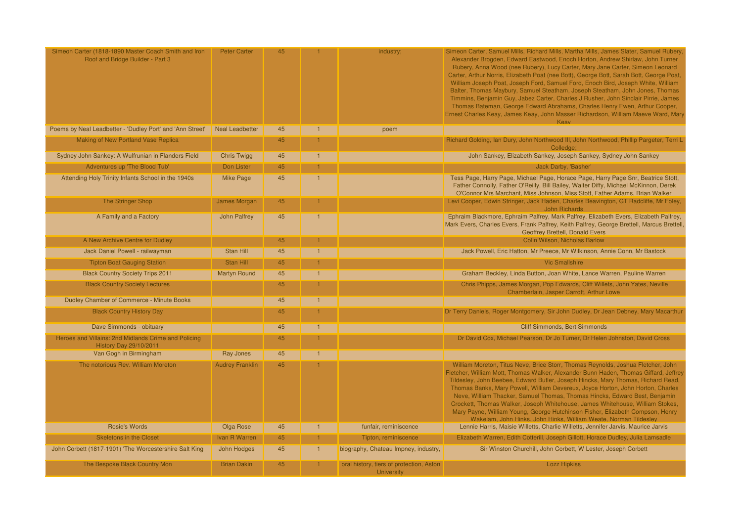| | | | | | |
|---|---|---|---|---|---|
| Simeon Carter (1818-1890 Master Coach Smith and Iron Roof and Bridge Builder - Part 3 | Peter Carter | 45 | 1 | industry; | Simeon Carter, Samuel Mills, Richard Mills, Martha Mills, James Slater, Samuel Rubery, Alexander Brogden, Edward Eastwood, Enoch Horton, Andrew Shirlaw, John Turner Rubery, Anna Wood (nee Rubery), Lucy Carter, Mary Jane Carter, Simeon Leonard Carter, Arthur Norris, Elizabeth Poat (nee Bott), George Bott, Sarah Bott, George Poat, William Joseph Poat, Joseph Ford, Samuel Ford, Enoch Bird, Joseph White, William Balter, Thomas Maybury, Samuel Steatham, Joseph Steatham, John Jones, Thomas Timmins, Benjamin Guy, Jabez Carter, Charles J Rusher, John Sinclair Pirrie, James Thomas Bateman, George Edward Abrahams, Charles Henry Ewen, Arthur Cooper, Ernest Charles Keay, James Keay, John Masser Richardson, William Maeve Ward, Mary Keay |
| Poems by Neal Leadbetter - 'Dudley Port' and 'Ann Street' | Neal Leadbetter | 45 | 1 | poem | |
| Making of New Portland Vase Replica | | 45 | 1 | | Richard Golding, Ian Dury, John Northwood III, John Northwood, Phillip Pargeter, Terri L Colledge; |
| Sydney John Sankey: A Wulfrunian in Flanders Field | Chris Twigg | 45 | 1 | | John Sankey, Elizabeth Sankey, Joseph Sankey, Sydney John Sankey |
| Adventures up 'The Blood Tub' | Don Lister | 45 | 1 | | Jack Darby, 'Basher' |
| Attending Holy Trinity Infants School in the 1940s | Mike Page | 45 | 1 | | Tess Page, Harry Page, Michael Page, Horace Page, Harry Page Snr, Beatrice Stott, Father Connolly, Father O'Reilly, Bill Bailey, Walter Diffy, Michael McKinnon, Derek O'Connor Mrs Marchant, Miss Johnson, Miss Stott, Father Adams, Brian Walker |
| The Stringer Shop | James Morgan | 45 | 1 | | Levi Cooper, Edwin Stringer, Jack Haden, Charles Beavington, GT Radcliffe, Mr Foley, John Richards |
| A Family and a Factory | John Palfrey | 45 | 1 | | Ephraim Blackmore, Ephraim Palfrey, Mark Palfrey, Elizabeth Evers, Elizabeth Palfrey, Mark Evers, Charles Evers, Frank Palfrey, Keith Palfrey, George Brettell, Marcus Brettell, Geoffrey Brettell, Donald Evers |
| A New Archive Centre for Dudley | | 45 | 1 | | Colin Wilson, Nicholas Barlow |
| Jack Daniel Powell - railwayman | Stan Hill | 45 | 1 | | Jack Powell, Eric Hatton, Mr Preece, Mr Wilkinson, Annie Conn, Mr Bastock |
| Tipton Boat Gauging Station | Stan Hill | 45 | 1 | | Vic Smallshire |
| Black Country Society Trips 2011 | Martyn Round | 45 | 1 | | Graham Beckley, Linda Button, Joan White, Lance Warren, Pauline Warren |
| Black Country Society Lectures | | 45 | 1 | | Chris Phipps, James Morgan, Pop Edwards, Cliff Willets, John Yates, Neville Chamberlain, Jasper Carrott, Arthur Lowe |
| Dudley Chamber of Commerce - Minute Books | | 45 | 1 | | |
| Black Country History Day | | 45 | 1 | | Dr Terry Daniels, Roger Montgomery, Sir John Dudley, Dr Jean Debney, Mary Macarthur |
| Dave Simmonds - obituary | | 45 | 1 | | Cliff Simmonds, Bert Simmonds |
| Heroes and Villains: 2nd Midlands Crime and Policing History Day 29/10/2011 | | 45 | 1 | | Dr David Cox, Michael Pearson, Dr Jo Turner, Dr Helen Johnston, David Cross |
| Van Gogh in Birmingham | Ray Jones | 45 | 1 | | |
| The notorious Rev. William Moreton | Audrey Franklin | 45 | 1 | | William Moreton, Titus Neve, Brice Storr, Thomas Reynolds, Joshua Fletcher, John Fletcher, William Mott, Thomas Walker, Alexander Bunn Haden, Thomas Giffard, Jeffrey Tildesley, John Beebee, Edward Butler, Joseph Hincks, Mary Thomas, Richard Read, Thomas Banks, Mary Powell, William Devereux, Joyce Horton, John Horton, Charles Neve, William Thacker, Samuel Thomas, Thomas Hincks, Edward Best, Benjamin Crockett, Thomas Walker, Joseph Whitehouse, James Whitehouse, William Stokes, Mary Payne, William Young, George Hutchinson Fisher, Elizabeth Compson, Henry Wakelam, John Hinks, John Hinks, William Weate, Norman Tildesley |
| Rosie's Words | Olga Rose | 45 | 1 | funfair, reminiscence | Lennie Harris, Maisie Willetts, Charlie Willetts, Jennifer Jarvis, Maurice Jarvis |
| Skeletons in the Closet | Ivan R Warren | 45 | 1 | Tipton, reminiscence | Elizabeth Warren, Edith Cotterill, Joseph Gillott, Horace Dudley, Julia Lamsadle |
| John Corbett (1817-1901) 'The Worcestershire Salt King | John Hodges | 45 | 1 | biography, Chateau Impney, industry, | Sir Winston Churchill, John Corbett, W Lester, Joseph Corbett |
| The Bespoke Black Country Mon | Brian Dakin | 45 | 1 | oral history, tiers of protection, Aston University | Lozz Hipkiss |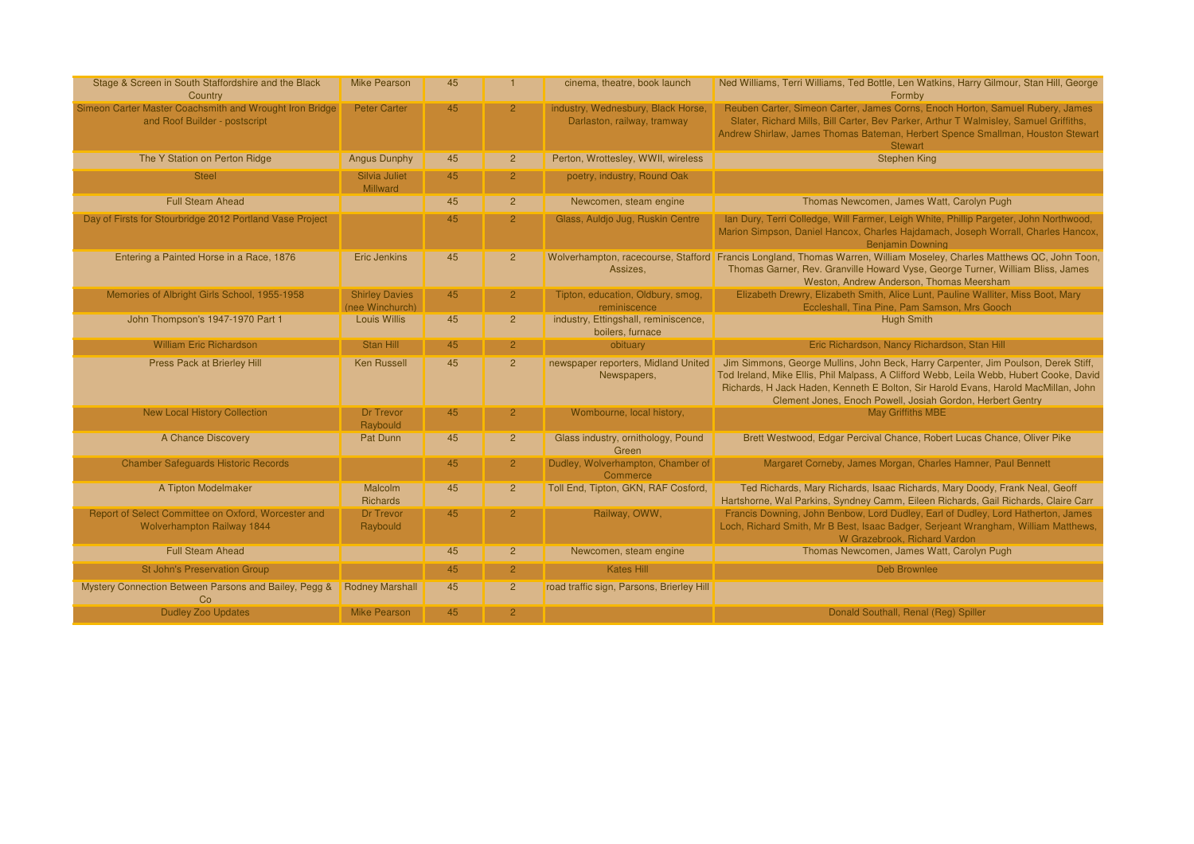| | | | | | |
|---|---|---|---|---|---|
| Stage & Screen in South Staffordshire and the Black Country | Mike Pearson | 45 | 1 | cinema, theatre, book launch | Ned Williams, Terri Williams, Ted Bottle, Len Watkins, Harry Gilmour, Stan Hill, George Formby |
| Simeon Carter Master Coachsmith and Wrought Iron Bridge and Roof Builder - postscript | Peter Carter | 45 | 2 | industry, Wednesbury, Black Horse, Darlaston, railway, tramway | Reuben Carter, Simeon Carter, James Corns, Enoch Horton, Samuel Rubery, James Slater, Richard Mills, Bill Carter, Bev Parker, Arthur T Walmisley, Samuel Griffiths, Andrew Shirlaw, James Thomas Bateman, Herbert Spence Smallman, Houston Stewart Stewart |
| The Y Station on Perton Ridge | Angus Dunphy | 45 | 2 | Perton, Wrottesley, WWII, wireless | Stephen King |
| Steel | Silvia Juliet Millward | 45 | 2 | poetry, industry, Round Oak | |
| Full Steam Ahead | | 45 | 2 | Newcomen, steam engine | Thomas Newcomen, James Watt, Carolyn Pugh |
| Day of Firsts for Stourbridge 2012 Portland Vase Project | | 45 | 2 | Glass, Auldjo Jug, Ruskin Centre | Ian Dury, Terri Colledge, Will Farmer, Leigh White, Phillip Pargeter, John Northwood, Marion Simpson, Daniel Hancox, Charles Hajdamach, Joseph Worrall, Charles Hancox, Benjamin Downing |
| Entering a Painted Horse in a Race, 1876 | Eric Jenkins | 45 | 2 | Wolverhampton, racecourse, Stafford Assizes, | Francis Longland, Thomas Warren, William Moseley, Charles Matthews QC, John Toon, Thomas Garner, Rev. Granville Howard Vyse, George Turner, William Bliss, James Weston, Andrew Anderson, Thomas Meersham |
| Memories of Albright Girls School, 1955-1958 | Shirley Davies (nee Winchurch) | 45 | 2 | Tipton, education, Oldbury, smog, reminiscence | Elizabeth Drewry, Elizabeth Smith, Alice Lunt, Pauline Walliter, Miss Boot, Mary Eccleshall, Tina Pine, Pam Samson, Mrs Gooch |
| John Thompson's 1947-1970 Part 1 | Louis Willis | 45 | 2 | industry, Ettingshall, reminiscence, boilers, furnace | Hugh Smith |
| William Eric Richardson | Stan Hill | 45 | 2 | obituary | Eric Richardson, Nancy Richardson, Stan Hill |
| Press Pack at Brierley Hill | Ken Russell | 45 | 2 | newspaper reporters, Midland United Newspapers, | Jim Simmons, George Mullins, John Beck, Harry Carpenter, Jim Poulson, Derek Stiff, Tod Ireland, Mike Ellis, Phil Malpass, A Clifford Webb, Leila Webb, Hubert Cooke, David Richards, H Jack Haden, Kenneth E Bolton, Sir Harold Evans, Harold MacMillan, John Clement Jones, Enoch Powell, Josiah Gordon, Herbert Gentry |
| New Local History Collection | Dr Trevor Raybould | 45 | 2 | Wombourne, local history, | May Griffiths MBE |
| A Chance Discovery | Pat Dunn | 45 | 2 | Glass industry, ornithology, Pound Green | Brett Westwood, Edgar Percival Chance, Robert Lucas Chance, Oliver Pike |
| Chamber Safeguards Historic Records | | 45 | 2 | Dudley, Wolverhampton, Chamber of Commerce | Margaret Corneby, James Morgan, Charles Hamner, Paul Bennett |
| A Tipton Modelmaker | Malcolm Richards | 45 | 2 | Toll End, Tipton, GKN, RAF Cosford, | Ted Richards, Mary Richards, Isaac Richards, Mary Doody, Frank Neal, Geoff Hartshorne, Wal Parkins, Syndney Camm, Eileen Richards, Gail Richards, Claire Carr |
| Report of Select Committee on Oxford, Worcester and Wolverhampton Railway 1844 | Dr Trevor Raybould | 45 | 2 | Railway, OWW, | Francis Downing, John Benbow, Lord Dudley, Earl of Dudley, Lord Hatherton, James Loch, Richard Smith, Mr B Best, Isaac Badger, Serjeant Wrangham, William Matthews, W Grazebrook, Richard Vardon |
| Full Steam Ahead | | 45 | 2 | Newcomen, steam engine | Thomas Newcomen, James Watt, Carolyn Pugh |
| St John's Preservation Group | | 45 | 2 | Kates Hill | Deb Brownlee |
| Mystery Connection Between Parsons and Bailey, Pegg & Co | Rodney Marshall | 45 | 2 | road traffic sign, Parsons, Brierley Hill | |
| Dudley Zoo Updates | Mike Pearson | 45 | 2 | | Donald Southall, Renal (Reg) Spiller |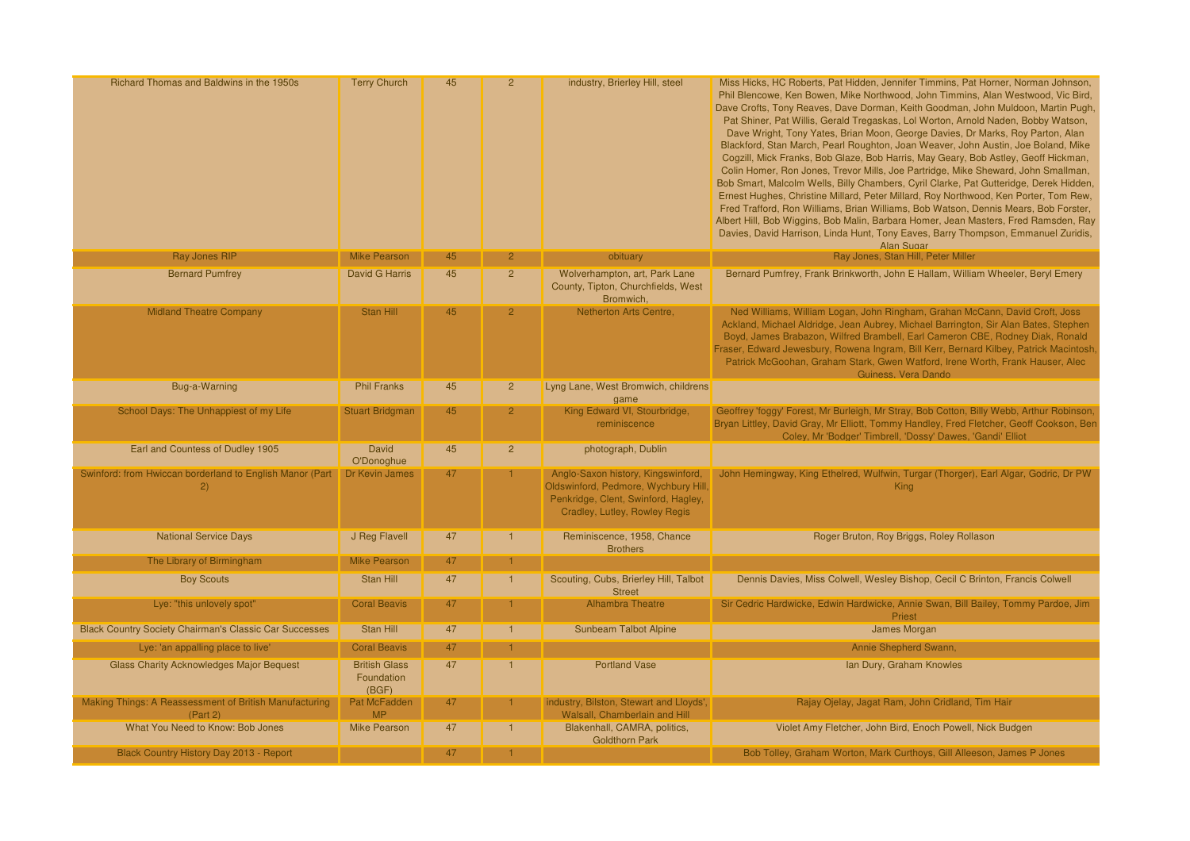| | | | | | |
|---|---|---|---|---|---|
| Richard Thomas and Baldwins in the 1950s | Terry Church | 45 | 2 | industry, Brierley Hill, steel | Miss Hicks, HC Roberts, Pat Hidden, Jennifer Timmins, Pat Horner, Norman Johnson, Phil Blencowe, Ken Bowen, Mike Northwood, John Timmins, Alan Westwood, Vic Bird, Dave Crofts, Tony Reaves, Dave Dorman, Keith Goodman, John Muldoon, Martin Pugh, Pat Shiner, Pat Willis, Gerald Tregaskas, Lol Worton, Arnold Naden, Bobby Watson, Dave Wright, Tony Yates, Brian Moon, George Davies, Dr Marks, Roy Parton, Alan Blackford, Stan March, Pearl Roughton, Joan Weaver, John Austin, Joe Boland, Mike Cogzill, Mick Franks, Bob Glaze, Bob Harris, May Geary, Bob Astley, Geoff Hickman, Colin Homer, Ron Jones, Trevor Mills, Joe Partridge, Mike Sheward, John Smallman, Bob Smart, Malcolm Wells, Billy Chambers, Cyril Clarke, Pat Gutteridge, Derek Hidden, Ernest Hughes, Christine Millard, Peter Millard, Roy Northwood, Ken Porter, Tom Rew, Fred Trafford, Ron Williams, Brian Williams, Bob Watson, Dennis Mears, Bob Forster, Albert Hill, Bob Wiggins, Bob Malin, Barbara Homer, Jean Masters, Fred Ramsden, Ray Davies, David Harrison, Linda Hunt, Tony Eaves, Barry Thompson, Emmanuel Zuridis, Alan Sugar |
| Ray Jones RIP | Mike Pearson | 45 | 2 | obituary | Ray Jones, Stan Hill, Peter Miller |
| Bernard Pumfrey | David G Harris | 45 | 2 | Wolverhampton, art, Park Lane County, Tipton, Churchfields, West Bromwich, | Bernard Pumfrey, Frank Brinkworth, John E Hallam, William Wheeler, Beryl Emery |
| Midland Theatre Company | Stan Hill | 45 | 2 | Netherton Arts Centre, | Ned Williams, William Logan, John Ringham, Grahan McCann, David Croft, Joss Ackland, Michael Aldridge, Jean Aubrey, Michael Barrington, Sir Alan Bates, Stephen Boyd, James Brabazon, Wilfred Brambell, Earl Cameron CBE, Rodney Diak, Ronald Fraser, Edward Jewesbury, Rowena Ingram, Bill Kerr, Bernard Kilbey, Patrick Macintosh, Patrick McGoohan, Graham Stark, Gwen Watford, Irene Worth, Frank Hauser, Alec Guiness, Vera Dando |
| Bug-a-Warning | Phil Franks | 45 | 2 | Lyng Lane, West Bromwich, childrens game | |
| School Days: The Unhappiest of my Life | Stuart Bridgman | 45 | 2 | King Edward VI, Stourbridge, reminiscence | Geoffrey 'foggy' Forest, Mr Burleigh, Mr Stray, Bob Cotton, Billy Webb, Arthur Robinson, Bryan Littley, David Gray, Mr Elliott, Tommy Handley, Fred Fletcher, Geoff Cookson, Ben Coley, Mr 'Bodger' Timbrell, 'Dossy' Dawes, 'Gandi' Elliot |
| Earl and Countess of Dudley 1905 | David O'Donoghue | 45 | 2 | photograph, Dublin | |
| Swinford: from Hwiccan borderland to English Manor (Part 2) | Dr Kevin James | 47 | 1 | Anglo-Saxon history, Kingswinford, Oldswinford, Pedmore, Wychbury Hill, Penkridge, Clent, Swinford, Hagley, Cradley, Lutley, Rowley Regis | John Hemingway, King Ethelred, Wulfwin, Turgar (Thorger), Earl Algar, Godric, Dr PW King |
| National Service Days | J Reg Flavell | 47 | 1 | Reminiscence, 1958, Chance Brothers | Roger Bruton, Roy Briggs, Roley Rollason |
| The Library of Birmingham | Mike Pearson | 47 | 1 | | |
| Boy Scouts | Stan Hill | 47 | 1 | Scouting, Cubs, Brierley Hill, Talbot Street | Dennis Davies, Miss Colwell, Wesley Bishop, Cecil C Brinton, Francis Colwell |
| Lye: "this unlovely spot" | Coral Beavis | 47 | 1 | Alhambra Theatre | Sir Cedric Hardwicke, Edwin Hardwicke, Annie Swan, Bill Bailey, Tommy Pardoe, Jim Priest |
| Black Country Society Chairman's Classic Car Successes | Stan Hill | 47 | 1 | Sunbeam Talbot Alpine | James Morgan |
| Lye: 'an appalling place to live' | Coral Beavis | 47 | 1 | | Annie Shepherd Swann, |
| Glass Charity Acknowledges Major Bequest | British Glass Foundation (BGF) | 47 | 1 | Portland Vase | Ian Dury, Graham Knowles |
| Making Things: A Reassessment of British Manufacturing (Part 2) | Pat McFadden MP | 47 | 1 | industry, Bilston, Stewart and Lloyds', Walsall, Chamberlain and Hill | Rajay Ojelay, Jagat Ram, John Cridland, Tim Hair |
| What You Need to Know: Bob Jones | Mike Pearson | 47 | 1 | Blakenhall, CAMRA, politics, Goldthorn Park | Violet Amy Fletcher, John Bird, Enoch Powell, Nick Budgen |
| Black Country History Day 2013 - Report | | 47 | 1 | | Bob Tolley, Graham Worton, Mark Curthoys, Gill Alleeson, James P Jones |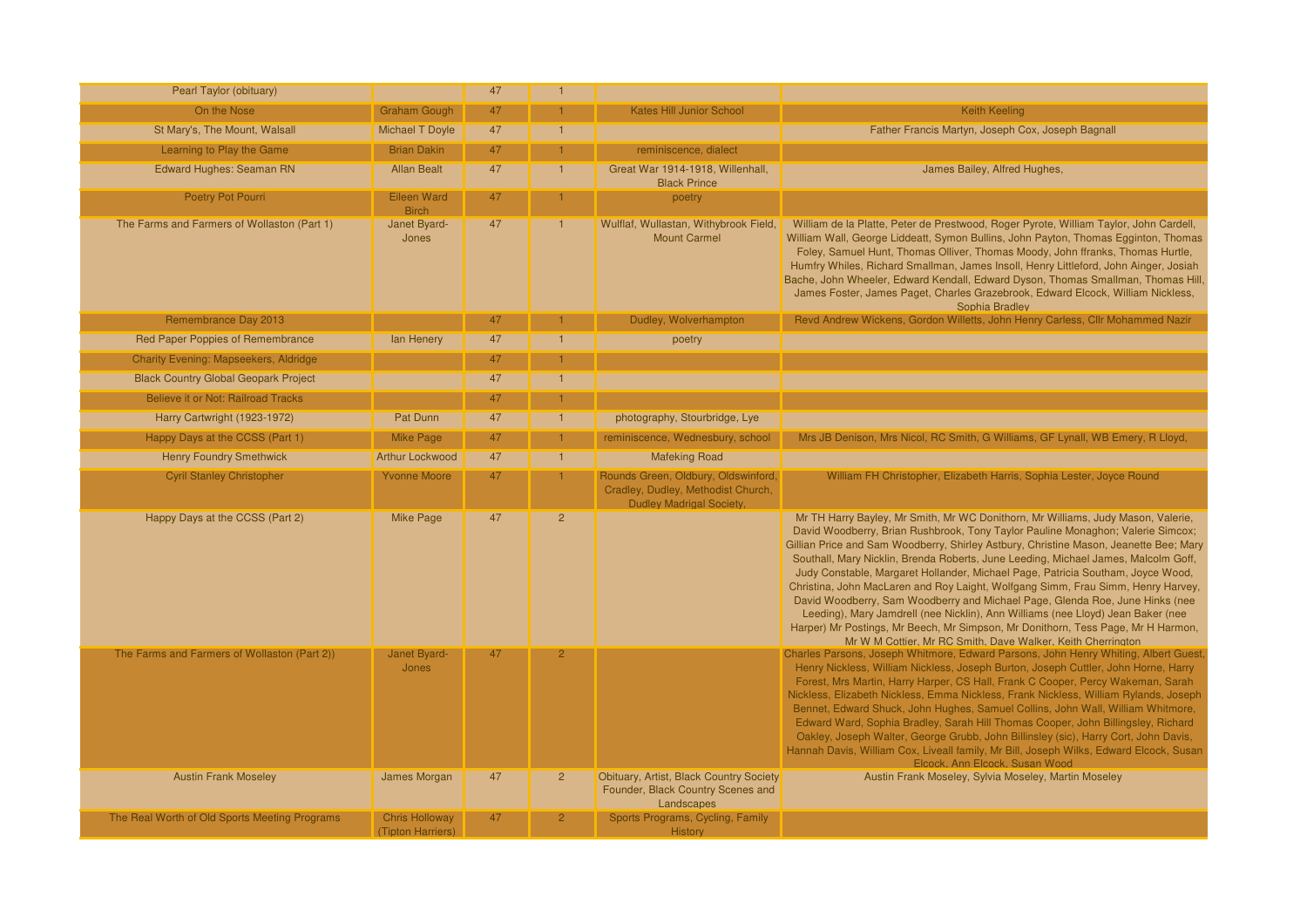| | | | | | |
|---|---|---|---|---|---|
| Pearl Taylor (obituary) | | 47 | 1 | | |
| On the Nose | Graham Gough | 47 | 1 | Kates Hill Junior School | Keith Keeling |
| St Mary's, The Mount, Walsall | Michael T Doyle | 47 | 1 | | Father Francis Martyn, Joseph Cox, Joseph Bagnall |
| Learning to Play the Game | Brian Dakin | 47 | 1 | reminiscence, dialect | |
| Edward Hughes: Seaman RN | Allan Bealt | 47 | 1 | Great War 1914-1918, Willenhall, Black Prince | James Bailey, Alfred Hughes, |
| Poetry Pot Pourri | Eileen Ward Birch | 47 | 1 | poetry | |
| The Farms and Farmers of Wollaston (Part 1) | Janet Byard-Jones | 47 | 1 | Wulflaf, Wullastan, Withybrook Field, Mount Carmel | William de la Platte, Peter de Prestwood, Roger Pyrote, William Taylor, John Cardell, William Wall, George Liddeatt, Symon Bullins, John Payton, Thomas Egginton, Thomas Foley, Samuel Hunt, Thomas Olliver, Thomas Moody, John ffranks, Thomas Hurtle, Humfry Whiles, Richard Smallman, James Insoll, Henry Littleford, John Ainger, Josiah Bache, John Wheeler, Edward Kendall, Edward Dyson, Thomas Smallman, Thomas Hill, James Foster, James Paget, Charles Grazebrook, Edward Elcock, William Nickless, Sophia Bradley |
| Remembrance Day 2013 | | 47 | 1 | Dudley, Wolverhampton | Revd Andrew Wickens, Gordon Willetts, John Henry Carless, Cllr Mohammed Nazir |
| Red Paper Poppies of Remembrance | Ian Henery | 47 | 1 | poetry | |
| Charity Evening: Mapseekers, Aldridge | | 47 | 1 | | |
| Black Country Global Geopark Project | | 47 | 1 | | |
| Believe it or Not: Railroad Tracks | | 47 | 1 | | |
| Harry Cartwright (1923-1972) | Pat Dunn | 47 | 1 | photography, Stourbridge, Lye | |
| Happy Days at the CCSS (Part 1) | Mike Page | 47 | 1 | reminiscence, Wednesbury, school | Mrs JB Denison, Mrs Nicol, RC Smith, G Williams, GF Lynall, WB Emery, R Lloyd, |
| Henry Foundry Smethwick | Arthur Lockwood | 47 | 1 | Mafeking Road | |
| Cyril Stanley Christopher | Yvonne Moore | 47 | 1 | Rounds Green, Oldbury, Oldswinford, Cradley, Dudley, Methodist Church, Dudley Madrigal Society, | William FH Christopher, Elizabeth Harris, Sophia Lester, Joyce Round |
| Happy Days at the CCSS (Part 2) | Mike Page | 47 | 2 | | Mr TH Harry Bayley, Mr Smith, Mr WC Donithorn, Mr Williams, Judy Mason, Valerie, David Woodberry, Brian Rushbrook, Tony Taylor Pauline Monaghon; Valerie Simcox; Gillian Price and Sam Woodberry, Shirley Astbury, Christine Mason, Jeanette Bee; Mary Southall, Mary Nicklin, Brenda Roberts, June Leeding, Michael James, Malcolm Goff, Judy Constable, Margaret Hollander, Michael Page, Patricia Southam, Joyce Wood, Christina, John MacLaren and Roy Laight, Wolfgang Simm, Frau Simm, Henry Harvey, David Woodberry, Sam Woodberry and Michael Page, Glenda Roe, June Hinks (nee Leeding), Mary Jamdrell (nee Nicklin), Ann Williams (nee Lloyd) Jean Baker (nee Harper) Mr Postings, Mr Beech, Mr Simpson, Mr Donithorn, Tess Page, Mr H Harmon, Mr W M Cottier, Mr RC Smith, Dave Walker, Keith Cherrington |
| The Farms and Farmers of Wollaston (Part 2)) | Janet Byard-Jones | 47 | 2 | | Charles Parsons, Joseph Whitmore, Edward Parsons, John Henry Whiting, Albert Guest, Henry Nickless, William Nickless, Joseph Burton, Joseph Cuttler, John Horne, Harry Forest, Mrs Martin, Harry Harper, CS Hall, Frank C Cooper, Percy Wakeman, Sarah Nickless, Elizabeth Nickless, Emma Nickless, Frank Nickless, William Rylands, Joseph Bennet, Edward Shuck, John Hughes, Samuel Collins, John Wall, William Whitmore, Edward Ward, Sophia Bradley, Sarah Hill Thomas Cooper, John Billingsley, Richard Oakley, Joseph Walter, George Grubb, John Billinsley (sic), Harry Cort, John Davis, Hannah Davis, William Cox, Liveall family, Mr Bill, Joseph Wilks, Edward Elcock, Susan Elcock, Ann Elcock, Susan Wood |
| Austin Frank Moseley | James Morgan | 47 | 2 | Obituary, Artist, Black Country Society Founder, Black Country Scenes and Landscapes | Austin Frank Moseley, Sylvia Moseley, Martin Moseley |
| The Real Worth of Old Sports Meeting Programs | Chris Holloway (Tipton Harriers) | 47 | 2 | Sports Programs, Cycling, Family History | |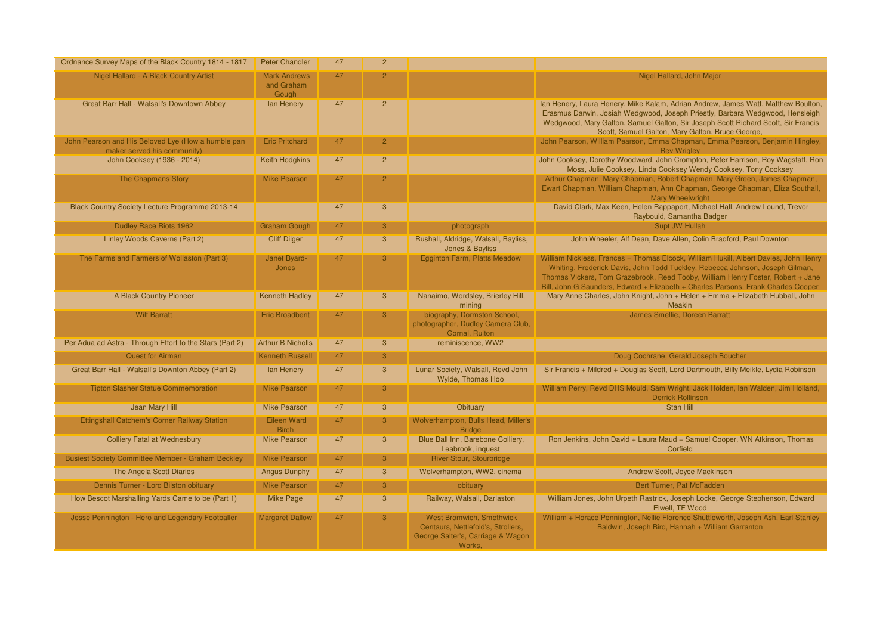| | | | | | |
|---|---|---|---|---|---|
| Ordnance Survey Maps of the Black Country 1814 - 1817 | Peter Chandler | 47 | 2 | | |
| Nigel Hallard - A Black Country Artist | Mark Andrews and Graham Gough | 47 | 2 | | Nigel Hallard, John Major |
| Great Barr Hall - Walsall's Downtown Abbey | Ian Henery | 47 | 2 | | Ian Henery, Laura Henery, Mike Kalam, Adrian Andrew, James Watt, Matthew Boulton, Erasmus Darwin, Josiah Wedgwood, Joseph Priestly, Barbara Wedgwood, Hensleigh Wedgwood, Mary Galton, Samuel Galton, Sir Joseph Scott Richard Scott, Sir Francis Scott, Samuel Galton, Mary Galton, Bruce George, |
| John Pearson and His Beloved Lye (How a humble pan maker served his community) | Eric Pritchard | 47 | 2 | | John Pearson, William Pearson, Emma Chapman, Emma Pearson, Benjamin Hingley, Rev Wrigley |
| John Cooksey (1936 - 2014) | Keith Hodgkins | 47 | 2 | | John Cooksey, Dorothy Woodward, John Crompton, Peter Harrison, Roy Wagstaff, Ron Moss, Julie Cooksey, Linda Cooksey Wendy Cooksey, Tony Cooksey |
| The Chapmans Story | Mike Pearson | 47 | 2 | | Arthur Chapman, Mary Chapman, Robert Chapman, Mary Green, James Chapman, Ewart Chapman, William Chapman, Ann Chapman, George Chapman, Eliza Southall, Mary Wheelwright |
| Black Country Society Lecture Programme 2013-14 | | 47 | 3 | | David Clark, Max Keen, Helen Rappaport, Michael Hall, Andrew Lound, Trevor Raybould, Samantha Badger |
| Dudley Race Riots 1962 | Graham Gough | 47 | 3 | photograph | Supt JW Hullah |
| Linley Woods Caverns (Part 2) | Cliff Dilger | 47 | 3 | Rushall, Aldridge, Walsall, Bayliss, Jones & Bayliss | John Wheeler, Alf Dean, Dave Allen, Colin Bradford, Paul Downton |
| The Farms and Farmers of Wollaston (Part 3) | Janet Byard-Jones | 47 | 3 | Egginton Farm, Platts Meadow | William Nickless, Frances + Thomas Elcock, William Hukill, Albert Davies, John Henry Whiting, Frederick Davis, John Todd Tuckley, Rebecca Johnson, Joseph Gilman, Thomas Vickers, Tom Grazebrook, Reed Tooby, William Henry Foster, Robert + Jane Bill, John G Saunders, Edward + Elizabeth + Charles Parsons, Frank Charles Cooper |
| A Black Country Pioneer | Kenneth Hadley | 47 | 3 | Nanaimo, Wordsley, Brierley Hill, mining | Mary Anne Charles, John Knight, John + Helen + Emma + Elizabeth Hubball, John Meakin |
| Wilf Barratt | Eric Broadbent | 47 | 3 | biography, Dormston School, photographer, Dudley Camera Club, Gornal, Ruiton | James Smellie, Doreen Barratt |
| Per Adua ad Astra - Through Effort to the Stars (Part 2) | Arthur B Nicholls | 47 | 3 | reminiscence, WW2 | |
| Quest for Airman | Kenneth Russell | 47 | 3 | | Doug Cochrane, Gerald Joseph Boucher |
| Great Barr Hall - Walsall's Downton Abbey (Part 2) | Ian Henery | 47 | 3 | Lunar Society, Walsall, Revd John Wylde, Thomas Hoo | Sir Francis + Mildred + Douglas Scott, Lord Dartmouth, Billy Meikle, Lydia Robinson |
| Tipton Slasher Statue Commemoration | Mike Pearson | 47 | 3 | | William Perry, Revd DHS Mould, Sam Wright, Jack Holden, Ian Walden, Jim Holland, Derrick Rollinson |
| Jean Mary Hill | Mike Pearson | 47 | 3 | Obituary | Stan Hill |
| Ettingshall Catchem's Corner Railway Station | Eileen Ward Birch | 47 | 3 | Wolverhampton, Bulls Head, Miller's Bridge | |
| Colliery Fatal at Wednesbury | Mike Pearson | 47 | 3 | Blue Ball Inn, Barebone Colliery, Leabrook, inquest | Ron Jenkins, John David + Laura Maud + Samuel Cooper, WN Atkinson, Thomas Corfield |
| Busiest Society Committee Member - Graham Beckley | Mike Pearson | 47 | 3 | River Stour, Stourbridge | |
| The Angela Scott Diaries | Angus Dunphy | 47 | 3 | Wolverhampton, WW2, cinema | Andrew Scott, Joyce Mackinson |
| Dennis Turner - Lord Bilston obituary | Mike Pearson | 47 | 3 | obituary | Bert Turner, Pat McFadden |
| How Bescot Marshalling Yards Came to be (Part 1) | Mike Page | 47 | 3 | Railway, Walsall, Darlaston | William Jones, John Urpeth Rastrick, Joseph Locke, George Stephenson, Edward Elwell, TF Wood |
| Jesse Pennington - Hero and Legendary Footballer | Margaret Dallow | 47 | 3 | West Bromwich, Smethwick Centaurs, Nettlefold's, Strollers, George Salter's, Carriage & Wagon Works, | William + Horace Pennington, Nellie Florence Shuttleworth, Joseph Ash, Earl Stanley Baldwin, Joseph Bird, Hannah + William Garranton |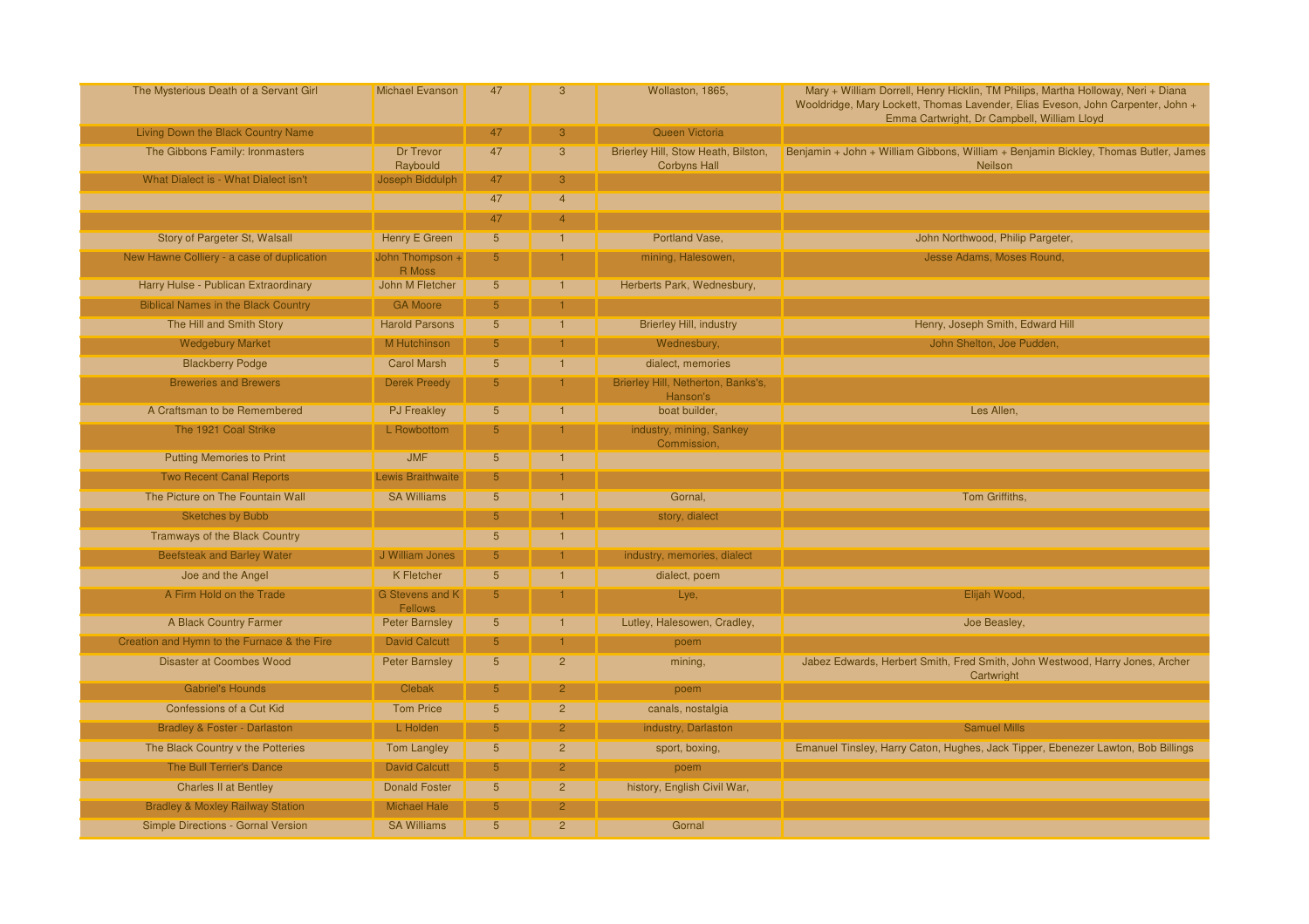| | | | | | |
|---|---|---|---|---|---|
| The Mysterious Death of a Servant Girl | Michael Evanson | 47 | 3 | Wollaston, 1865, | Mary + William Dorrell, Henry Hicklin, TM Philips, Martha Holloway, Neri + Diana Wooldridge, Mary Lockett, Thomas Lavender, Elias Eveson, John Carpenter, John + Emma Cartwright, Dr Campbell, William Lloyd |
| Living Down the Black Country Name | | 47 | 3 | Queen Victoria | |
| The Gibbons Family: Ironmasters | Dr Trevor Raybould | 47 | 3 | Brierley Hill, Stow Heath, Bilston, Corbyns Hall | Benjamin + John + William Gibbons, William + Benjamin Bickley, Thomas Butler, James Neilson |
| What Dialect is - What Dialect isn't | Joseph Biddulph | 47 | 3 | | |
| | | 47 | 4 | | |
| | | 47 | 4 | | |
| Story of Pargeter St, Walsall | Henry E Green | 5 | 1 | Portland Vase, | John Northwood, Philip Pargeter, |
| New Hawne Colliery - a case of duplication | John Thompson + R Moss | 5 | 1 | mining, Halesowen, | Jesse Adams, Moses Round, |
| Harry Hulse - Publican Extraordinary | John M Fletcher | 5 | 1 | Herberts Park, Wednesbury, | |
| Biblical Names in the Black Country | GA Moore | 5 | 1 | | |
| The Hill and Smith Story | Harold Parsons | 5 | 1 | Brierley Hill, industry | Henry, Joseph Smith, Edward Hill |
| Wedgebury Market | M Hutchinson | 5 | 1 | Wednesbury, | John Shelton, Joe Pudden, |
| Blackberry Podge | Carol Marsh | 5 | 1 | dialect, memories | |
| Breweries and Brewers | Derek Preedy | 5 | 1 | Brierley Hill, Netherton, Banks's, Hanson's | |
| A Craftsman to be Remembered | PJ Freakley | 5 | 1 | boat builder, | Les Allen, |
| The 1921 Coal Strike | L Rowbottom | 5 | 1 | industry, mining, Sankey Commission, | |
| Putting Memories to Print | JMF | 5 | 1 | | |
| Two Recent Canal Reports | Lewis Braithwaite | 5 | 1 | | |
| The Picture on The Fountain Wall | SA Williams | 5 | 1 | Gornal, | Tom Griffiths, |
| Sketches by Bubb | | 5 | 1 | story, dialect | |
| Tramways of the Black Country | | 5 | 1 | | |
| Beefsteak and Barley Water | J William Jones | 5 | 1 | industry, memories, dialect | |
| Joe and the Angel | K Fletcher | 5 | 1 | dialect, poem | |
| A Firm Hold on the Trade | G Stevens and K Fellows | 5 | 1 | Lye, | Elijah Wood, |
| A Black Country Farmer | Peter Barnsley | 5 | 1 | Lutley, Halesowen, Cradley, | Joe Beasley, |
| Creation and Hymn to the Furnace & the Fire | David Calcutt | 5 | 1 | poem | |
| Disaster at Coombes Wood | Peter Barnsley | 5 | 2 | mining, | Jabez Edwards, Herbert Smith, Fred Smith, John Westwood, Harry Jones, Archer Cartwright |
| Gabriel's Hounds | Clebak | 5 | 2 | poem | |
| Confessions of a Cut Kid | Tom Price | 5 | 2 | canals, nostalgia | |
| Bradley & Foster - Darlaston | L Holden | 5 | 2 | industry, Darlaston | Samuel Mills |
| The Black Country v the Potteries | Tom Langley | 5 | 2 | sport, boxing, | Emanuel Tinsley, Harry Caton, Hughes, Jack Tipper, Ebenezer Lawton, Bob Billings |
| The Bull Terrier's Dance | David Calcutt | 5 | 2 | poem | |
| Charles II at Bentley | Donald Foster | 5 | 2 | history, English Civil War, | |
| Bradley & Moxley Railway Station | Michael Hale | 5 | 2 | | |
| Simple Directions - Gornal Version | SA Williams | 5 | 2 | Gornal | |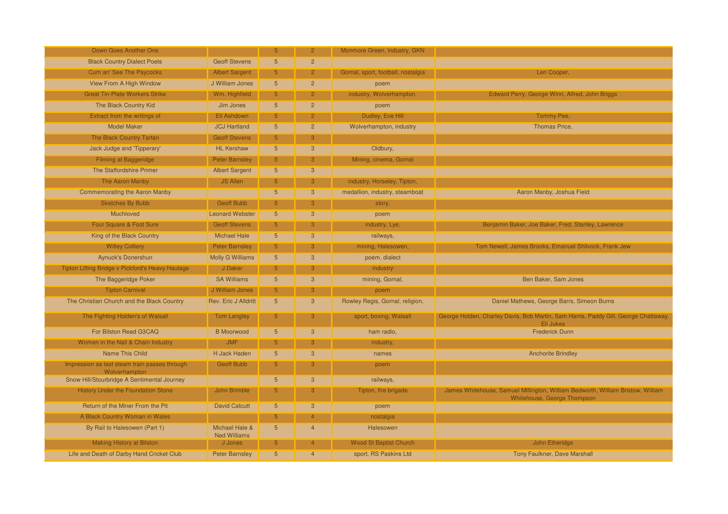| | | | | | |
|---|---|---|---|---|---|
| Down Goes Another One | | 5 | 2 | Monmore Green, industry, GKN | |
| Black Country Dialect Poets | Geoff Stevens | 5 | 2 | | |
| Cum an' See The Paycocks | Albert Sargent | 5 | 2 | Gornal, sport, football, nostalgia | Len Cooper, |
| View From A High Window | J William Jones | 5 | 2 | poem | |
| Great Tin-Plate Workers Strike | Wm. Highfield | 5 | 2 | industry, Wolverhampton, | Edward Perry, George Winn, Alfred, John Briggs |
| The Black Country Kid | Jim Jones | 5 | 2 | poem | |
| Extract from the writings of | Eli Ashdown | 5 | 2 | Dudley, Eve Hill | Tommy Pee, |
| Model Maker | JCJ Hartland | 5 | 2 | Wolverhampton, industry | Thomas Price, |
| The Black Country Tartan | Geoff Stevens | 5 | 3 | | |
| Jack Judge and 'Tipperary' | HL Kershaw | 5 | 3 | Oldbury, | |
| Filming at Baggeridge | Peter Barnsley | 5 | 3 | Mining, cinema, Gornal | |
| The Staffordshire Primer | Albert Sargent | 5 | 3 | | |
| The Aaron Manby | JS Allen | 5 | 3 | industry, Horseley, Tipton, | |
| Commemorating the Aaron Manby | | 5 | 3 | medallion, industry, steamboat | Aaron Manby, Joshua Field |
| Sketches By Bubb | Geoff Bubb | 5 | 3 | story, | |
| Muchloved | Leonard Webster | 5 | 3 | poem | |
| Four Square & Foot Sure | Geoff Stevens | 5 | 3 | industry, Lye, | Benjamin Baker, Joe Baker, Fred, Stanley, Lawrence |
| King of the Black Country | Michael Hale | 5 | 3 | railways, | |
| Witley Colliery | Peter Barnsley | 5 | 3 | mining, Halesowen, | Tom Newell, James Brooks, Emanuel Shilvock, Frank Jew |
| Aynuck's Donershun | Molly G Williams | 5 | 3 | poem, dialect | |
| Tipton Lifting Bridge v Pickford's Heavy Haulage | J Daker | 5 | 3 | industry | |
| The Baggeridge Poker | SA Williams | 5 | 3 | mining, Gornal, | Ben Baker, Sam Jones |
| Tipton Carnival | J William Jones | 5 | 3 | poem | |
| The Christian Church and the Black Country | Rev. Eric J Alldritt | 5 | 3 | Rowley Regis, Gornal, religion, | Daniel Mathews, George Barrs, Simeon Burns |
| The Fighting Holden's of Walsall | Tom Langley | 5 | 3 | sport, boxing, Walsall | George Holden, Charley Davis, Bob Martin, Sam Harris, Paddy Gill, George Chattaway, Eli Jukes |
| For Bilston Read G3CAQ | B Moorwood | 5 | 3 | ham radio, | Frederick Dunn |
| Women in the Nail & Chain Industry | JMF | 5 | 3 | industry, | |
| Name This Child | H Jack Haden | 5 | 3 | names | Anchorite Brindley |
| Impression as last steam train passes through Wolverhampton | Geoff Bubb | 5 | 3 | poem | |
| Snow Hill/Stourbridge A Sentimental Journey | | 5 | 3 | railways, | |
| History Under the Foundation Stone | John Brimble | 5 | 3 | Tipton, fire brigade | James Whitehouse, Samuel Millington, William Bedworth, William Bristow, William Whitehouse, George Thompson |
| Return of the Miner From the Pit | David Calcutt | 5 | 3 | poem | |
| A Black Country Woman in Wales | | 5 | 4 | nostalgia | |
| By Rail to Halesowen (Part 1) | Michael Hale & Ned Williams | 5 | 4 | Halesowen | |
| Making History at Bilston | J Jones | 5 | 4 | Wood St Baptist Church | John Etheridge |
| Life and Death of Darby Hand Cricket Club | Peter Barnsley | 5 | 4 | sport, RS Paskins Ltd | Tony Faulkner, Dave Marshall |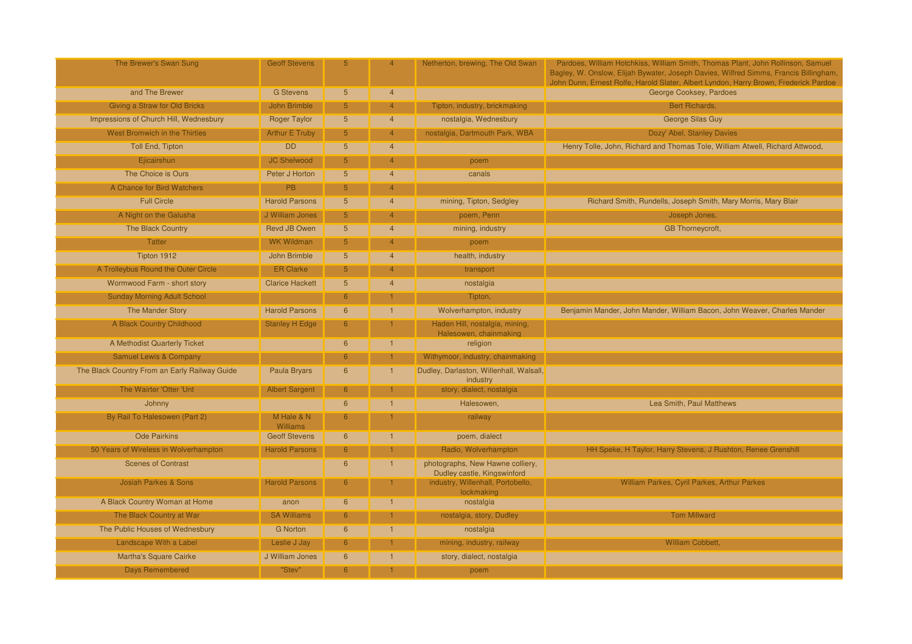| | | | | | |
|---|---|---|---|---|---|
| The Brewer's Swan Sung | Geoff Stevens | 5 | 4 | Netherton, brewing, The Old Swan | Pardoes, William Hotchkiss, William Smith, Thomas Plant, John Rollinson, Samuel Bagley, W. Onslow, Elijah Bywater, Joseph Davies, Wilfred Simms, Francis Billingham, John Dunn, Ernest Rolfe, Harold Slater, Albert Lyndon, Harry Brown, Frederick Pardoe |
| and The Brewer | G Stevens | 5 | 4 | | George Cooksey, Pardoes |
| Giving a Straw for Old Bricks | John Brimble | 5 | 4 | Tipton, industry, brickmaking | Bert Richards, |
| Impressions of Church Hill, Wednesbury | Roger Taylor | 5 | 4 | nostalgia, Wednesbury | George Silas Guy |
| West Bromwich in the Thirties | Arthur E Truby | 5 | 4 | nostalgia, Dartmouth Park, WBA | Dozy' Abel, Stanley Davies |
| Toll End, Tipton | DD | 5 | 4 | | Henry Tolle, John, Richard and Thomas Tole, William Atwell, Richard Attwood, |
| Ejicairshun | JC Shelwood | 5 | 4 | poem | |
| The Choice is Ours | Peter J Horton | 5 | 4 | canals | |
| A Chance for Bird Watchers | PB | 5 | 4 | | |
| Full Circle | Harold Parsons | 5 | 4 | mining, Tipton, Sedgley | Richard Smith, Rundells, Joseph Smith, Mary Morris, Mary Blair |
| A Night on the Galusha | J William Jones | 5 | 4 | poem, Penn | Joseph Jones, |
| The Black Country | Revd JB Owen | 5 | 4 | mining, industry | GB Thorneycroft, |
| Tatter | WK Wildman | 5 | 4 | poem | |
| Tipton 1912 | John Brimble | 5 | 4 | health, industry | |
| A Trolleybus Round the Outer Circle | ER Clarke | 5 | 4 | transport | |
| Wormwood Farm - short story | Clarice Hackett | 5 | 4 | nostalgia | |
| Sunday Morning Adult School | | 6 | 1 | Tipton, | |
| The Mander Story | Harold Parsons | 6 | 1 | Wolverhampton, industry | Benjamin Mander, John Mander, William Bacon, John Weaver, Charles Mander |
| A Black Country Childhood | Stanley H Edge | 6 | 1 | Haden Hill, nostalgia, mining, Halesowen, chainmaking | |
| A Methodist Quarterly Ticket | | 6 | 1 | religion | |
| Samuel Lewis & Company | | 6 | 1 | Withymoor, industry, chainmaking | |
| The Black Country From an Early Railway Guide | Paula Bryars | 6 | 1 | Dudley, Darlaston, Willenhall, Walsall, industry | |
| The Wairter 'Otter 'Unt | Albert Sargent | 6 | 1 | story, dialect, nostalgia | |
| Johnny | | 6 | 1 | Halesowen, | Lea Smith, Paul Matthews |
| By Rail To Halesowen (Part 2) | M Hale & N Williams | 6 | 1 | railway | |
| Ode Pairkins | Geoff Stevens | 6 | 1 | poem, dialect | |
| 50 Years of Wireless in Wolverhampton | Harold Parsons | 6 | 1 | Radio, Wolverhampton | HH Speke, H Taylor, Harry Stevens, J Rushton, Renee Grenshill |
| Scenes of Contrast | | 6 | 1 | photographs, New Hawne colliery, Dudley castle, Kingswinford | |
| Josiah Parkes & Sons | Harold Parsons | 6 | 1 | industry, Willenhall, Portobello, lockmaking | William Parkes, Cyril Parkes, Arthur Parkes |
| A Black Country Woman at Home | anon | 6 | 1 | nostalgia | |
| The Black Country at War | SA Williams | 6 | 1 | nostalgia, story, Dudley | Tom Millward |
| The Public Houses of Wednesbury | G Norton | 6 | 1 | nostalgia | |
| Landscape With a Label | Leslie J Jay | 6 | 1 | mining, industry, railway | William Cobbett, |
| Martha's Square Cairke | J William Jones | 6 | 1 | story, dialect, nostalgia | |
| Days Remembered | "Stev" | 6 | 1 | poem | |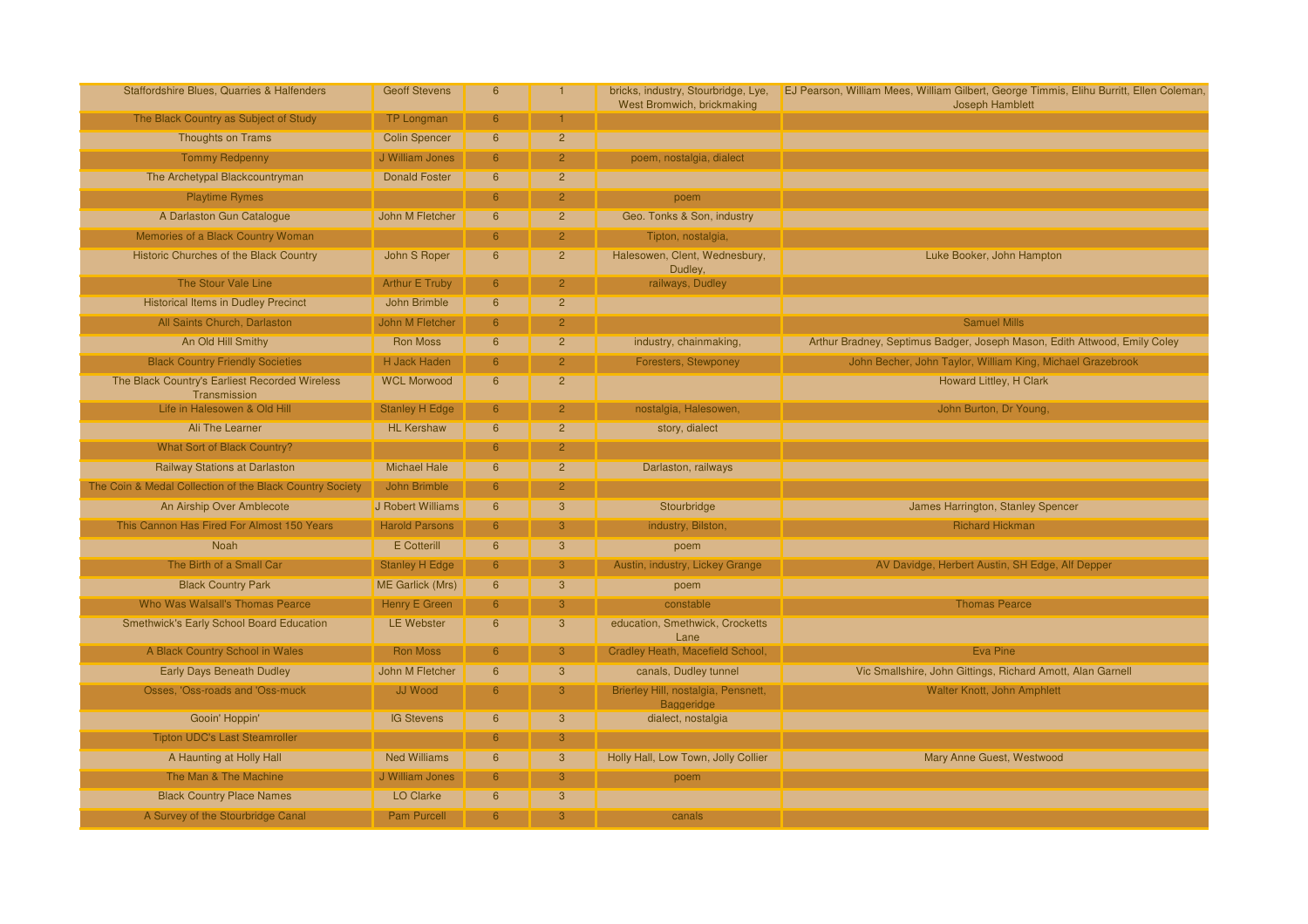| | | | | | |
|---|---|---|---|---|---|
| Staffordshire Blues, Quarries & Halfenders | Geoff Stevens | 6 | 1 | bricks, industry, Stourbridge, Lye, West Bromwich, brickmaking | EJ Pearson, William Mees, William Gilbert, George Timmis, Elihu Burritt, Ellen Coleman, Joseph Hamblett |
| The Black Country as Subject of Study | TP Longman | 6 | 1 | | |
| Thoughts on Trams | Colin Spencer | 6 | 2 | | |
| Tommy Redpenny | J William Jones | 6 | 2 | poem, nostalgia, dialect | |
| The Archetypal Blackcountryman | Donald Foster | 6 | 2 | | |
| Playtime Rymes | | 6 | 2 | poem | |
| A Darlaston Gun Catalogue | John M Fletcher | 6 | 2 | Geo. Tonks & Son, industry | |
| Memories of a Black Country Woman | | 6 | 2 | Tipton, nostalgia, | |
| Historic Churches of the Black Country | John S Roper | 6 | 2 | Halesowen, Clent, Wednesbury, Dudley, | Luke Booker, John Hampton |
| The Stour Vale Line | Arthur E Truby | 6 | 2 | railways, Dudley | |
| Historical Items in Dudley Precinct | John Brimble | 6 | 2 | | |
| All Saints Church, Darlaston | John M Fletcher | 6 | 2 | | Samuel Mills |
| An Old Hill Smithy | Ron Moss | 6 | 2 | industry, chainmaking, | Arthur Bradney, Septimus Badger, Joseph Mason, Edith Attwood, Emily Coley |
| Black Country Friendly Societies | H Jack Haden | 6 | 2 | Foresters, Stewponey | John Becher, John Taylor, William King, Michael Grazebrook |
| The Black Country's Earliest Recorded Wireless Transmission | WCL Morwood | 6 | 2 | | Howard Littley, H Clark |
| Life in Halesowen & Old Hill | Stanley H Edge | 6 | 2 | nostalgia, Halesowen, | John Burton, Dr Young, |
| Ali The Learner | HL Kershaw | 6 | 2 | story, dialect | |
| What Sort of Black Country? | | 6 | 2 | | |
| Railway Stations at Darlaston | Michael Hale | 6 | 2 | Darlaston, railways | |
| The Coin & Medal Collection of the Black Country Society | John Brimble | 6 | 2 | | |
| An Airship Over Amblecote | J Robert Williams | 6 | 3 | Stourbridge | James Harrington, Stanley Spencer |
| This Cannon Has Fired For Almost 150 Years | Harold Parsons | 6 | 3 | industry, Bilston, | Richard Hickman |
| Noah | E Cotterill | 6 | 3 | poem | |
| The Birth of a Small Car | Stanley H Edge | 6 | 3 | Austin, industry, Lickey Grange | AV Davidge, Herbert Austin, SH Edge, Alf Depper |
| Black Country Park | ME Garlick (Mrs) | 6 | 3 | poem | |
| Who Was Walsall's Thomas Pearce | Henry E Green | 6 | 3 | constable | Thomas Pearce |
| Smethwick's Early School Board Education | LE Webster | 6 | 3 | education, Smethwick, Crocketts Lane | |
| A Black Country School in Wales | Ron Moss | 6 | 3 | Cradley Heath, Macefield School, | Eva Pine |
| Early Days Beneath Dudley | John M Fletcher | 6 | 3 | canals, Dudley tunnel | Vic Smallshire, John Gittings, Richard Amott, Alan Garnell |
| Osses, 'Oss-roads and 'Oss-muck | JJ Wood | 6 | 3 | Brierley Hill, nostalgia, Pensnett, Baggeridge | Walter Knott, John Amphlett |
| Gooin' Hoppin' | IG Stevens | 6 | 3 | dialect, nostalgia | |
| Tipton UDC's Last Steamroller | | 6 | 3 | | |
| A Haunting at Holly Hall | Ned Williams | 6 | 3 | Holly Hall, Low Town, Jolly Collier | Mary Anne Guest, Westwood |
| The Man & The Machine | J William Jones | 6 | 3 | poem | |
| Black Country Place Names | LO Clarke | 6 | 3 | | |
| A Survey of the Stourbridge Canal | Pam Purcell | 6 | 3 | canals | |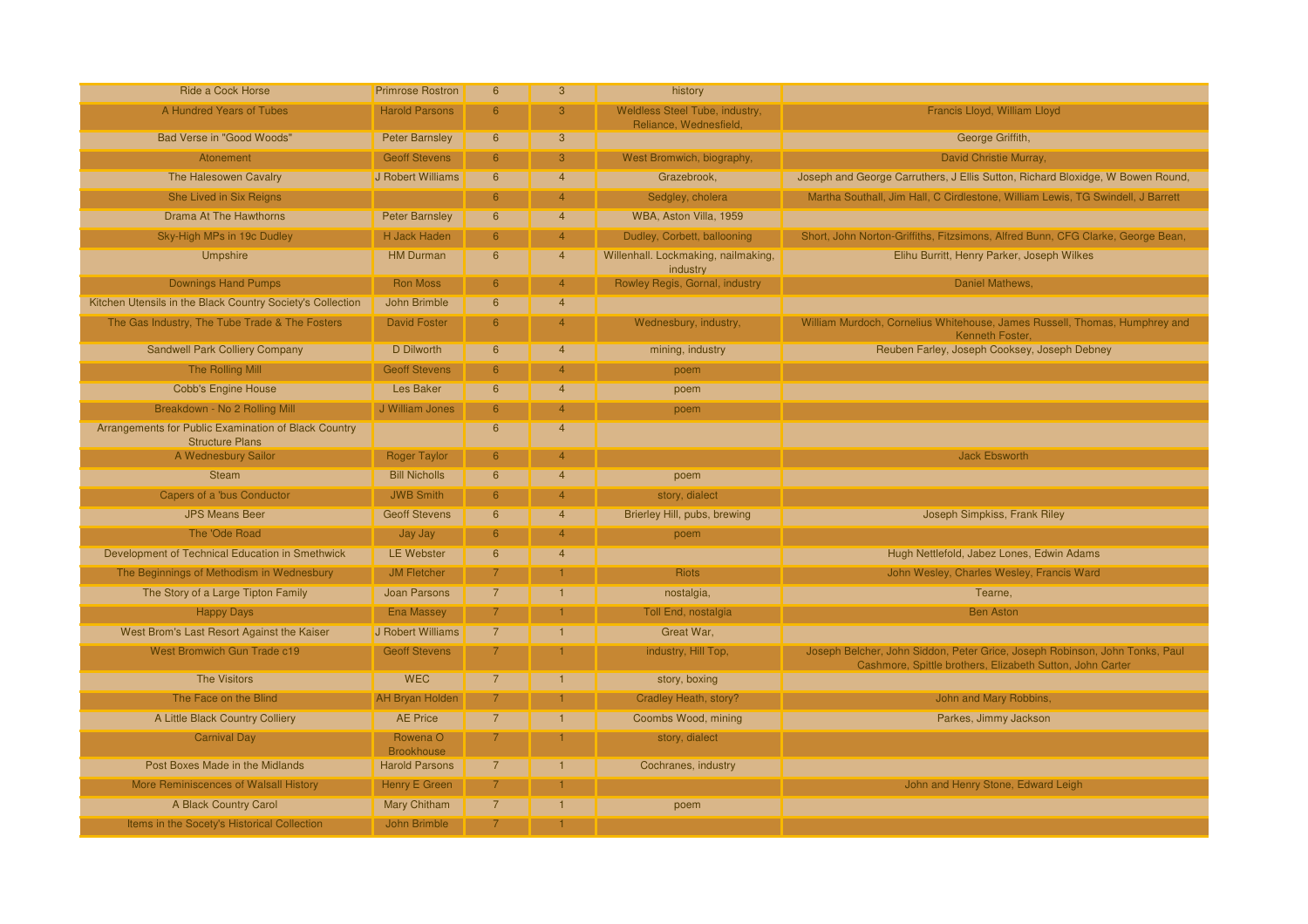| | | | | | |
|---|---|---|---|---|---|
| Ride a Cock Horse | Primrose Rostron | 6 | 3 | history | |
| A Hundred Years of Tubes | Harold Parsons | 6 | 3 | Weldless Steel Tube, industry, Reliance, Wednesfield, | Francis Lloyd, William Lloyd |
| Bad Verse in "Good Woods" | Peter Barnsley | 6 | 3 | | George Griffith, |
| Atonement | Geoff Stevens | 6 | 3 | West Bromwich, biography, | David Christie Murray, |
| The Halesowen Cavalry | J Robert Williams | 6 | 4 | Grazebrook, | Joseph and George Carruthers, J Ellis Sutton, Richard Bloxidge, W Bowen Round, |
| She Lived in Six Reigns | | 6 | 4 | Sedgley, cholera | Martha Southall, Jim Hall, C Cirdlestone, William Lewis, TG Swindell, J Barrett |
| Drama At The Hawthorns | Peter Barnsley | 6 | 4 | WBA, Aston Villa, 1959 | |
| Sky-High MPs in 19c Dudley | H Jack Haden | 6 | 4 | Dudley, Corbett, ballooning | Short, John Norton-Griffiths, Fitzsimons, Alfred Bunn, CFG Clarke, George Bean, |
| Umpshire | HM Durman | 6 | 4 | Willenhall. Lockmaking, nailmaking, industry | Elihu Burritt, Henry Parker, Joseph Wilkes |
| Downings Hand Pumps | Ron Moss | 6 | 4 | Rowley Regis, Gornal, industry | Daniel Mathews, |
| Kitchen Utensils in the Black Country Society's Collection | John Brimble | 6 | 4 | | |
| The Gas Industry, The Tube Trade & The Fosters | David Foster | 6 | 4 | Wednesbury, industry, | William Murdoch, Cornelius Whitehouse, James Russell, Thomas, Humphrey and Kenneth Foster, |
| Sandwell Park Colliery Company | D Dilworth | 6 | 4 | mining, industry | Reuben Farley, Joseph Cooksey, Joseph Debney |
| The Rolling Mill | Geoff Stevens | 6 | 4 | poem | |
| Cobb's Engine House | Les Baker | 6 | 4 | poem | |
| Breakdown - No 2 Rolling Mill | J William Jones | 6 | 4 | poem | |
| Arrangements for Public Examination of Black Country Structure Plans | | 6 | 4 | | |
| A Wednesbury Sailor | Roger Taylor | 6 | 4 | | Jack Ebsworth |
| Steam | Bill Nicholls | 6 | 4 | poem | |
| Capers of a 'bus Conductor | JWB Smith | 6 | 4 | story, dialect | |
| JPS Means Beer | Geoff Stevens | 6 | 4 | Brierley Hill, pubs, brewing | Joseph Simpkiss, Frank Riley |
| The 'Ode Road | Jay Jay | 6 | 4 | poem | |
| Development of Technical Education in Smethwick | LE Webster | 6 | 4 | | Hugh Nettlefold, Jabez Lones, Edwin Adams |
| The Beginnings of Methodism in Wednesbury | JM Fletcher | 7 | 1 | Riots | John Wesley, Charles Wesley, Francis Ward |
| The Story of a Large Tipton Family | Joan Parsons | 7 | 1 | nostalgia, | Tearne, |
| Happy Days | Ena Massey | 7 | 1 | Toll End, nostalgia | Ben Aston |
| West Brom's Last Resort Against the Kaiser | J Robert Williams | 7 | 1 | Great War, | |
| West Bromwich Gun Trade c19 | Geoff Stevens | 7 | 1 | industry, Hill Top, | Joseph Belcher, John Siddon, Peter Grice, Joseph Robinson, John Tonks, Paul Cashmore, Spittle brothers, Elizabeth Sutton, John Carter |
| The Visitors | WEC | 7 | 1 | story, boxing | |
| The Face on the Blind | AH Bryan Holden | 7 | 1 | Cradley Heath, story? | John and Mary Robbins, |
| A Little Black Country Colliery | AE Price | 7 | 1 | Coombs Wood, mining | Parkes, Jimmy Jackson |
| Carnival Day | Rowena O Brookhouse | 7 | 1 | story, dialect | |
| Post Boxes Made in the Midlands | Harold Parsons | 7 | 1 | Cochranes, industry | |
| More Reminiscences of Walsall History | Henry E Green | 7 | 1 | | John and Henry Stone, Edward Leigh |
| A Black Country Carol | Mary Chitham | 7 | 1 | poem | |
| Items in the Socety's Historical Collection | John Brimble | 7 | 1 | | |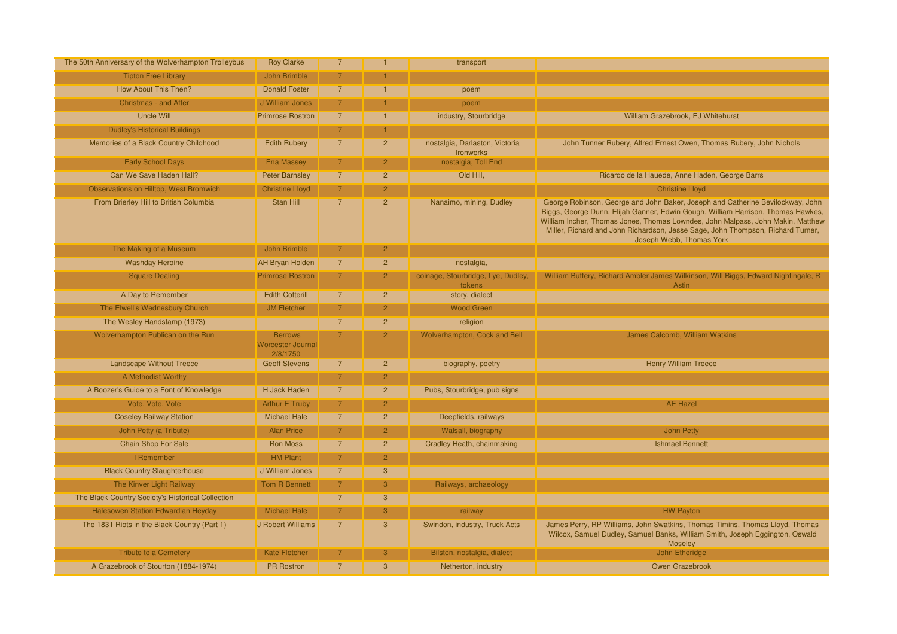| | | | | | |
|---|---|---|---|---|---|
| The 50th Anniversary of the Wolverhampton Trolleybus | Roy Clarke | 7 | 1 | transport | |
| Tipton Free Library | John Brimble | 7 | 1 | | |
| How About This Then? | Donald Foster | 7 | 1 | poem | |
| Christmas - and After | J William Jones | 7 | 1 | poem | |
| Uncle Will | Primrose Rostron | 7 | 1 | industry, Stourbridge | William Grazebrook, EJ Whitehurst |
| Dudley's Historical Buildings | | 7 | 1 | | |
| Memories of a Black Country Childhood | Edith Rubery | 7 | 2 | nostalgia, Darlaston, Victoria Ironworks | John Tunner Rubery, Alfred Ernest Owen, Thomas Rubery, John Nichols |
| Early School Days | Ena Massey | 7 | 2 | nostalgia, Toll End | |
| Can We Save Haden Hall? | Peter Barnsley | 7 | 2 | Old Hill, | Ricardo de la Hauede, Anne Haden, George Barrs |
| Observations on Hilltop, West Bromwich | Christine Lloyd | 7 | 2 | | Christine Lloyd |
| From Brierley Hill to British Columbia | Stan Hill | 7 | 2 | Nanaimo, mining, Dudley | George Robinson, George and John Baker, Joseph and Catherine Bevilockway, John Biggs, George Dunn, Elijah Ganner, Edwin Gough, William Harrison, Thomas Hawkes, William Incher, Thomas Jones, Thomas Lowndes, John Malpass, John Makin, Matthew Miller, Richard and John Richardson, Jesse Sage, John Thompson, Richard Turner, Joseph Webb, Thomas York |
| The Making of a Museum | John Brimble | 7 | 2 | | |
| Washday Heroine | AH Bryan Holden | 7 | 2 | nostalgia, | |
| Square Dealing | Primrose Rostron | 7 | 2 | coinage, Stourbridge, Lye, Dudley, tokens | William Buffery, Richard Ambler James Wilkinson, Will Biggs, Edward Nightingale, R Astin |
| A Day to Remember | Edith Cotterill | 7 | 2 | story, dialect | |
| The Elwell's Wednesbury Church | JM Fletcher | 7 | 2 | Wood Green | |
| The Wesley Handstamp (1973) | | 7 | 2 | religion | |
| Wolverhampton Publican on the Run | Berrows Worcester Journal 2/8/1750 | 7 | 2 | Wolverhampton, Cock and Bell | James Calcomb, William Watkins |
| Landscape Without Treece | Geoff Stevens | 7 | 2 | biography, poetry | Henry William Treece |
| A Methodist Worthy | | 7 | 2 | | |
| A Boozer's Guide to a Font of Knowledge | H Jack Haden | 7 | 2 | Pubs, Stourbridge, pub signs | |
| Vote, Vote, Vote | Arthur E Truby | 7 | 2 | | AE Hazel |
| Coseley Railway Station | Michael Hale | 7 | 2 | Deepfields, railways | |
| John Petty (a Tribute) | Alan Price | 7 | 2 | Walsall, biography | John Petty |
| Chain Shop For Sale | Ron Moss | 7 | 2 | Cradley Heath, chainmaking | Ishmael Bennett |
| I Remember | HM Plant | 7 | 2 | | |
| Black Country Slaughterhouse | J William Jones | 7 | 3 | | |
| The Kinver Light Railway | Tom R Bennett | 7 | 3 | Railways, archaeology | |
| The Black Country Society's Historical Collection | | 7 | 3 | | |
| Halesowen Station Edwardian Heyday | Michael Hale | 7 | 3 | railway | HW Payton |
| The 1831 Riots in the Black Country (Part 1) | J Robert Williams | 7 | 3 | Swindon, industry, Truck Acts | James Perry, RP Williams, John Swatkins, Thomas Timins, Thomas Lloyd, Thomas Wilcox, Samuel Dudley, Samuel Banks, William Smith, Joseph Eggington, Oswald Moseley |
| Tribute to a Cemetery | Kate Fletcher | 7 | 3 | Bilston, nostalgia, dialect | John Etheridge |
| A Grazebrook of Stourton (1884-1974) | PR Rostron | 7 | 3 | Netherton, industry | Owen Grazebrook |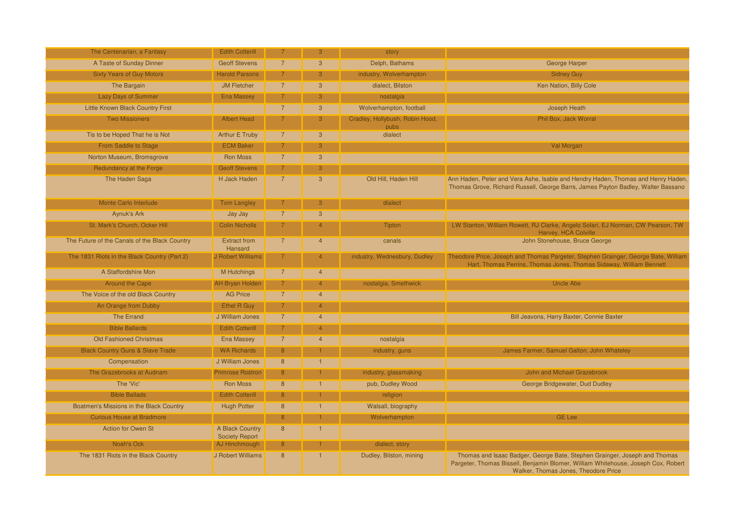| | | | | | |
|---|---|---|---|---|---|
| The Centenarian, a Fantasy | Edith Cotterill | 7 | 3 | story | |
| A Taste of Sunday Dinner | Geoff Stevens | 7 | 3 | Delph, Bathams | George Harper |
| Sixty Years of Guy Motors | Harold Parsons | 7 | 3 | industry, Wolverhampton | Sidney Guy |
| The Bargain | JM Fletcher | 7 | 3 | dialect, Bilston | Ken Nation, Billy Cole |
| Lazy Days of Summer | Ena Massey | 7 | 3 | nostalgia | |
| Little Known Black Country First | | 7 | 3 | Wolverhampton, football | Joseph Heath |
| Two Missioners | Albert Head | 7 | 3 | Cradley, Hollybush, Robin Hood, pubs | Phil Box, Jack Worral |
| Tis to be Hoped That he is Not | Arthur E Truby | 7 | 3 | dialect | |
| From Saddle to Stage | ECM Baker | 7 | 3 | | Val Morgan |
| Norton Museum, Bromsgrove | Ron Moss | 7 | 3 | | |
| Redundancy at the Forge | Geoff Stevens | 7 | 3 | | |
| The Haden Saga | H Jack Haden | 7 | 3 | Old Hill, Haden Hill | Ann Haden, Peter and Vera Ashe, Isable and Hendry Haden, Thomas and Henry Haden, Thomas Grove, Richard Russell, George Barrs, James Payton Badley, Walter Bassano |
| Monte Carlo Interlude | Tom Langley | 7 | 3 | dialect | |
| Aynuk's Ark | Jay Jay | 7 | 3 | | |
| St. Mark's Church, Ocker Hill | Colin Nicholls | 7 | 4 | Tipton | LW Stanton, William Rowett, RJ Clarke, Angelo Solari, EJ Norman, CW Pearson, TW Harvey, HCA Colville |
| The Future of the Canals of the Black Country | Extract from Hansard | 7 | 4 | canals | John Stonehouse, Bruce George |
| The 1831 Riots in the Black Country (Part 2) | J Robert Williams | 7 | 4 | industry, Wednesbury, Dudley | Theodore Price, Joseph and Thomas Pargeter, Stephen Grainger, George Bate, William Hart, Thomas Perrins, Thomas Jones, Thomas Sidaway, William Bennett |
| A Staffordshire Mon | M Hutchings | 7 | 4 | | |
| Around the Cape | AH Bryan Holden | 7 | 4 | nostalgia, Smethwick | Uncle Abe |
| The Voice of the old Black Country | AG Price | 7 | 4 | | |
| An Orange from Dubby | Ethel R Guy | 7 | 4 | | |
| The Errand | J William Jones | 7 | 4 | | Bill Jeavons, Harry Baxter, Connie Baxter |
| Bible Ballards | Edith Cotterill | 7 | 4 | | |
| Old Fashioned Christmas | Ena Massey | 7 | 4 | nostalgia | |
| Black Country Guns & Slave Trade | WA Richards | 8 | 1 | industry, guns | James Farmer, Samuel Galton, John Whateley |
| Compensation | J William Jones | 8 | 1 | | |
| The Grazebrooks at Audnam | Primrose Rostron | 8 | 1 | industry, glassmaking | John and Michael Grazebrook |
| The 'Vic' | Ron Moss | 8 | 1 | pub, Dudley Wood | George Bridgewater, Dud Dudley |
| Bible Ballads | Edith Cotterill | 8 | 1 | religion | |
| Boatmen's Missions in the Black Country | Hugh Potter | 8 | 1 | Walsall, biography | |
| Curious House at Bradmore | | 8 | 1 | Wolverhampton | GE Lee |
| Action for Owen St | A Black Country Society Report | 8 | 1 | | |
| Noah's Ock | AJ Hinchmough | 8 | 1 | dialect, story | |
| The 1831 Riots in the Black Country | J Robert Williams | 8 | 1 | Dudley, Bilston, mining | Thomas and Isaac Badger, George Bate, Stephen Grainger, Joseph and Thomas Pargeter, Thomas Bissell, Benjamin Blomer, William Whitehouse, Joseph Cox, Robert Walker, Thomas Jones, Theodore Price |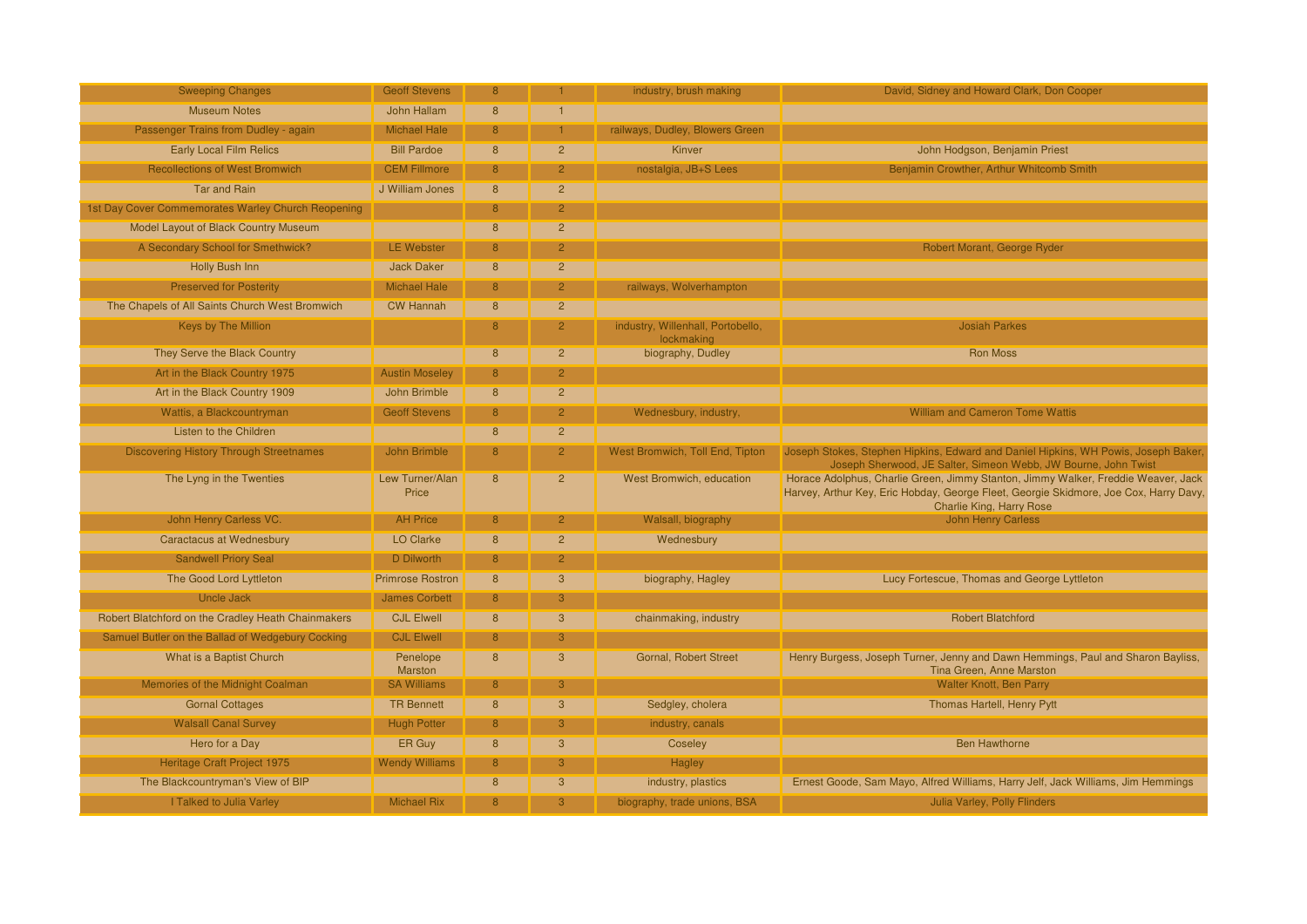| | | | | | |
|---|---|---|---|---|---|
| Sweeping Changes | Geoff Stevens | 8 | 1 | industry, brush making | David, Sidney and Howard Clark, Don Cooper |
| Museum Notes | John Hallam | 8 | 1 | | |
| Passenger Trains from Dudley - again | Michael Hale | 8 | 1 | railways, Dudley, Blowers Green | |
| Early Local Film Relics | Bill Pardoe | 8 | 2 | Kinver | John Hodgson, Benjamin Priest |
| Recollections of West Bromwich | CEM Fillmore | 8 | 2 | nostalgia, JB+S Lees | Benjamin Crowther, Arthur Whitcomb Smith |
| Tar and Rain | J William Jones | 8 | 2 | | |
| 1st Day Cover Commemorates Warley Church Reopening | | 8 | 2 | | |
| Model Layout of Black Country Museum | | 8 | 2 | | |
| A Secondary School for Smethwick? | LE Webster | 8 | 2 | | Robert Morant, George Ryder |
| Holly Bush Inn | Jack Daker | 8 | 2 | | |
| Preserved for Posterity | Michael Hale | 8 | 2 | railways, Wolverhampton | |
| The Chapels of All Saints Church West Bromwich | CW Hannah | 8 | 2 | | |
| Keys by The Million | | 8 | 2 | industry, Willenhall, Portobello, lockmaking | Josiah Parkes |
| They Serve the Black Country | | 8 | 2 | biography, Dudley | Ron Moss |
| Art in the Black Country 1975 | Austin Moseley | 8 | 2 | | |
| Art in the Black Country 1909 | John Brimble | 8 | 2 | | |
| Wattis, a Blackcountryman | Geoff Stevens | 8 | 2 | Wednesbury, industry, | William and Cameron Tome Wattis |
| Listen to the Children | | 8 | 2 | | |
| Discovering History Through Streetnames | John Brimble | 8 | 2 | West Bromwich, Toll End, Tipton | Joseph Stokes, Stephen Hipkins, Edward and Daniel Hipkins, WH Powis, Joseph Baker, Joseph Sherwood, JE Salter, Simeon Webb, JW Bourne, John Twist |
| The Lyng in the Twenties | Lew Turner/Alan Price | 8 | 2 | West Bromwich, education | Horace Adolphus, Charlie Green, Jimmy Stanton, Jimmy Walker, Freddie Weaver, Jack Harvey, Arthur Key, Eric Hobday, George Fleet, Georgie Skidmore, Joe Cox, Harry Davy, Charlie King, Harry Rose |
| John Henry Carless VC. | AH Price | 8 | 2 | Walsall, biography | John Henry Carless |
| Caractacus at Wednesbury | LO Clarke | 8 | 2 | Wednesbury | |
| Sandwell Priory Seal | D Dilworth | 8 | 2 | | |
| The Good Lord Lyttleton | Primrose Rostron | 8 | 3 | biography, Hagley | Lucy Fortescue, Thomas and George Lyttleton |
| Uncle Jack | James Corbett | 8 | 3 | | |
| Robert Blatchford on the Cradley Heath Chainmakers | CJL Elwell | 8 | 3 | chainmaking, industry | Robert Blatchford |
| Samuel Butler on the Ballad of Wedgebury Cocking | CJL Elwell | 8 | 3 | | |
| What is a Baptist Church | Penelope Marston | 8 | 3 | Gornal, Robert Street | Henry Burgess, Joseph Turner, Jenny and Dawn Hemmings, Paul and Sharon Bayliss, Tina Green, Anne Marston |
| Memories of the Midnight Coalman | SA Williams | 8 | 3 | | Walter Knott, Ben Parry |
| Gornal Cottages | TR Bennett | 8 | 3 | Sedgley, cholera | Thomas Hartell, Henry Pytt |
| Walsall Canal Survey | Hugh Potter | 8 | 3 | industry, canals | |
| Hero for a Day | ER Guy | 8 | 3 | Coseley | Ben Hawthorne |
| Heritage Craft Project 1975 | Wendy Williams | 8 | 3 | Hagley | |
| The Blackcountryman's View of BIP | | 8 | 3 | industry, plastics | Ernest Goode, Sam Mayo, Alfred Williams, Harry Jelf, Jack Williams, Jim Hemmings |
| I Talked to Julia Varley | Michael Rix | 8 | 3 | biography, trade unions, BSA | Julia Varley, Polly Flinders |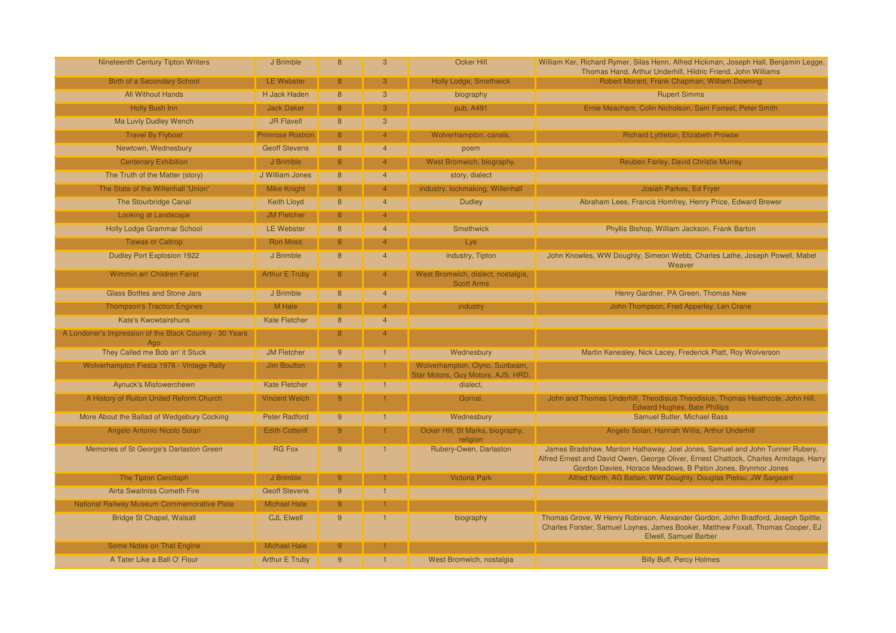| | | | | | |
|---|---|---|---|---|---|
| Nineteenth Century Tipton Writers | J Brimble | 8 | 3 | Ocker Hill | William Ker, Richard Rymer, Silas Henn, Alfred Hickman, Joseph Hall, Benjamin Legge, Thomas Hand, Arthur Underhill, Hildric Friend, John Williams |
| Birth of a Secondary School | LE Webster | 8 | 3 | Holly Lodge, Smethwick | Robert Morant, Frank Chapman, William Downing |
| All Without Hands | H Jack Haden | 8 | 3 | biography | Rupert Simms |
| Holly Bush Inn | Jack Daker | 8 | 3 | pub, A491 | Ernie Meacham, Colin Nicholson, Sam Forrest, Peter Smith |
| Ma Luvly Dudley Wench | JR Flavell | 8 | 3 | | |
| Travel By Flyboat | Primrose Rostron | 8 | 4 | Wolverhampton, canals, | Richard Lyttleton, Elizabeth Prowse |
| Newtown, Wednesbury | Geoff Stevens | 8 | 4 | poem | |
| Centenary Exhibition | J Brimble | 8 | 4 | West Bromwich, biography, | Reuben Farley, David Christie Murray |
| The Truth of the Matter (story) | J William Jones | 8 | 4 | story, dialect | |
| The State of the Willenhall 'Union' | Mike Knight | 8 | 4 | industry, lockmaking, Willenhall | Josiah Parkes, Ed Fryer |
| The Stourbridge Canal | Keith Lloyd | 8 | 4 | Dudley | Abraham Lees, Francis Homfrey, Henry Price, Edward Brewer |
| Looking at Landscape | JM Fletcher | 8 | 4 | | |
| Holly Lodge Grammar School | LE Webster | 8 | 4 | Smethwick | Phyllis Bishop, William Jackson, Frank Barton |
| Tiswas or Caltrop | Ron Moss | 8 | 4 | Lye | |
| Dudley Port Explosion 1922 | J Brimble | 8 | 4 | industry, Tipton | John Knowles, WW Doughty, Simeon Webb, Charles Lathe, Joseph Powell, Mabel Weaver |
| Wimmin an' Children Fairst | Arthur E Truby | 8 | 4 | West Bromwich, dialect, nostalgia, Scott Arms | |
| Glass Bottles and Stone Jars | J Brimble | 8 | 4 | | Henry Gardner, PA Green, Thomas New |
| Thompson's Traction Engines | M Hale | 8 | 4 | industry | John Thompson, Fred Apperley, Len Crane |
| Kate's Kwowtairshuns | Kate Fletcher | 8 | 4 | | |
| A Londoner's Impression of the Black Country - 30 Years Ago | | 8 | 4 | | |
| They Called me Bob an' it Stuck | JM Fletcher | 9 | 1 | Wednesbury | Martin Kenealey, Nick Lacey, Frederick Platt, Roy Wolverson |
| Wolverhampton Fiesta 1976 - Vintage Rally | Jim Boulton | 9 | 1 | Wolverhampton, Clyno, Sunbeam, Star Motors, Guy Motors, AJS, HRD, | |
| Aynuck's Misfowerchewn | Kate Fletcher | 9 | 1 | dialect, | |
| A History of Ruiton United Reform Church | Vincent Welch | 9 | 1 | Gornal, | John and Thomas Underhill, Theodisius Theodisius, Thomas Heathcote, John Hill, Edward Hughes, Bate Phillips |
| More About the Ballad of Wedgebury Cocking | Peter Radford | 9 | 1 | Wednesbury | Samuel Butler, Michael Bass |
| Angelo Antonio Nicolo Solari | Edith Cotterill | 9 | 1 | Ocker Hill, St Marks, biography, religion | Angelo Solari, Hannah Willis, Arthur Underhill |
| Memories of St George's Darlaston Green | RG Fox | 9 | 1 | Rubery-Owen, Darlaston | James Bradshaw, Manton Hathaway, Joel Jones, Samuel and John Tunner Rubery, Alfred Ernest and David Owen, George Oliver, Ernest Chattock, Charles Armitage, Harry Gordon Davies, Horace Meadows, B Paton Jones, Brynmor Jones |
| The Tipton Cenotaph | J Brimble | 9 | 1 | Victoria Park | Alfred North, AG Batten, WW Doughty, Douglas Pielou, JW Sargeant |
| Airta Swaitniss Cometh Fire | Geoff Stevens | 9 | 1 | | |
| National Railway Museum Commemorative Plate | Michael Hale | 9 | 1 | | |
| Bridge St Chapel, Walsall | CJL Elwell | 9 | 1 | biography | Thomas Grove, W Henry Robinson, Alexander Gordon, John Bradford, Joseph Spittle, Charles Forster, Samuel Loynes, James Booker, Matthew Foxall, Thomas Cooper, EJ Elwell, Samuel Barber |
| Some Notes on That Engine | Michael Hale | 9 | 1 | | |
| A Tater Like a Ball O' Flour | Arthur E Truby | 9 | 1 | West Bromwich, nostalgia | Billy Buff, Percy Holmes |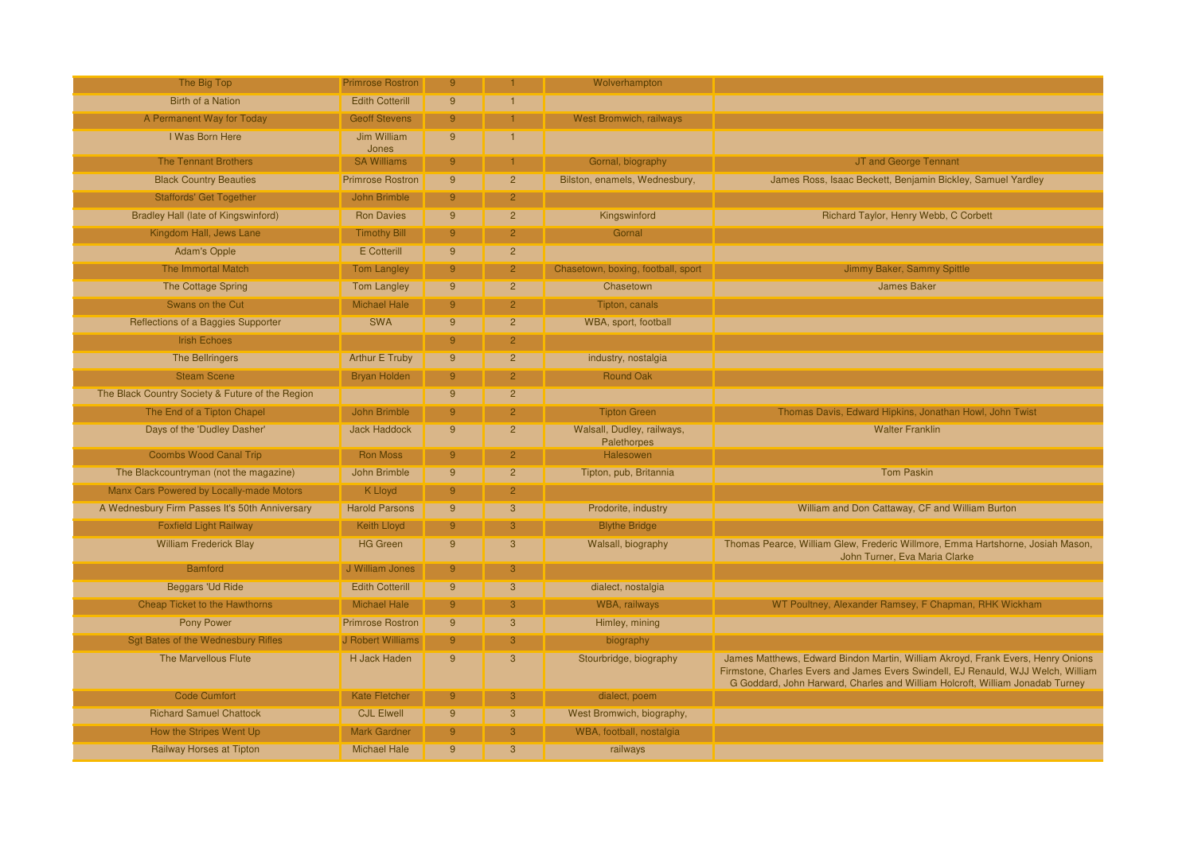| | | | | | |
|---|---|---|---|---|---|
| The Big Top | Primrose Rostron | 9 | 1 | Wolverhampton | |
| Birth of a Nation | Edith Cotterill | 9 | 1 | | |
| A Permanent Way for Today | Geoff Stevens | 9 | 1 | West Bromwich, railways | |
| I Was Born Here | Jim William Jones | 9 | 1 | | |
| The Tennant Brothers | SA Williams | 9 | 1 | Gornal, biography | JT and George Tennant |
| Black Country Beauties | Primrose Rostron | 9 | 2 | Bilston, enamels, Wednesbury, | James Ross, Isaac Beckett, Benjamin Bickley, Samuel Yardley |
| Staffords' Get Together | John Brimble | 9 | 2 | | |
| Bradley Hall (late of Kingswinford) | Ron Davies | 9 | 2 | Kingswinford | Richard Taylor, Henry Webb, C Corbett |
| Kingdom Hall, Jews Lane | Timothy Bill | 9 | 2 | Gornal | |
| Adam's Opple | E Cotterill | 9 | 2 | | |
| The Immortal Match | Tom Langley | 9 | 2 | Chasetown, boxing, football, sport | Jimmy Baker, Sammy Spittle |
| The Cottage Spring | Tom Langley | 9 | 2 | Chasetown | James Baker |
| Swans on the Cut | Michael Hale | 9 | 2 | Tipton, canals | |
| Reflections of a Baggies Supporter | SWA | 9 | 2 | WBA, sport, football | |
| Irish Echoes | | 9 | 2 | | |
| The Bellringers | Arthur E Truby | 9 | 2 | industry, nostalgia | |
| Steam Scene | Bryan Holden | 9 | 2 | Round Oak | |
| The Black Country Society & Future of the Region | | 9 | 2 | | |
| The End of a Tipton Chapel | John Brimble | 9 | 2 | Tipton Green | Thomas Davis, Edward Hipkins, Jonathan Howl, John Twist |
| Days of the 'Dudley Dasher' | Jack Haddock | 9 | 2 | Walsall, Dudley, railways, Palethorpes | Walter Franklin |
| Coombs Wood Canal Trip | Ron Moss | 9 | 2 | Halesowen | |
| The Blackcountryman (not the magazine) | John Brimble | 9 | 2 | Tipton, pub, Britannia | Tom Paskin |
| Manx Cars Powered by Locally-made Motors | K Lloyd | 9 | 2 | | |
| A Wednesbury Firm Passes It's 50th Anniversary | Harold Parsons | 9 | 3 | Prodorite, industry | William and Don Cattaway, CF and William Burton |
| Foxfield Light Railway | Keith Lloyd | 9 | 3 | Blythe Bridge | |
| William Frederick Blay | HG Green | 9 | 3 | Walsall, biography | Thomas Pearce, William Glew, Frederic Willmore, Emma Hartshorne, Josiah Mason, John Turner, Eva Maria Clarke |
| Bamford | J William Jones | 9 | 3 | | |
| Beggars 'Ud Ride | Edith Cotterill | 9 | 3 | dialect, nostalgia | |
| Cheap Ticket to the Hawthorns | Michael Hale | 9 | 3 | WBA, railways | WT Poultney, Alexander Ramsey, F Chapman, RHK Wickham |
| Pony Power | Primrose Rostron | 9 | 3 | Himley, mining | |
| Sgt Bates of the Wednesbury Rifles | J Robert Williams | 9 | 3 | biography | |
| The Marvellous Flute | H Jack Haden | 9 | 3 | Stourbridge, biography | James Matthews, Edward Bindon Martin, William Akroyd, Frank Evers, Henry Onions Firmstone, Charles Evers and James Evers Swindell, EJ Renauld, WJJ Welch, William G Goddard, John Harward, Charles and William Holcroft, William Jonadab Turney |
| Code Cumfort | Kate Fletcher | 9 | 3 | dialect, poem | |
| Richard Samuel Chattock | CJL Elwell | 9 | 3 | West Bromwich, biography, | |
| How the Stripes Went Up | Mark Gardner | 9 | 3 | WBA, football, nostalgia | |
| Railway Horses at Tipton | Michael Hale | 9 | 3 | railways | |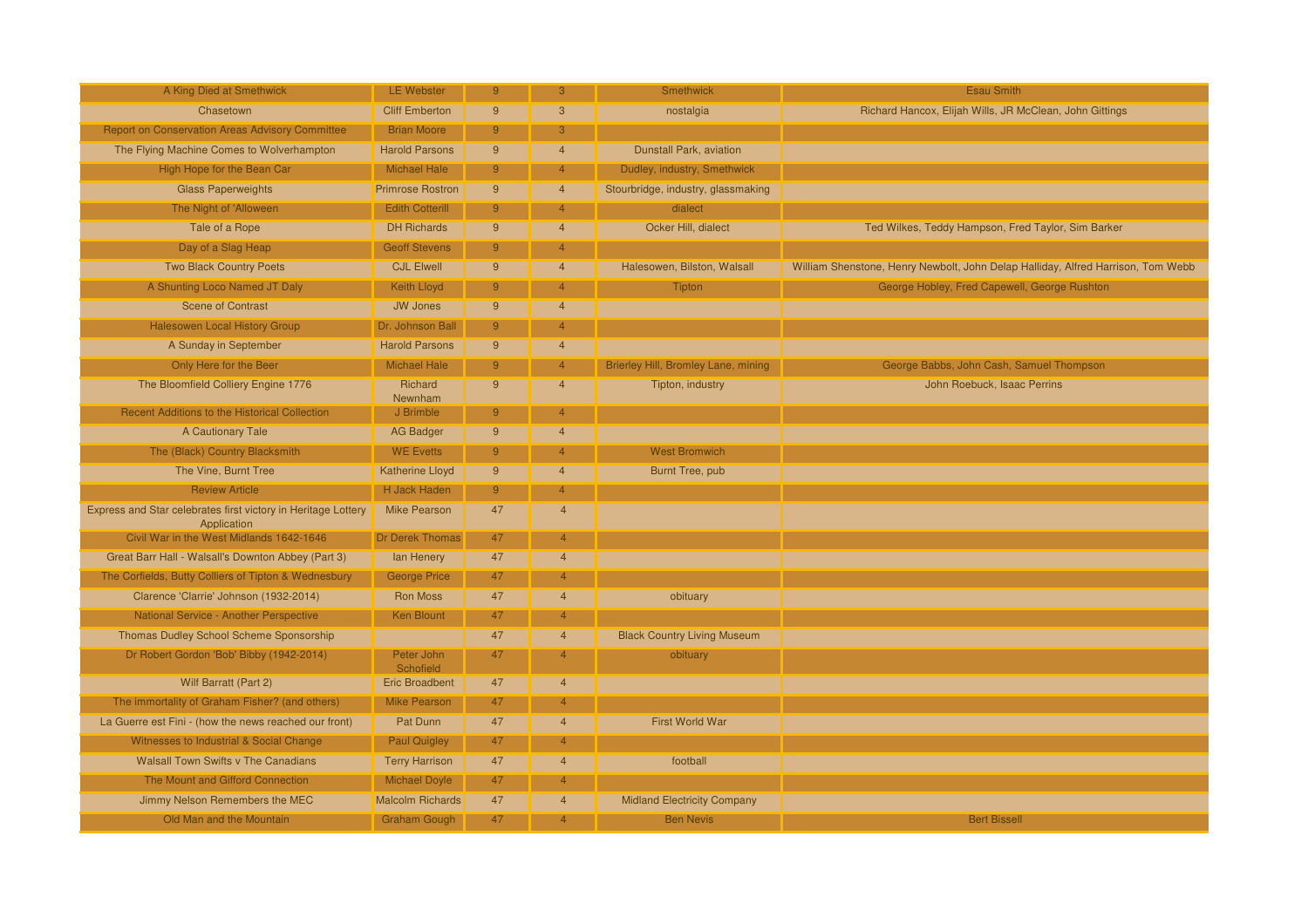| | | | | | |
|---|---|---|---|---|---|
| A King Died at Smethwick | LE Webster | 9 | 3 | Smethwick | Esau Smith |
| Chasetown | Cliff Emberton | 9 | 3 | nostalgia | Richard Hancox, Elijah Wills, JR McClean, John Gittings |
| Report on Conservation Areas Advisory Committee | Brian Moore | 9 | 3 | | |
| The Flying Machine Comes to Wolverhampton | Harold Parsons | 9 | 4 | Dunstall Park, aviation | |
| High Hope for the Bean Car | Michael Hale | 9 | 4 | Dudley, industry, Smethwick | |
| Glass Paperweights | Primrose Rostron | 9 | 4 | Stourbridge, industry, glassmaking | |
| The Night of 'Alloween | Edith Cotterill | 9 | 4 | dialect | |
| Tale of a Rope | DH Richards | 9 | 4 | Ocker Hill, dialect | Ted Wilkes, Teddy Hampson, Fred Taylor, Sim Barker |
| Day of a Slag Heap | Geoff Stevens | 9 | 4 | | |
| Two Black Country Poets | CJL Elwell | 9 | 4 | Halesowen, Bilston, Walsall | William Shenstone, Henry Newbolt, John Delap Halliday, Alfred Harrison, Tom Webb |
| A Shunting Loco Named JT Daly | Keith Lloyd | 9 | 4 | Tipton | George Hobley, Fred Capewell, George Rushton |
| Scene of Contrast | JW Jones | 9 | 4 | | |
| Halesowen Local History Group | Dr. Johnson Ball | 9 | 4 | | |
| A Sunday in September | Harold Parsons | 9 | 4 | | |
| Only Here for the Beer | Michael Hale | 9 | 4 | Brierley Hill, Bromley Lane, mining | George Babbs, John Cash, Samuel Thompson |
| The Bloomfield Colliery Engine 1776 | Richard Newnham | 9 | 4 | Tipton, industry | John Roebuck, Isaac Perrins |
| Recent Additions to the Historical Collection | J Brimble | 9 | 4 | | |
| A Cautionary Tale | AG Badger | 9 | 4 | | |
| The (Black) Country Blacksmith | WE Evetts | 9 | 4 | West Bromwich | |
| The Vine, Burnt Tree | Katherine Lloyd | 9 | 4 | Burnt Tree, pub | |
| Review Article | H Jack Haden | 9 | 4 | | |
| Express and Star celebrates first victory in Heritage Lottery Application | Mike Pearson | 47 | 4 | | |
| Civil War in the West Midlands 1642-1646 | Dr Derek Thomas | 47 | 4 | | |
| Great Barr Hall - Walsall's Downton Abbey (Part 3) | Ian Henery | 47 | 4 | | |
| The Corfields, Butty Colliers of Tipton & Wednesbury | George Price | 47 | 4 | | |
| Clarence 'Clarrie' Johnson (1932-2014) | Ron Moss | 47 | 4 | obituary | |
| National Service - Another Perspective | Ken Blount | 47 | 4 | | |
| Thomas Dudley School Scheme Sponsorship | | 47 | 4 | Black Country Living Museum | |
| Dr Robert Gordon 'Bob' Bibby (1942-2014) | Peter John Schofield | 47 | 4 | obituary | |
| Wilf Barratt (Part 2) | Eric Broadbent | 47 | 4 | | |
| The immortality of Graham Fisher? (and others) | Mike Pearson | 47 | 4 | | |
| La Guerre est Fini - (how the news reached our front) | Pat Dunn | 47 | 4 | First World War | |
| Witnesses to Industrial & Social Change | Paul Quigley | 47 | 4 | | |
| Walsall Town Swifts v The Canadians | Terry Harrison | 47 | 4 | football | |
| The Mount and Gifford Connection | Michael Doyle | 47 | 4 | | |
| Jimmy Nelson Remembers the MEC | Malcolm Richards | 47 | 4 | Midland Electricity Company | |
| Old Man and the Mountain | Graham Gough | 47 | 4 | Ben Nevis | Bert Bissell |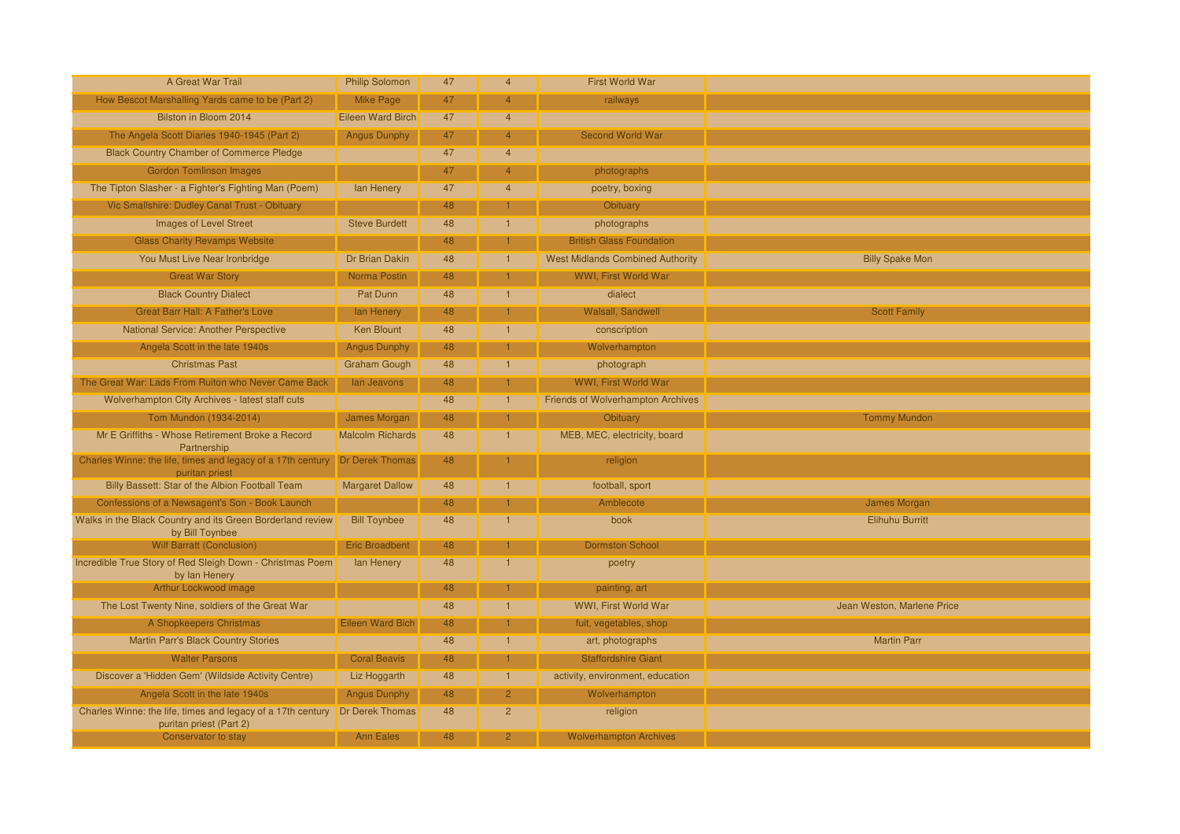| | | | | | |
|---|---|---|---|---|---|
| A Great War Trail | Philip Solomon | 47 | 4 | First World War | |
| How Bescot Marshalling Yards came to be (Part 2) | Mike Page | 47 | 4 | railways | |
| Bilston in Bloom 2014 | Eileen Ward Birch | 47 | 4 | | |
| The Angela Scott Diaries 1940-1945 (Part 2) | Angus Dunphy | 47 | 4 | Second World War | |
| Black Country Chamber of Commerce Pledge | | 47 | 4 | | |
| Gordon Tomlinson Images | | 47 | 4 | photographs | |
| The Tipton Slasher - a Fighter's Fighting Man (Poem) | Ian Henery | 47 | 4 | poetry, boxing | |
| Vic Smallshire: Dudley Canal Trust - Obituary | | 48 | 1 | Obituary | |
| Images of Level Street | Steve Burdett | 48 | 1 | photographs | |
| Glass Charity Revamps Website | | 48 | 1 | British Glass Foundation | |
| You Must Live Near Ironbridge | Dr Brian Dakin | 48 | 1 | West Midlands Combined Authority | Billy Spake Mon |
| Great War Story | Norma Postin | 48 | 1 | WWI, First World War | |
| Black Country Dialect | Pat Dunn | 48 | 1 | dialect | |
| Great Barr Hall: A Father's Love | Ian Henery | 48 | 1 | Walsall, Sandwell | Scott Family |
| National Service: Another Perspective | Ken Blount | 48 | 1 | conscription | |
| Angela Scott in the late 1940s | Angus Dunphy | 48 | 1 | Wolverhampton | |
| Christmas Past | Graham Gough | 48 | 1 | photograph | |
| The Great War: Lads From Ruiton who Never Came Back | Ian Jeavons | 48 | 1 | WWI, First World War | |
| Wolverhampton City Archives - latest staff cuts | | 48 | 1 | Friends of Wolverhampton Archives | |
| Tom Mundon (1934-2014) | James Morgan | 48 | 1 | Obituary | Tommy Mundon |
| Mr E Griffiths - Whose Retirement Broke a Record Partnership | Malcolm Richards | 48 | 1 | MEB, MEC, electricity, board | |
| Charles Winne: the life, times and legacy of a 17th century puritan priest | Dr Derek Thomas | 48 | 1 | religion | |
| Billy Bassett: Star of the Albion Football Team | Margaret Dallow | 48 | 1 | football, sport | |
| Confessions of a Newsagent's Son - Book Launch | | 48 | 1 | Amblecote | James Morgan |
| Walks in the Black Country and its Green Borderland review by Bill Toynbee | Bill Toynbee | 48 | 1 | book | Elihuhu Burritt |
| Wilf Barratt (Conclusion) | Eric Broadbent | 48 | 1 | Dormston School | |
| Incredible True Story of Red Sleigh Down - Christmas Poem by Ian Henery | Ian Henery | 48 | 1 | poetry | |
| Arthur Lockwood image | | 48 | 1 | painting, art | |
| The Lost Twenty Nine, soldiers of the Great War | | 48 | 1 | WWI, First World War | Jean Weston, Marlene Price |
| A Shopkeepers Christmas | Eileen Ward Bich | 48 | 1 | fuit, vegetables, shop | |
| Martin Parr's Black Country Stories | | 48 | 1 | art, photographs | Martin Parr |
| Walter Parsons | Coral Beavis | 48 | 1 | Staffordshire Giant | |
| Discover a 'Hidden Gem' (Wildside Activity Centre) | Liz Hoggarth | 48 | 1 | activity, environment, education | |
| Angela Scott in the late 1940s | Angus Dunphy | 48 | 2 | Wolverhampton | |
| Charles Winne: the life, times and legacy of a 17th century puritan priest (Part 2) | Dr Derek Thomas | 48 | 2 | religion | |
| Conservator to stay | Ann Eales | 48 | 2 | Wolverhampton Archives | |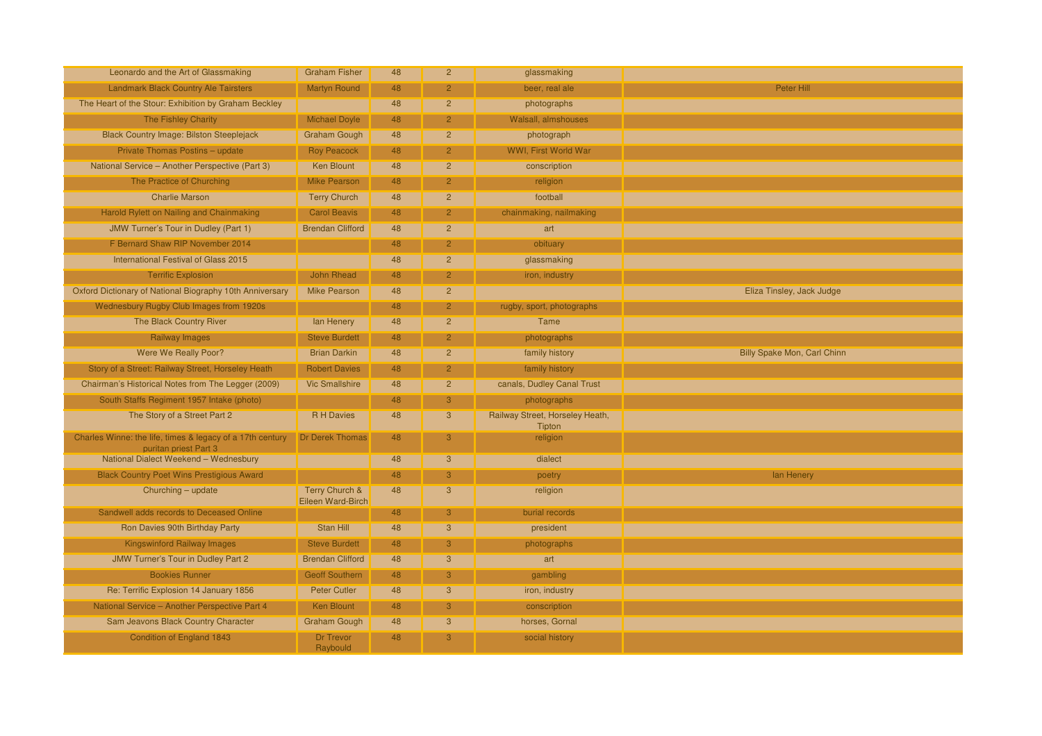| | | | | | |
|---|---|---|---|---|---|
| Leonardo and the Art of Glassmaking | Graham Fisher | 48 | 2 | glassmaking | |
| Landmark Black Country Ale Tairsters | Martyn Round | 48 | 2 | beer, real ale | Peter Hill |
| The Heart of the Stour: Exhibition by Graham Beckley | | 48 | 2 | photographs | |
| The Fishley Charity | Michael Doyle | 48 | 2 | Walsall, almshouses | |
| Black Country Image: Bilston Steeplejack | Graham Gough | 48 | 2 | photograph | |
| Private Thomas Postins – update | Roy Peacock | 48 | 2 | WWI, First World War | |
| National Service – Another Perspective (Part 3) | Ken Blount | 48 | 2 | conscription | |
| The Practice of Churching | Mike Pearson | 48 | 2 | religion | |
| Charlie Marson | Terry Church | 48 | 2 | football | |
| Harold Rylett on Nailing and Chainmaking | Carol Beavis | 48 | 2 | chainmaking, nailmaking | |
| JMW Turner's Tour in Dudley (Part 1) | Brendan Clifford | 48 | 2 | art | |
| F Bernard Shaw RIP November 2014 | | 48 | 2 | obituary | |
| International Festival of Glass 2015 | | 48 | 2 | glassmaking | |
| Terrific Explosion | John Rhead | 48 | 2 | iron, industry | |
| Oxford Dictionary of National Biography 10th Anniversary | Mike Pearson | 48 | 2 | | Eliza Tinsley, Jack Judge |
| Wednesbury Rugby Club Images from 1920s | | 48 | 2 | rugby, sport, photographs | |
| The Black Country River | Ian Henery | 48 | 2 | Tame | |
| Railway Images | Steve Burdett | 48 | 2 | photographs | |
| Were We Really Poor? | Brian Darkin | 48 | 2 | family history | Billy Spake Mon, Carl Chinn |
| Story of a Street: Railway Street, Horseley Heath | Robert Davies | 48 | 2 | family history | |
| Chairman's Historical Notes from The Legger (2009) | Vic Smallshire | 48 | 2 | canals, Dudley Canal Trust | |
| South Staffs Regiment 1957 Intake (photo) | | 48 | 3 | photographs | |
| The Story of a Street Part 2 | R H Davies | 48 | 3 | Railway Street, Horseley Heath, Tipton | |
| Charles Winne: the life, times & legacy of a 17th century puritan priest Part 3 | Dr Derek Thomas | 48 | 3 | religion | |
| National Dialect Weekend – Wednesbury | | 48 | 3 | dialect | |
| Black Country Poet Wins Prestigious Award | | 48 | 3 | poetry | Ian Henery |
| Churching – update | Terry Church & Eileen Ward-Birch | 48 | 3 | religion | |
| Sandwell adds records to Deceased Online | | 48 | 3 | burial records | |
| Ron Davies 90th Birthday Party | Stan Hill | 48 | 3 | president | |
| Kingswinford Railway Images | Steve Burdett | 48 | 3 | photographs | |
| JMW Turner's Tour in Dudley Part 2 | Brendan Clifford | 48 | 3 | art | |
| Bookies Runner | Geoff Southern | 48 | 3 | gambling | |
| Re: Terrific Explosion 14 January 1856 | Peter Cutler | 48 | 3 | iron, industry | |
| National Service – Another Perspective Part 4 | Ken Blount | 48 | 3 | conscription | |
| Sam Jeavons Black Country Character | Graham Gough | 48 | 3 | horses, Gornal | |
| Condition of England 1843 | Dr Trevor Raybould | 48 | 3 | social history | |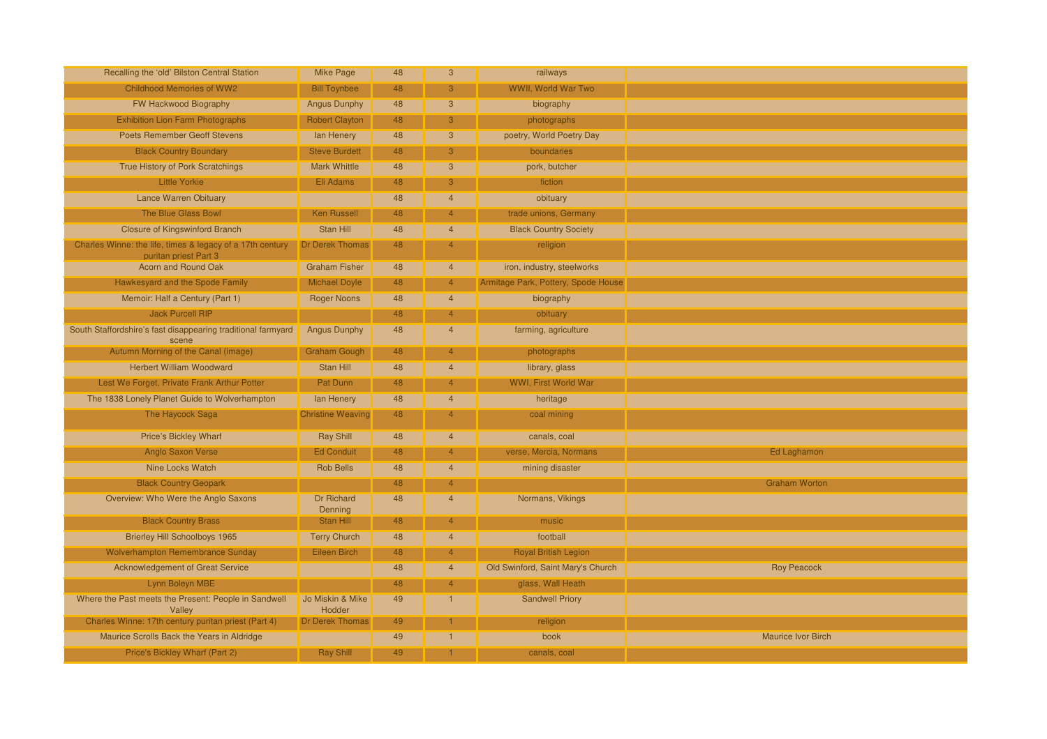| | | | | | |
|---|---|---|---|---|---|
| Recalling the 'old' Bilston Central Station | Mike Page | 48 | 3 | railways | |
| Childhood Memories of WW2 | Bill Toynbee | 48 | 3 | WWII, World War Two | |
| FW Hackwood Biography | Angus Dunphy | 48 | 3 | biography | |
| Exhibition Lion Farm Photographs | Robert Clayton | 48 | 3 | photographs | |
| Poets Remember Geoff Stevens | Ian Henery | 48 | 3 | poetry, World Poetry Day | |
| Black Country Boundary | Steve Burdett | 48 | 3 | boundaries | |
| True History of Pork Scratchings | Mark Whittle | 48 | 3 | pork, butcher | |
| Little Yorkie | Eli Adams | 48 | 3 | fiction | |
| Lance Warren Obituary | | 48 | 4 | obituary | |
| The Blue Glass Bowl | Ken Russell | 48 | 4 | trade unions, Germany | |
| Closure of Kingswinford Branch | Stan Hill | 48 | 4 | Black Country Society | |
| Charles Winne: the life, times & legacy of a 17th century puritan priest Part 3 | Dr Derek Thomas | 48 | 4 | religion | |
| Acorn and Round Oak | Graham Fisher | 48 | 4 | iron, industry, steelworks | |
| Hawkesyard and the Spode Family | Michael Doyle | 48 | 4 | Armitage Park, Pottery, Spode House | |
| Memoir: Half a Century (Part 1) | Roger Noons | 48 | 4 | biography | |
| Jack Purcell RIP | | 48 | 4 | obituary | |
| South Staffordshire's fast disappearing traditional farmyard scene | Angus Dunphy | 48 | 4 | farming, agriculture | |
| Autumn Morning of the Canal (image) | Graham Gough | 48 | 4 | photographs | |
| Herbert William Woodward | Stan Hill | 48 | 4 | library, glass | |
| Lest We Forget, Private Frank Arthur Potter | Pat Dunn | 48 | 4 | WWI, First World War | |
| The 1838 Lonely Planet Guide to Wolverhampton | Ian Henery | 48 | 4 | heritage | |
| The Haycock Saga | Christine Weaving | 48 | 4 | coal mining | |
| Price's Bickley Wharf | Ray Shill | 48 | 4 | canals, coal | |
| Anglo Saxon Verse | Ed Conduit | 48 | 4 | verse, Mercia, Normans | Ed Laghamon |
| Nine Locks Watch | Rob Bells | 48 | 4 | mining disaster | |
| Black Country Geopark | | 48 | 4 | | Graham Worton |
| Overview: Who Were the Anglo Saxons | Dr Richard Denning | 48 | 4 | Normans, Vikings | |
| Black Country Brass | Stan Hill | 48 | 4 | music | |
| Brierley Hill Schoolboys 1965 | Terry Church | 48 | 4 | football | |
| Wolverhampton Remembrance Sunday | Eileen Birch | 48 | 4 | Royal British Legion | |
| Acknowledgement of Great Service | | 48 | 4 | Old Swinford, Saint Mary's Church | Roy Peacock |
| Lynn Boleyn MBE | | 48 | 4 | glass, Wall Heath | |
| Where the Past meets the Present: People in Sandwell Valley | Jo Miskin & Mike Hodder | 49 | 1 | Sandwell Priory | |
| Charles Winne: 17th century puritan priest (Part 4) | Dr Derek Thomas | 49 | 1 | religion | |
| Maurice Scrolls Back the Years in Aldridge | | 49 | 1 | book | Maurice Ivor Birch |
| Price's Bickley Wharf (Part 2) | Ray Shill | 49 | 1 | canals, coal | |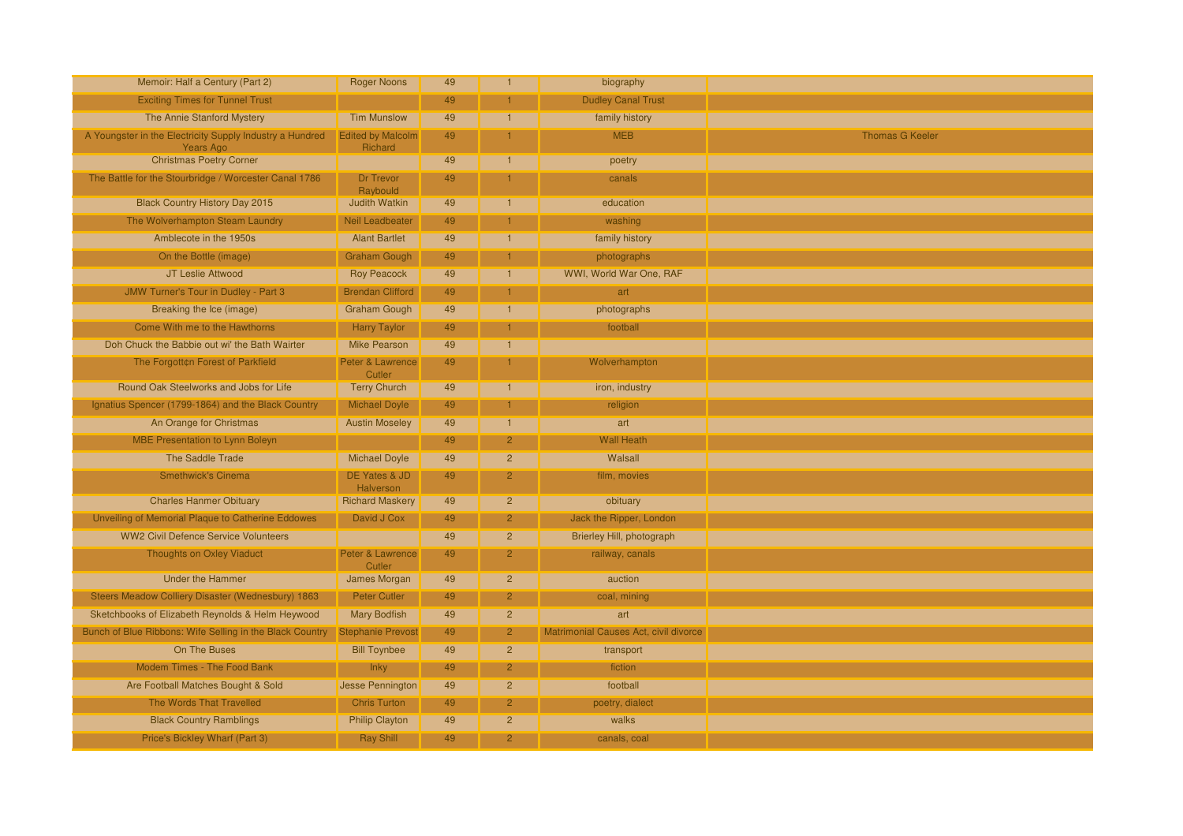| | | | | | |
|---|---|---|---|---|---|
| Memoir: Half a Century (Part 2) | Roger Noons | 49 | 1 | biography | |
| Exciting Times for Tunnel Trust | | 49 | 1 | Dudley Canal Trust | |
| The Annie Stanford Mystery | Tim Munslow | 49 | 1 | family history | |
| A Youngster in the Electricity Supply Industry a Hundred Years Ago | Edited by Malcolm Richard | 49 | 1 | MEB | Thomas G Keeler |
| Christmas Poetry Corner | | 49 | 1 | poetry | |
| The Battle for the Stourbridge / Worcester Canal 1786 | Dr Trevor Raybould | 49 | 1 | canals | |
| Black Country History Day 2015 | Judith Watkin | 49 | 1 | education | |
| The Wolverhampton Steam Laundry | Neil Leadbeater | 49 | 1 | washing | |
| Amblecote in the 1950s | Alant Bartlet | 49 | 1 | family history | |
| On the Bottle (image) | Graham Gough | 49 | 1 | photographs | |
| JT Leslie Attwood | Roy Peacock | 49 | 1 | WWI, World War One, RAF | |
| JMW Turner's Tour in Dudley - Part 3 | Brendan Clifford | 49 | 1 | art | |
| Breaking the Ice (image) | Graham Gough | 49 | 1 | photographs | |
| Come With me to the Hawthorns | Harry Taylor | 49 | 1 | football | |
| Doh Chuck the Babbie out wi' the Bath Wairter | Mike Pearson | 49 | 1 | | |
| The Forgotten Forest of Parkfield | Peter & Lawrence Cutler | 49 | 1 | Wolverhampton | |
| Round Oak Steelworks and Jobs for Life | Terry Church | 49 | 1 | iron, industry | |
| Ignatius Spencer (1799-1864) and the Black Country | Michael Doyle | 49 | 1 | religion | |
| An Orange for Christmas | Austin Moseley | 49 | 1 | art | |
| MBE Presentation to Lynn Boleyn | | 49 | 2 | Wall Heath | |
| The Saddle Trade | Michael Doyle | 49 | 2 | Walsall | |
| Smethwick's Cinema | DE Yates & JD Halverson | 49 | 2 | film, movies | |
| Charles Hanmer Obituary | Richard Maskery | 49 | 2 | obituary | |
| Unveiling of Memorial Plaque to Catherine Eddowes | David J Cox | 49 | 2 | Jack the Ripper, London | |
| WW2 Civil Defence Service Volunteers | | 49 | 2 | Brierley Hill, photograph | |
| Thoughts on Oxley Viaduct | Peter & Lawrence Cutler | 49 | 2 | railway, canals | |
| Under the Hammer | James Morgan | 49 | 2 | auction | |
| Steers Meadow Colliery Disaster (Wednesbury) 1863 | Peter Cutler | 49 | 2 | coal, mining | |
| Sketchbooks of Elizabeth Reynolds & Helm Heywood | Mary Bodfish | 49 | 2 | art | |
| Bunch of Blue Ribbons: Wife Selling in the Black Country | Stephanie Prevost | 49 | 2 | Matrimonial Causes Act, civil divorce | |
| On The Buses | Bill Toynbee | 49 | 2 | transport | |
| Modern Times - The Food Bank | Inky | 49 | 2 | fiction | |
| Are Football Matches Bought & Sold | Jesse Pennington | 49 | 2 | football | |
| The Words That Travelled | Chris Turton | 49 | 2 | poetry, dialect | |
| Black Country Ramblings | Philip Clayton | 49 | 2 | walks | |
| Price's Bickley Wharf (Part 3) | Ray Shill | 49 | 2 | canals, coal | |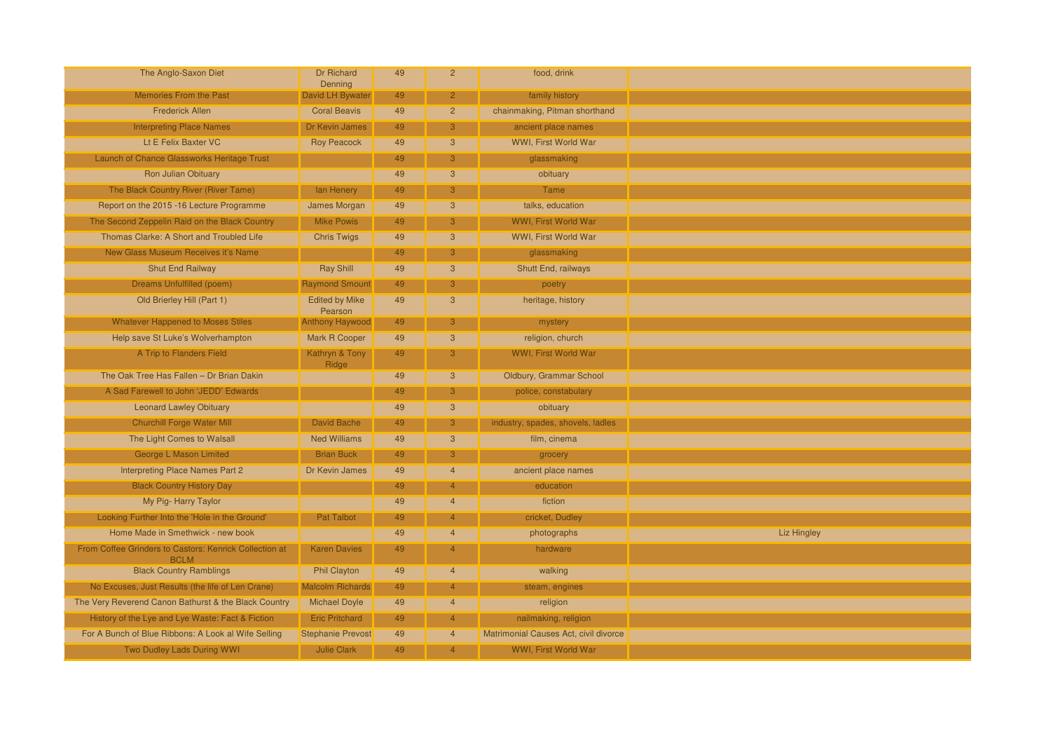| | | | | | |
|---|---|---|---|---|---|
| The Anglo-Saxon Diet | Dr Richard Denning | 49 | 2 | food, drink | |
| Memories From the Past | David LH Bywater | 49 | 2 | family history | |
| Frederick Allen | Coral Beavis | 49 | 2 | chainmaking, Pitman shorthand | |
| Interpreting Place Names | Dr Kevin James | 49 | 3 | ancient place names | |
| Lt E Felix Baxter VC | Roy Peacock | 49 | 3 | WWI, First World War | |
| Launch of Chance Glassworks Heritage Trust | | 49 | 3 | glassmaking | |
| Ron Julian Obituary | | 49 | 3 | obituary | |
| The Black Country River (River Tame) | Ian Henery | 49 | 3 | Tame | |
| Report on the 2015 -16 Lecture Programme | James Morgan | 49 | 3 | talks, education | |
| The Second Zeppelin Raid on the Black Country | Mike Powis | 49 | 3 | WWI, First World War | |
| Thomas Clarke: A Short and Troubled Life | Chris Twigs | 49 | 3 | WWI, First World War | |
| New Glass Museum Receives it's Name | | 49 | 3 | glassmaking | |
| Shut End Railway | Ray Shill | 49 | 3 | Shutt End, railways | |
| Dreams Unfulfilled (poem) | Raymond Smount | 49 | 3 | poetry | |
| Old Brierley Hill (Part 1) | Edited by Mike Pearson | 49 | 3 | heritage, history | |
| Whatever Happened to Moses Stiles | Anthony Haywood | 49 | 3 | mystery | |
| Help save St Luke's Wolverhampton | Mark R Cooper | 49 | 3 | religion, church | |
| A Trip to Flanders Field | Kathryn & Tony Ridge | 49 | 3 | WWI, First World War | |
| The Oak Tree Has Fallen – Dr Brian Dakin | | 49 | 3 | Oldbury, Grammar School | |
| A Sad Farewell to John 'JEDD' Edwards | | 49 | 3 | police, constabulary | |
| Leonard Lawley Obituary | | 49 | 3 | obituary | |
| Churchill Forge Water Mill | David Bache | 49 | 3 | industry, spades, shovels, ladles | |
| The Light Comes to Walsall | Ned Williams | 49 | 3 | film, cinema | |
| George L Mason Limited | Brian Buck | 49 | 3 | grocery | |
| Interpreting Place Names Part 2 | Dr Kevin James | 49 | 4 | ancient place names | |
| Black Country History Day | | 49 | 4 | education | |
| My Pig- Harry Taylor | | 49 | 4 | fiction | |
| Looking Further Into the 'Hole in the Ground' | Pat Talbot | 49 | 4 | cricket, Dudley | |
| Home Made in Smethwick - new book | | 49 | 4 | photographs | Liz Hingley |
| From Coffee Grinders to Castors: Kenrick Collection at BCLM | Karen Davies | 49 | 4 | hardware | |
| Black Country Ramblings | Phil Clayton | 49 | 4 | walking | |
| No Excuses, Just Results (the life of Len Crane) | Malcolm Richards | 49 | 4 | steam, engines | |
| The Very Reverend Canon Bathurst & the Black Country | Michael Doyle | 49 | 4 | religion | |
| History of the Lye and Lye Waste: Fact & Fiction | Eric Pritchard | 49 | 4 | nailmaking, religion | |
| For A Bunch of Blue Ribbons: A Look al Wife Selling | Stephanie Prevost | 49 | 4 | Matrimonial Causes Act, civil divorce | |
| Two Dudley Lads During WWI | Julie Clark | 49 | 4 | WWI, First World War | |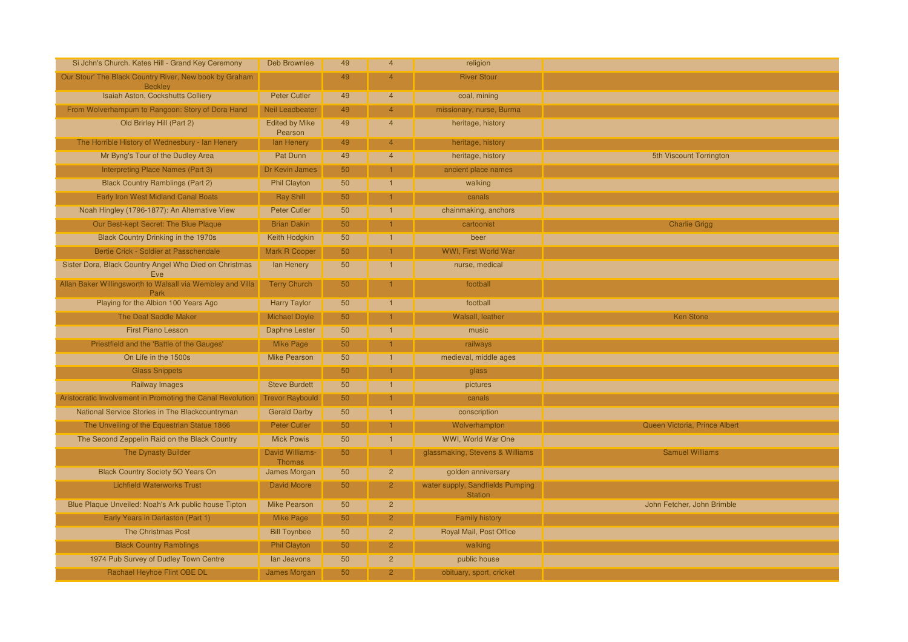| | | | | | |
|---|---|---|---|---|---|
| Si Jchn's Church. Kates Hill - Grand Key Ceremony | Deb Brownlee | 49 | 4 | religion | |
| Our Stour' The Black Country River, New book by Graham Beckley | | 49 | 4 | River Stour | |
| Isaiah Aston, Cockshutts Colliery | Peter Cutler | 49 | 4 | coal, mining | |
| From Wolverhampum to Rangoon: Story of Dora Hand | Neil Leadbeater | 49 | 4 | missionary, nurse, Burma | |
| Old Brirley Hill (Part 2) | Edited by Mike Pearson | 49 | 4 | heritage, history | |
| The Horrible History of Wednesbury - Ian Henery | Ian Henery | 49 | 4 | heritage, history | |
| Mr Byng's Tour of the Dudley Area | Pat Dunn | 49 | 4 | heritage, history | 5th Viscount Torrington |
| Interpreting Place Names (Part 3) | Dr Kevin James | 50 | 1 | ancient place names | |
| Black Country Ramblings (Part 2) | Phil Clayton | 50 | 1 | walking | |
| Early Iron West Midland Canal Boats | Ray Shill | 50 | 1 | canals | |
| Noah Hingley (1796-1877): An Alternative View | Peter Cutler | 50 | 1 | chainmaking, anchors | |
| Our Best-kept Secret: The Blue Plaque | Brian Dakin | 50 | 1 | cartoonist | Charlie Grigg |
| Black Country Drinking in the 1970s | Keith Hodgkin | 50 | 1 | beer | |
| Bertie Crick - Soldier at Passchendale | Mark R Cooper | 50 | 1 | WWI, First World War | |
| Sister Dora, Black Country Angel Who Died on Christmas Eve | Ian Henery | 50 | 1 | nurse, medical | |
| Allan Baker Willingsworth to Walsall via Wembley and Villa Park | Terry Church | 50 | 1 | football | |
| Playing for the Albion 100 Years Ago | Harry Taylor | 50 | 1 | football | |
| The Deaf Saddle Maker | Michael Doyle | 50 | 1 | Walsall, leather | Ken Stone |
| First Piano Lesson | Daphne Lester | 50 | 1 | music | |
| Priestfield and the 'Battle of the Gauges' | Mike Page | 50 | 1 | railways | |
| On Life in the 1500s | Mike Pearson | 50 | 1 | medieval, middle ages | |
| Glass Snippets | | 50 | 1 | glass | |
| Railway Images | Steve Burdett | 50 | 1 | pictures | |
| Aristocratic Involvement in Promoting the Canal Revolution | Trevor Raybould | 50 | 1 | canals | |
| National Service Stories in The Blackcountryman | Gerald Darby | 50 | 1 | conscription | |
| The Unveiling of the Equestrian Statue 1866 | Peter Cutler | 50 | 1 | Wolverhampton | Queen Victoria, Prince Albert |
| The Second Zeppelin Raid on the Black Country | Mick Powis | 50 | 1 | WWI, World War One | |
| The Dynasty Builder | David Williams-Thomas | 50 | 1 | glassmaking, Stevens & Williams | Samuel Williams |
| Black Country Society 5O Years On | James Morgan | 50 | 2 | golden anniversary | |
| Lichfield Waterworks Trust | David Moore | 50 | 2 | water supply, Sandfields Pumping Station | |
| Blue Plaque Unveiled: Noah's Ark public house Tipton | Mike Pearson | 50 | 2 | | John Fetcher, John Brimble |
| Early Years in Darlaston (Part 1) | Mike Page | 50 | 2 | Family history | |
| The Christmas Post | Bill Toynbee | 50 | 2 | Royal Mail, Post Office | |
| Black Country Ramblings | Phil Clayton | 50 | 2 | walking | |
| 1974 Pub Survey of Dudley Town Centre | Ian Jeavons | 50 | 2 | public house | |
| Rachael Heyhoe Flint OBE DL | James Morgan | 50 | 2 | obituary, sport, cricket | |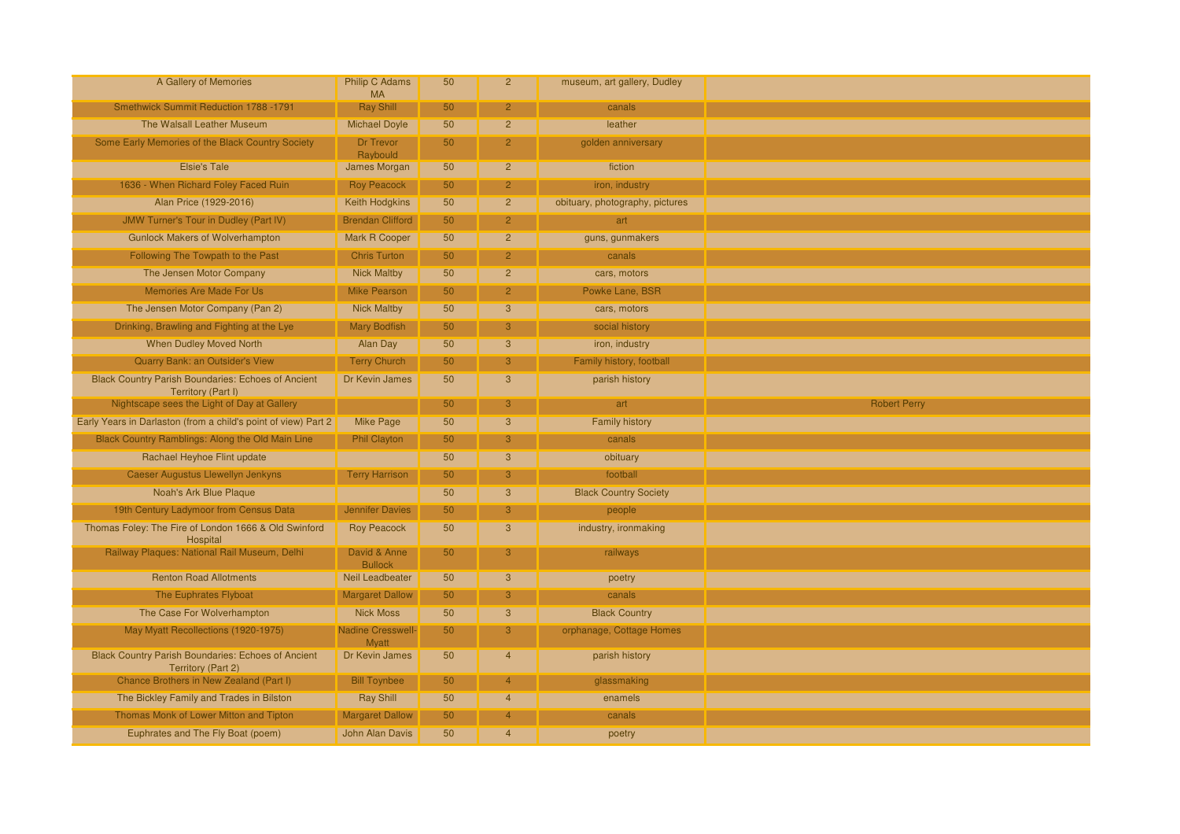| | | | | | |
|---|---|---|---|---|---|
| A Gallery of Memories | Philip C Adams MA | 50 | 2 | museum, art gallery, Dudley | |
| Smethwick Summit Reduction 1788 -1791 | Ray Shill | 50 | 2 | canals | |
| The Walsall Leather Museum | Michael Doyle | 50 | 2 | leather | |
| Some Early Memories of the Black Country Society | Dr Trevor Raybould | 50 | 2 | golden anniversary | |
| Elsie's Tale | James Morgan | 50 | 2 | fiction | |
| 1636 - When Richard Foley Faced Ruin | Roy Peacock | 50 | 2 | iron, industry | |
| Alan Price (1929-2016) | Keith Hodgkins | 50 | 2 | obituary, photography, pictures | |
| JMW Turner's Tour in Dudley (Part IV) | Brendan Clifford | 50 | 2 | art | |
| Gunlock Makers of Wolverhampton | Mark R Cooper | 50 | 2 | guns, gunmakers | |
| Following The Towpath to the Past | Chris Turton | 50 | 2 | canals | |
| The Jensen Motor Company | Nick Maltby | 50 | 2 | cars, motors | |
| Memories Are Made For Us | Mike Pearson | 50 | 2 | Powke Lane, BSR | |
| The Jensen Motor Company (Pan 2) | Nick Maltby | 50 | 3 | cars, motors | |
| Drinking, Brawling and Fighting at the Lye | Mary Bodfish | 50 | 3 | social history | |
| When Dudley Moved North | Alan Day | 50 | 3 | iron, industry | |
| Quarry Bank: an Outsider's View | Terry Church | 50 | 3 | Family history, football | |
| Black Country Parish Boundaries: Echoes of Ancient Territory (Part I) | Dr Kevin James | 50 | 3 | parish history | |
| Nightscape sees the Light of Day at Gallery | | 50 | 3 | art | Robert Perry |
| Early Years in Darlaston (from a child's point of view) Part 2 | Mike Page | 50 | 3 | Family history | |
| Black Country Ramblings: Along the Old Main Line | Phil Clayton | 50 | 3 | canals | |
| Rachael Heyhoe Flint update | | 50 | 3 | obituary | |
| Caeser Augustus Llewellyn Jenkyns | Terry Harrison | 50 | 3 | football | |
| Noah's Ark Blue Plaque | | 50 | 3 | Black Country Society | |
| 19th Century Ladymoor from Census Data | Jennifer Davies | 50 | 3 | people | |
| Thomas Foley: The Fire of London 1666 & Old Swinford Hospital | Roy Peacock | 50 | 3 | industry, ironmaking | |
| Railway Plaques: National Rail Museum, Delhi | David & Anne Bullock | 50 | 3 | railways | |
| Renton Road Allotments | Neil Leadbeater | 50 | 3 | poetry | |
| The Euphrates Flyboat | Margaret Dallow | 50 | 3 | canals | |
| The Case For Wolverhampton | Nick Moss | 50 | 3 | Black Country | |
| May Myatt Recollections (1920-1975) | Nadine Cresswell-Myatt | 50 | 3 | orphanage, Cottage Homes | |
| Black Country Parish Boundaries: Echoes of Ancient Territory (Part 2) | Dr Kevin James | 50 | 4 | parish history | |
| Chance Brothers in New Zealand (Part I) | Bill Toynbee | 50 | 4 | glassmaking | |
| The Bickley Family and Trades in Bilston | Ray Shill | 50 | 4 | enamels | |
| Thomas Monk of Lower Mitton and Tipton | Margaret Dallow | 50 | 4 | canals | |
| Euphrates and The Fly Boat (poem) | John Alan Davis | 50 | 4 | poetry | |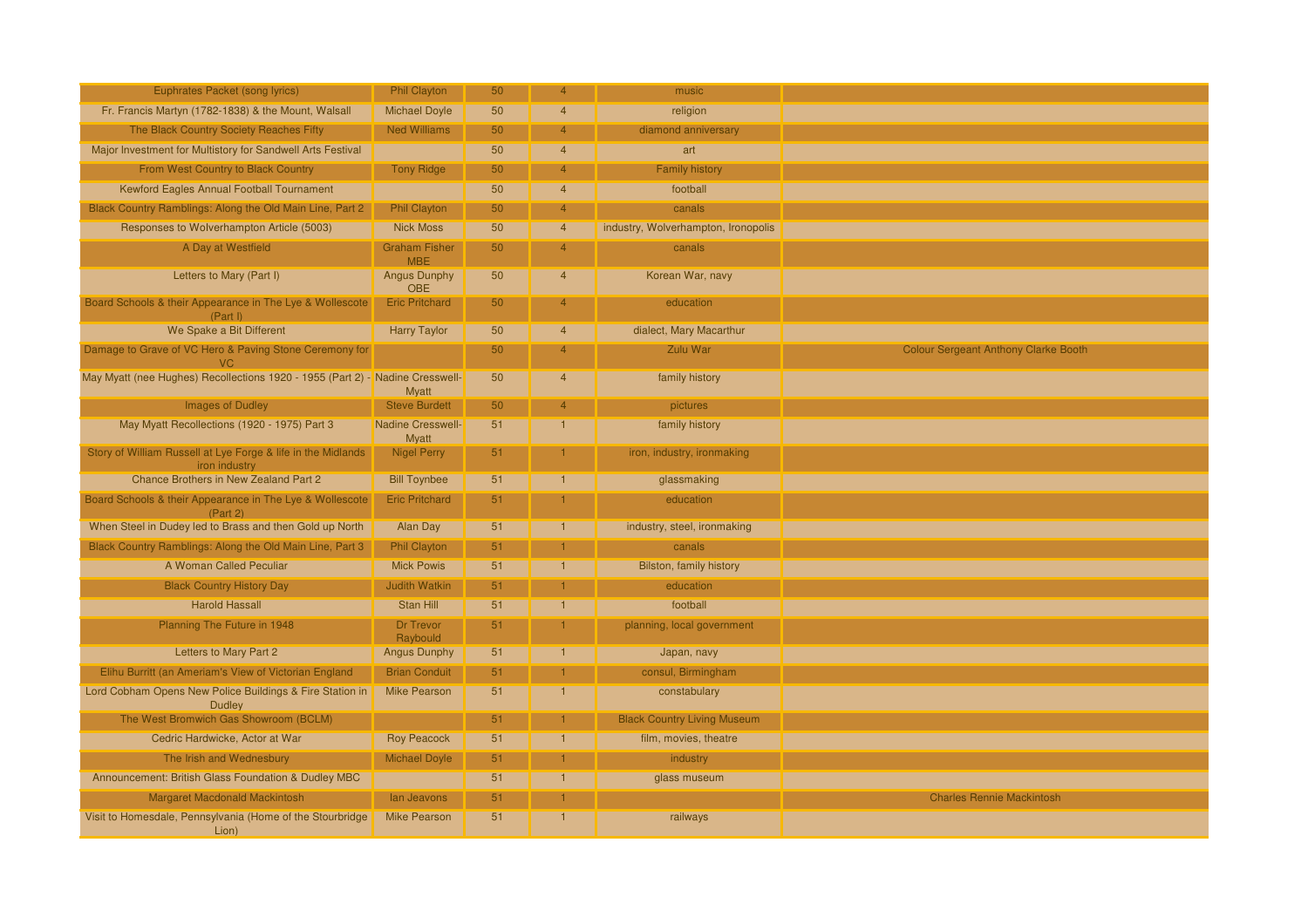| | | | | | |
|---|---|---|---|---|---|
| Euphrates Packet (song lyrics) | Phil Clayton | 50 | 4 | music | |
| Fr. Francis Martyn (1782-1838) & the Mount, Walsall | Michael Doyle | 50 | 4 | religion | |
| The Black Country Society Reaches Fifty | Ned Williams | 50 | 4 | diamond anniversary | |
| Major Investment for Multistory for Sandwell Arts Festival | | 50 | 4 | art | |
| From West Country to Black Country | Tony Ridge | 50 | 4 | Family history | |
| Kewford Eagles Annual Football Tournament | | 50 | 4 | football | |
| Black Country Ramblings: Along the Old Main Line, Part 2 | Phil Clayton | 50 | 4 | canals | |
| Responses to Wolverhampton Article (5003) | Nick Moss | 50 | 4 | industry, Wolverhampton, Ironopolis | |
| A Day at Westfield | Graham Fisher MBE | 50 | 4 | canals | |
| Letters to Mary (Part I) | Angus Dunphy OBE | 50 | 4 | Korean War, navy | |
| Board Schools & their Appearance in The Lye & Wollescote (Part I) | Eric Pritchard | 50 | 4 | education | |
| We Spake a Bit Different | Harry Taylor | 50 | 4 | dialect, Mary Macarthur | |
| Damage to Grave of VC Hero & Paving Stone Ceremony for VC | | 50 | 4 | Zulu War | Colour Sergeant Anthony Clarke Booth |
| May Myatt (nee Hughes) Recollections 1920 - 1955 (Part 2) - | Nadine Cresswell-Myatt | 50 | 4 | family history | |
| Images of Dudley | Steve Burdett | 50 | 4 | pictures | |
| May Myatt Recollections (1920 - 1975) Part 3 | Nadine Cresswell-Myatt | 51 | 1 | family history | |
| Story of William Russell at Lye Forge & life in the Midlands iron industry | Nigel Perry | 51 | 1 | iron, industry, ironmaking | |
| Chance Brothers in New Zealand Part 2 | Bill Toynbee | 51 | 1 | glassmaking | |
| Board Schools & their Appearance in The Lye & Wollescote (Part 2) | Eric Pritchard | 51 | 1 | education | |
| When Steel in Dudey led to Brass and then Gold up North | Alan Day | 51 | 1 | industry, steel, ironmaking | |
| Black Country Ramblings: Along the Old Main Line, Part 3 | Phil Clayton | 51 | 1 | canals | |
| A Woman Called Peculiar | Mick Powis | 51 | 1 | Bilston, family history | |
| Black Country History Day | Judith Watkin | 51 | 1 | education | |
| Harold Hassall | Stan Hill | 51 | 1 | football | |
| Planning The Future in 1948 | Dr Trevor Raybould | 51 | 1 | planning, local government | |
| Letters to Mary Part 2 | Angus Dunphy | 51 | 1 | Japan, navy | |
| Elihu Burritt (an Ameriam's View of Victorian England | Brian Conduit | 51 | 1 | consul, Birmingham | |
| Lord Cobham Opens New Police Buildings & Fire Station in Dudley | Mike Pearson | 51 | 1 | constabulary | |
| The West Bromwich Gas Showroom (BCLM) | | 51 | 1 | Black Country Living Museum | |
| Cedric Hardwicke, Actor at War | Roy Peacock | 51 | 1 | film, movies, theatre | |
| The Irish and Wednesbury | Michael Doyle | 51 | 1 | industry | |
| Announcement: British Glass Foundation & Dudley MBC | | 51 | 1 | glass museum | |
| Margaret Macdonald Mackintosh | Ian Jeavons | 51 | 1 | | Charles Rennie Mackintosh |
| Visit to Homesdale, Pennsylvania (Home of the Stourbridge Lion) | Mike Pearson | 51 | 1 | railways | |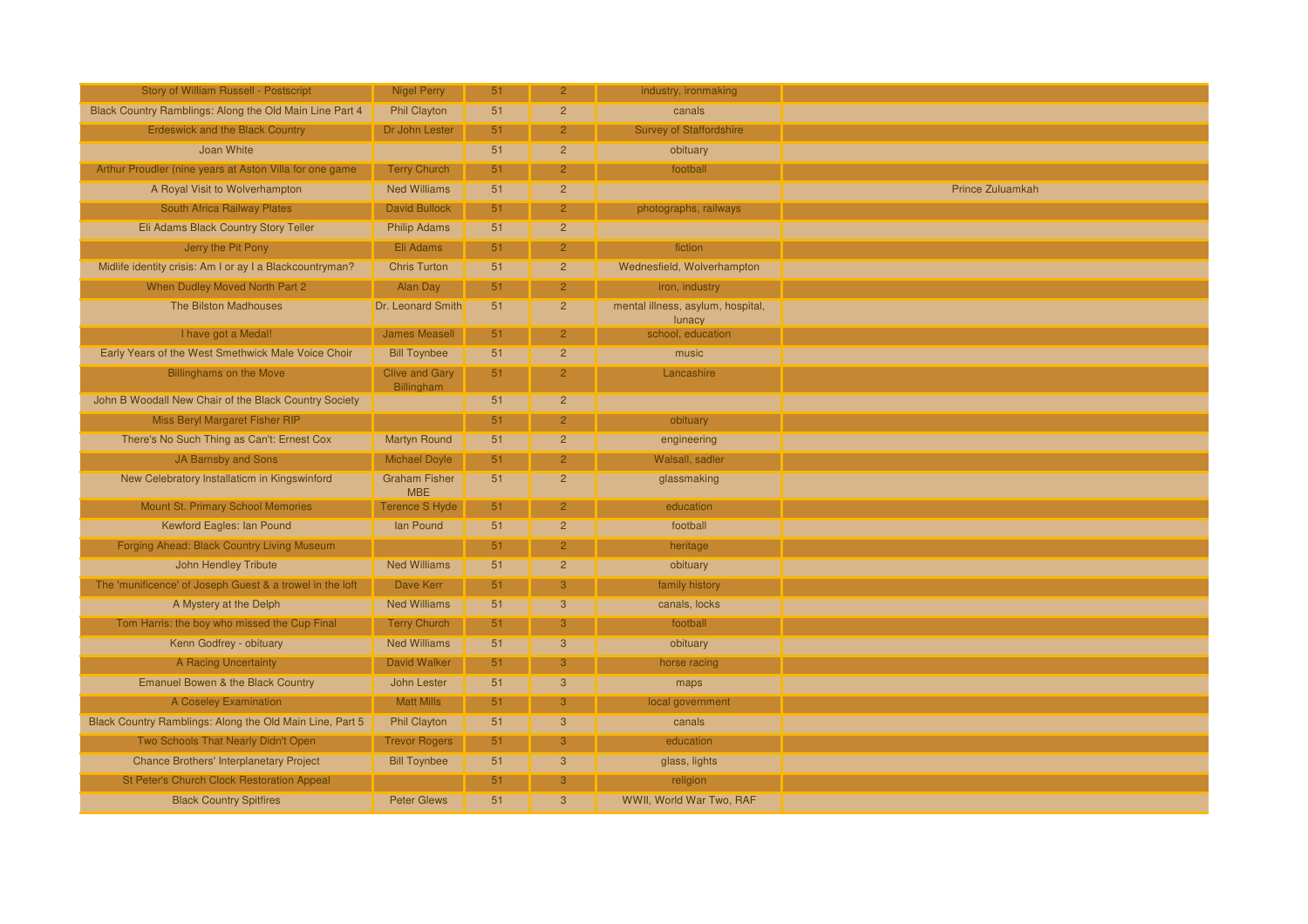| | | | | | |
|---|---|---|---|---|---|
| Story of William Russell - Postscript | Nigel Perry | 51 | 2 | industry, ironmaking | |
| Black Country Ramblings: Along the Old Main Line Part 4 | Phil Clayton | 51 | 2 | canals | |
| Erdeswick and the Black Country | Dr John Lester | 51 | 2 | Survey of Staffordshire | |
| Joan White | | 51 | 2 | obituary | |
| Arthur Proudler (nine years at Aston Villa for one game | Terry Church | 51 | 2 | football | |
| A Royal Visit to Wolverhampton | Ned Williams | 51 | 2 | | Prince Zuluamkah |
| South Africa Railway Plates | David Bullock | 51 | 2 | photographs, railways | |
| Eli Adams Black Country Story Teller | Philip Adams | 51 | 2 | | |
| Jerry the Pit Pony | Eli Adams | 51 | 2 | fiction | |
| Midlife identity crisis: Am I or ay I a Blackcountryman? | Chris Turton | 51 | 2 | Wednesfield, Wolverhampton | |
| When Dudley Moved North Part 2 | Alan Day | 51 | 2 | iron, industry | |
| The Bilston Madhouses | Dr. Leonard Smith | 51 | 2 | mental illness, asylum, hospital, lunacy | |
| I have got a Medal! | James Measell | 51 | 2 | school, education | |
| Early Years of the West Smethwick Male Voice Choir | Bill Toynbee | 51 | 2 | music | |
| Billinghams on the Move | Clive and Gary Billingham | 51 | 2 | Lancashire | |
| John B Woodall New Chair of the Black Country Society | | 51 | 2 | | |
| Miss Beryl Margaret Fisher RIP | | 51 | 2 | obituary | |
| There's No Such Thing as Can't: Ernest Cox | Martyn Round | 51 | 2 | engineering | |
| JA Barnsby and Sons | Michael Doyle | 51 | 2 | Walsall, sadler | |
| New Celebratory Installaticm in Kingswinford | Graham Fisher MBE | 51 | 2 | glassmaking | |
| Mount St. Primary School Memories | Terence S Hyde | 51 | 2 | education | |
| Kewford Eagles: Ian Pound | Ian Pound | 51 | 2 | football | |
| Forging Ahead: Black Country Living Museum | | 51 | 2 | heritage | |
| John Hendley Tribute | Ned Williams | 51 | 2 | obituary | |
| The 'munificence' of Joseph Guest & a trowel in the loft | Dave Kerr | 51 | 3 | family history | |
| A Mystery at the Delph | Ned Williams | 51 | 3 | canals, locks | |
| Tom Harris: the boy who missed the Cup Final | Terry Church | 51 | 3 | football | |
| Kenn Godfrey - obituary | Ned Williams | 51 | 3 | obituary | |
| A Racing Uncertainty | David Walker | 51 | 3 | horse racing | |
| Emanuel Bowen & the Black Country | John Lester | 51 | 3 | maps | |
| A Coseley Examination | Matt Mills | 51 | 3 | local government | |
| Black Country Ramblings: Along the Old Main Line, Part 5 | Phil Clayton | 51 | 3 | canals | |
| Two Schools That Nearly Didn't Open | Trevor Rogers | 51 | 3 | education | |
| Chance Brothers' Interplanetary Project | Bill Toynbee | 51 | 3 | glass, lights | |
| St Peter's Church Clock Restoration Appeal | | 51 | 3 | religion | |
| Black Country Spitfires | Peter Glews | 51 | 3 | WWII, World War Two, RAF | |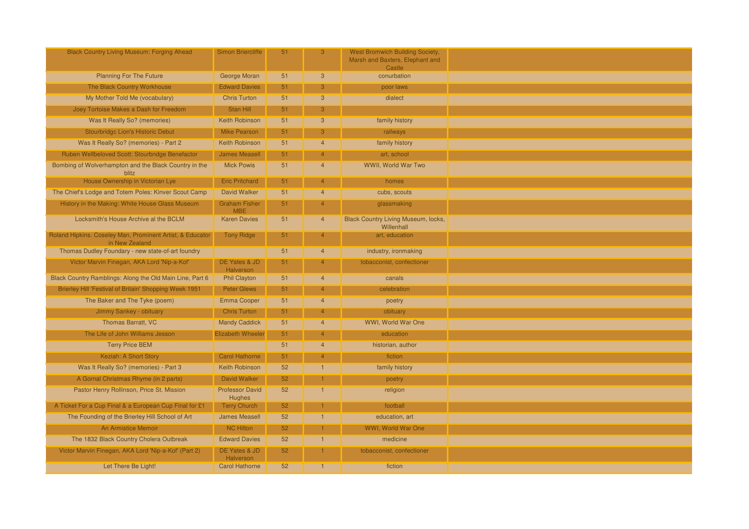| | | | | | |
|---|---|---|---|---|---|
| Black Country Living Museum: Forging Ahead | Simon Briercliffe | 51 | 3 | West Bromwich Building Society, Marsh and Baxters, Elephant and Castle | |
| Planning For The Future | George Moran | 51 | 3 | conurbation | |
| The Black Country Workhouse | Edward Davies | 51 | 3 | poor laws | |
| My Mother Told Me (vocabulary) | Chris Turton | 51 | 3 | dialect | |
| Joey Tortoise Makes a Dash for Freedom | Stan Hill | 51 | 3 | | |
| Was It Really So? (memories) | Keith Robinson | 51 | 3 | family history | |
| Stourbridgc Lion's Historic Debut | Mike Pearson | 51 | 3 | railways | |
| Was It Really So? (memories) - Part 2 | Keith Robinson | 51 | 4 | family history | |
| Ruben Wellbeloved Scott: Stourbndge Benefactor | James Measell | 51 | 4 | art, school | |
| Bombing of Wolverhampton and the Black Country in the blitz | Mick Powis | 51 | 4 | WWII, World War Two | |
| House Ownership in Victorian Lye | Eric Pritchard | 51 | 4 | homes | |
| The Chief's Lodge and Totem Poles: Kinver Scout Camp | David Walker | 51 | 4 | cubs, scouts | |
| History in the Making: White House Glass Museum | Graham Fisher MBE | 51 | 4 | glassmaking | |
| Locksmith's House Archive al the BCLM | Karen Davies | 51 | 4 | Black Country Living Museum, locks, Willenhall | |
| Roland Hipkins. Coseley Man, Prominent Artist, & Educator in New Zealand | Tony Ridge | 51 | 4 | art, education | |
| Thomas Dudley Foundary - new state-of-art foundry | | 51 | 4 | industry, ironmaking | |
| Victor Marvin Finegan, AKA Lord 'Nip-a-Kof' | DE Yates & JD Halverson | 51 | 4 | tobacconist, confectioner | |
| Black Country Ramblings: Along the Old Main Line, Part 6 | Phil Clayton | 51 | 4 | canals | |
| Brierley Hill 'Festival of Britain' Shopping Week 1951 | Peter Glews | 51 | 4 | celebration | |
| The Baker and The Tyke (poem) | Emma Cooper | 51 | 4 | poetry | |
| Jimmy Sankey - obituary | Chris Turton | 51 | 4 | obituary | |
| Thomas Barratt, VC | Mandy Caddick | 51 | 4 | WWI, World War One | |
| The Life of John Williams Jesson | Elizabeth Wheeler | 51 | 4 | education | |
| Terry Price BEM | | 51 | 4 | historian, author | |
| Keziah: A Short Story | Carol Hathorne | 51 | 4 | fiction | |
| Was It Really So? (memories) - Part 3 | Keith Robinson | 52 | 1 | family history | |
| A Gornal Christmas Rhyme (in 2 parts) | David Walker | 52 | 1 | poetry | |
| Pastor Henry Rollinson, Price St. Mission | Professor David Hughes | 52 | 1 | religion | |
| A Ticket For a Cup Final & a European Cup Final for £1 | Terry Church | 52 | 1 | football | |
| The Founding of the Brierley Hill School of Art | James Measell | 52 | 1 | education, art | |
| An Armistice Memoir | NC Hilton | 52 | 1 | WWI, World War One | |
| The 1832 Black Country Cholera Outbreak | Edward Davies | 52 | 1 | medicine | |
| Victor Marvin Finegan, AKA Lord 'Nip-a-Kof' (Part 2) | DE Yates & JD Halverson | 52 | 1 | tobacconist, confectioner | |
| Let There Be Light! | Carol Hathorne | 52 | 1 | fiction | |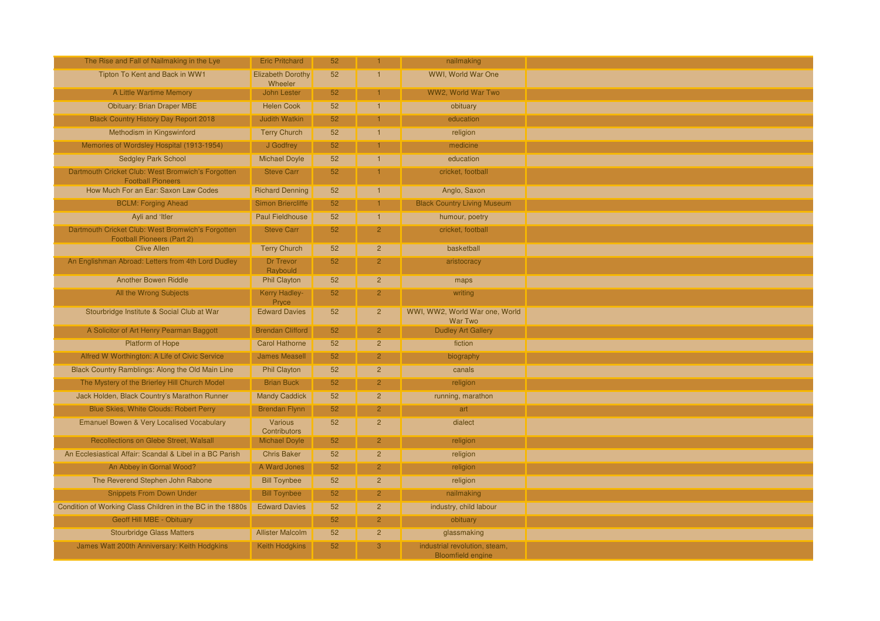| | | | | | |
|---|---|---|---|---|---|
| The Rise and Fall of Nailmaking in the Lye | Eric Pritchard | 52 | 1 | nailmaking | |
| Tipton To Kent and Back in WW1 | Elizabeth Dorothy Wheeler | 52 | 1 | WWI, World War One | |
| A Little Wartime Memory | John Lester | 52 | 1 | WW2, World War Two | |
| Obituary: Brian Draper MBE | Helen Cook | 52 | 1 | obituary | |
| Black Country History Day Report 2018 | Judith Watkin | 52 | 1 | education | |
| Methodism in Kingswinford | Terry Church | 52 | 1 | religion | |
| Memories of Wordsley Hospital (1913-1954) | J Godfrey | 52 | 1 | medicine | |
| Sedgley Park School | Michael Doyle | 52 | 1 | education | |
| Dartmouth Cricket Club: West Bromwich's Forgotten Football Pioneers | Steve Carr | 52 | 1 | cricket, football | |
| How Much For an Ear: Saxon Law Codes | Richard Denning | 52 | 1 | Anglo, Saxon | |
| BCLM: Forging Ahead | Simon Briercliffe | 52 | 1 | Black Country Living Museum | |
| Ayli and 'Itler | Paul Fieldhouse | 52 | 1 | humour, poetry | |
| Dartmouth Cricket Club: West Bromwich's Forgotten Football Pioneers (Part 2) | Steve Carr | 52 | 2 | cricket, football | |
| Clive Allen | Terry Church | 52 | 2 | basketball | |
| An Englishman Abroad: Letters from 4th Lord Dudley | Dr Trevor Raybould | 52 | 2 | aristocracy | |
| Another Bowen Riddle | Phil Clayton | 52 | 2 | maps | |
| All the Wrong Subjects | Kerry Hadley-Pryce | 52 | 2 | writing | |
| Stourbridge Institute & Social Club at War | Edward Davies | 52 | 2 | WWI, WW2, World War one, World War Two | |
| A Solicitor of Art Henry Pearman Baggott | Brendan Clifford | 52 | 2 | Dudley Art Gallery | |
| Platform of Hope | Carol Hathorne | 52 | 2 | fiction | |
| Alfred W Worthington: A Life of Civic Service | James Measell | 52 | 2 | biography | |
| Black Country Ramblings: Along the Old Main Line | Phil Clayton | 52 | 2 | canals | |
| The Mystery of the Brierley Hill Church Model | Brian Buck | 52 | 2 | religion | |
| Jack Holden, Black Country's Marathon Runner | Mandy Caddick | 52 | 2 | running, marathon | |
| Blue Skies, White Clouds: Robert Perry | Brendan Flynn | 52 | 2 | art | |
| Emanuel Bowen & Very Localised Vocabulary | Various Contributors | 52 | 2 | dialect | |
| Recollections on Glebe Street, Walsall | Michael Doyle | 52 | 2 | religion | |
| An Ecclesiastical Affair: Scandal & Libel in a BC Parish | Chris Baker | 52 | 2 | religion | |
| An Abbey in Gornal Wood? | A Ward Jones | 52 | 2 | religion | |
| The Reverend Stephen John Rabone | Bill Toynbee | 52 | 2 | religion | |
| Snippets From Down Under | Bill Toynbee | 52 | 2 | nailmaking | |
| Condition of Working Class Children in the BC in the 1880s | Edward Davies | 52 | 2 | industry, child labour | |
| Geoff Hill MBE - Obituary | | 52 | 2 | obituary | |
| Stourbridge Glass Matters | Allister Malcolm | 52 | 2 | glassmaking | |
| James Watt 200th Anniversary: Keith Hodgkins | Keith Hodgkins | 52 | 3 | industrial revolution, steam, Bloomfield engine | |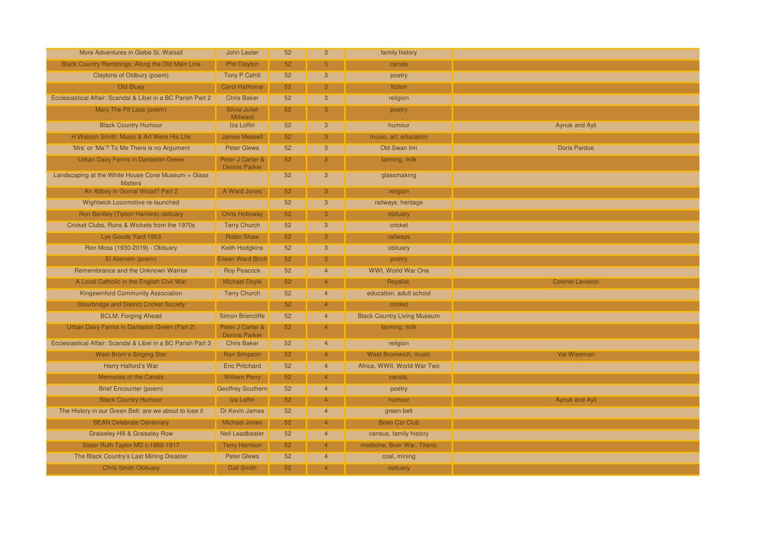| | | | | | |
|---|---|---|---|---|---|
| More Adventures in Glebe St. Walsall | John Lester | 52 | 3 | family history | |
| Black Country Ramblings: Along the Old Main Line | Phil Clayton | 52 | 3 | canals | |
| Claytons of Oldbury (poem) | Tony P Cahill | 52 | 3 | poetry | |
| Old Bluey | Carol Hathorne | 52 | 3 | fiction | |
| Ecclesiastical Affair: Scandal & Libel in a BC Parish Part 2 | Chris Baker | 52 | 3 | religion | |
| Mary The Pit Lass (poem) | Silvia Juliet Millward | 52 | 3 | poetry | |
| Black Country Humour | Iza Loffin | 52 | 3 | humour | Aynuk and Ayli |
| H Watson Smith: Music & Art Were His Life | James Measell | 52 | 3 | music, art, education | |
| 'Mrs' or 'Ma'? To Me There is no Argument | Peter Glews | 52 | 3 | Old Swan Inn | Doris Pardoe |
| Urban Dairy Farms in Darlaston Green | Peter J Carter & Dennis Parker | 52 | 3 | farming, milk | |
| Landscaping at the White House Cone Museum + Glass Matters | | 52 | 3 | glassmaking | |
| An Abbey in Gornal Wood? Part 2 | A Ward Jones | 52 | 3 | religion | |
| Wightwick Locomotive re-launched | | 52 | 3 | railways, heritage | |
| Ron Bentley (Tipton Harriers) obituary | Chris Holloway | 52 | 3 | obituary | |
| Cricket Clubs, Runs & Wickets from the 1970s | Terry Church | 52 | 3 | cricket | |
| Lye Goods Yard 1953 | Robin Shaw | 52 | 3 | railways | |
| Ron Moss (1930-2019) - Obituary | Keith Hodgkins | 52 | 3 | obituary | |
| El Alamein (poem) | Eileen Ward Birch | 52 | 3 | poetry | |
| Remembrance and the Unknown Warrior | Roy Peacock | 52 | 4 | WWI, World War One | |
| A Local Catholic in the English Civil War | Michael Doyle | 52 | 4 | Royalist, | Colonel Leveson |
| Kingswinford Community Association | Terry Church | 52 | 4 | education, adult school | |
| Stourbridge and District Cricket Society | | 52 | 4 | cricket | |
| BCLM: Forging Ahead | Simon Briercliffe | 52 | 4 | Black Country Living Museum | |
| Urban Dairy Farms in Darlaston Green (Part 2) | Peter J Carter & Dennis Parker | 52 | 4 | farming, milk | |
| Ecclesiastical Affair: Scandal & Libel in a BC Parish Part 3 | Chris Baker | 52 | 4 | religion | |
| West Brom's Singing Star | Ron Simpson | 52 | 4 | West Bromwich, music | Val Wiseman |
| Harry Halford's War | Eric Pritchard | 52 | 4 | Africa, WWII, World War Two | |
| Memories of the Canals | William Perry | 52 | 4 | canals, | |
| Brief Encounter (poem) | Geoffrey Southern | 52 | 4 | poetry | |
| Black Country Humour | Iza Loffin | 52 | 4 | humour | Aynuk and Ayli |
| The History in our Green Belt: are we about to lose it | Dr Kevin James | 52 | 4 | green belt | |
| BEAN Celebrate Centenary | Michael Jones | 52 | 4 | Bean Car Club | |
| Graiseley Hill & Graiseley Row | Neil Leadbeater | 52 | 4 | census, family history | |
| Sister Ruth Taylor MD c.1869-1917 | Terry Harrison | 52 | 4 | medicine, Boer War, Titanic | |
| The Black Country's Last Mining Disaster | Peter Glews | 52 | 4 | coal, mining | |
| Chris Smith Obituary | Gail Smith | 52 | 4 | obituary | |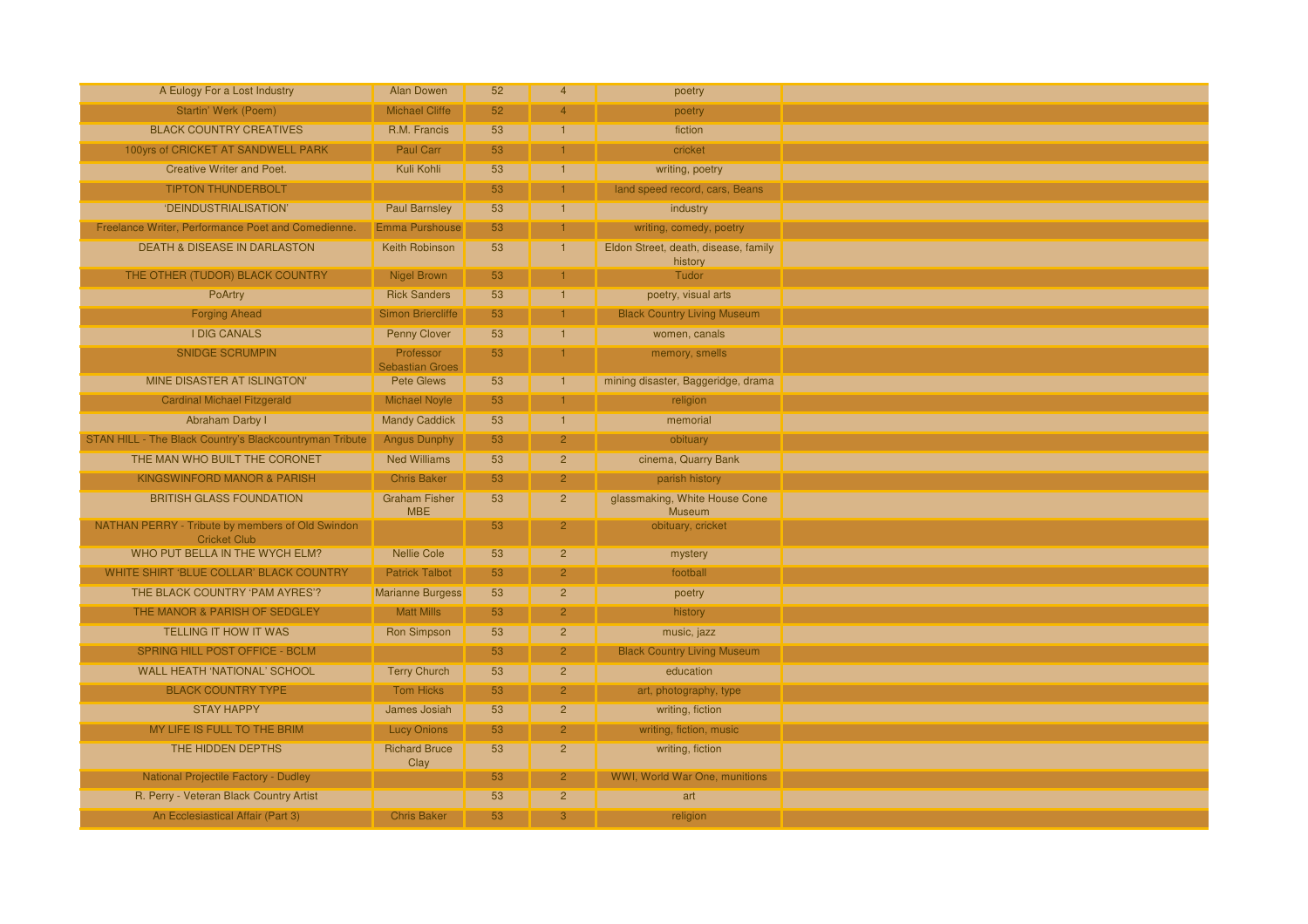| | | | | | |
|---|---|---|---|---|---|
| A Eulogy For a Lost Industry | Alan Dowen | 52 | 4 | poetry | |
| Startin' Werk (Poem) | Michael Cliffe | 52 | 4 | poetry | |
| BLACK COUNTRY CREATIVES | R.M. Francis | 53 | 1 | fiction | |
| 100yrs of CRICKET AT SANDWELL PARK | Paul Carr | 53 | 1 | cricket | |
| Creative Writer and Poet. | Kuli Kohli | 53 | 1 | writing, poetry | |
| TIPTON THUNDERBOLT | | 53 | 1 | land speed record, cars, Beans | |
| 'DEINDUSTRIALISATION' | Paul Barnsley | 53 | 1 | industry | |
| Freelance Writer, Performance Poet and Comedienne. | Emma Purshouse | 53 | 1 | writing, comedy, poetry | |
| DEATH & DISEASE IN DARLASTON | Keith Robinson | 53 | 1 | Eldon Street, death, disease, family history | |
| THE OTHER (TUDOR) BLACK COUNTRY | Nigel Brown | 53 | 1 | Tudor | |
| PoArtry | Rick Sanders | 53 | 1 | poetry, visual arts | |
| Forging Ahead | Simon Briercliffe | 53 | 1 | Black Country Living Museum | |
| I DIG CANALS | Penny Clover | 53 | 1 | women, canals | |
| SNIDGE SCRUMPIN | Professor Sebastian Groes | 53 | 1 | memory, smells | |
| MINE DISASTER AT ISLINGTON' | Pete Glews | 53 | 1 | mining disaster, Baggeridge, drama | |
| Cardinal Michael Fitzgerald | Michael Noyle | 53 | 1 | religion | |
| Abraham Darby I | Mandy Caddick | 53 | 1 | memorial | |
| STAN HILL - The Black Country's Blackcountryman Tribute | Angus Dunphy | 53 | 2 | obituary | |
| THE MAN WHO BUILT THE CORONET | Ned Williams | 53 | 2 | cinema, Quarry Bank | |
| KINGSWINFORD MANOR & PARISH | Chris Baker | 53 | 2 | parish history | |
| BRITISH GLASS FOUNDATION | Graham Fisher MBE | 53 | 2 | glassmaking, White House Cone Museum | |
| NATHAN PERRY - Tribute by members of Old Swindon Cricket Club | | 53 | 2 | obituary, cricket | |
| WHO PUT BELLA IN THE WYCH ELM? | Nellie Cole | 53 | 2 | mystery | |
| WHITE SHIRT 'BLUE COLLAR' BLACK COUNTRY | Patrick Talbot | 53 | 2 | football | |
| THE BLACK COUNTRY 'PAM AYRES'? | Marianne Burgess | 53 | 2 | poetry | |
| THE MANOR & PARISH OF SEDGLEY | Matt Mills | 53 | 2 | history | |
| TELLING IT HOW IT WAS | Ron Simpson | 53 | 2 | music, jazz | |
| SPRING HILL POST OFFICE - BCLM | | 53 | 2 | Black Country Living Museum | |
| WALL HEATH 'NATIONAL' SCHOOL | Terry Church | 53 | 2 | education | |
| BLACK COUNTRY TYPE | Tom Hicks | 53 | 2 | art, photography, type | |
| STAY HAPPY | James Josiah | 53 | 2 | writing, fiction | |
| MY LIFE IS FULL TO THE BRIM | Lucy Onions | 53 | 2 | writing, fiction, music | |
| THE HIDDEN DEPTHS | Richard Bruce Clay | 53 | 2 | writing, fiction | |
| National Projectile Factory - Dudley | | 53 | 2 | WWI, World War One, munitions | |
| R. Perry - Veteran Black Country Artist | | 53 | 2 | art | |
| An Ecclesiastical Affair (Part 3) | Chris Baker | 53 | 3 | religion | |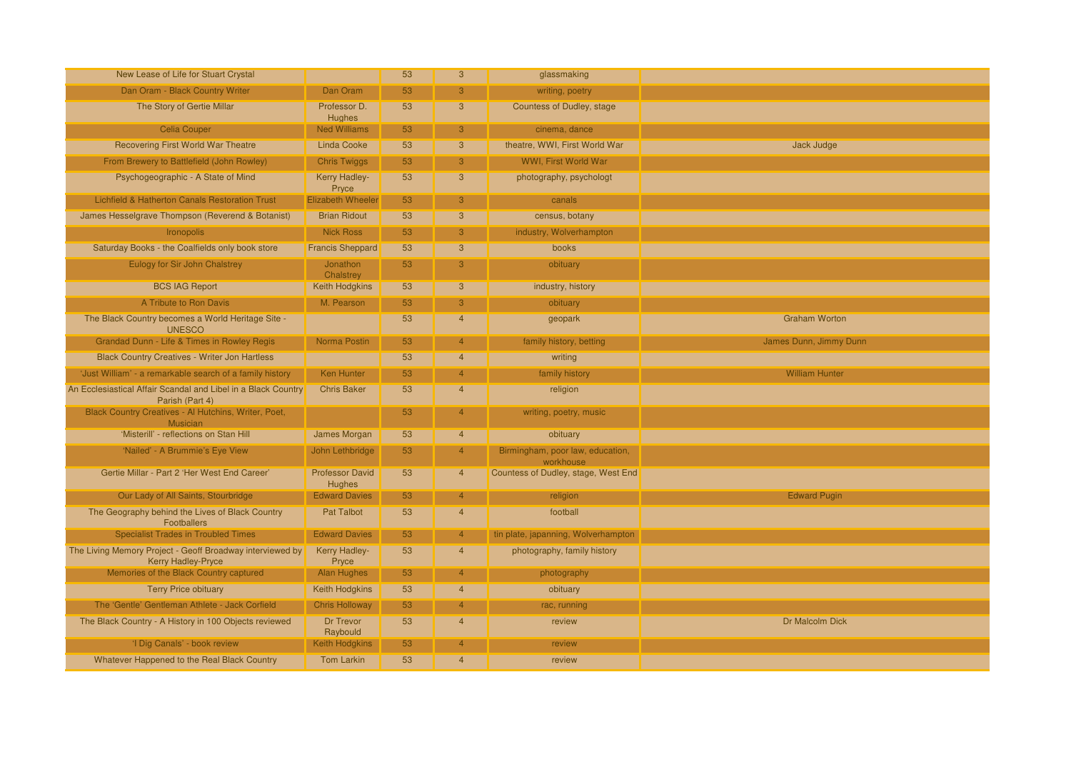| | | | | | |
|---|---|---|---|---|---|
| New Lease of Life for Stuart Crystal | | 53 | 3 | glassmaking | |
| Dan Oram - Black Country Writer | Dan Oram | 53 | 3 | writing, poetry | |
| The Story of Gertie Millar | Professor D. Hughes | 53 | 3 | Countess of Dudley, stage | |
| Celia Couper | Ned Williams | 53 | 3 | cinema, dance | |
| Recovering First World War Theatre | Linda Cooke | 53 | 3 | theatre, WWI, First World War | Jack Judge |
| From Brewery to Battlefield (John Rowley) | Chris Twiggs | 53 | 3 | WWI, First World War | |
| Psychogeographic - A State of Mind | Kerry Hadley-Pryce | 53 | 3 | photography, psychologt | |
| Lichfield & Hatherton Canals Restoration Trust | Elizabeth Wheeler | 53 | 3 | canals | |
| James Hesselgrave Thompson (Reverend & Botanist) | Brian Ridout | 53 | 3 | census, botany | |
| Ironopolis | Nick Ross | 53 | 3 | industry, Wolverhampton | |
| Saturday Books - the Coalfields only book store | Francis Sheppard | 53 | 3 | books | |
| Eulogy for Sir John Chalstrey | Jonathon Chalstrey | 53 | 3 | obituary | |
| BCS IAG Report | Keith Hodgkins | 53 | 3 | industry, history | |
| A Tribute to Ron Davis | M. Pearson | 53 | 3 | obituary | |
| The Black Country becomes a World Heritage Site - UNESCO | | 53 | 4 | geopark | Graham Worton |
| Grandad Dunn - Life & Times in Rowley Regis | Norma Postin | 53 | 4 | family history, betting | James Dunn, Jimmy Dunn |
| Black Country Creatives - Writer Jon Hartless | | 53 | 4 | writing | |
| 'Just William' - a remarkable search of a family history | Ken Hunter | 53 | 4 | family history | William Hunter |
| An Ecclesiastical Affair Scandal and Libel in a Black Country Parish (Part 4) | Chris Baker | 53 | 4 | religion | |
| Black Country Creatives - Al Hutchins, Writer, Poet, Musician | | 53 | 4 | writing, poetry, music | |
| 'Misterill' - reflections on Stan Hill | James Morgan | 53 | 4 | obituary | |
| 'Nailed' - A Brummie's Eye View | John Lethbridge | 53 | 4 | Birmingham, poor law, education, workhouse | |
| Gertie Millar - Part 2 'Her West End Career' | Professor David Hughes | 53 | 4 | Countess of Dudley, stage, West End | |
| Our Lady of All Saints, Stourbridge | Edward Davies | 53 | 4 | religion | Edward Pugin |
| The Geography behind the Lives of Black Country Footballers | Pat Talbot | 53 | 4 | football | |
| Specialist Trades in Troubled Times | Edward Davies | 53 | 4 | tin plate, japanning, Wolverhampton | |
| The Living Memory Project - Geoff Broadway interviewed by Kerry Hadley-Pryce | Kerry Hadley-Pryce | 53 | 4 | photography, family history | |
| Memories of the Black Country captured | Alan Hughes | 53 | 4 | photography | |
| Terry Price obituary | Keith Hodgkins | 53 | 4 | obituary | |
| The 'Gentle' Gentleman Athlete - Jack Corfield | Chris Holloway | 53 | 4 | rac, running | |
| The Black Country - A History in 100 Objects reviewed | Dr Trevor Raybould | 53 | 4 | review | Dr Malcolm Dick |
| 'I Dig Canals' - book review | Keith Hodgkins | 53 | 4 | review | |
| Whatever Happened to the Real Black Country | Tom Larkin | 53 | 4 | review | |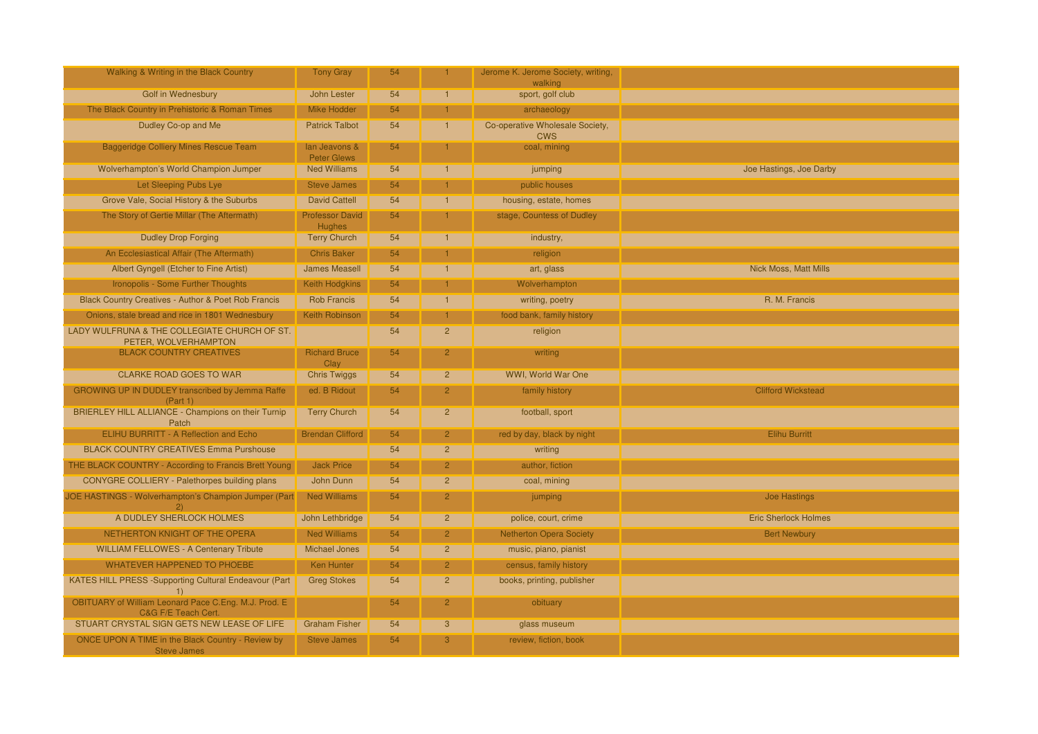| | | | | | |
|---|---|---|---|---|---|
| Walking & Writing in the Black Country | Tony Gray | 54 | 1 | Jerome K. Jerome Society, writing, walking | |
| Golf in Wednesbury | John Lester | 54 | 1 | sport, golf club | |
| The Black Country in Prehistoric & Roman Times | Mike Hodder | 54 | 1 | archaeology | |
| Dudley Co-op and Me | Patrick Talbot | 54 | 1 | Co-operative Wholesale Society, CWS | |
| Baggeridge Colliery Mines Rescue Team | Ian Jeavons & Peter Glews | 54 | 1 | coal, mining | |
| Wolverhampton's World Champion Jumper | Ned Williams | 54 | 1 | jumping | Joe Hastings, Joe Darby |
| Let Sleeping Pubs Lye | Steve James | 54 | 1 | public houses | |
| Grove Vale, Social History & the Suburbs | David Cattell | 54 | 1 | housing, estate, homes | |
| The Story of Gertie Millar (The Aftermath) | Professor David Hughes | 54 | 1 | stage, Countess of Dudley | |
| Dudley Drop Forging | Terry Church | 54 | 1 | industry, | |
| An Ecclesiastical Affair (The Aftermath) | Chris Baker | 54 | 1 | religion | |
| Albert Gyngell (Etcher to Fine Artist) | James Measell | 54 | 1 | art, glass | Nick Moss, Matt Mills |
| Ironopolis - Some Further Thoughts | Keith Hodgkins | 54 | 1 | Wolverhampton | |
| Black Country Creatives - Author & Poet Rob Francis | Rob Francis | 54 | 1 | writing, poetry | R. M. Francis |
| Onions, stale bread and rice in 1801 Wednesbury | Keith Robinson | 54 | 1 | food bank, family history | |
| LADY WULFRUNA & THE COLLEGIATE CHURCH OF ST. PETER, WOLVERHAMPTON | | 54 | 2 | religion | |
| BLACK COUNTRY CREATIVES | Richard Bruce Clay | 54 | 2 | writing | |
| CLARKE ROAD GOES TO WAR | Chris Twiggs | 54 | 2 | WWI, World War One | |
| GROWING UP IN DUDLEY transcribed by Jemma Raffe (Part 1) | ed. B Ridout | 54 | 2 | family history | Clifford Wickstead |
| BRIERLEY HILL ALLIANCE - Champions on their Turnip Patch | Terry Church | 54 | 2 | football, sport | |
| ELIHU BURRITT - A Reflection and Echo | Brendan Clifford | 54 | 2 | red by day, black by night | Elihu Burritt |
| BLACK COUNTRY CREATIVES Emma Purshouse | | 54 | 2 | writing | |
| THE BLACK COUNTRY - According to Francis Brett Young | Jack Price | 54 | 2 | author, fiction | |
| CONYGRE COLLIERY - Palethorpes building plans | John Dunn | 54 | 2 | coal, mining | |
| JOE HASTINGS - Wolverhampton's Champion Jumper (Part 2) | Ned Williams | 54 | 2 | jumping | Joe Hastings |
| A DUDLEY SHERLOCK HOLMES | John Lethbridge | 54 | 2 | police, court, crime | Eric Sherlock Holmes |
| NETHERTON KNIGHT OF THE OPERA | Ned Williams | 54 | 2 | Netherton Opera Society | Bert Newbury |
| WILLIAM FELLOWES - A Centenary Tribute | Michael Jones | 54 | 2 | music, piano, pianist | |
| WHATEVER HAPPENED TO PHOEBE | Ken Hunter | 54 | 2 | census, family history | |
| KATES HILL PRESS -Supporting Cultural Endeavour (Part 1) | Greg Stokes | 54 | 2 | books, printing, publisher | |
| OBITUARY of William Leonard Pace C.Eng. M.J. Prod. E C&G F/E Teach Cert. | | 54 | 2 | obituary | |
| STUART CRYSTAL SIGN GETS NEW LEASE OF LIFE | Graham Fisher | 54 | 3 | glass museum | |
| ONCE UPON A TIME in the Black Country - Review by Steve James | Steve James | 54 | 3 | review, fiction, book | |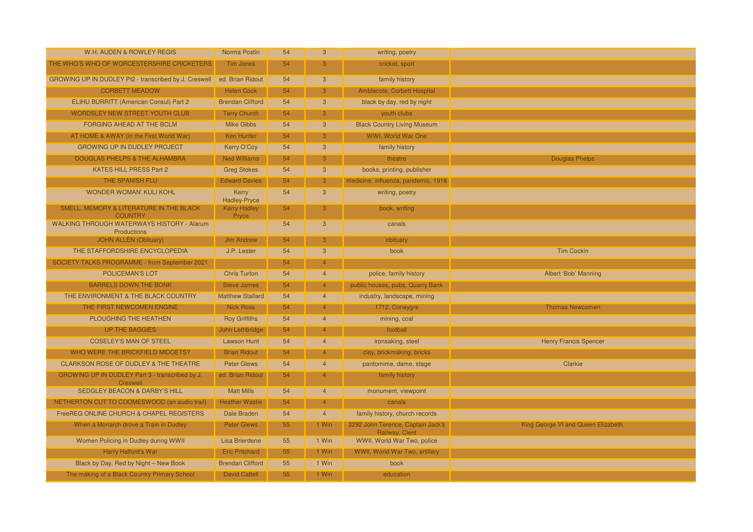| | | | | | |
|---|---|---|---|---|---|
| W.H. AUDEN & ROWLEY REGIS | Norma Postin | 54 | 3 | writing, poetry | |
| THE WHO'S WHO OF WORCESTERSHIRE CRICKETERS | Tim Jones | 54 | 3 | cricket, sport | |
| GROWING UP IN DUDLEY Pt2 - transcribed by J. Creswell | ed. Brian Ridout | 54 | 3 | family history | |
| CORBETT MEADOW | Helen Cook | 54 | 3 | Amblecote, Corbett Hospital | |
| ELIHU BURRITT (American Consul) Part 2 | Brendan Clifford | 54 | 3 | black by day, red by night | |
| WORDSLEY NEW STREET YOUTH CLUB | Terry Church | 54 | 3 | youth clubs | |
| FORGING AHEAD AT THE BCLM | Mike Gibbs | 54 | 3 | Black Country Living Museum | |
| AT HOME & AWAY (in the First World War) | Ken Hunter | 54 | 3 | WWI, World War One | |
| GROWING UP IN DUDLEY PROJECT | Kerry O'Coy | 54 | 3 | family history | |
| DOUGLAS PHELPS & THE ALHAMBRA | Ned Williams | 54 | 3 | theatre | Douglas Phelps |
| KATES HILL PRESS Part 2 | Greg Stokes | 54 | 3 | books, printing, publisher | |
| THE SPANISH FLU | Edward Davies | 54 | 3 | medicine, influenza, pandemic, 1918 | |
| 'WONDER WOMAN' KULI KOHL | Kerry Hadley-Pryce | 54 | 3 | writing, poetry | |
| SMELL, MEMORY & LITERATURE IN THE BLACK COUNTRY | Kerry Hadley Pryce | 54 | 3 | book, writing | |
| WALKING THROUGH WATERWAYS HISTORY - Alarum Productions | | 54 | 3 | canals | |
| JOHN ALLEN (Obituary) | Jim Andrew | 54 | 3 | obituary | |
| THE STAFFORDSHIRE ENCYCLOPEDIA | J.P. Lester | 54 | 3 | book | Tim Cockin |
| SOCIETY TALKS PROGRAMME - from September 2021 | | 54 | 4 | | |
| POLICEMAN'S LOT | Chris Turton | 54 | 4 | police, family history | Albert 'Bob' Manning |
| BARRELS DOWN THE BONK | Steve James | 54 | 4 | public houses, pubs, Quarry Bank | |
| THE ENVIRONMENT & THE BLACK COUNTRY | Matthew Stallard | 54 | 4 | industry, landscape, mining | |
| THE FIRST NEWCOMEN ENGINE | Nick Ross | 54 | 4 | 1712, Coneygre | Thomas Newcomen |
| PLOUGHING THE HEATHEN | Roy Griffiths | 54 | 4 | mining, coal | |
| UP THE BAGGIES | John Lethbridge | 54 | 4 | football | |
| COSELEY'S MAN OF STEEL | Lawson Hunt | 54 | 4 | ironsaking, steel | Henry Francis Spencer |
| WHO WERE THE BRICKFIELD MIDGETS? | Brian Ridout | 54 | 4 | clay, brickmaking, bricks | |
| CLARKSON ROSE OF DUDLEY & THE THEATRE | Peter Glews | 54 | 4 | pantomime, dame, stage | Clarkie |
| GROWING UP IN DUDLEY Part 3 - transcribed by J. Creswell | ed. Brian Ridout | 54 | 4 | family history | |
| SEDGLEY BEACON & DARBY'S HILL | Matt Mills | 54 | 4 | monument, viewpoint | |
| NETHERTON CUT TO COOMESWOOD (an audio trail) | Heather Wastie | 54 | 4 | canals | |
| FreeREG ONLINE CHURCH & CHAPEL REGISTERS | Dale Braden | 54 | 4 | family history, church records | |
| When a Monarch drove a Train in Dudley | Peter Glews | 55 | 1 Win | 3292 John Terence, Captain Jack's Railway, Clent | King George VI and Queen Elizabeth. |
| Women Policing in Dudley during WWII | Lisa Brierdene | 55 | 1 Win | WWII, World War Two, police | |
| Harry Halford's War | Eric Pritchard | 55 | 1 Win | WWII, World War Two, artillery | |
| Black by Day, Red by Night – New Book | Brendan Clifford | 55 | 1 Win | book | |
| The making of a Black Country Primary School | David Cattell | 55 | 1 Win | education | |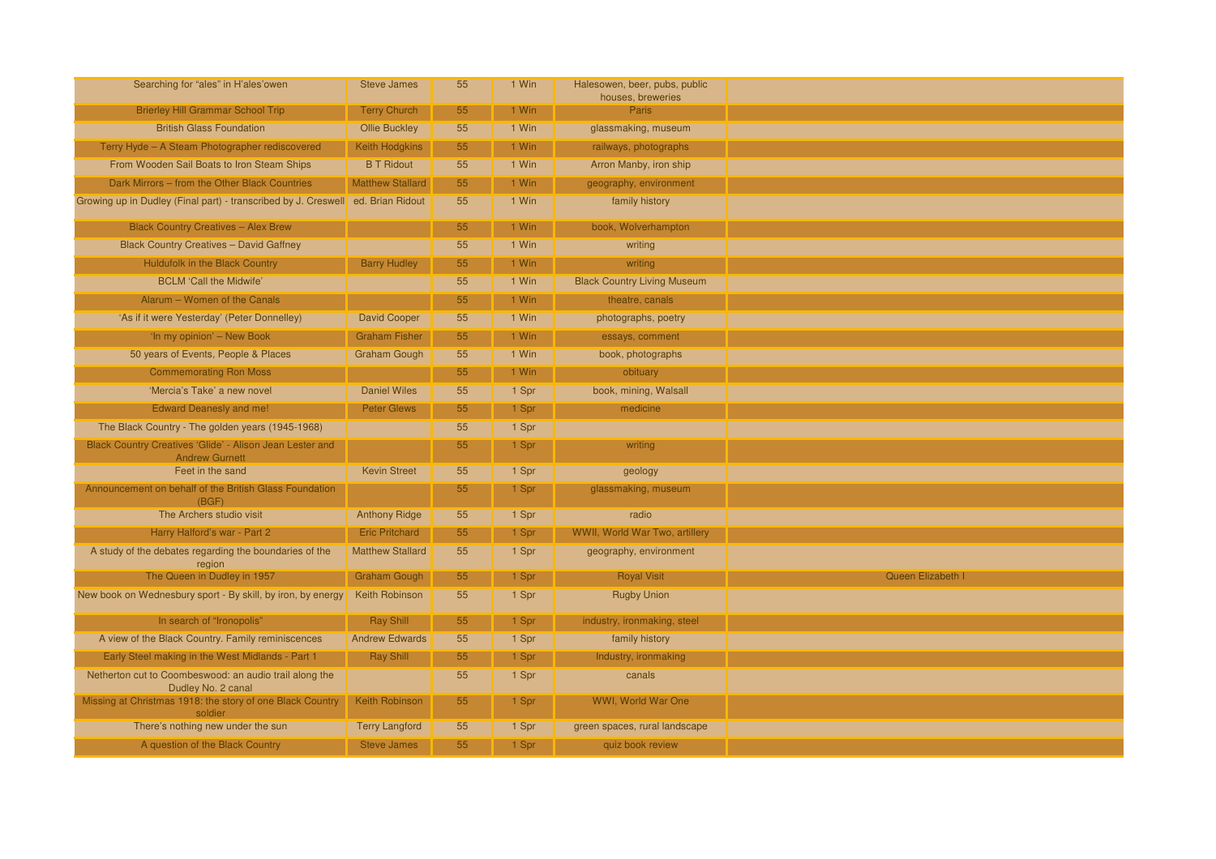| | | | | | |
|---|---|---|---|---|---|
| Searching for "ales" in H'ales'owen | Steve James | 55 | 1 Win | Halesowen, beer, pubs, public houses, breweries | |
| Brierley Hill Grammar School Trip | Terry Church | 55 | 1 Win | Paris | |
| British Glass Foundation | Ollie Buckley | 55 | 1 Win | glassmaking, museum | |
| Terry Hyde – A Steam Photographer rediscovered | Keith Hodgkins | 55 | 1 Win | railways, photographs | |
| From Wooden Sail Boats to Iron Steam Ships | B T Ridout | 55 | 1 Win | Arron Manby, iron ship | |
| Dark Mirrors – from the Other Black Countries | Matthew Stallard | 55 | 1 Win | geography, environment | |
| Growing up in Dudley (Final part) - transcribed by J. Creswell | ed. Brian Ridout | 55 | 1 Win | family history | |
| Black Country Creatives – Alex Brew | | 55 | 1 Win | book, Wolverhampton | |
| Black Country Creatives – David Gaffney | | 55 | 1 Win | writing | |
| Huldufolk in the Black Country | Barry Hudley | 55 | 1 Win | writing | |
| BCLM 'Call the Midwife' | | 55 | 1 Win | Black Country Living Museum | |
| Alarum – Women of the Canals | | 55 | 1 Win | theatre, canals | |
| 'As if it were Yesterday' (Peter Donnelley) | David Cooper | 55 | 1 Win | photographs, poetry | |
| 'In my opinion' – New Book | Graham Fisher | 55 | 1 Win | essays, comment | |
| 50 years of Events, People & Places | Graham Gough | 55 | 1 Win | book, photographs | |
| Commemorating Ron Moss | | 55 | 1 Win | obituary | |
| 'Mercia's Take' a new novel | Daniel Wiles | 55 | 1 Spr | book, mining, Walsall | |
| Edward Deanesly and me! | Peter Glews | 55 | 1 Spr | medicine | |
| The Black Country - The golden years (1945-1968) | | 55 | 1 Spr | | |
| Black Country Creatives 'Glide' - Alison Jean Lester and Andrew Gurnett | | 55 | 1 Spr | writing | |
| Feet in the sand | Kevin Street | 55 | 1 Spr | geology | |
| Announcement on behalf of the British Glass Foundation (BGF) | | 55 | 1 Spr | glassmaking, museum | |
| The Archers studio visit | Anthony Ridge | 55 | 1 Spr | radio | |
| Harry Halford's war - Part 2 | Eric Pritchard | 55 | 1 Spr | WWII, World War Two, artillery | |
| A study of the debates regarding the boundaries of the region | Matthew Stallard | 55 | 1 Spr | geography, environment | |
| The Queen in Dudley in 1957 | Graham Gough | 55 | 1 Spr | Royal Visit | Queen Elizabeth I |
| New book on Wednesbury sport - By skill, by iron, by energy | Keith Robinson | 55 | 1 Spr | Rugby Union | |
| In search of "Ironopolis" | Ray Shill | 55 | 1 Spr | industry, ironmaking, steel | |
| A view of the Black Country. Family reminiscences | Andrew Edwards | 55 | 1 Spr | family history | |
| Early Steel making in the West Midlands - Part 1 | Ray Shill | 55 | 1 Spr | Industry, ironmaking | |
| Netherton cut to Coombeswood: an audio trail along the Dudley No. 2 canal | | 55 | 1 Spr | canals | |
| Missing at Christmas 1918: the story of one Black Country soldier | Keith Robinson | 55 | 1 Spr | WWI, World War One | |
| There's nothing new under the sun | Terry Langford | 55 | 1 Spr | green spaces, rural landscape | |
| A question of the Black Country | Steve James | 55 | 1 Spr | quiz book review | |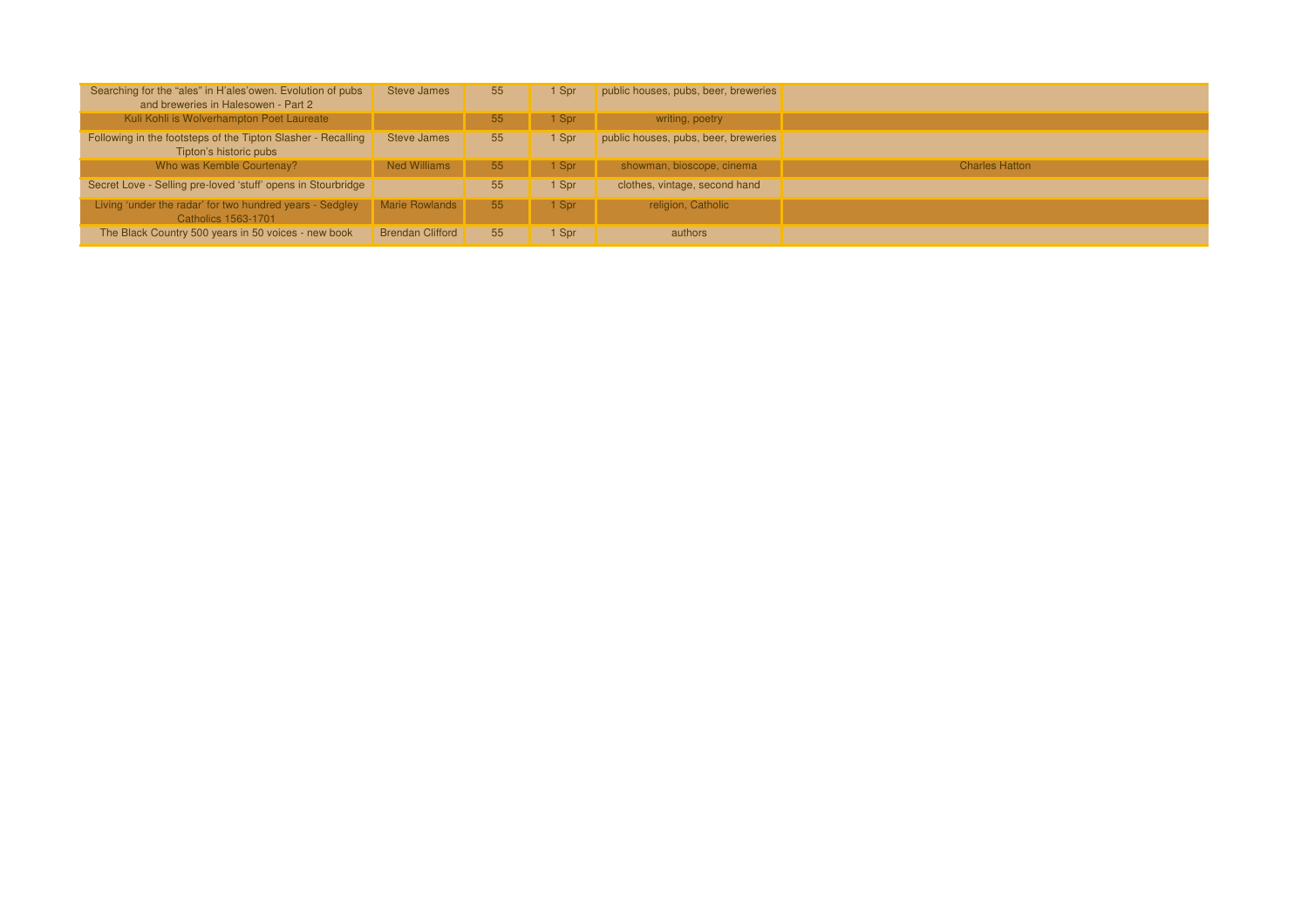| | | | | | |
|---|---|---|---|---|---|
| Searching for the "ales" in H'ales'owen. Evolution of pubs and breweries in Halesowen - Part 2 | Steve James | 55 | 1 Spr | public houses, pubs, beer, breweries | |
| Kuli Kohli is Wolverhampton Poet Laureate | | 55 | 1 Spr | writing, poetry | |
| Following in the footsteps of the Tipton Slasher - Recalling Tipton's historic pubs | Steve James | 55 | 1 Spr | public houses, pubs, beer, breweries | |
| Who was Kemble Courtenay? | Ned Williams | 55 | 1 Spr | showman, bioscope, cinema | Charles Hatton |
| Secret Love - Selling pre-loved 'stuff' opens in Stourbridge | | 55 | 1 Spr | clothes, vintage, second hand | |
| Living 'under the radar' for two hundred years - Sedgley Catholics 1563-1701 | Marie Rowlands | 55 | 1 Spr | religion, Catholic | |
| The Black Country 500 years in 50 voices - new book | Brendan Clifford | 55 | 1 Spr | authors | |